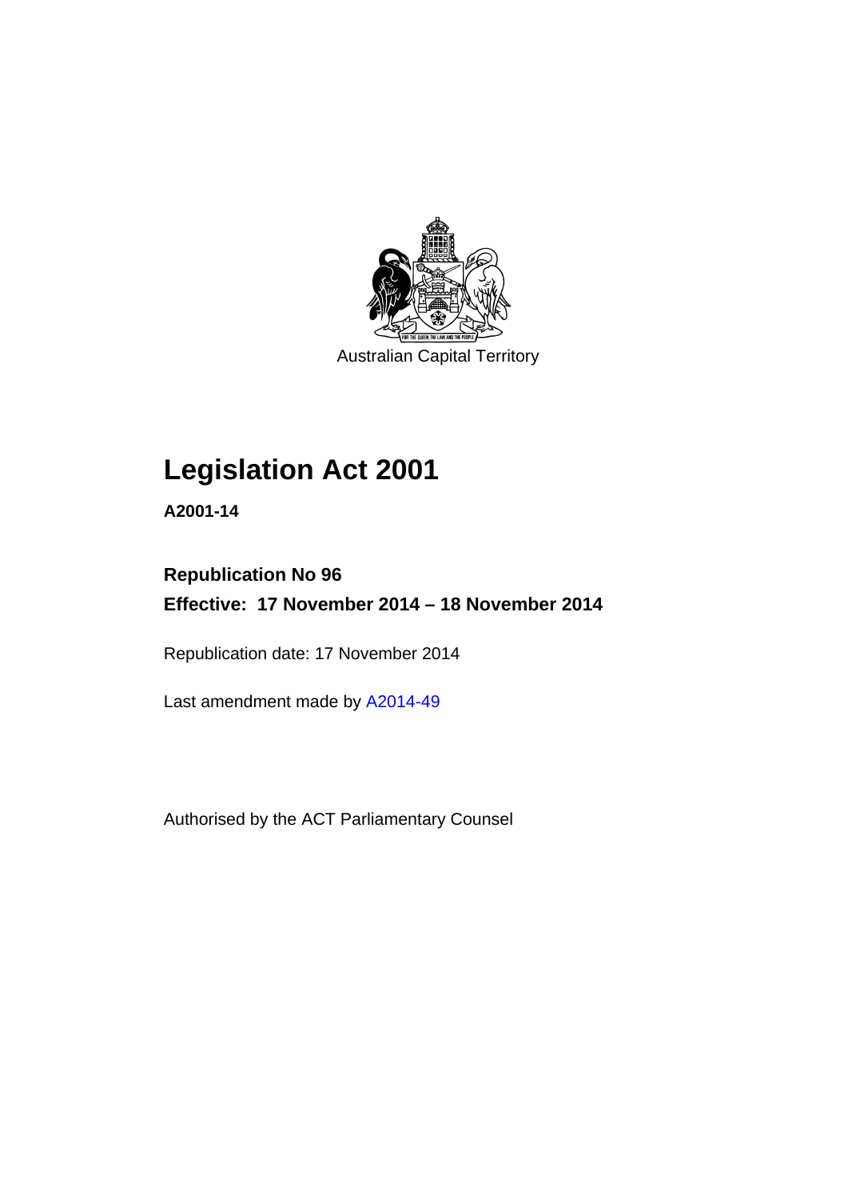Australian Capital Territory

# Legislation Act 2001

**A2001-14**

**Republication No 96**

**Effective: 17 November 2014 – 18 November 2014**

Republication date: 17 November 2014

Last amendment made by A2014-49

Authorised by the ACT Parliamentary Counsel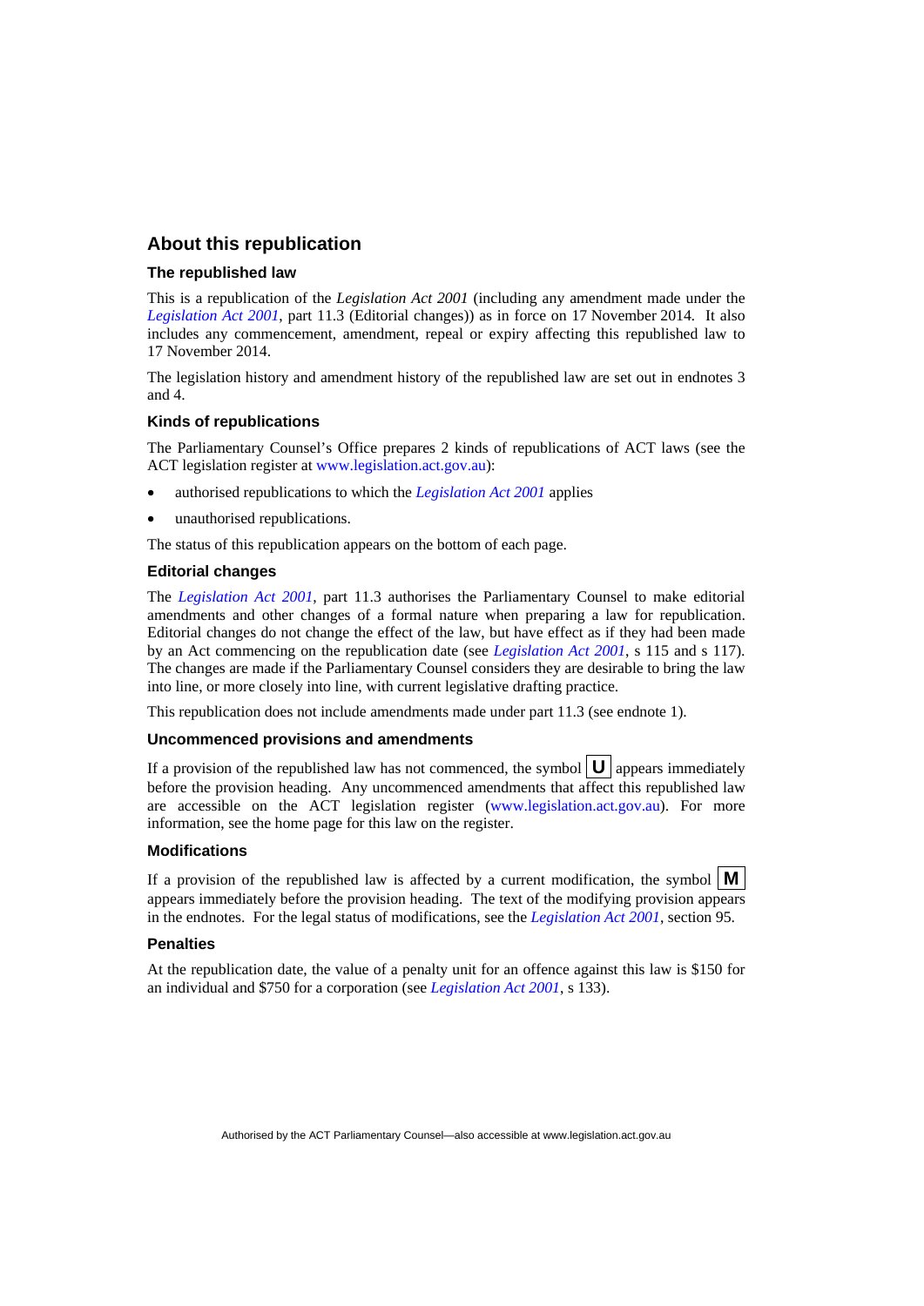## About this republication

### The republished law

This is a republication of the *Legislation Act 2001* (including any amendment made under the *Legislation Act 2001*, part 11.3 (Editorial changes)) as in force on 17 November 2014. It also includes any commencement, amendment, repeal or expiry affecting this republished law to 17 November 2014.

The legislation history and amendment history of the republished law are set out in endnotes 3 and 4.

### Kinds of republications

The Parliamentary Counsel's Office prepares 2 kinds of republications of ACT laws (see the ACT legislation register at www.legislation.act.gov.au):

- authorised republications to which the *Legislation Act 2001* applies
- unauthorised republications.

The status of this republication appears on the bottom of each page.

### Editorial changes

The *Legislation Act 2001*, part 11.3 authorises the Parliamentary Counsel to make editorial amendments and other changes of a formal nature when preparing a law for republication. Editorial changes do not change the effect of the law, but have effect as if they had been made by an Act commencing on the republication date (see *Legislation Act 2001*, s 115 and s 117). The changes are made if the Parliamentary Counsel considers they are desirable to bring the law into line, or more closely into line, with current legislative drafting practice.

This republication does not include amendments made under part 11.3 (see endnote 1).

### Uncommenced provisions and amendments

If a provision of the republished law has not commenced, the symbol **U** appears immediately before the provision heading. Any uncommenced amendments that affect this republished law are accessible on the ACT legislation register (www.legislation.act.gov.au). For more information, see the home page for this law on the register.

### Modifications

If a provision of the republished law is affected by a current modification, the symbol **M** appears immediately before the provision heading. The text of the modifying provision appears in the endnotes. For the legal status of modifications, see the *Legislation Act 2001*, section 95.

### Penalties

At the republication date, the value of a penalty unit for an offence against this law is $150 for an individual and $750 for a corporation (see *Legislation Act 2001*, s 133).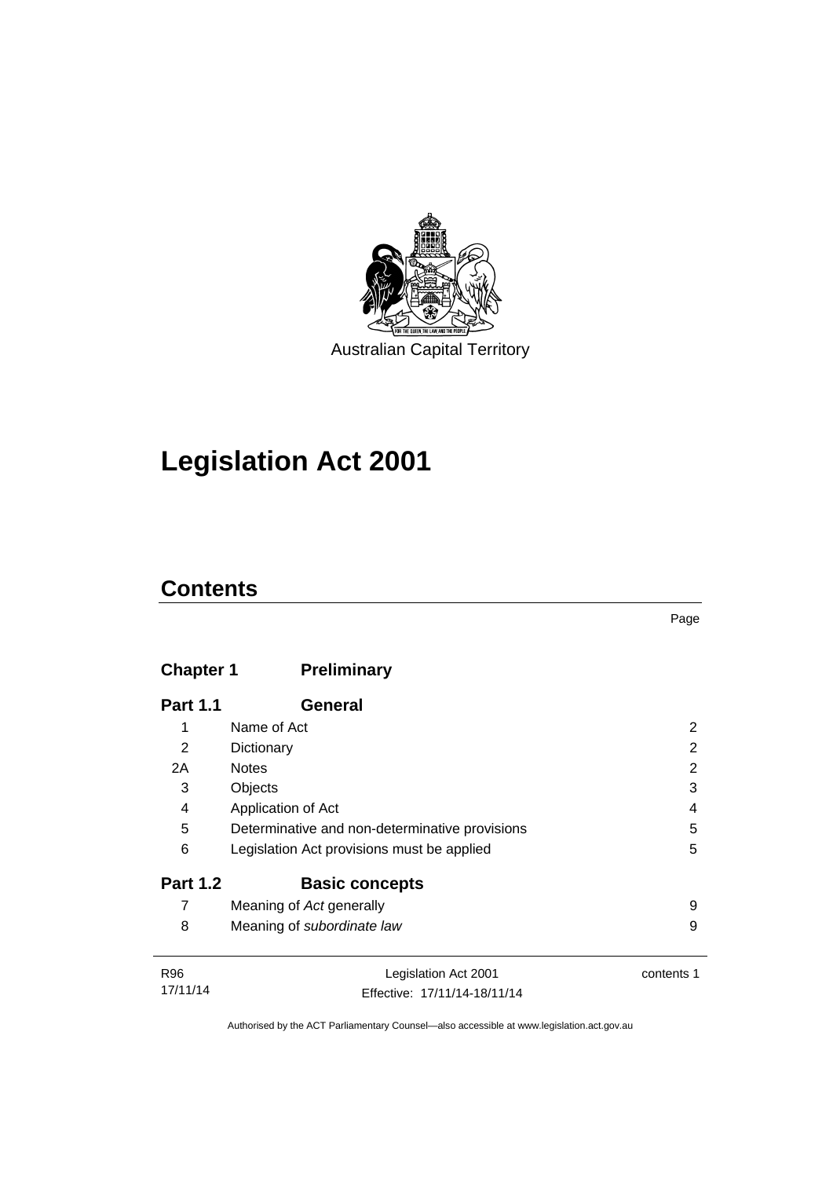Australian Capital Territory

# Legislation Act 2001

## Contents

Page

| | | |
|---|---|---|
| **Chapter 1** | **Preliminary** | |
| **Part 1.1** | **General** | |
| 1 | Name of Act | 2 |
| 2 | Dictionary | 2 |
| 2A | Notes | 2 |
| 3 | Objects | 3 |
| 4 | Application of Act | 4 |
| 5 | Determinative and non-determinative provisions | 5 |
| 6 | Legislation Act provisions must be applied | 5 |
| **Part 1.2** | **Basic concepts** | |
| 7 | Meaning of *Act* generally | 9 |
| 8 | Meaning of *subordinate law* | 9 |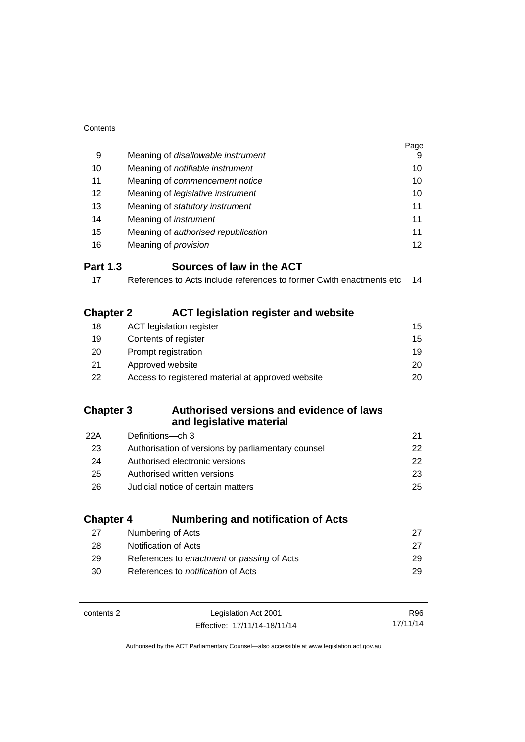| | | Page |
|---|---|---|
| 9 | Meaning of *disallowable instrument* | 9 |
| 10 | Meaning of *notifiable instrument* | 10 |
| 11 | Meaning of *commencement notice* | 10 |
| 12 | Meaning of *legislative instrument* | 10 |
| 13 | Meaning of *statutory instrument* | 11 |
| 14 | Meaning of *instrument* | 11 |
| 15 | Meaning of *authorised republication* | 11 |
| 16 | Meaning of *provision* | 12 |

### Part 1.3 Sources of law in the ACT

| | | |
|---|---|---|
| 17 | References to Acts include references to former Cwlth enactments etc | 14 |

## Chapter 2 ACT legislation register and website

| | | |
|---|---|---|
| 18 | ACT legislation register | 15 |
| 19 | Contents of register | 15 |
| 20 | Prompt registration | 19 |
| 21 | Approved website | 20 |
| 22 | Access to registered material at approved website | 20 |

## Chapter 3 Authorised versions and evidence of laws and legislative material

| | | |
|---|---|---|
| 22A | Definitions—ch 3 | 21 |
| 23 | Authorisation of versions by parliamentary counsel | 22 |
| 24 | Authorised electronic versions | 22 |
| 25 | Authorised written versions | 23 |
| 26 | Judicial notice of certain matters | 25 |

## Chapter 4 Numbering and notification of Acts

| | | |
|---|---|---|
| 27 | Numbering of Acts | 27 |
| 28 | Notification of Acts | 27 |
| 29 | References to *enactment* or *passing* of Acts | 29 |
| 30 | References to *notification* of Acts | 29 |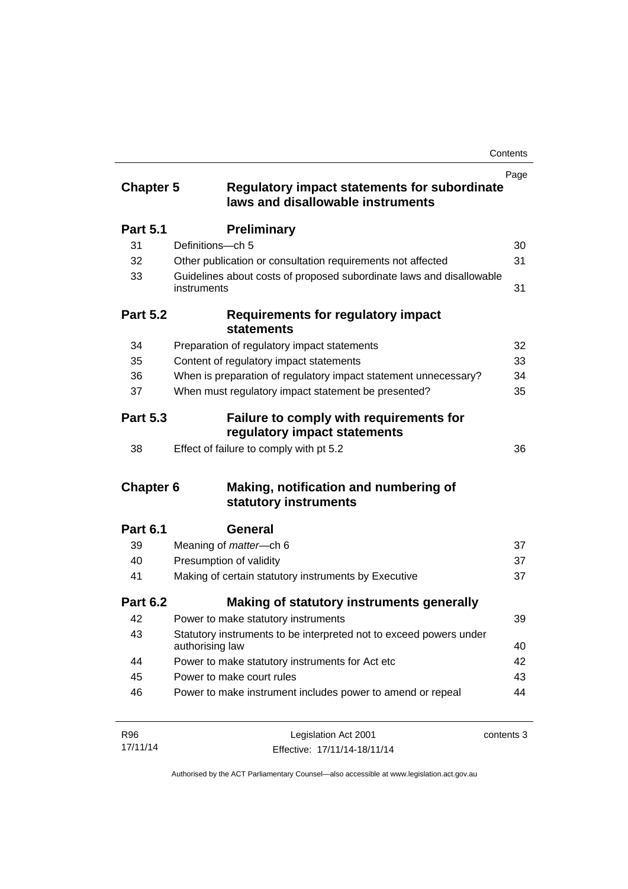| | | Page |
|---|---|---|
| **Chapter 5** | **Regulatory impact statements for subordinate laws and disallowable instruments** | |
| **Part 5.1** | **Preliminary** | |
| 31 | Definitions—ch 5 | 30 |
| 32 | Other publication or consultation requirements not affected | 31 |
| 33 | Guidelines about costs of proposed subordinate laws and disallowable instruments | 31 |
| **Part 5.2** | **Requirements for regulatory impact statements** | |
| 34 | Preparation of regulatory impact statements | 32 |
| 35 | Content of regulatory impact statements | 33 |
| 36 | When is preparation of regulatory impact statement unnecessary? | 34 |
| 37 | When must regulatory impact statement be presented? | 35 |
| **Part 5.3** | **Failure to comply with requirements for regulatory impact statements** | |
| 38 | Effect of failure to comply with pt 5.2 | 36 |
| **Chapter 6** | **Making, notification and numbering of statutory instruments** | |
| **Part 6.1** | **General** | |
| 39 | Meaning of *matter*—ch 6 | 37 |
| 40 | Presumption of validity | 37 |
| 41 | Making of certain statutory instruments by Executive | 37 |
| **Part 6.2** | **Making of statutory instruments generally** | |
| 42 | Power to make statutory instruments | 39 |
| 43 | Statutory instruments to be interpreted not to exceed powers under authorising law | 40 |
| 44 | Power to make statutory instruments for Act etc | 42 |
| 45 | Power to make court rules | 43 |
| 46 | Power to make instrument includes power to amend or repeal | 44 |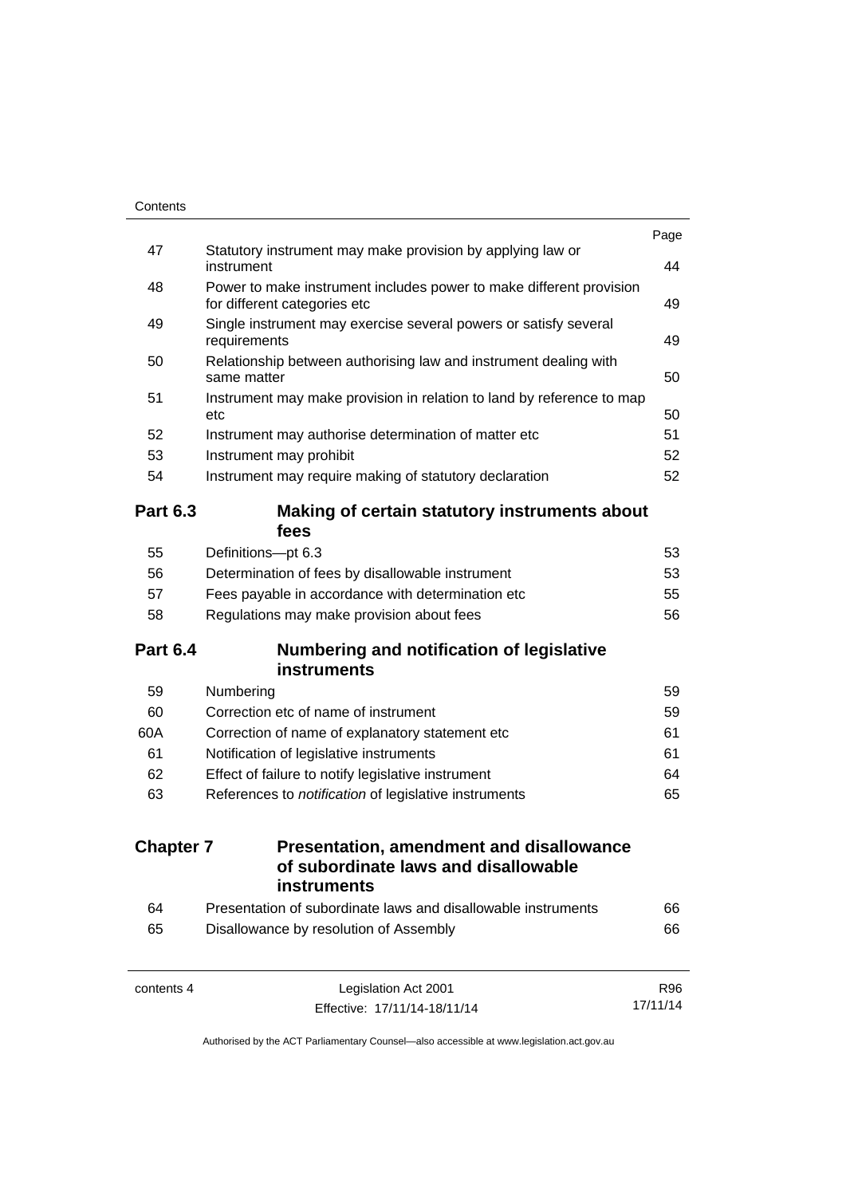| | | Page |
|---|---|---|
| 47 | Statutory instrument may make provision by applying law or instrument | 44 |
| 48 | Power to make instrument includes power to make different provision for different categories etc | 49 |
| 49 | Single instrument may exercise several powers or satisfy several requirements | 49 |
| 50 | Relationship between authorising law and instrument dealing with same matter | 50 |
| 51 | Instrument may make provision in relation to land by reference to map etc | 50 |
| 52 | Instrument may authorise determination of matter etc | 51 |
| 53 | Instrument may prohibit | 52 |
| 54 | Instrument may require making of statutory declaration | 52 |

**Part 6.3 Making of certain statutory instruments about fees**

| | | |
|---|---|---|
| 55 | Definitions—pt 6.3 | 53 |
| 56 | Determination of fees by disallowable instrument | 53 |
| 57 | Fees payable in accordance with determination etc | 55 |
| 58 | Regulations may make provision about fees | 56 |

**Part 6.4 Numbering and notification of legislative instruments**

| | | |
|---|---|---|
| 59 | Numbering | 59 |
| 60 | Correction etc of name of instrument | 59 |
| 60A | Correction of name of explanatory statement etc | 61 |
| 61 | Notification of legislative instruments | 61 |
| 62 | Effect of failure to notify legislative instrument | 64 |
| 63 | References to *notification* of legislative instruments | 65 |

**Chapter 7 Presentation, amendment and disallowance of subordinate laws and disallowable instruments**

| | | |
|---|---|---|
| 64 | Presentation of subordinate laws and disallowable instruments | 66 |
| 65 | Disallowance by resolution of Assembly | 66 |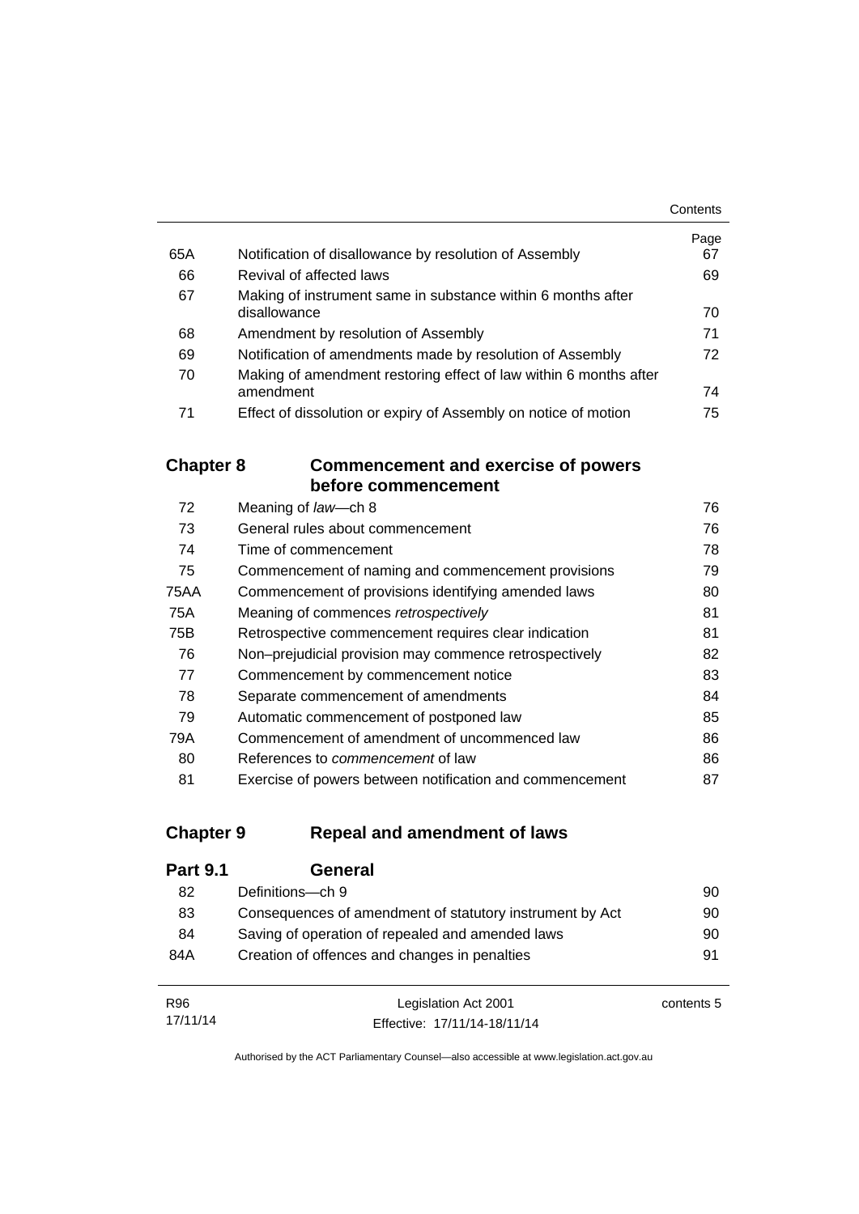| | | Page |
|---|---|---|
| 65A | Notification of disallowance by resolution of Assembly | 67 |
| 66 | Revival of affected laws | 69 |
| 67 | Making of instrument same in substance within 6 months after disallowance | 70 |
| 68 | Amendment by resolution of Assembly | 71 |
| 69 | Notification of amendments made by resolution of Assembly | 72 |
| 70 | Making of amendment restoring effect of law within 6 months after amendment | 74 |
| 71 | Effect of dissolution or expiry of Assembly on notice of motion | 75 |

## Chapter 8 Commencement and exercise of powers before commencement

| | | |
|---|---|---|
| 72 | Meaning of *law*—ch 8 | 76 |
| 73 | General rules about commencement | 76 |
| 74 | Time of commencement | 78 |
| 75 | Commencement of naming and commencement provisions | 79 |
| 75AA | Commencement of provisions identifying amended laws | 80 |
| 75A | Meaning of commences *retrospectively* | 81 |
| 75B | Retrospective commencement requires clear indication | 81 |
| 76 | Non–prejudicial provision may commence retrospectively | 82 |
| 77 | Commencement by commencement notice | 83 |
| 78 | Separate commencement of amendments | 84 |
| 79 | Automatic commencement of postponed law | 85 |
| 79A | Commencement of amendment of uncommenced law | 86 |
| 80 | References to *commencement* of law | 86 |
| 81 | Exercise of powers between notification and commencement | 87 |

## Chapter 9 Repeal and amendment of laws

### Part 9.1 General

| | | |
|---|---|---|
| 82 | Definitions—ch 9 | 90 |
| 83 | Consequences of amendment of statutory instrument by Act | 90 |
| 84 | Saving of operation of repealed and amended laws | 90 |
| 84A | Creation of offences and changes in penalties | 91 |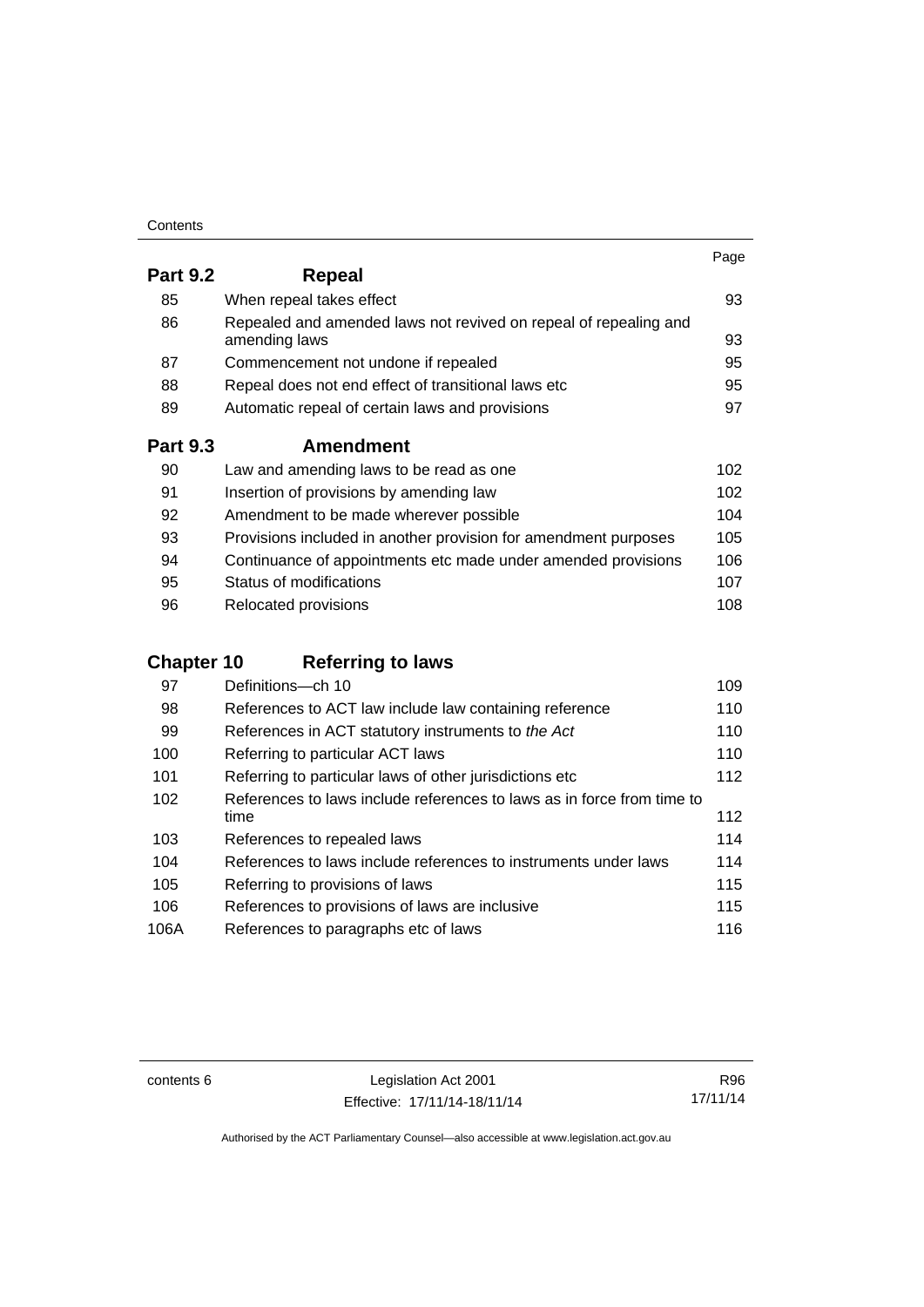| | | Page |
|---|---|---|
| **Part 9.2** | **Repeal** | |
| 85 | When repeal takes effect | 93 |
| 86 | Repealed and amended laws not revived on repeal of repealing and amending laws | 93 |
| 87 | Commencement not undone if repealed | 95 |
| 88 | Repeal does not end effect of transitional laws etc | 95 |
| 89 | Automatic repeal of certain laws and provisions | 97 |
| **Part 9.3** | **Amendment** | |
| 90 | Law and amending laws to be read as one | 102 |
| 91 | Insertion of provisions by amending law | 102 |
| 92 | Amendment to be made wherever possible | 104 |
| 93 | Provisions included in another provision for amendment purposes | 105 |
| 94 | Continuance of appointments etc made under amended provisions | 106 |
| 95 | Status of modifications | 107 |
| 96 | Relocated provisions | 108 |
| **Chapter 10** | **Referring to laws** | |
| 97 | Definitions—ch 10 | 109 |
| 98 | References to ACT law include law containing reference | 110 |
| 99 | References in ACT statutory instruments to *the Act* | 110 |
| 100 | Referring to particular ACT laws | 110 |
| 101 | Referring to particular laws of other jurisdictions etc | 112 |
| 102 | References to laws include references to laws as in force from time to time | 112 |
| 103 | References to repealed laws | 114 |
| 104 | References to laws include references to instruments under laws | 114 |
| 105 | Referring to provisions of laws | 115 |
| 106 | References to provisions of laws are inclusive | 115 |
| 106A | References to paragraphs etc of laws | 116 |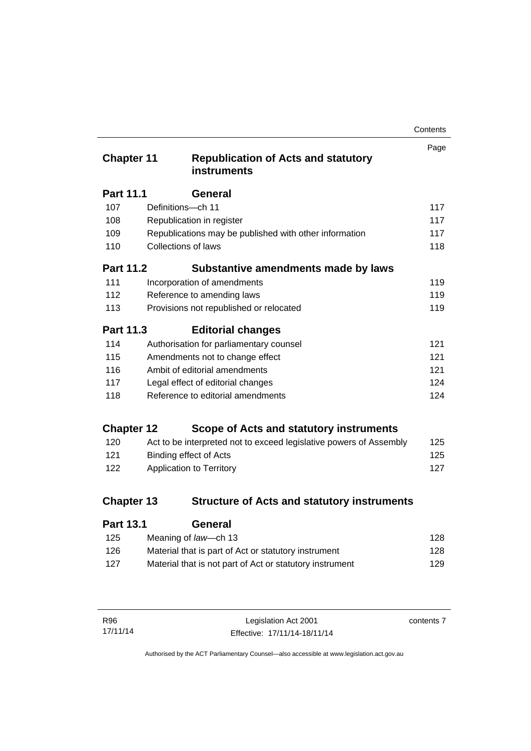| | | Page |
|---|---|---|
| **Chapter 11** | **Republication of Acts and statutory instruments** | |
| **Part 11.1** | **General** | |
| 107 | Definitions—ch 11 | 117 |
| 108 | Republication in register | 117 |
| 109 | Republications may be published with other information | 117 |
| 110 | Collections of laws | 118 |
| **Part 11.2** | **Substantive amendments made by laws** | |
| 111 | Incorporation of amendments | 119 |
| 112 | Reference to amending laws | 119 |
| 113 | Provisions not republished or relocated | 119 |
| **Part 11.3** | **Editorial changes** | |
| 114 | Authorisation for parliamentary counsel | 121 |
| 115 | Amendments not to change effect | 121 |
| 116 | Ambit of editorial amendments | 121 |
| 117 | Legal effect of editorial changes | 124 |
| 118 | Reference to editorial amendments | 124 |
| **Chapter 12** | **Scope of Acts and statutory instruments** | |
| 120 | Act to be interpreted not to exceed legislative powers of Assembly | 125 |
| 121 | Binding effect of Acts | 125 |
| 122 | Application to Territory | 127 |
| **Chapter 13** | **Structure of Acts and statutory instruments** | |
| **Part 13.1** | **General** | |
| 125 | Meaning of *law*—ch 13 | 128 |
| 126 | Material that is part of Act or statutory instrument | 128 |
| 127 | Material that is not part of Act or statutory instrument | 129 |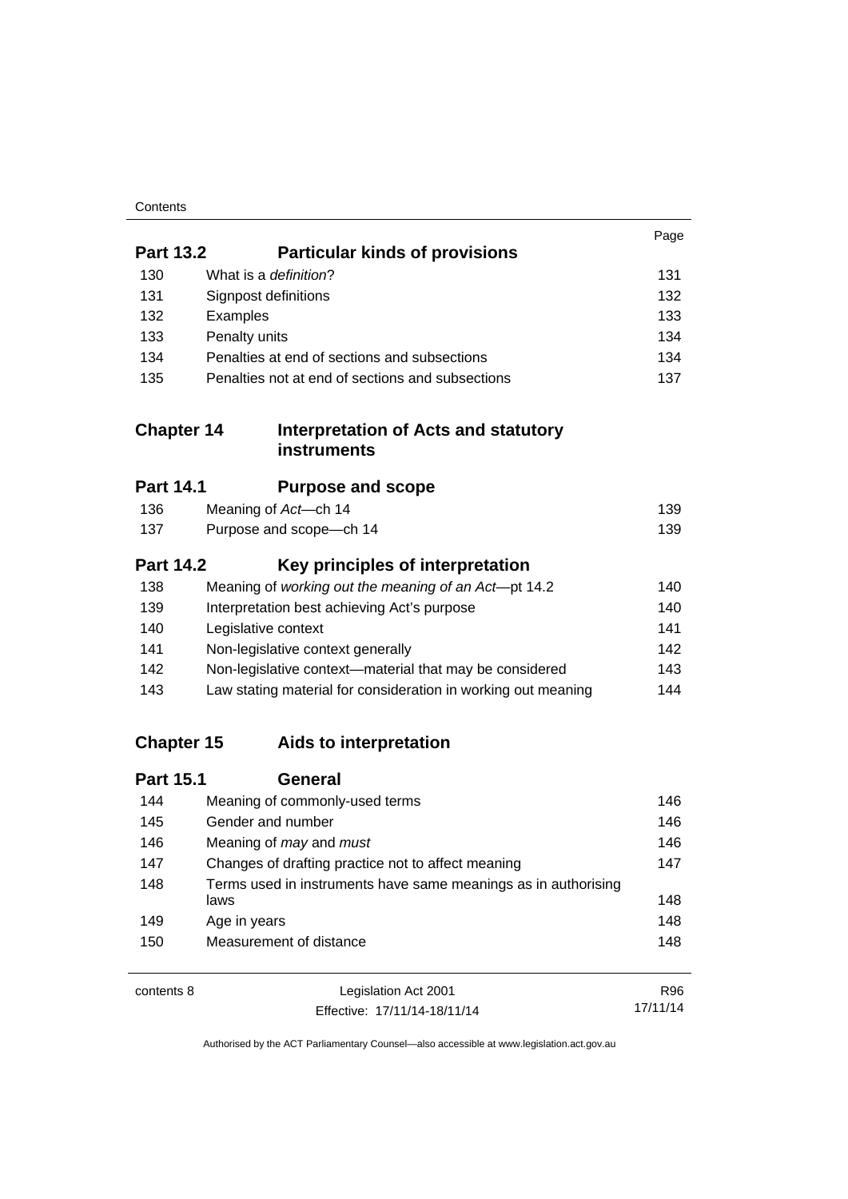| | | Page |
|---|---|---|
| **Part 13.2** | **Particular kinds of provisions** | |
| 130 | What is a *definition*? | 131 |
| 131 | Signpost definitions | 132 |
| 132 | Examples | 133 |
| 133 | Penalty units | 134 |
| 134 | Penalties at end of sections and subsections | 134 |
| 135 | Penalties not at end of sections and subsections | 137 |
| **Chapter 14** | **Interpretation of Acts and statutory instruments** | |
| **Part 14.1** | **Purpose and scope** | |
| 136 | Meaning of *Act*—ch 14 | 139 |
| 137 | Purpose and scope—ch 14 | 139 |
| **Part 14.2** | **Key principles of interpretation** | |
| 138 | Meaning of *working out the meaning of an Act*—pt 14.2 | 140 |
| 139 | Interpretation best achieving Act's purpose | 140 |
| 140 | Legislative context | 141 |
| 141 | Non-legislative context generally | 142 |
| 142 | Non-legislative context—material that may be considered | 143 |
| 143 | Law stating material for consideration in working out meaning | 144 |
| **Chapter 15** | **Aids to interpretation** | |
| **Part 15.1** | **General** | |
| 144 | Meaning of commonly-used terms | 146 |
| 145 | Gender and number | 146 |
| 146 | Meaning of *may* and *must* | 146 |
| 147 | Changes of drafting practice not to affect meaning | 147 |
| 148 | Terms used in instruments have same meanings as in authorising laws | 148 |
| 149 | Age in years | 148 |
| 150 | Measurement of distance | 148 |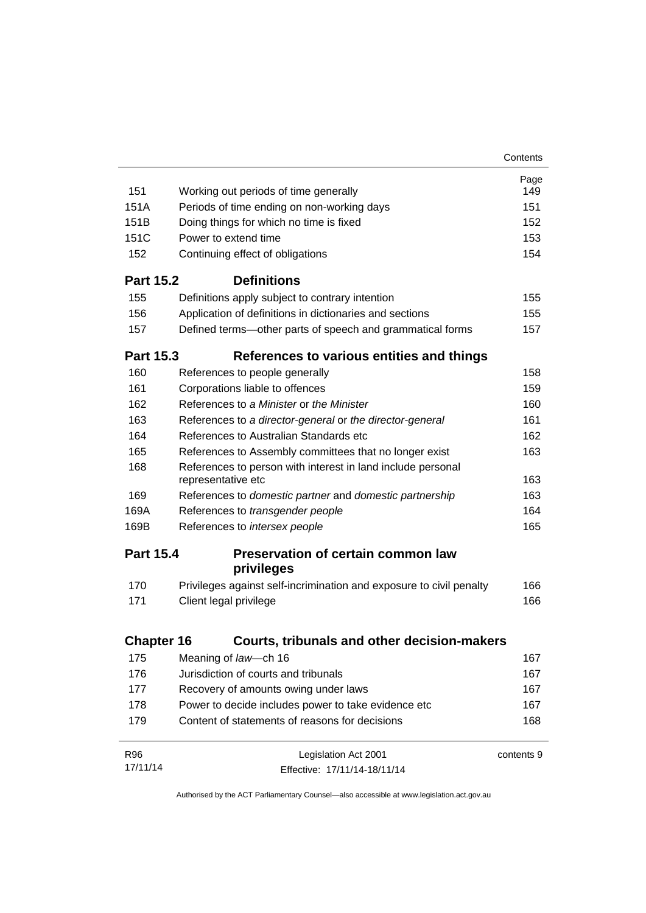| | | Page |
|---|---|---|
| 151 | Working out periods of time generally | 149 |
| 151A | Periods of time ending on non-working days | 151 |
| 151B | Doing things for which no time is fixed | 152 |
| 151C | Power to extend time | 153 |
| 152 | Continuing effect of obligations | 154 |

**Part 15.2 Definitions**

| | | |
|---|---|---|
| 155 | Definitions apply subject to contrary intention | 155 |
| 156 | Application of definitions in dictionaries and sections | 155 |
| 157 | Defined terms—other parts of speech and grammatical forms | 157 |

**Part 15.3 References to various entities and things**

| | | |
|---|---|---|
| 160 | References to people generally | 158 |
| 161 | Corporations liable to offences | 159 |
| 162 | References to *a Minister* or *the Minister* | 160 |
| 163 | References to *a director-general* or *the director-general* | 161 |
| 164 | References to Australian Standards etc | 162 |
| 165 | References to Assembly committees that no longer exist | 163 |
| 168 | References to person with interest in land include personal representative etc | 163 |
| 169 | References to *domestic partner* and *domestic partnership* | 163 |
| 169A | References to *transgender people* | 164 |
| 169B | References to *intersex people* | 165 |

**Part 15.4 Preservation of certain common law privileges**

| | | |
|---|---|---|
| 170 | Privileges against self-incrimination and exposure to civil penalty | 166 |
| 171 | Client legal privilege | 166 |

**Chapter 16 Courts, tribunals and other decision-makers**

| | | |
|---|---|---|
| 175 | Meaning of *law*—ch 16 | 167 |
| 176 | Jurisdiction of courts and tribunals | 167 |
| 177 | Recovery of amounts owing under laws | 167 |
| 178 | Power to decide includes power to take evidence etc | 167 |
| 179 | Content of statements of reasons for decisions | 168 |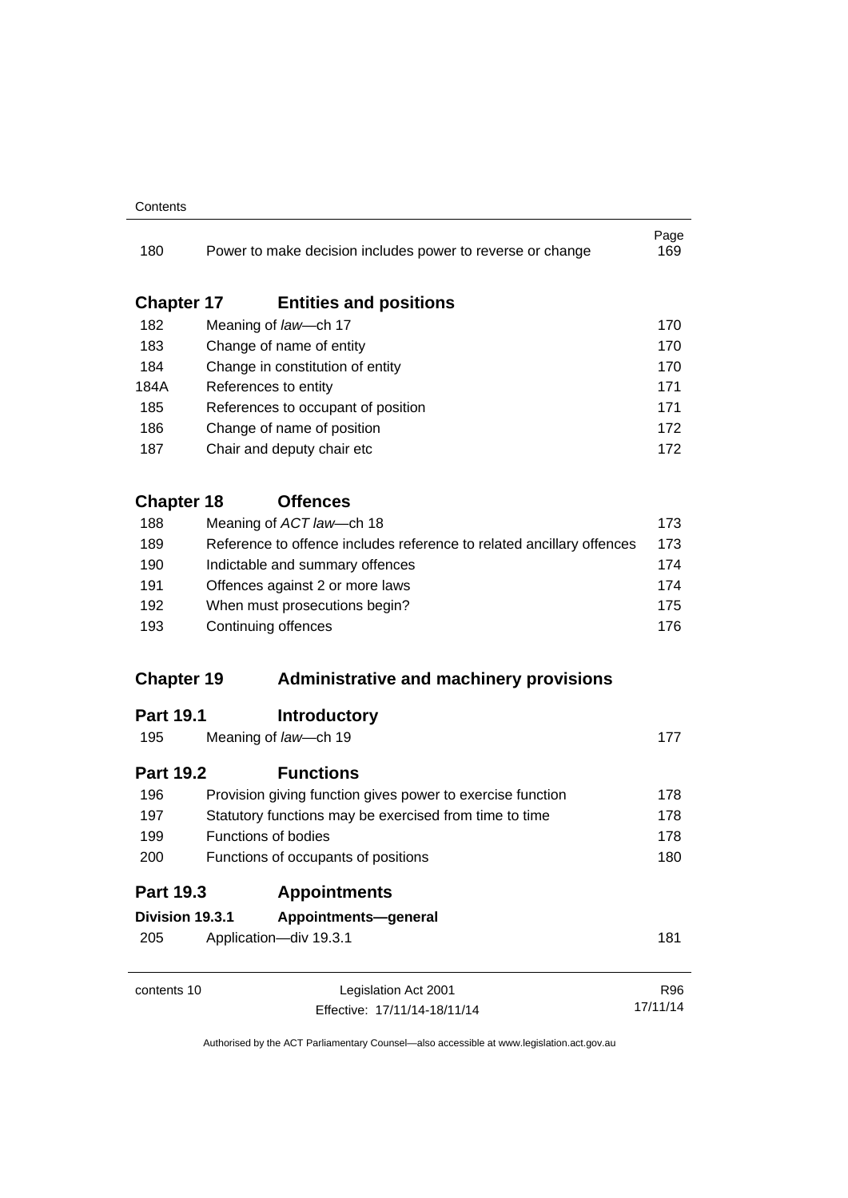| | | Page |
|---|---|---|
| 180 | Power to make decision includes power to reverse or change | 169 |

## Chapter 17 Entities and positions

| | | |
|---|---|---|
| 182 | Meaning of *law*—ch 17 | 170 |
| 183 | Change of name of entity | 170 |
| 184 | Change in constitution of entity | 170 |
| 184A | References to entity | 171 |
| 185 | References to occupant of position | 171 |
| 186 | Change of name of position | 172 |
| 187 | Chair and deputy chair etc | 172 |

## Chapter 18 Offences

| | | |
|---|---|---|
| 188 | Meaning of *ACT law*—ch 18 | 173 |
| 189 | Reference to offence includes reference to related ancillary offences | 173 |
| 190 | Indictable and summary offences | 174 |
| 191 | Offences against 2 or more laws | 174 |
| 192 | When must prosecutions begin? | 175 |
| 193 | Continuing offences | 176 |

## Chapter 19 Administrative and machinery provisions

### Part 19.1 Introductory

| | | |
|---|---|---|
| 195 | Meaning of *law*—ch 19 | 177 |

### Part 19.2 Functions

| | | |
|---|---|---|
| 196 | Provision giving function gives power to exercise function | 178 |
| 197 | Statutory functions may be exercised from time to time | 178 |
| 199 | Functions of bodies | 178 |
| 200 | Functions of occupants of positions | 180 |

### Part 19.3 Appointments

#### Division 19.3.1 Appointments—general

| | | |
|---|---|---|
| 205 | Application—div 19.3.1 | 181 |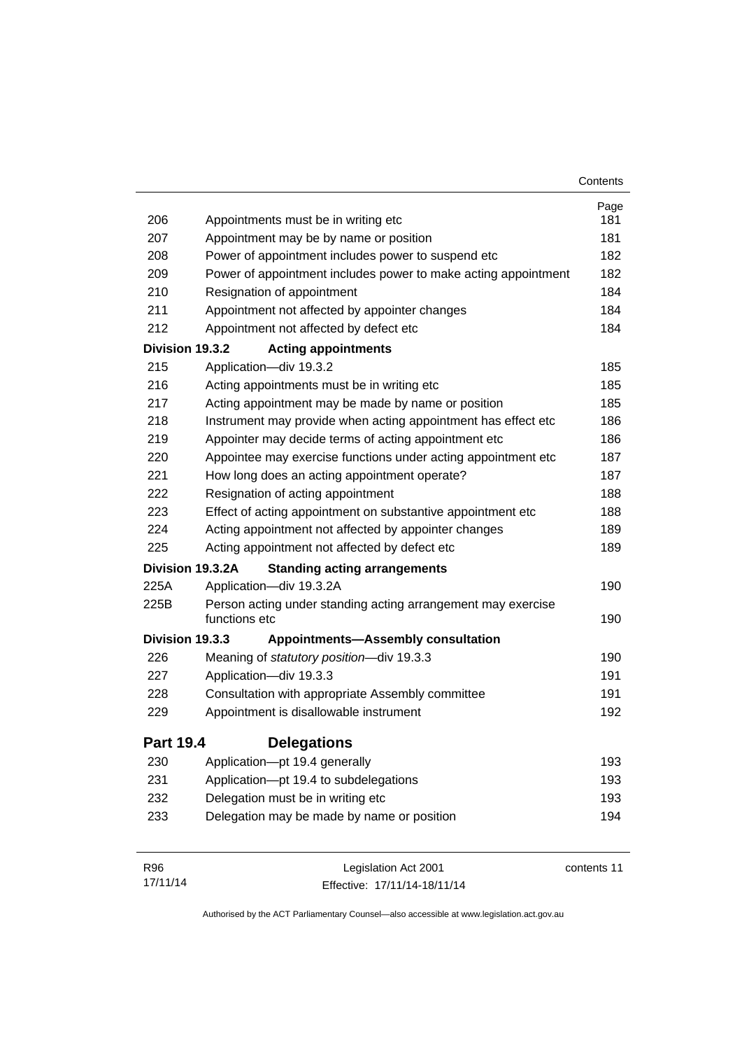| | | Page |
|---|---|---|
| 206 | Appointments must be in writing etc | 181 |
| 207 | Appointment may be by name or position | 181 |
| 208 | Power of appointment includes power to suspend etc | 182 |
| 209 | Power of appointment includes power to make acting appointment | 182 |
| 210 | Resignation of appointment | 184 |
| 211 | Appointment not affected by appointer changes | 184 |
| 212 | Appointment not affected by defect etc | 184 |
| **Division 19.3.2** | **Acting appointments** | |
| 215 | Application—div 19.3.2 | 185 |
| 216 | Acting appointments must be in writing etc | 185 |
| 217 | Acting appointment may be made by name or position | 185 |
| 218 | Instrument may provide when acting appointment has effect etc | 186 |
| 219 | Appointer may decide terms of acting appointment etc | 186 |
| 220 | Appointee may exercise functions under acting appointment etc | 187 |
| 221 | How long does an acting appointment operate? | 187 |
| 222 | Resignation of acting appointment | 188 |
| 223 | Effect of acting appointment on substantive appointment etc | 188 |
| 224 | Acting appointment not affected by appointer changes | 189 |
| 225 | Acting appointment not affected by defect etc | 189 |
| **Division 19.3.2A** | **Standing acting arrangements** | |
| 225A | Application—div 19.3.2A | 190 |
| 225B | Person acting under standing acting arrangement may exercise functions etc | 190 |
| **Division 19.3.3** | **Appointments—Assembly consultation** | |
| 226 | Meaning of *statutory position*—div 19.3.3 | 190 |
| 227 | Application—div 19.3.3 | 191 |
| 228 | Consultation with appropriate Assembly committee | 191 |
| 229 | Appointment is disallowable instrument | 192 |
| **Part 19.4** | **Delegations** | |
| 230 | Application—pt 19.4 generally | 193 |
| 231 | Application—pt 19.4 to subdelegations | 193 |
| 232 | Delegation must be in writing etc | 193 |
| 233 | Delegation may be made by name or position | 194 |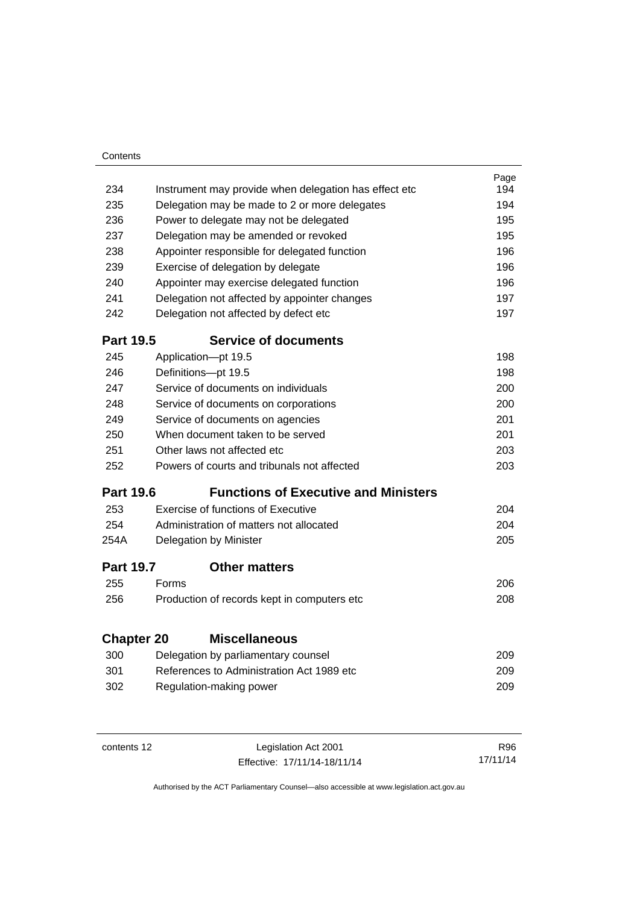| | | Page |
|---|---|---|
| 234 | Instrument may provide when delegation has effect etc | 194 |
| 235 | Delegation may be made to 2 or more delegates | 194 |
| 236 | Power to delegate may not be delegated | 195 |
| 237 | Delegation may be amended or revoked | 195 |
| 238 | Appointer responsible for delegated function | 196 |
| 239 | Exercise of delegation by delegate | 196 |
| 240 | Appointer may exercise delegated function | 196 |
| 241 | Delegation not affected by appointer changes | 197 |
| 242 | Delegation not affected by defect etc | 197 |

### Part 19.5 Service of documents

| | | |
|---|---|---|
| 245 | Application—pt 19.5 | 198 |
| 246 | Definitions—pt 19.5 | 198 |
| 247 | Service of documents on individuals | 200 |
| 248 | Service of documents on corporations | 200 |
| 249 | Service of documents on agencies | 201 |
| 250 | When document taken to be served | 201 |
| 251 | Other laws not affected etc | 203 |
| 252 | Powers of courts and tribunals not affected | 203 |

### Part 19.6 Functions of Executive and Ministers

| | | |
|---|---|---|
| 253 | Exercise of functions of Executive | 204 |
| 254 | Administration of matters not allocated | 204 |
| 254A | Delegation by Minister | 205 |

### Part 19.7 Other matters

| | | |
|---|---|---|
| 255 | Forms | 206 |
| 256 | Production of records kept in computers etc | 208 |

## Chapter 20 Miscellaneous

| | | |
|---|---|---|
| 300 | Delegation by parliamentary counsel | 209 |
| 301 | References to Administration Act 1989 etc | 209 |
| 302 | Regulation-making power | 209 |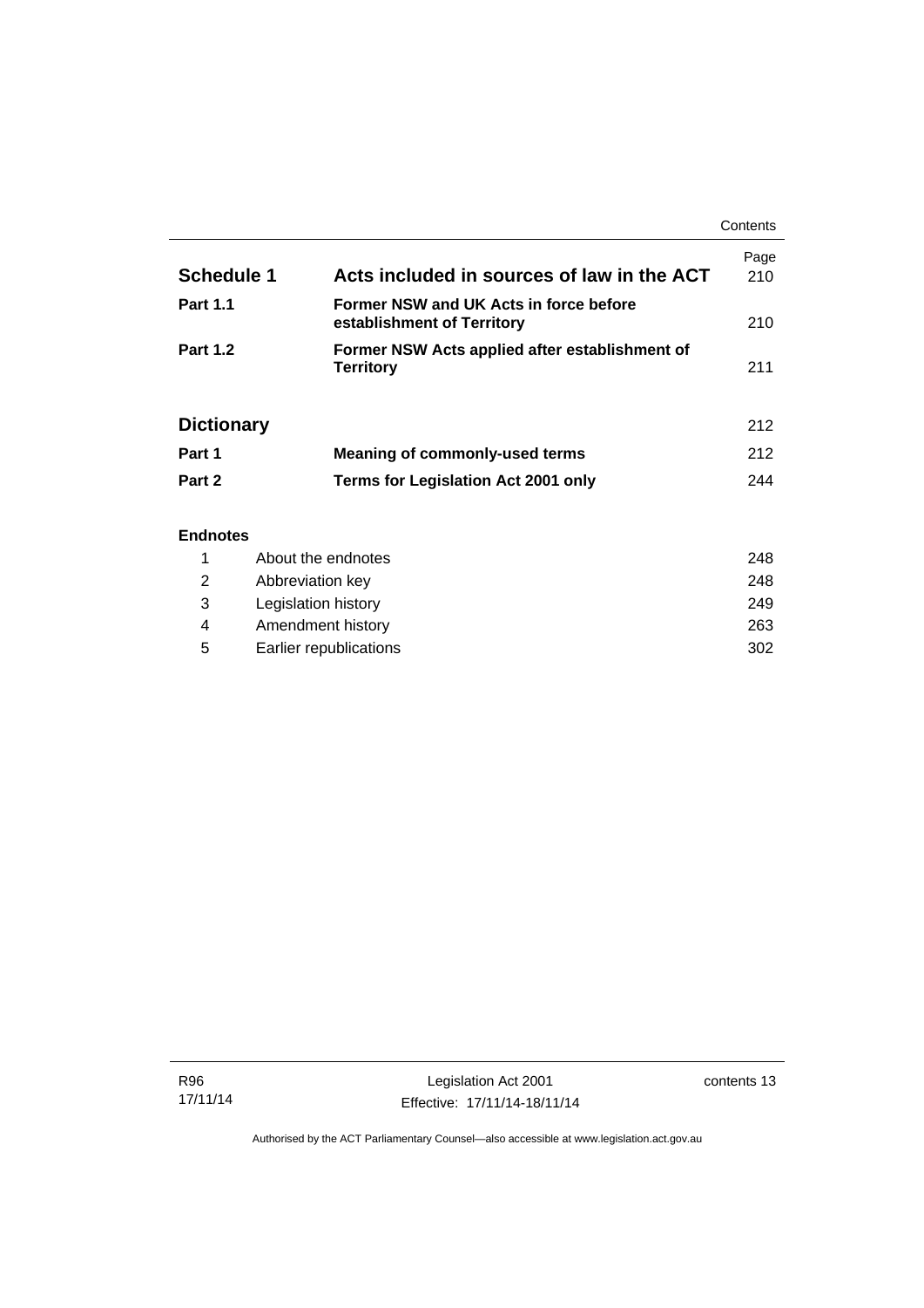| | | Page |
|---|---|---|
| **Schedule 1** | **Acts included in sources of law in the ACT** | 210 |
| **Part 1.1** | **Former NSW and UK Acts in force before establishment of Territory** | 210 |
| **Part 1.2** | **Former NSW Acts applied after establishment of Territory** | 211 |
| | | |
| **Dictionary** | | 212 |
| **Part 1** | **Meaning of commonly-used terms** | 212 |
| **Part 2** | **Terms for Legislation Act 2001 only** | 244 |

**Endnotes**

| | | |
|---|---|---|
| 1 | About the endnotes | 248 |
| 2 | Abbreviation key | 248 |
| 3 | Legislation history | 249 |
| 4 | Amendment history | 263 |
| 5 | Earlier republications | 302 |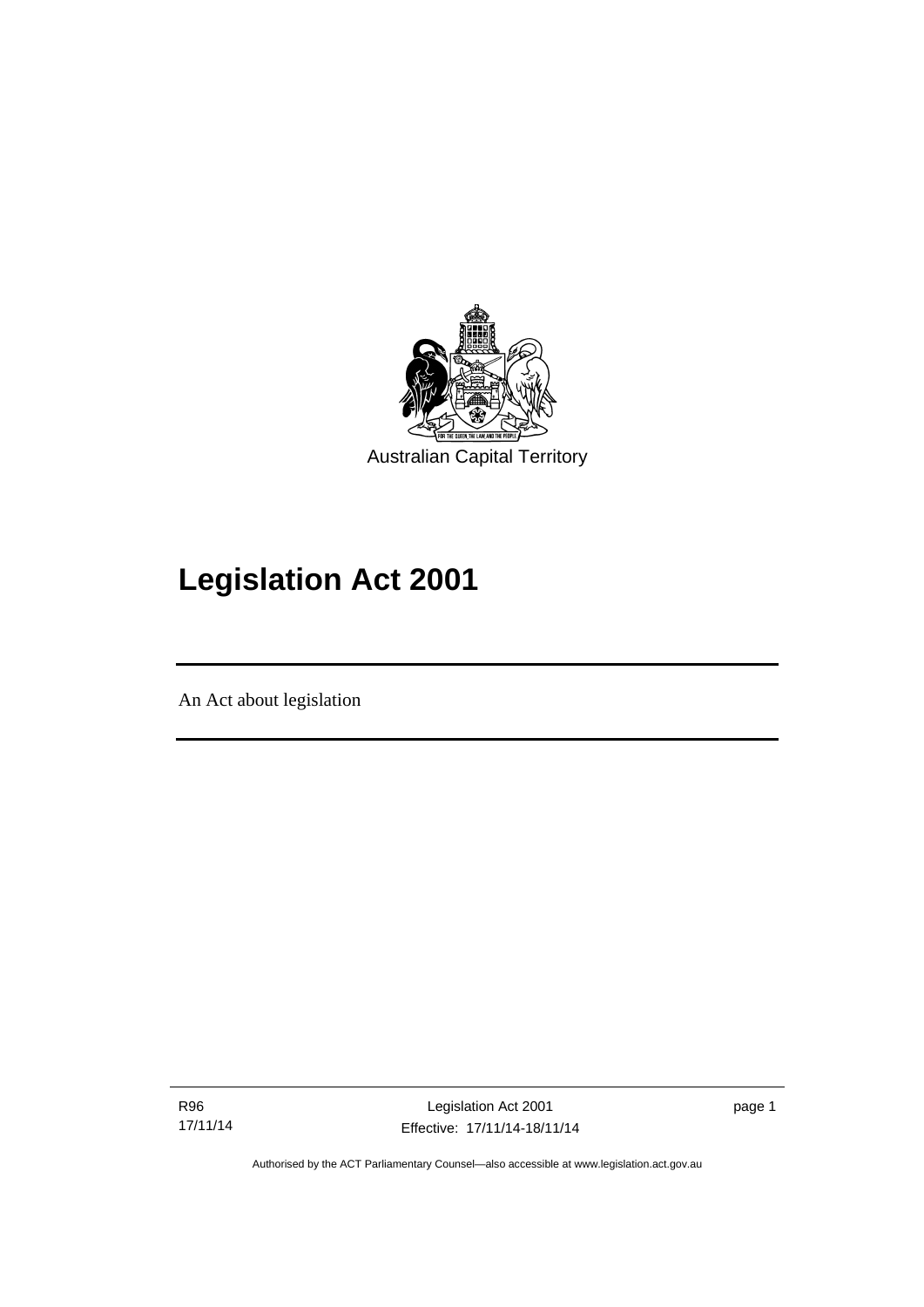Australian Capital Territory

# Legislation Act 2001

An Act about legislation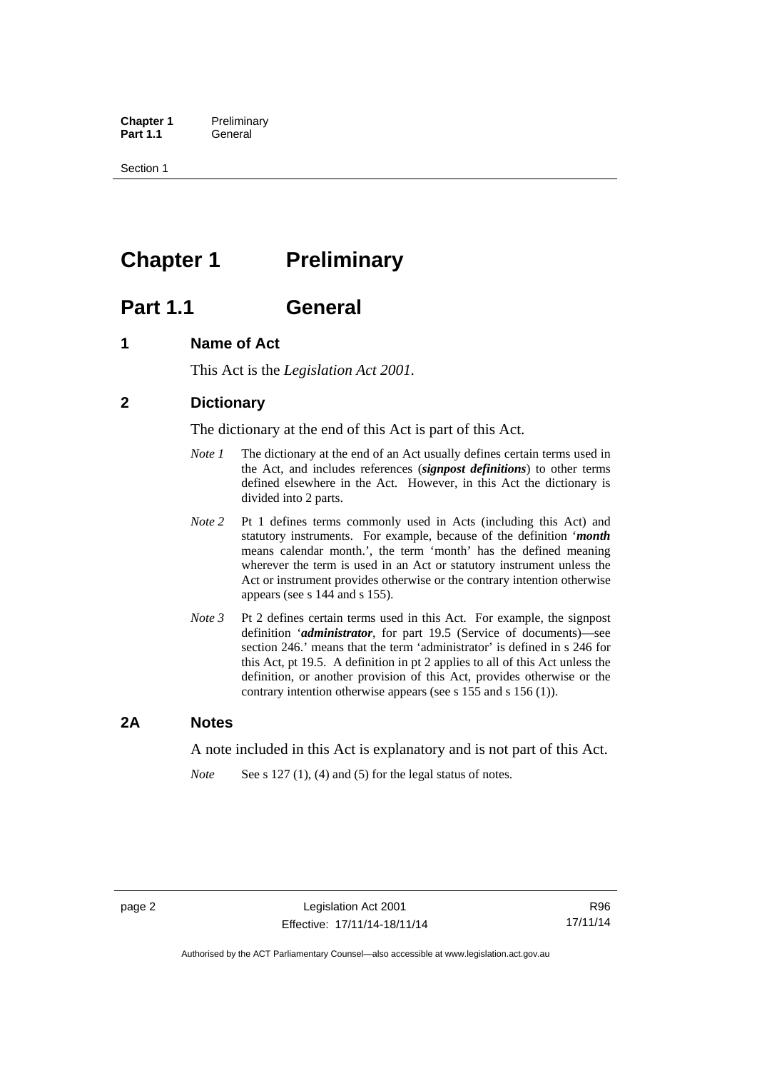# Chapter 1 Preliminary

## Part 1.1 General

### 1 Name of Act

This Act is the *Legislation Act 2001*.

### 2 Dictionary

The dictionary at the end of this Act is part of this Act.

*Note 1* The dictionary at the end of an Act usually defines certain terms used in the Act, and includes references (***signpost definitions***) to other terms defined elsewhere in the Act. However, in this Act the dictionary is divided into 2 parts.

*Note 2* Pt 1 defines terms commonly used in Acts (including this Act) and statutory instruments. For example, because of the definition '***month*** means calendar month.', the term 'month' has the defined meaning wherever the term is used in an Act or statutory instrument unless the Act or instrument provides otherwise or the contrary intention otherwise appears (see s 144 and s 155).

*Note 3* Pt 2 defines certain terms used in this Act. For example, the signpost definition '***administrator***, for part 19.5 (Service of documents)—see section 246.' means that the term 'administrator' is defined in s 246 for this Act, pt 19.5. A definition in pt 2 applies to all of this Act unless the definition, or another provision of this Act, provides otherwise or the contrary intention otherwise appears (see s 155 and s 156 (1)).

### 2A Notes

A note included in this Act is explanatory and is not part of this Act.

*Note* See s 127 (1), (4) and (5) for the legal status of notes.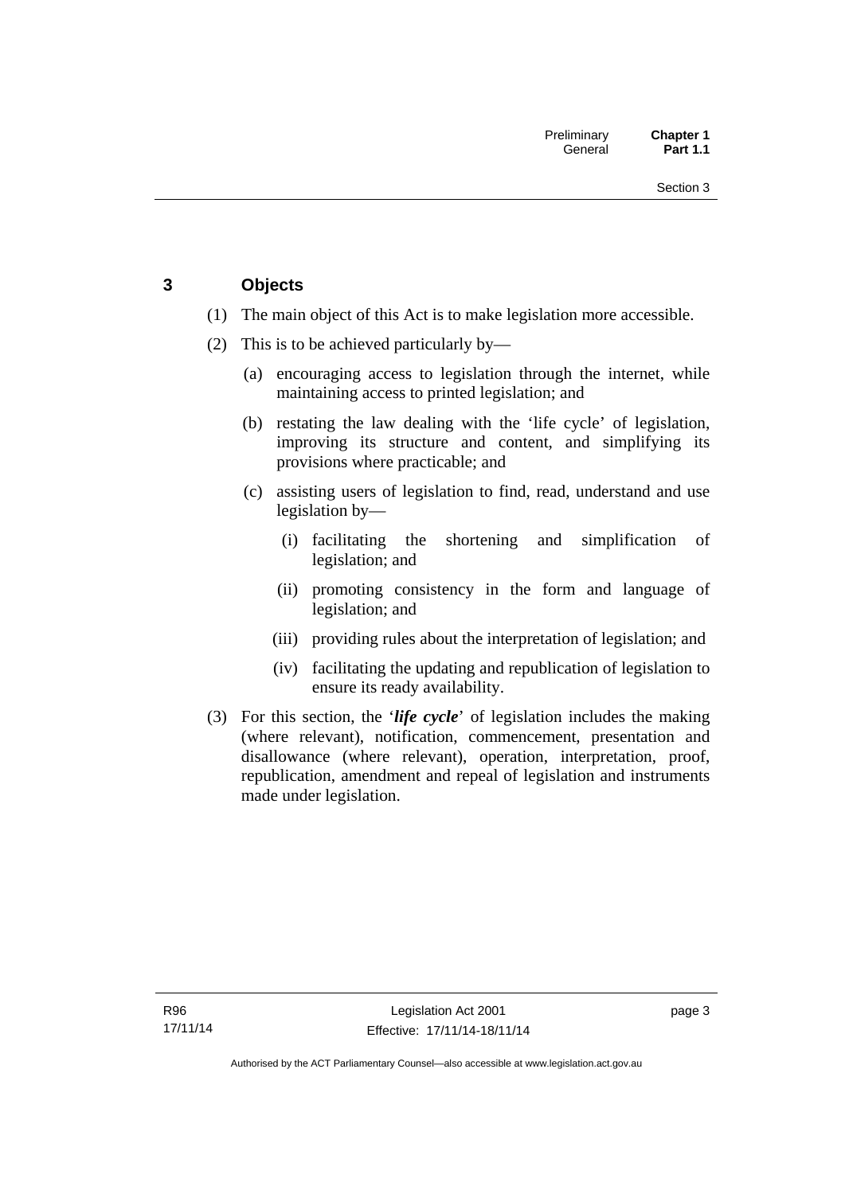## 3 Objects

(1) The main object of this Act is to make legislation more accessible.

(2) This is to be achieved particularly by—

(a) encouraging access to legislation through the internet, while maintaining access to printed legislation; and

(b) restating the law dealing with the 'life cycle' of legislation, improving its structure and content, and simplifying its provisions where practicable; and

(c) assisting users of legislation to find, read, understand and use legislation by—

(i) facilitating the shortening and simplification of legislation; and

(ii) promoting consistency in the form and language of legislation; and

(iii) providing rules about the interpretation of legislation; and

(iv) facilitating the updating and republication of legislation to ensure its ready availability.

(3) For this section, the '***life cycle***' of legislation includes the making (where relevant), notification, commencement, presentation and disallowance (where relevant), operation, interpretation, proof, republication, amendment and repeal of legislation and instruments made under legislation.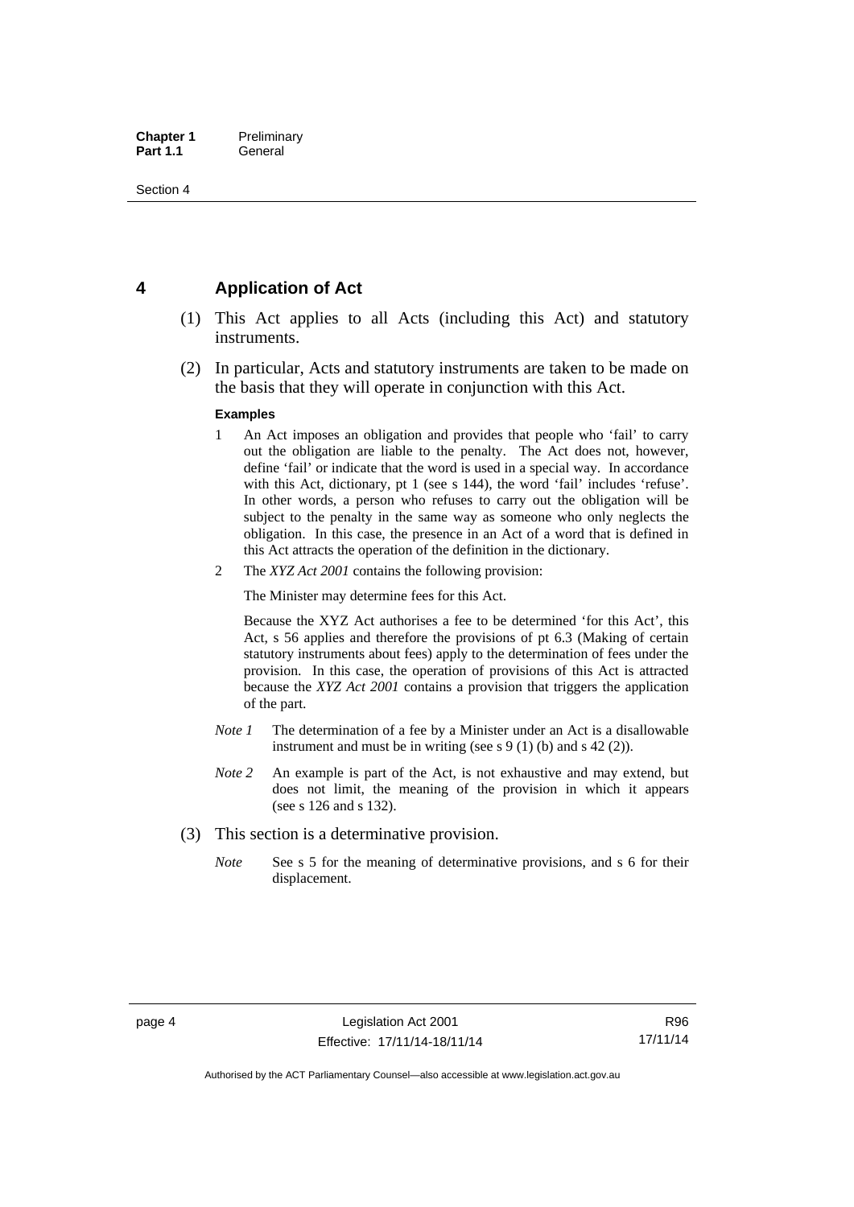## 4 Application of Act

(1) This Act applies to all Acts (including this Act) and statutory instruments.

(2) In particular, Acts and statutory instruments are taken to be made on the basis that they will operate in conjunction with this Act.

**Examples**

1 An Act imposes an obligation and provides that people who 'fail' to carry out the obligation are liable to the penalty. The Act does not, however, define 'fail' or indicate that the word is used in a special way. In accordance with this Act, dictionary, pt 1 (see s 144), the word 'fail' includes 'refuse'. In other words, a person who refuses to carry out the obligation will be subject to the penalty in the same way as someone who only neglects the obligation. In this case, the presence in an Act of a word that is defined in this Act attracts the operation of the definition in the dictionary.

2 The *XYZ Act 2001* contains the following provision:

The Minister may determine fees for this Act.

Because the XYZ Act authorises a fee to be determined 'for this Act', this Act, s 56 applies and therefore the provisions of pt 6.3 (Making of certain statutory instruments about fees) apply to the determination of fees under the provision. In this case, the operation of provisions of this Act is attracted because the *XYZ Act 2001* contains a provision that triggers the application of the part.

*Note 1* The determination of a fee by a Minister under an Act is a disallowable instrument and must be in writing (see s 9 (1) (b) and s 42 (2)).

*Note 2* An example is part of the Act, is not exhaustive and may extend, but does not limit, the meaning of the provision in which it appears (see s 126 and s 132).

(3) This section is a determinative provision.

*Note* See s 5 for the meaning of determinative provisions, and s 6 for their displacement.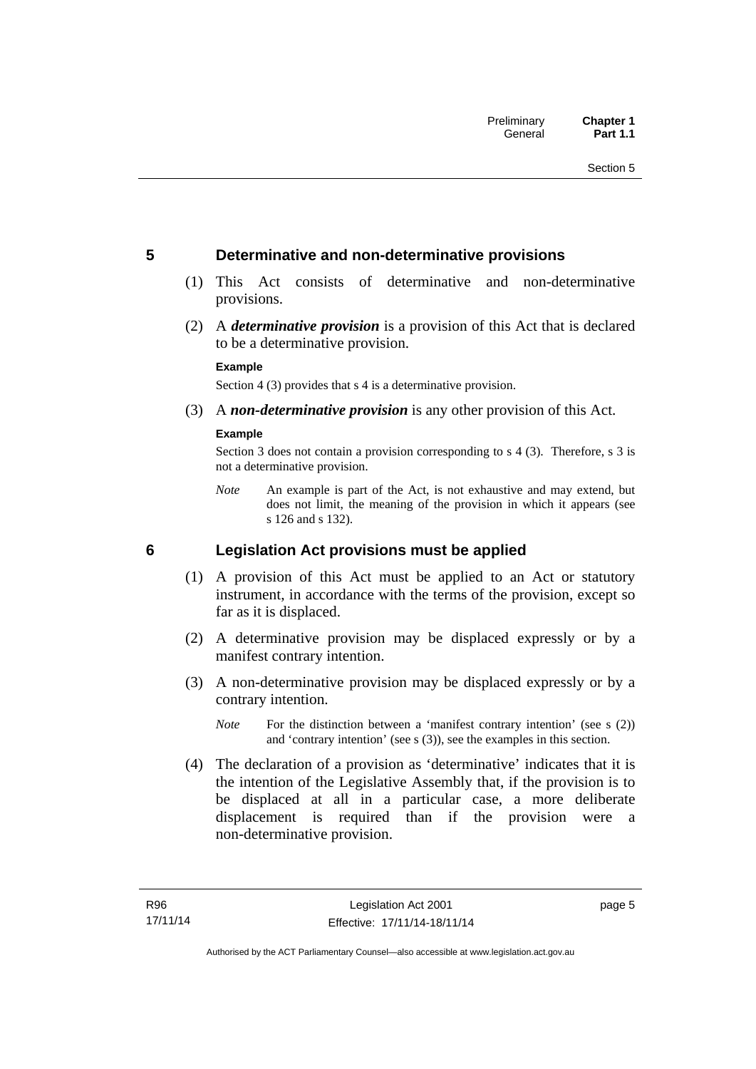## 5 Determinative and non-determinative provisions

(1) This Act consists of determinative and non-determinative provisions.

(2) A ***determinative provision*** is a provision of this Act that is declared to be a determinative provision.

**Example**

Section 4 (3) provides that s 4 is a determinative provision.

(3) A ***non-determinative provision*** is any other provision of this Act.

**Example**

Section 3 does not contain a provision corresponding to s 4 (3). Therefore, s 3 is not a determinative provision.

*Note* An example is part of the Act, is not exhaustive and may extend, but does not limit, the meaning of the provision in which it appears (see s 126 and s 132).

## 6 Legislation Act provisions must be applied

(1) A provision of this Act must be applied to an Act or statutory instrument, in accordance with the terms of the provision, except so far as it is displaced.

(2) A determinative provision may be displaced expressly or by a manifest contrary intention.

(3) A non-determinative provision may be displaced expressly or by a contrary intention.

*Note* For the distinction between a 'manifest contrary intention' (see s (2)) and 'contrary intention' (see s (3)), see the examples in this section.

(4) The declaration of a provision as 'determinative' indicates that it is the intention of the Legislative Assembly that, if the provision is to be displaced at all in a particular case, a more deliberate displacement is required than if the provision were a non-determinative provision.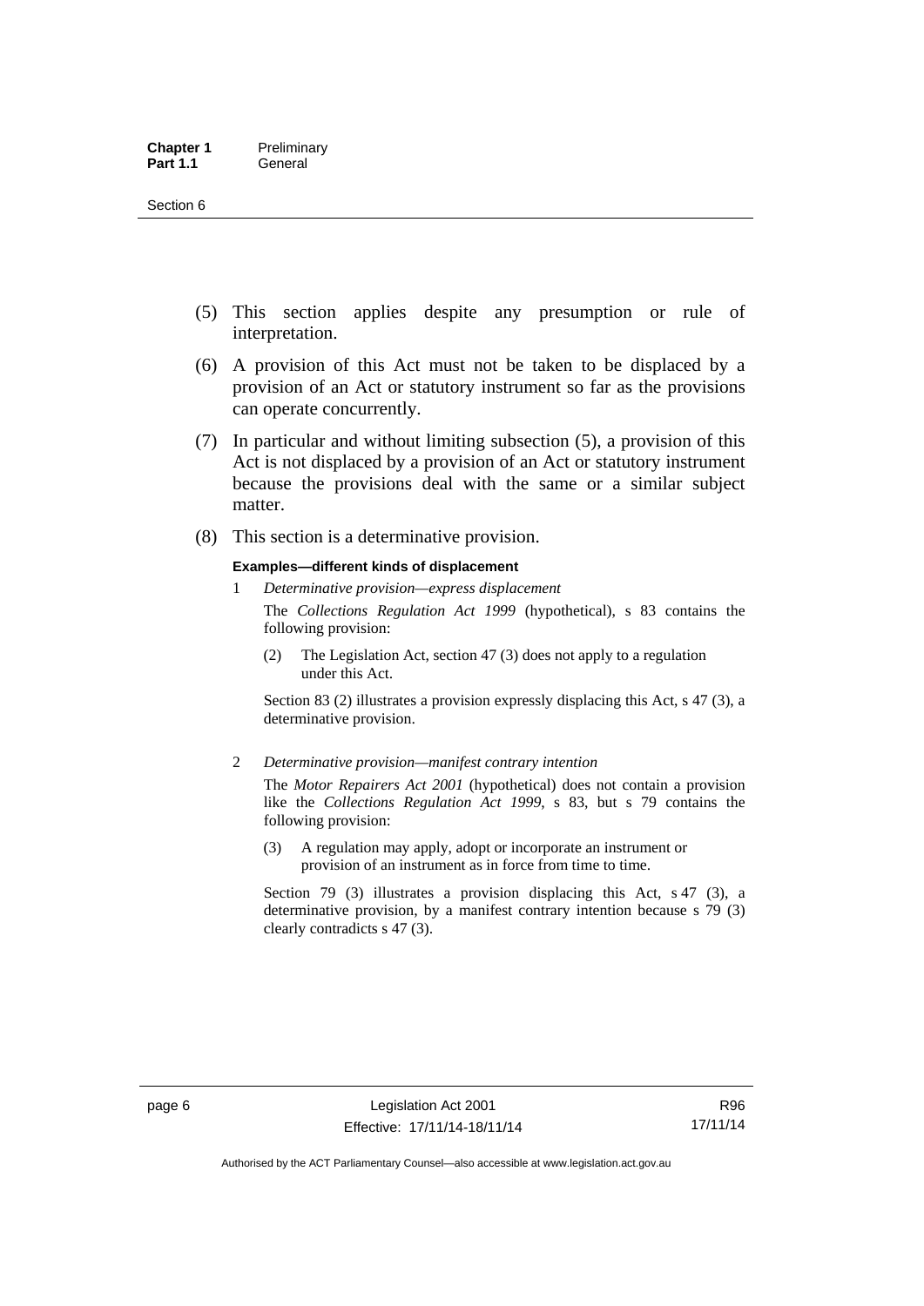(5) This section applies despite any presumption or rule of interpretation.

(6) A provision of this Act must not be taken to be displaced by a provision of an Act or statutory instrument so far as the provisions can operate concurrently.

(7) In particular and without limiting subsection (5), a provision of this Act is not displaced by a provision of an Act or statutory instrument because the provisions deal with the same or a similar subject matter.

(8) This section is a determinative provision.

**Examples—different kinds of displacement**

1 *Determinative provision—express displacement*

The *Collections Regulation Act 1999* (hypothetical), s 83 contains the following provision:

(2) The Legislation Act, section 47 (3) does not apply to a regulation under this Act.

Section 83 (2) illustrates a provision expressly displacing this Act, s 47 (3), a determinative provision.

2 *Determinative provision—manifest contrary intention*

The *Motor Repairers Act 2001* (hypothetical) does not contain a provision like the *Collections Regulation Act 1999*, s 83, but s 79 contains the following provision:

(3) A regulation may apply, adopt or incorporate an instrument or provision of an instrument as in force from time to time.

Section 79 (3) illustrates a provision displacing this Act, s 47 (3), a determinative provision, by a manifest contrary intention because s 79 (3) clearly contradicts s 47 (3).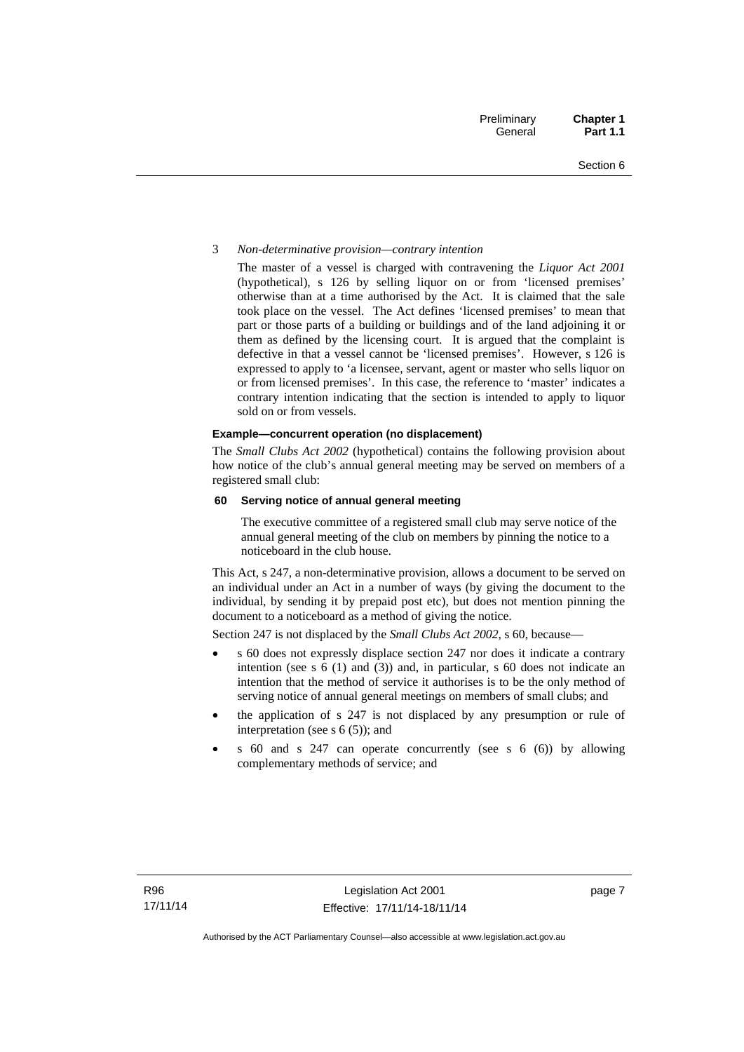3 *Non-determinative provision—contrary intention*

The master of a vessel is charged with contravening the *Liquor Act 2001* (hypothetical), s 126 by selling liquor on or from 'licensed premises' otherwise than at a time authorised by the Act. It is claimed that the sale took place on the vessel. The Act defines 'licensed premises' to mean that part or those parts of a building or buildings and of the land adjoining it or them as defined by the licensing court. It is argued that the complaint is defective in that a vessel cannot be 'licensed premises'. However, s 126 is expressed to apply to 'a licensee, servant, agent or master who sells liquor on or from licensed premises'. In this case, the reference to 'master' indicates a contrary intention indicating that the section is intended to apply to liquor sold on or from vessels.

**Example—concurrent operation (no displacement)**

The *Small Clubs Act 2002* (hypothetical) contains the following provision about how notice of the club's annual general meeting may be served on members of a registered small club:

**60 Serving notice of annual general meeting**

The executive committee of a registered small club may serve notice of the annual general meeting of the club on members by pinning the notice to a noticeboard in the club house.

This Act, s 247, a non-determinative provision, allows a document to be served on an individual under an Act in a number of ways (by giving the document to the individual, by sending it by prepaid post etc), but does not mention pinning the document to a noticeboard as a method of giving the notice.

Section 247 is not displaced by the *Small Clubs Act 2002*, s 60, because—

- s 60 does not expressly displace section 247 nor does it indicate a contrary intention (see s 6 (1) and (3)) and, in particular, s 60 does not indicate an intention that the method of service it authorises is to be the only method of serving notice of annual general meetings on members of small clubs; and
- the application of s 247 is not displaced by any presumption or rule of interpretation (see s 6 (5)); and
- s 60 and s 247 can operate concurrently (see s 6 (6)) by allowing complementary methods of service; and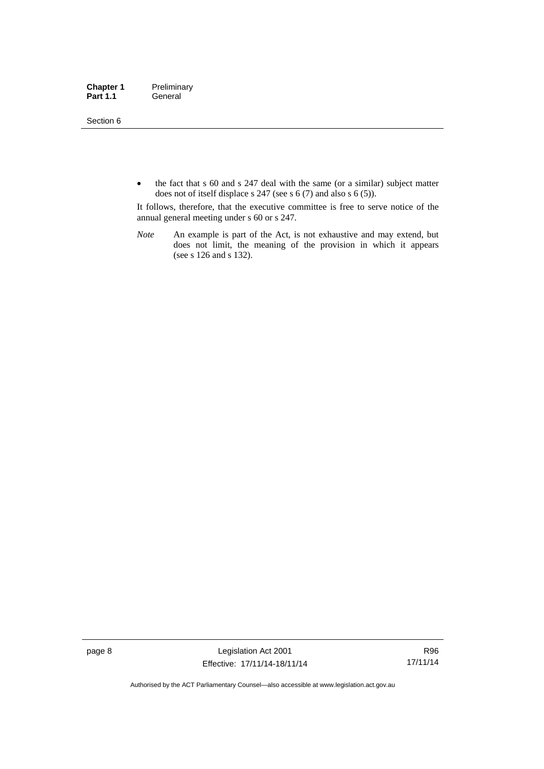- the fact that s 60 and s 247 deal with the same (or a similar) subject matter does not of itself displace s 247 (see s 6 (7) and also s 6 (5)).

It follows, therefore, that the executive committee is free to serve notice of the annual general meeting under s 60 or s 247.

*Note* An example is part of the Act, is not exhaustive and may extend, but does not limit, the meaning of the provision in which it appears (see s 126 and s 132).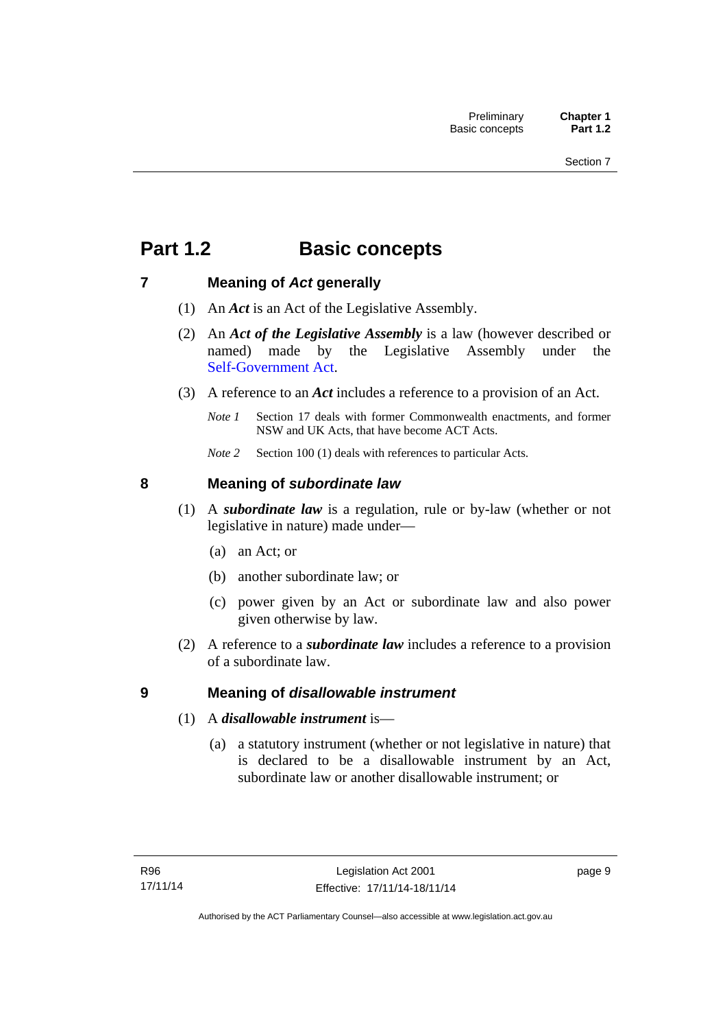# Part 1.2 Basic concepts

## 7 Meaning of *Act* generally

(1) An ***Act*** is an Act of the Legislative Assembly.

(2) An ***Act of the Legislative Assembly*** is a law (however described or named) made by the Legislative Assembly under the Self-Government Act.

(3) A reference to an ***Act*** includes a reference to a provision of an Act.

*Note 1* Section 17 deals with former Commonwealth enactments, and former NSW and UK Acts, that have become ACT Acts.

*Note 2* Section 100 (1) deals with references to particular Acts.

## 8 Meaning of *subordinate law*

(1) A ***subordinate law*** is a regulation, rule or by-law (whether or not legislative in nature) made under—

(a) an Act; or

(b) another subordinate law; or

(c) power given by an Act or subordinate law and also power given otherwise by law.

(2) A reference to a ***subordinate law*** includes a reference to a provision of a subordinate law.

## 9 Meaning of *disallowable instrument*

(1) A ***disallowable instrument*** is—

(a) a statutory instrument (whether or not legislative in nature) that is declared to be a disallowable instrument by an Act, subordinate law or another disallowable instrument; or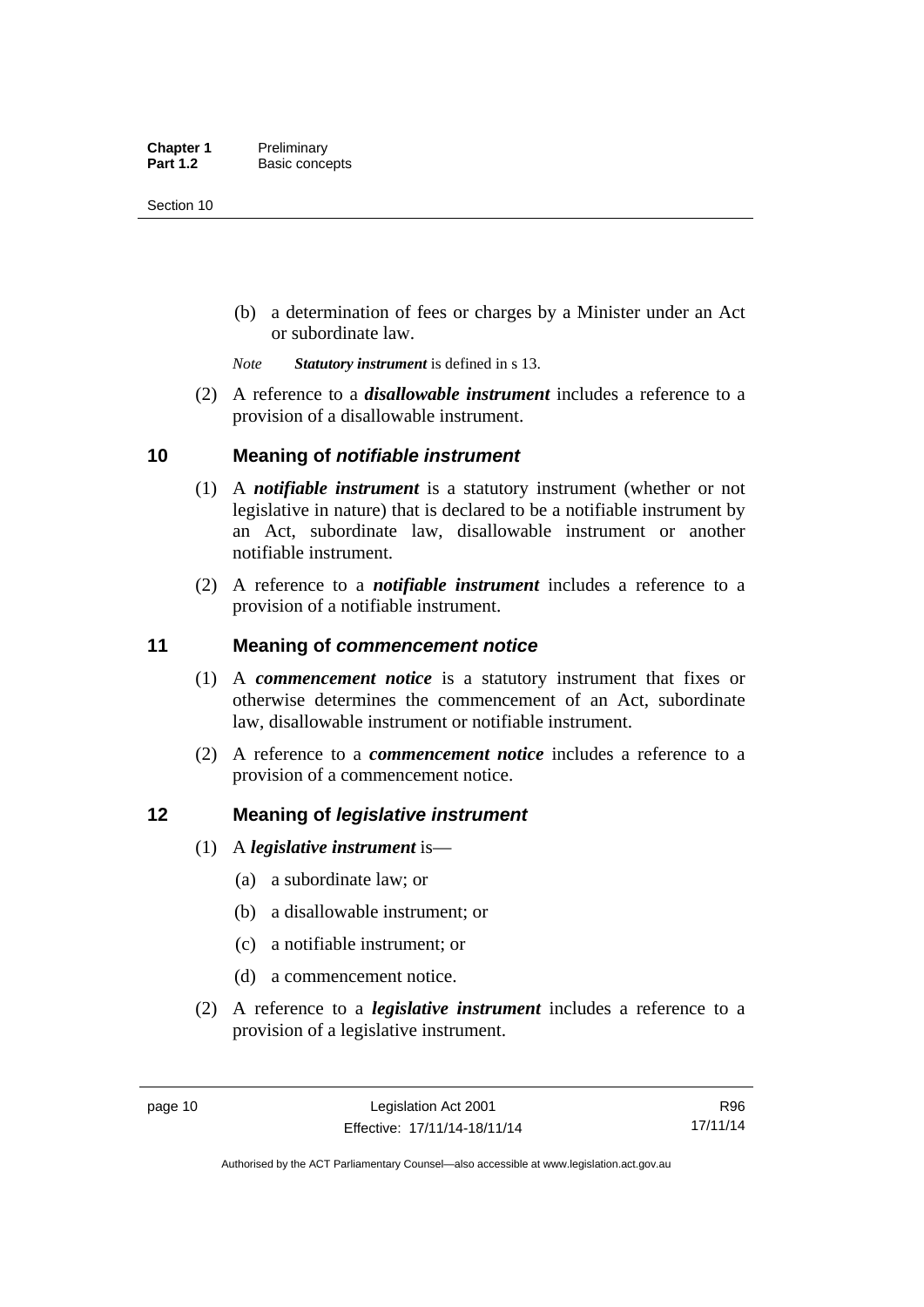(b) a determination of fees or charges by a Minister under an Act or subordinate law.

*Note* ***Statutory instrument*** is defined in s 13.

(2) A reference to a ***disallowable instrument*** includes a reference to a provision of a disallowable instrument.

## 10 Meaning of *notifiable instrument*

(1) A ***notifiable instrument*** is a statutory instrument (whether or not legislative in nature) that is declared to be a notifiable instrument by an Act, subordinate law, disallowable instrument or another notifiable instrument.

(2) A reference to a ***notifiable instrument*** includes a reference to a provision of a notifiable instrument.

## 11 Meaning of *commencement notice*

(1) A ***commencement notice*** is a statutory instrument that fixes or otherwise determines the commencement of an Act, subordinate law, disallowable instrument or notifiable instrument.

(2) A reference to a ***commencement notice*** includes a reference to a provision of a commencement notice.

## 12 Meaning of *legislative instrument*

(1) A ***legislative instrument*** is—

(a) a subordinate law; or

(b) a disallowable instrument; or

(c) a notifiable instrument; or

(d) a commencement notice.

(2) A reference to a ***legislative instrument*** includes a reference to a provision of a legislative instrument.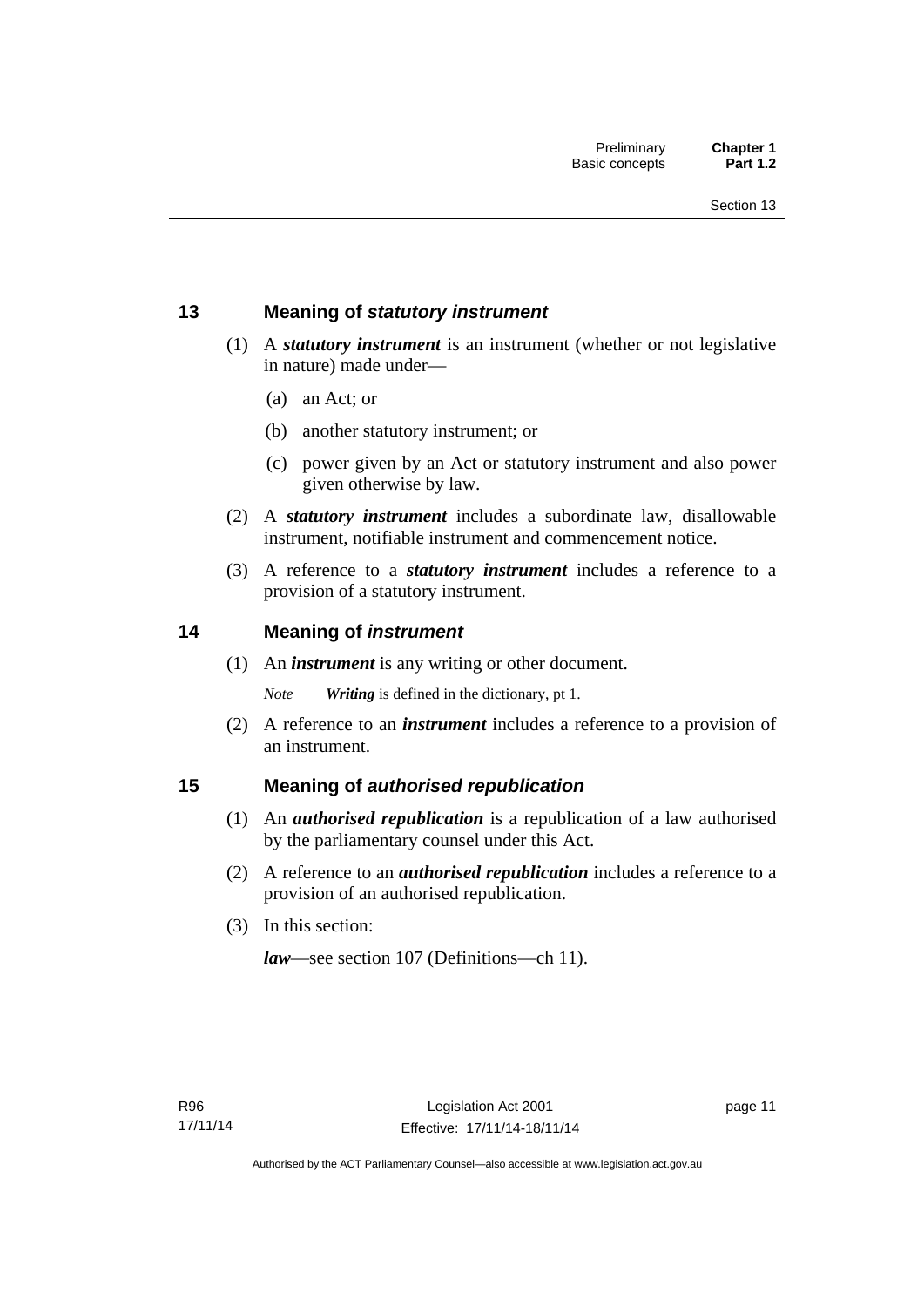## 13 Meaning of *statutory instrument*

(1) A ***statutory instrument*** is an instrument (whether or not legislative in nature) made under—

(a) an Act; or

(b) another statutory instrument; or

(c) power given by an Act or statutory instrument and also power given otherwise by law.

(2) A ***statutory instrument*** includes a subordinate law, disallowable instrument, notifiable instrument and commencement notice.

(3) A reference to a ***statutory instrument*** includes a reference to a provision of a statutory instrument.

## 14 Meaning of *instrument*

(1) An ***instrument*** is any writing or other document.

*Note* ***Writing*** is defined in the dictionary, pt 1.

(2) A reference to an ***instrument*** includes a reference to a provision of an instrument.

## 15 Meaning of *authorised republication*

(1) An ***authorised republication*** is a republication of a law authorised by the parliamentary counsel under this Act.

(2) A reference to an ***authorised republication*** includes a reference to a provision of an authorised republication.

(3) In this section:

***law***—see section 107 (Definitions—ch 11).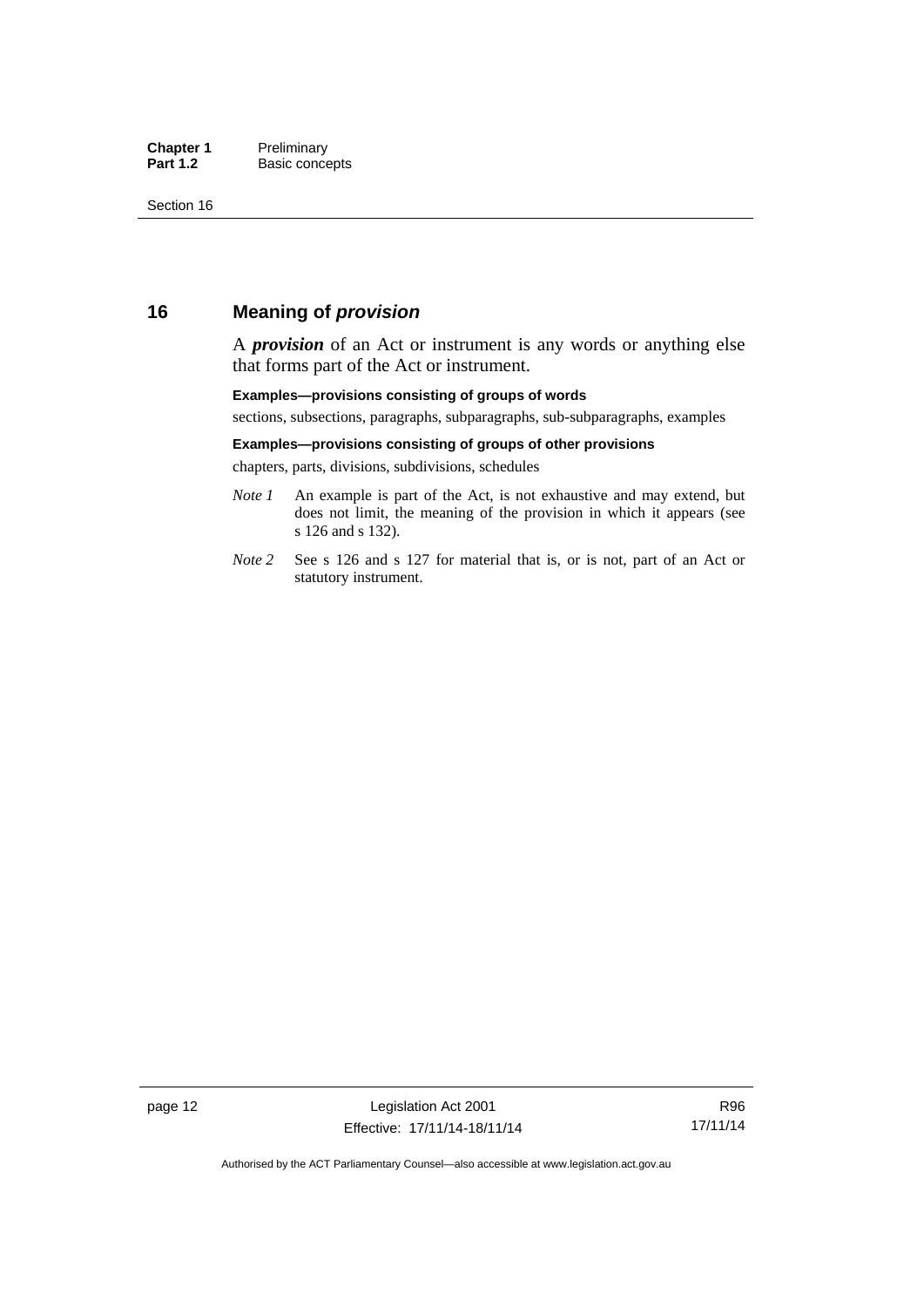## 16 Meaning of *provision*

A ***provision*** of an Act or instrument is any words or anything else that forms part of the Act or instrument.

**Examples—provisions consisting of groups of words**

sections, subsections, paragraphs, subparagraphs, sub-subparagraphs, examples

**Examples—provisions consisting of groups of other provisions**

chapters, parts, divisions, subdivisions, schedules

*Note 1* An example is part of the Act, is not exhaustive and may extend, but does not limit, the meaning of the provision in which it appears (see s 126 and s 132).

*Note 2* See s 126 and s 127 for material that is, or is not, part of an Act or statutory instrument.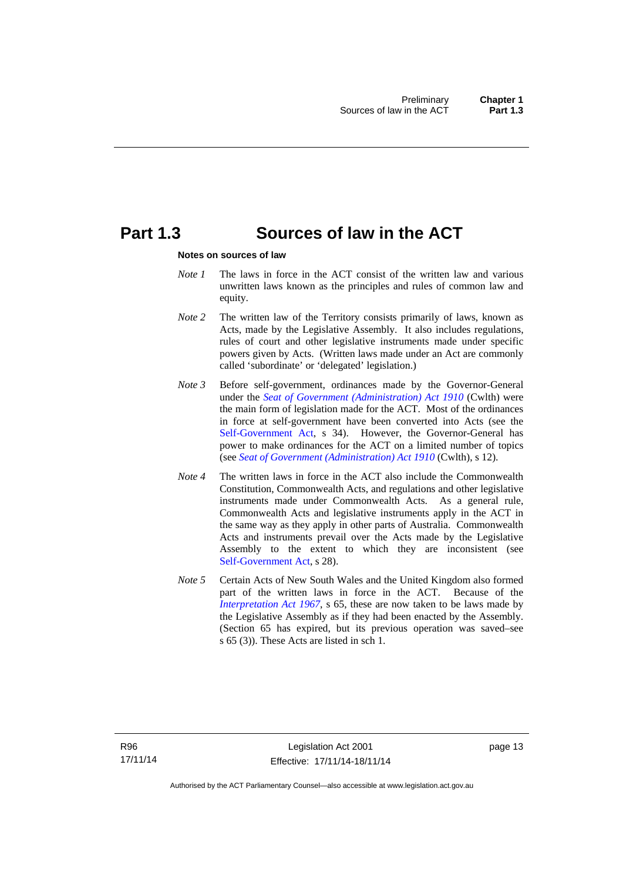# Part 1.3 Sources of law in the ACT

**Notes on sources of law**

*Note 1* The laws in force in the ACT consist of the written law and various unwritten laws known as the principles and rules of common law and equity.

*Note 2* The written law of the Territory consists primarily of laws, known as Acts, made by the Legislative Assembly. It also includes regulations, rules of court and other legislative instruments made under specific powers given by Acts. (Written laws made under an Act are commonly called 'subordinate' or 'delegated' legislation.)

*Note 3* Before self-government, ordinances made by the Governor-General under the *Seat of Government (Administration) Act 1910* (Cwlth) were the main form of legislation made for the ACT. Most of the ordinances in force at self-government have been converted into Acts (see the Self-Government Act, s 34). However, the Governor-General has power to make ordinances for the ACT on a limited number of topics (see *Seat of Government (Administration) Act 1910* (Cwlth), s 12).

*Note 4* The written laws in force in the ACT also include the Commonwealth Constitution, Commonwealth Acts, and regulations and other legislative instruments made under Commonwealth Acts. As a general rule, Commonwealth Acts and legislative instruments apply in the ACT in the same way as they apply in other parts of Australia. Commonwealth Acts and instruments prevail over the Acts made by the Legislative Assembly to the extent to which they are inconsistent (see Self-Government Act, s 28).

*Note 5* Certain Acts of New South Wales and the United Kingdom also formed part of the written laws in force in the ACT. Because of the *Interpretation Act 1967*, s 65, these are now taken to be laws made by the Legislative Assembly as if they had been enacted by the Assembly. (Section 65 has expired, but its previous operation was saved–see s 65 (3)). These Acts are listed in sch 1.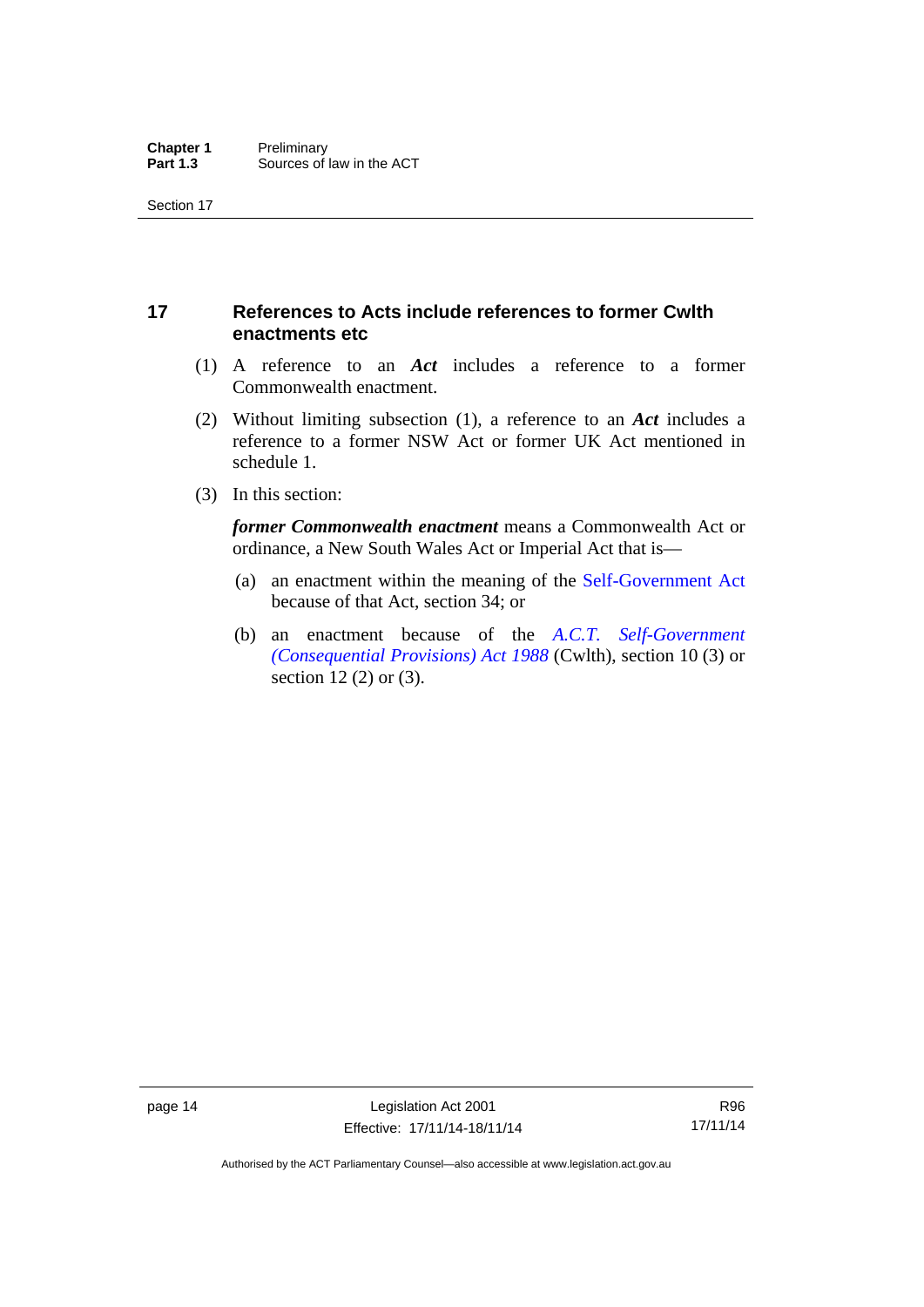## 17 References to Acts include references to former Cwlth enactments etc

(1) A reference to an ***Act*** includes a reference to a former Commonwealth enactment.

(2) Without limiting subsection (1), a reference to an ***Act*** includes a reference to a former NSW Act or former UK Act mentioned in schedule 1.

(3) In this section:

***former Commonwealth enactment*** means a Commonwealth Act or ordinance, a New South Wales Act or Imperial Act that is—

(a) an enactment within the meaning of the Self-Government Act because of that Act, section 34; or

(b) an enactment because of the *A.C.T. Self-Government (Consequential Provisions) Act 1988* (Cwlth), section 10 (3) or section 12 (2) or (3).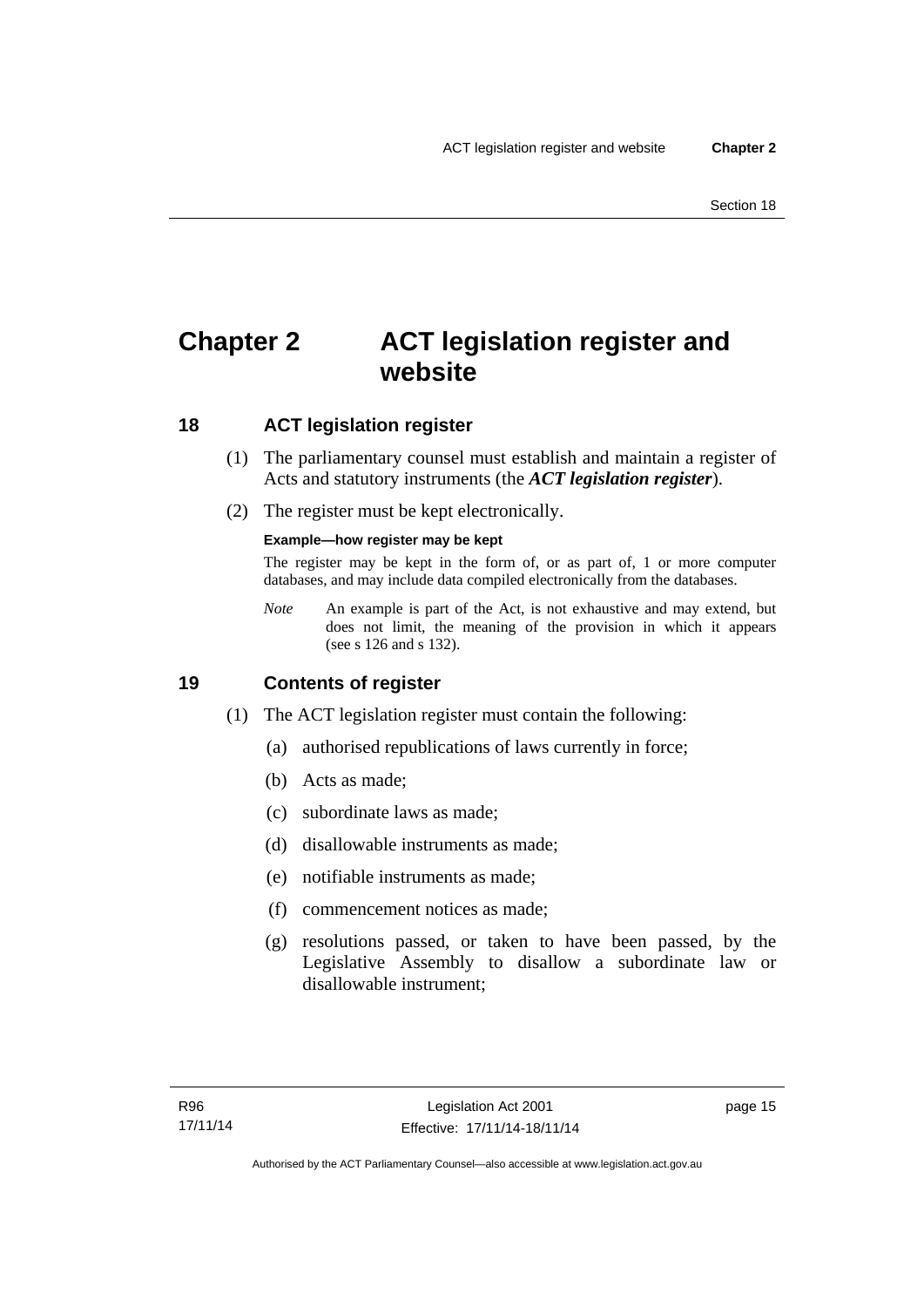# Chapter 2 ACT legislation register and website

## 18 ACT legislation register

(1) The parliamentary counsel must establish and maintain a register of Acts and statutory instruments (the ***ACT legislation register***).

(2) The register must be kept electronically.

**Example—how register may be kept**

The register may be kept in the form of, or as part of, 1 or more computer databases, and may include data compiled electronically from the databases.

*Note* An example is part of the Act, is not exhaustive and may extend, but does not limit, the meaning of the provision in which it appears (see s 126 and s 132).

## 19 Contents of register

(1) The ACT legislation register must contain the following:

(a) authorised republications of laws currently in force;

(b) Acts as made;

(c) subordinate laws as made;

(d) disallowable instruments as made;

(e) notifiable instruments as made;

(f) commencement notices as made;

(g) resolutions passed, or taken to have been passed, by the Legislative Assembly to disallow a subordinate law or disallowable instrument;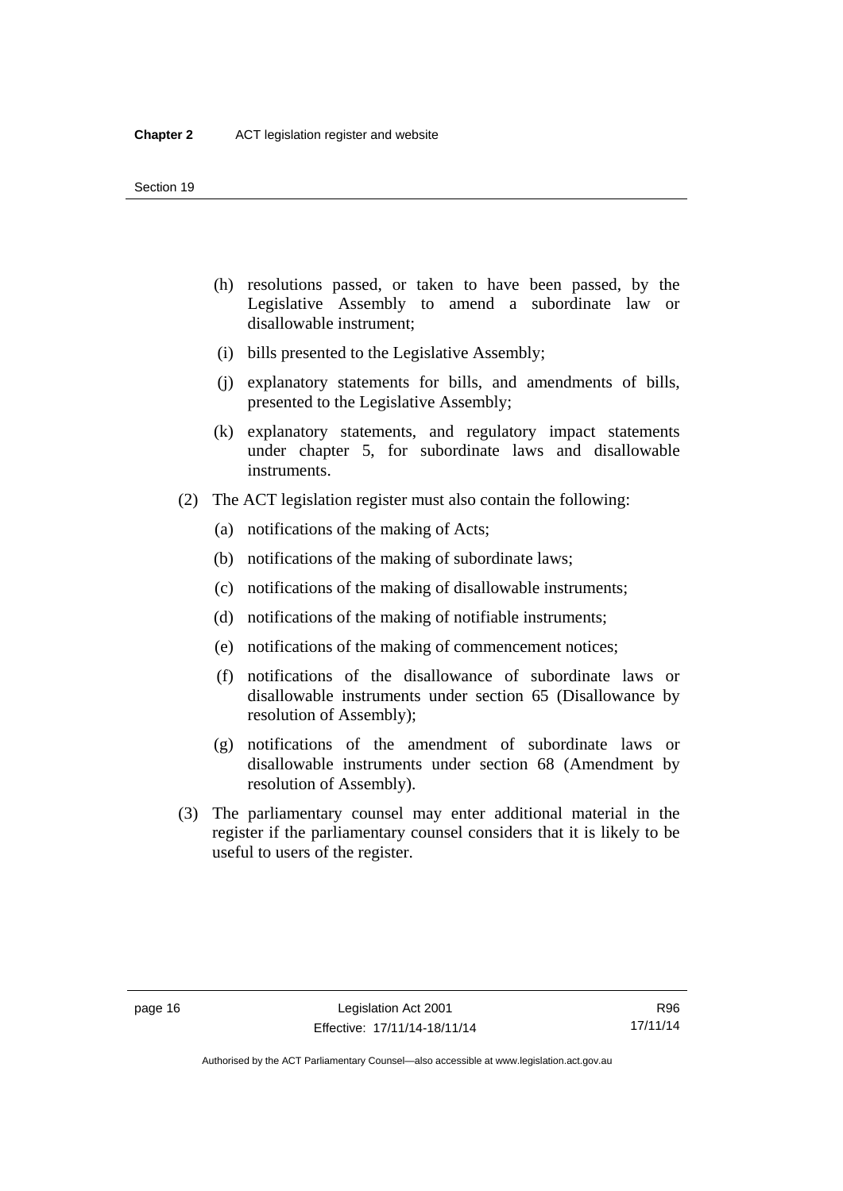(h) resolutions passed, or taken to have been passed, by the Legislative Assembly to amend a subordinate law or disallowable instrument;

(i) bills presented to the Legislative Assembly;

(j) explanatory statements for bills, and amendments of bills, presented to the Legislative Assembly;

(k) explanatory statements, and regulatory impact statements under chapter 5, for subordinate laws and disallowable instruments.

(2) The ACT legislation register must also contain the following:

(a) notifications of the making of Acts;

(b) notifications of the making of subordinate laws;

(c) notifications of the making of disallowable instruments;

(d) notifications of the making of notifiable instruments;

(e) notifications of the making of commencement notices;

(f) notifications of the disallowance of subordinate laws or disallowable instruments under section 65 (Disallowance by resolution of Assembly);

(g) notifications of the amendment of subordinate laws or disallowable instruments under section 68 (Amendment by resolution of Assembly).

(3) The parliamentary counsel may enter additional material in the register if the parliamentary counsel considers that it is likely to be useful to users of the register.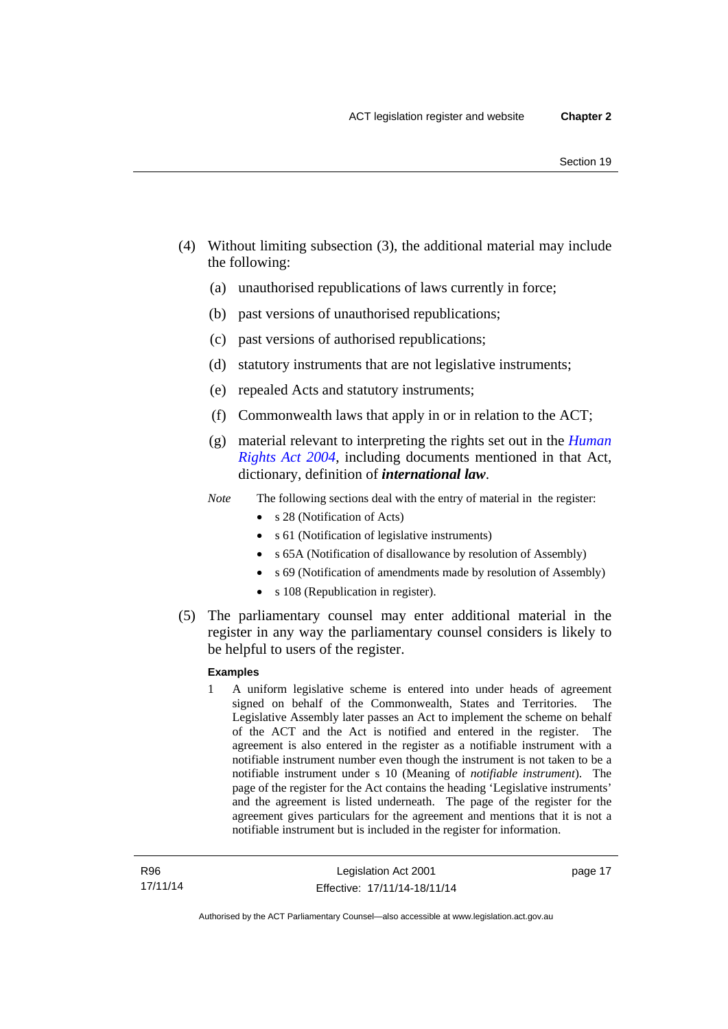(4) Without limiting subsection (3), the additional material may include the following:

(a) unauthorised republications of laws currently in force;

(b) past versions of unauthorised republications;

(c) past versions of authorised republications;

(d) statutory instruments that are not legislative instruments;

(e) repealed Acts and statutory instruments;

(f) Commonwealth laws that apply in or in relation to the ACT;

(g) material relevant to interpreting the rights set out in the *Human Rights Act 2004*, including documents mentioned in that Act, dictionary, definition of ***international law***.

*Note* The following sections deal with the entry of material in the register:

- s 28 (Notification of Acts)
- s 61 (Notification of legislative instruments)
- s 65A (Notification of disallowance by resolution of Assembly)
- s 69 (Notification of amendments made by resolution of Assembly)
- s 108 (Republication in register).

(5) The parliamentary counsel may enter additional material in the register in any way the parliamentary counsel considers is likely to be helpful to users of the register.

**Examples**

1 A uniform legislative scheme is entered into under heads of agreement signed on behalf of the Commonwealth, States and Territories. The Legislative Assembly later passes an Act to implement the scheme on behalf of the ACT and the Act is notified and entered in the register. The agreement is also entered in the register as a notifiable instrument with a notifiable instrument number even though the instrument is not taken to be a notifiable instrument under s 10 (Meaning of *notifiable instrument*). The page of the register for the Act contains the heading 'Legislative instruments' and the agreement is listed underneath. The page of the register for the agreement gives particulars for the agreement and mentions that it is not a notifiable instrument but is included in the register for information.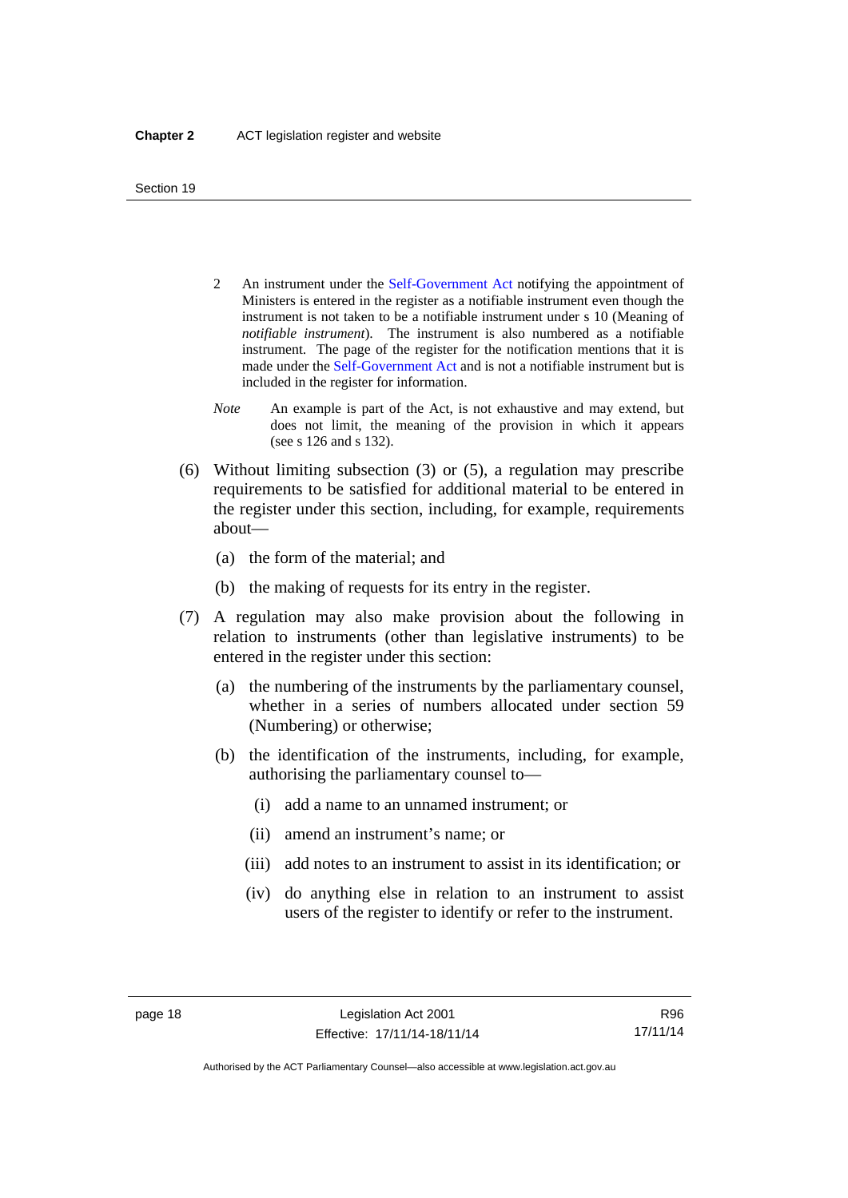2 An instrument under the Self-Government Act notifying the appointment of Ministers is entered in the register as a notifiable instrument even though the instrument is not taken to be a notifiable instrument under s 10 (Meaning of *notifiable instrument*). The instrument is also numbered as a notifiable instrument. The page of the register for the notification mentions that it is made under the Self-Government Act and is not a notifiable instrument but is included in the register for information.

*Note* An example is part of the Act, is not exhaustive and may extend, but does not limit, the meaning of the provision in which it appears (see s 126 and s 132).

(6) Without limiting subsection (3) or (5), a regulation may prescribe requirements to be satisfied for additional material to be entered in the register under this section, including, for example, requirements about—

(a) the form of the material; and

(b) the making of requests for its entry in the register.

(7) A regulation may also make provision about the following in relation to instruments (other than legislative instruments) to be entered in the register under this section:

(a) the numbering of the instruments by the parliamentary counsel, whether in a series of numbers allocated under section 59 (Numbering) or otherwise;

(b) the identification of the instruments, including, for example, authorising the parliamentary counsel to—

(i) add a name to an unnamed instrument; or

(ii) amend an instrument's name; or

(iii) add notes to an instrument to assist in its identification; or

(iv) do anything else in relation to an instrument to assist users of the register to identify or refer to the instrument.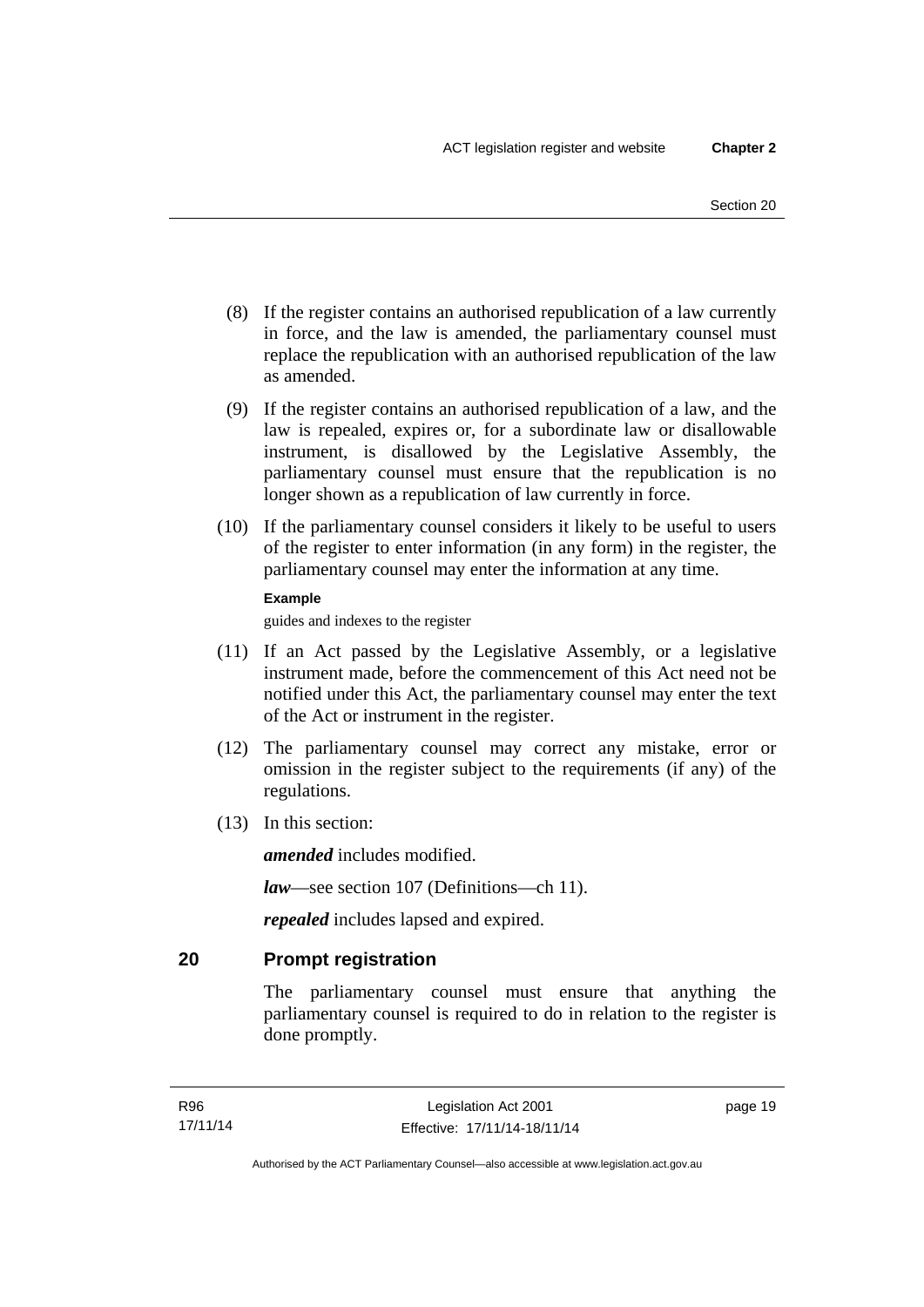(8) If the register contains an authorised republication of a law currently in force, and the law is amended, the parliamentary counsel must replace the republication with an authorised republication of the law as amended.

(9) If the register contains an authorised republication of a law, and the law is repealed, expires or, for a subordinate law or disallowable instrument, is disallowed by the Legislative Assembly, the parliamentary counsel must ensure that the republication is no longer shown as a republication of law currently in force.

(10) If the parliamentary counsel considers it likely to be useful to users of the register to enter information (in any form) in the register, the parliamentary counsel may enter the information at any time.

**Example**

guides and indexes to the register

(11) If an Act passed by the Legislative Assembly, or a legislative instrument made, before the commencement of this Act need not be notified under this Act, the parliamentary counsel may enter the text of the Act or instrument in the register.

(12) The parliamentary counsel may correct any mistake, error or omission in the register subject to the requirements (if any) of the regulations.

(13) In this section:

***amended*** includes modified.

***law***—see section 107 (Definitions—ch 11).

***repealed*** includes lapsed and expired.

## 20 Prompt registration

The parliamentary counsel must ensure that anything the parliamentary counsel is required to do in relation to the register is done promptly.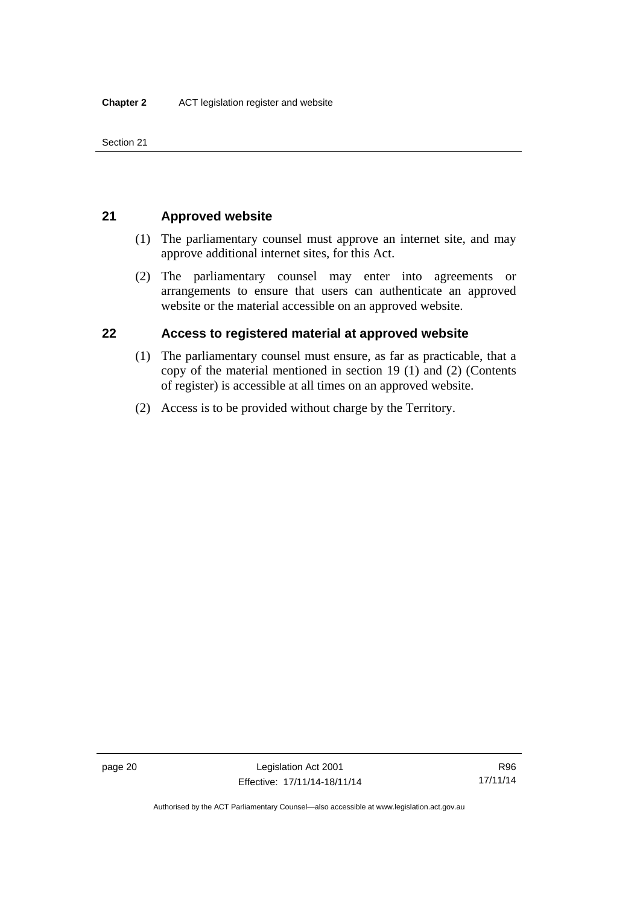## 21 Approved website

(1) The parliamentary counsel must approve an internet site, and may approve additional internet sites, for this Act.

(2) The parliamentary counsel may enter into agreements or arrangements to ensure that users can authenticate an approved website or the material accessible on an approved website.

## 22 Access to registered material at approved website

(1) The parliamentary counsel must ensure, as far as practicable, that a copy of the material mentioned in section 19 (1) and (2) (Contents of register) is accessible at all times on an approved website.

(2) Access is to be provided without charge by the Territory.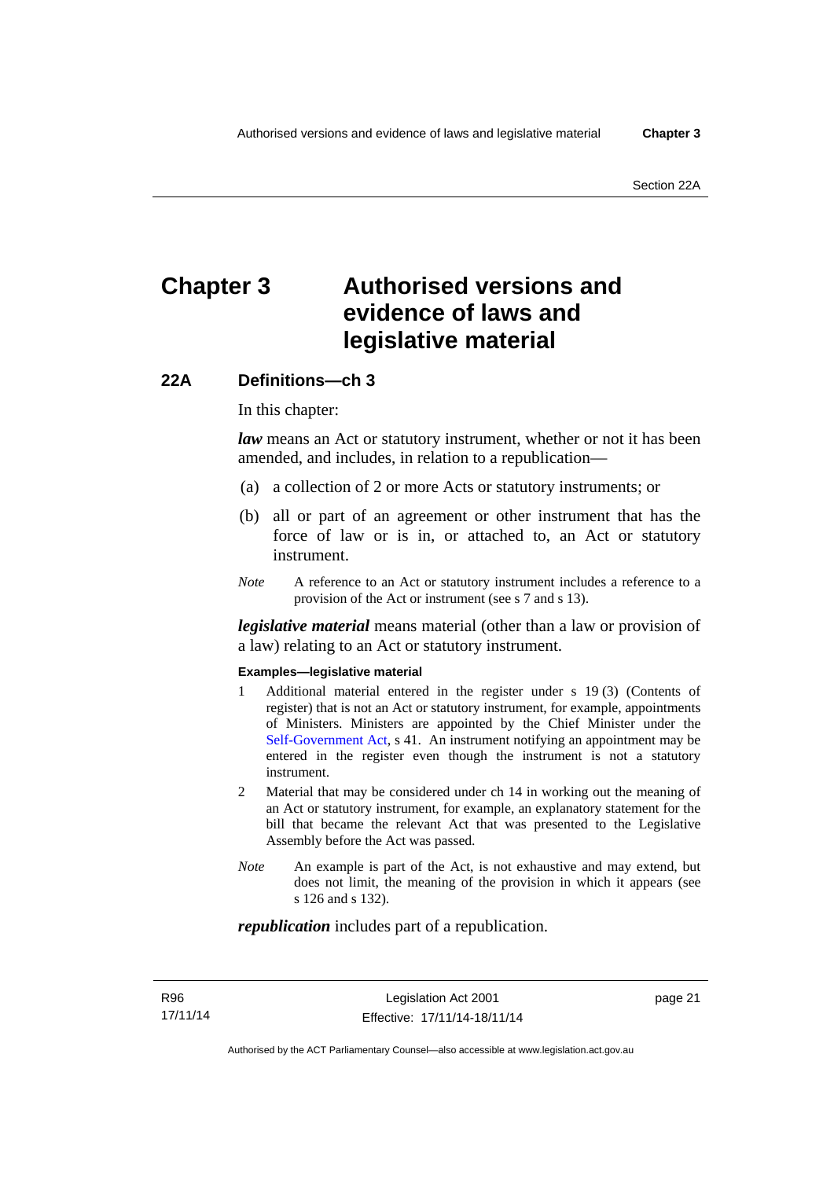# Chapter 3 Authorised versions and evidence of laws and legislative material

## 22A Definitions—ch 3

In this chapter:

***law*** means an Act or statutory instrument, whether or not it has been amended, and includes, in relation to a republication—

(a) a collection of 2 or more Acts or statutory instruments; or

(b) all or part of an agreement or other instrument that has the force of law or is in, or attached to, an Act or statutory instrument.

*Note* A reference to an Act or statutory instrument includes a reference to a provision of the Act or instrument (see s 7 and s 13).

***legislative material*** means material (other than a law or provision of a law) relating to an Act or statutory instrument.

**Examples—legislative material**

1 Additional material entered in the register under s 19 (3) (Contents of register) that is not an Act or statutory instrument, for example, appointments of Ministers. Ministers are appointed by the Chief Minister under the Self-Government Act, s 41. An instrument notifying an appointment may be entered in the register even though the instrument is not a statutory instrument.

2 Material that may be considered under ch 14 in working out the meaning of an Act or statutory instrument, for example, an explanatory statement for the bill that became the relevant Act that was presented to the Legislative Assembly before the Act was passed.

*Note* An example is part of the Act, is not exhaustive and may extend, but does not limit, the meaning of the provision in which it appears (see s 126 and s 132).

***republication*** includes part of a republication.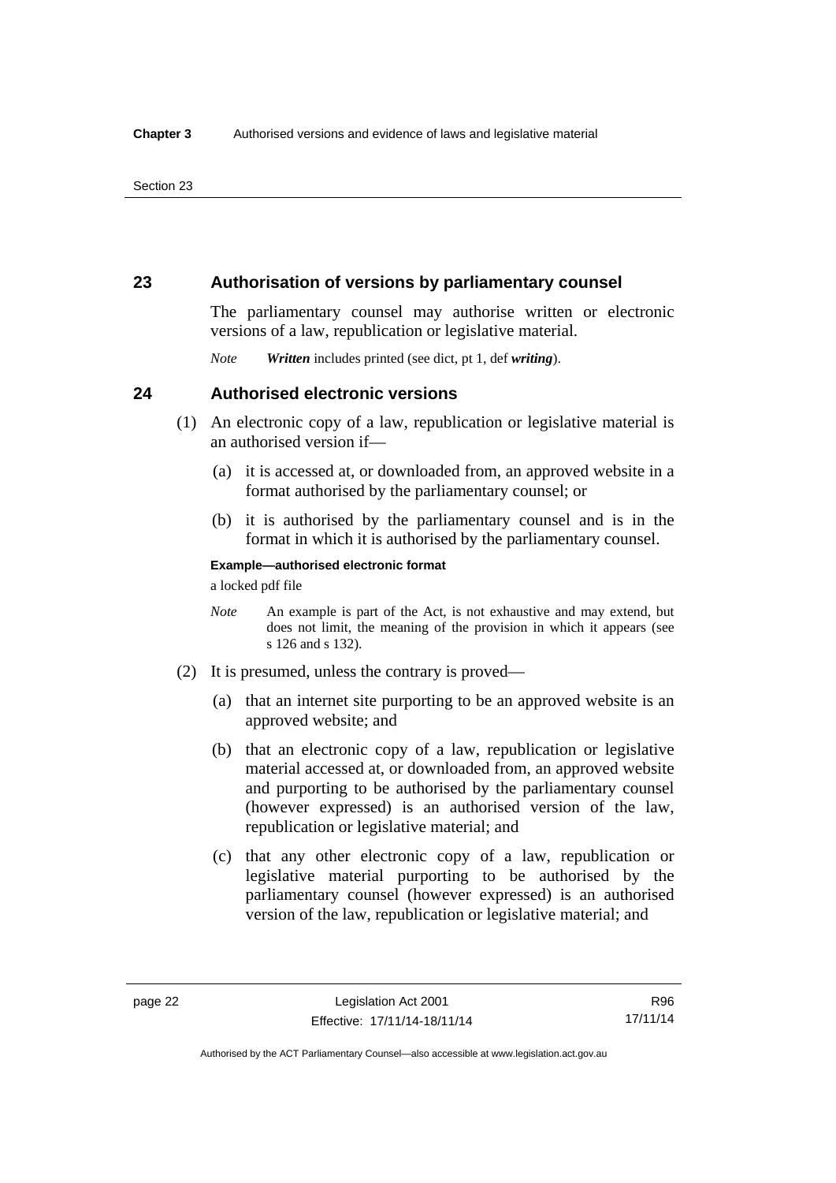## 23 Authorisation of versions by parliamentary counsel

The parliamentary counsel may authorise written or electronic versions of a law, republication or legislative material.

*Note* ***Written*** includes printed (see dict, pt 1, def ***writing***).

## 24 Authorised electronic versions

(1) An electronic copy of a law, republication or legislative material is an authorised version if—

(a) it is accessed at, or downloaded from, an approved website in a format authorised by the parliamentary counsel; or

(b) it is authorised by the parliamentary counsel and is in the format in which it is authorised by the parliamentary counsel.

**Example—authorised electronic format**

a locked pdf file

*Note* An example is part of the Act, is not exhaustive and may extend, but does not limit, the meaning of the provision in which it appears (see s 126 and s 132).

(2) It is presumed, unless the contrary is proved—

(a) that an internet site purporting to be an approved website is an approved website; and

(b) that an electronic copy of a law, republication or legislative material accessed at, or downloaded from, an approved website and purporting to be authorised by the parliamentary counsel (however expressed) is an authorised version of the law, republication or legislative material; and

(c) that any other electronic copy of a law, republication or legislative material purporting to be authorised by the parliamentary counsel (however expressed) is an authorised version of the law, republication or legislative material; and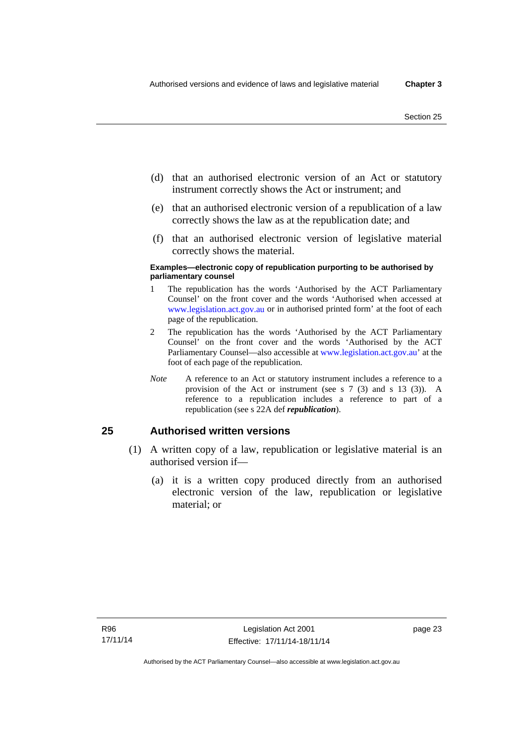(d) that an authorised electronic version of an Act or statutory instrument correctly shows the Act or instrument; and

(e) that an authorised electronic version of a republication of a law correctly shows the law as at the republication date; and

(f) that an authorised electronic version of legislative material correctly shows the material.

**Examples—electronic copy of republication purporting to be authorised by parliamentary counsel**

1. The republication has the words 'Authorised by the ACT Parliamentary Counsel' on the front cover and the words 'Authorised when accessed at www.legislation.act.gov.au or in authorised printed form' at the foot of each page of the republication.
2. The republication has the words 'Authorised by the ACT Parliamentary Counsel' on the front cover and the words 'Authorised by the ACT Parliamentary Counsel—also accessible at www.legislation.act.gov.au' at the foot of each page of the republication.

*Note* A reference to an Act or statutory instrument includes a reference to a provision of the Act or instrument (see s 7 (3) and s 13 (3)). A reference to a republication includes a reference to part of a republication (see s 22A def ***republication***).

## 25 Authorised written versions

(1) A written copy of a law, republication or legislative material is an authorised version if—

(a) it is a written copy produced directly from an authorised electronic version of the law, republication or legislative material; or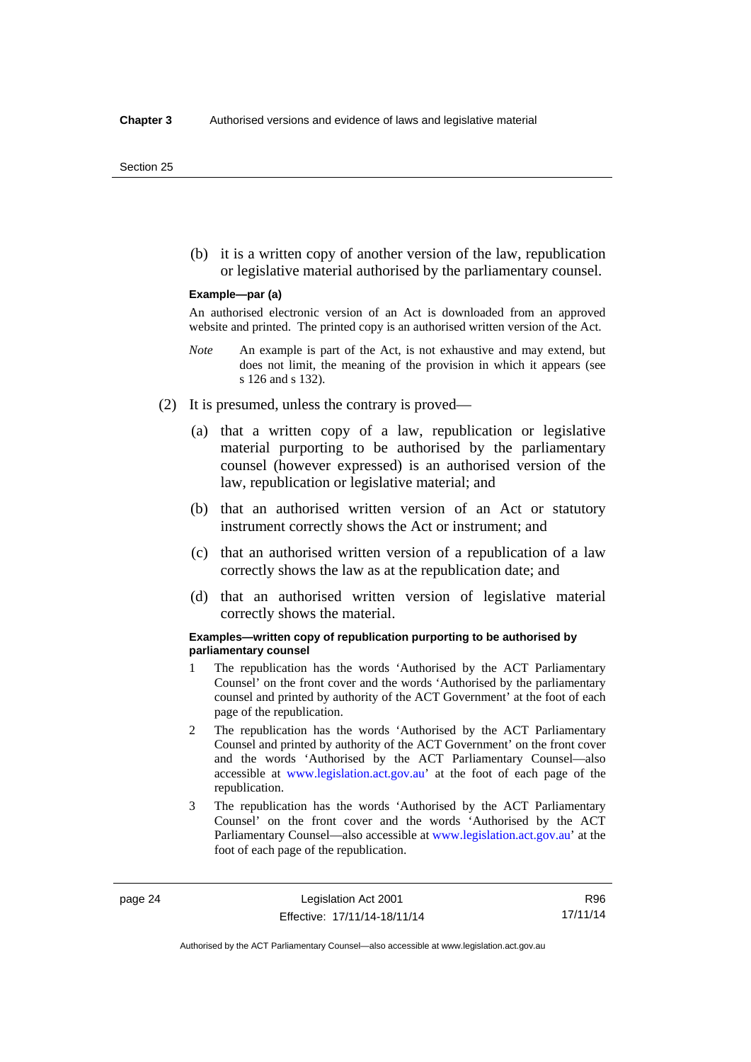(b) it is a written copy of another version of the law, republication or legislative material authorised by the parliamentary counsel.

**Example—par (a)**

An authorised electronic version of an Act is downloaded from an approved website and printed. The printed copy is an authorised written version of the Act.

*Note* An example is part of the Act, is not exhaustive and may extend, but does not limit, the meaning of the provision in which it appears (see s 126 and s 132).

(2) It is presumed, unless the contrary is proved—

(a) that a written copy of a law, republication or legislative material purporting to be authorised by the parliamentary counsel (however expressed) is an authorised version of the law, republication or legislative material; and

(b) that an authorised written version of an Act or statutory instrument correctly shows the Act or instrument; and

(c) that an authorised written version of a republication of a law correctly shows the law as at the republication date; and

(d) that an authorised written version of legislative material correctly shows the material.

**Examples—written copy of republication purporting to be authorised by parliamentary counsel**

1 The republication has the words 'Authorised by the ACT Parliamentary Counsel' on the front cover and the words 'Authorised by the parliamentary counsel and printed by authority of the ACT Government' at the foot of each page of the republication.

2 The republication has the words 'Authorised by the ACT Parliamentary Counsel and printed by authority of the ACT Government' on the front cover and the words 'Authorised by the ACT Parliamentary Counsel—also accessible at www.legislation.act.gov.au' at the foot of each page of the republication.

3 The republication has the words 'Authorised by the ACT Parliamentary Counsel' on the front cover and the words 'Authorised by the ACT Parliamentary Counsel—also accessible at www.legislation.act.gov.au' at the foot of each page of the republication.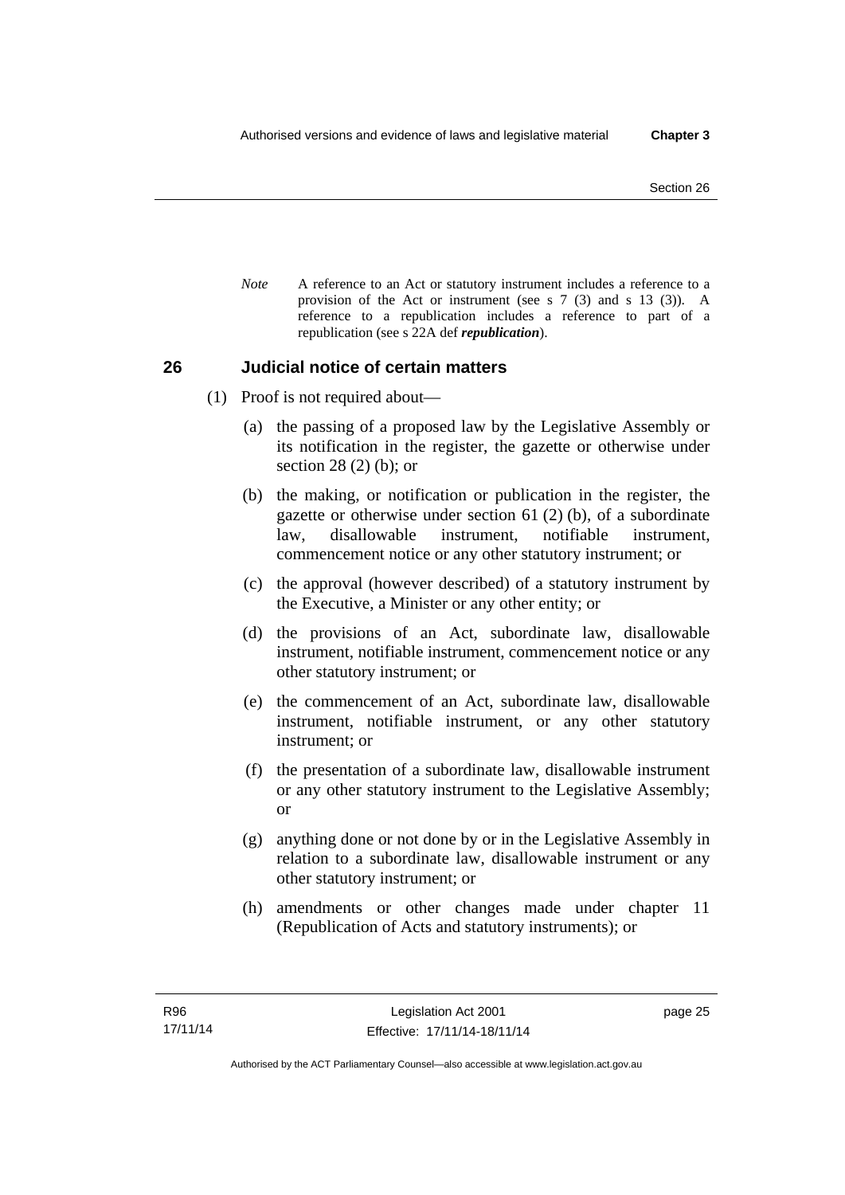*Note* A reference to an Act or statutory instrument includes a reference to a provision of the Act or instrument (see s 7 (3) and s 13 (3)). A reference to a republication includes a reference to part of a republication (see s 22A def ***republication***).

## 26 Judicial notice of certain matters

(1) Proof is not required about—

(a) the passing of a proposed law by the Legislative Assembly or its notification in the register, the gazette or otherwise under section 28 (2) (b); or

(b) the making, or notification or publication in the register, the gazette or otherwise under section 61 (2) (b), of a subordinate law, disallowable instrument, notifiable instrument, commencement notice or any other statutory instrument; or

(c) the approval (however described) of a statutory instrument by the Executive, a Minister or any other entity; or

(d) the provisions of an Act, subordinate law, disallowable instrument, notifiable instrument, commencement notice or any other statutory instrument; or

(e) the commencement of an Act, subordinate law, disallowable instrument, notifiable instrument, or any other statutory instrument; or

(f) the presentation of a subordinate law, disallowable instrument or any other statutory instrument to the Legislative Assembly; or

(g) anything done or not done by or in the Legislative Assembly in relation to a subordinate law, disallowable instrument or any other statutory instrument; or

(h) amendments or other changes made under chapter 11 (Republication of Acts and statutory instruments); or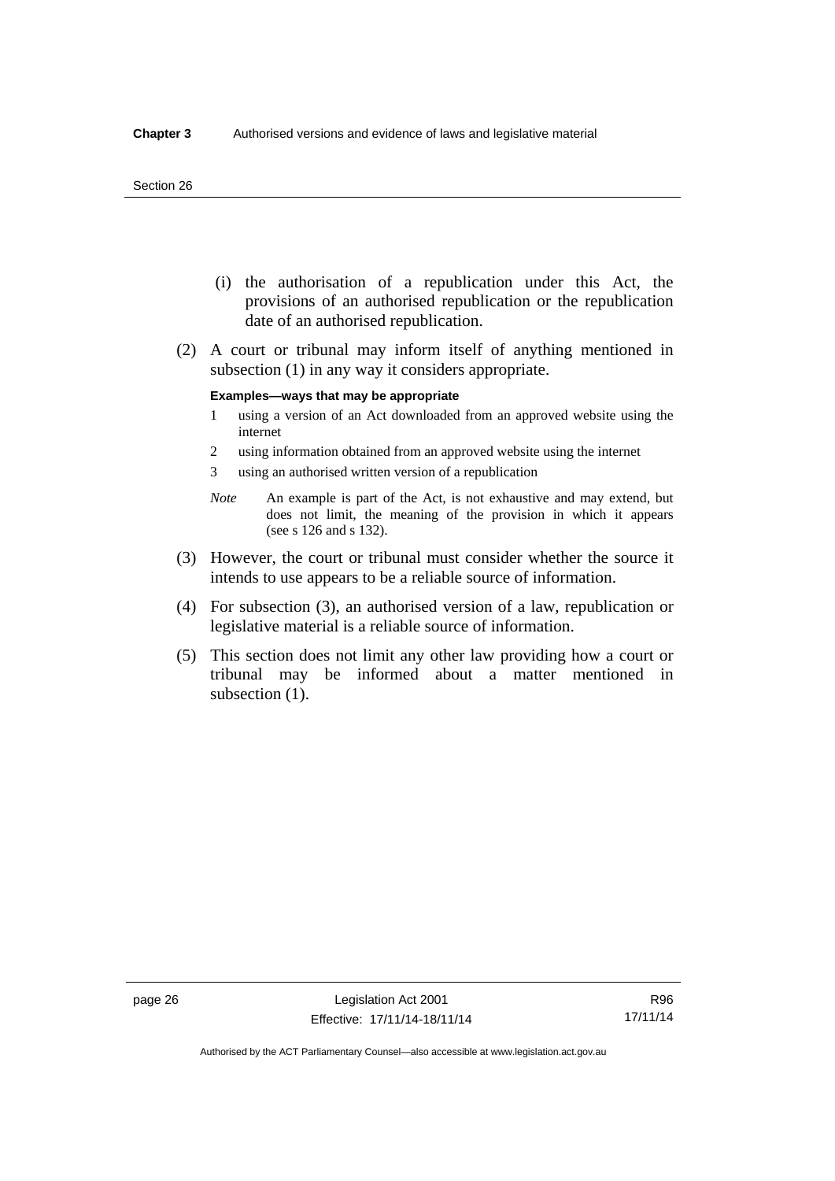(i) the authorisation of a republication under this Act, the provisions of an authorised republication or the republication date of an authorised republication.

(2) A court or tribunal may inform itself of anything mentioned in subsection (1) in any way it considers appropriate.

**Examples—ways that may be appropriate**

1 using a version of an Act downloaded from an approved website using the internet

2 using information obtained from an approved website using the internet

3 using an authorised written version of a republication

*Note* An example is part of the Act, is not exhaustive and may extend, but does not limit, the meaning of the provision in which it appears (see s 126 and s 132).

(3) However, the court or tribunal must consider whether the source it intends to use appears to be a reliable source of information.

(4) For subsection (3), an authorised version of a law, republication or legislative material is a reliable source of information.

(5) This section does not limit any other law providing how a court or tribunal may be informed about a matter mentioned in subsection (1).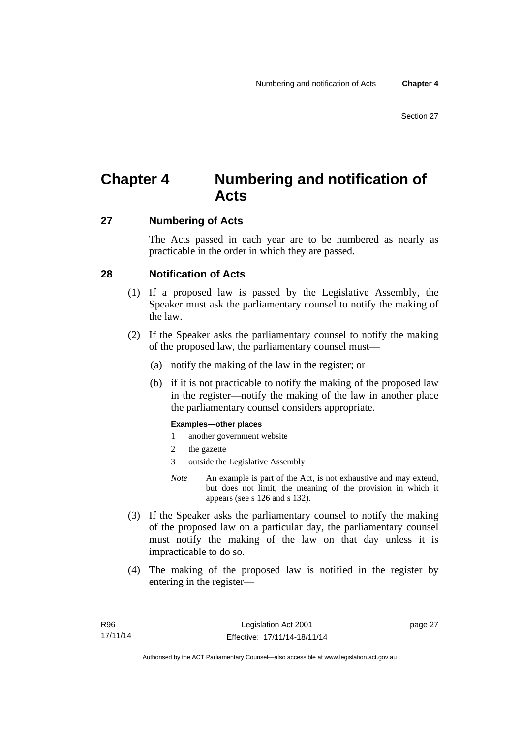# Chapter 4 Numbering and notification of Acts

## 27 Numbering of Acts

The Acts passed in each year are to be numbered as nearly as practicable in the order in which they are passed.

## 28 Notification of Acts

(1) If a proposed law is passed by the Legislative Assembly, the Speaker must ask the parliamentary counsel to notify the making of the law.

(2) If the Speaker asks the parliamentary counsel to notify the making of the proposed law, the parliamentary counsel must—

(a) notify the making of the law in the register; or

(b) if it is not practicable to notify the making of the proposed law in the register—notify the making of the law in another place the parliamentary counsel considers appropriate.

**Examples—other places**

1 another government website

2 the gazette

3 outside the Legislative Assembly

*Note* An example is part of the Act, is not exhaustive and may extend, but does not limit, the meaning of the provision in which it appears (see s 126 and s 132).

(3) If the Speaker asks the parliamentary counsel to notify the making of the proposed law on a particular day, the parliamentary counsel must notify the making of the law on that day unless it is impracticable to do so.

(4) The making of the proposed law is notified in the register by entering in the register—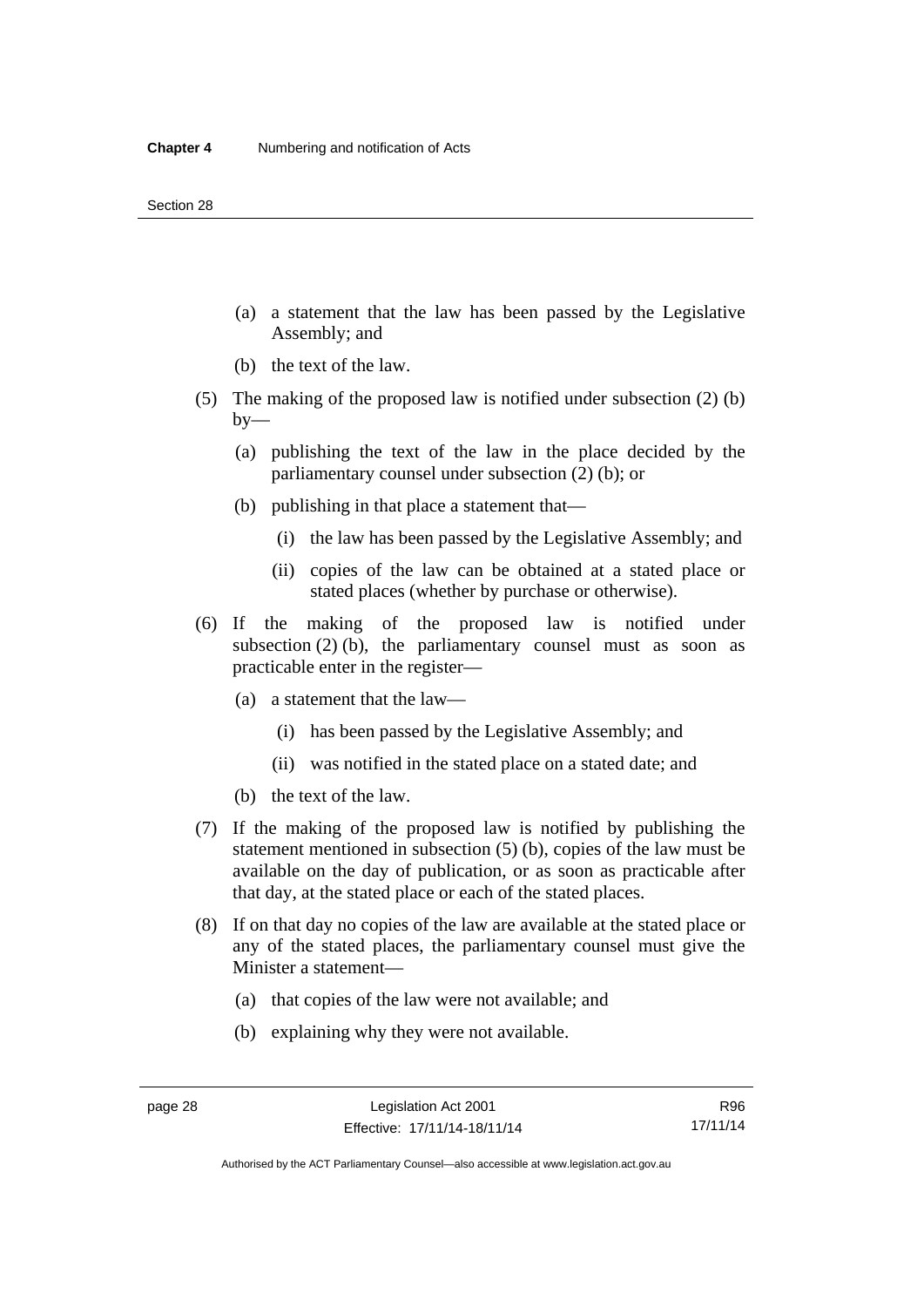(a) a statement that the law has been passed by the Legislative Assembly; and

(b) the text of the law.

(5) The making of the proposed law is notified under subsection (2) (b) by—

(a) publishing the text of the law in the place decided by the parliamentary counsel under subsection (2) (b); or

(b) publishing in that place a statement that—

(i) the law has been passed by the Legislative Assembly; and

(ii) copies of the law can be obtained at a stated place or stated places (whether by purchase or otherwise).

(6) If the making of the proposed law is notified under subsection (2) (b), the parliamentary counsel must as soon as practicable enter in the register—

(a) a statement that the law—

(i) has been passed by the Legislative Assembly; and

(ii) was notified in the stated place on a stated date; and

(b) the text of the law.

(7) If the making of the proposed law is notified by publishing the statement mentioned in subsection (5) (b), copies of the law must be available on the day of publication, or as soon as practicable after that day, at the stated place or each of the stated places.

(8) If on that day no copies of the law are available at the stated place or any of the stated places, the parliamentary counsel must give the Minister a statement—

(a) that copies of the law were not available; and

(b) explaining why they were not available.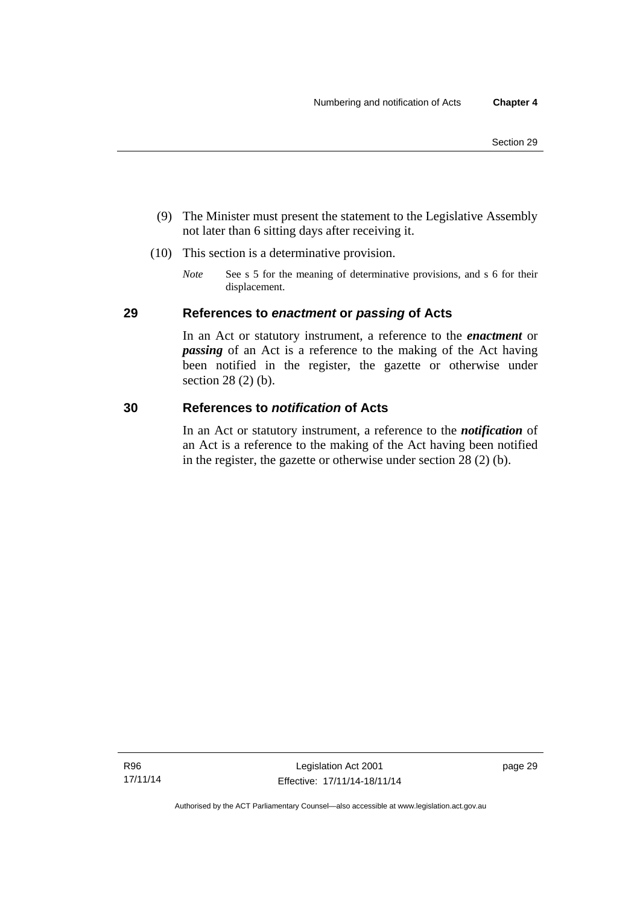(9) The Minister must present the statement to the Legislative Assembly not later than 6 sitting days after receiving it.

(10) This section is a determinative provision.

*Note* See s 5 for the meaning of determinative provisions, and s 6 for their displacement.

## 29 References to *enactment* or *passing* of Acts

In an Act or statutory instrument, a reference to the ***enactment*** or ***passing*** of an Act is a reference to the making of the Act having been notified in the register, the gazette or otherwise under section 28 (2) (b).

## 30 References to *notification* of Acts

In an Act or statutory instrument, a reference to the ***notification*** of an Act is a reference to the making of the Act having been notified in the register, the gazette or otherwise under section 28 (2) (b).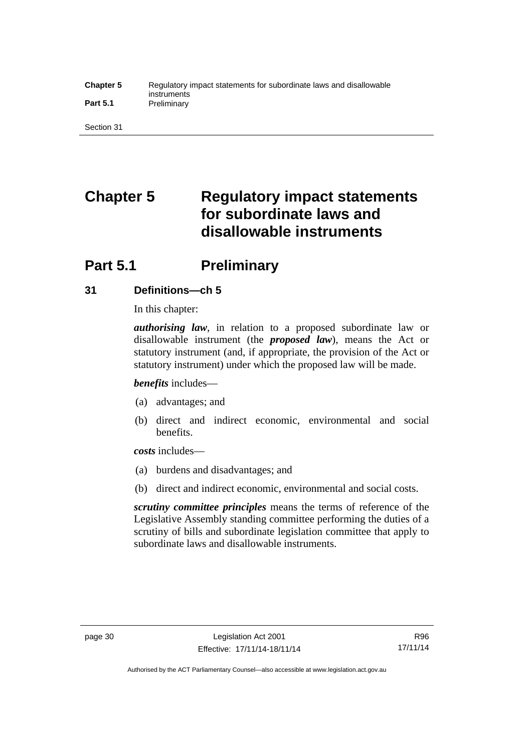# Chapter 5 Regulatory impact statements for subordinate laws and disallowable instruments

## Part 5.1 Preliminary

### 31 Definitions—ch 5

In this chapter:

***authorising law***, in relation to a proposed subordinate law or disallowable instrument (the ***proposed law***), means the Act or statutory instrument (and, if appropriate, the provision of the Act or statutory instrument) under which the proposed law will be made.

***benefits*** includes—

(a) advantages; and

(b) direct and indirect economic, environmental and social benefits.

***costs*** includes—

(a) burdens and disadvantages; and

(b) direct and indirect economic, environmental and social costs.

***scrutiny committee principles*** means the terms of reference of the Legislative Assembly standing committee performing the duties of a scrutiny of bills and subordinate legislation committee that apply to subordinate laws and disallowable instruments.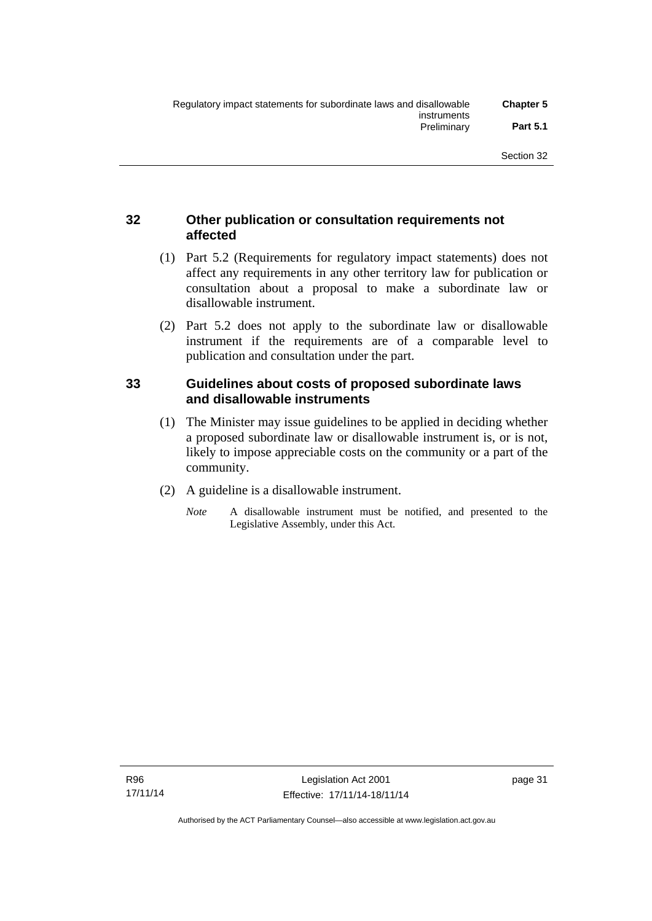## 32 Other publication or consultation requirements not affected

(1) Part 5.2 (Requirements for regulatory impact statements) does not affect any requirements in any other territory law for publication or consultation about a proposal to make a subordinate law or disallowable instrument.

(2) Part 5.2 does not apply to the subordinate law or disallowable instrument if the requirements are of a comparable level to publication and consultation under the part.

## 33 Guidelines about costs of proposed subordinate laws and disallowable instruments

(1) The Minister may issue guidelines to be applied in deciding whether a proposed subordinate law or disallowable instrument is, or is not, likely to impose appreciable costs on the community or a part of the community.

(2) A guideline is a disallowable instrument.

*Note* A disallowable instrument must be notified, and presented to the Legislative Assembly, under this Act.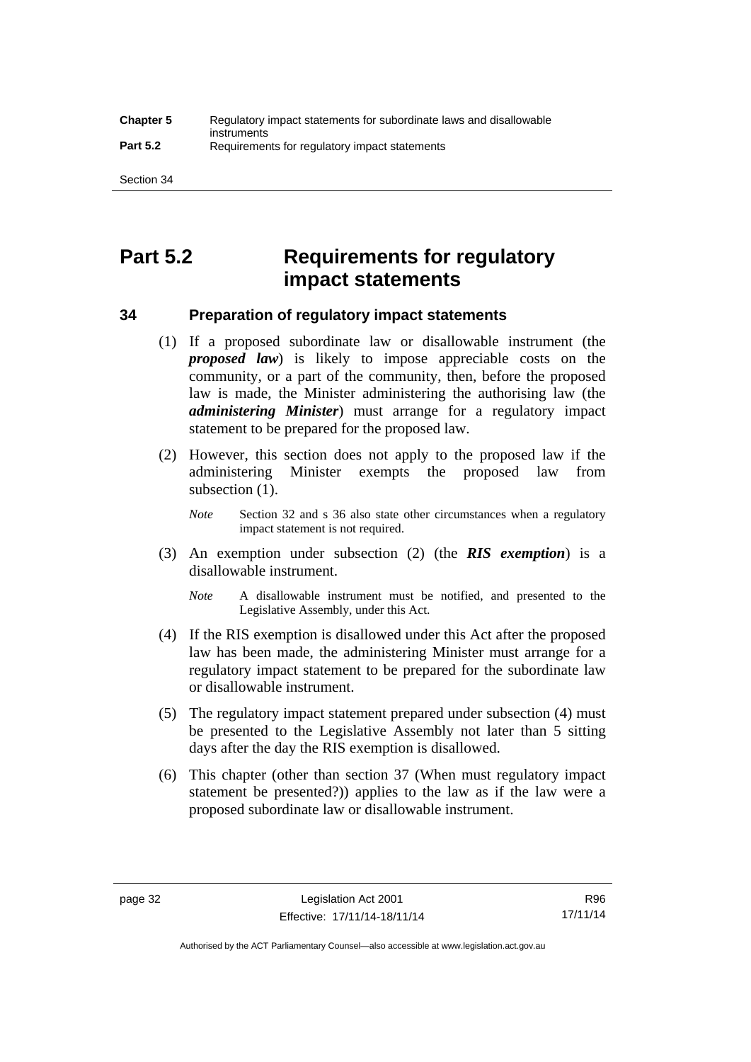# Part 5.2 Requirements for regulatory impact statements

## 34 Preparation of regulatory impact statements

(1) If a proposed subordinate law or disallowable instrument (the ***proposed law***) is likely to impose appreciable costs on the community, or a part of the community, then, before the proposed law is made, the Minister administering the authorising law (the ***administering Minister***) must arrange for a regulatory impact statement to be prepared for the proposed law.

(2) However, this section does not apply to the proposed law if the administering Minister exempts the proposed law from subsection (1).

*Note* Section 32 and s 36 also state other circumstances when a regulatory impact statement is not required.

(3) An exemption under subsection (2) (the ***RIS exemption***) is a disallowable instrument.

*Note* A disallowable instrument must be notified, and presented to the Legislative Assembly, under this Act.

(4) If the RIS exemption is disallowed under this Act after the proposed law has been made, the administering Minister must arrange for a regulatory impact statement to be prepared for the subordinate law or disallowable instrument.

(5) The regulatory impact statement prepared under subsection (4) must be presented to the Legislative Assembly not later than 5 sitting days after the day the RIS exemption is disallowed.

(6) This chapter (other than section 37 (When must regulatory impact statement be presented?)) applies to the law as if the law were a proposed subordinate law or disallowable instrument.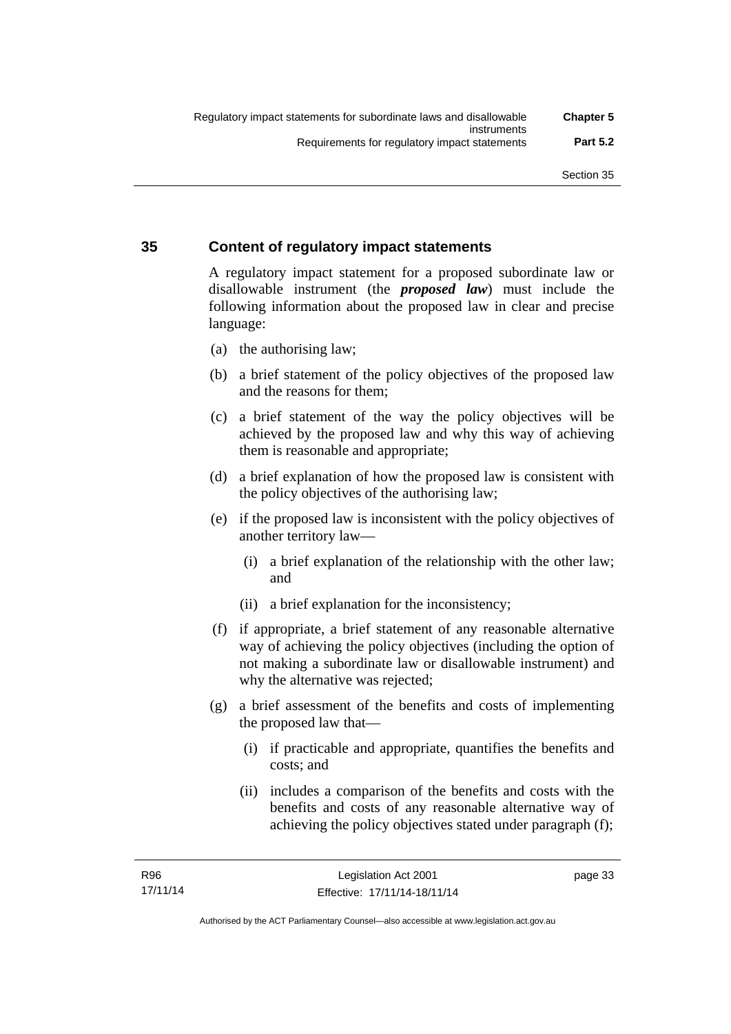## 35 Content of regulatory impact statements

A regulatory impact statement for a proposed subordinate law or disallowable instrument (the ***proposed law***) must include the following information about the proposed law in clear and precise language:

(a) the authorising law;

(b) a brief statement of the policy objectives of the proposed law and the reasons for them;

(c) a brief statement of the way the policy objectives will be achieved by the proposed law and why this way of achieving them is reasonable and appropriate;

(d) a brief explanation of how the proposed law is consistent with the policy objectives of the authorising law;

(e) if the proposed law is inconsistent with the policy objectives of another territory law—

  (i) a brief explanation of the relationship with the other law; and

  (ii) a brief explanation for the inconsistency;

(f) if appropriate, a brief statement of any reasonable alternative way of achieving the policy objectives (including the option of not making a subordinate law or disallowable instrument) and why the alternative was rejected;

(g) a brief assessment of the benefits and costs of implementing the proposed law that—

  (i) if practicable and appropriate, quantifies the benefits and costs; and

  (ii) includes a comparison of the benefits and costs with the benefits and costs of any reasonable alternative way of achieving the policy objectives stated under paragraph (f);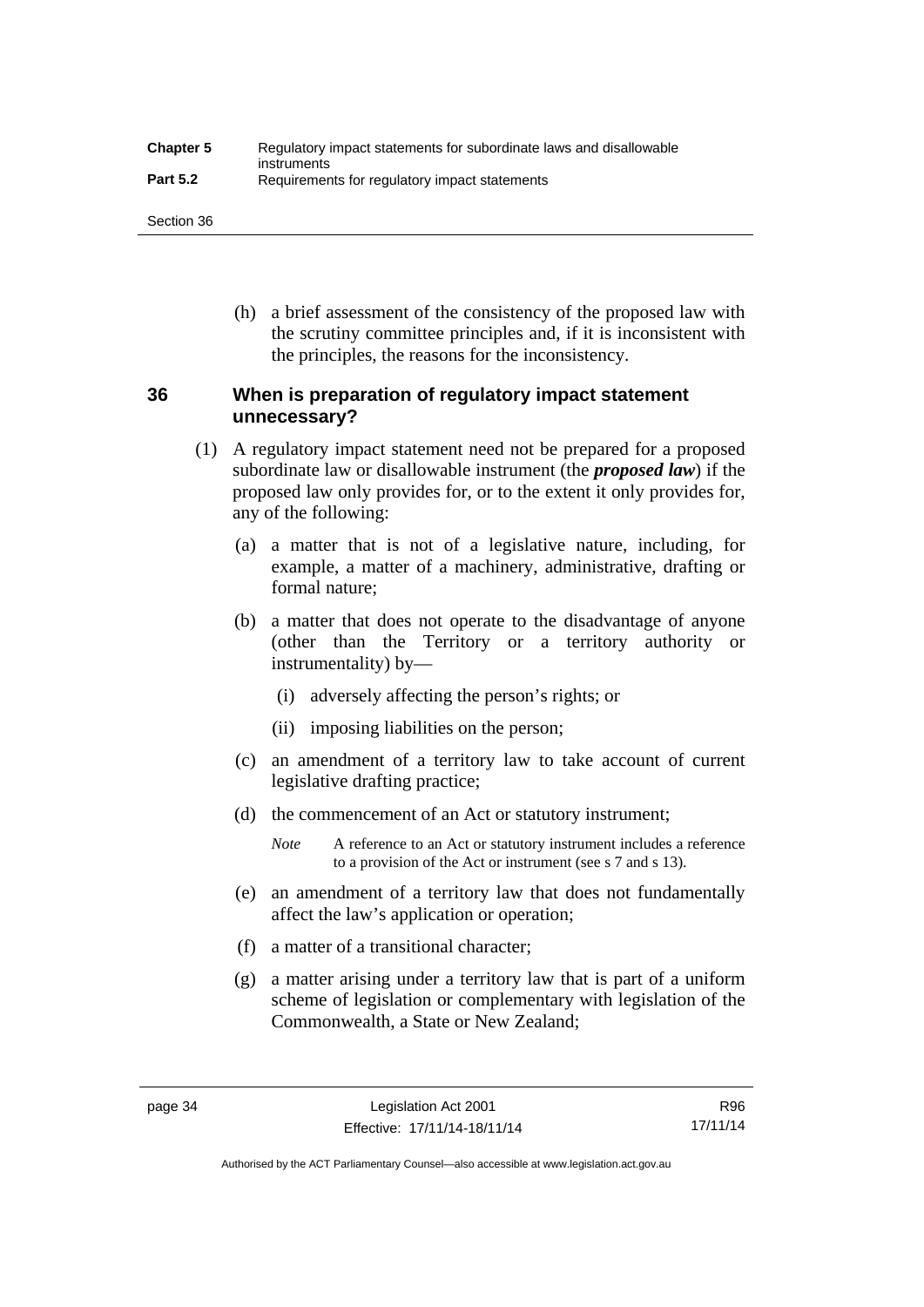(h) a brief assessment of the consistency of the proposed law with the scrutiny committee principles and, if it is inconsistent with the principles, the reasons for the inconsistency.

## 36 When is preparation of regulatory impact statement unnecessary?

(1) A regulatory impact statement need not be prepared for a proposed subordinate law or disallowable instrument (the ***proposed law***) if the proposed law only provides for, or to the extent it only provides for, any of the following:

(a) a matter that is not of a legislative nature, including, for example, a matter of a machinery, administrative, drafting or formal nature;

(b) a matter that does not operate to the disadvantage of anyone (other than the Territory or a territory authority or instrumentality) by—

(i) adversely affecting the person's rights; or

(ii) imposing liabilities on the person;

(c) an amendment of a territory law to take account of current legislative drafting practice;

(d) the commencement of an Act or statutory instrument;

*Note* A reference to an Act or statutory instrument includes a reference to a provision of the Act or instrument (see s 7 and s 13).

(e) an amendment of a territory law that does not fundamentally affect the law's application or operation;

(f) a matter of a transitional character;

(g) a matter arising under a territory law that is part of a uniform scheme of legislation or complementary with legislation of the Commonwealth, a State or New Zealand;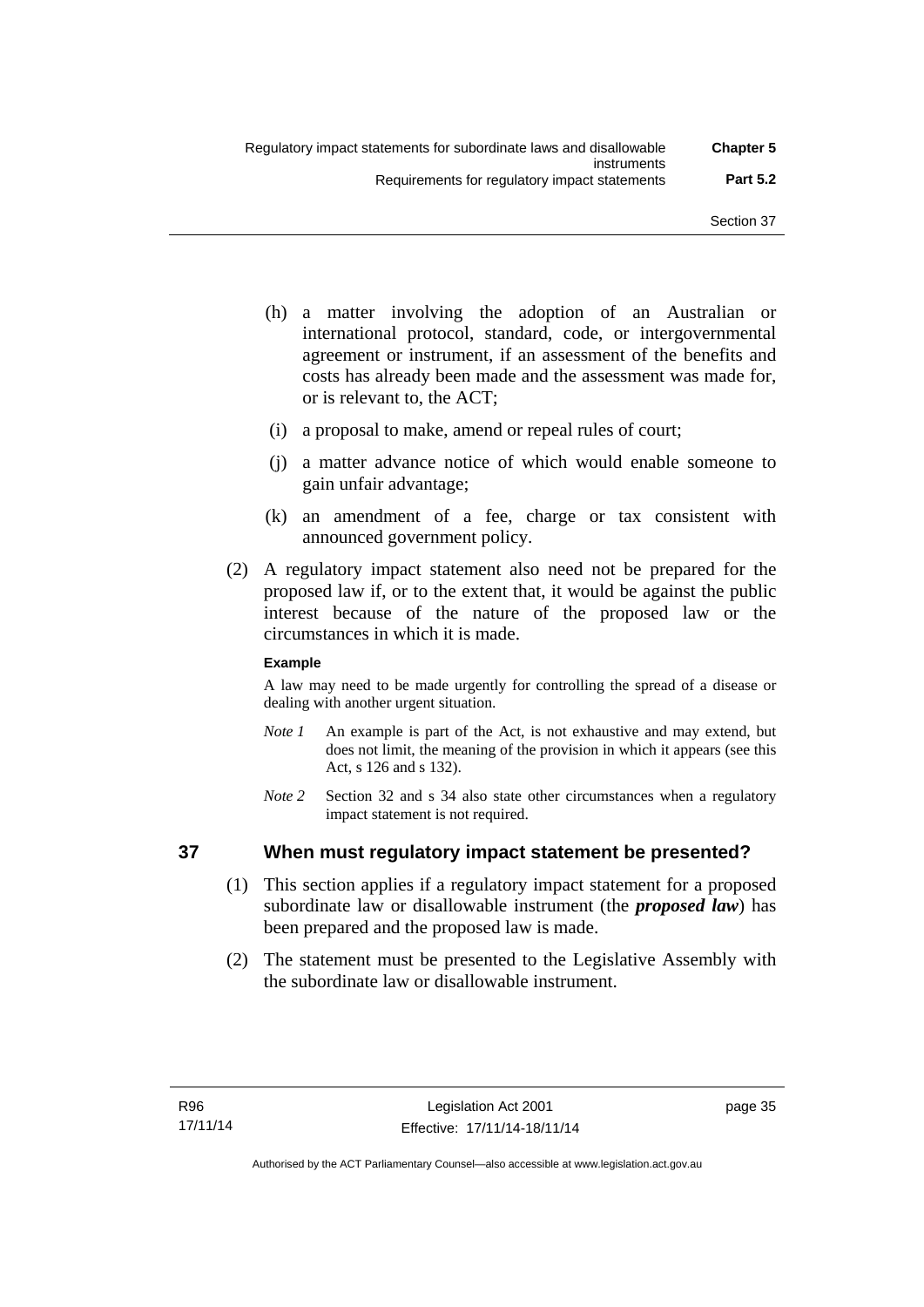(h) a matter involving the adoption of an Australian or international protocol, standard, code, or intergovernmental agreement or instrument, if an assessment of the benefits and costs has already been made and the assessment was made for, or is relevant to, the ACT;

(i) a proposal to make, amend or repeal rules of court;

(j) a matter advance notice of which would enable someone to gain unfair advantage;

(k) an amendment of a fee, charge or tax consistent with announced government policy.

(2) A regulatory impact statement also need not be prepared for the proposed law if, or to the extent that, it would be against the public interest because of the nature of the proposed law or the circumstances in which it is made.

**Example**

A law may need to be made urgently for controlling the spread of a disease or dealing with another urgent situation.

*Note 1* An example is part of the Act, is not exhaustive and may extend, but does not limit, the meaning of the provision in which it appears (see this Act, s 126 and s 132).

*Note 2* Section 32 and s 34 also state other circumstances when a regulatory impact statement is not required.

## 37 When must regulatory impact statement be presented?

(1) This section applies if a regulatory impact statement for a proposed subordinate law or disallowable instrument (the ***proposed law***) has been prepared and the proposed law is made.

(2) The statement must be presented to the Legislative Assembly with the subordinate law or disallowable instrument.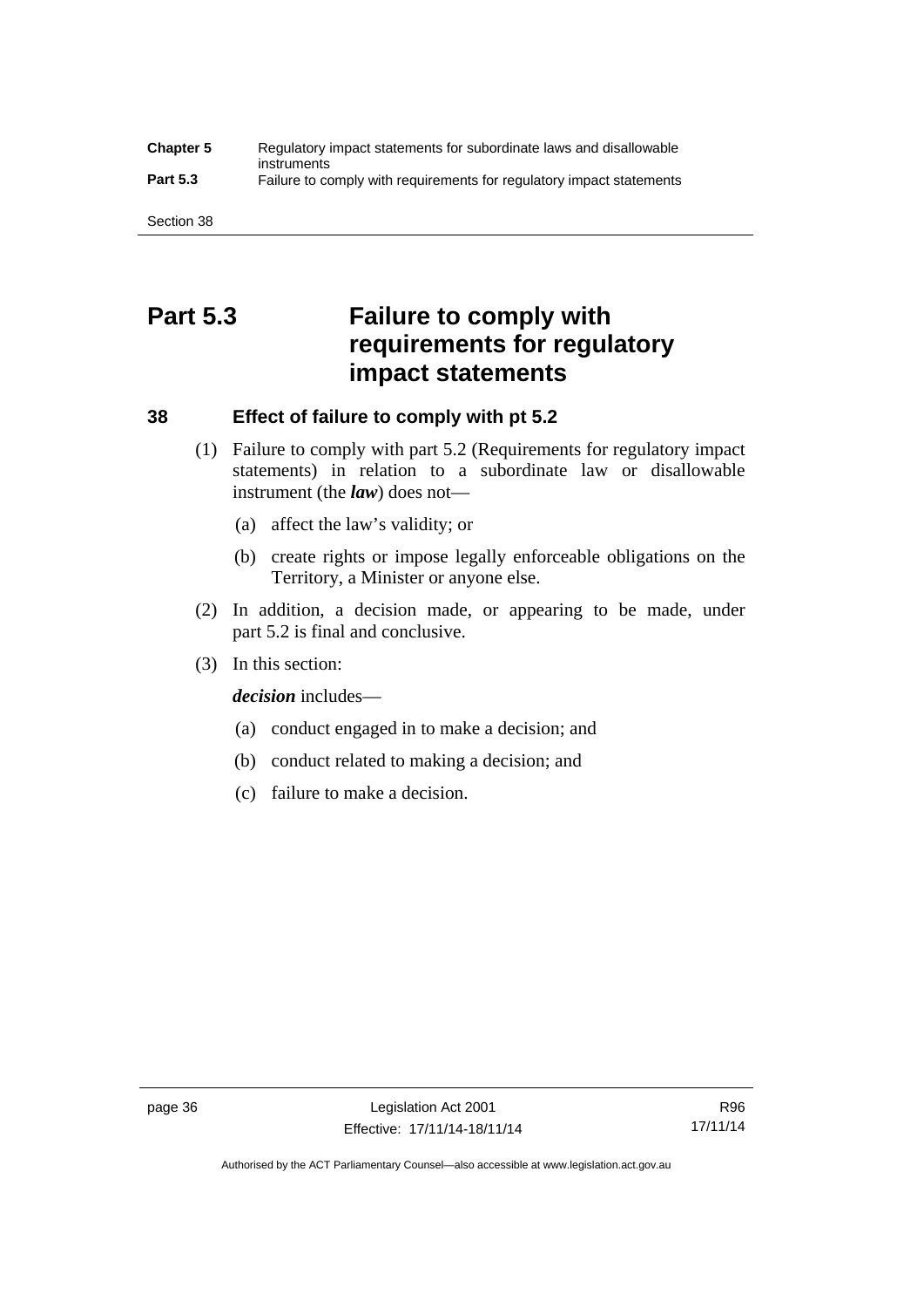## Part 5.3 Failure to comply with requirements for regulatory impact statements

### 38 Effect of failure to comply with pt 5.2

(1) Failure to comply with part 5.2 (Requirements for regulatory impact statements) in relation to a subordinate law or disallowable instrument (the ***law***) does not—

(a) affect the law's validity; or

(b) create rights or impose legally enforceable obligations on the Territory, a Minister or anyone else.

(2) In addition, a decision made, or appearing to be made, under part 5.2 is final and conclusive.

(3) In this section:

***decision*** includes—

(a) conduct engaged in to make a decision; and

(b) conduct related to making a decision; and

(c) failure to make a decision.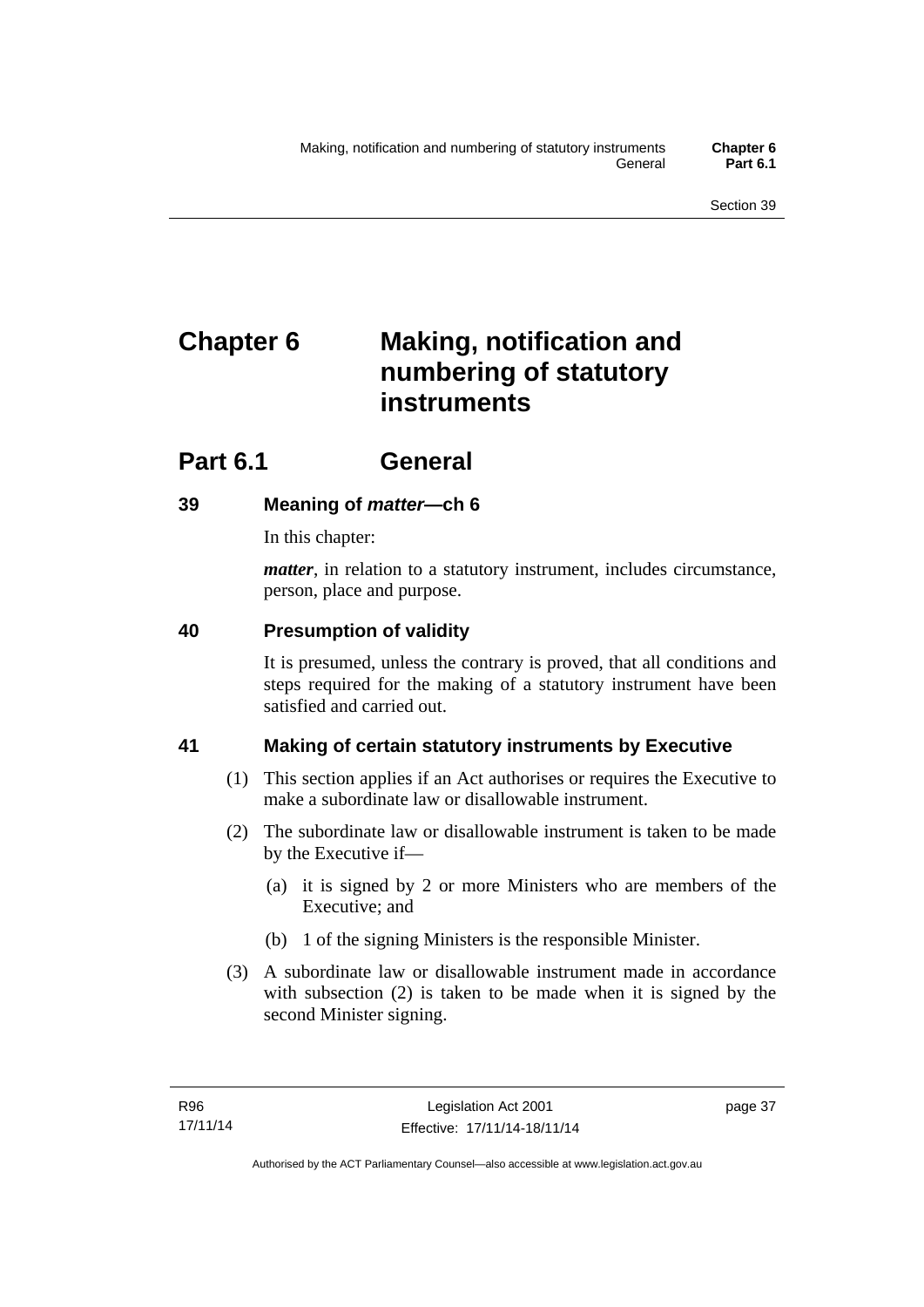# Chapter 6 Making, notification and numbering of statutory instruments

## Part 6.1 General

### 39 Meaning of *matter*—ch 6

In this chapter:

***matter***, in relation to a statutory instrument, includes circumstance, person, place and purpose.

### 40 Presumption of validity

It is presumed, unless the contrary is proved, that all conditions and steps required for the making of a statutory instrument have been satisfied and carried out.

### 41 Making of certain statutory instruments by Executive

(1) This section applies if an Act authorises or requires the Executive to make a subordinate law or disallowable instrument.

(2) The subordinate law or disallowable instrument is taken to be made by the Executive if—

(a) it is signed by 2 or more Ministers who are members of the Executive; and

(b) 1 of the signing Ministers is the responsible Minister.

(3) A subordinate law or disallowable instrument made in accordance with subsection (2) is taken to be made when it is signed by the second Minister signing.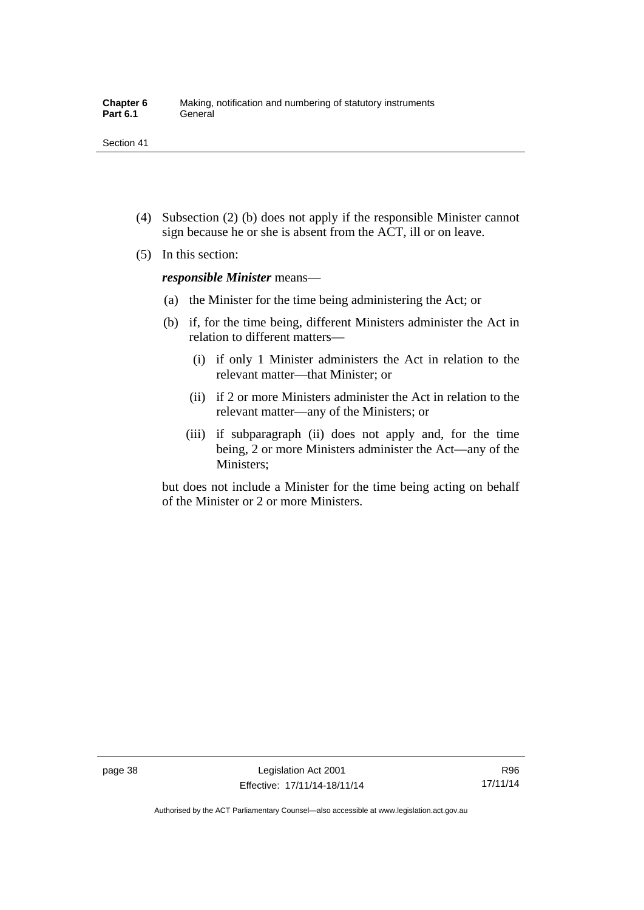(4) Subsection (2) (b) does not apply if the responsible Minister cannot sign because he or she is absent from the ACT, ill or on leave.

(5) In this section:

***responsible Minister*** means—

(a) the Minister for the time being administering the Act; or

(b) if, for the time being, different Ministers administer the Act in relation to different matters—

(i) if only 1 Minister administers the Act in relation to the relevant matter—that Minister; or

(ii) if 2 or more Ministers administer the Act in relation to the relevant matter—any of the Ministers; or

(iii) if subparagraph (ii) does not apply and, for the time being, 2 or more Ministers administer the Act—any of the Ministers;

but does not include a Minister for the time being acting on behalf of the Minister or 2 or more Ministers.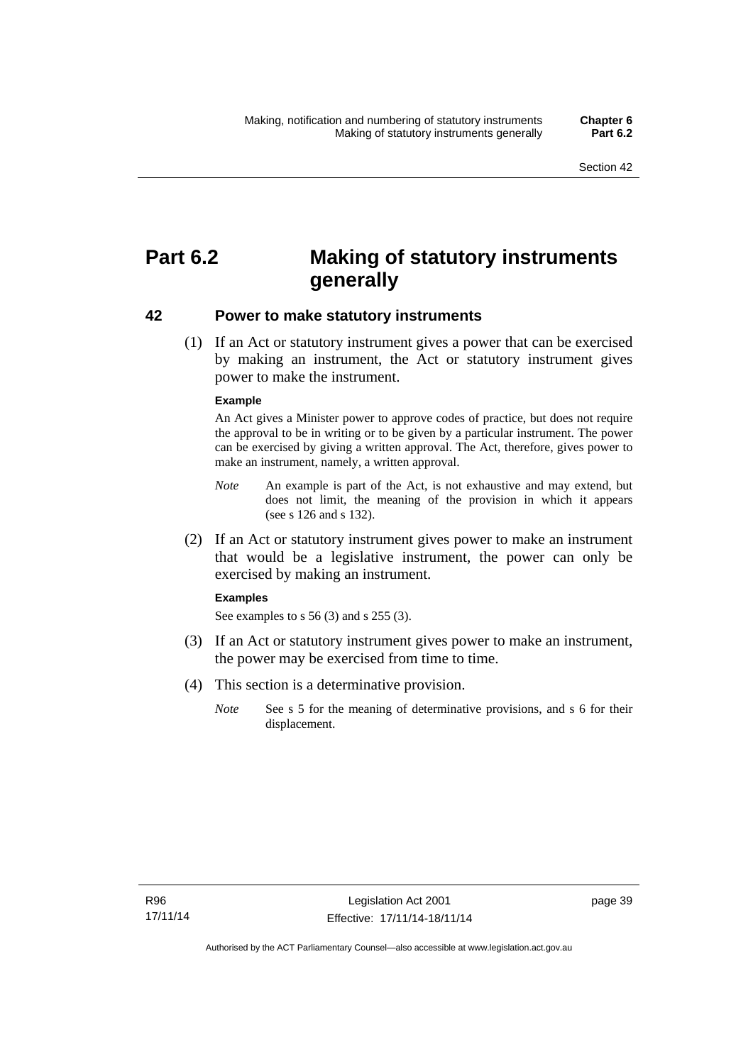# Part 6.2 Making of statutory instruments generally

## 42 Power to make statutory instruments

(1) If an Act or statutory instrument gives a power that can be exercised by making an instrument, the Act or statutory instrument gives power to make the instrument.

**Example**

An Act gives a Minister power to approve codes of practice, but does not require the approval to be in writing or to be given by a particular instrument. The power can be exercised by giving a written approval. The Act, therefore, gives power to make an instrument, namely, a written approval.

*Note* An example is part of the Act, is not exhaustive and may extend, but does not limit, the meaning of the provision in which it appears (see s 126 and s 132).

(2) If an Act or statutory instrument gives power to make an instrument that would be a legislative instrument, the power can only be exercised by making an instrument.

**Examples**

See examples to s 56 (3) and s 255 (3).

(3) If an Act or statutory instrument gives power to make an instrument, the power may be exercised from time to time.

(4) This section is a determinative provision.

*Note* See s 5 for the meaning of determinative provisions, and s 6 for their displacement.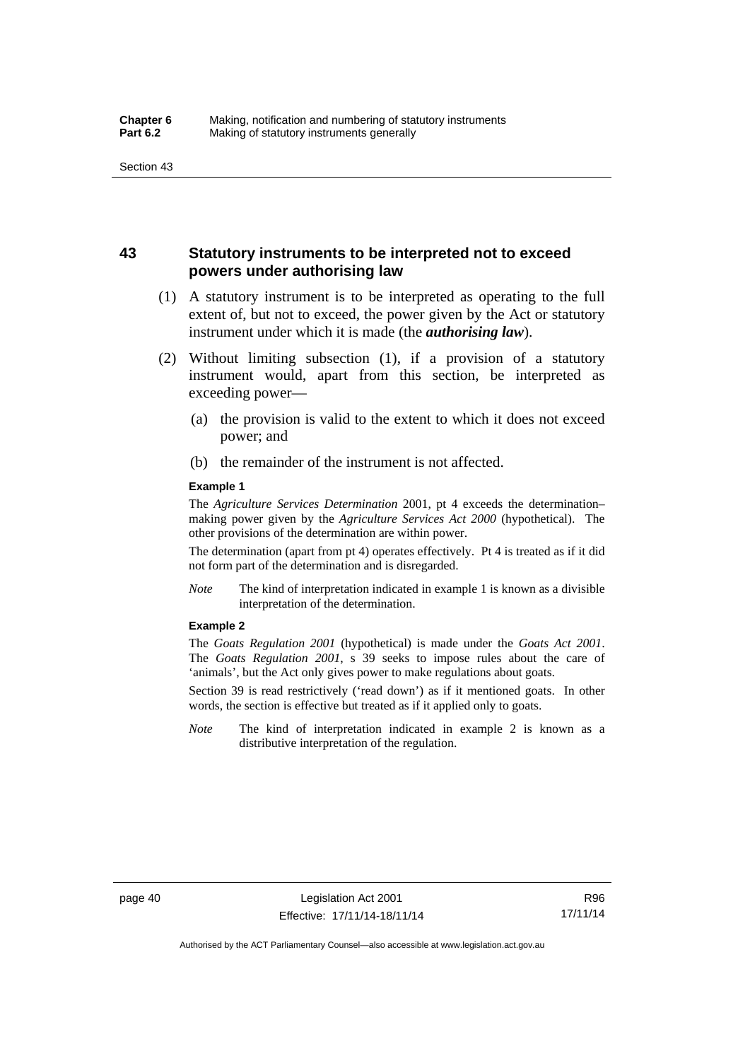## 43 Statutory instruments to be interpreted not to exceed powers under authorising law

(1) A statutory instrument is to be interpreted as operating to the full extent of, but not to exceed, the power given by the Act or statutory instrument under which it is made (the ***authorising law***).

(2) Without limiting subsection (1), if a provision of a statutory instrument would, apart from this section, be interpreted as exceeding power—

(a) the provision is valid to the extent to which it does not exceed power; and

(b) the remainder of the instrument is not affected.

**Example 1**

The *Agriculture Services Determination* 2001, pt 4 exceeds the determination–making power given by the *Agriculture Services Act 2000* (hypothetical). The other provisions of the determination are within power.

The determination (apart from pt 4) operates effectively. Pt 4 is treated as if it did not form part of the determination and is disregarded.

*Note* The kind of interpretation indicated in example 1 is known as a divisible interpretation of the determination.

**Example 2**

The *Goats Regulation 2001* (hypothetical) is made under the *Goats Act 2001*. The *Goats Regulation 2001*, s 39 seeks to impose rules about the care of 'animals', but the Act only gives power to make regulations about goats.

Section 39 is read restrictively ('read down') as if it mentioned goats. In other words, the section is effective but treated as if it applied only to goats.

*Note* The kind of interpretation indicated in example 2 is known as a distributive interpretation of the regulation.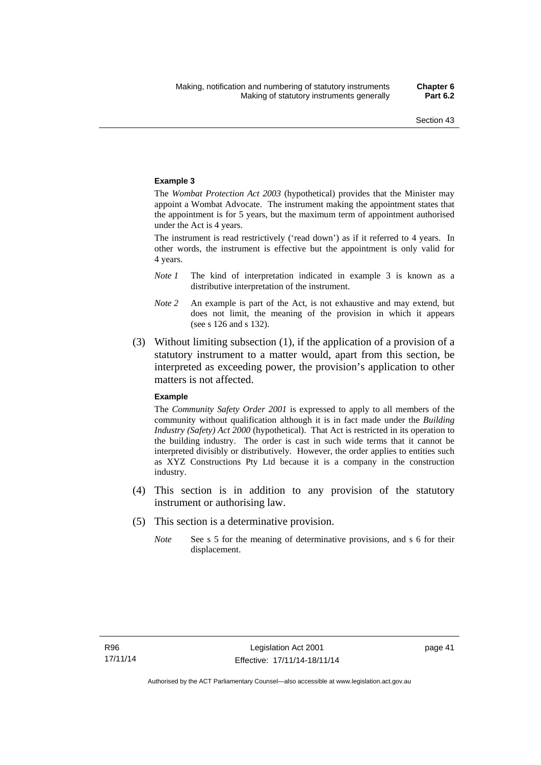**Example 3**

The *Wombat Protection Act 2003* (hypothetical) provides that the Minister may appoint a Wombat Advocate. The instrument making the appointment states that the appointment is for 5 years, but the maximum term of appointment authorised under the Act is 4 years.

The instrument is read restrictively ('read down') as if it referred to 4 years. In other words, the instrument is effective but the appointment is only valid for 4 years.

*Note 1* The kind of interpretation indicated in example 3 is known as a distributive interpretation of the instrument.

*Note 2* An example is part of the Act, is not exhaustive and may extend, but does not limit, the meaning of the provision in which it appears (see s 126 and s 132).

(3) Without limiting subsection (1), if the application of a provision of a statutory instrument to a matter would, apart from this section, be interpreted as exceeding power, the provision's application to other matters is not affected.

**Example**

The *Community Safety Order 2001* is expressed to apply to all members of the community without qualification although it is in fact made under the *Building Industry (Safety) Act 2000* (hypothetical). That Act is restricted in its operation to the building industry. The order is cast in such wide terms that it cannot be interpreted divisibly or distributively. However, the order applies to entities such as XYZ Constructions Pty Ltd because it is a company in the construction industry.

(4) This section is in addition to any provision of the statutory instrument or authorising law.

(5) This section is a determinative provision.

*Note* See s 5 for the meaning of determinative provisions, and s 6 for their displacement.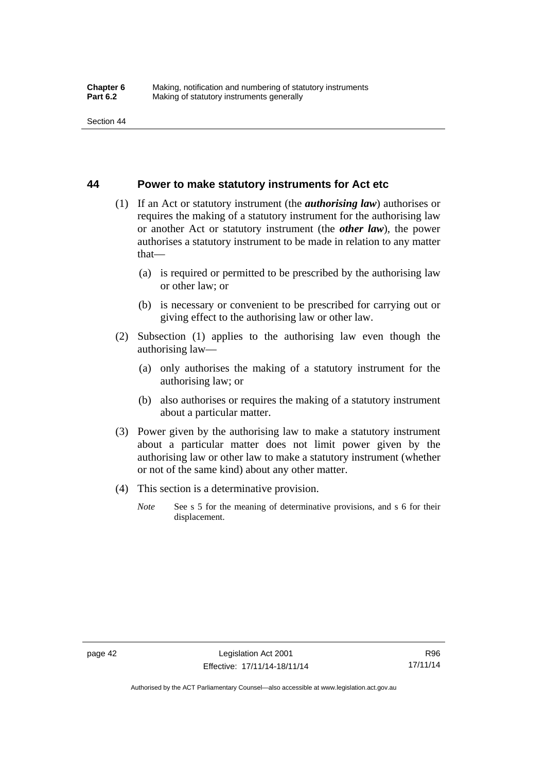## 44 Power to make statutory instruments for Act etc

(1) If an Act or statutory instrument (the ***authorising law***) authorises or requires the making of a statutory instrument for the authorising law or another Act or statutory instrument (the ***other law***), the power authorises a statutory instrument to be made in relation to any matter that—

(a) is required or permitted to be prescribed by the authorising law or other law; or

(b) is necessary or convenient to be prescribed for carrying out or giving effect to the authorising law or other law.

(2) Subsection (1) applies to the authorising law even though the authorising law—

(a) only authorises the making of a statutory instrument for the authorising law; or

(b) also authorises or requires the making of a statutory instrument about a particular matter.

(3) Power given by the authorising law to make a statutory instrument about a particular matter does not limit power given by the authorising law or other law to make a statutory instrument (whether or not of the same kind) about any other matter.

(4) This section is a determinative provision.

*Note* See s 5 for the meaning of determinative provisions, and s 6 for their displacement.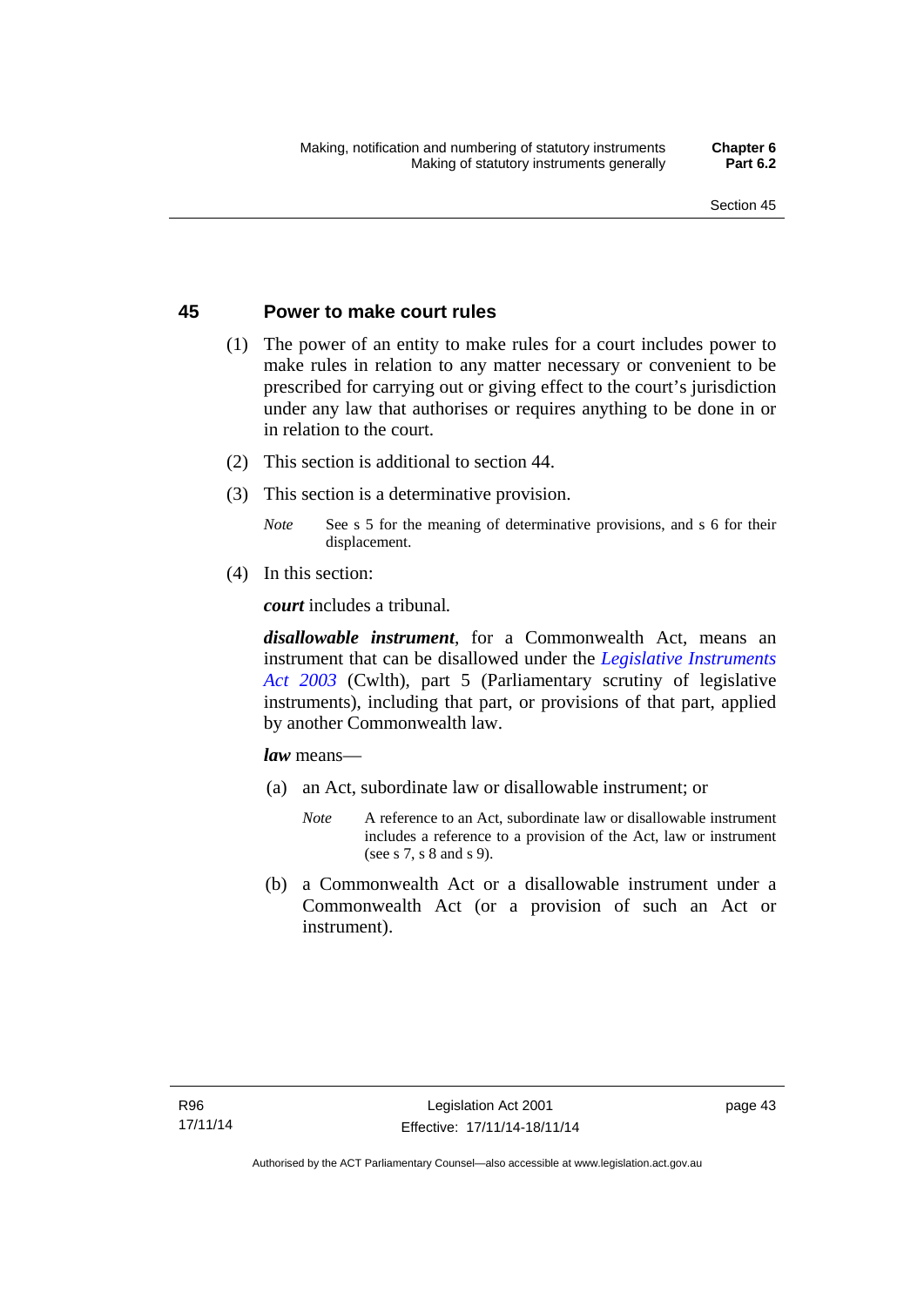## 45 Power to make court rules

(1) The power of an entity to make rules for a court includes power to make rules in relation to any matter necessary or convenient to be prescribed for carrying out or giving effect to the court's jurisdiction under any law that authorises or requires anything to be done in or in relation to the court.

(2) This section is additional to section 44.

(3) This section is a determinative provision.

*Note* See s 5 for the meaning of determinative provisions, and s 6 for their displacement.

(4) In this section:

***court*** includes a tribunal.

***disallowable instrument***, for a Commonwealth Act, means an instrument that can be disallowed under the *Legislative Instruments Act 2003* (Cwlth), part 5 (Parliamentary scrutiny of legislative instruments), including that part, or provisions of that part, applied by another Commonwealth law.

***law*** means—

(a) an Act, subordinate law or disallowable instrument; or

*Note* A reference to an Act, subordinate law or disallowable instrument includes a reference to a provision of the Act, law or instrument (see s 7, s 8 and s 9).

(b) a Commonwealth Act or a disallowable instrument under a Commonwealth Act (or a provision of such an Act or instrument).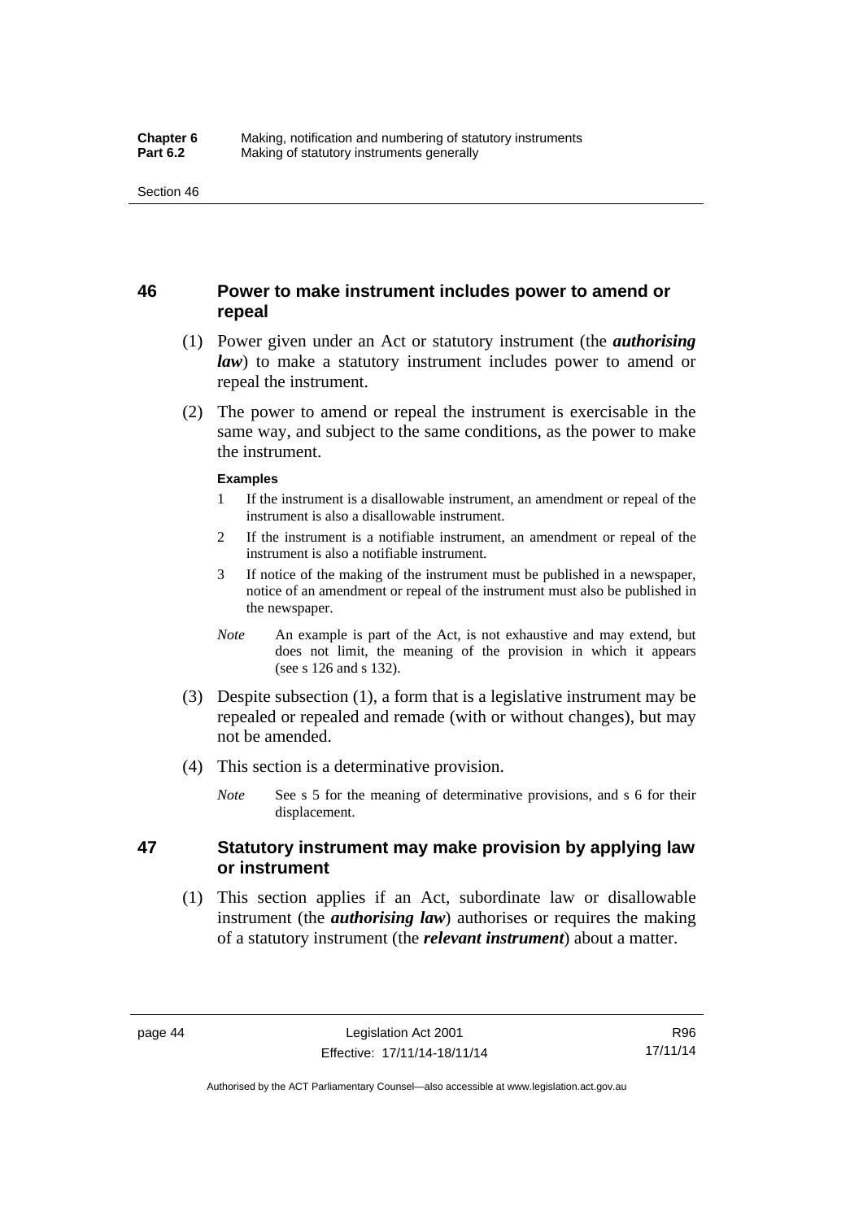## 46 Power to make instrument includes power to amend or repeal

(1) Power given under an Act or statutory instrument (the ***authorising law***) to make a statutory instrument includes power to amend or repeal the instrument.

(2) The power to amend or repeal the instrument is exercisable in the same way, and subject to the same conditions, as the power to make the instrument.

**Examples**

1 If the instrument is a disallowable instrument, an amendment or repeal of the instrument is also a disallowable instrument.

2 If the instrument is a notifiable instrument, an amendment or repeal of the instrument is also a notifiable instrument.

3 If notice of the making of the instrument must be published in a newspaper, notice of an amendment or repeal of the instrument must also be published in the newspaper.

*Note* An example is part of the Act, is not exhaustive and may extend, but does not limit, the meaning of the provision in which it appears (see s 126 and s 132).

(3) Despite subsection (1), a form that is a legislative instrument may be repealed or repealed and remade (with or without changes), but may not be amended.

(4) This section is a determinative provision.

*Note* See s 5 for the meaning of determinative provisions, and s 6 for their displacement.

## 47 Statutory instrument may make provision by applying law or instrument

(1) This section applies if an Act, subordinate law or disallowable instrument (the ***authorising law***) authorises or requires the making of a statutory instrument (the ***relevant instrument***) about a matter.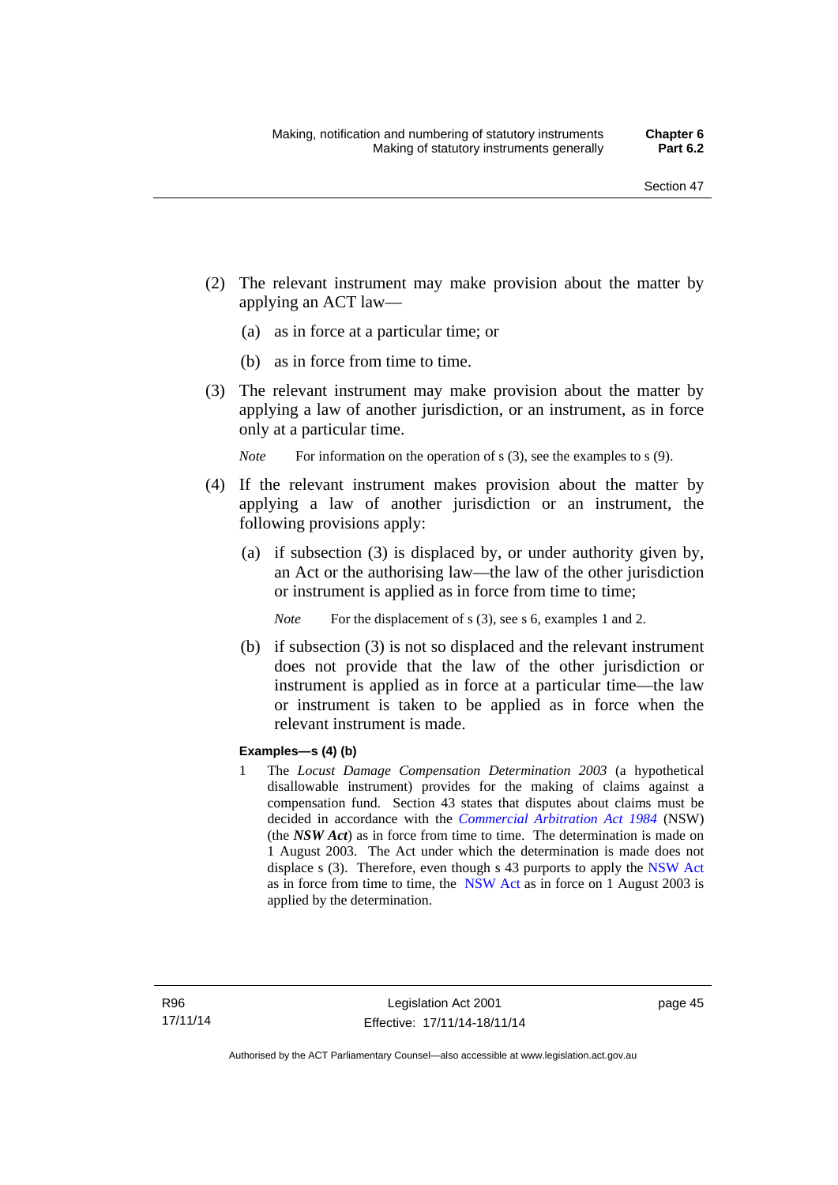(2) The relevant instrument may make provision about the matter by applying an ACT law—

(a) as in force at a particular time; or

(b) as in force from time to time.

(3) The relevant instrument may make provision about the matter by applying a law of another jurisdiction, or an instrument, as in force only at a particular time.

*Note* For information on the operation of s (3), see the examples to s (9).

(4) If the relevant instrument makes provision about the matter by applying a law of another jurisdiction or an instrument, the following provisions apply:

(a) if subsection (3) is displaced by, or under authority given by, an Act or the authorising law—the law of the other jurisdiction or instrument is applied as in force from time to time;

*Note* For the displacement of s (3), see s 6, examples 1 and 2.

(b) if subsection (3) is not so displaced and the relevant instrument does not provide that the law of the other jurisdiction or instrument is applied as in force at a particular time—the law or instrument is taken to be applied as in force when the relevant instrument is made.

**Examples—s (4) (b)**

1 The *Locust Damage Compensation Determination 2003* (a hypothetical disallowable instrument) provides for the making of claims against a compensation fund. Section 43 states that disputes about claims must be decided in accordance with the *Commercial Arbitration Act 1984* (NSW) (the ***NSW Act***) as in force from time to time. The determination is made on 1 August 2003. The Act under which the determination is made does not displace s (3). Therefore, even though s 43 purports to apply the NSW Act as in force from time to time, the NSW Act as in force on 1 August 2003 is applied by the determination.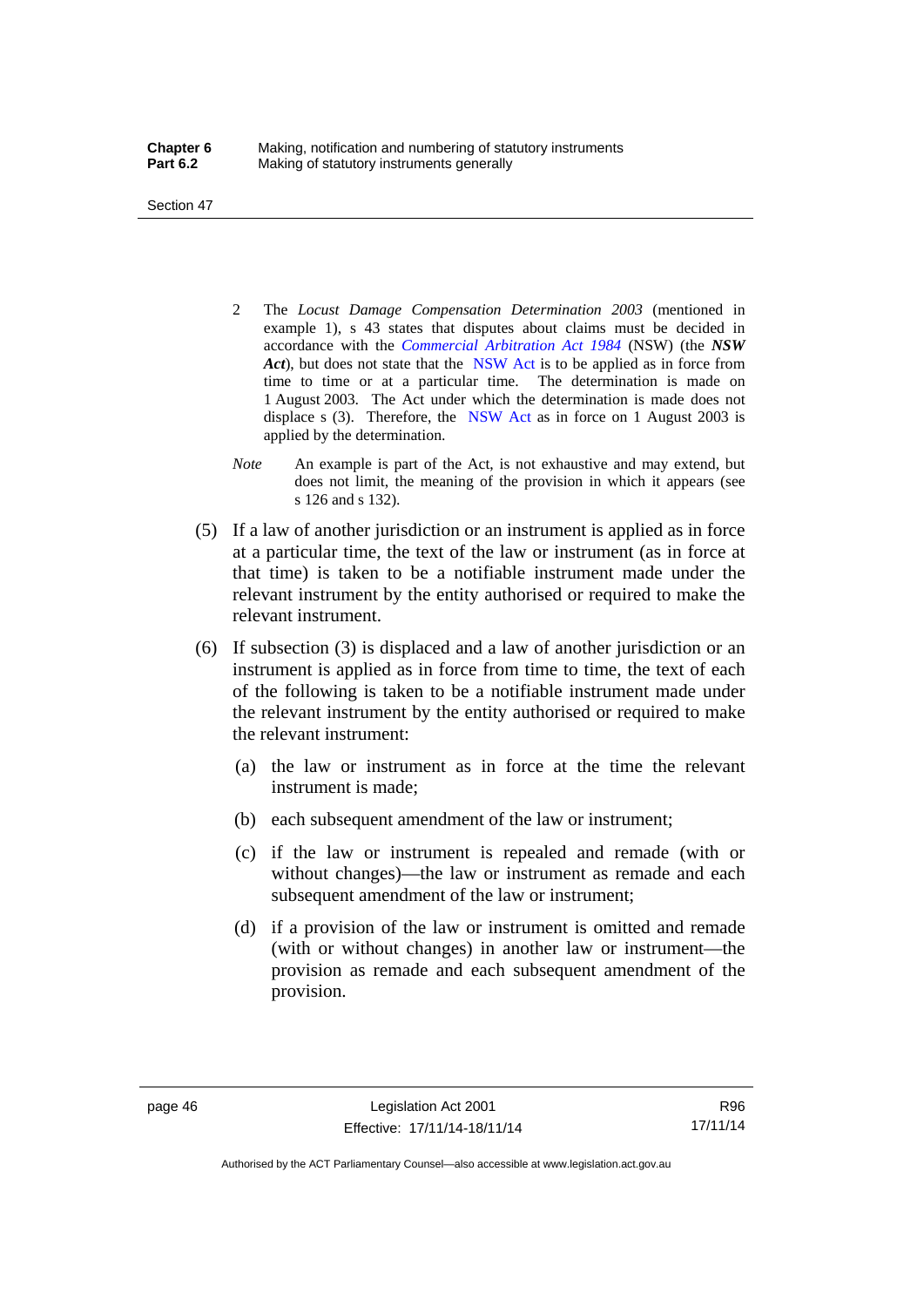2 The *Locust Damage Compensation Determination 2003* (mentioned in example 1), s 43 states that disputes about claims must be decided in accordance with the *Commercial Arbitration Act 1984* (NSW) (the ***NSW Act***), but does not state that the NSW Act is to be applied as in force from time to time or at a particular time. The determination is made on 1 August 2003. The Act under which the determination is made does not displace s (3). Therefore, the NSW Act as in force on 1 August 2003 is applied by the determination.

*Note* An example is part of the Act, is not exhaustive and may extend, but does not limit, the meaning of the provision in which it appears (see s 126 and s 132).

(5) If a law of another jurisdiction or an instrument is applied as in force at a particular time, the text of the law or instrument (as in force at that time) is taken to be a notifiable instrument made under the relevant instrument by the entity authorised or required to make the relevant instrument.

(6) If subsection (3) is displaced and a law of another jurisdiction or an instrument is applied as in force from time to time, the text of each of the following is taken to be a notifiable instrument made under the relevant instrument by the entity authorised or required to make the relevant instrument:

(a) the law or instrument as in force at the time the relevant instrument is made;

(b) each subsequent amendment of the law or instrument;

(c) if the law or instrument is repealed and remade (with or without changes)—the law or instrument as remade and each subsequent amendment of the law or instrument;

(d) if a provision of the law or instrument is omitted and remade (with or without changes) in another law or instrument—the provision as remade and each subsequent amendment of the provision.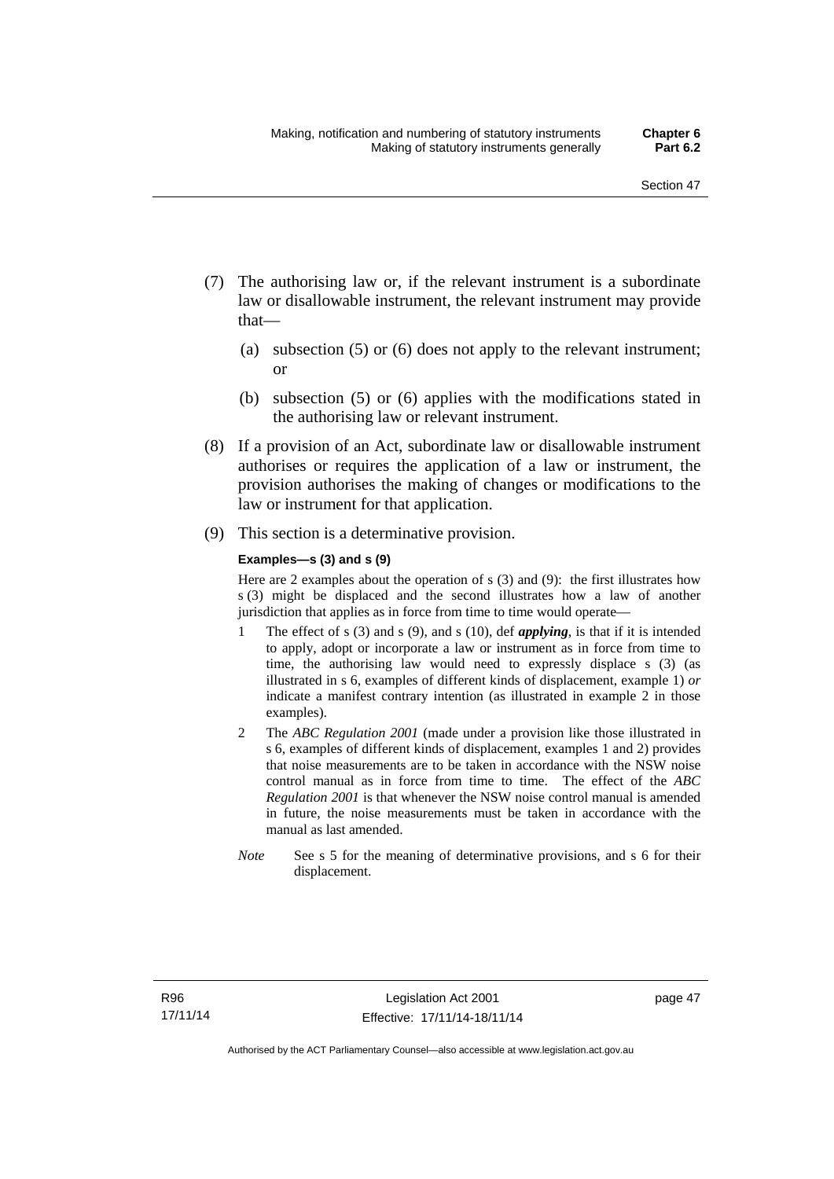(7) The authorising law or, if the relevant instrument is a subordinate law or disallowable instrument, the relevant instrument may provide that—

   (a) subsection (5) or (6) does not apply to the relevant instrument; or

   (b) subsection (5) or (6) applies with the modifications stated in the authorising law or relevant instrument.

(8) If a provision of an Act, subordinate law or disallowable instrument authorises or requires the application of a law or instrument, the provision authorises the making of changes or modifications to the law or instrument for that application.

(9) This section is a determinative provision.

**Examples—s (3) and s (9)**

Here are 2 examples about the operation of s (3) and (9): the first illustrates how s (3) might be displaced and the second illustrates how a law of another jurisdiction that applies as in force from time to time would operate—

1 The effect of s (3) and s (9), and s (10), def ***applying***, is that if it is intended to apply, adopt or incorporate a law or instrument as in force from time to time, the authorising law would need to expressly displace s (3) (as illustrated in s 6, examples of different kinds of displacement, example 1) *or* indicate a manifest contrary intention (as illustrated in example 2 in those examples).

2 The *ABC Regulation 2001* (made under a provision like those illustrated in s 6, examples of different kinds of displacement, examples 1 and 2) provides that noise measurements are to be taken in accordance with the NSW noise control manual as in force from time to time. The effect of the *ABC Regulation 2001* is that whenever the NSW noise control manual is amended in future, the noise measurements must be taken in accordance with the manual as last amended.

*Note* See s 5 for the meaning of determinative provisions, and s 6 for their displacement.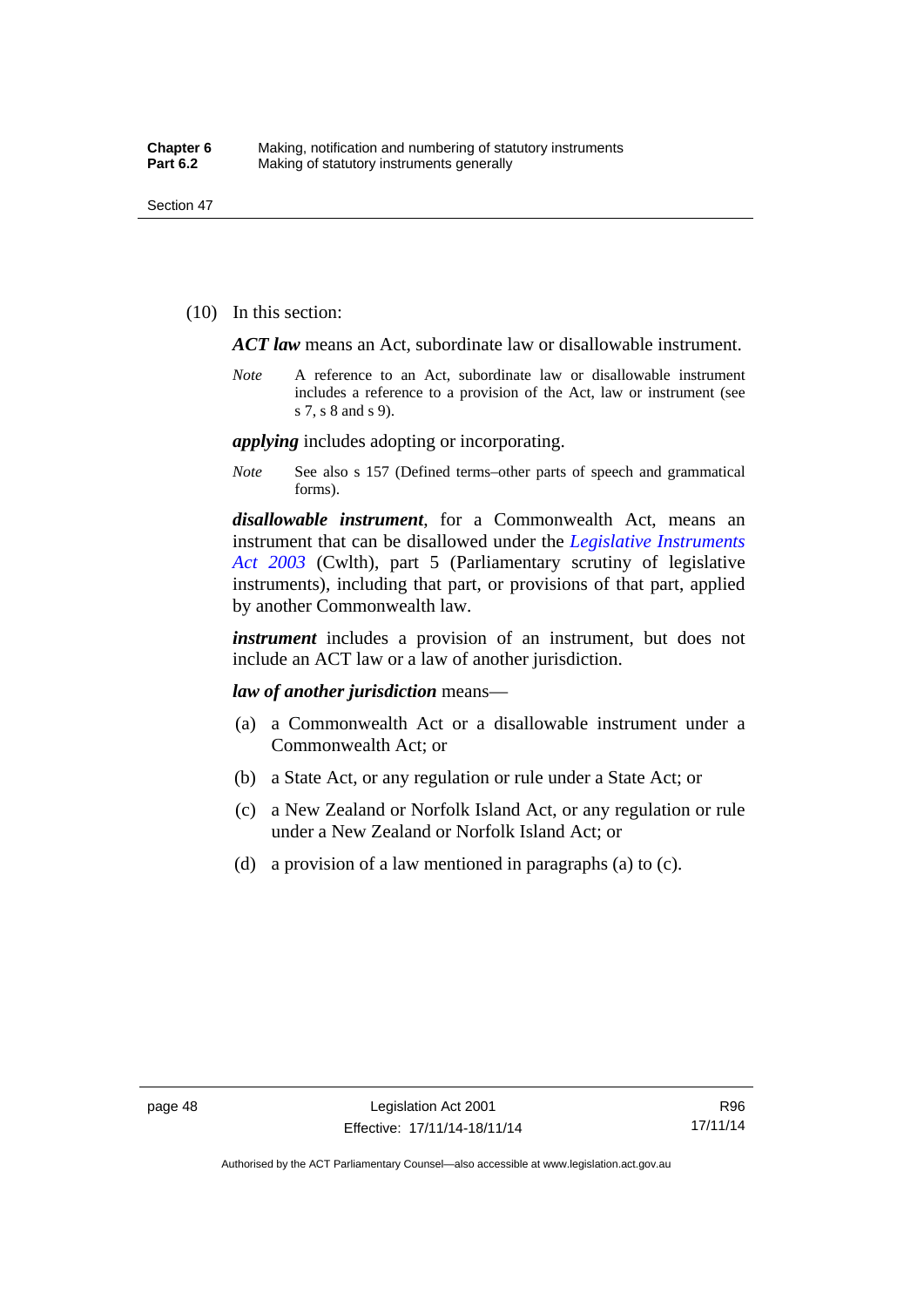(10) In this section:

***ACT law*** means an Act, subordinate law or disallowable instrument.

*Note* A reference to an Act, subordinate law or disallowable instrument includes a reference to a provision of the Act, law or instrument (see s 7, s 8 and s 9).

***applying*** includes adopting or incorporating.

*Note* See also s 157 (Defined terms–other parts of speech and grammatical forms).

***disallowable instrument***, for a Commonwealth Act, means an instrument that can be disallowed under the *Legislative Instruments Act 2003* (Cwlth), part 5 (Parliamentary scrutiny of legislative instruments), including that part, or provisions of that part, applied by another Commonwealth law.

***instrument*** includes a provision of an instrument, but does not include an ACT law or a law of another jurisdiction.

***law of another jurisdiction*** means—

(a) a Commonwealth Act or a disallowable instrument under a Commonwealth Act; or

(b) a State Act, or any regulation or rule under a State Act; or

(c) a New Zealand or Norfolk Island Act, or any regulation or rule under a New Zealand or Norfolk Island Act; or

(d) a provision of a law mentioned in paragraphs (a) to (c).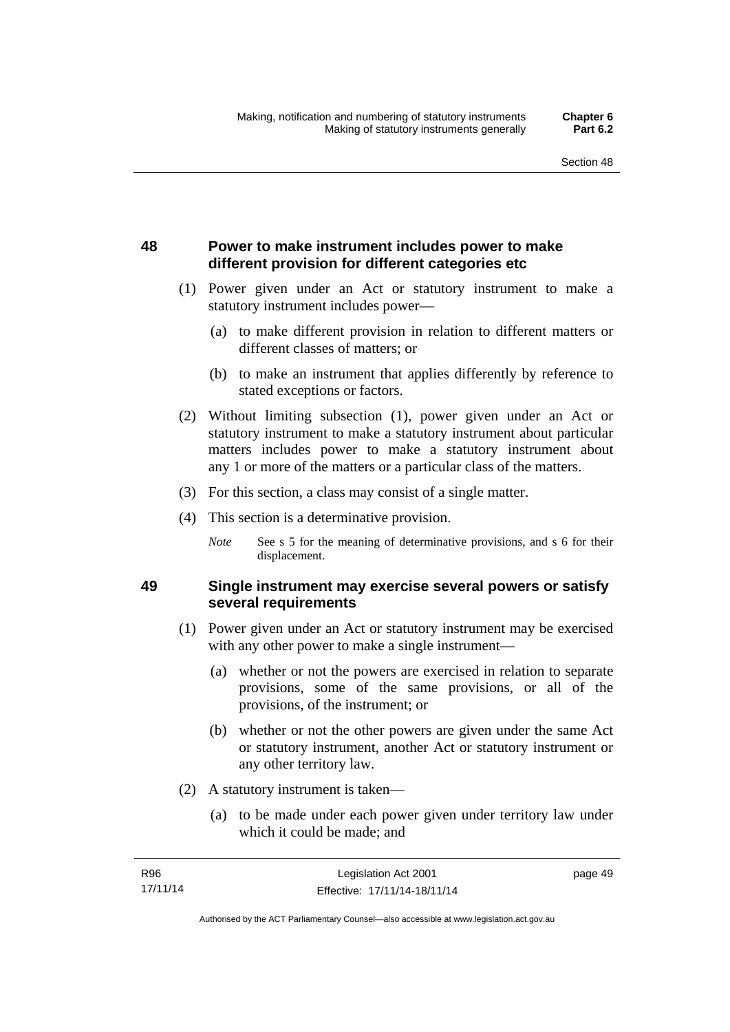## 48 Power to make instrument includes power to make different provision for different categories etc

(1) Power given under an Act or statutory instrument to make a statutory instrument includes power—

(a) to make different provision in relation to different matters or different classes of matters; or

(b) to make an instrument that applies differently by reference to stated exceptions or factors.

(2) Without limiting subsection (1), power given under an Act or statutory instrument to make a statutory instrument about particular matters includes power to make a statutory instrument about any 1 or more of the matters or a particular class of the matters.

(3) For this section, a class may consist of a single matter.

(4) This section is a determinative provision.

*Note* See s 5 for the meaning of determinative provisions, and s 6 for their displacement.

## 49 Single instrument may exercise several powers or satisfy several requirements

(1) Power given under an Act or statutory instrument may be exercised with any other power to make a single instrument—

(a) whether or not the powers are exercised in relation to separate provisions, some of the same provisions, or all of the provisions, of the instrument; or

(b) whether or not the other powers are given under the same Act or statutory instrument, another Act or statutory instrument or any other territory law.

(2) A statutory instrument is taken—

(a) to be made under each power given under territory law under which it could be made; and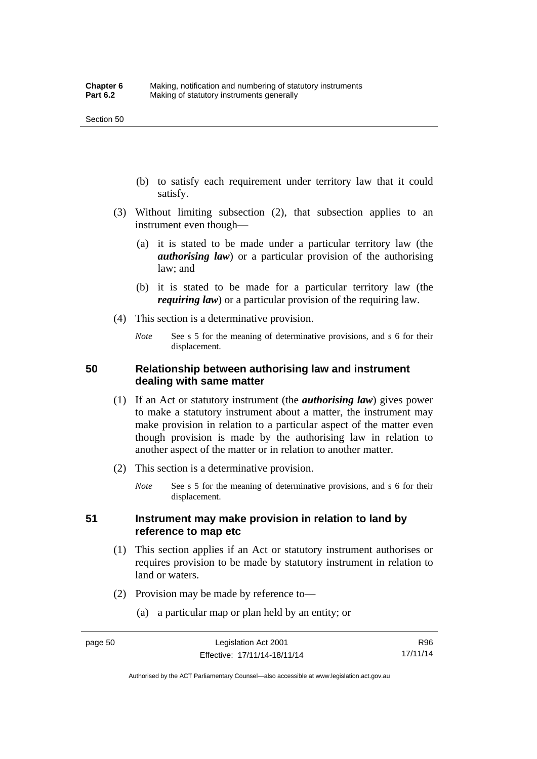(b) to satisfy each requirement under territory law that it could satisfy.

(3) Without limiting subsection (2), that subsection applies to an instrument even though—

(a) it is stated to be made under a particular territory law (the ***authorising law***) or a particular provision of the authorising law; and

(b) it is stated to be made for a particular territory law (the ***requiring law***) or a particular provision of the requiring law.

(4) This section is a determinative provision.

*Note* See s 5 for the meaning of determinative provisions, and s 6 for their displacement.

## 50 Relationship between authorising law and instrument dealing with same matter

(1) If an Act or statutory instrument (the ***authorising law***) gives power to make a statutory instrument about a matter, the instrument may make provision in relation to a particular aspect of the matter even though provision is made by the authorising law in relation to another aspect of the matter or in relation to another matter.

(2) This section is a determinative provision.

*Note* See s 5 for the meaning of determinative provisions, and s 6 for their displacement.

## 51 Instrument may make provision in relation to land by reference to map etc

(1) This section applies if an Act or statutory instrument authorises or requires provision to be made by statutory instrument in relation to land or waters.

(2) Provision may be made by reference to—

(a) a particular map or plan held by an entity; or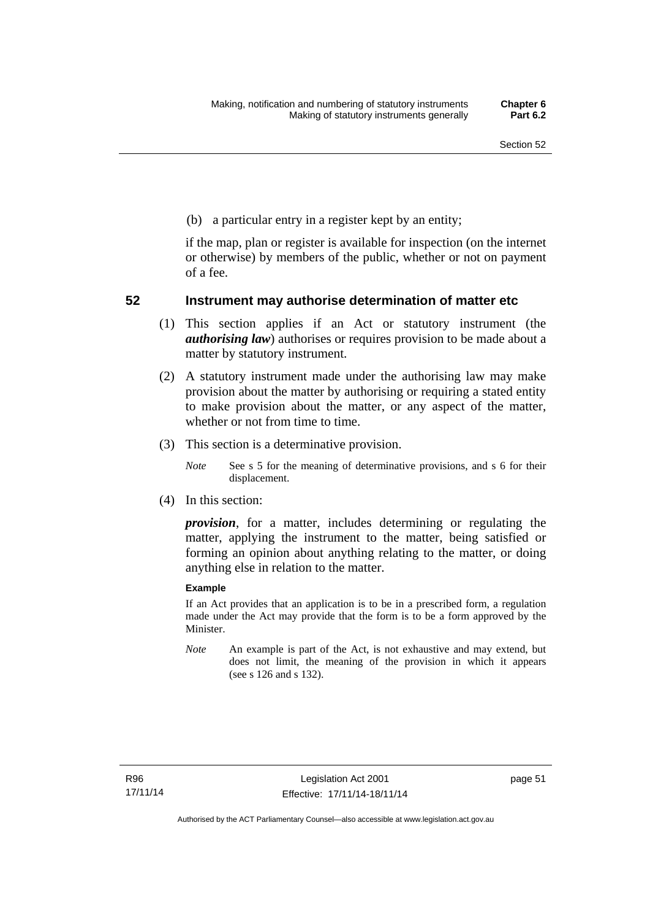(b) a particular entry in a register kept by an entity;

if the map, plan or register is available for inspection (on the internet or otherwise) by members of the public, whether or not on payment of a fee.

## 52 Instrument may authorise determination of matter etc

(1) This section applies if an Act or statutory instrument (the ***authorising law***) authorises or requires provision to be made about a matter by statutory instrument.

(2) A statutory instrument made under the authorising law may make provision about the matter by authorising or requiring a stated entity to make provision about the matter, or any aspect of the matter, whether or not from time to time.

(3) This section is a determinative provision.

*Note* See s 5 for the meaning of determinative provisions, and s 6 for their displacement.

(4) In this section:

***provision***, for a matter, includes determining or regulating the matter, applying the instrument to the matter, being satisfied or forming an opinion about anything relating to the matter, or doing anything else in relation to the matter.

**Example**

If an Act provides that an application is to be in a prescribed form, a regulation made under the Act may provide that the form is to be a form approved by the Minister.

*Note* An example is part of the Act, is not exhaustive and may extend, but does not limit, the meaning of the provision in which it appears (see s 126 and s 132).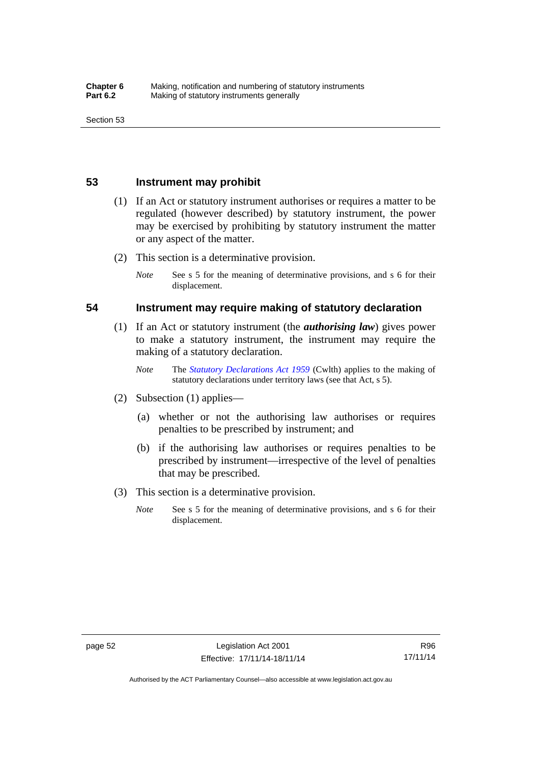## 53 Instrument may prohibit

(1) If an Act or statutory instrument authorises or requires a matter to be regulated (however described) by statutory instrument, the power may be exercised by prohibiting by statutory instrument the matter or any aspect of the matter.

(2) This section is a determinative provision.

*Note* See s 5 for the meaning of determinative provisions, and s 6 for their displacement.

## 54 Instrument may require making of statutory declaration

(1) If an Act or statutory instrument (the ***authorising law***) gives power to make a statutory instrument, the instrument may require the making of a statutory declaration.

*Note* The *Statutory Declarations Act 1959* (Cwlth) applies to the making of statutory declarations under territory laws (see that Act, s 5).

(2) Subsection (1) applies—

(a) whether or not the authorising law authorises or requires penalties to be prescribed by instrument; and

(b) if the authorising law authorises or requires penalties to be prescribed by instrument—irrespective of the level of penalties that may be prescribed.

(3) This section is a determinative provision.

*Note* See s 5 for the meaning of determinative provisions, and s 6 for their displacement.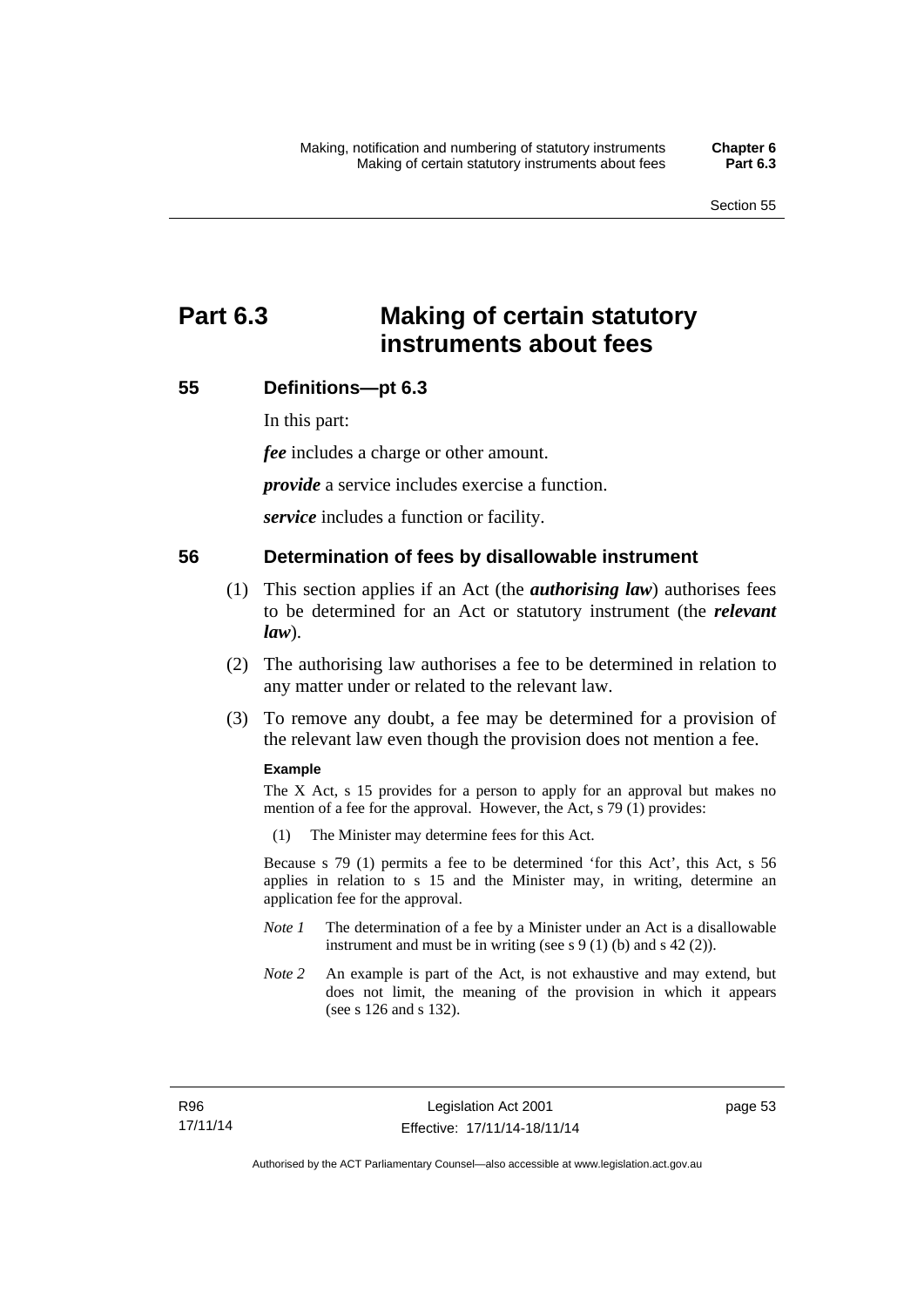# Part 6.3 Making of certain statutory instruments about fees

## 55 Definitions—pt 6.3

In this part:

***fee*** includes a charge or other amount.

***provide*** a service includes exercise a function.

***service*** includes a function or facility.

## 56 Determination of fees by disallowable instrument

(1) This section applies if an Act (the ***authorising law***) authorises fees to be determined for an Act or statutory instrument (the ***relevant law***).

(2) The authorising law authorises a fee to be determined in relation to any matter under or related to the relevant law.

(3) To remove any doubt, a fee may be determined for a provision of the relevant law even though the provision does not mention a fee.

**Example**

The X Act, s 15 provides for a person to apply for an approval but makes no mention of a fee for the approval. However, the Act, s 79 (1) provides:

(1) The Minister may determine fees for this Act.

Because s 79 (1) permits a fee to be determined 'for this Act', this Act, s 56 applies in relation to s 15 and the Minister may, in writing, determine an application fee for the approval.

*Note 1* The determination of a fee by a Minister under an Act is a disallowable instrument and must be in writing (see s 9 (1) (b) and s 42 (2)).

*Note 2* An example is part of the Act, is not exhaustive and may extend, but does not limit, the meaning of the provision in which it appears (see s 126 and s 132).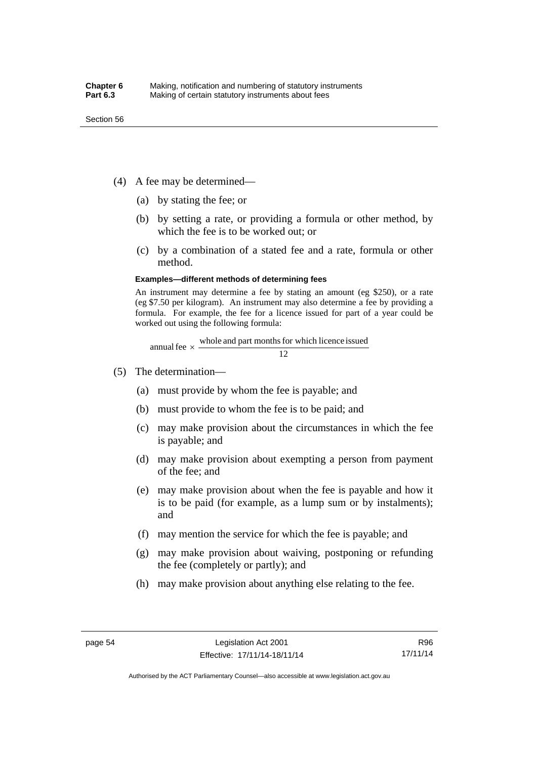(4) A fee may be determined—

(a) by stating the fee; or

(b) by setting a rate, or providing a formula or other method, by which the fee is to be worked out; or

(c) by a combination of a stated fee and a rate, formula or other method.

**Examples—different methods of determining fees**

An instrument may determine a fee by stating an amount (eg $250), or a rate (eg $7.50 per kilogram). An instrument may also determine a fee by providing a formula. For example, the fee for a licence issued for part of a year could be worked out using the following formula:

$$\text{annual fee} \times \frac{\text{whole and part months for which licence issued}}{12}$$

(5) The determination—

(a) must provide by whom the fee is payable; and

(b) must provide to whom the fee is to be paid; and

(c) may make provision about the circumstances in which the fee is payable; and

(d) may make provision about exempting a person from payment of the fee; and

(e) may make provision about when the fee is payable and how it is to be paid (for example, as a lump sum or by instalments); and

(f) may mention the service for which the fee is payable; and

(g) may make provision about waiving, postponing or refunding the fee (completely or partly); and

(h) may make provision about anything else relating to the fee.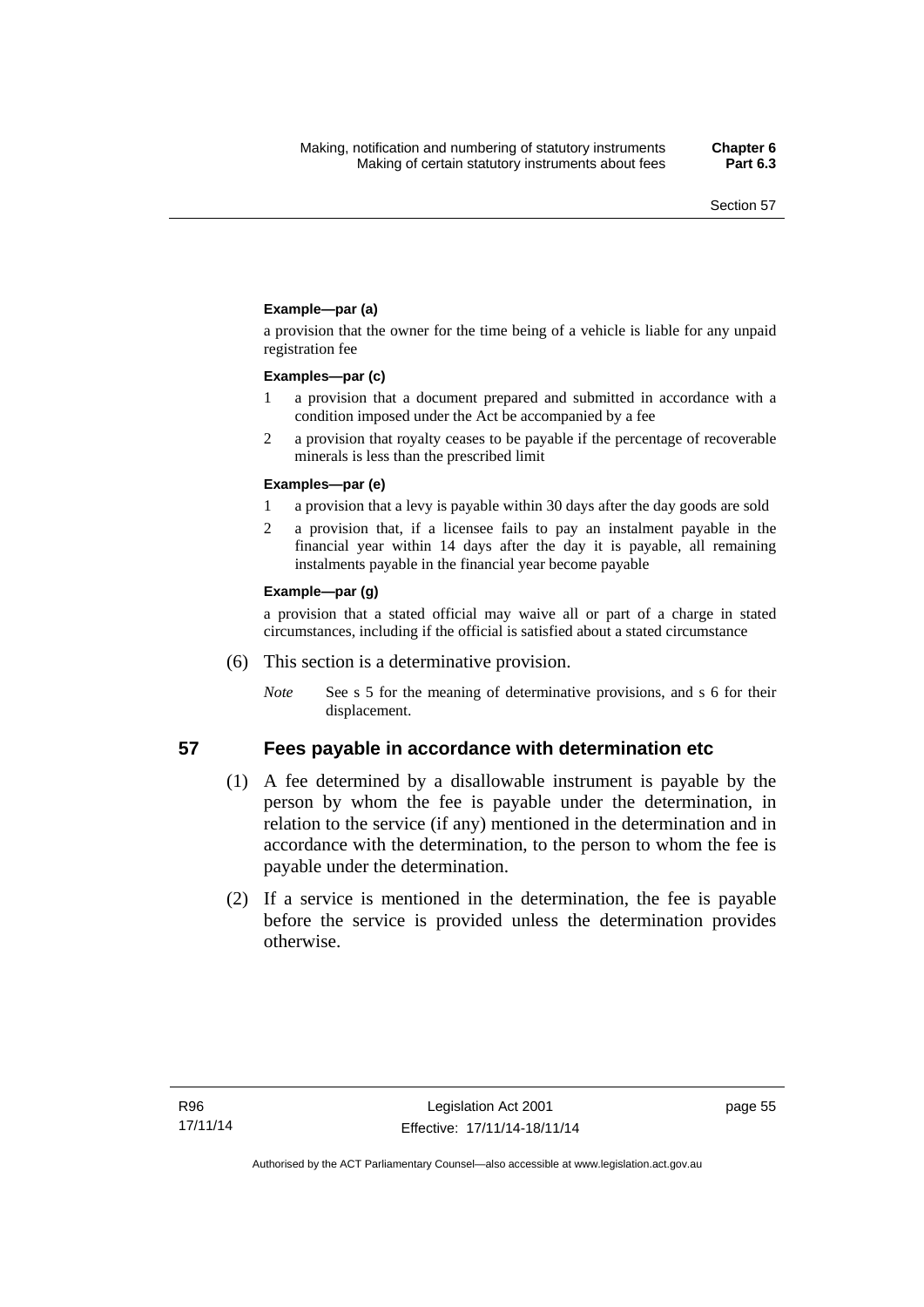**Example—par (a)**

a provision that the owner for the time being of a vehicle is liable for any unpaid registration fee

**Examples—par (c)**

1 a provision that a document prepared and submitted in accordance with a condition imposed under the Act be accompanied by a fee

2 a provision that royalty ceases to be payable if the percentage of recoverable minerals is less than the prescribed limit

**Examples—par (e)**

1 a provision that a levy is payable within 30 days after the day goods are sold

2 a provision that, if a licensee fails to pay an instalment payable in the financial year within 14 days after the day it is payable, all remaining instalments payable in the financial year become payable

**Example—par (g)**

a provision that a stated official may waive all or part of a charge in stated circumstances, including if the official is satisfied about a stated circumstance

(6) This section is a determinative provision.

*Note* See s 5 for the meaning of determinative provisions, and s 6 for their displacement.

## 57 Fees payable in accordance with determination etc

(1) A fee determined by a disallowable instrument is payable by the person by whom the fee is payable under the determination, in relation to the service (if any) mentioned in the determination and in accordance with the determination, to the person to whom the fee is payable under the determination.

(2) If a service is mentioned in the determination, the fee is payable before the service is provided unless the determination provides otherwise.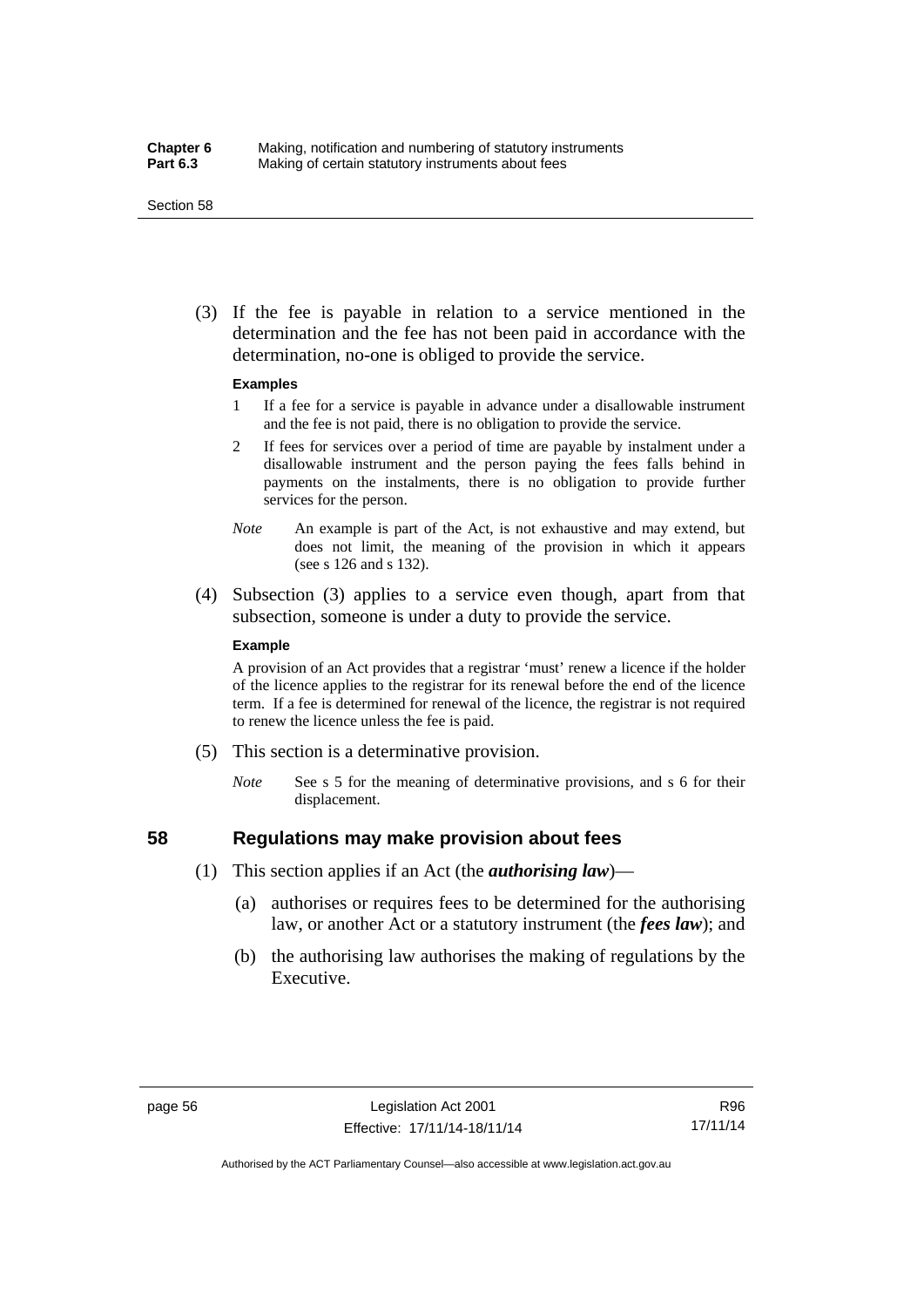(3) If the fee is payable in relation to a service mentioned in the determination and the fee has not been paid in accordance with the determination, no-one is obliged to provide the service.

**Examples**

1 If a fee for a service is payable in advance under a disallowable instrument and the fee is not paid, there is no obligation to provide the service.

2 If fees for services over a period of time are payable by instalment under a disallowable instrument and the person paying the fees falls behind in payments on the instalments, there is no obligation to provide further services for the person.

*Note* An example is part of the Act, is not exhaustive and may extend, but does not limit, the meaning of the provision in which it appears (see s 126 and s 132).

(4) Subsection (3) applies to a service even though, apart from that subsection, someone is under a duty to provide the service.

**Example**

A provision of an Act provides that a registrar 'must' renew a licence if the holder of the licence applies to the registrar for its renewal before the end of the licence term. If a fee is determined for renewal of the licence, the registrar is not required to renew the licence unless the fee is paid.

(5) This section is a determinative provision.

*Note* See s 5 for the meaning of determinative provisions, and s 6 for their displacement.

## 58 Regulations may make provision about fees

(1) This section applies if an Act (the ***authorising law***)—

(a) authorises or requires fees to be determined for the authorising law, or another Act or a statutory instrument (the ***fees law***); and

(b) the authorising law authorises the making of regulations by the Executive.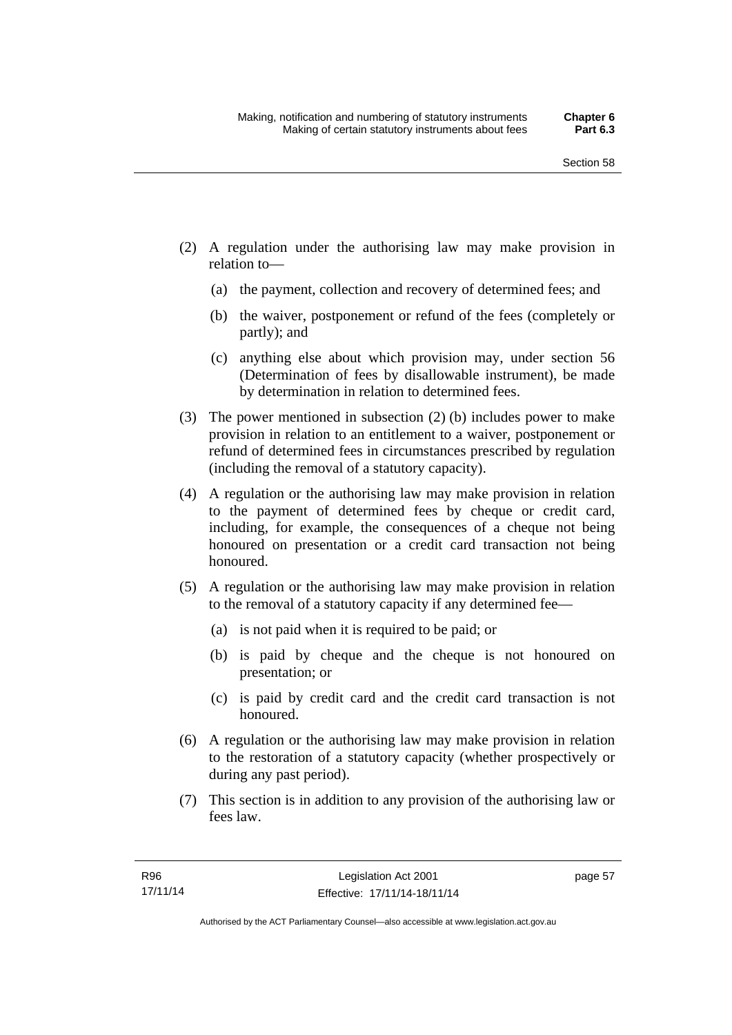(2) A regulation under the authorising law may make provision in relation to—

  (a) the payment, collection and recovery of determined fees; and

  (b) the waiver, postponement or refund of the fees (completely or partly); and

  (c) anything else about which provision may, under section 56 (Determination of fees by disallowable instrument), be made by determination in relation to determined fees.

(3) The power mentioned in subsection (2) (b) includes power to make provision in relation to an entitlement to a waiver, postponement or refund of determined fees in circumstances prescribed by regulation (including the removal of a statutory capacity).

(4) A regulation or the authorising law may make provision in relation to the payment of determined fees by cheque or credit card, including, for example, the consequences of a cheque not being honoured on presentation or a credit card transaction not being honoured.

(5) A regulation or the authorising law may make provision in relation to the removal of a statutory capacity if any determined fee—

  (a) is not paid when it is required to be paid; or

  (b) is paid by cheque and the cheque is not honoured on presentation; or

  (c) is paid by credit card and the credit card transaction is not honoured.

(6) A regulation or the authorising law may make provision in relation to the restoration of a statutory capacity (whether prospectively or during any past period).

(7) This section is in addition to any provision of the authorising law or fees law.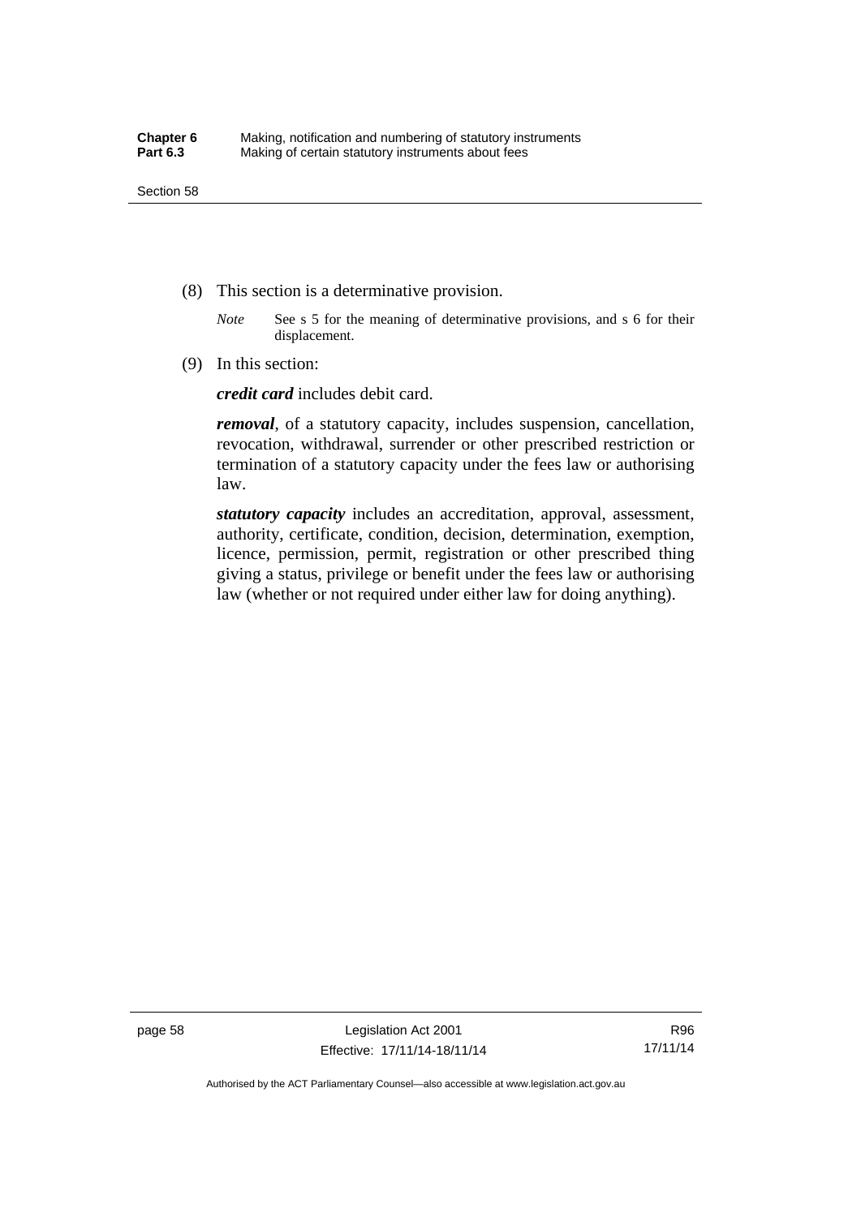(8) This section is a determinative provision.

*Note* See s 5 for the meaning of determinative provisions, and s 6 for their displacement.

(9) In this section:

***credit card*** includes debit card.

***removal***, of a statutory capacity, includes suspension, cancellation, revocation, withdrawal, surrender or other prescribed restriction or termination of a statutory capacity under the fees law or authorising law.

***statutory capacity*** includes an accreditation, approval, assessment, authority, certificate, condition, decision, determination, exemption, licence, permission, permit, registration or other prescribed thing giving a status, privilege or benefit under the fees law or authorising law (whether or not required under either law for doing anything).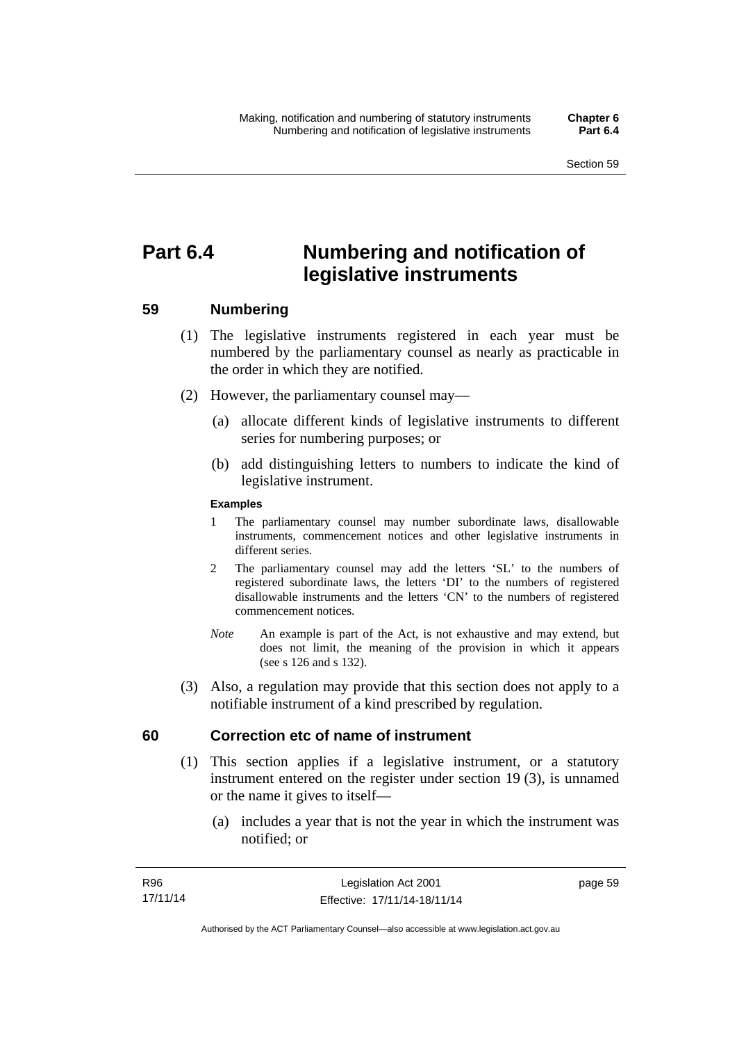# Part 6.4 Numbering and notification of legislative instruments

## 59 Numbering

(1) The legislative instruments registered in each year must be numbered by the parliamentary counsel as nearly as practicable in the order in which they are notified.

(2) However, the parliamentary counsel may—

(a) allocate different kinds of legislative instruments to different series for numbering purposes; or

(b) add distinguishing letters to numbers to indicate the kind of legislative instrument.

**Examples**

1 The parliamentary counsel may number subordinate laws, disallowable instruments, commencement notices and other legislative instruments in different series.

2 The parliamentary counsel may add the letters 'SL' to the numbers of registered subordinate laws, the letters 'DI' to the numbers of registered disallowable instruments and the letters 'CN' to the numbers of registered commencement notices.

*Note* An example is part of the Act, is not exhaustive and may extend, but does not limit, the meaning of the provision in which it appears (see s 126 and s 132).

(3) Also, a regulation may provide that this section does not apply to a notifiable instrument of a kind prescribed by regulation.

## 60 Correction etc of name of instrument

(1) This section applies if a legislative instrument, or a statutory instrument entered on the register under section 19 (3), is unnamed or the name it gives to itself—

(a) includes a year that is not the year in which the instrument was notified; or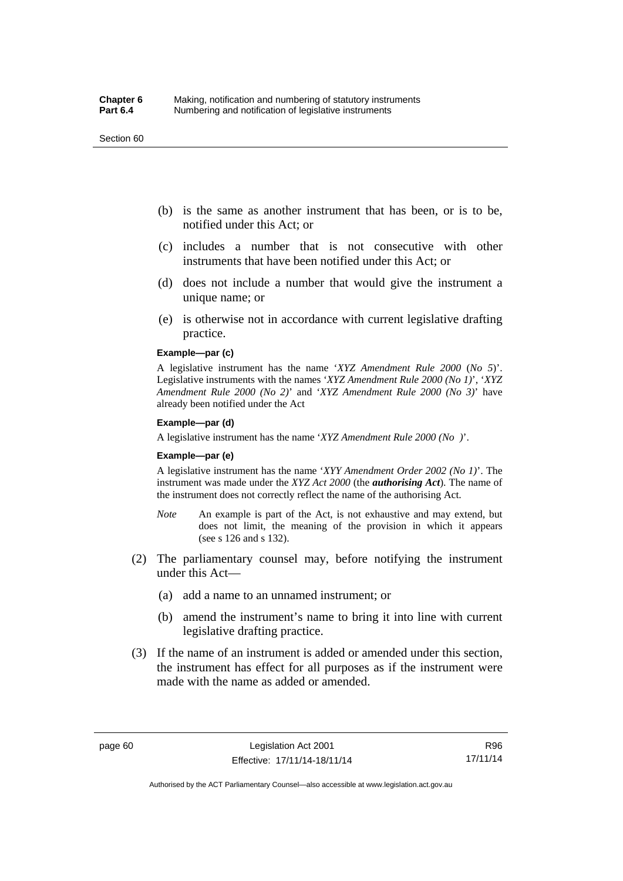(b) is the same as another instrument that has been, or is to be, notified under this Act; or

(c) includes a number that is not consecutive with other instruments that have been notified under this Act; or

(d) does not include a number that would give the instrument a unique name; or

(e) is otherwise not in accordance with current legislative drafting practice.

**Example—par (c)**

A legislative instrument has the name '*XYZ Amendment Rule 2000* (*No 5*)'. Legislative instruments with the names '*XYZ Amendment Rule 2000 (No 1)*', '*XYZ Amendment Rule 2000 (No 2)*' and '*XYZ Amendment Rule 2000 (No 3)*' have already been notified under the Act

**Example—par (d)**

A legislative instrument has the name '*XYZ Amendment Rule 2000 (No )*'.

**Example—par (e)**

A legislative instrument has the name '*XYY Amendment Order 2002 (No 1)*'. The instrument was made under the *XYZ Act 2000* (the ***authorising Act***). The name of the instrument does not correctly reflect the name of the authorising Act.

*Note* An example is part of the Act, is not exhaustive and may extend, but does not limit, the meaning of the provision in which it appears (see s 126 and s 132).

(2) The parliamentary counsel may, before notifying the instrument under this Act—

(a) add a name to an unnamed instrument; or

(b) amend the instrument's name to bring it into line with current legislative drafting practice.

(3) If the name of an instrument is added or amended under this section, the instrument has effect for all purposes as if the instrument were made with the name as added or amended.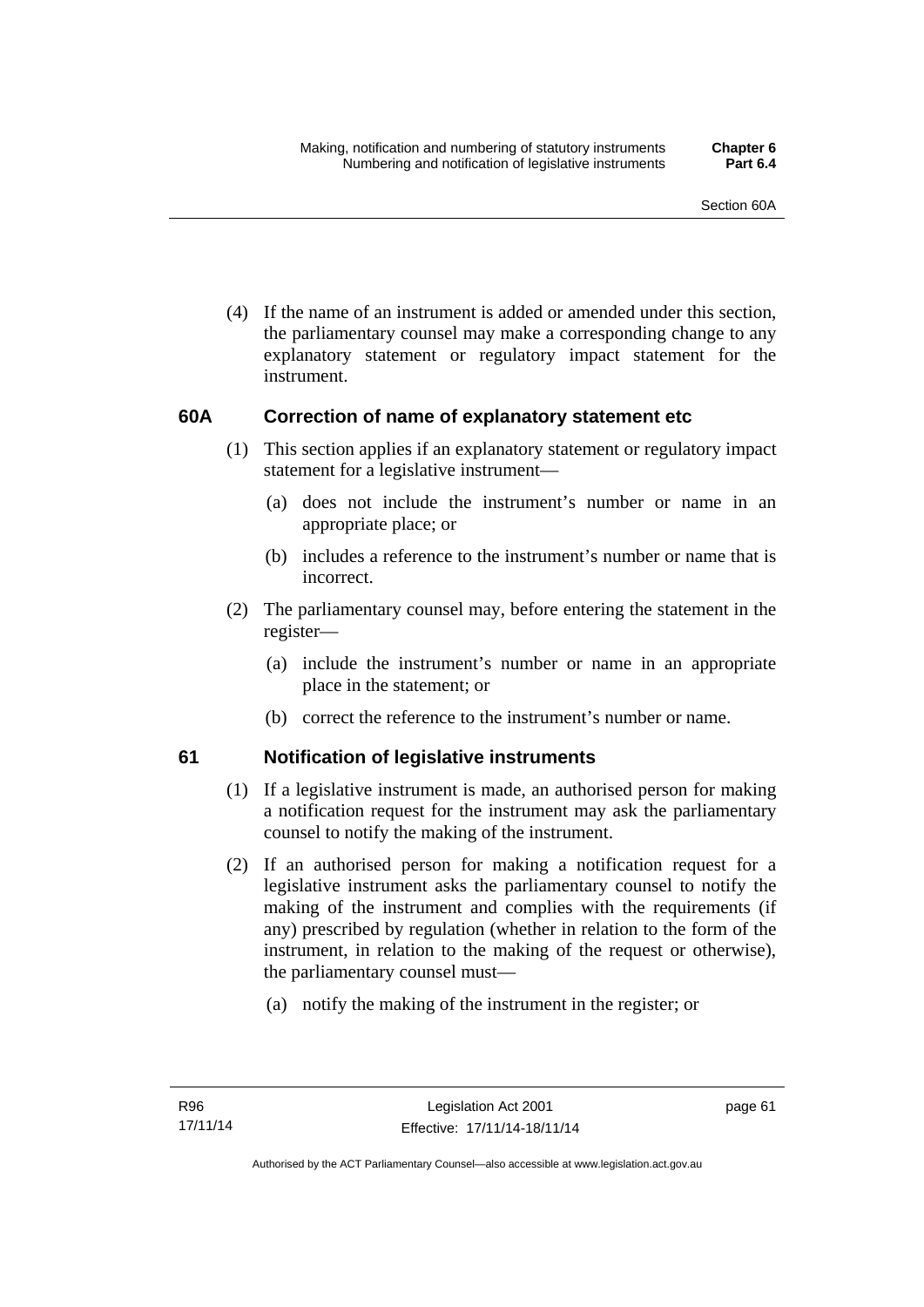(4) If the name of an instrument is added or amended under this section, the parliamentary counsel may make a corresponding change to any explanatory statement or regulatory impact statement for the instrument.

### 60A Correction of name of explanatory statement etc

(1) This section applies if an explanatory statement or regulatory impact statement for a legislative instrument—

(a) does not include the instrument's number or name in an appropriate place; or

(b) includes a reference to the instrument's number or name that is incorrect.

(2) The parliamentary counsel may, before entering the statement in the register—

(a) include the instrument's number or name in an appropriate place in the statement; or

(b) correct the reference to the instrument's number or name.

### 61 Notification of legislative instruments

(1) If a legislative instrument is made, an authorised person for making a notification request for the instrument may ask the parliamentary counsel to notify the making of the instrument.

(2) If an authorised person for making a notification request for a legislative instrument asks the parliamentary counsel to notify the making of the instrument and complies with the requirements (if any) prescribed by regulation (whether in relation to the form of the instrument, in relation to the making of the request or otherwise), the parliamentary counsel must—

(a) notify the making of the instrument in the register; or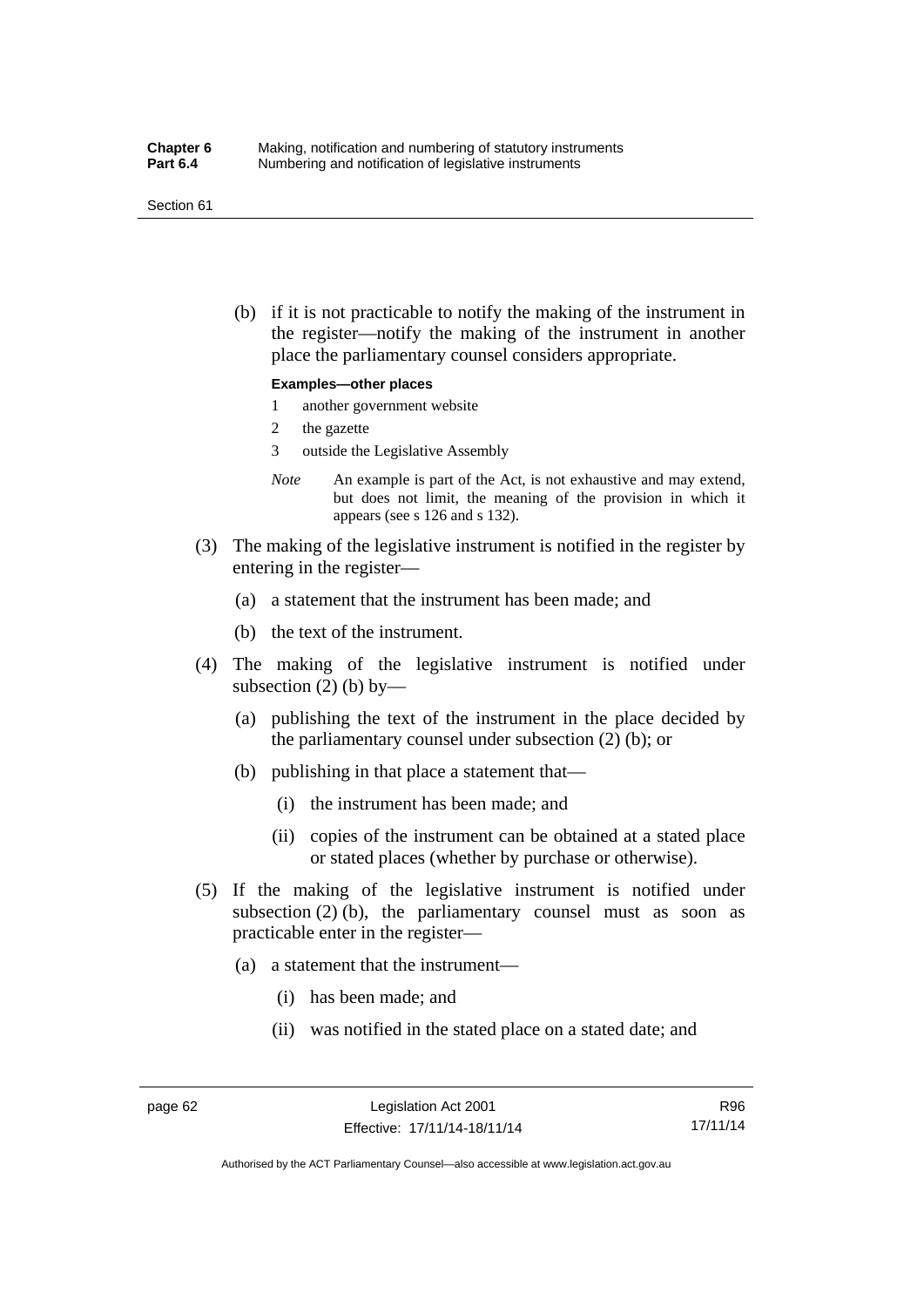(b) if it is not practicable to notify the making of the instrument in the register—notify the making of the instrument in another place the parliamentary counsel considers appropriate.

**Examples—other places**

1 another government website

2 the gazette

3 outside the Legislative Assembly

*Note* An example is part of the Act, is not exhaustive and may extend, but does not limit, the meaning of the provision in which it appears (see s 126 and s 132).

(3) The making of the legislative instrument is notified in the register by entering in the register—

(a) a statement that the instrument has been made; and

(b) the text of the instrument.

(4) The making of the legislative instrument is notified under subsection (2) (b) by—

(a) publishing the text of the instrument in the place decided by the parliamentary counsel under subsection (2) (b); or

(b) publishing in that place a statement that—

(i) the instrument has been made; and

(ii) copies of the instrument can be obtained at a stated place or stated places (whether by purchase or otherwise).

(5) If the making of the legislative instrument is notified under subsection (2) (b), the parliamentary counsel must as soon as practicable enter in the register—

(a) a statement that the instrument—

(i) has been made; and

(ii) was notified in the stated place on a stated date; and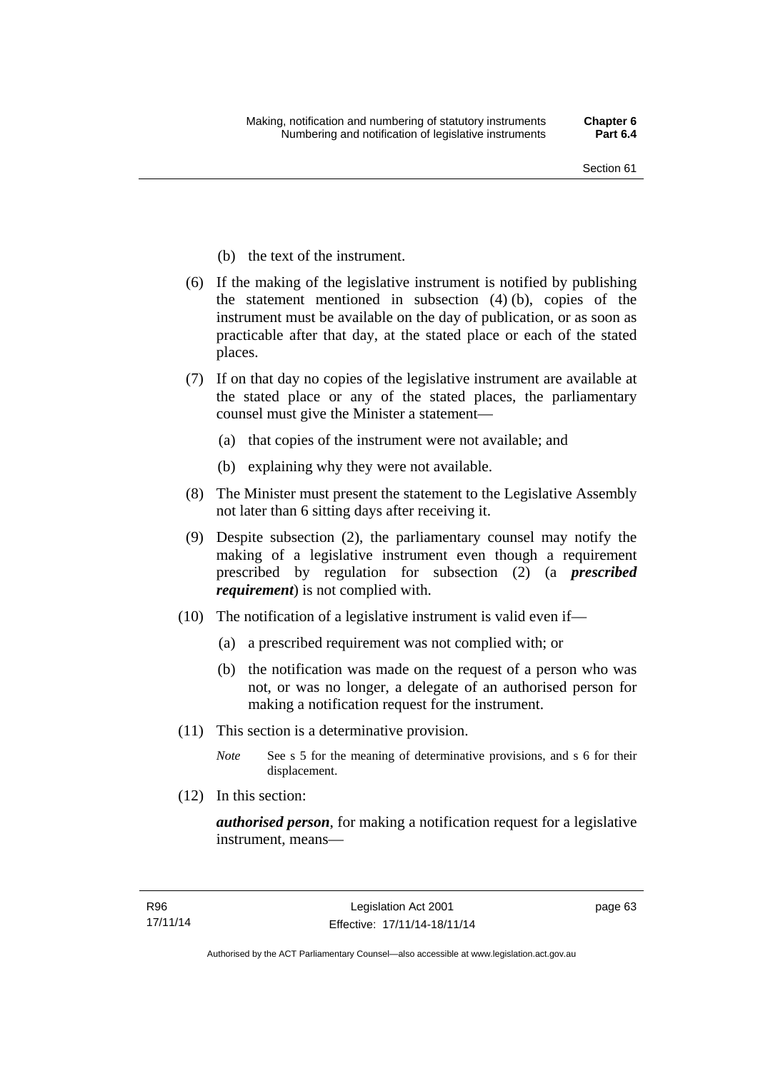(b) the text of the instrument.

(6) If the making of the legislative instrument is notified by publishing the statement mentioned in subsection (4) (b), copies of the instrument must be available on the day of publication, or as soon as practicable after that day, at the stated place or each of the stated places.

(7) If on that day no copies of the legislative instrument are available at the stated place or any of the stated places, the parliamentary counsel must give the Minister a statement—

(a) that copies of the instrument were not available; and

(b) explaining why they were not available.

(8) The Minister must present the statement to the Legislative Assembly not later than 6 sitting days after receiving it.

(9) Despite subsection (2), the parliamentary counsel may notify the making of a legislative instrument even though a requirement prescribed by regulation for subsection (2) (a ***prescribed requirement***) is not complied with.

(10) The notification of a legislative instrument is valid even if—

(a) a prescribed requirement was not complied with; or

(b) the notification was made on the request of a person who was not, or was no longer, a delegate of an authorised person for making a notification request for the instrument.

(11) This section is a determinative provision.

*Note* See s 5 for the meaning of determinative provisions, and s 6 for their displacement.

(12) In this section:

***authorised person***, for making a notification request for a legislative instrument, means—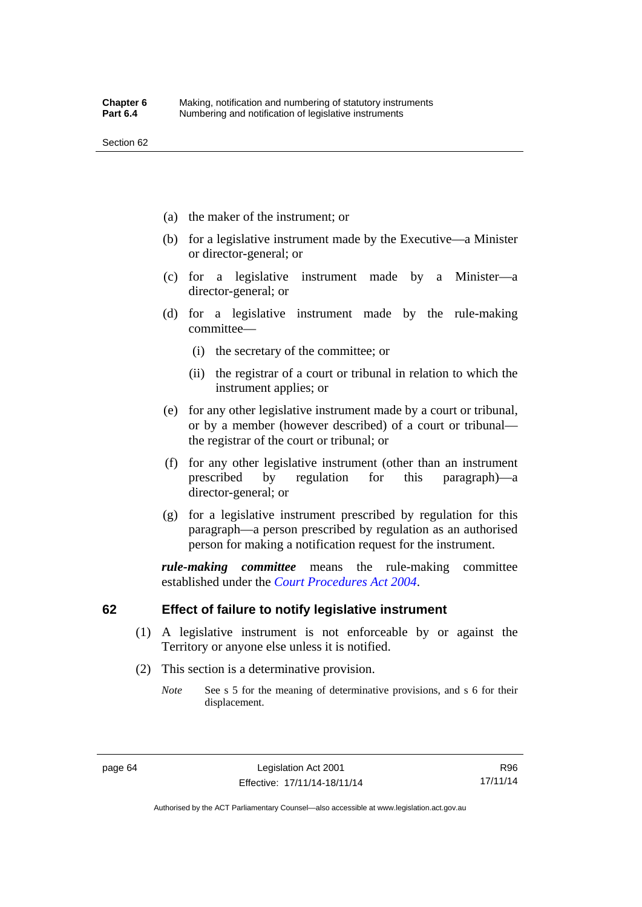(a) the maker of the instrument; or

(b) for a legislative instrument made by the Executive—a Minister or director-general; or

(c) for a legislative instrument made by a Minister—a director-general; or

(d) for a legislative instrument made by the rule-making committee—

  (i) the secretary of the committee; or

  (ii) the registrar of a court or tribunal in relation to which the instrument applies; or

(e) for any other legislative instrument made by a court or tribunal, or by a member (however described) of a court or tribunal—the registrar of the court or tribunal; or

(f) for any other legislative instrument (other than an instrument prescribed by regulation for this paragraph)—a director-general; or

(g) for a legislative instrument prescribed by regulation for this paragraph—a person prescribed by regulation as an authorised person for making a notification request for the instrument.

***rule-making committee*** means the rule-making committee established under the *Court Procedures Act 2004*.

## 62 Effect of failure to notify legislative instrument

(1) A legislative instrument is not enforceable by or against the Territory or anyone else unless it is notified.

(2) This section is a determinative provision.

*Note* See s 5 for the meaning of determinative provisions, and s 6 for their displacement.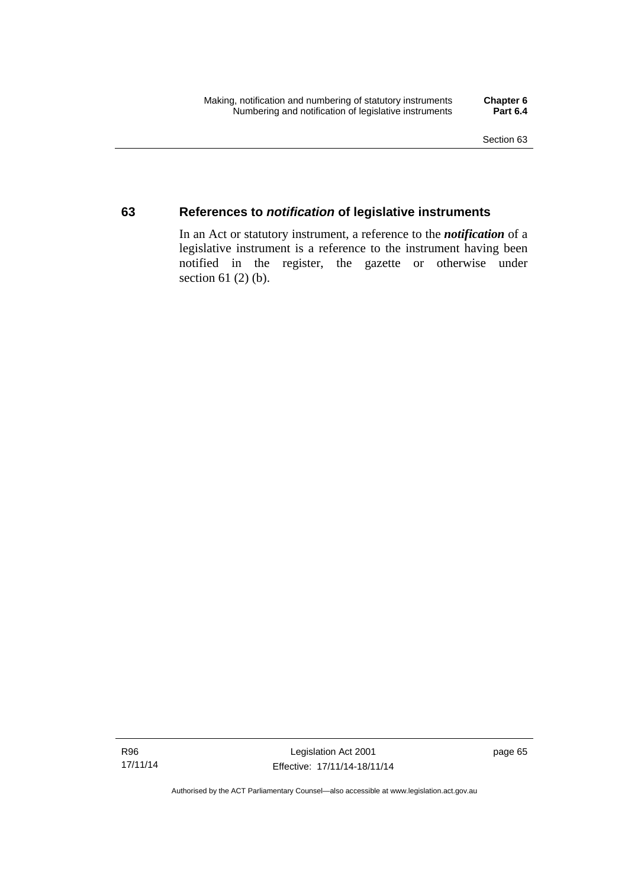## 63 References to ***notification*** of legislative instruments

In an Act or statutory instrument, a reference to the ***notification*** of a legislative instrument is a reference to the instrument having been notified in the register, the gazette or otherwise under section 61 (2) (b).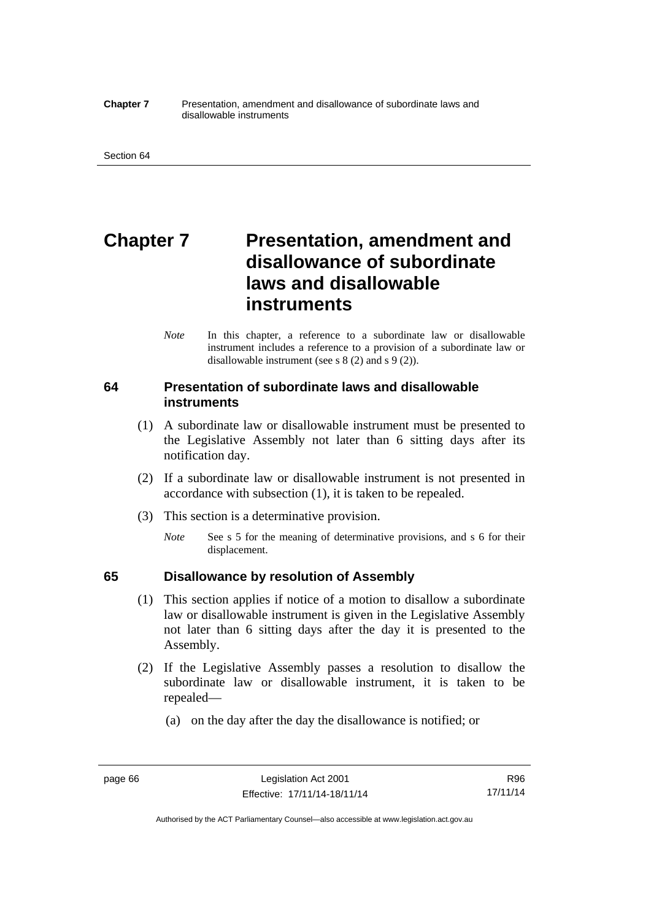# Chapter 7 Presentation, amendment and disallowance of subordinate laws and disallowable instruments

*Note* In this chapter, a reference to a subordinate law or disallowable instrument includes a reference to a provision of a subordinate law or disallowable instrument (see s 8 (2) and s 9 (2)).

## 64 Presentation of subordinate laws and disallowable instruments

(1) A subordinate law or disallowable instrument must be presented to the Legislative Assembly not later than 6 sitting days after its notification day.

(2) If a subordinate law or disallowable instrument is not presented in accordance with subsection (1), it is taken to be repealed.

(3) This section is a determinative provision.

*Note* See s 5 for the meaning of determinative provisions, and s 6 for their displacement.

## 65 Disallowance by resolution of Assembly

(1) This section applies if notice of a motion to disallow a subordinate law or disallowable instrument is given in the Legislative Assembly not later than 6 sitting days after the day it is presented to the Assembly.

(2) If the Legislative Assembly passes a resolution to disallow the subordinate law or disallowable instrument, it is taken to be repealed—

(a) on the day after the day the disallowance is notified; or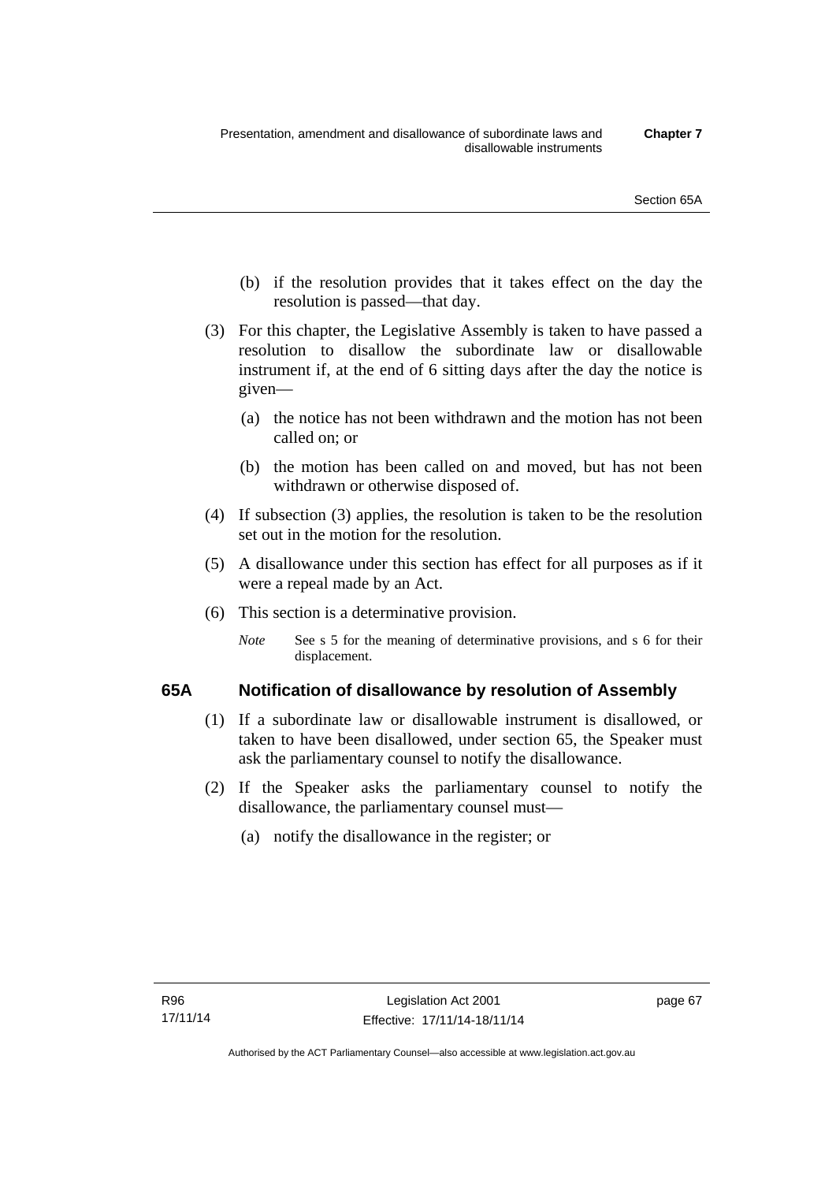(b) if the resolution provides that it takes effect on the day the resolution is passed—that day.

(3) For this chapter, the Legislative Assembly is taken to have passed a resolution to disallow the subordinate law or disallowable instrument if, at the end of 6 sitting days after the day the notice is given—

(a) the notice has not been withdrawn and the motion has not been called on; or

(b) the motion has been called on and moved, but has not been withdrawn or otherwise disposed of.

(4) If subsection (3) applies, the resolution is taken to be the resolution set out in the motion for the resolution.

(5) A disallowance under this section has effect for all purposes as if it were a repeal made by an Act.

(6) This section is a determinative provision.

*Note* See s 5 for the meaning of determinative provisions, and s 6 for their displacement.

### 65A Notification of disallowance by resolution of Assembly

(1) If a subordinate law or disallowable instrument is disallowed, or taken to have been disallowed, under section 65, the Speaker must ask the parliamentary counsel to notify the disallowance.

(2) If the Speaker asks the parliamentary counsel to notify the disallowance, the parliamentary counsel must—

(a) notify the disallowance in the register; or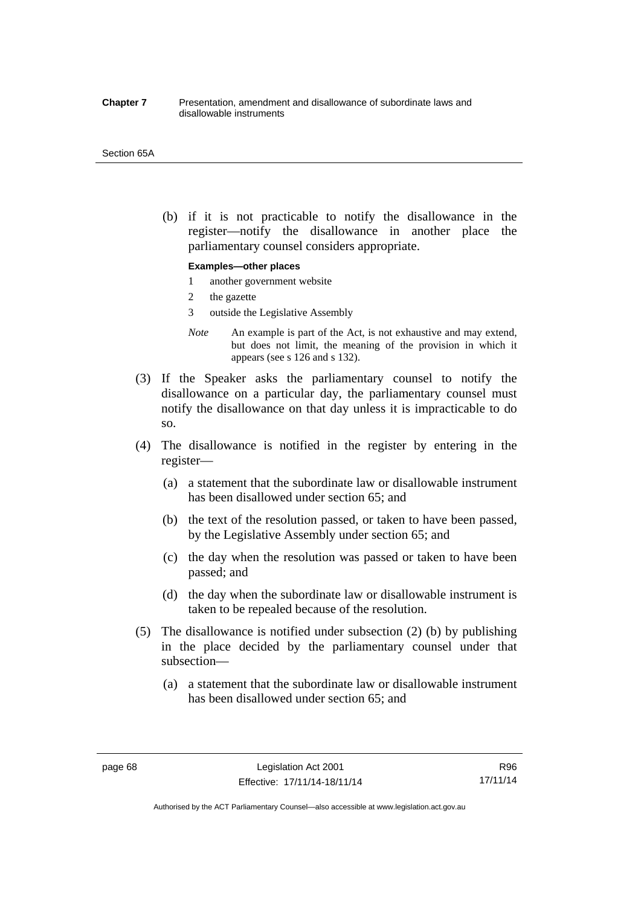(b) if it is not practicable to notify the disallowance in the register—notify the disallowance in another place the parliamentary counsel considers appropriate.

**Examples—other places**

1 another government website

2 the gazette

3 outside the Legislative Assembly

*Note* An example is part of the Act, is not exhaustive and may extend, but does not limit, the meaning of the provision in which it appears (see s 126 and s 132).

(3) If the Speaker asks the parliamentary counsel to notify the disallowance on a particular day, the parliamentary counsel must notify the disallowance on that day unless it is impracticable to do so.

(4) The disallowance is notified in the register by entering in the register—

(a) a statement that the subordinate law or disallowable instrument has been disallowed under section 65; and

(b) the text of the resolution passed, or taken to have been passed, by the Legislative Assembly under section 65; and

(c) the day when the resolution was passed or taken to have been passed; and

(d) the day when the subordinate law or disallowable instrument is taken to be repealed because of the resolution.

(5) The disallowance is notified under subsection (2) (b) by publishing in the place decided by the parliamentary counsel under that subsection—

(a) a statement that the subordinate law or disallowable instrument has been disallowed under section 65; and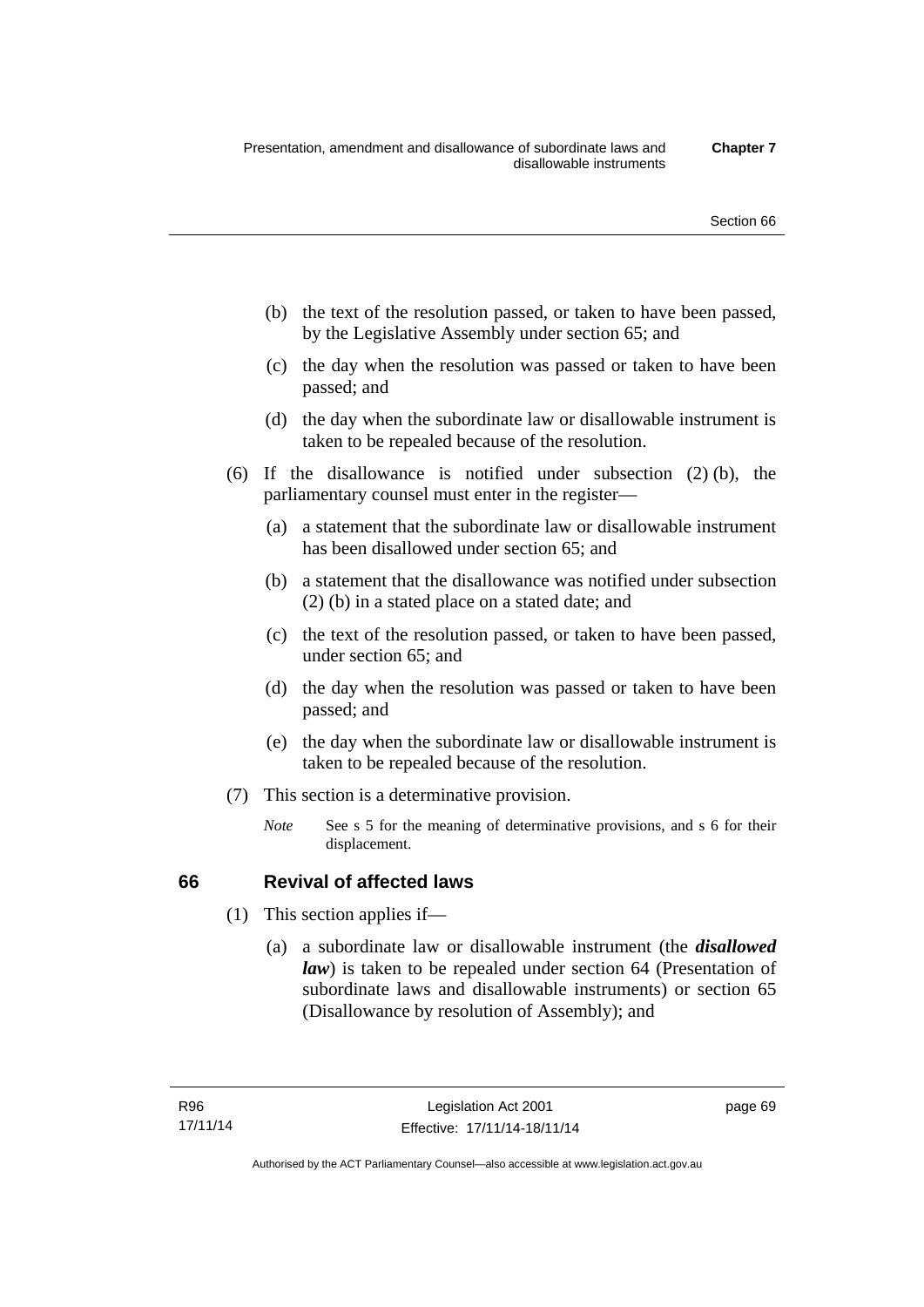(b) the text of the resolution passed, or taken to have been passed, by the Legislative Assembly under section 65; and

(c) the day when the resolution was passed or taken to have been passed; and

(d) the day when the subordinate law or disallowable instrument is taken to be repealed because of the resolution.

(6) If the disallowance is notified under subsection (2) (b), the parliamentary counsel must enter in the register—

(a) a statement that the subordinate law or disallowable instrument has been disallowed under section 65; and

(b) a statement that the disallowance was notified under subsection (2) (b) in a stated place on a stated date; and

(c) the text of the resolution passed, or taken to have been passed, under section 65; and

(d) the day when the resolution was passed or taken to have been passed; and

(e) the day when the subordinate law or disallowable instrument is taken to be repealed because of the resolution.

(7) This section is a determinative provision.

*Note* See s 5 for the meaning of determinative provisions, and s 6 for their displacement.

## 66 Revival of affected laws

(1) This section applies if—

(a) a subordinate law or disallowable instrument (the ***disallowed law***) is taken to be repealed under section 64 (Presentation of subordinate laws and disallowable instruments) or section 65 (Disallowance by resolution of Assembly); and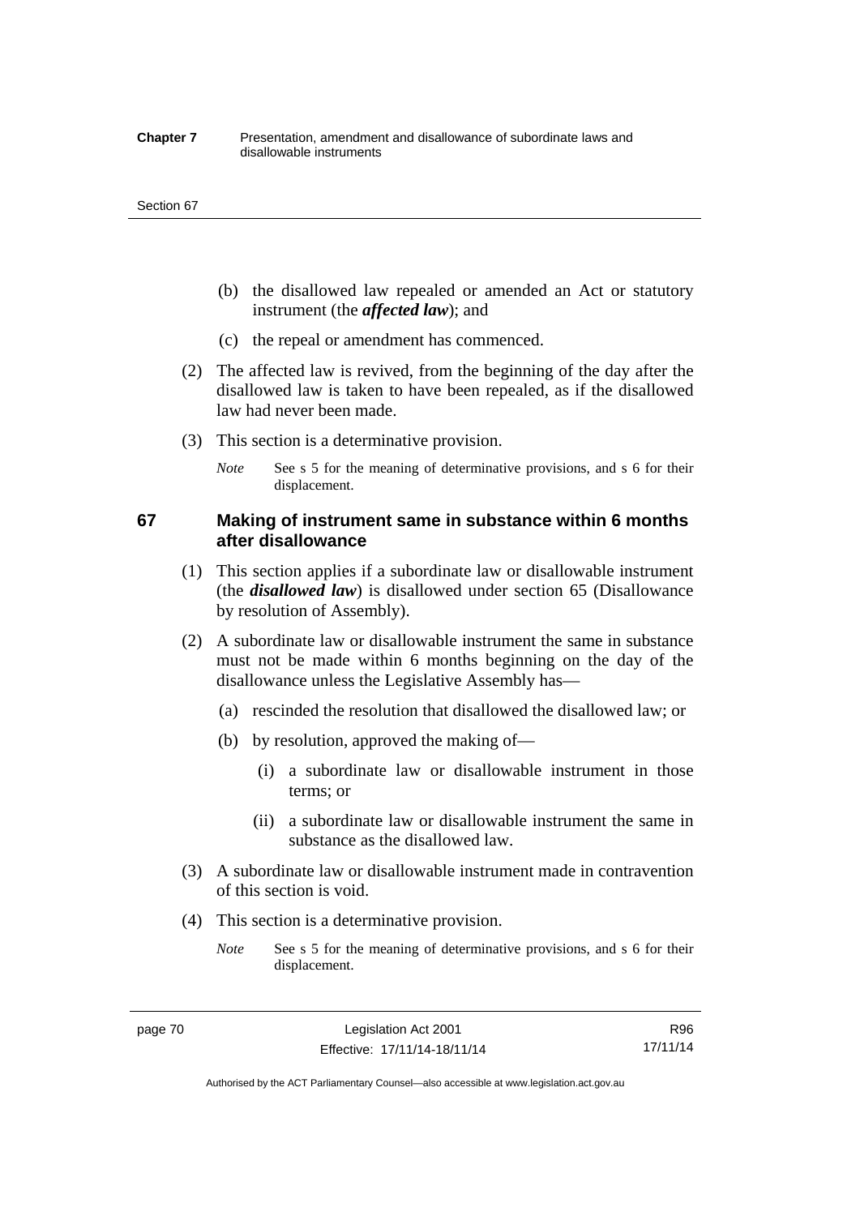(b) the disallowed law repealed or amended an Act or statutory instrument (the ***affected law***); and

(c) the repeal or amendment has commenced.

(2) The affected law is revived, from the beginning of the day after the disallowed law is taken to have been repealed, as if the disallowed law had never been made.

(3) This section is a determinative provision.

*Note* See s 5 for the meaning of determinative provisions, and s 6 for their displacement.

## 67 Making of instrument same in substance within 6 months after disallowance

(1) This section applies if a subordinate law or disallowable instrument (the ***disallowed law***) is disallowed under section 65 (Disallowance by resolution of Assembly).

(2) A subordinate law or disallowable instrument the same in substance must not be made within 6 months beginning on the day of the disallowance unless the Legislative Assembly has—

(a) rescinded the resolution that disallowed the disallowed law; or

(b) by resolution, approved the making of—

(i) a subordinate law or disallowable instrument in those terms; or

(ii) a subordinate law or disallowable instrument the same in substance as the disallowed law.

(3) A subordinate law or disallowable instrument made in contravention of this section is void.

(4) This section is a determinative provision.

*Note* See s 5 for the meaning of determinative provisions, and s 6 for their displacement.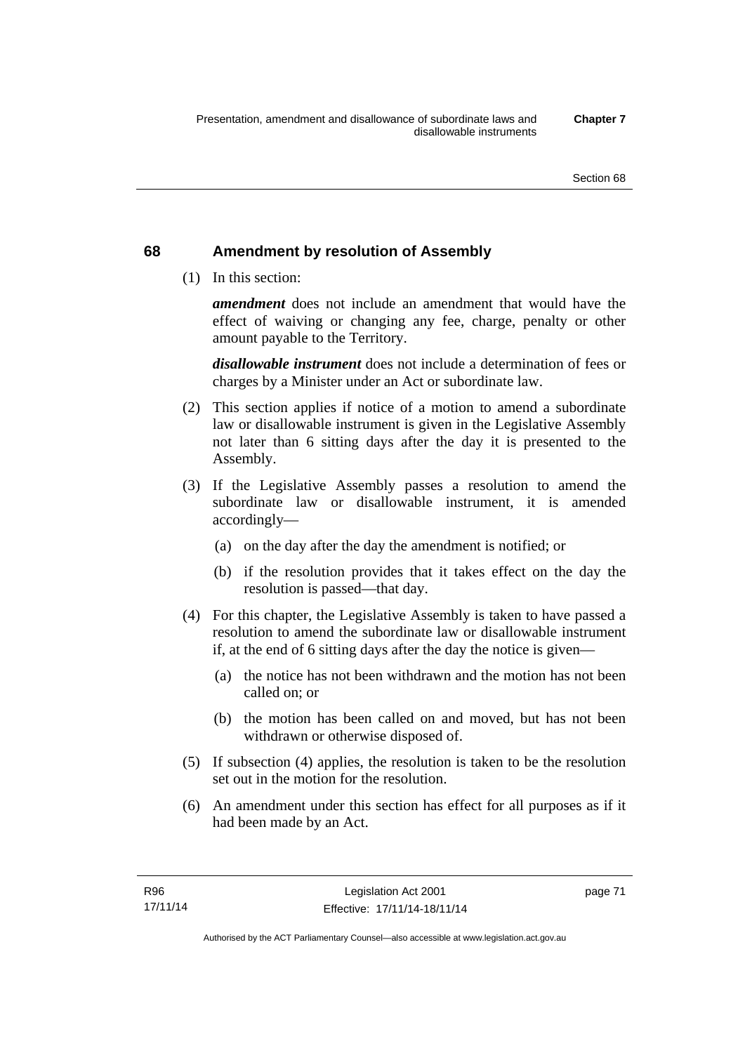## 68 Amendment by resolution of Assembly

(1) In this section:

***amendment*** does not include an amendment that would have the effect of waiving or changing any fee, charge, penalty or other amount payable to the Territory.

***disallowable instrument*** does not include a determination of fees or charges by a Minister under an Act or subordinate law.

(2) This section applies if notice of a motion to amend a subordinate law or disallowable instrument is given in the Legislative Assembly not later than 6 sitting days after the day it is presented to the Assembly.

(3) If the Legislative Assembly passes a resolution to amend the subordinate law or disallowable instrument, it is amended accordingly—

(a) on the day after the day the amendment is notified; or

(b) if the resolution provides that it takes effect on the day the resolution is passed—that day.

(4) For this chapter, the Legislative Assembly is taken to have passed a resolution to amend the subordinate law or disallowable instrument if, at the end of 6 sitting days after the day the notice is given—

(a) the notice has not been withdrawn and the motion has not been called on; or

(b) the motion has been called on and moved, but has not been withdrawn or otherwise disposed of.

(5) If subsection (4) applies, the resolution is taken to be the resolution set out in the motion for the resolution.

(6) An amendment under this section has effect for all purposes as if it had been made by an Act.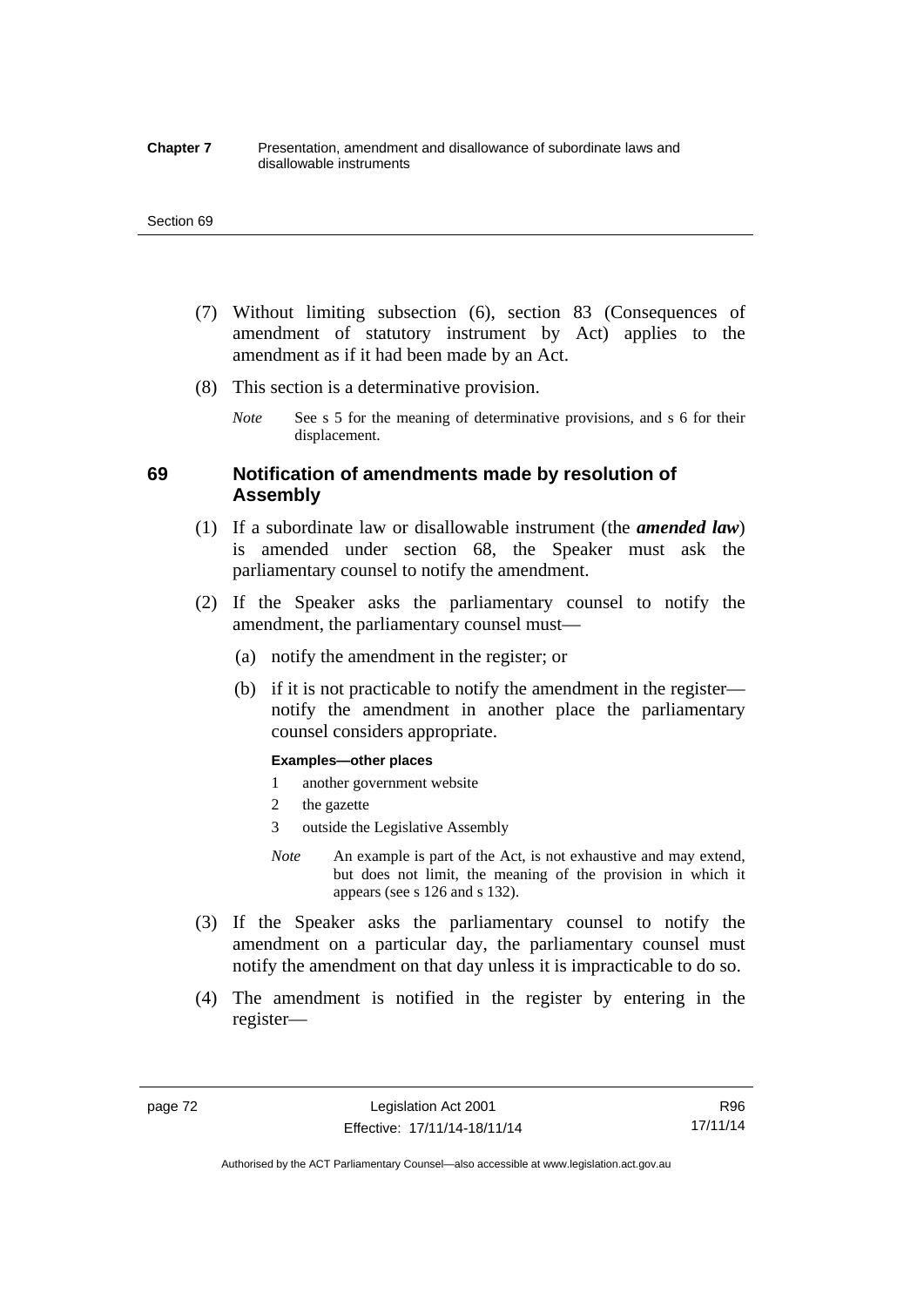(7) Without limiting subsection (6), section 83 (Consequences of amendment of statutory instrument by Act) applies to the amendment as if it had been made by an Act.

(8) This section is a determinative provision.

*Note* See s 5 for the meaning of determinative provisions, and s 6 for their displacement.

## 69 Notification of amendments made by resolution of Assembly

(1) If a subordinate law or disallowable instrument (the ***amended law***) is amended under section 68, the Speaker must ask the parliamentary counsel to notify the amendment.

(2) If the Speaker asks the parliamentary counsel to notify the amendment, the parliamentary counsel must—

(a) notify the amendment in the register; or

(b) if it is not practicable to notify the amendment in the register—notify the amendment in another place the parliamentary counsel considers appropriate.

**Examples—other places**

1 another government website

2 the gazette

3 outside the Legislative Assembly

*Note* An example is part of the Act, is not exhaustive and may extend, but does not limit, the meaning of the provision in which it appears (see s 126 and s 132).

(3) If the Speaker asks the parliamentary counsel to notify the amendment on a particular day, the parliamentary counsel must notify the amendment on that day unless it is impracticable to do so.

(4) The amendment is notified in the register by entering in the register—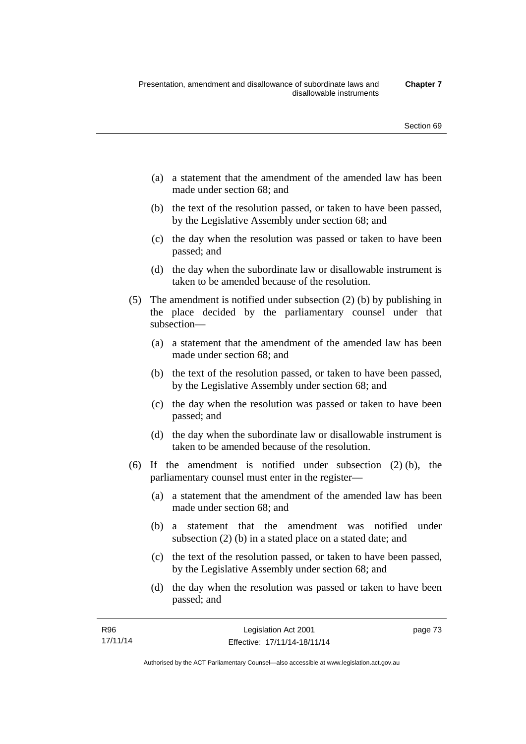(a) a statement that the amendment of the amended law has been made under section 68; and

(b) the text of the resolution passed, or taken to have been passed, by the Legislative Assembly under section 68; and

(c) the day when the resolution was passed or taken to have been passed; and

(d) the day when the subordinate law or disallowable instrument is taken to be amended because of the resolution.

(5) The amendment is notified under subsection (2) (b) by publishing in the place decided by the parliamentary counsel under that subsection—

(a) a statement that the amendment of the amended law has been made under section 68; and

(b) the text of the resolution passed, or taken to have been passed, by the Legislative Assembly under section 68; and

(c) the day when the resolution was passed or taken to have been passed; and

(d) the day when the subordinate law or disallowable instrument is taken to be amended because of the resolution.

(6) If the amendment is notified under subsection (2) (b), the parliamentary counsel must enter in the register—

(a) a statement that the amendment of the amended law has been made under section 68; and

(b) a statement that the amendment was notified under subsection (2) (b) in a stated place on a stated date; and

(c) the text of the resolution passed, or taken to have been passed, by the Legislative Assembly under section 68; and

(d) the day when the resolution was passed or taken to have been passed; and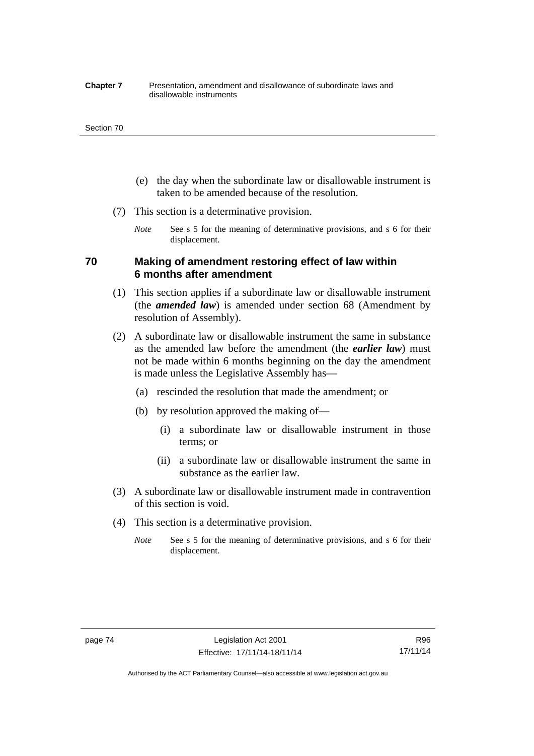(e) the day when the subordinate law or disallowable instrument is taken to be amended because of the resolution.

(7) This section is a determinative provision.

*Note* See s 5 for the meaning of determinative provisions, and s 6 for their displacement.

### 70 Making of amendment restoring effect of law within 6 months after amendment

(1) This section applies if a subordinate law or disallowable instrument (the ***amended law***) is amended under section 68 (Amendment by resolution of Assembly).

(2) A subordinate law or disallowable instrument the same in substance as the amended law before the amendment (the ***earlier law***) must not be made within 6 months beginning on the day the amendment is made unless the Legislative Assembly has—

(a) rescinded the resolution that made the amendment; or

(b) by resolution approved the making of—

(i) a subordinate law or disallowable instrument in those terms; or

(ii) a subordinate law or disallowable instrument the same in substance as the earlier law.

(3) A subordinate law or disallowable instrument made in contravention of this section is void.

(4) This section is a determinative provision.

*Note* See s 5 for the meaning of determinative provisions, and s 6 for their displacement.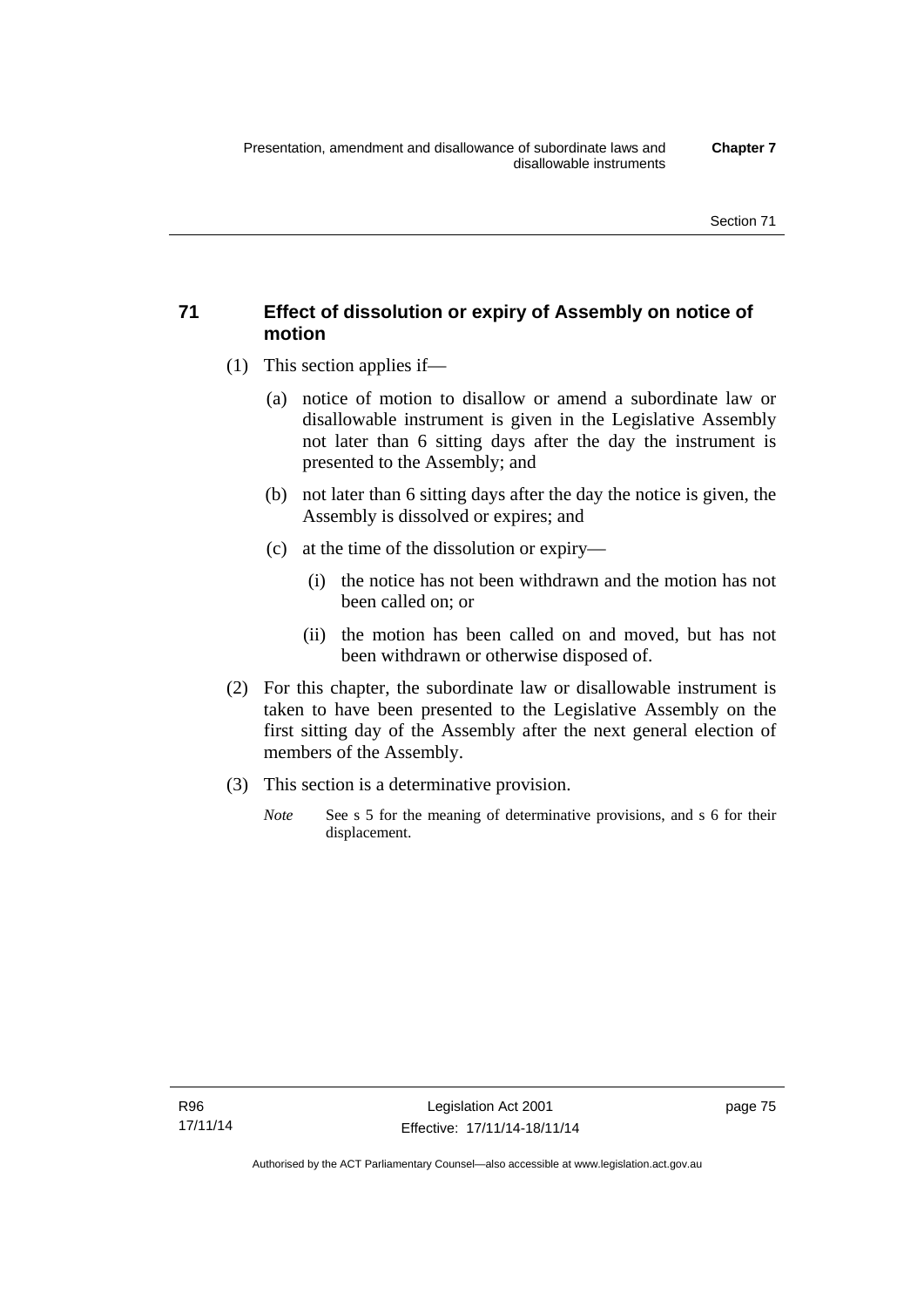## 71 Effect of dissolution or expiry of Assembly on notice of motion

(1) This section applies if—

(a) notice of motion to disallow or amend a subordinate law or disallowable instrument is given in the Legislative Assembly not later than 6 sitting days after the day the instrument is presented to the Assembly; and

(b) not later than 6 sitting days after the day the notice is given, the Assembly is dissolved or expires; and

(c) at the time of the dissolution or expiry—

(i) the notice has not been withdrawn and the motion has not been called on; or

(ii) the motion has been called on and moved, but has not been withdrawn or otherwise disposed of.

(2) For this chapter, the subordinate law or disallowable instrument is taken to have been presented to the Legislative Assembly on the first sitting day of the Assembly after the next general election of members of the Assembly.

(3) This section is a determinative provision.

*Note* See s 5 for the meaning of determinative provisions, and s 6 for their displacement.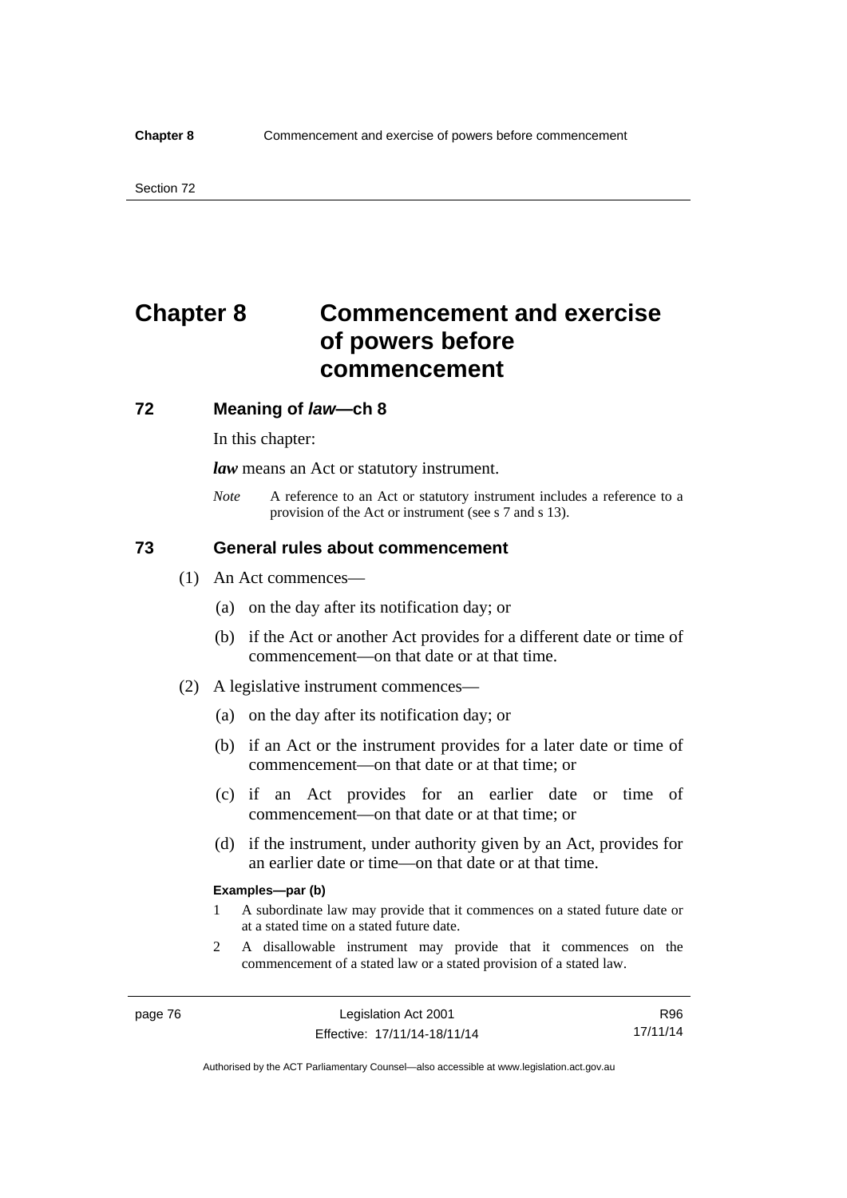# Chapter 8 Commencement and exercise of powers before commencement

## 72 Meaning of *law*—ch 8

In this chapter:

***law*** means an Act or statutory instrument.

*Note* A reference to an Act or statutory instrument includes a reference to a provision of the Act or instrument (see s 7 and s 13).

## 73 General rules about commencement

(1) An Act commences—

(a) on the day after its notification day; or

(b) if the Act or another Act provides for a different date or time of commencement—on that date or at that time.

(2) A legislative instrument commences—

(a) on the day after its notification day; or

(b) if an Act or the instrument provides for a later date or time of commencement—on that date or at that time; or

(c) if an Act provides for an earlier date or time of commencement—on that date or at that time; or

(d) if the instrument, under authority given by an Act, provides for an earlier date or time—on that date or at that time.

**Examples—par (b)**

1 A subordinate law may provide that it commences on a stated future date or at a stated time on a stated future date.

2 A disallowable instrument may provide that it commences on the commencement of a stated law or a stated provision of a stated law.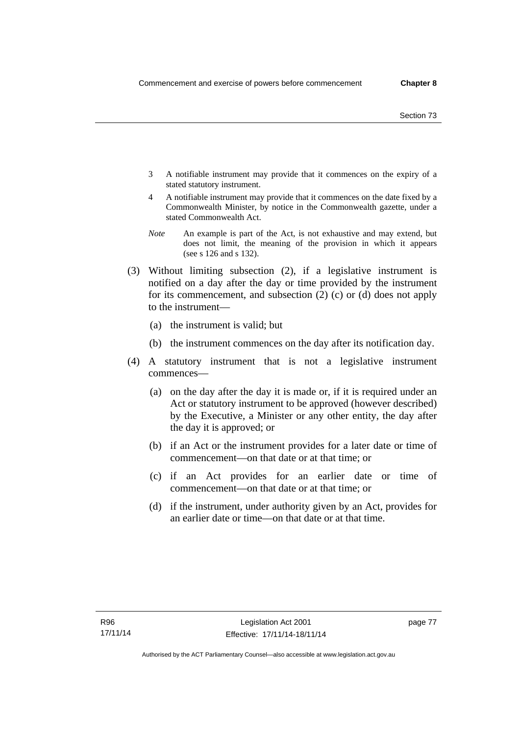3 A notifiable instrument may provide that it commences on the expiry of a stated statutory instrument.

4 A notifiable instrument may provide that it commences on the date fixed by a Commonwealth Minister, by notice in the Commonwealth gazette, under a stated Commonwealth Act.

*Note* An example is part of the Act, is not exhaustive and may extend, but does not limit, the meaning of the provision in which it appears (see s 126 and s 132).

(3) Without limiting subsection (2), if a legislative instrument is notified on a day after the day or time provided by the instrument for its commencement, and subsection (2) (c) or (d) does not apply to the instrument—

(a) the instrument is valid; but

(b) the instrument commences on the day after its notification day.

(4) A statutory instrument that is not a legislative instrument commences—

(a) on the day after the day it is made or, if it is required under an Act or statutory instrument to be approved (however described) by the Executive, a Minister or any other entity, the day after the day it is approved; or

(b) if an Act or the instrument provides for a later date or time of commencement—on that date or at that time; or

(c) if an Act provides for an earlier date or time of commencement—on that date or at that time; or

(d) if the instrument, under authority given by an Act, provides for an earlier date or time—on that date or at that time.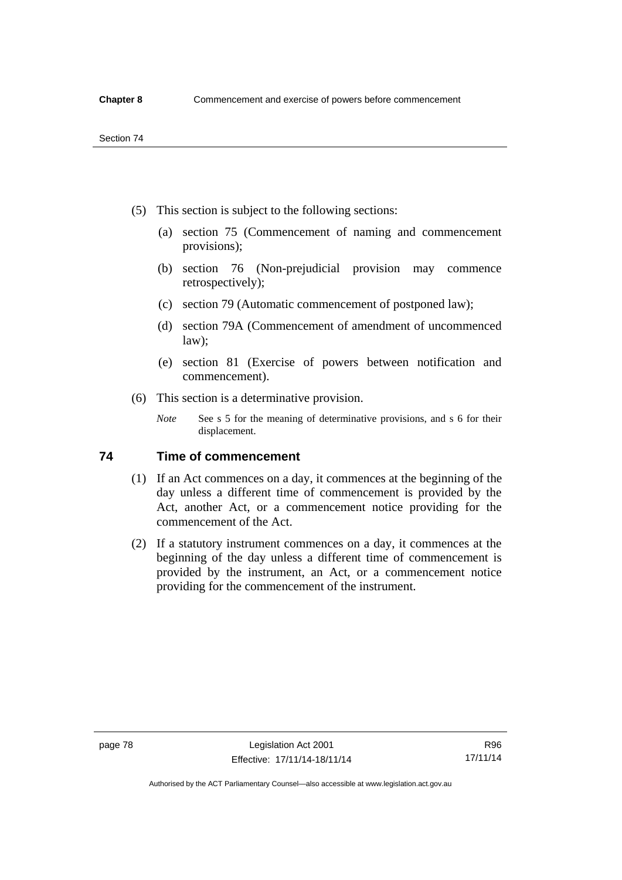(5) This section is subject to the following sections:

(a) section 75 (Commencement of naming and commencement provisions);

(b) section 76 (Non-prejudicial provision may commence retrospectively);

(c) section 79 (Automatic commencement of postponed law);

(d) section 79A (Commencement of amendment of uncommenced law);

(e) section 81 (Exercise of powers between notification and commencement).

(6) This section is a determinative provision.

*Note* See s 5 for the meaning of determinative provisions, and s 6 for their displacement.

## 74 Time of commencement

(1) If an Act commences on a day, it commences at the beginning of the day unless a different time of commencement is provided by the Act, another Act, or a commencement notice providing for the commencement of the Act.

(2) If a statutory instrument commences on a day, it commences at the beginning of the day unless a different time of commencement is provided by the instrument, an Act, or a commencement notice providing for the commencement of the instrument.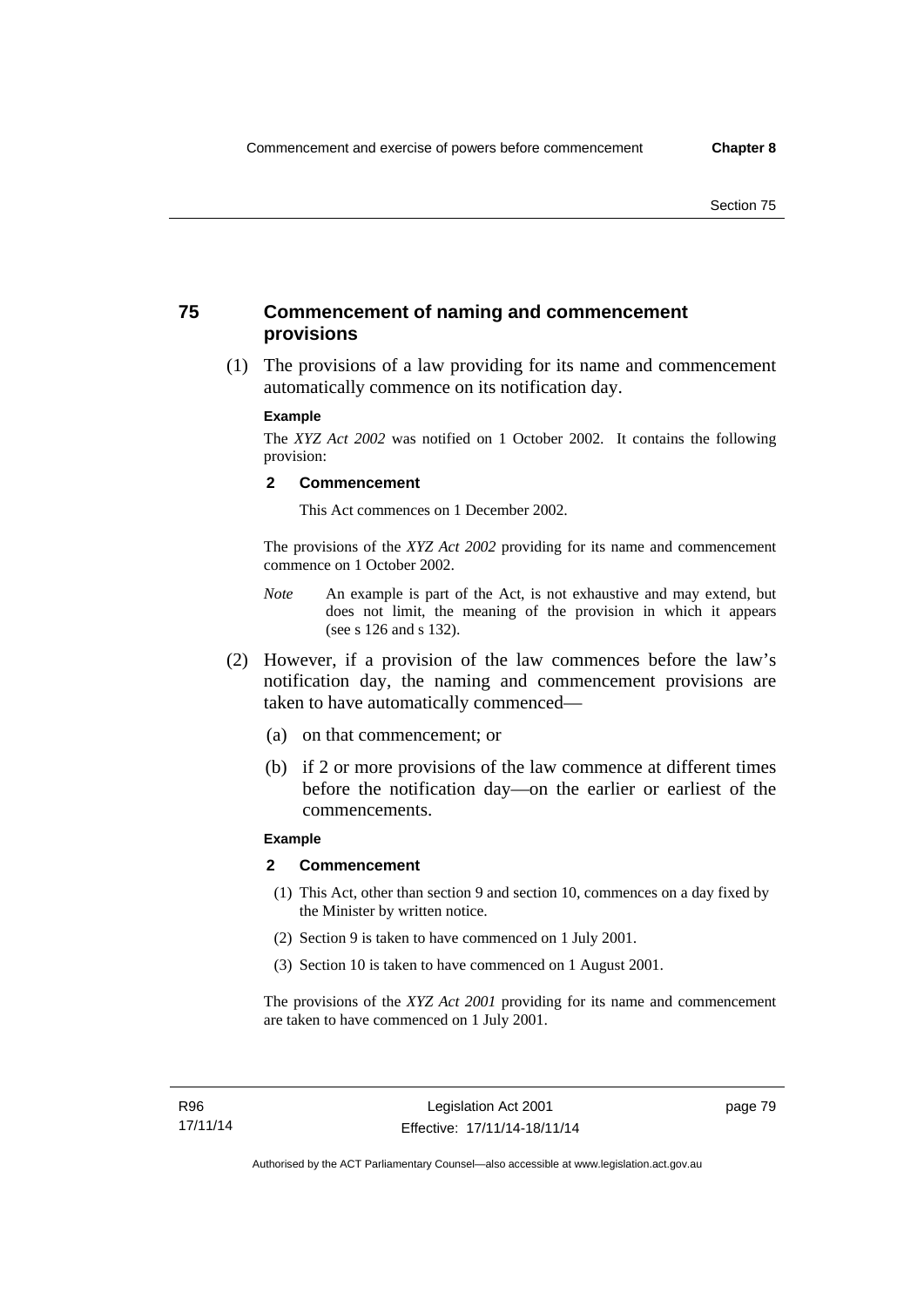## 75 Commencement of naming and commencement provisions

(1) The provisions of a law providing for its name and commencement automatically commence on its notification day.

**Example**

The *XYZ Act 2002* was notified on 1 October 2002. It contains the following provision:

**2 Commencement**

This Act commences on 1 December 2002.

The provisions of the *XYZ Act 2002* providing for its name and commencement commence on 1 October 2002.

*Note* An example is part of the Act, is not exhaustive and may extend, but does not limit, the meaning of the provision in which it appears (see s 126 and s 132).

(2) However, if a provision of the law commences before the law's notification day, the naming and commencement provisions are taken to have automatically commenced—

(a) on that commencement; or

(b) if 2 or more provisions of the law commence at different times before the notification day—on the earlier or earliest of the commencements.

**Example**

**2 Commencement**

(1) This Act, other than section 9 and section 10, commences on a day fixed by the Minister by written notice.

(2) Section 9 is taken to have commenced on 1 July 2001.

(3) Section 10 is taken to have commenced on 1 August 2001.

The provisions of the *XYZ Act 2001* providing for its name and commencement are taken to have commenced on 1 July 2001.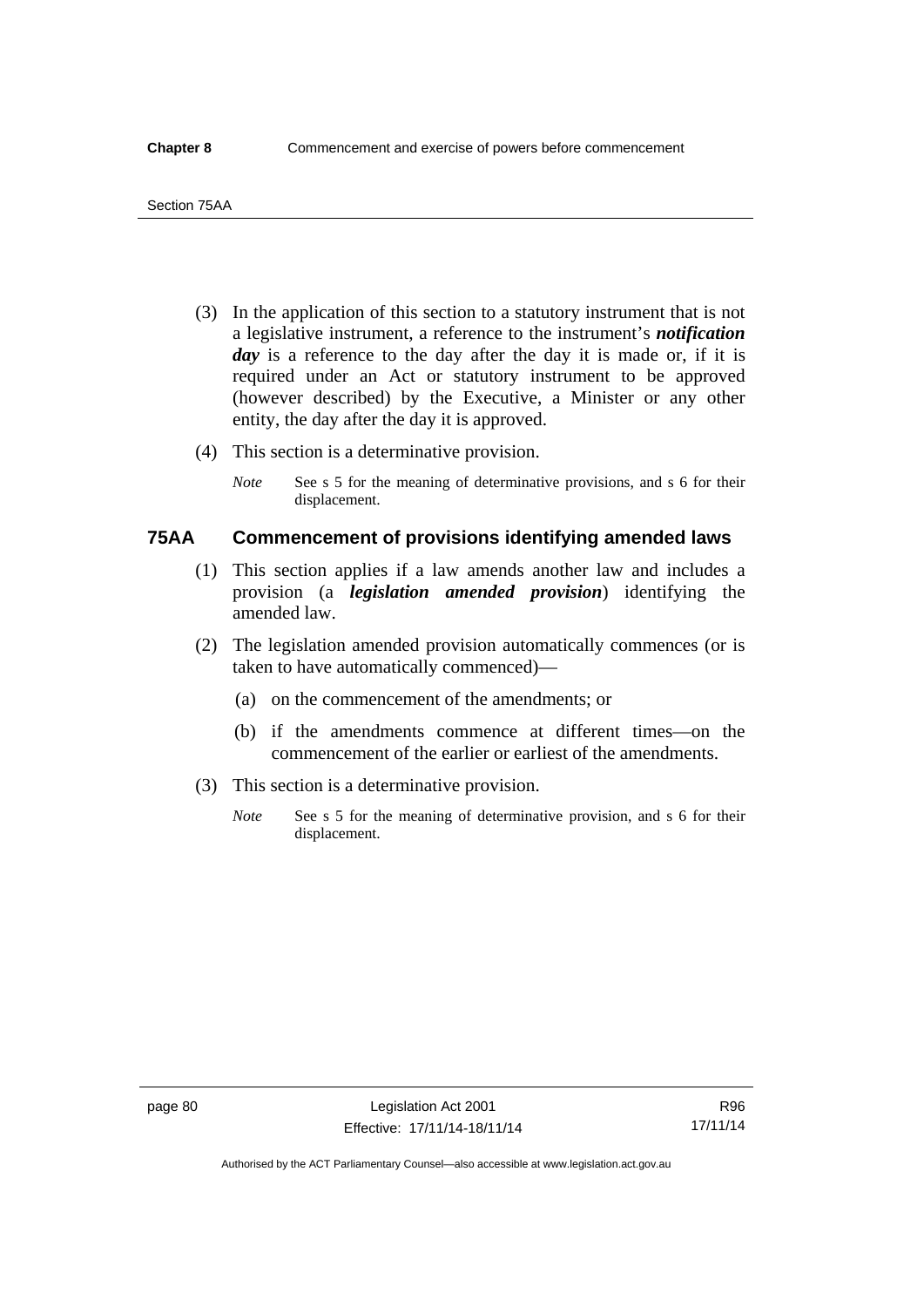(3) In the application of this section to a statutory instrument that is not a legislative instrument, a reference to the instrument's ***notification day*** is a reference to the day after the day it is made or, if it is required under an Act or statutory instrument to be approved (however described) by the Executive, a Minister or any other entity, the day after the day it is approved.

(4) This section is a determinative provision.

*Note* See s 5 for the meaning of determinative provisions, and s 6 for their displacement.

### 75AA Commencement of provisions identifying amended laws

(1) This section applies if a law amends another law and includes a provision (a ***legislation amended provision***) identifying the amended law.

(2) The legislation amended provision automatically commences (or is taken to have automatically commenced)—

(a) on the commencement of the amendments; or

(b) if the amendments commence at different times—on the commencement of the earlier or earliest of the amendments.

(3) This section is a determinative provision.

*Note* See s 5 for the meaning of determinative provision, and s 6 for their displacement.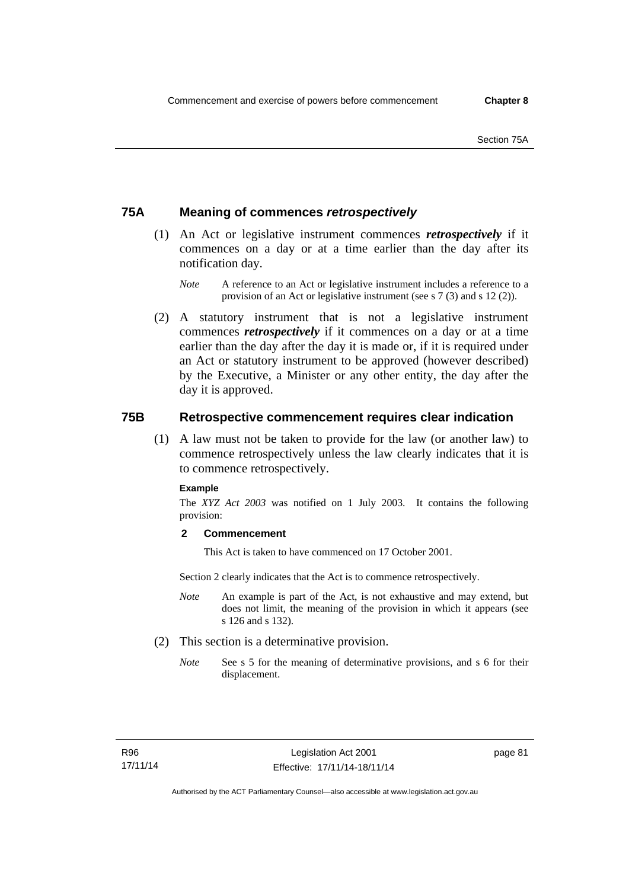## 75A Meaning of commences *retrospectively*

(1) An Act or legislative instrument commences ***retrospectively*** if it commences on a day or at a time earlier than the day after its notification day.

*Note* A reference to an Act or legislative instrument includes a reference to a provision of an Act or legislative instrument (see s 7 (3) and s 12 (2)).

(2) A statutory instrument that is not a legislative instrument commences ***retrospectively*** if it commences on a day or at a time earlier than the day after the day it is made or, if it is required under an Act or statutory instrument to be approved (however described) by the Executive, a Minister or any other entity, the day after the day it is approved.

## 75B Retrospective commencement requires clear indication

(1) A law must not be taken to provide for the law (or another law) to commence retrospectively unless the law clearly indicates that it is to commence retrospectively.

**Example**

The *XYZ Act 2003* was notified on 1 July 2003. It contains the following provision:

**2 Commencement**

This Act is taken to have commenced on 17 October 2001.

Section 2 clearly indicates that the Act is to commence retrospectively.

*Note* An example is part of the Act, is not exhaustive and may extend, but does not limit, the meaning of the provision in which it appears (see s 126 and s 132).

(2) This section is a determinative provision.

*Note* See s 5 for the meaning of determinative provisions, and s 6 for their displacement.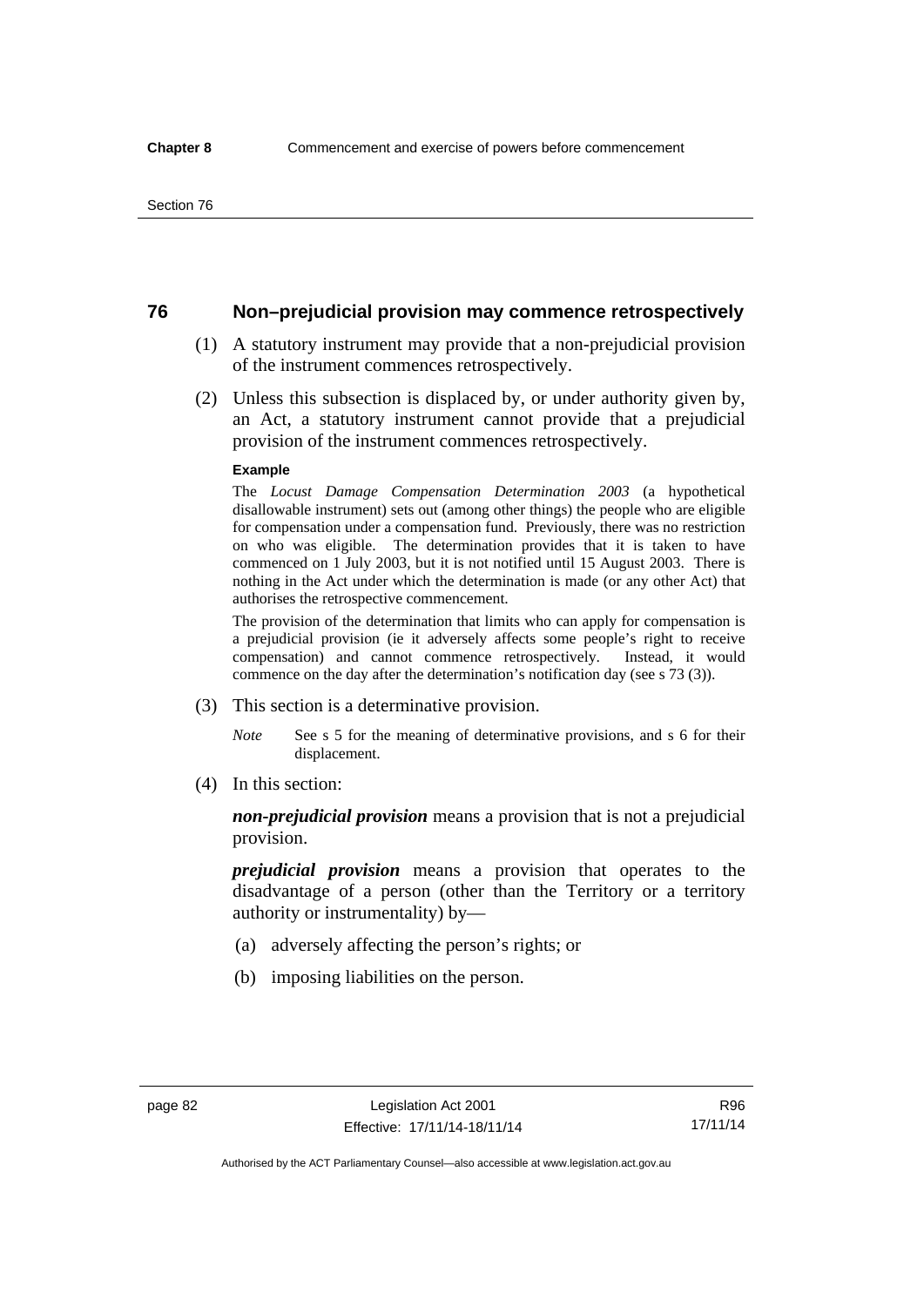## 76 Non–prejudicial provision may commence retrospectively

(1) A statutory instrument may provide that a non-prejudicial provision of the instrument commences retrospectively.

(2) Unless this subsection is displaced by, or under authority given by, an Act, a statutory instrument cannot provide that a prejudicial provision of the instrument commences retrospectively.

**Example**

The *Locust Damage Compensation Determination 2003* (a hypothetical disallowable instrument) sets out (among other things) the people who are eligible for compensation under a compensation fund. Previously, there was no restriction on who was eligible. The determination provides that it is taken to have commenced on 1 July 2003, but it is not notified until 15 August 2003. There is nothing in the Act under which the determination is made (or any other Act) that authorises the retrospective commencement.

The provision of the determination that limits who can apply for compensation is a prejudicial provision (ie it adversely affects some people's right to receive compensation) and cannot commence retrospectively. Instead, it would commence on the day after the determination's notification day (see s 73 (3)).

(3) This section is a determinative provision.

*Note* See s 5 for the meaning of determinative provisions, and s 6 for their displacement.

(4) In this section:

***non-prejudicial provision*** means a provision that is not a prejudicial provision.

***prejudicial provision*** means a provision that operates to the disadvantage of a person (other than the Territory or a territory authority or instrumentality) by—

(a) adversely affecting the person's rights; or

(b) imposing liabilities on the person.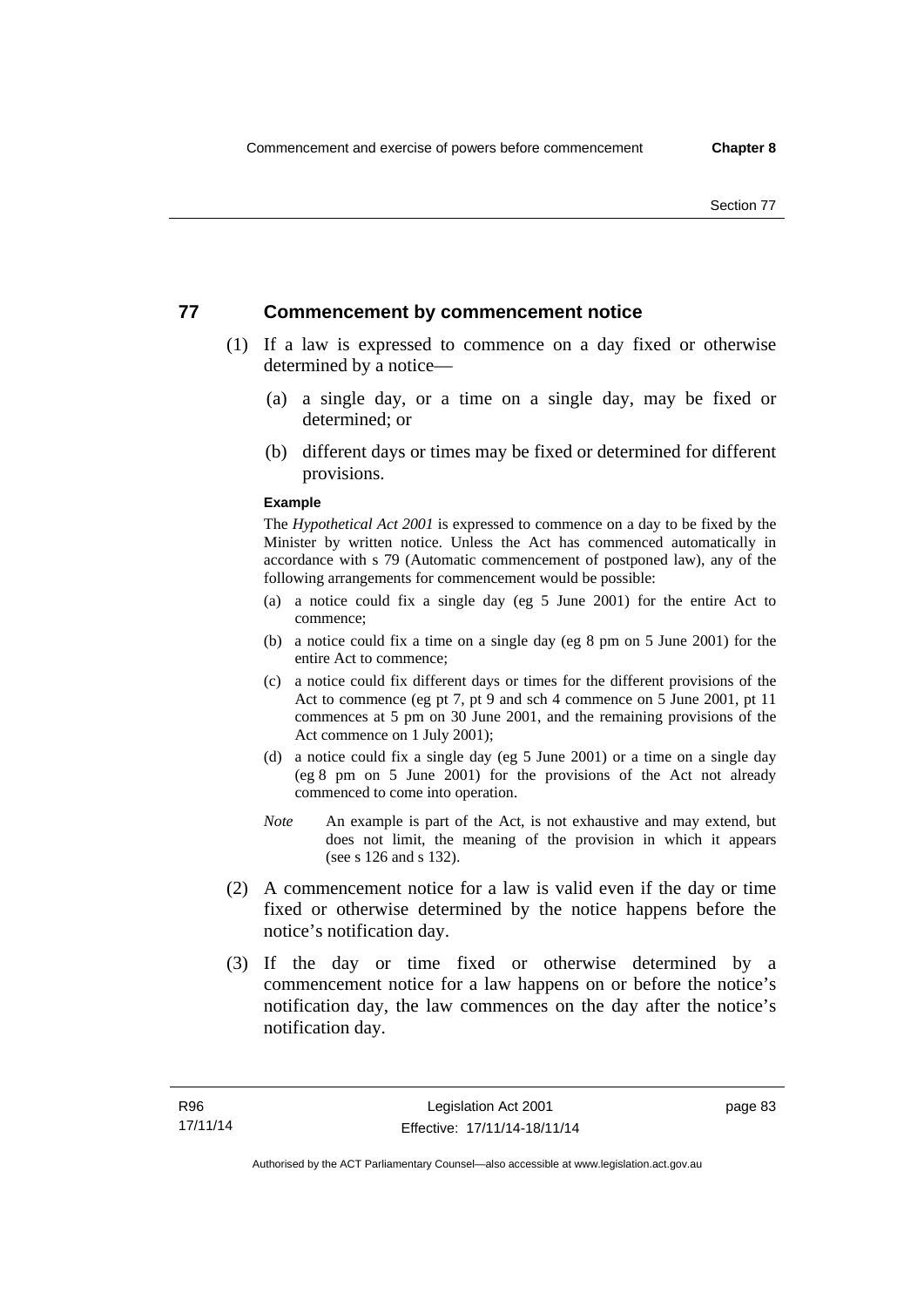## 77 Commencement by commencement notice

(1) If a law is expressed to commence on a day fixed or otherwise determined by a notice—

(a) a single day, or a time on a single day, may be fixed or determined; or

(b) different days or times may be fixed or determined for different provisions.

**Example**

The *Hypothetical Act 2001* is expressed to commence on a day to be fixed by the Minister by written notice. Unless the Act has commenced automatically in accordance with s 79 (Automatic commencement of postponed law), any of the following arrangements for commencement would be possible:

(a) a notice could fix a single day (eg 5 June 2001) for the entire Act to commence;

(b) a notice could fix a time on a single day (eg 8 pm on 5 June 2001) for the entire Act to commence;

(c) a notice could fix different days or times for the different provisions of the Act to commence (eg pt 7, pt 9 and sch 4 commence on 5 June 2001, pt 11 commences at 5 pm on 30 June 2001, and the remaining provisions of the Act commence on 1 July 2001);

(d) a notice could fix a single day (eg 5 June 2001) or a time on a single day (eg 8 pm on 5 June 2001) for the provisions of the Act not already commenced to come into operation.

*Note* An example is part of the Act, is not exhaustive and may extend, but does not limit, the meaning of the provision in which it appears (see s 126 and s 132).

(2) A commencement notice for a law is valid even if the day or time fixed or otherwise determined by the notice happens before the notice's notification day.

(3) If the day or time fixed or otherwise determined by a commencement notice for a law happens on or before the notice's notification day, the law commences on the day after the notice's notification day.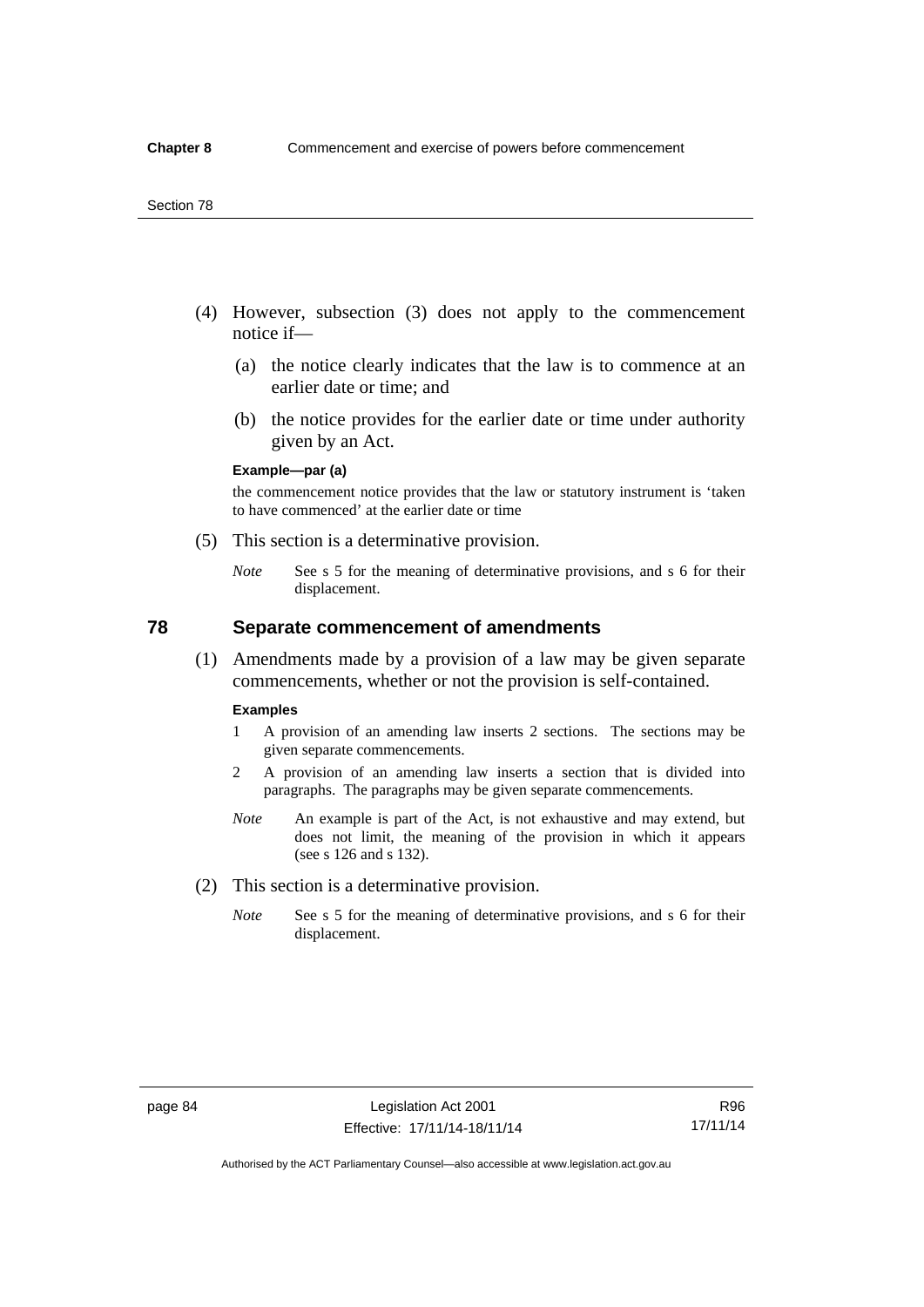(4) However, subsection (3) does not apply to the commencement notice if—

  (a) the notice clearly indicates that the law is to commence at an earlier date or time; and

  (b) the notice provides for the earlier date or time under authority given by an Act.

**Example—par (a)**

the commencement notice provides that the law or statutory instrument is 'taken to have commenced' at the earlier date or time

(5) This section is a determinative provision.

*Note* See s 5 for the meaning of determinative provisions, and s 6 for their displacement.

## 78 Separate commencement of amendments

(1) Amendments made by a provision of a law may be given separate commencements, whether or not the provision is self-contained.

**Examples**

1 A provision of an amending law inserts 2 sections. The sections may be given separate commencements.

2 A provision of an amending law inserts a section that is divided into paragraphs. The paragraphs may be given separate commencements.

*Note* An example is part of the Act, is not exhaustive and may extend, but does not limit, the meaning of the provision in which it appears (see s 126 and s 132).

(2) This section is a determinative provision.

*Note* See s 5 for the meaning of determinative provisions, and s 6 for their displacement.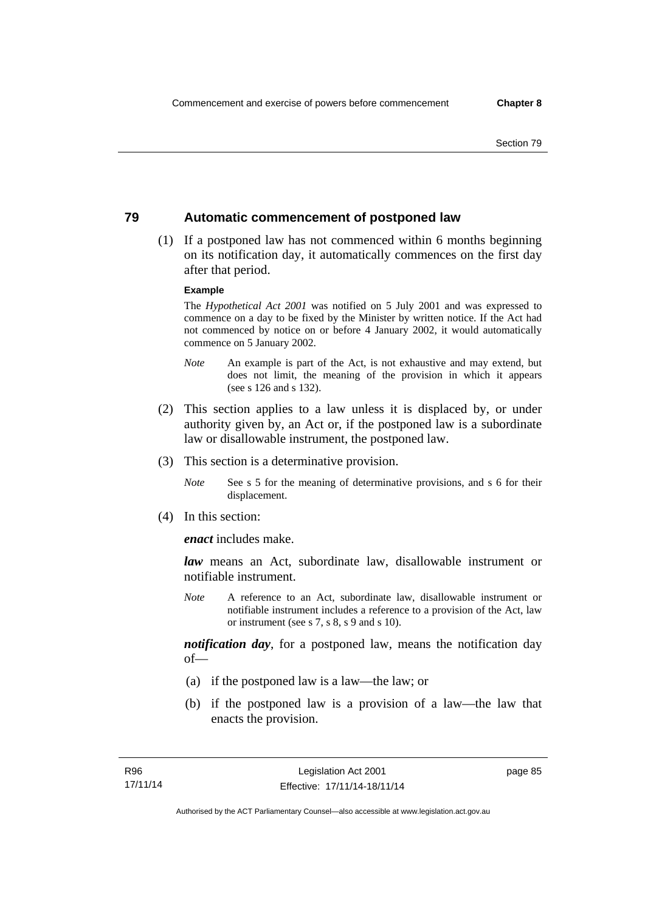## 79 Automatic commencement of postponed law

(1) If a postponed law has not commenced within 6 months beginning on its notification day, it automatically commences on the first day after that period.

**Example**

The *Hypothetical Act 2001* was notified on 5 July 2001 and was expressed to commence on a day to be fixed by the Minister by written notice. If the Act had not commenced by notice on or before 4 January 2002, it would automatically commence on 5 January 2002.

*Note* An example is part of the Act, is not exhaustive and may extend, but does not limit, the meaning of the provision in which it appears (see s 126 and s 132).

(2) This section applies to a law unless it is displaced by, or under authority given by, an Act or, if the postponed law is a subordinate law or disallowable instrument, the postponed law.

(3) This section is a determinative provision.

*Note* See s 5 for the meaning of determinative provisions, and s 6 for their displacement.

(4) In this section:

***enact*** includes make.

***law*** means an Act, subordinate law, disallowable instrument or notifiable instrument.

*Note* A reference to an Act, subordinate law, disallowable instrument or notifiable instrument includes a reference to a provision of the Act, law or instrument (see s 7, s 8, s 9 and s 10).

***notification day***, for a postponed law, means the notification day of—

(a) if the postponed law is a law—the law; or

(b) if the postponed law is a provision of a law—the law that enacts the provision.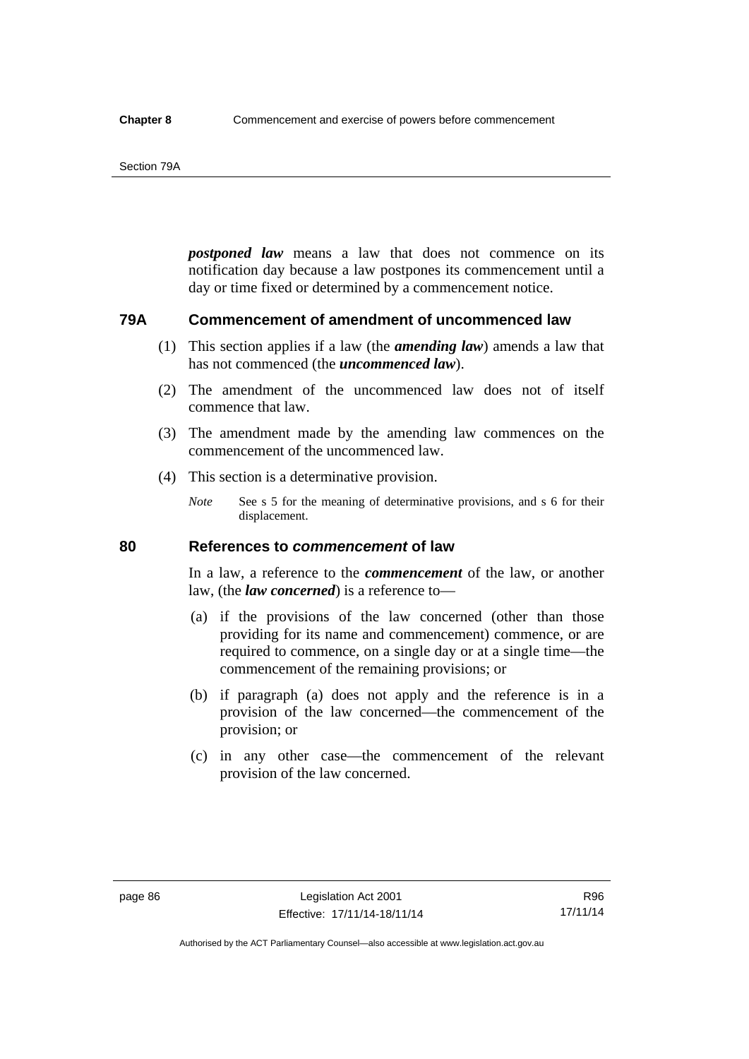***postponed law*** means a law that does not commence on its notification day because a law postpones its commencement until a day or time fixed or determined by a commencement notice.

## 79A Commencement of amendment of uncommenced law

(1) This section applies if a law (the ***amending law***) amends a law that has not commenced (the ***uncommenced law***).

(2) The amendment of the uncommenced law does not of itself commence that law.

(3) The amendment made by the amending law commences on the commencement of the uncommenced law.

(4) This section is a determinative provision.

*Note* See s 5 for the meaning of determinative provisions, and s 6 for their displacement.

## 80 References to *commencement* of law

In a law, a reference to the ***commencement*** of the law, or another law, (the ***law concerned***) is a reference to—

(a) if the provisions of the law concerned (other than those providing for its name and commencement) commence, or are required to commence, on a single day or at a single time—the commencement of the remaining provisions; or

(b) if paragraph (a) does not apply and the reference is in a provision of the law concerned—the commencement of the provision; or

(c) in any other case—the commencement of the relevant provision of the law concerned.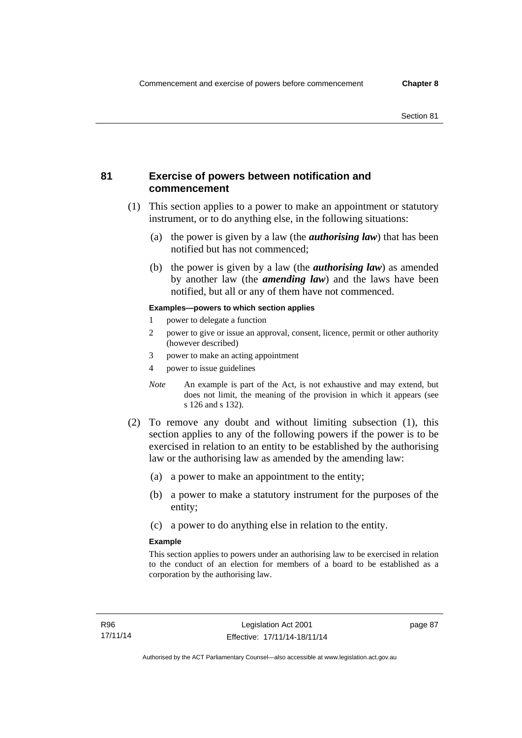## 81 Exercise of powers between notification and commencement

(1) This section applies to a power to make an appointment or statutory instrument, or to do anything else, in the following situations:

  (a) the power is given by a law (the ***authorising law***) that has been notified but has not commenced;

  (b) the power is given by a law (the ***authorising law***) as amended by another law (the ***amending law***) and the laws have been notified, but all or any of them have not commenced.

**Examples—powers to which section applies**

1 power to delegate a function

2 power to give or issue an approval, consent, licence, permit or other authority (however described)

3 power to make an acting appointment

4 power to issue guidelines

*Note* An example is part of the Act, is not exhaustive and may extend, but does not limit, the meaning of the provision in which it appears (see s 126 and s 132).

(2) To remove any doubt and without limiting subsection (1), this section applies to any of the following powers if the power is to be exercised in relation to an entity to be established by the authorising law or the authorising law as amended by the amending law:

  (a) a power to make an appointment to the entity;

  (b) a power to make a statutory instrument for the purposes of the entity;

  (c) a power to do anything else in relation to the entity.

**Example**

This section applies to powers under an authorising law to be exercised in relation to the conduct of an election for members of a board to be established as a corporation by the authorising law.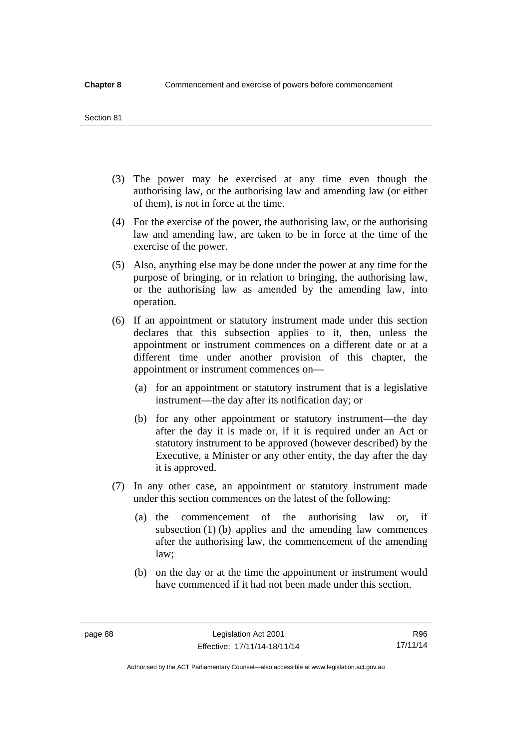(3) The power may be exercised at any time even though the authorising law, or the authorising law and amending law (or either of them), is not in force at the time.

(4) For the exercise of the power, the authorising law, or the authorising law and amending law, are taken to be in force at the time of the exercise of the power.

(5) Also, anything else may be done under the power at any time for the purpose of bringing, or in relation to bringing, the authorising law, or the authorising law as amended by the amending law, into operation.

(6) If an appointment or statutory instrument made under this section declares that this subsection applies to it, then, unless the appointment or instrument commences on a different date or at a different time under another provision of this chapter, the appointment or instrument commences on—

   (a) for an appointment or statutory instrument that is a legislative instrument—the day after its notification day; or

   (b) for any other appointment or statutory instrument—the day after the day it is made or, if it is required under an Act or statutory instrument to be approved (however described) by the Executive, a Minister or any other entity, the day after the day it is approved.

(7) In any other case, an appointment or statutory instrument made under this section commences on the latest of the following:

   (a) the commencement of the authorising law or, if subsection (1) (b) applies and the amending law commences after the authorising law, the commencement of the amending law;

   (b) on the day or at the time the appointment or instrument would have commenced if it had not been made under this section.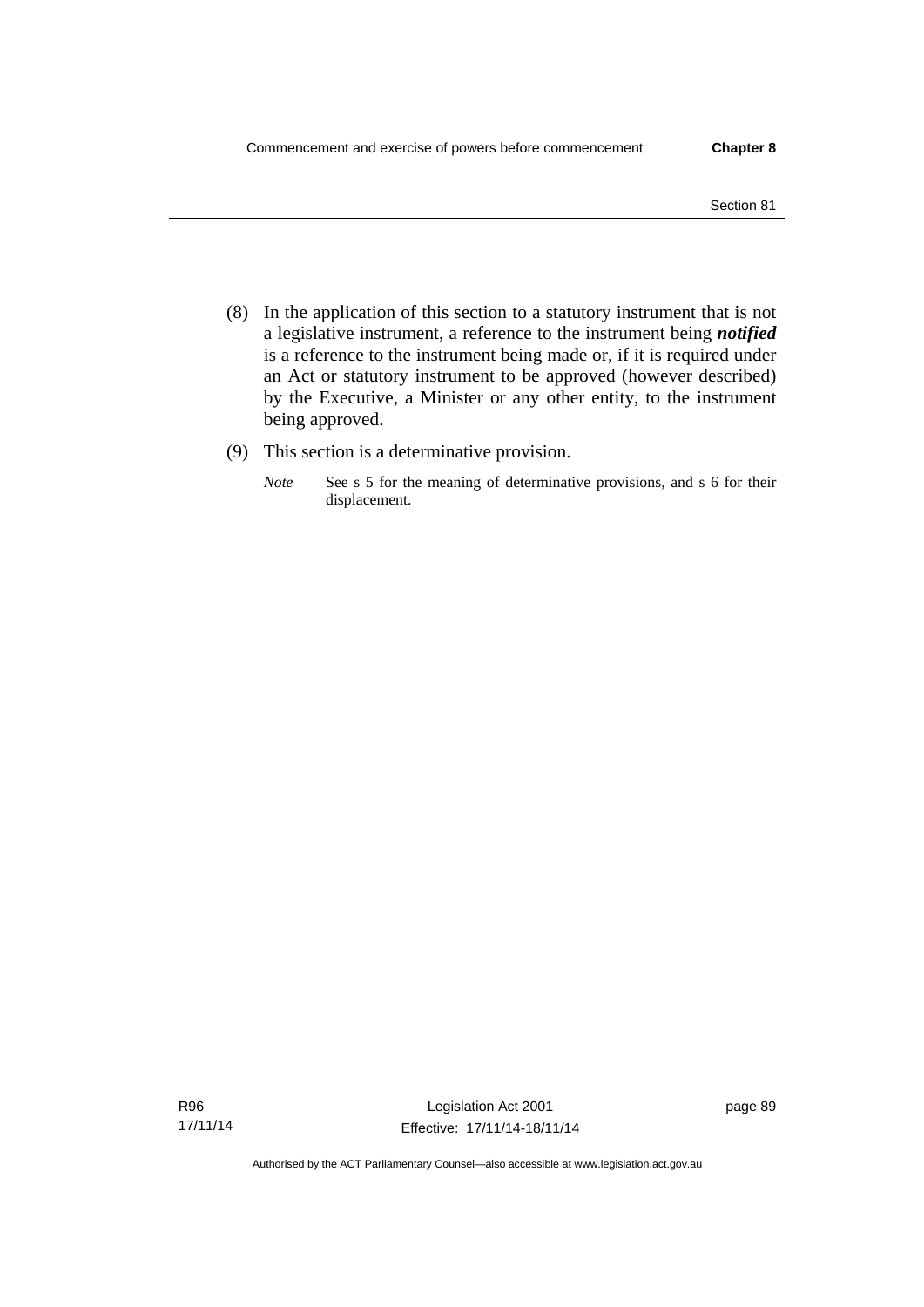(8) In the application of this section to a statutory instrument that is not a legislative instrument, a reference to the instrument being ***notified*** is a reference to the instrument being made or, if it is required under an Act or statutory instrument to be approved (however described) by the Executive, a Minister or any other entity, to the instrument being approved.

(9) This section is a determinative provision.

*Note* See s 5 for the meaning of determinative provisions, and s 6 for their displacement.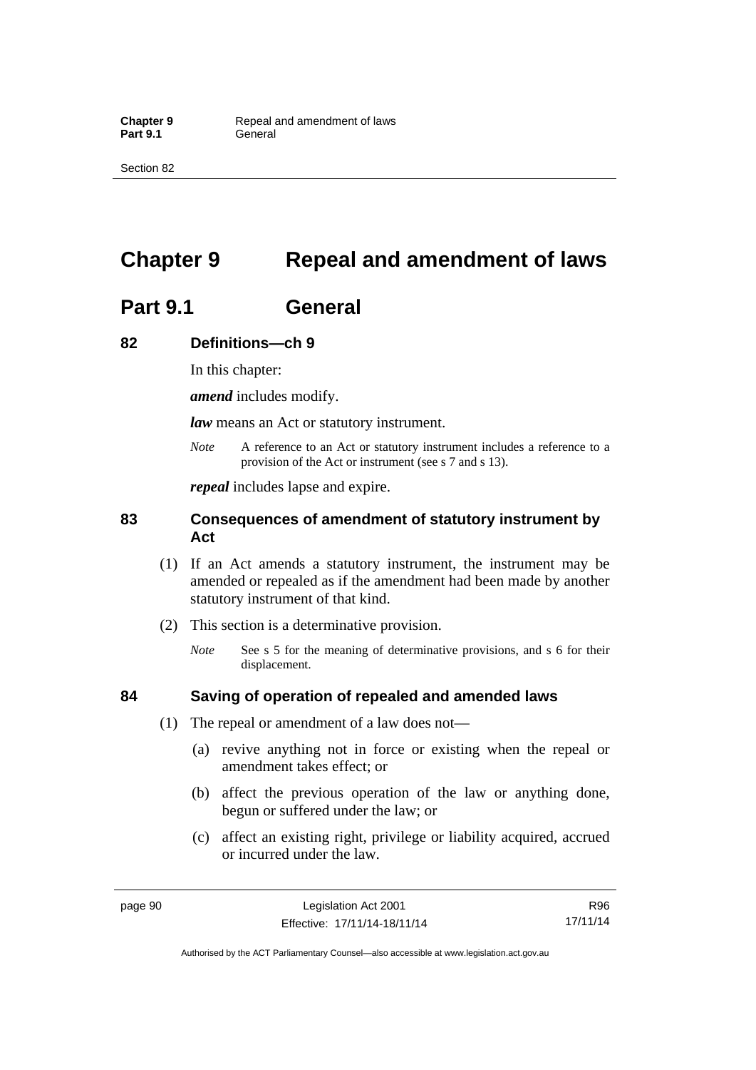# Chapter 9 Repeal and amendment of laws

## Part 9.1 General

### 82 Definitions—ch 9

In this chapter:

***amend*** includes modify.

***law*** means an Act or statutory instrument.

*Note* A reference to an Act or statutory instrument includes a reference to a provision of the Act or instrument (see s 7 and s 13).

***repeal*** includes lapse and expire.

### 83 Consequences of amendment of statutory instrument by Act

(1) If an Act amends a statutory instrument, the instrument may be amended or repealed as if the amendment had been made by another statutory instrument of that kind.

(2) This section is a determinative provision.

*Note* See s 5 for the meaning of determinative provisions, and s 6 for their displacement.

### 84 Saving of operation of repealed and amended laws

(1) The repeal or amendment of a law does not—

(a) revive anything not in force or existing when the repeal or amendment takes effect; or

(b) affect the previous operation of the law or anything done, begun or suffered under the law; or

(c) affect an existing right, privilege or liability acquired, accrued or incurred under the law.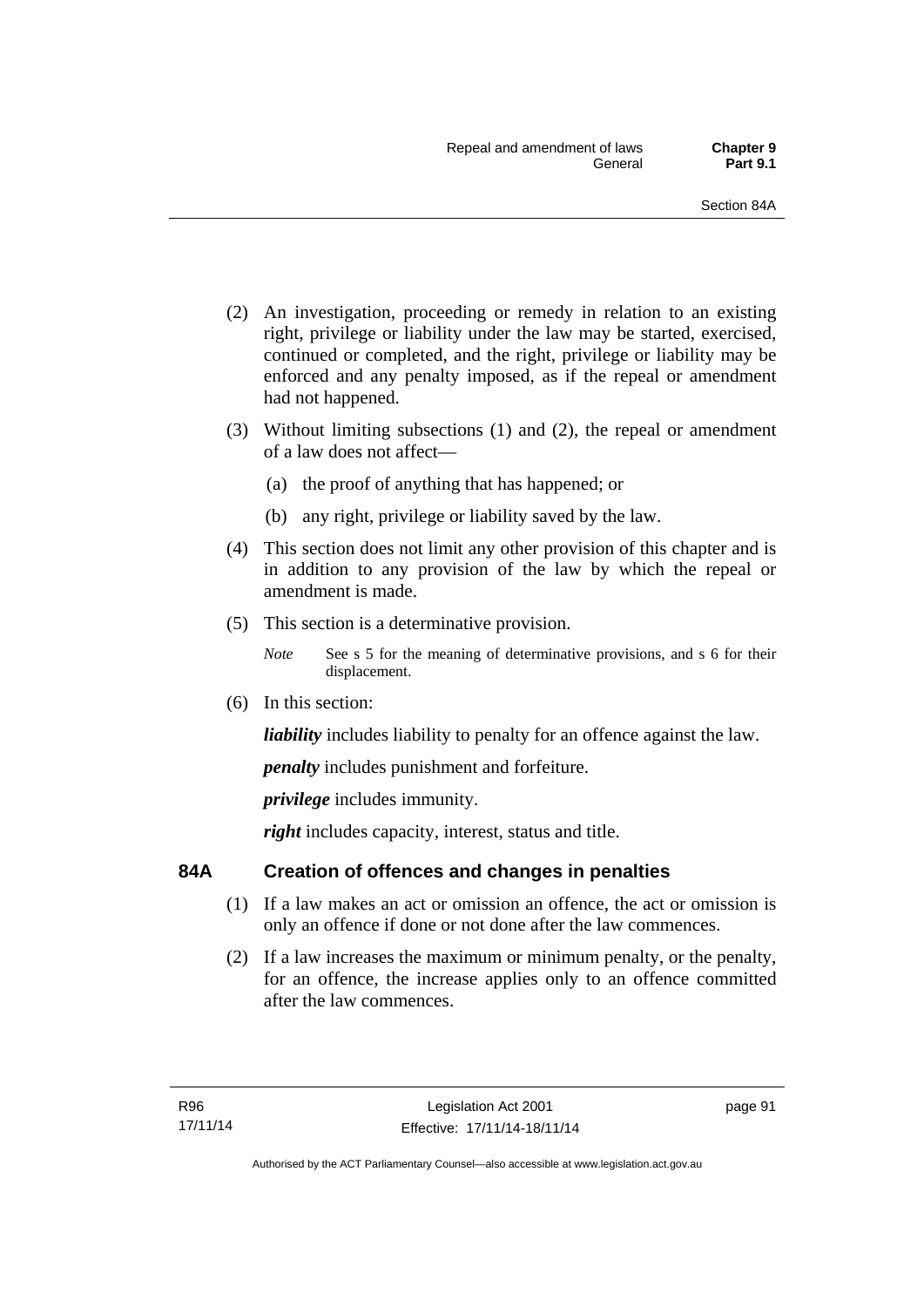(2) An investigation, proceeding or remedy in relation to an existing right, privilege or liability under the law may be started, exercised, continued or completed, and the right, privilege or liability may be enforced and any penalty imposed, as if the repeal or amendment had not happened.

(3) Without limiting subsections (1) and (2), the repeal or amendment of a law does not affect—

(a) the proof of anything that has happened; or

(b) any right, privilege or liability saved by the law.

(4) This section does not limit any other provision of this chapter and is in addition to any provision of the law by which the repeal or amendment is made.

(5) This section is a determinative provision.

*Note* See s 5 for the meaning of determinative provisions, and s 6 for their displacement.

(6) In this section:

***liability*** includes liability to penalty for an offence against the law.

***penalty*** includes punishment and forfeiture.

***privilege*** includes immunity.

***right*** includes capacity, interest, status and title.

## 84A Creation of offences and changes in penalties

(1) If a law makes an act or omission an offence, the act or omission is only an offence if done or not done after the law commences.

(2) If a law increases the maximum or minimum penalty, or the penalty, for an offence, the increase applies only to an offence committed after the law commences.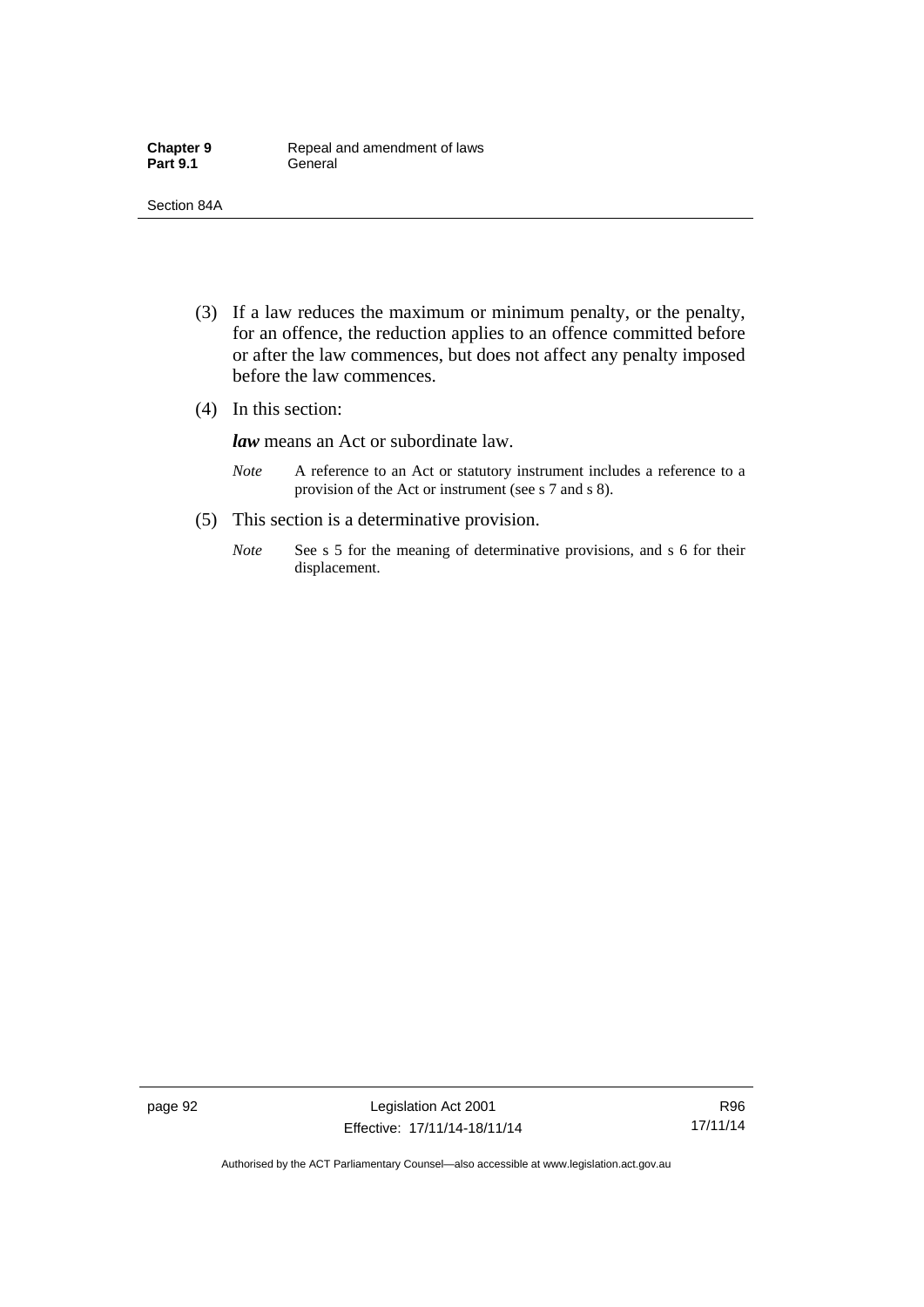(3) If a law reduces the maximum or minimum penalty, or the penalty, for an offence, the reduction applies to an offence committed before or after the law commences, but does not affect any penalty imposed before the law commences.

(4) In this section:

***law*** means an Act or subordinate law.

*Note* A reference to an Act or statutory instrument includes a reference to a provision of the Act or instrument (see s 7 and s 8).

(5) This section is a determinative provision.

*Note* See s 5 for the meaning of determinative provisions, and s 6 for their displacement.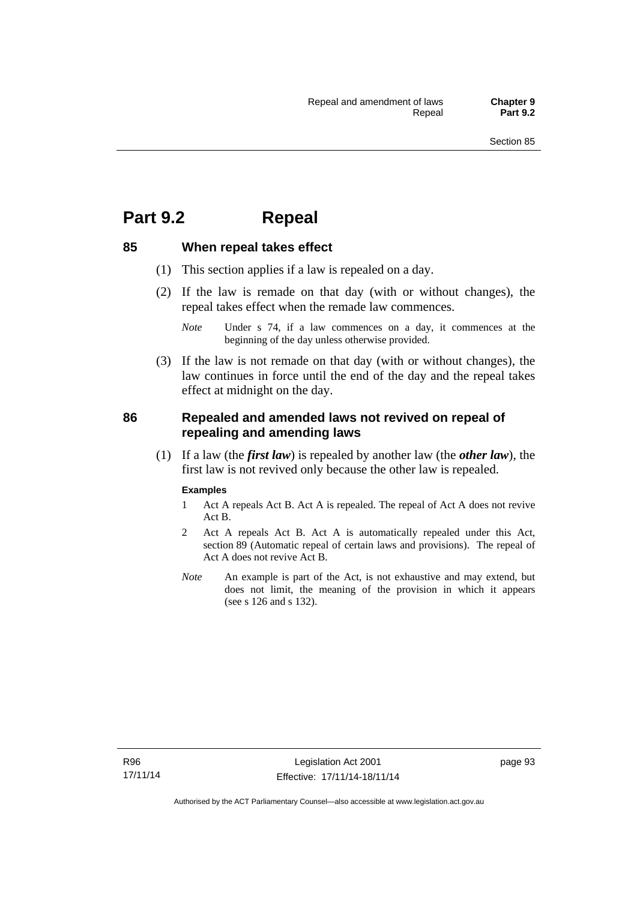# Part 9.2 Repeal

## 85 When repeal takes effect

(1) This section applies if a law is repealed on a day.

(2) If the law is remade on that day (with or without changes), the repeal takes effect when the remade law commences.

*Note* Under s 74, if a law commences on a day, it commences at the beginning of the day unless otherwise provided.

(3) If the law is not remade on that day (with or without changes), the law continues in force until the end of the day and the repeal takes effect at midnight on the day.

## 86 Repealed and amended laws not revived on repeal of repealing and amending laws

(1) If a law (the ***first law***) is repealed by another law (the ***other law***), the first law is not revived only because the other law is repealed.

**Examples**

1 Act A repeals Act B. Act A is repealed. The repeal of Act A does not revive Act B.

2 Act A repeals Act B. Act A is automatically repealed under this Act, section 89 (Automatic repeal of certain laws and provisions). The repeal of Act A does not revive Act B.

*Note* An example is part of the Act, is not exhaustive and may extend, but does not limit, the meaning of the provision in which it appears (see s 126 and s 132).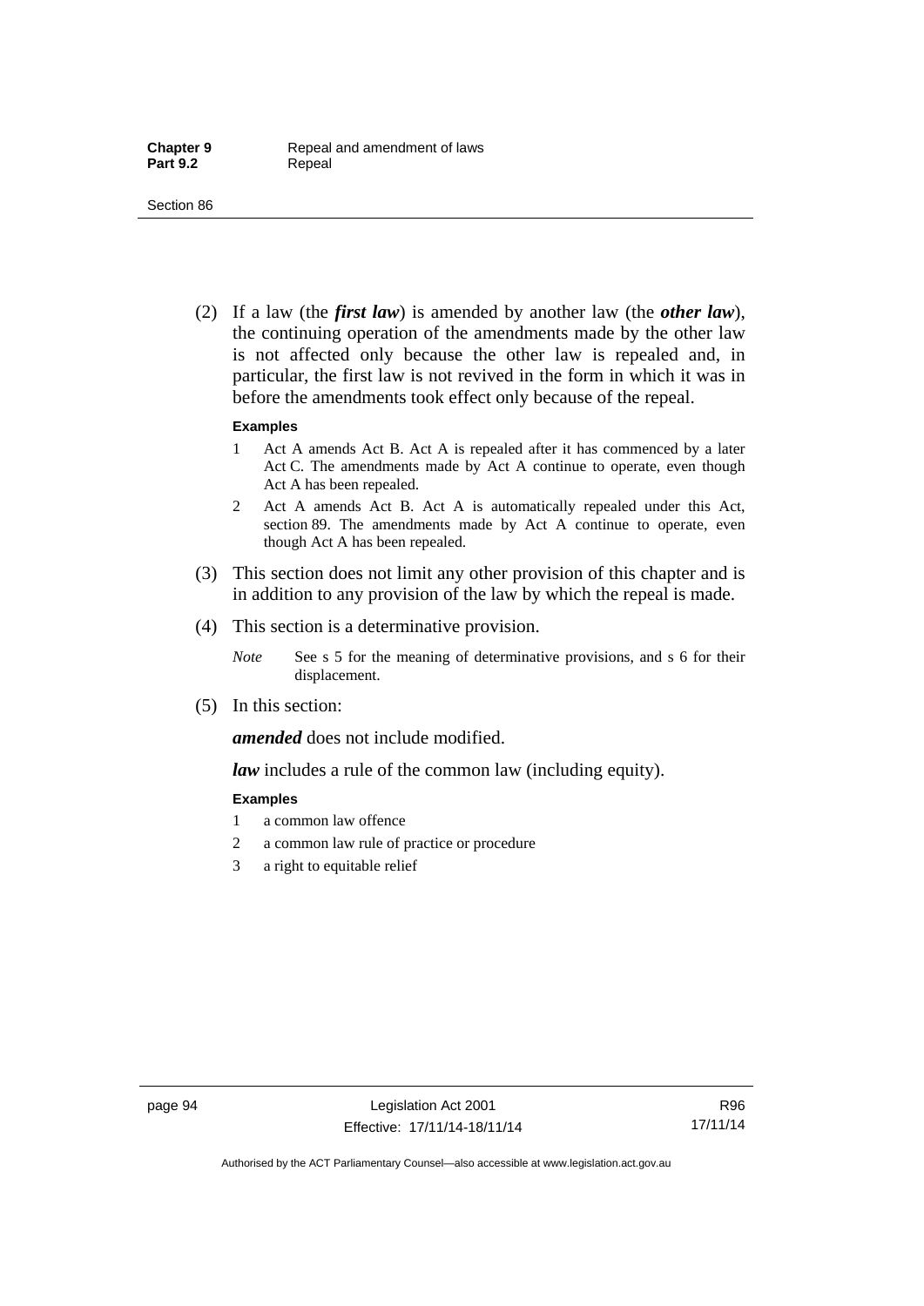(2) If a law (the ***first law***) is amended by another law (the ***other law***), the continuing operation of the amendments made by the other law is not affected only because the other law is repealed and, in particular, the first law is not revived in the form in which it was in before the amendments took effect only because of the repeal.

**Examples**

1 Act A amends Act B. Act A is repealed after it has commenced by a later Act C. The amendments made by Act A continue to operate, even though Act A has been repealed.

2 Act A amends Act B. Act A is automatically repealed under this Act, section 89. The amendments made by Act A continue to operate, even though Act A has been repealed.

(3) This section does not limit any other provision of this chapter and is in addition to any provision of the law by which the repeal is made.

(4) This section is a determinative provision.

*Note* See s 5 for the meaning of determinative provisions, and s 6 for their displacement.

(5) In this section:

***amended*** does not include modified.

***law*** includes a rule of the common law (including equity).

**Examples**

1 a common law offence

2 a common law rule of practice or procedure

3 a right to equitable relief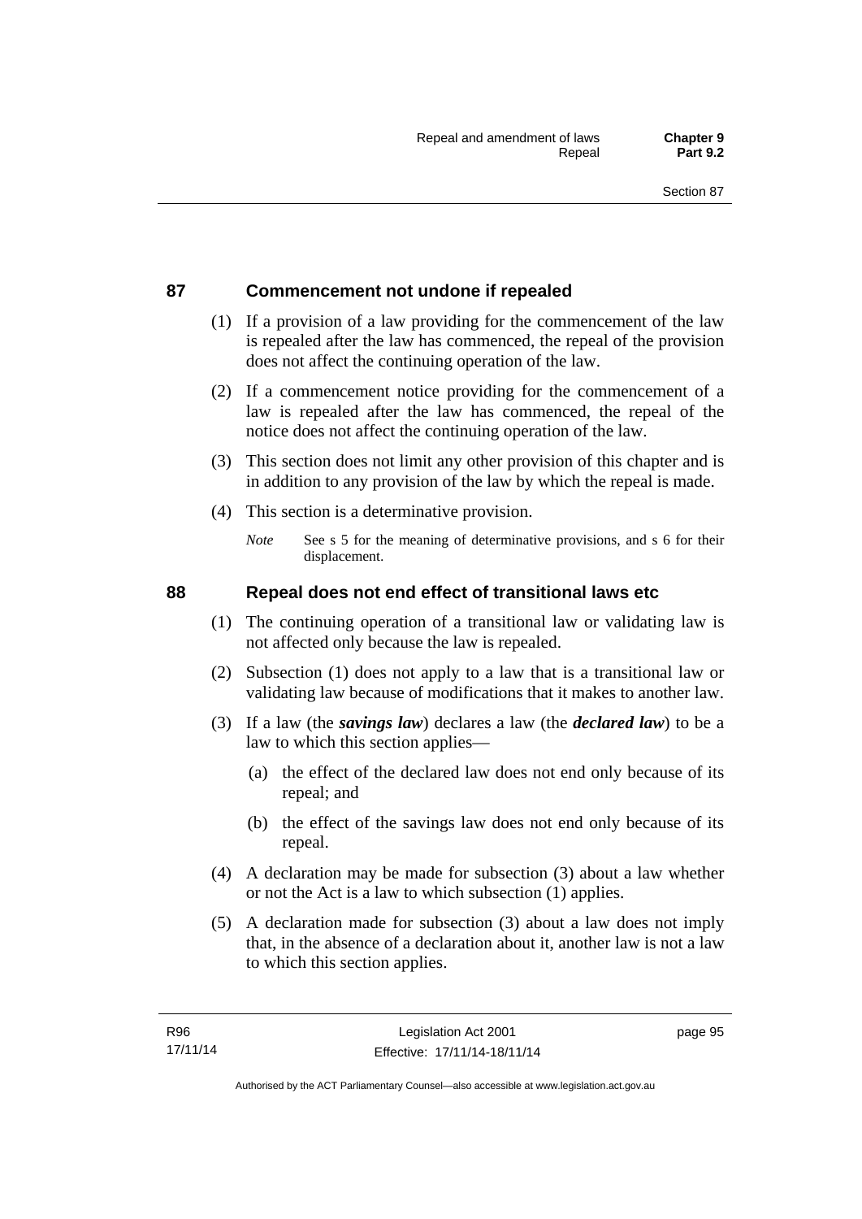## 87 Commencement not undone if repealed

(1) If a provision of a law providing for the commencement of the law is repealed after the law has commenced, the repeal of the provision does not affect the continuing operation of the law.

(2) If a commencement notice providing for the commencement of a law is repealed after the law has commenced, the repeal of the notice does not affect the continuing operation of the law.

(3) This section does not limit any other provision of this chapter and is in addition to any provision of the law by which the repeal is made.

(4) This section is a determinative provision.

*Note* See s 5 for the meaning of determinative provisions, and s 6 for their displacement.

## 88 Repeal does not end effect of transitional laws etc

(1) The continuing operation of a transitional law or validating law is not affected only because the law is repealed.

(2) Subsection (1) does not apply to a law that is a transitional law or validating law because of modifications that it makes to another law.

(3) If a law (the ***savings law***) declares a law (the ***declared law***) to be a law to which this section applies—

(a) the effect of the declared law does not end only because of its repeal; and

(b) the effect of the savings law does not end only because of its repeal.

(4) A declaration may be made for subsection (3) about a law whether or not the Act is a law to which subsection (1) applies.

(5) A declaration made for subsection (3) about a law does not imply that, in the absence of a declaration about it, another law is not a law to which this section applies.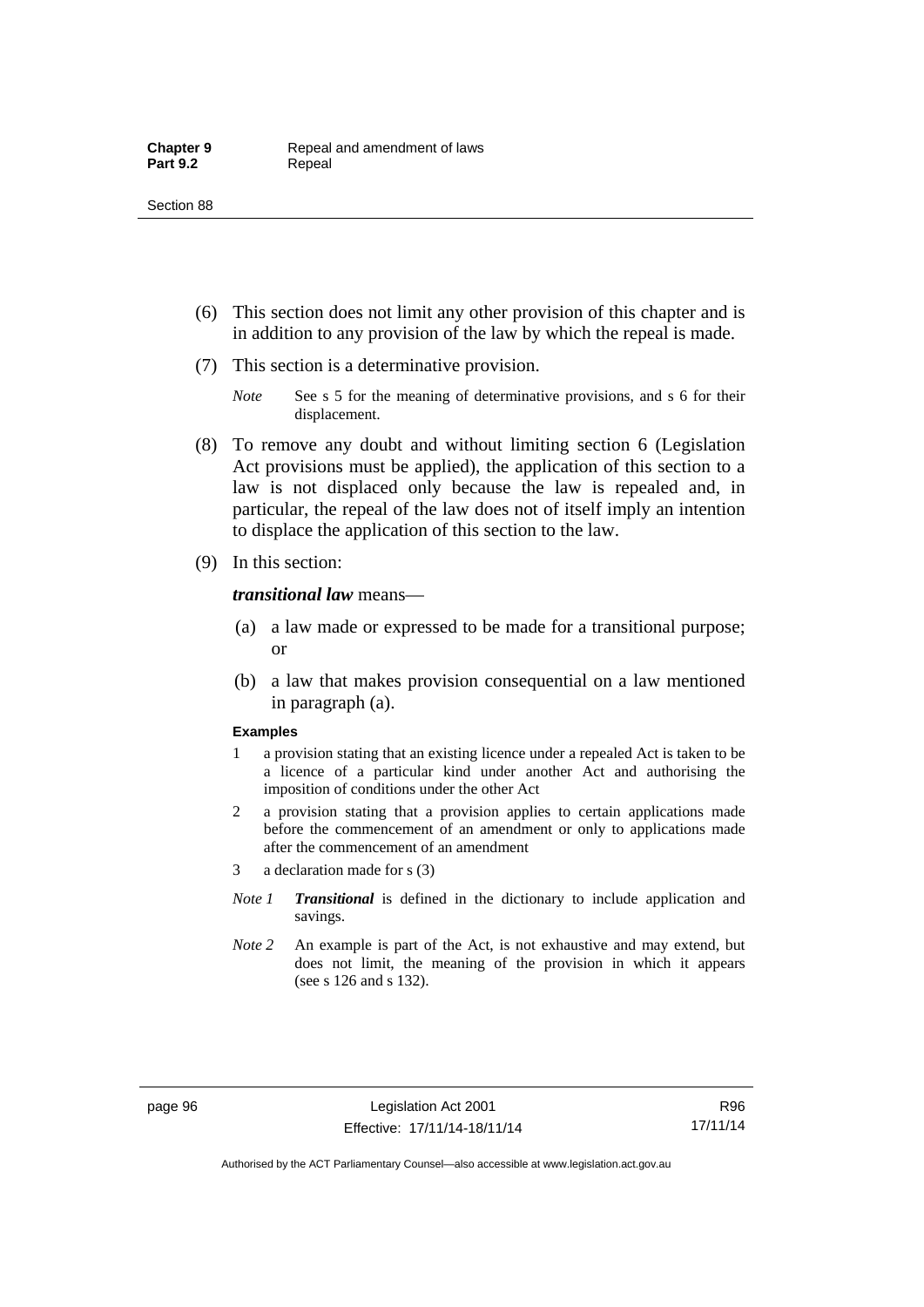(6) This section does not limit any other provision of this chapter and is in addition to any provision of the law by which the repeal is made.

(7) This section is a determinative provision.

*Note* See s 5 for the meaning of determinative provisions, and s 6 for their displacement.

(8) To remove any doubt and without limiting section 6 (Legislation Act provisions must be applied), the application of this section to a law is not displaced only because the law is repealed and, in particular, the repeal of the law does not of itself imply an intention to displace the application of this section to the law.

(9) In this section:

***transitional law*** means—

(a) a law made or expressed to be made for a transitional purpose; or

(b) a law that makes provision consequential on a law mentioned in paragraph (a).

**Examples**

1 a provision stating that an existing licence under a repealed Act is taken to be a licence of a particular kind under another Act and authorising the imposition of conditions under the other Act

2 a provision stating that a provision applies to certain applications made before the commencement of an amendment or only to applications made after the commencement of an amendment

3 a declaration made for s (3)

*Note 1* ***Transitional*** is defined in the dictionary to include application and savings.

*Note 2* An example is part of the Act, is not exhaustive and may extend, but does not limit, the meaning of the provision in which it appears (see s 126 and s 132).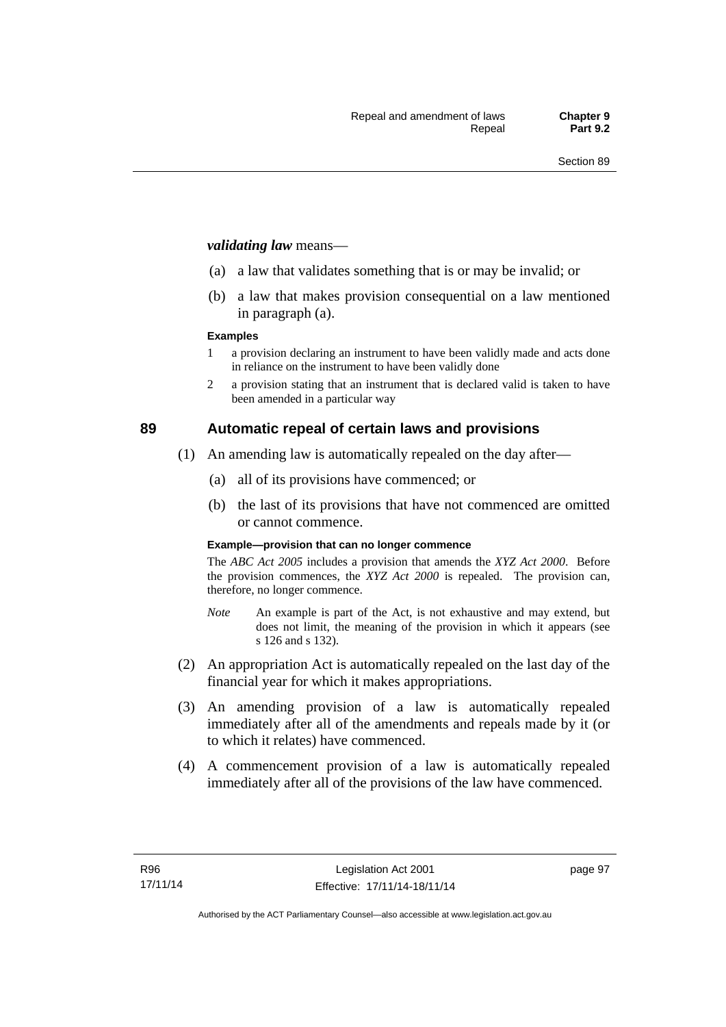***validating law*** means—

(a) a law that validates something that is or may be invalid; or

(b) a law that makes provision consequential on a law mentioned in paragraph (a).

**Examples**

1 a provision declaring an instrument to have been validly made and acts done in reliance on the instrument to have been validly done

2 a provision stating that an instrument that is declared valid is taken to have been amended in a particular way

## 89 Automatic repeal of certain laws and provisions

(1) An amending law is automatically repealed on the day after—

(a) all of its provisions have commenced; or

(b) the last of its provisions that have not commenced are omitted or cannot commence.

**Example—provision that can no longer commence**

The *ABC Act 2005* includes a provision that amends the *XYZ Act 2000*. Before the provision commences, the *XYZ Act 2000* is repealed. The provision can, therefore, no longer commence.

*Note* An example is part of the Act, is not exhaustive and may extend, but does not limit, the meaning of the provision in which it appears (see s 126 and s 132).

(2) An appropriation Act is automatically repealed on the last day of the financial year for which it makes appropriations.

(3) An amending provision of a law is automatically repealed immediately after all of the amendments and repeals made by it (or to which it relates) have commenced.

(4) A commencement provision of a law is automatically repealed immediately after all of the provisions of the law have commenced.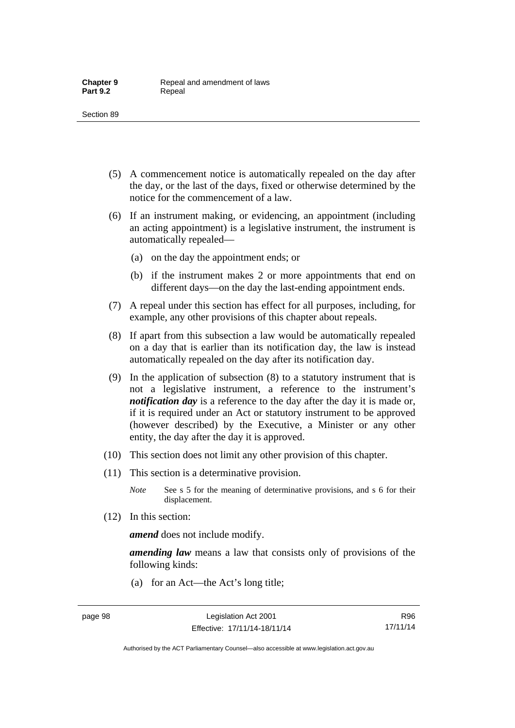(5) A commencement notice is automatically repealed on the day after the day, or the last of the days, fixed or otherwise determined by the notice for the commencement of a law.

(6) If an instrument making, or evidencing, an appointment (including an acting appointment) is a legislative instrument, the instrument is automatically repealed—

   (a) on the day the appointment ends; or

   (b) if the instrument makes 2 or more appointments that end on different days—on the day the last-ending appointment ends.

(7) A repeal under this section has effect for all purposes, including, for example, any other provisions of this chapter about repeals.

(8) If apart from this subsection a law would be automatically repealed on a day that is earlier than its notification day, the law is instead automatically repealed on the day after its notification day.

(9) In the application of subsection (8) to a statutory instrument that is not a legislative instrument, a reference to the instrument's ***notification day*** is a reference to the day after the day it is made or, if it is required under an Act or statutory instrument to be approved (however described) by the Executive, a Minister or any other entity, the day after the day it is approved.

(10) This section does not limit any other provision of this chapter.

(11) This section is a determinative provision.

*Note* See s 5 for the meaning of determinative provisions, and s 6 for their displacement.

(12) In this section:

***amend*** does not include modify.

***amending law*** means a law that consists only of provisions of the following kinds:

   (a) for an Act—the Act's long title;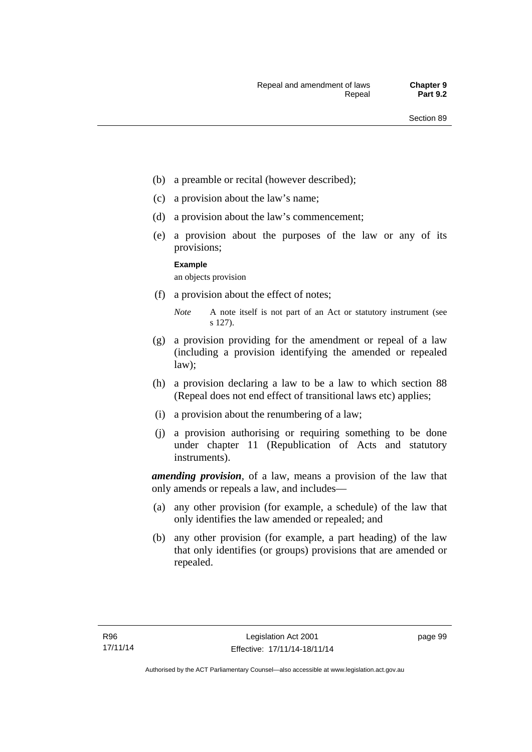(b) a preamble or recital (however described);

(c) a provision about the law's name;

(d) a provision about the law's commencement;

(e) a provision about the purposes of the law or any of its provisions;

**Example**

an objects provision

(f) a provision about the effect of notes;

*Note* A note itself is not part of an Act or statutory instrument (see s 127).

(g) a provision providing for the amendment or repeal of a law (including a provision identifying the amended or repealed law);

(h) a provision declaring a law to be a law to which section 88 (Repeal does not end effect of transitional laws etc) applies;

(i) a provision about the renumbering of a law;

(j) a provision authorising or requiring something to be done under chapter 11 (Republication of Acts and statutory instruments).

***amending provision***, of a law, means a provision of the law that only amends or repeals a law, and includes—

(a) any other provision (for example, a schedule) of the law that only identifies the law amended or repealed; and

(b) any other provision (for example, a part heading) of the law that only identifies (or groups) provisions that are amended or repealed.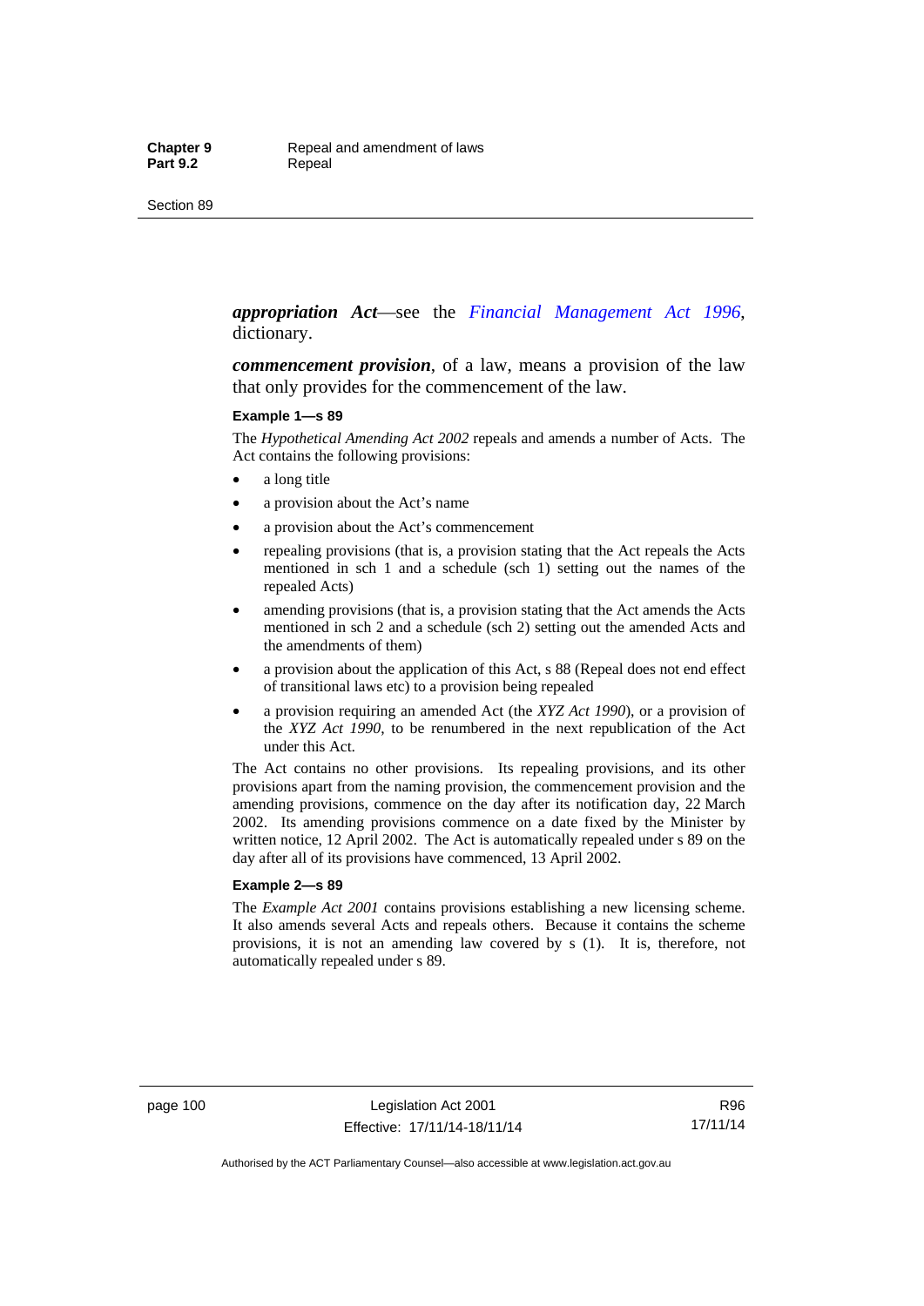***appropriation Act***—see the *Financial Management Act 1996*, dictionary.

***commencement provision***, of a law, means a provision of the law that only provides for the commencement of the law.

**Example 1—s 89**

The *Hypothetical Amending Act 2002* repeals and amends a number of Acts. The Act contains the following provisions:

- a long title
- a provision about the Act's name
- a provision about the Act's commencement
- repealing provisions (that is, a provision stating that the Act repeals the Acts mentioned in sch 1 and a schedule (sch 1) setting out the names of the repealed Acts)
- amending provisions (that is, a provision stating that the Act amends the Acts mentioned in sch 2 and a schedule (sch 2) setting out the amended Acts and the amendments of them)
- a provision about the application of this Act, s 88 (Repeal does not end effect of transitional laws etc) to a provision being repealed
- a provision requiring an amended Act (the *XYZ Act 1990*), or a provision of the *XYZ Act 1990*, to be renumbered in the next republication of the Act under this Act.

The Act contains no other provisions. Its repealing provisions, and its other provisions apart from the naming provision, the commencement provision and the amending provisions, commence on the day after its notification day, 22 March 2002. Its amending provisions commence on a date fixed by the Minister by written notice, 12 April 2002. The Act is automatically repealed under s 89 on the day after all of its provisions have commenced, 13 April 2002.

**Example 2—s 89**

The *Example Act 2001* contains provisions establishing a new licensing scheme. It also amends several Acts and repeals others. Because it contains the scheme provisions, it is not an amending law covered by s (1). It is, therefore, not automatically repealed under s 89.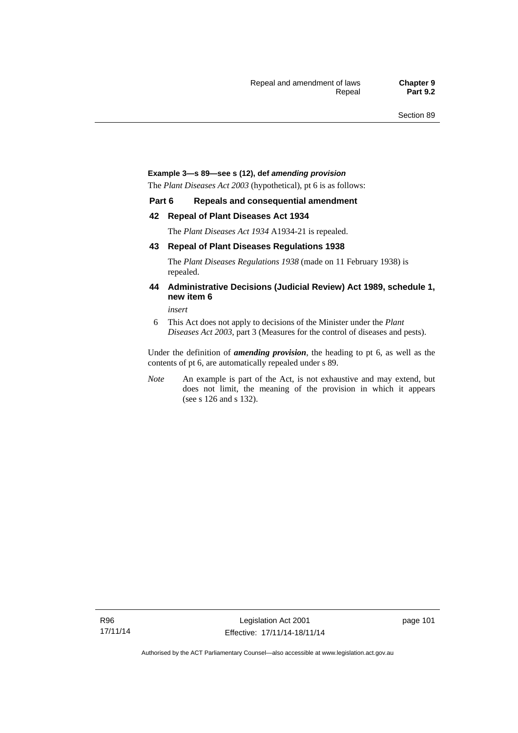**Example 3—s 89—see s (12), def *amending provision***

The *Plant Diseases Act 2003* (hypothetical), pt 6 is as follows:

**Part 6 Repeals and consequential amendment**

**42 Repeal of Plant Diseases Act 1934**

The *Plant Diseases Act 1934* A1934-21 is repealed.

**43 Repeal of Plant Diseases Regulations 1938**

The *Plant Diseases Regulations 1938* (made on 11 February 1938) is repealed.

**44 Administrative Decisions (Judicial Review) Act 1989, schedule 1, new item 6**

*insert*

6 This Act does not apply to decisions of the Minister under the *Plant Diseases Act 2003*, part 3 (Measures for the control of diseases and pests).

Under the definition of ***amending provision***, the heading to pt 6, as well as the contents of pt 6, are automatically repealed under s 89.

*Note* An example is part of the Act, is not exhaustive and may extend, but does not limit, the meaning of the provision in which it appears (see s 126 and s 132).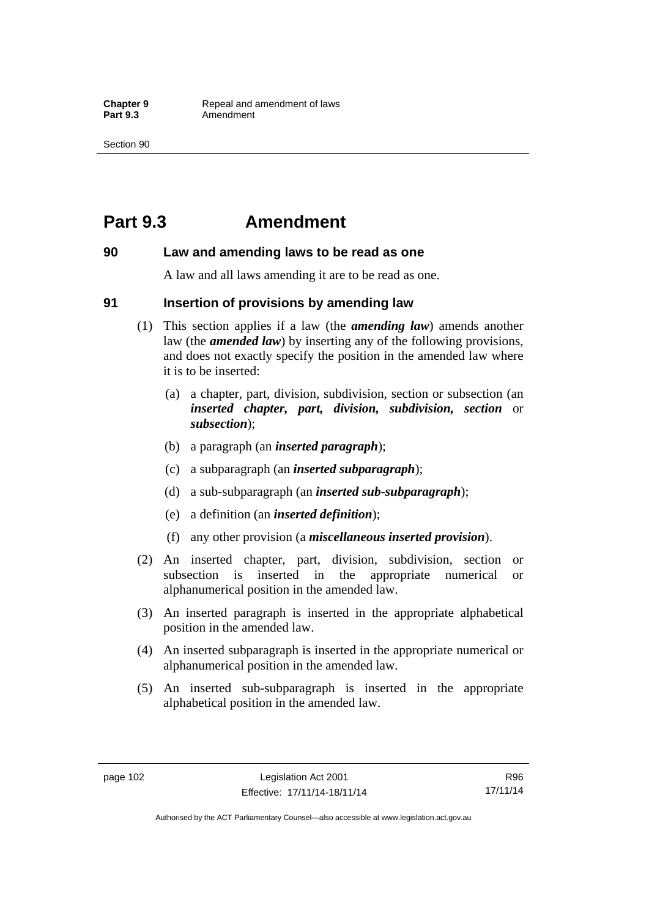# Part 9.3 Amendment

## 90 Law and amending laws to be read as one

A law and all laws amending it are to be read as one.

## 91 Insertion of provisions by amending law

(1) This section applies if a law (the ***amending law***) amends another law (the ***amended law***) by inserting any of the following provisions, and does not exactly specify the position in the amended law where it is to be inserted:

- (a) a chapter, part, division, subdivision, section or subsection (an ***inserted chapter, part, division, subdivision, section*** or ***subsection***);
- (b) a paragraph (an ***inserted paragraph***);
- (c) a subparagraph (an ***inserted subparagraph***);
- (d) a sub-subparagraph (an ***inserted sub-subparagraph***);
- (e) a definition (an ***inserted definition***);
- (f) any other provision (a ***miscellaneous inserted provision***).

(2) An inserted chapter, part, division, subdivision, section or subsection is inserted in the appropriate numerical or alphanumerical position in the amended law.

(3) An inserted paragraph is inserted in the appropriate alphabetical position in the amended law.

(4) An inserted subparagraph is inserted in the appropriate numerical or alphanumerical position in the amended law.

(5) An inserted sub-subparagraph is inserted in the appropriate alphabetical position in the amended law.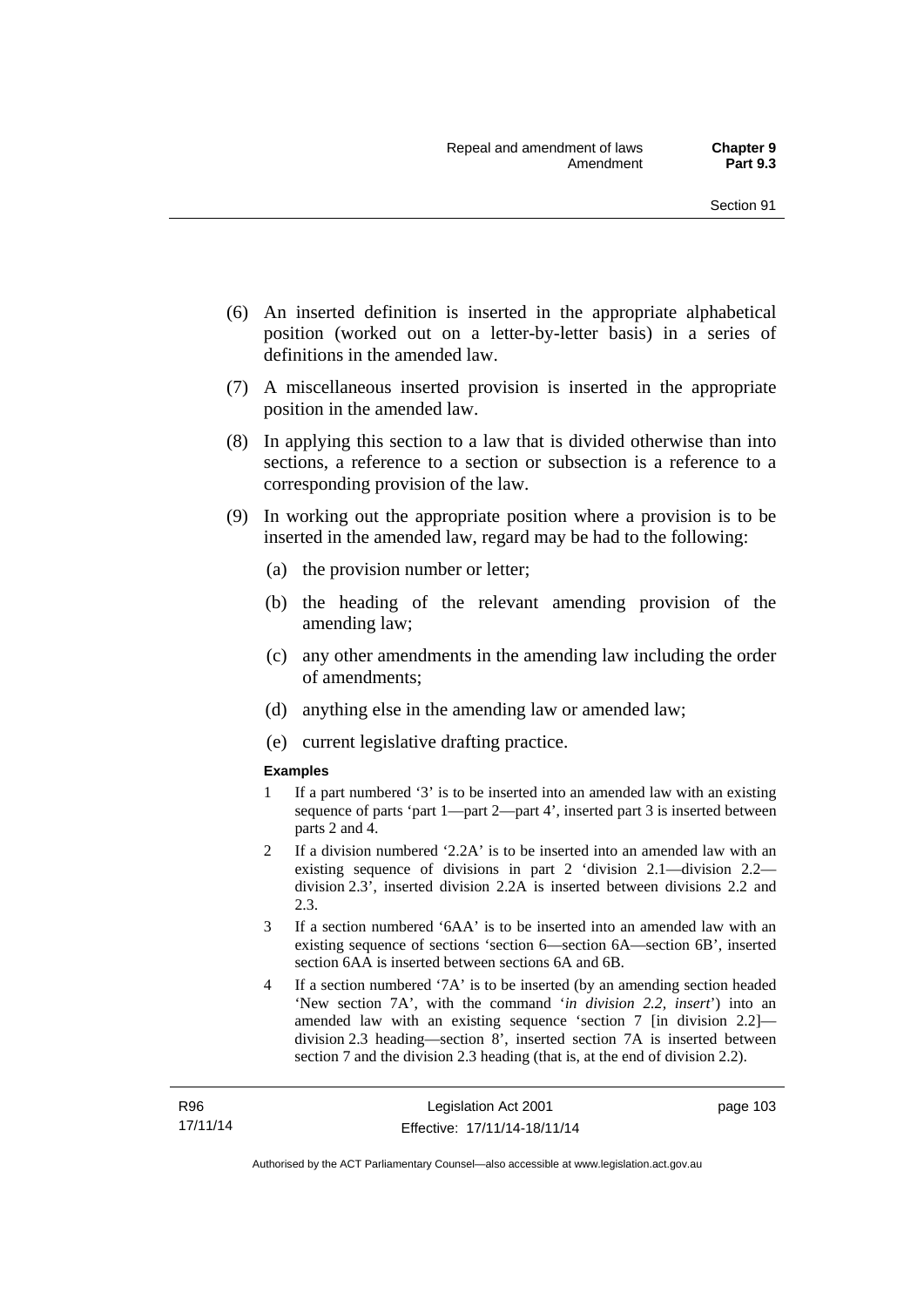(6) An inserted definition is inserted in the appropriate alphabetical position (worked out on a letter-by-letter basis) in a series of definitions in the amended law.

(7) A miscellaneous inserted provision is inserted in the appropriate position in the amended law.

(8) In applying this section to a law that is divided otherwise than into sections, a reference to a section or subsection is a reference to a corresponding provision of the law.

(9) In working out the appropriate position where a provision is to be inserted in the amended law, regard may be had to the following:

(a) the provision number or letter;

(b) the heading of the relevant amending provision of the amending law;

(c) any other amendments in the amending law including the order of amendments;

(d) anything else in the amending law or amended law;

(e) current legislative drafting practice.

**Examples**

1 If a part numbered '3' is to be inserted into an amended law with an existing sequence of parts 'part 1—part 2—part 4', inserted part 3 is inserted between parts 2 and 4.

2 If a division numbered '2.2A' is to be inserted into an amended law with an existing sequence of divisions in part 2 'division 2.1—division 2.2—division 2.3', inserted division 2.2A is inserted between divisions 2.2 and 2.3.

3 If a section numbered '6AA' is to be inserted into an amended law with an existing sequence of sections 'section 6—section 6A—section 6B', inserted section 6AA is inserted between sections 6A and 6B.

4 If a section numbered '7A' is to be inserted (by an amending section headed 'New section 7A', with the command '*in division 2.2, insert*') into an amended law with an existing sequence 'section 7 [in division 2.2]—division 2.3 heading—section 8', inserted section 7A is inserted between section 7 and the division 2.3 heading (that is, at the end of division 2.2).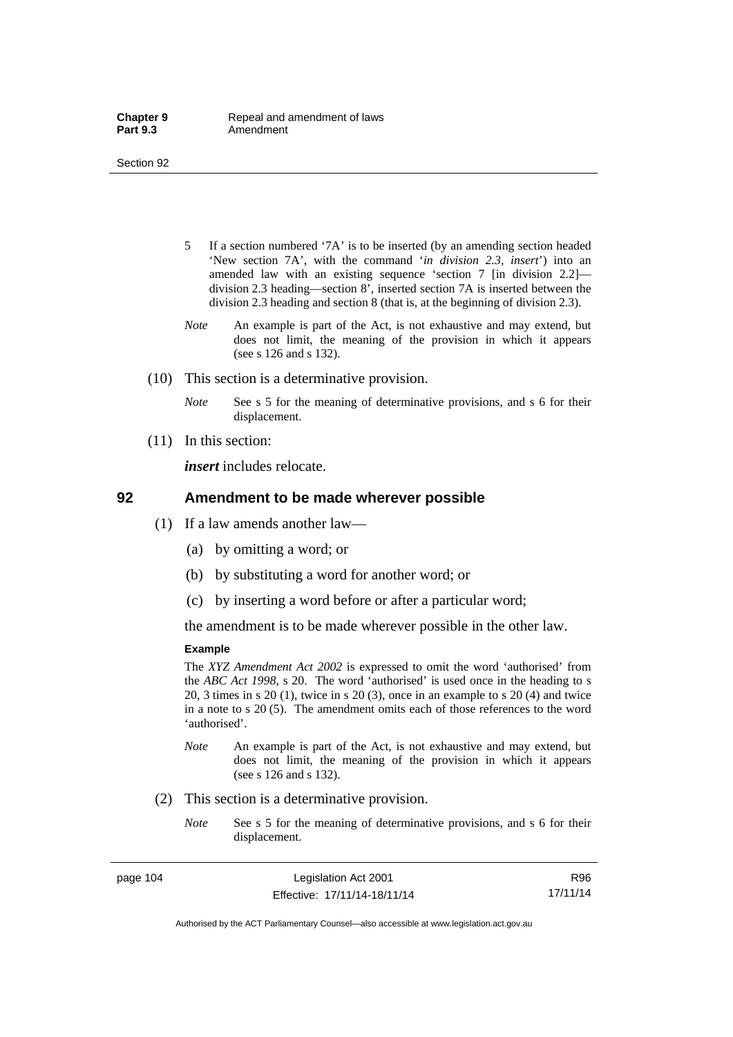5 If a section numbered '7A' is to be inserted (by an amending section headed 'New section 7A', with the command '*in division 2.3, insert*') into an amended law with an existing sequence 'section 7 [in division 2.2]—division 2.3 heading—section 8', inserted section 7A is inserted between the division 2.3 heading and section 8 (that is, at the beginning of division 2.3).

*Note* An example is part of the Act, is not exhaustive and may extend, but does not limit, the meaning of the provision in which it appears (see s 126 and s 132).

(10) This section is a determinative provision.

*Note* See s 5 for the meaning of determinative provisions, and s 6 for their displacement.

(11) In this section:

***insert*** includes relocate.

## 92 Amendment to be made wherever possible

(1) If a law amends another law—

(a) by omitting a word; or

(b) by substituting a word for another word; or

(c) by inserting a word before or after a particular word;

the amendment is to be made wherever possible in the other law.

**Example**

The *XYZ Amendment Act 2002* is expressed to omit the word 'authorised' from the *ABC Act 1998*, s 20. The word 'authorised' is used once in the heading to s 20, 3 times in s 20 (1), twice in s 20 (3), once in an example to s 20 (4) and twice in a note to s 20 (5). The amendment omits each of those references to the word 'authorised'.

*Note* An example is part of the Act, is not exhaustive and may extend, but does not limit, the meaning of the provision in which it appears (see s 126 and s 132).

(2) This section is a determinative provision.

*Note* See s 5 for the meaning of determinative provisions, and s 6 for their displacement.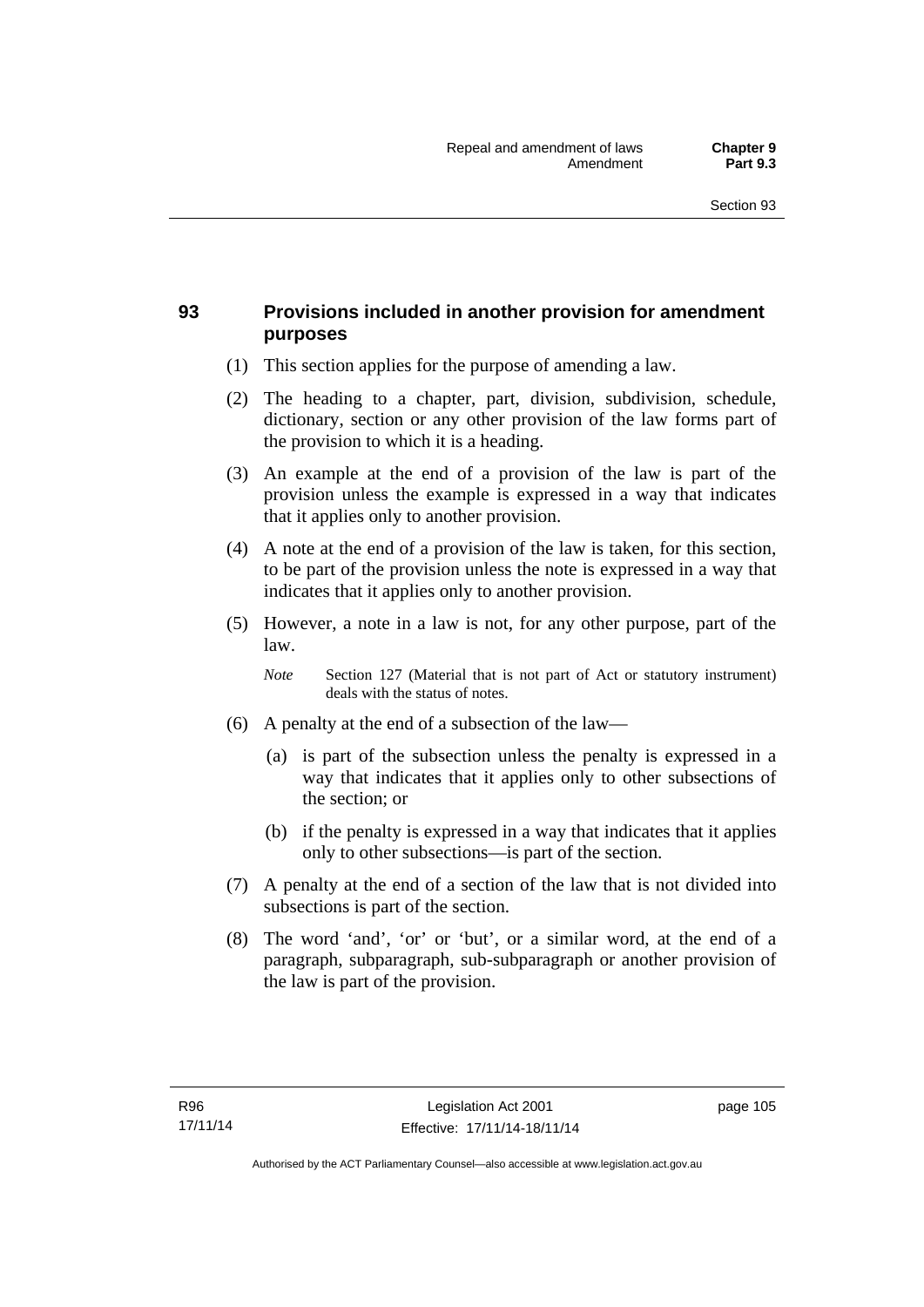## 93 Provisions included in another provision for amendment purposes

(1) This section applies for the purpose of amending a law.

(2) The heading to a chapter, part, division, subdivision, schedule, dictionary, section or any other provision of the law forms part of the provision to which it is a heading.

(3) An example at the end of a provision of the law is part of the provision unless the example is expressed in a way that indicates that it applies only to another provision.

(4) A note at the end of a provision of the law is taken, for this section, to be part of the provision unless the note is expressed in a way that indicates that it applies only to another provision.

(5) However, a note in a law is not, for any other purpose, part of the law.

*Note* Section 127 (Material that is not part of Act or statutory instrument) deals with the status of notes.

(6) A penalty at the end of a subsection of the law—

(a) is part of the subsection unless the penalty is expressed in a way that indicates that it applies only to other subsections of the section; or

(b) if the penalty is expressed in a way that indicates that it applies only to other subsections—is part of the section.

(7) A penalty at the end of a section of the law that is not divided into subsections is part of the section.

(8) The word 'and', 'or' or 'but', or a similar word, at the end of a paragraph, subparagraph, sub-subparagraph or another provision of the law is part of the provision.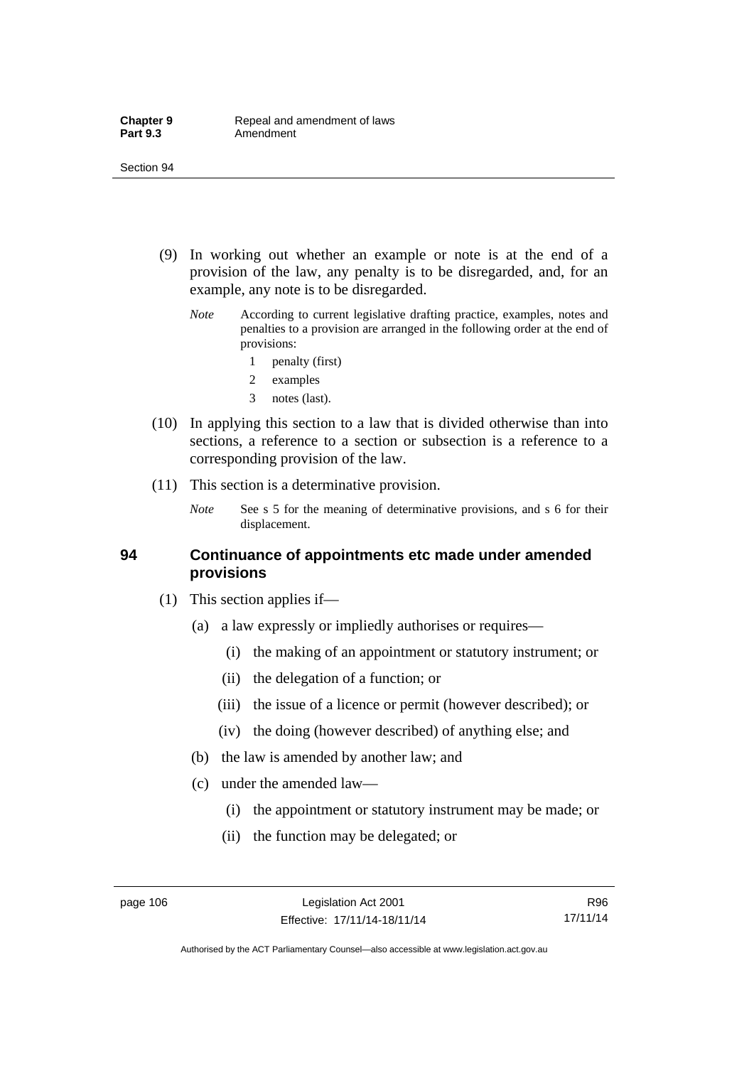(9) In working out whether an example or note is at the end of a provision of the law, any penalty is to be disregarded, and, for an example, any note is to be disregarded.

*Note* According to current legislative drafting practice, examples, notes and penalties to a provision are arranged in the following order at the end of provisions:

1 penalty (first)

2 examples

3 notes (last).

(10) In applying this section to a law that is divided otherwise than into sections, a reference to a section or subsection is a reference to a corresponding provision of the law.

(11) This section is a determinative provision.

*Note* See s 5 for the meaning of determinative provisions, and s 6 for their displacement.

## 94 Continuance of appointments etc made under amended provisions

(1) This section applies if—

(a) a law expressly or impliedly authorises or requires—

(i) the making of an appointment or statutory instrument; or

(ii) the delegation of a function; or

(iii) the issue of a licence or permit (however described); or

(iv) the doing (however described) of anything else; and

(b) the law is amended by another law; and

(c) under the amended law—

(i) the appointment or statutory instrument may be made; or

(ii) the function may be delegated; or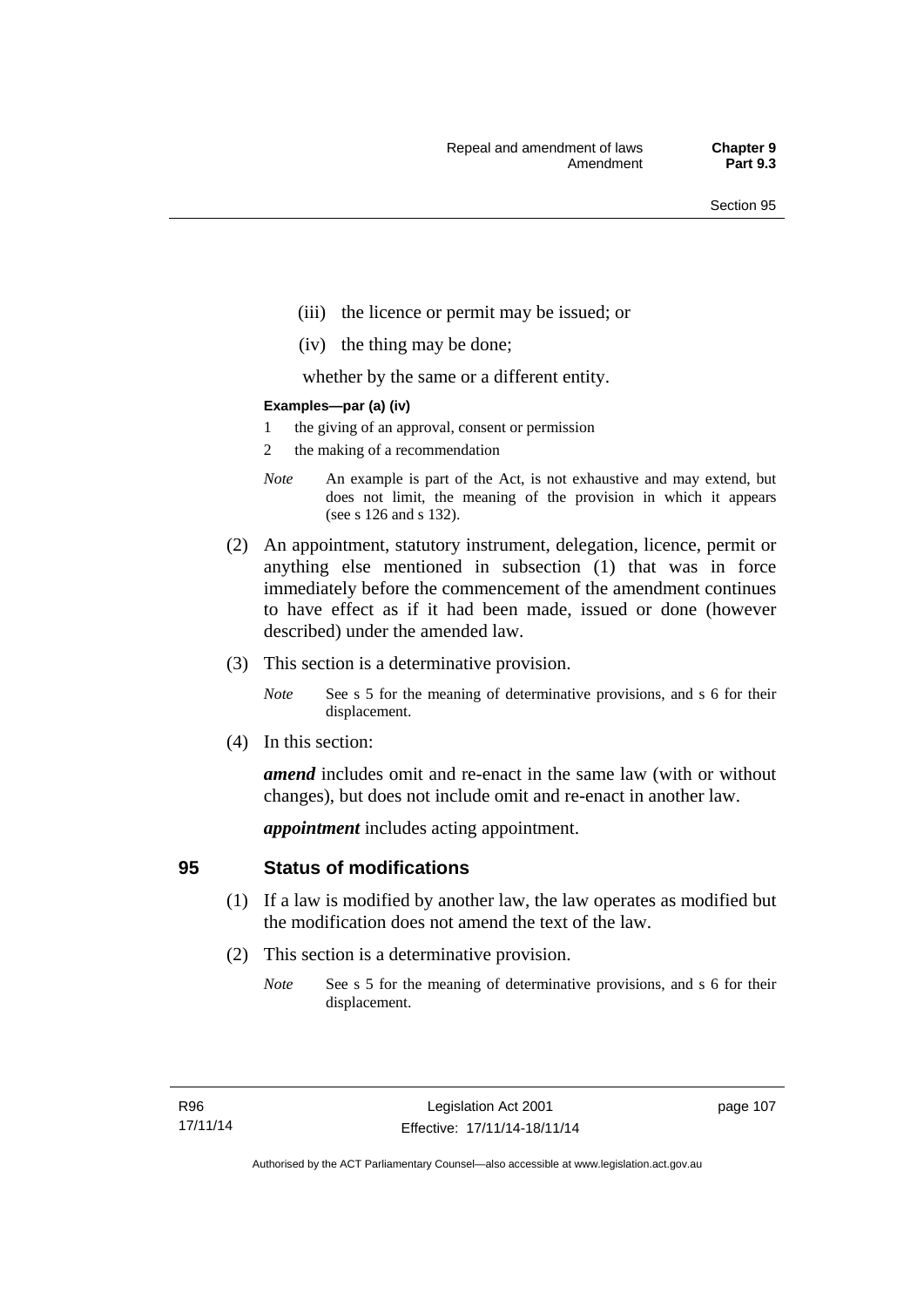(iii) the licence or permit may be issued; or

(iv) the thing may be done;

whether by the same or a different entity.

**Examples—par (a) (iv)**

1 the giving of an approval, consent or permission

2 the making of a recommendation

*Note* An example is part of the Act, is not exhaustive and may extend, but does not limit, the meaning of the provision in which it appears (see s 126 and s 132).

(2) An appointment, statutory instrument, delegation, licence, permit or anything else mentioned in subsection (1) that was in force immediately before the commencement of the amendment continues to have effect as if it had been made, issued or done (however described) under the amended law.

(3) This section is a determinative provision.

*Note* See s 5 for the meaning of determinative provisions, and s 6 for their displacement.

(4) In this section:

***amend*** includes omit and re-enact in the same law (with or without changes), but does not include omit and re-enact in another law.

***appointment*** includes acting appointment.

## 95 Status of modifications

(1) If a law is modified by another law, the law operates as modified but the modification does not amend the text of the law.

(2) This section is a determinative provision.

*Note* See s 5 for the meaning of determinative provisions, and s 6 for their displacement.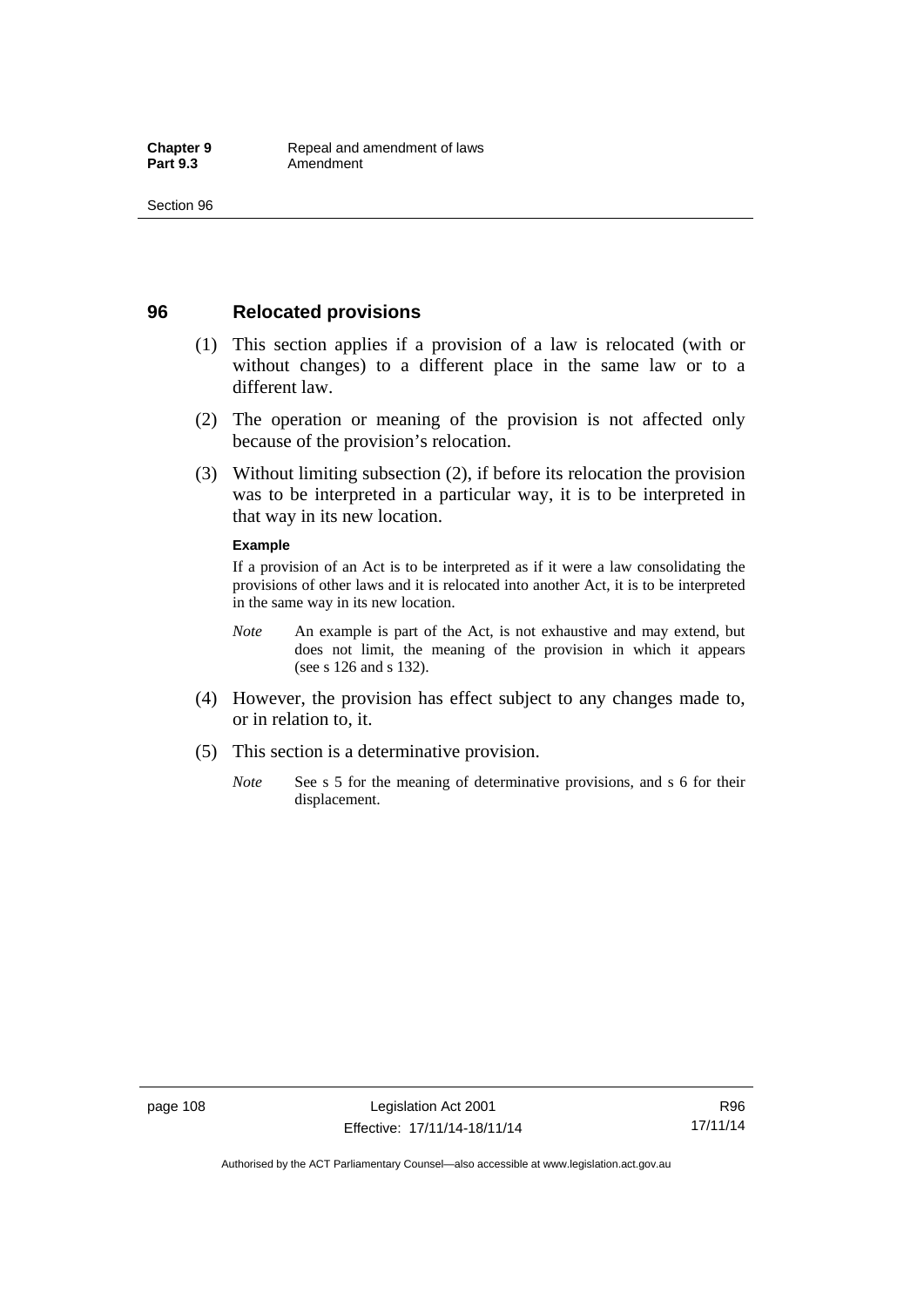## 96 Relocated provisions

(1) This section applies if a provision of a law is relocated (with or without changes) to a different place in the same law or to a different law.

(2) The operation or meaning of the provision is not affected only because of the provision's relocation.

(3) Without limiting subsection (2), if before its relocation the provision was to be interpreted in a particular way, it is to be interpreted in that way in its new location.

**Example**

If a provision of an Act is to be interpreted as if it were a law consolidating the provisions of other laws and it is relocated into another Act, it is to be interpreted in the same way in its new location.

*Note* An example is part of the Act, is not exhaustive and may extend, but does not limit, the meaning of the provision in which it appears (see s 126 and s 132).

(4) However, the provision has effect subject to any changes made to, or in relation to, it.

(5) This section is a determinative provision.

*Note* See s 5 for the meaning of determinative provisions, and s 6 for their displacement.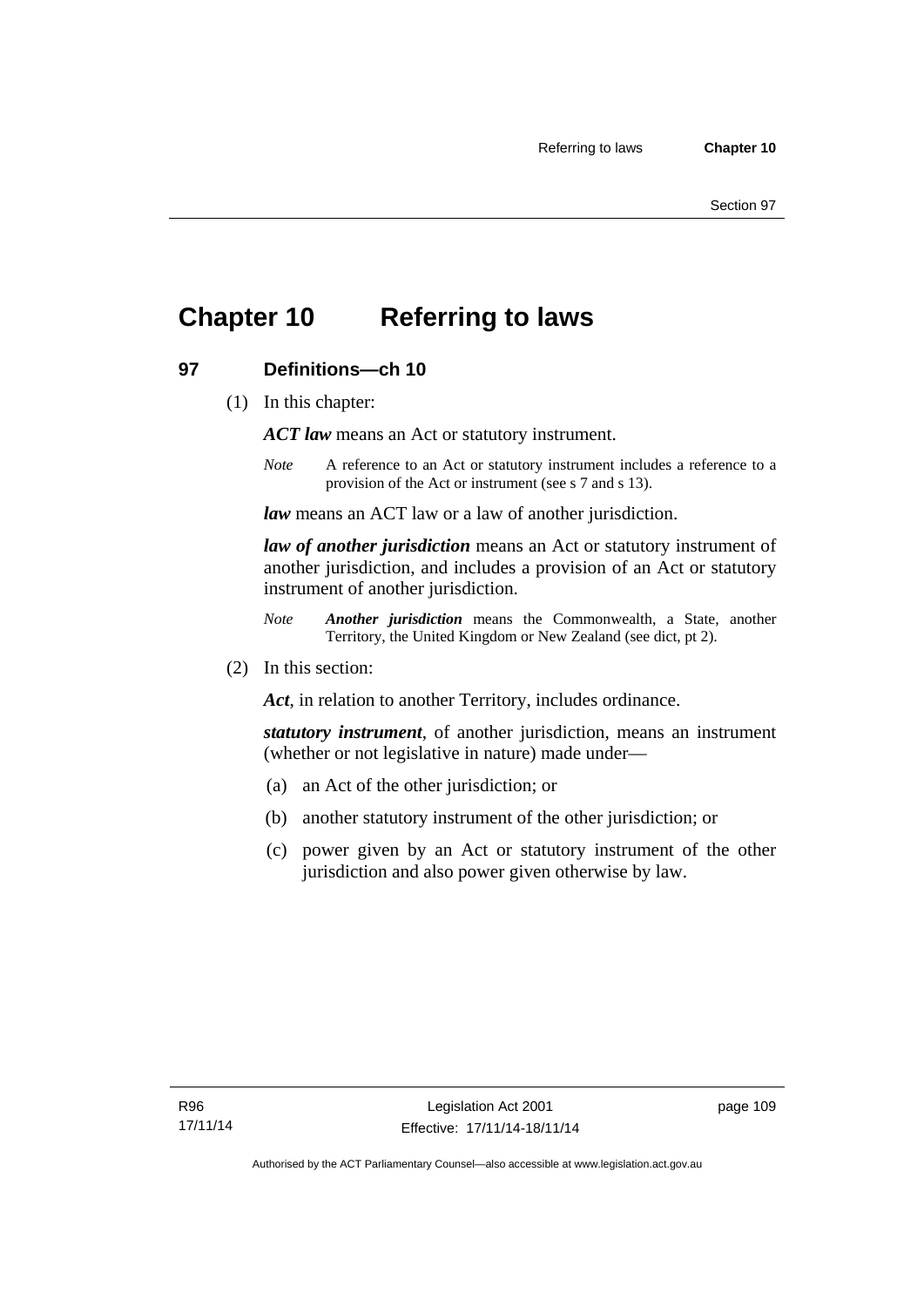# Chapter 10 Referring to laws

## 97 Definitions—ch 10

(1) In this chapter:

***ACT law*** means an Act or statutory instrument.

*Note* A reference to an Act or statutory instrument includes a reference to a provision of the Act or instrument (see s 7 and s 13).

***law*** means an ACT law or a law of another jurisdiction.

***law of another jurisdiction*** means an Act or statutory instrument of another jurisdiction, and includes a provision of an Act or statutory instrument of another jurisdiction.

*Note* ***Another jurisdiction*** means the Commonwealth, a State, another Territory, the United Kingdom or New Zealand (see dict, pt 2).

(2) In this section:

***Act***, in relation to another Territory, includes ordinance.

***statutory instrument***, of another jurisdiction, means an instrument (whether or not legislative in nature) made under—

(a) an Act of the other jurisdiction; or

(b) another statutory instrument of the other jurisdiction; or

(c) power given by an Act or statutory instrument of the other jurisdiction and also power given otherwise by law.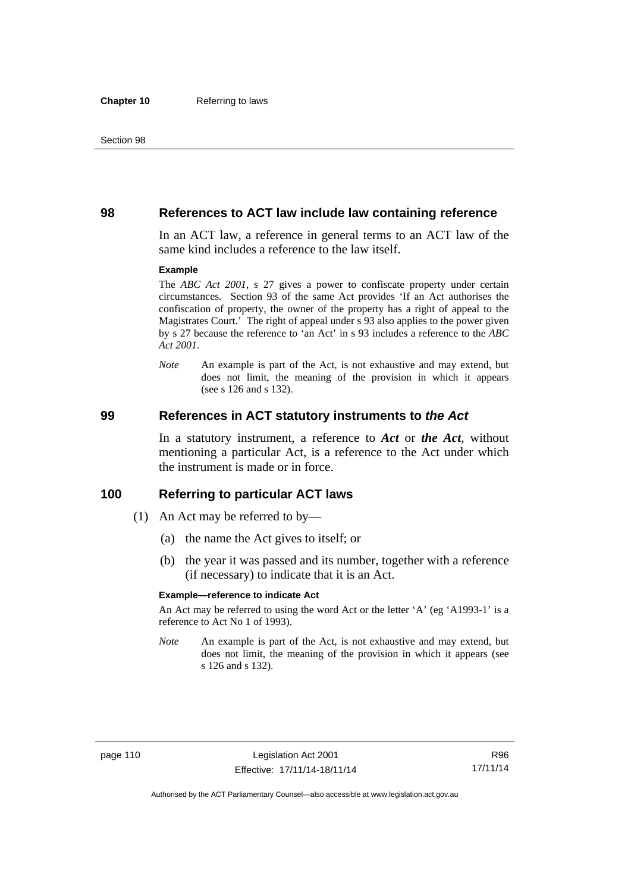## 98 References to ACT law include law containing reference

In an ACT law, a reference in general terms to an ACT law of the same kind includes a reference to the law itself.

**Example**

The *ABC Act 2001*, s 27 gives a power to confiscate property under certain circumstances. Section 93 of the same Act provides 'If an Act authorises the confiscation of property, the owner of the property has a right of appeal to the Magistrates Court.' The right of appeal under s 93 also applies to the power given by s 27 because the reference to 'an Act' in s 93 includes a reference to the *ABC Act 2001*.

*Note* An example is part of the Act, is not exhaustive and may extend, but does not limit, the meaning of the provision in which it appears (see s 126 and s 132).

## 99 References in ACT statutory instruments to *the Act*

In a statutory instrument, a reference to ***Act*** or ***the Act***, without mentioning a particular Act, is a reference to the Act under which the instrument is made or in force.

## 100 Referring to particular ACT laws

(1) An Act may be referred to by—

(a) the name the Act gives to itself; or

(b) the year it was passed and its number, together with a reference (if necessary) to indicate that it is an Act.

**Example—reference to indicate Act**

An Act may be referred to using the word Act or the letter 'A' (eg 'A1993-1' is a reference to Act No 1 of 1993).

*Note* An example is part of the Act, is not exhaustive and may extend, but does not limit, the meaning of the provision in which it appears (see s 126 and s 132).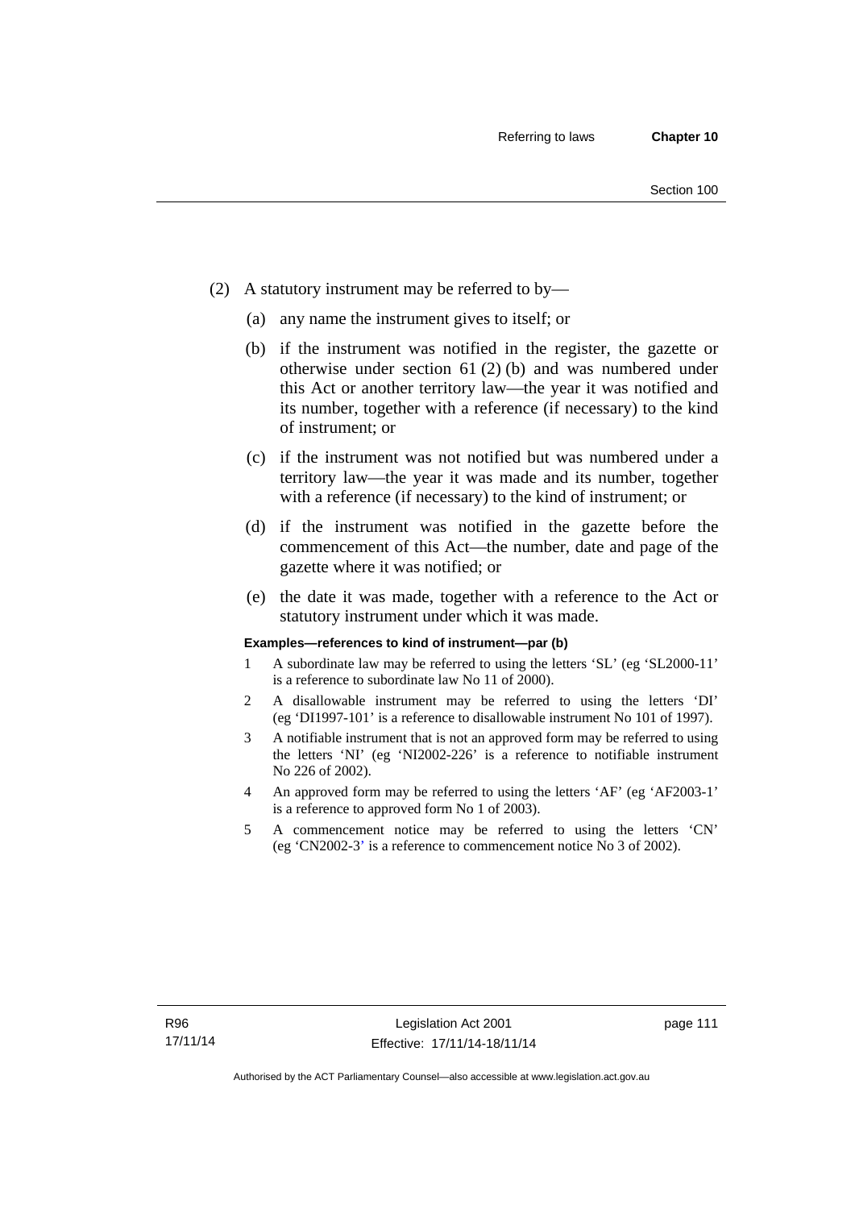(2) A statutory instrument may be referred to by—

(a) any name the instrument gives to itself; or

(b) if the instrument was notified in the register, the gazette or otherwise under section 61 (2) (b) and was numbered under this Act or another territory law—the year it was notified and its number, together with a reference (if necessary) to the kind of instrument; or

(c) if the instrument was not notified but was numbered under a territory law—the year it was made and its number, together with a reference (if necessary) to the kind of instrument; or

(d) if the instrument was notified in the gazette before the commencement of this Act—the number, date and page of the gazette where it was notified; or

(e) the date it was made, together with a reference to the Act or statutory instrument under which it was made.

**Examples—references to kind of instrument—par (b)**

1 A subordinate law may be referred to using the letters 'SL' (eg 'SL2000-11' is a reference to subordinate law No 11 of 2000).

2 A disallowable instrument may be referred to using the letters 'DI' (eg 'DI1997-101' is a reference to disallowable instrument No 101 of 1997).

3 A notifiable instrument that is not an approved form may be referred to using the letters 'NI' (eg 'NI2002-226' is a reference to notifiable instrument No 226 of 2002).

4 An approved form may be referred to using the letters 'AF' (eg 'AF2003-1' is a reference to approved form No 1 of 2003).

5 A commencement notice may be referred to using the letters 'CN' (eg 'CN2002-3' is a reference to commencement notice No 3 of 2002).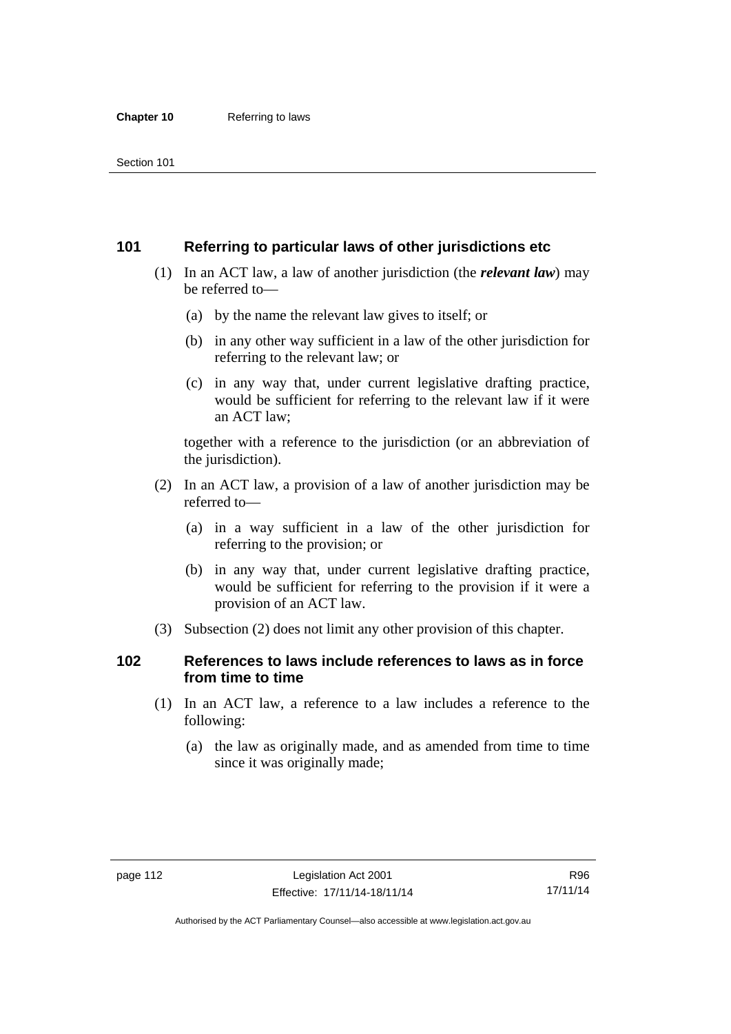## 101 Referring to particular laws of other jurisdictions etc

(1) In an ACT law, a law of another jurisdiction (the ***relevant law***) may be referred to—

- (a) by the name the relevant law gives to itself; or
- (b) in any other way sufficient in a law of the other jurisdiction for referring to the relevant law; or
- (c) in any way that, under current legislative drafting practice, would be sufficient for referring to the relevant law if it were an ACT law;

together with a reference to the jurisdiction (or an abbreviation of the jurisdiction).

(2) In an ACT law, a provision of a law of another jurisdiction may be referred to—

- (a) in a way sufficient in a law of the other jurisdiction for referring to the provision; or
- (b) in any way that, under current legislative drafting practice, would be sufficient for referring to the provision if it were a provision of an ACT law.

(3) Subsection (2) does not limit any other provision of this chapter.

## 102 References to laws include references to laws as in force from time to time

(1) In an ACT law, a reference to a law includes a reference to the following:

- (a) the law as originally made, and as amended from time to time since it was originally made;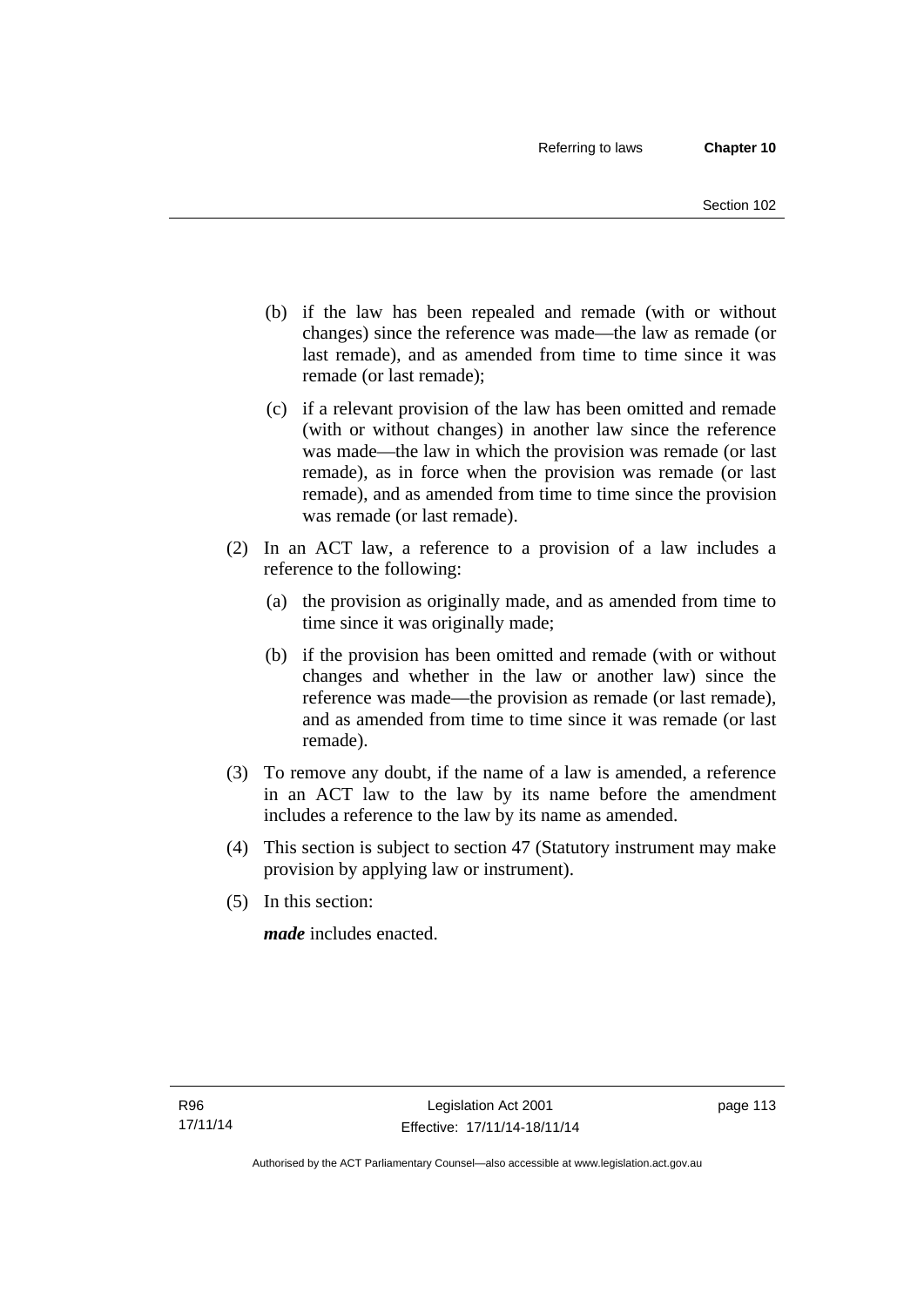(b) if the law has been repealed and remade (with or without changes) since the reference was made—the law as remade (or last remade), and as amended from time to time since it was remade (or last remade);

(c) if a relevant provision of the law has been omitted and remade (with or without changes) in another law since the reference was made—the law in which the provision was remade (or last remade), as in force when the provision was remade (or last remade), and as amended from time to time since the provision was remade (or last remade).

(2) In an ACT law, a reference to a provision of a law includes a reference to the following:

(a) the provision as originally made, and as amended from time to time since it was originally made;

(b) if the provision has been omitted and remade (with or without changes and whether in the law or another law) since the reference was made—the provision as remade (or last remade), and as amended from time to time since it was remade (or last remade).

(3) To remove any doubt, if the name of a law is amended, a reference in an ACT law to the law by its name before the amendment includes a reference to the law by its name as amended.

(4) This section is subject to section 47 (Statutory instrument may make provision by applying law or instrument).

(5) In this section:

***made*** includes enacted.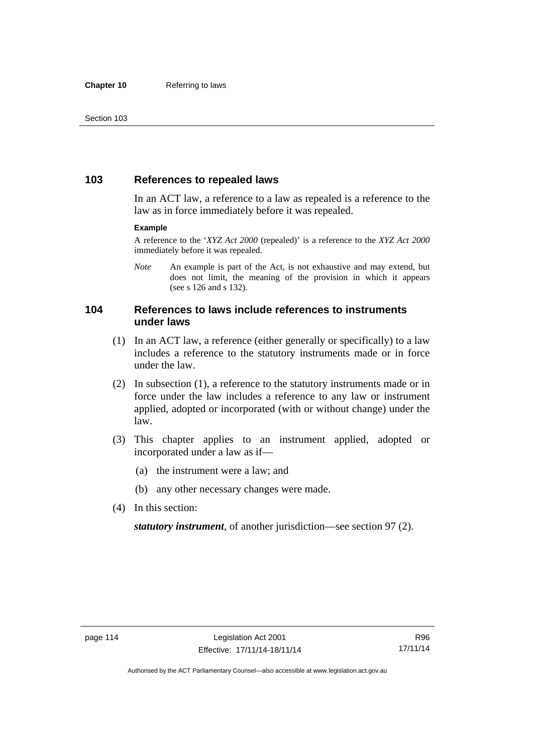## 103 References to repealed laws

In an ACT law, a reference to a law as repealed is a reference to the law as in force immediately before it was repealed.

**Example**

A reference to the '*XYZ Act 2000* (repealed)' is a reference to the *XYZ Act 2000* immediately before it was repealed.

*Note* An example is part of the Act, is not exhaustive and may extend, but does not limit, the meaning of the provision in which it appears (see s 126 and s 132).

## 104 References to laws include references to instruments under laws

(1) In an ACT law, a reference (either generally or specifically) to a law includes a reference to the statutory instruments made or in force under the law.

(2) In subsection (1), a reference to the statutory instruments made or in force under the law includes a reference to any law or instrument applied, adopted or incorporated (with or without change) under the law.

(3) This chapter applies to an instrument applied, adopted or incorporated under a law as if—

(a) the instrument were a law; and

(b) any other necessary changes were made.

(4) In this section:

***statutory instrument***, of another jurisdiction—see section 97 (2).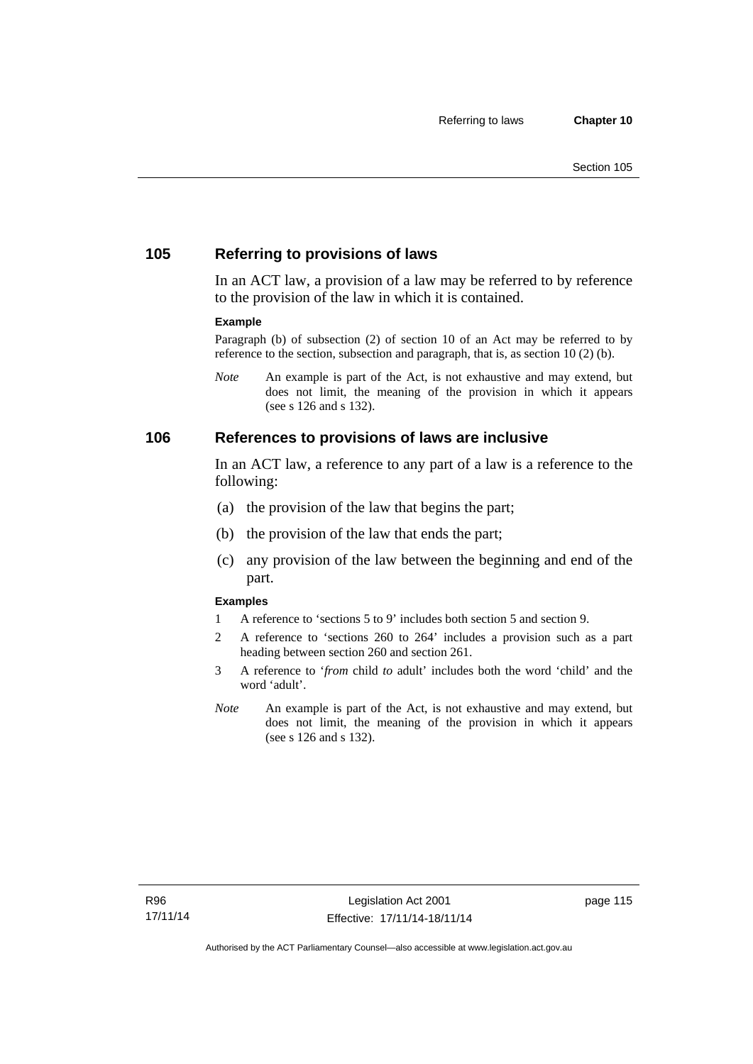## 105 Referring to provisions of laws

In an ACT law, a provision of a law may be referred to by reference to the provision of the law in which it is contained.

**Example**

Paragraph (b) of subsection (2) of section 10 of an Act may be referred to by reference to the section, subsection and paragraph, that is, as section 10 (2) (b).

*Note* An example is part of the Act, is not exhaustive and may extend, but does not limit, the meaning of the provision in which it appears (see s 126 and s 132).

## 106 References to provisions of laws are inclusive

In an ACT law, a reference to any part of a law is a reference to the following:

(a) the provision of the law that begins the part;

(b) the provision of the law that ends the part;

(c) any provision of the law between the beginning and end of the part.

**Examples**

1 A reference to 'sections 5 to 9' includes both section 5 and section 9.

2 A reference to 'sections 260 to 264' includes a provision such as a part heading between section 260 and section 261.

3 A reference to '*from* child *to* adult' includes both the word 'child' and the word 'adult'.

*Note* An example is part of the Act, is not exhaustive and may extend, but does not limit, the meaning of the provision in which it appears (see s 126 and s 132).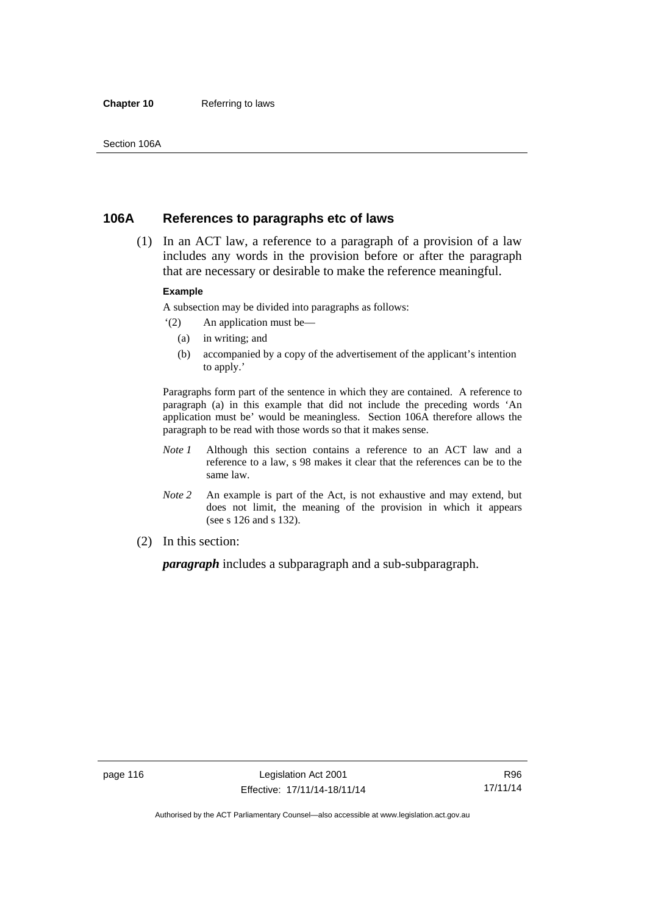## 106A References to paragraphs etc of laws

(1) In an ACT law, a reference to a paragraph of a provision of a law includes any words in the provision before or after the paragraph that are necessary or desirable to make the reference meaningful.

**Example**

A subsection may be divided into paragraphs as follows:

'(2) An application must be—

(a) in writing; and

(b) accompanied by a copy of the advertisement of the applicant's intention to apply.'

Paragraphs form part of the sentence in which they are contained. A reference to paragraph (a) in this example that did not include the preceding words 'An application must be' would be meaningless. Section 106A therefore allows the paragraph to be read with those words so that it makes sense.

*Note 1* Although this section contains a reference to an ACT law and a reference to a law, s 98 makes it clear that the references can be to the same law.

*Note 2* An example is part of the Act, is not exhaustive and may extend, but does not limit, the meaning of the provision in which it appears (see s 126 and s 132).

(2) In this section:

***paragraph*** includes a subparagraph and a sub-subparagraph.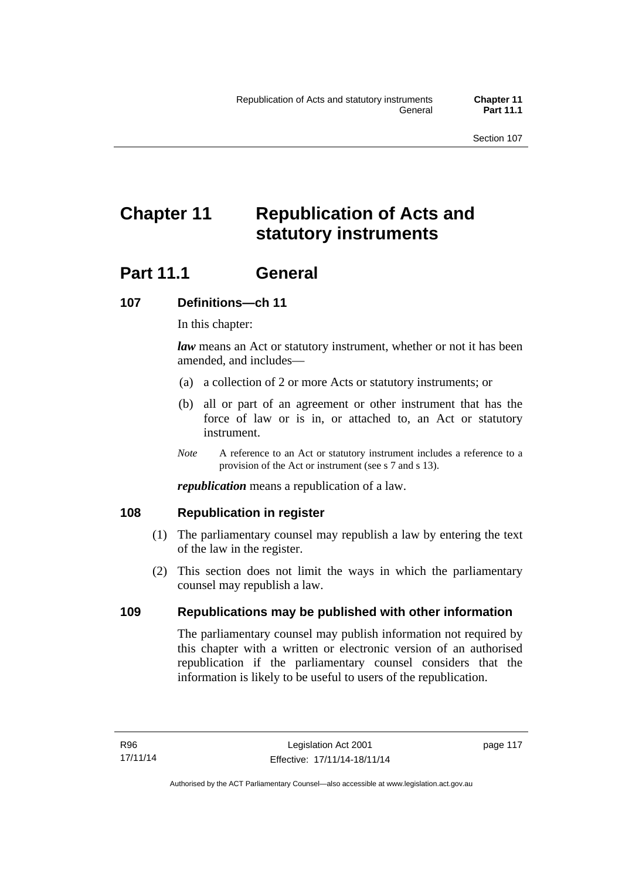# Chapter 11 Republication of Acts and statutory instruments

## Part 11.1 General

### 107 Definitions—ch 11

In this chapter:

***law*** means an Act or statutory instrument, whether or not it has been amended, and includes—

(a) a collection of 2 or more Acts or statutory instruments; or

(b) all or part of an agreement or other instrument that has the force of law or is in, or attached to, an Act or statutory instrument.

*Note* A reference to an Act or statutory instrument includes a reference to a provision of the Act or instrument (see s 7 and s 13).

***republication*** means a republication of a law.

### 108 Republication in register

(1) The parliamentary counsel may republish a law by entering the text of the law in the register.

(2) This section does not limit the ways in which the parliamentary counsel may republish a law.

### 109 Republications may be published with other information

The parliamentary counsel may publish information not required by this chapter with a written or electronic version of an authorised republication if the parliamentary counsel considers that the information is likely to be useful to users of the republication.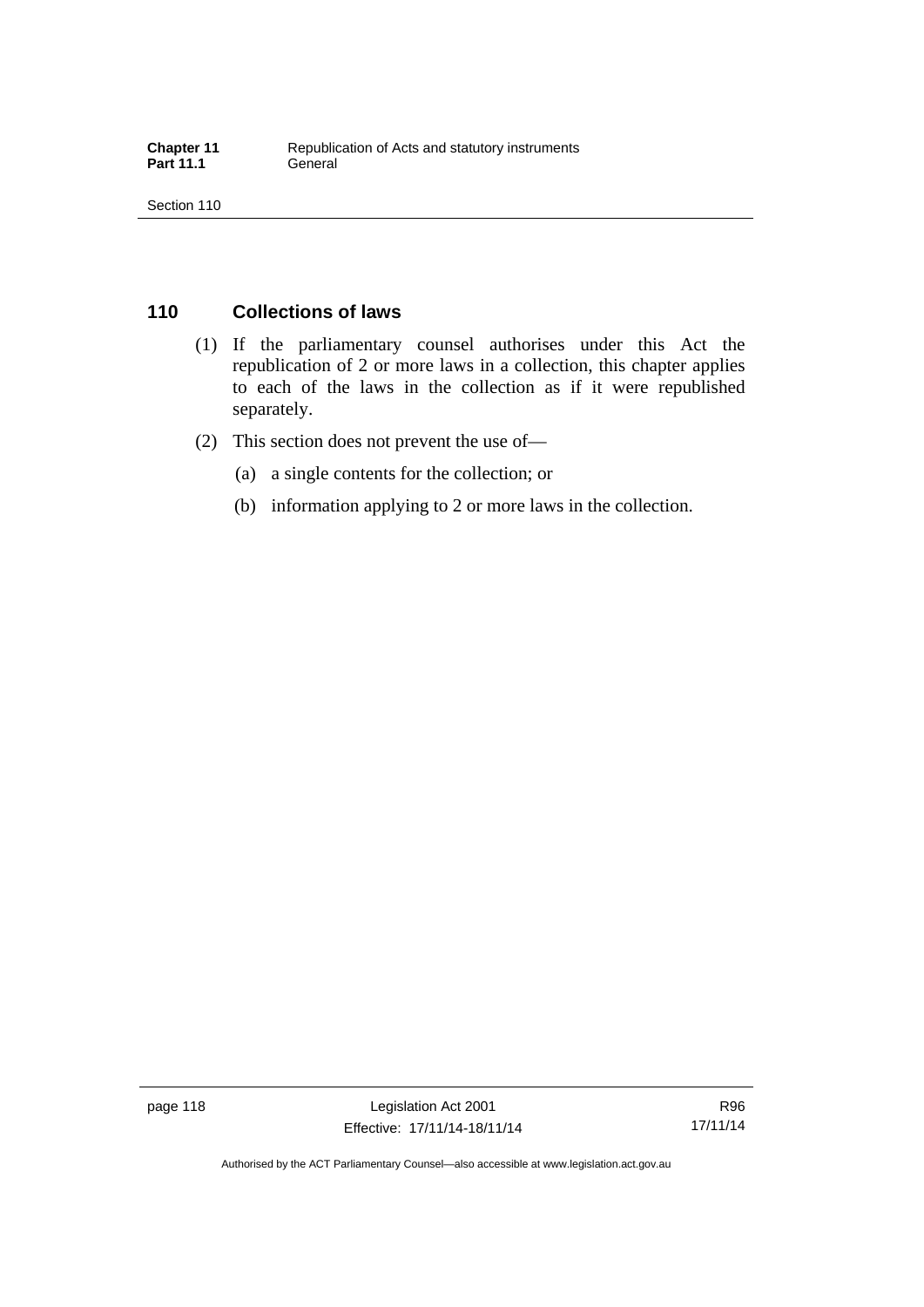## 110 Collections of laws

(1) If the parliamentary counsel authorises under this Act the republication of 2 or more laws in a collection, this chapter applies to each of the laws in the collection as if it were republished separately.

(2) This section does not prevent the use of—

(a) a single contents for the collection; or

(b) information applying to 2 or more laws in the collection.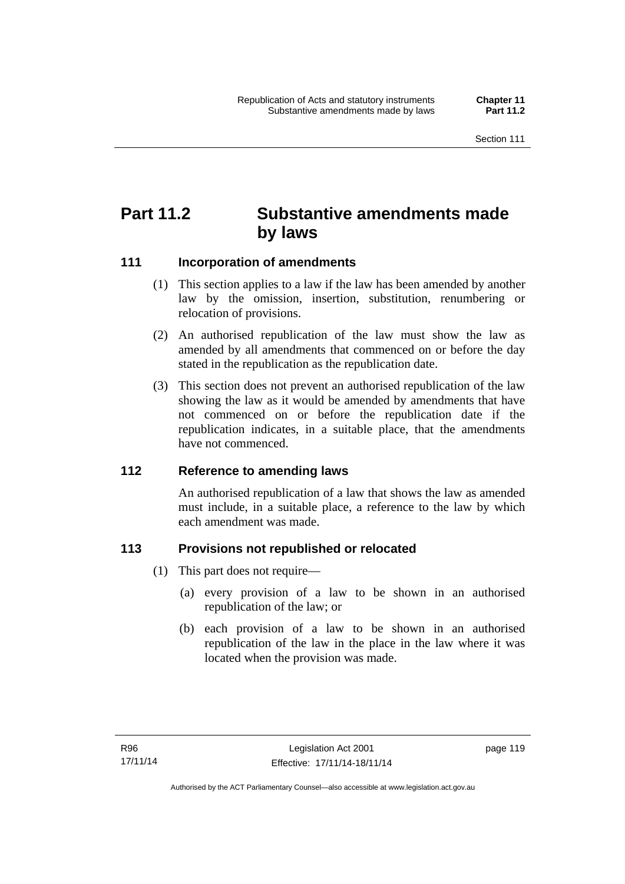# Part 11.2 Substantive amendments made by laws

## 111 Incorporation of amendments

(1) This section applies to a law if the law has been amended by another law by the omission, insertion, substitution, renumbering or relocation of provisions.

(2) An authorised republication of the law must show the law as amended by all amendments that commenced on or before the day stated in the republication as the republication date.

(3) This section does not prevent an authorised republication of the law showing the law as it would be amended by amendments that have not commenced on or before the republication date if the republication indicates, in a suitable place, that the amendments have not commenced.

## 112 Reference to amending laws

An authorised republication of a law that shows the law as amended must include, in a suitable place, a reference to the law by which each amendment was made.

## 113 Provisions not republished or relocated

(1) This part does not require—

(a) every provision of a law to be shown in an authorised republication of the law; or

(b) each provision of a law to be shown in an authorised republication of the law in the place in the law where it was located when the provision was made.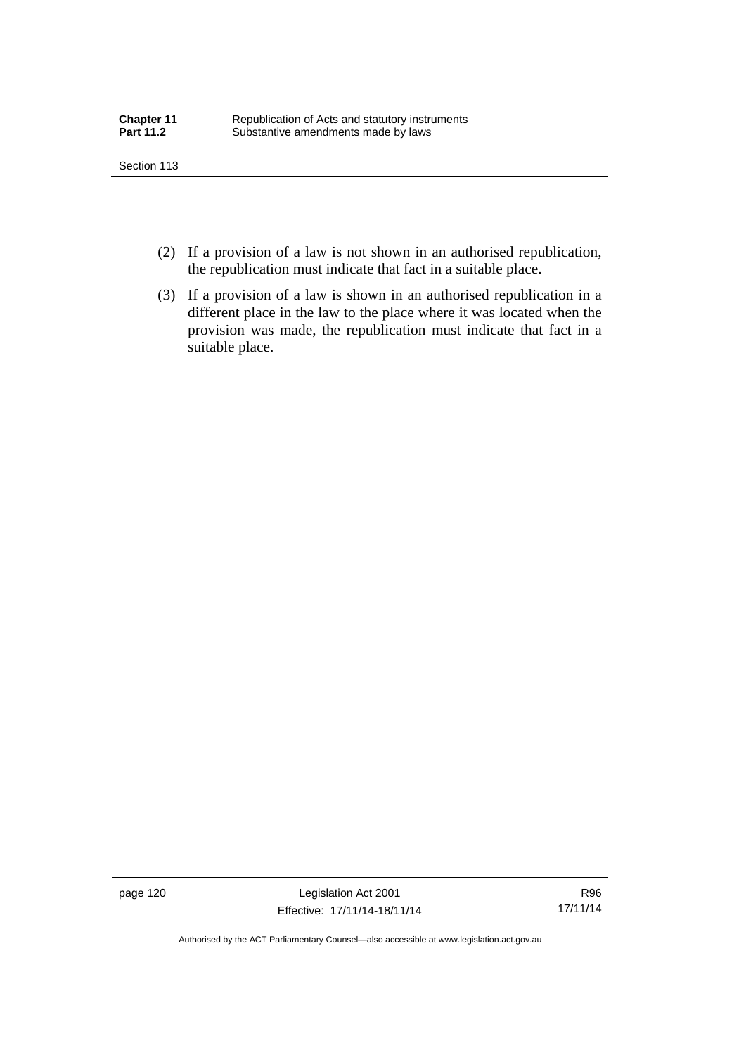(2) If a provision of a law is not shown in an authorised republication, the republication must indicate that fact in a suitable place.

(3) If a provision of a law is shown in an authorised republication in a different place in the law to the place where it was located when the provision was made, the republication must indicate that fact in a suitable place.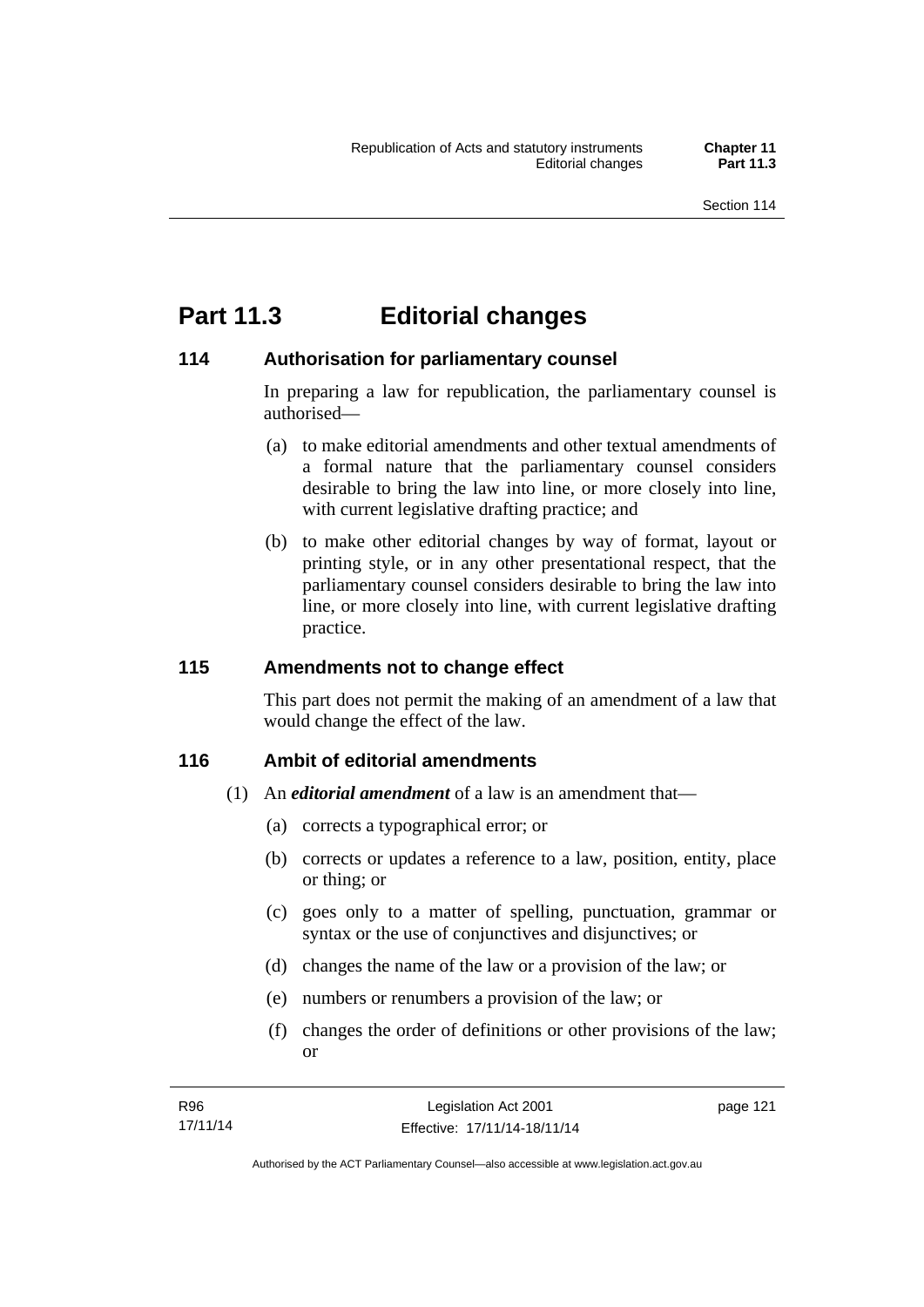# Part 11.3 Editorial changes

## 114 Authorisation for parliamentary counsel

In preparing a law for republication, the parliamentary counsel is authorised—

(a) to make editorial amendments and other textual amendments of a formal nature that the parliamentary counsel considers desirable to bring the law into line, or more closely into line, with current legislative drafting practice; and

(b) to make other editorial changes by way of format, layout or printing style, or in any other presentational respect, that the parliamentary counsel considers desirable to bring the law into line, or more closely into line, with current legislative drafting practice.

## 115 Amendments not to change effect

This part does not permit the making of an amendment of a law that would change the effect of the law.

## 116 Ambit of editorial amendments

(1) An ***editorial amendment*** of a law is an amendment that—

(a) corrects a typographical error; or

(b) corrects or updates a reference to a law, position, entity, place or thing; or

(c) goes only to a matter of spelling, punctuation, grammar or syntax or the use of conjunctives and disjunctives; or

(d) changes the name of the law or a provision of the law; or

(e) numbers or renumbers a provision of the law; or

(f) changes the order of definitions or other provisions of the law; or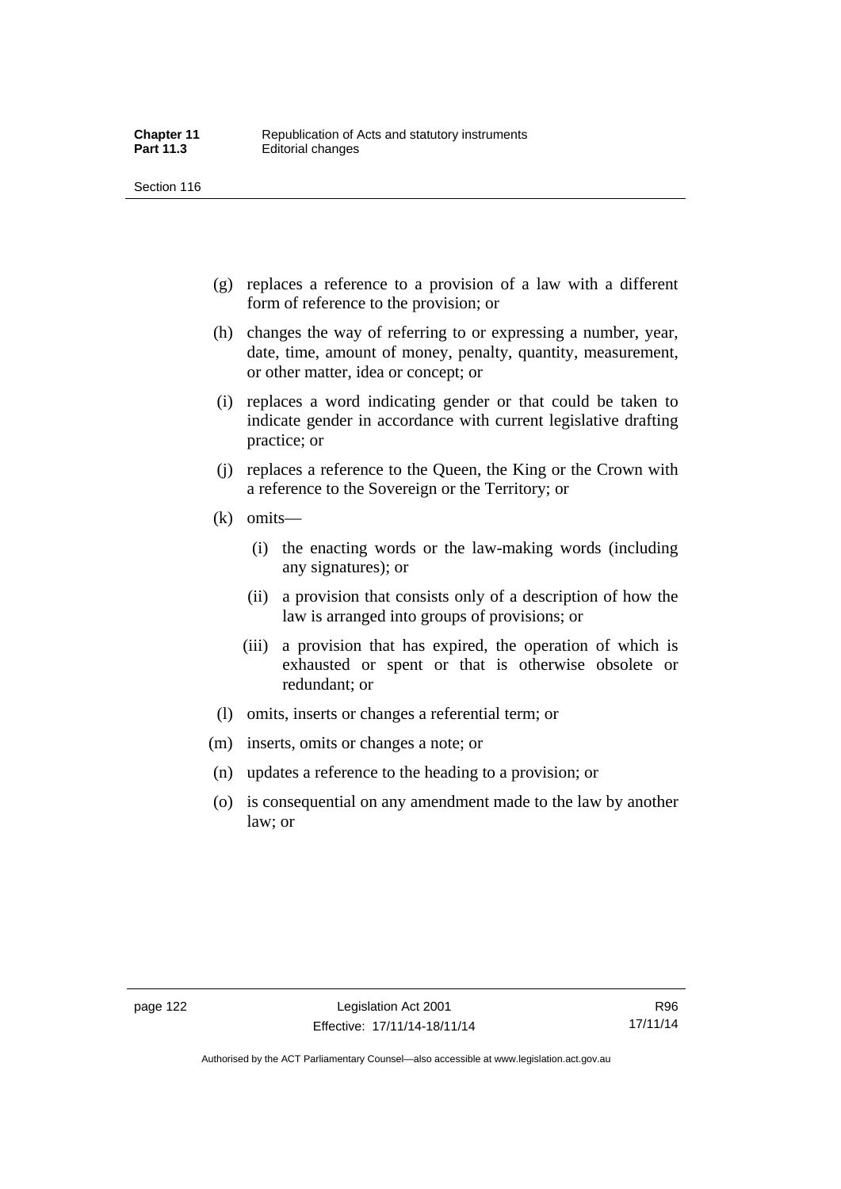(g) replaces a reference to a provision of a law with a different form of reference to the provision; or

(h) changes the way of referring to or expressing a number, year, date, time, amount of money, penalty, quantity, measurement, or other matter, idea or concept; or

(i) replaces a word indicating gender or that could be taken to indicate gender in accordance with current legislative drafting practice; or

(j) replaces a reference to the Queen, the King or the Crown with a reference to the Sovereign or the Territory; or

(k) omits—

  (i) the enacting words or the law-making words (including any signatures); or

  (ii) a provision that consists only of a description of how the law is arranged into groups of provisions; or

  (iii) a provision that has expired, the operation of which is exhausted or spent or that is otherwise obsolete or redundant; or

(l) omits, inserts or changes a referential term; or

(m) inserts, omits or changes a note; or

(n) updates a reference to the heading to a provision; or

(o) is consequential on any amendment made to the law by another law; or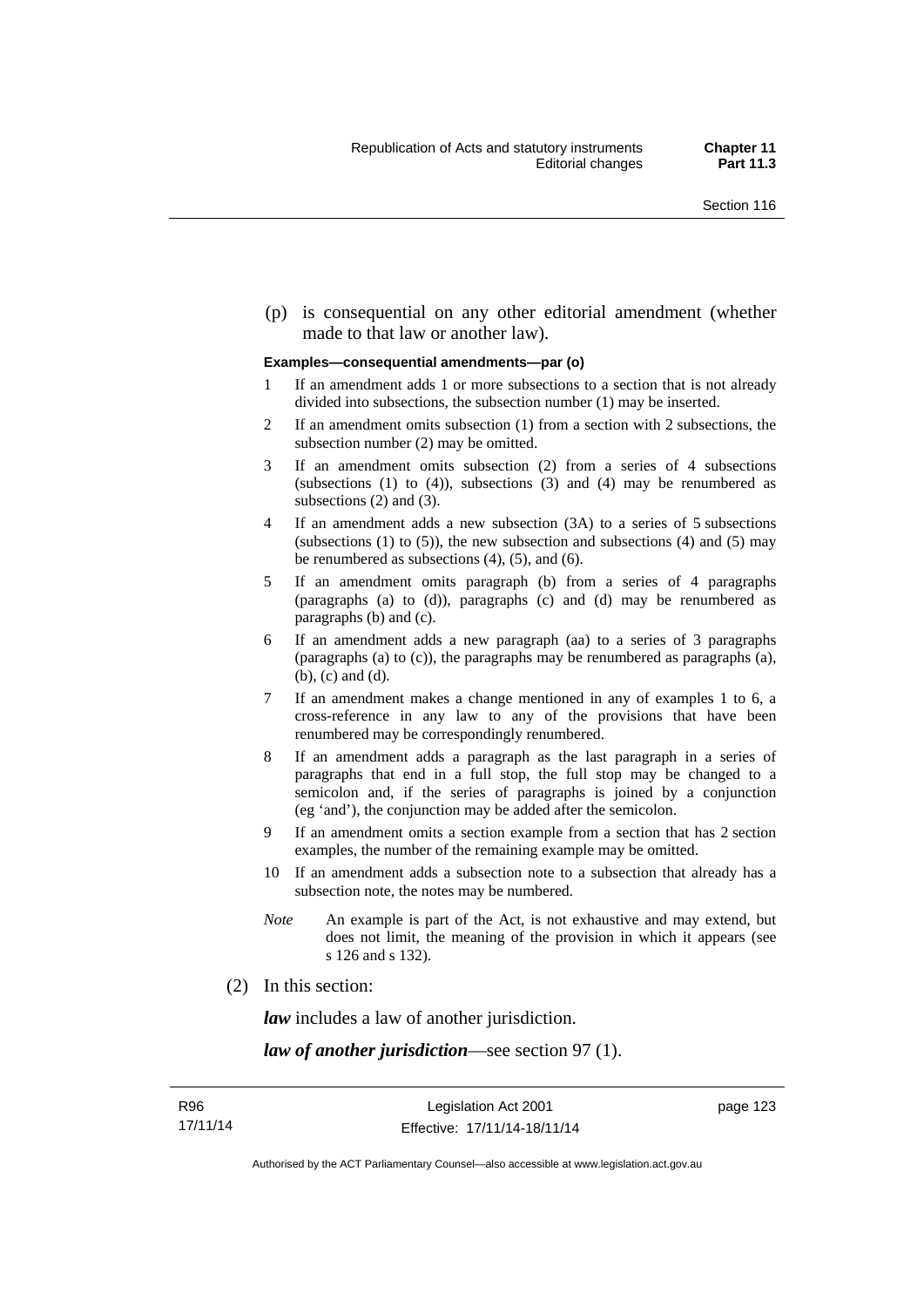(p) is consequential on any other editorial amendment (whether made to that law or another law).

**Examples—consequential amendments—par (o)**

1. If an amendment adds 1 or more subsections to a section that is not already divided into subsections, the subsection number (1) may be inserted.
2. If an amendment omits subsection (1) from a section with 2 subsections, the subsection number (2) may be omitted.
3. If an amendment omits subsection (2) from a series of 4 subsections (subsections (1) to (4)), subsections (3) and (4) may be renumbered as subsections (2) and (3).
4. If an amendment adds a new subsection (3A) to a series of 5 subsections (subsections (1) to (5)), the new subsection and subsections (4) and (5) may be renumbered as subsections (4), (5), and (6).
5. If an amendment omits paragraph (b) from a series of 4 paragraphs (paragraphs (a) to (d)), paragraphs (c) and (d) may be renumbered as paragraphs (b) and (c).
6. If an amendment adds a new paragraph (aa) to a series of 3 paragraphs (paragraphs (a) to (c)), the paragraphs may be renumbered as paragraphs (a), (b), (c) and (d).
7. If an amendment makes a change mentioned in any of examples 1 to 6, a cross-reference in any law to any of the provisions that have been renumbered may be correspondingly renumbered.
8. If an amendment adds a paragraph as the last paragraph in a series of paragraphs that end in a full stop, the full stop may be changed to a semicolon and, if the series of paragraphs is joined by a conjunction (eg 'and'), the conjunction may be added after the semicolon.
9. If an amendment omits a section example from a section that has 2 section examples, the number of the remaining example may be omitted.
10. If an amendment adds a subsection note to a subsection that already has a subsection note, the notes may be numbered.

*Note* An example is part of the Act, is not exhaustive and may extend, but does not limit, the meaning of the provision in which it appears (see s 126 and s 132).

(2) In this section:

***law*** includes a law of another jurisdiction.

***law of another jurisdiction***—see section 97 (1).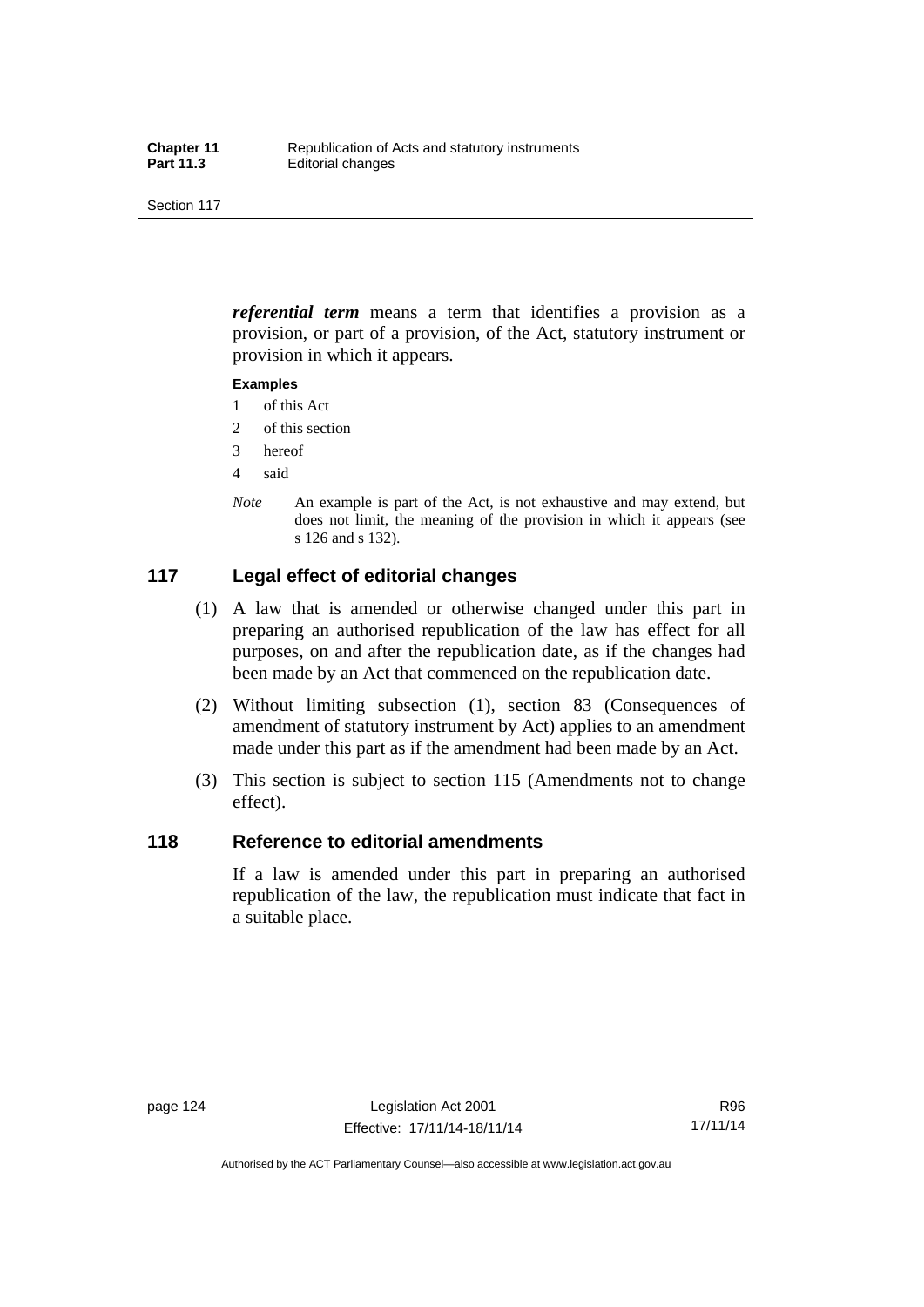***referential term*** means a term that identifies a provision as a provision, or part of a provision, of the Act, statutory instrument or provision in which it appears.

**Examples**

1 of this Act

2 of this section

3 hereof

4 said

*Note* An example is part of the Act, is not exhaustive and may extend, but does not limit, the meaning of the provision in which it appears (see s 126 and s 132).

## 117 Legal effect of editorial changes

(1) A law that is amended or otherwise changed under this part in preparing an authorised republication of the law has effect for all purposes, on and after the republication date, as if the changes had been made by an Act that commenced on the republication date.

(2) Without limiting subsection (1), section 83 (Consequences of amendment of statutory instrument by Act) applies to an amendment made under this part as if the amendment had been made by an Act.

(3) This section is subject to section 115 (Amendments not to change effect).

## 118 Reference to editorial amendments

If a law is amended under this part in preparing an authorised republication of the law, the republication must indicate that fact in a suitable place.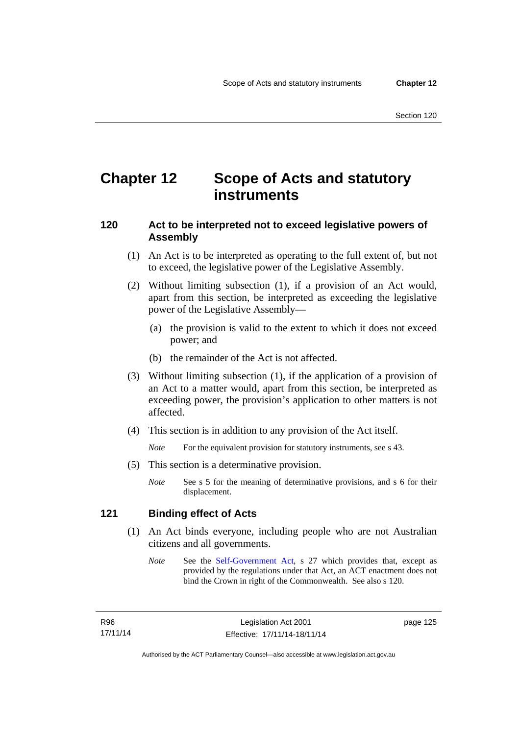# Chapter 12 Scope of Acts and statutory instruments

## 120 Act to be interpreted not to exceed legislative powers of Assembly

(1) An Act is to be interpreted as operating to the full extent of, but not to exceed, the legislative power of the Legislative Assembly.

(2) Without limiting subsection (1), if a provision of an Act would, apart from this section, be interpreted as exceeding the legislative power of the Legislative Assembly—

(a) the provision is valid to the extent to which it does not exceed power; and

(b) the remainder of the Act is not affected.

(3) Without limiting subsection (1), if the application of a provision of an Act to a matter would, apart from this section, be interpreted as exceeding power, the provision's application to other matters is not affected.

(4) This section is in addition to any provision of the Act itself.

*Note* For the equivalent provision for statutory instruments, see s 43.

(5) This section is a determinative provision.

*Note* See s 5 for the meaning of determinative provisions, and s 6 for their displacement.

## 121 Binding effect of Acts

(1) An Act binds everyone, including people who are not Australian citizens and all governments.

*Note* See the Self-Government Act, s 27 which provides that, except as provided by the regulations under that Act, an ACT enactment does not bind the Crown in right of the Commonwealth. See also s 120.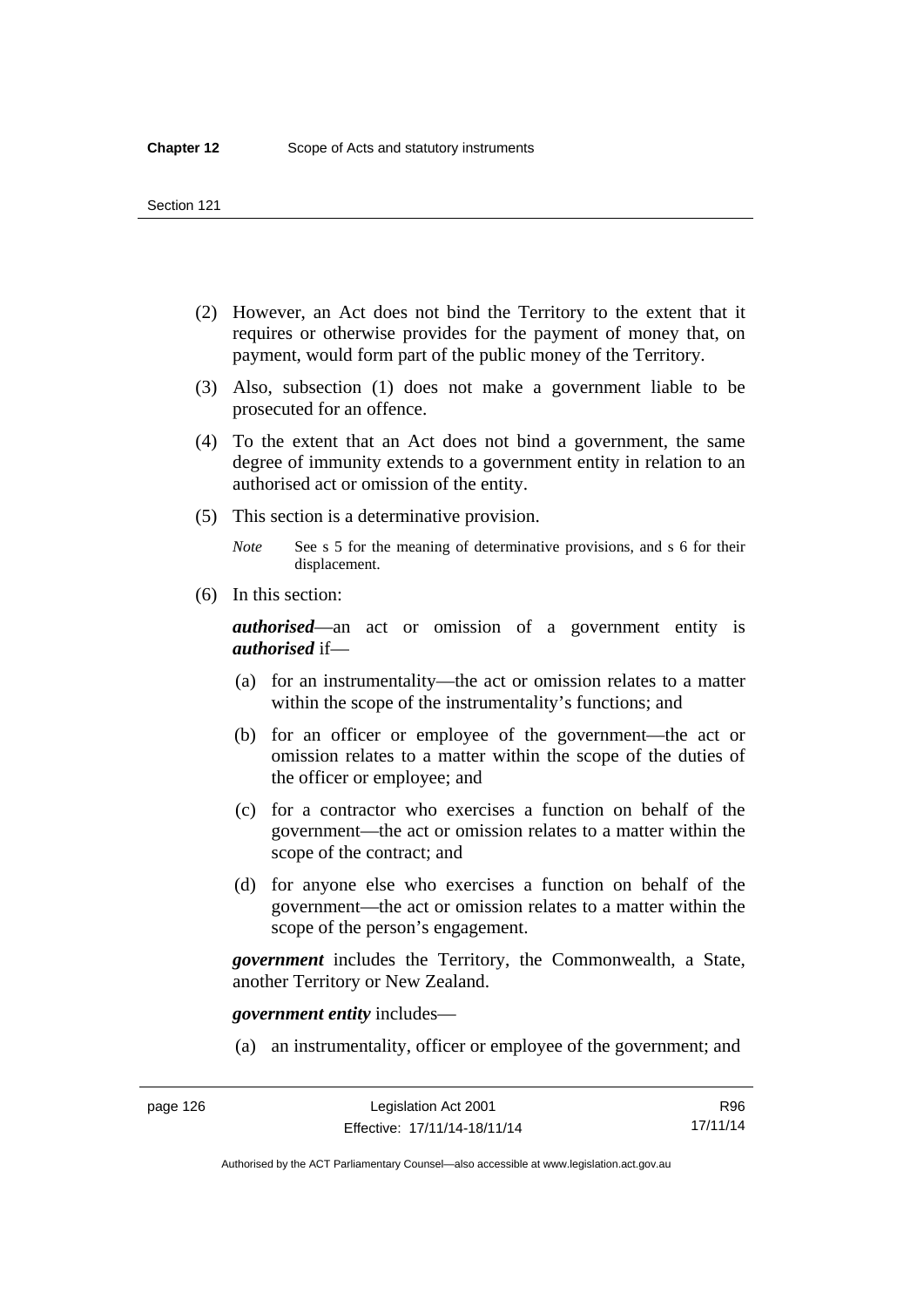(2) However, an Act does not bind the Territory to the extent that it requires or otherwise provides for the payment of money that, on payment, would form part of the public money of the Territory.

(3) Also, subsection (1) does not make a government liable to be prosecuted for an offence.

(4) To the extent that an Act does not bind a government, the same degree of immunity extends to a government entity in relation to an authorised act or omission of the entity.

(5) This section is a determinative provision.

*Note* See s 5 for the meaning of determinative provisions, and s 6 for their displacement.

(6) In this section:

***authorised***—an act or omission of a government entity is ***authorised*** if—

(a) for an instrumentality—the act or omission relates to a matter within the scope of the instrumentality's functions; and

(b) for an officer or employee of the government—the act or omission relates to a matter within the scope of the duties of the officer or employee; and

(c) for a contractor who exercises a function on behalf of the government—the act or omission relates to a matter within the scope of the contract; and

(d) for anyone else who exercises a function on behalf of the government—the act or omission relates to a matter within the scope of the person's engagement.

***government*** includes the Territory, the Commonwealth, a State, another Territory or New Zealand.

***government entity*** includes—

(a) an instrumentality, officer or employee of the government; and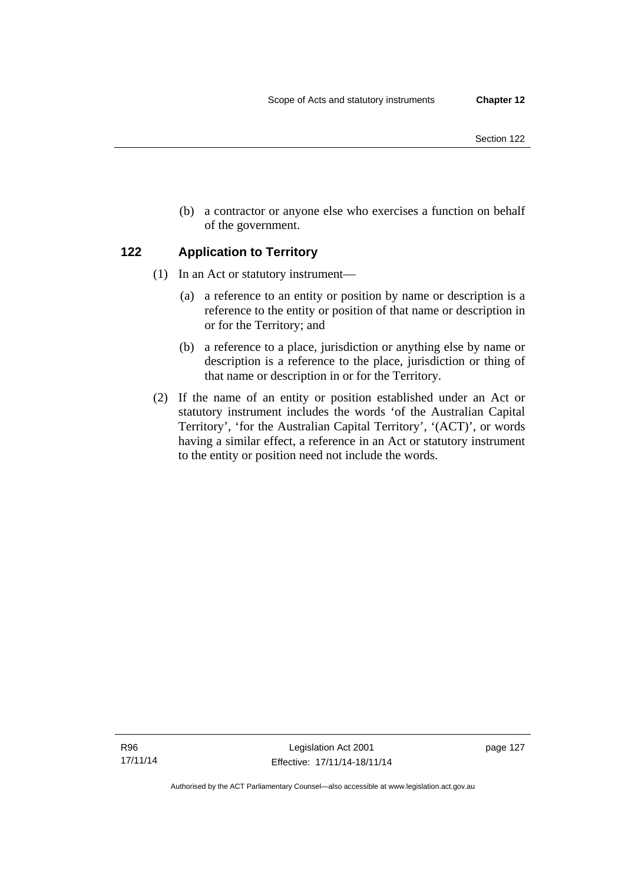(b) a contractor or anyone else who exercises a function on behalf of the government.

## 122 Application to Territory

(1) In an Act or statutory instrument—

(a) a reference to an entity or position by name or description is a reference to the entity or position of that name or description in or for the Territory; and

(b) a reference to a place, jurisdiction or anything else by name or description is a reference to the place, jurisdiction or thing of that name or description in or for the Territory.

(2) If the name of an entity or position established under an Act or statutory instrument includes the words 'of the Australian Capital Territory', 'for the Australian Capital Territory', '(ACT)', or words having a similar effect, a reference in an Act or statutory instrument to the entity or position need not include the words.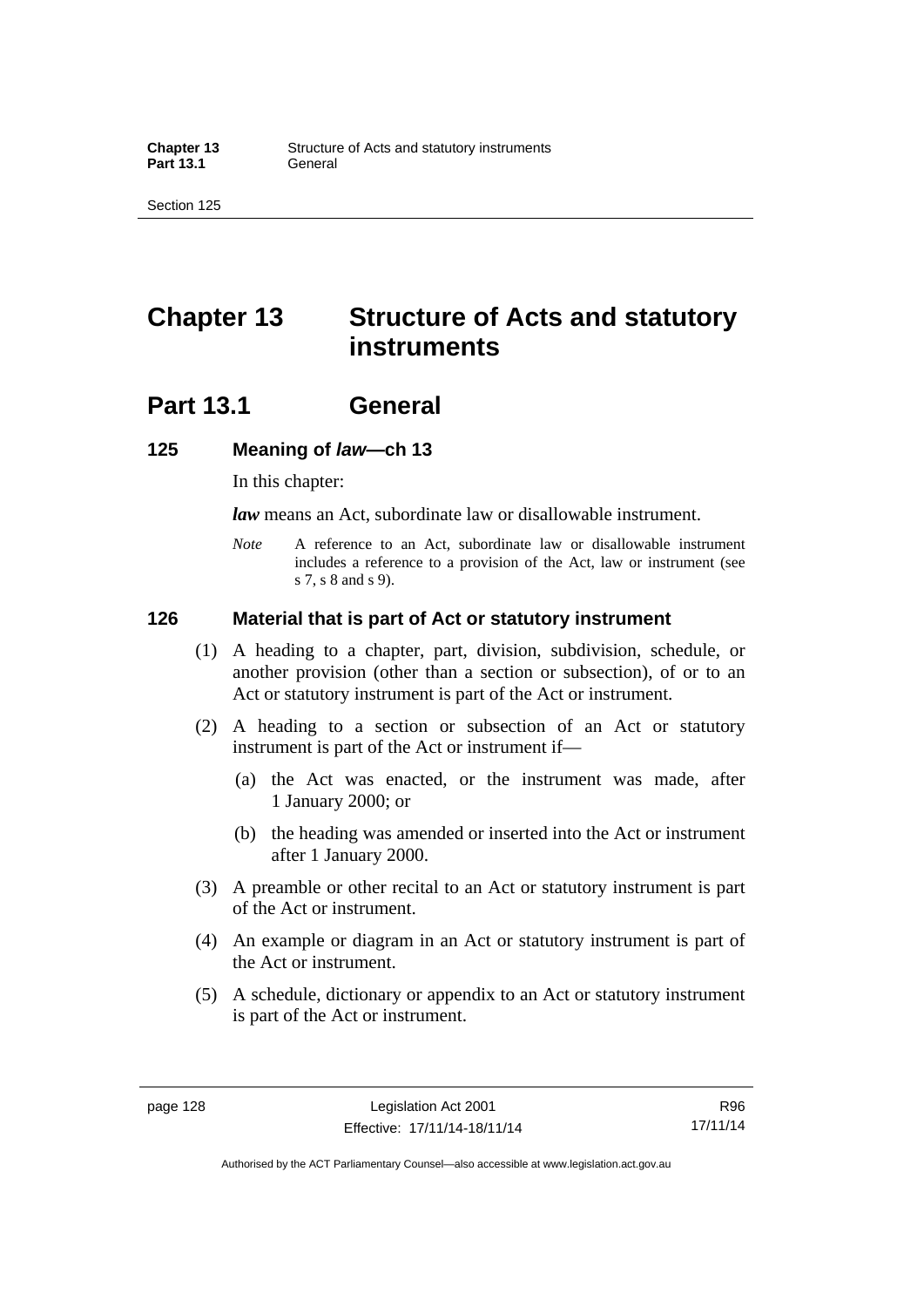# Chapter 13 Structure of Acts and statutory instruments

## Part 13.1 General

### 125 Meaning of *law*—ch 13

In this chapter:

***law*** means an Act, subordinate law or disallowable instrument.

*Note* A reference to an Act, subordinate law or disallowable instrument includes a reference to a provision of the Act, law or instrument (see s 7, s 8 and s 9).

### 126 Material that is part of Act or statutory instrument

(1) A heading to a chapter, part, division, subdivision, schedule, or another provision (other than a section or subsection), of or to an Act or statutory instrument is part of the Act or instrument.

(2) A heading to a section or subsection of an Act or statutory instrument is part of the Act or instrument if—

(a) the Act was enacted, or the instrument was made, after 1 January 2000; or

(b) the heading was amended or inserted into the Act or instrument after 1 January 2000.

(3) A preamble or other recital to an Act or statutory instrument is part of the Act or instrument.

(4) An example or diagram in an Act or statutory instrument is part of the Act or instrument.

(5) A schedule, dictionary or appendix to an Act or statutory instrument is part of the Act or instrument.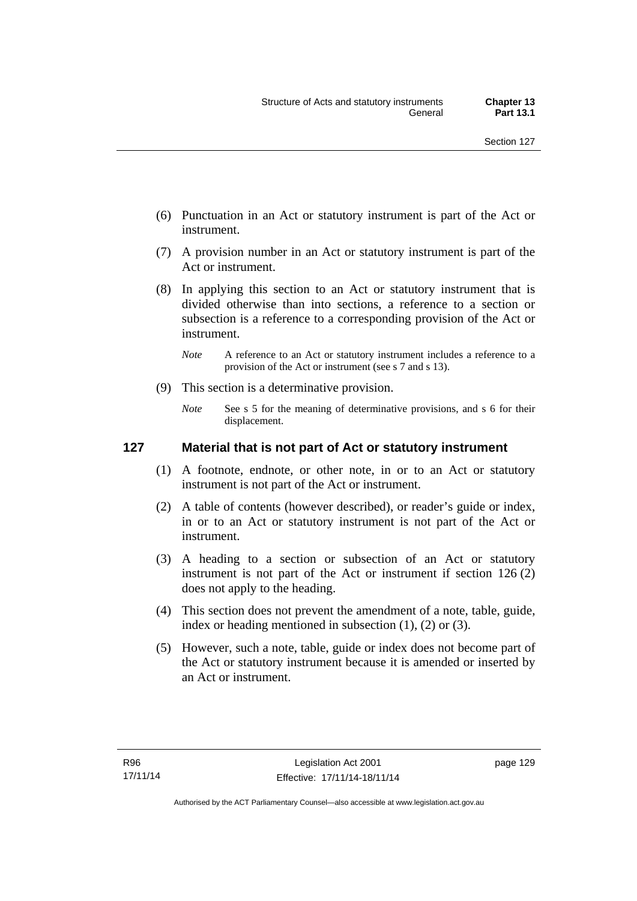(6) Punctuation in an Act or statutory instrument is part of the Act or instrument.

(7) A provision number in an Act or statutory instrument is part of the Act or instrument.

(8) In applying this section to an Act or statutory instrument that is divided otherwise than into sections, a reference to a section or subsection is a reference to a corresponding provision of the Act or instrument.

*Note* A reference to an Act or statutory instrument includes a reference to a provision of the Act or instrument (see s 7 and s 13).

(9) This section is a determinative provision.

*Note* See s 5 for the meaning of determinative provisions, and s 6 for their displacement.

### 127 Material that is not part of Act or statutory instrument

(1) A footnote, endnote, or other note, in or to an Act or statutory instrument is not part of the Act or instrument.

(2) A table of contents (however described), or reader's guide or index, in or to an Act or statutory instrument is not part of the Act or instrument.

(3) A heading to a section or subsection of an Act or statutory instrument is not part of the Act or instrument if section 126 (2) does not apply to the heading.

(4) This section does not prevent the amendment of a note, table, guide, index or heading mentioned in subsection (1), (2) or (3).

(5) However, such a note, table, guide or index does not become part of the Act or statutory instrument because it is amended or inserted by an Act or instrument.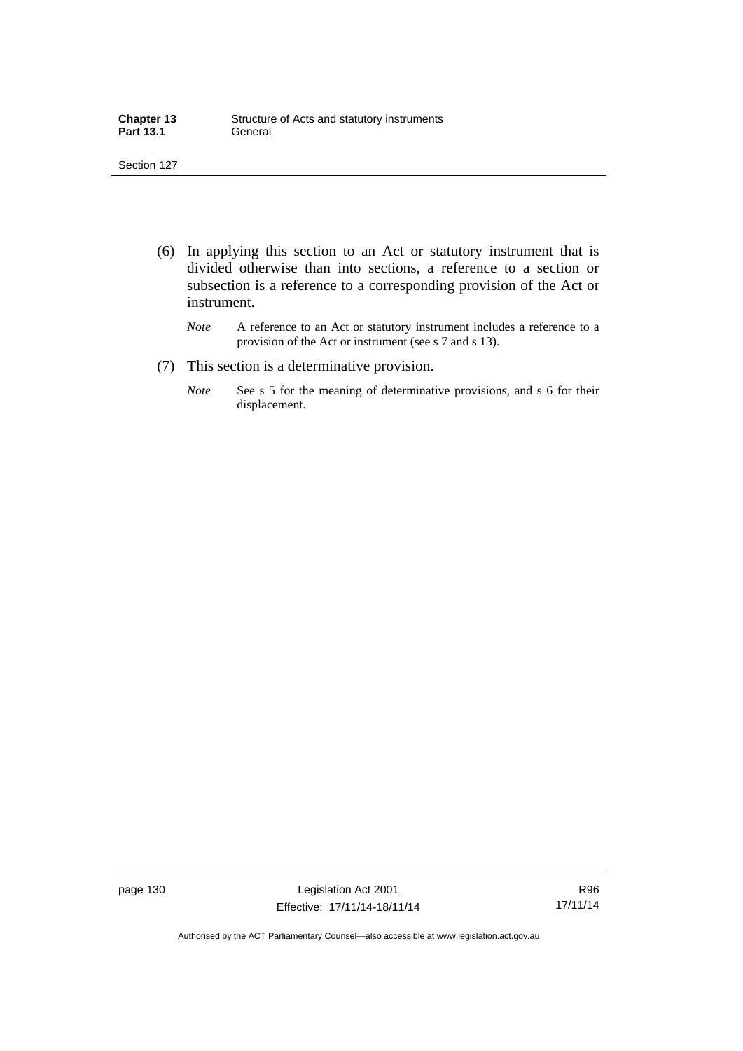(6) In applying this section to an Act or statutory instrument that is divided otherwise than into sections, a reference to a section or subsection is a reference to a corresponding provision of the Act or instrument.

*Note* A reference to an Act or statutory instrument includes a reference to a provision of the Act or instrument (see s 7 and s 13).

(7) This section is a determinative provision.

*Note* See s 5 for the meaning of determinative provisions, and s 6 for their displacement.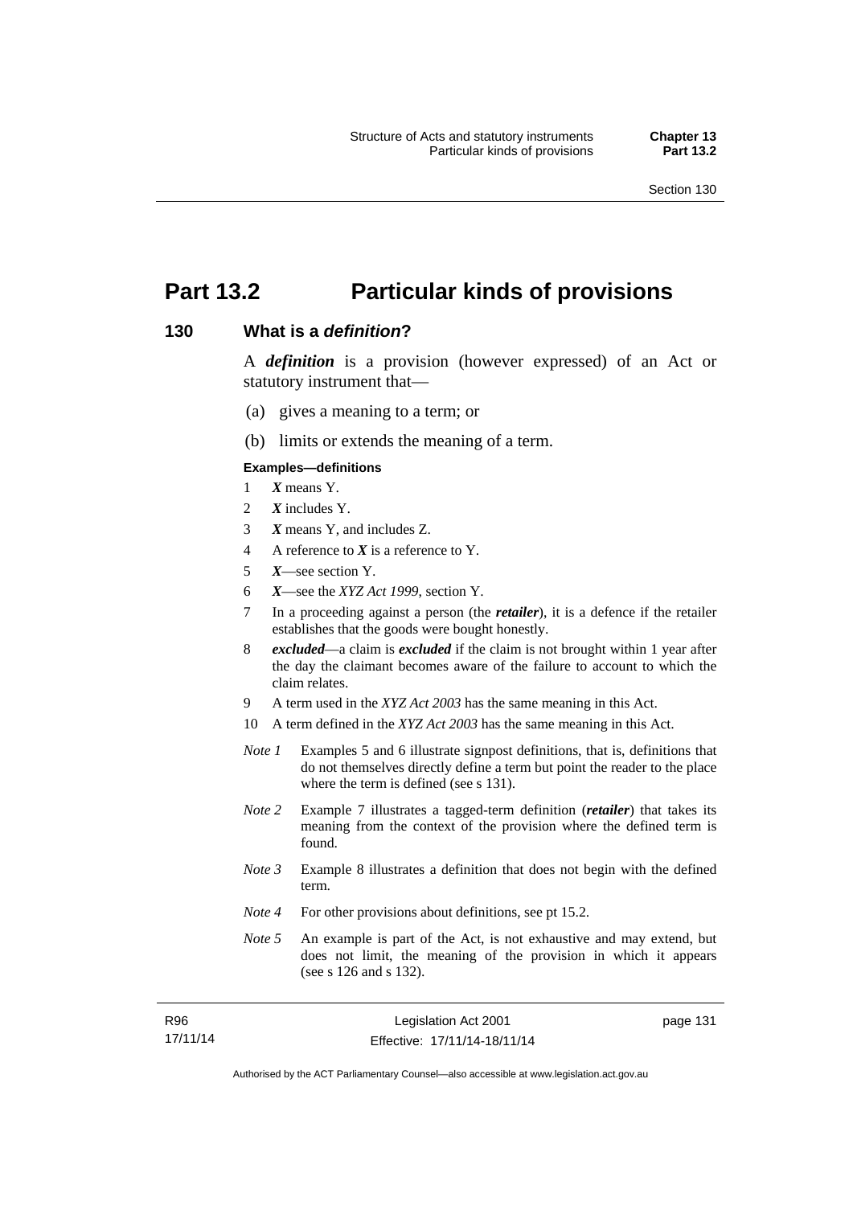# Part 13.2 Particular kinds of provisions

## 130 What is a *definition*?

A ***definition*** is a provision (however expressed) of an Act or statutory instrument that—

(a) gives a meaning to a term; or

(b) limits or extends the meaning of a term.

**Examples—definitions**

1 ***X*** means Y.

2 ***X*** includes Y.

3 ***X*** means Y, and includes Z.

4 A reference to ***X*** is a reference to Y.

5 ***X***—see section Y.

6 ***X***—see the *XYZ Act 1999*, section Y.

7 In a proceeding against a person (the ***retailer***), it is a defence if the retailer establishes that the goods were bought honestly.

8 ***excluded***—a claim is ***excluded*** if the claim is not brought within 1 year after the day the claimant becomes aware of the failure to account to which the claim relates.

9 A term used in the *XYZ Act 2003* has the same meaning in this Act.

10 A term defined in the *XYZ Act 2003* has the same meaning in this Act.

*Note 1* Examples 5 and 6 illustrate signpost definitions, that is, definitions that do not themselves directly define a term but point the reader to the place where the term is defined (see s 131).

*Note 2* Example 7 illustrates a tagged-term definition (***retailer***) that takes its meaning from the context of the provision where the defined term is found.

*Note 3* Example 8 illustrates a definition that does not begin with the defined term.

*Note 4* For other provisions about definitions, see pt 15.2.

*Note 5* An example is part of the Act, is not exhaustive and may extend, but does not limit, the meaning of the provision in which it appears (see s 126 and s 132).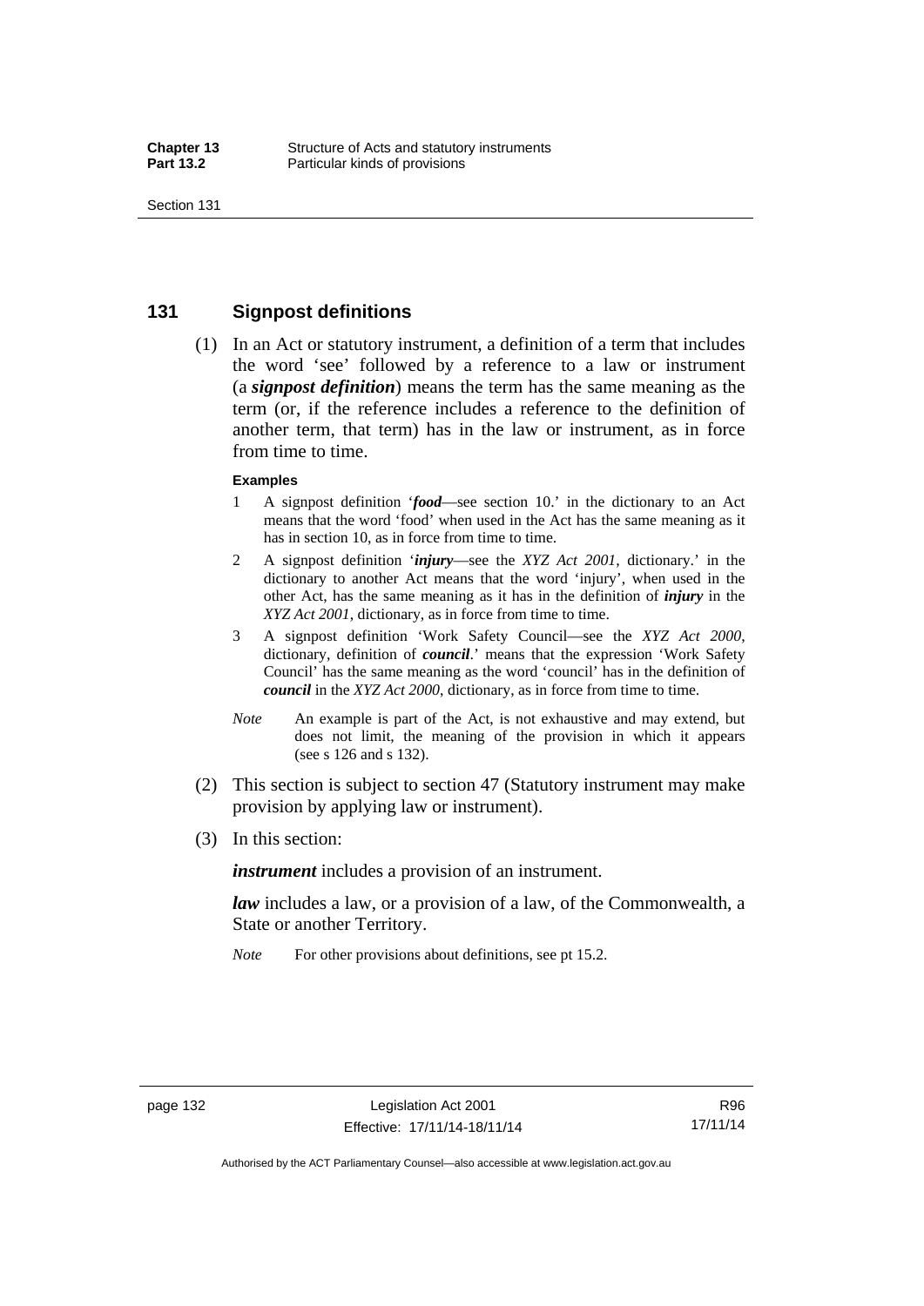## 131 Signpost definitions

(1) In an Act or statutory instrument, a definition of a term that includes the word 'see' followed by a reference to a law or instrument (a ***signpost definition***) means the term has the same meaning as the term (or, if the reference includes a reference to the definition of another term, that term) has in the law or instrument, as in force from time to time.

**Examples**

1. A signpost definition '***food***—see section 10.' in the dictionary to an Act means that the word 'food' when used in the Act has the same meaning as it has in section 10, as in force from time to time.
2. A signpost definition '***injury***—see the *XYZ Act 2001*, dictionary.' in the dictionary to another Act means that the word 'injury', when used in the other Act, has the same meaning as it has in the definition of ***injury*** in the *XYZ Act 2001*, dictionary, as in force from time to time.
3. A signpost definition 'Work Safety Council—see the *XYZ Act 2000*, dictionary, definition of ***council***.' means that the expression 'Work Safety Council' has the same meaning as the word 'council' has in the definition of ***council*** in the *XYZ Act 2000*, dictionary, as in force from time to time.

*Note* An example is part of the Act, is not exhaustive and may extend, but does not limit, the meaning of the provision in which it appears (see s 126 and s 132).

(2) This section is subject to section 47 (Statutory instrument may make provision by applying law or instrument).

(3) In this section:

***instrument*** includes a provision of an instrument.

***law*** includes a law, or a provision of a law, of the Commonwealth, a State or another Territory.

*Note* For other provisions about definitions, see pt 15.2.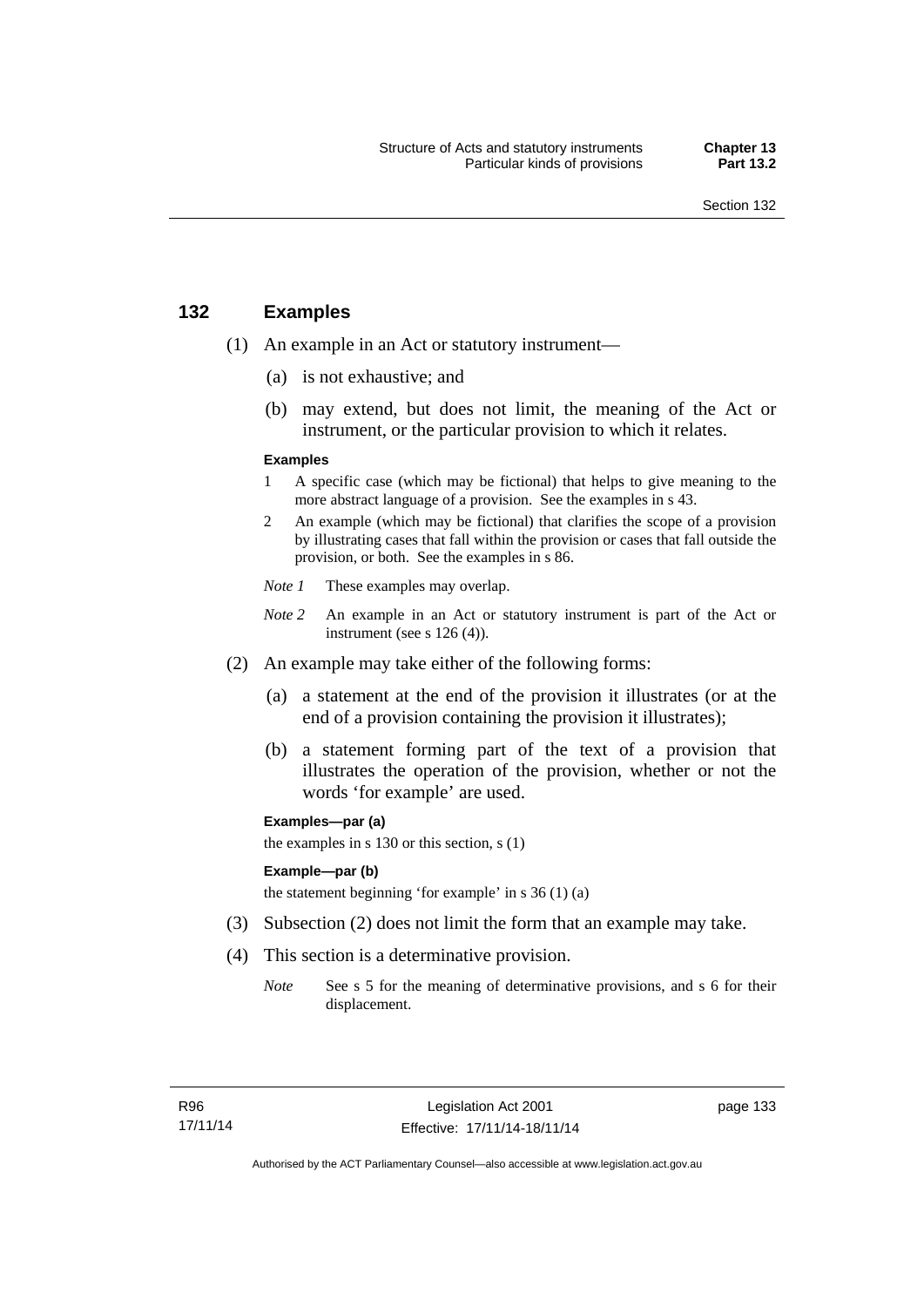## 132 Examples

(1) An example in an Act or statutory instrument—

(a) is not exhaustive; and

(b) may extend, but does not limit, the meaning of the Act or instrument, or the particular provision to which it relates.

**Examples**

1 A specific case (which may be fictional) that helps to give meaning to the more abstract language of a provision. See the examples in s 43.

2 An example (which may be fictional) that clarifies the scope of a provision by illustrating cases that fall within the provision or cases that fall outside the provision, or both. See the examples in s 86.

*Note 1* These examples may overlap.

*Note 2* An example in an Act or statutory instrument is part of the Act or instrument (see s 126 (4)).

(2) An example may take either of the following forms:

(a) a statement at the end of the provision it illustrates (or at the end of a provision containing the provision it illustrates);

(b) a statement forming part of the text of a provision that illustrates the operation of the provision, whether or not the words 'for example' are used.

**Examples—par (a)**

the examples in s 130 or this section, s (1)

**Example—par (b)**

the statement beginning 'for example' in s 36 (1) (a)

(3) Subsection (2) does not limit the form that an example may take.

(4) This section is a determinative provision.

*Note* See s 5 for the meaning of determinative provisions, and s 6 for their displacement.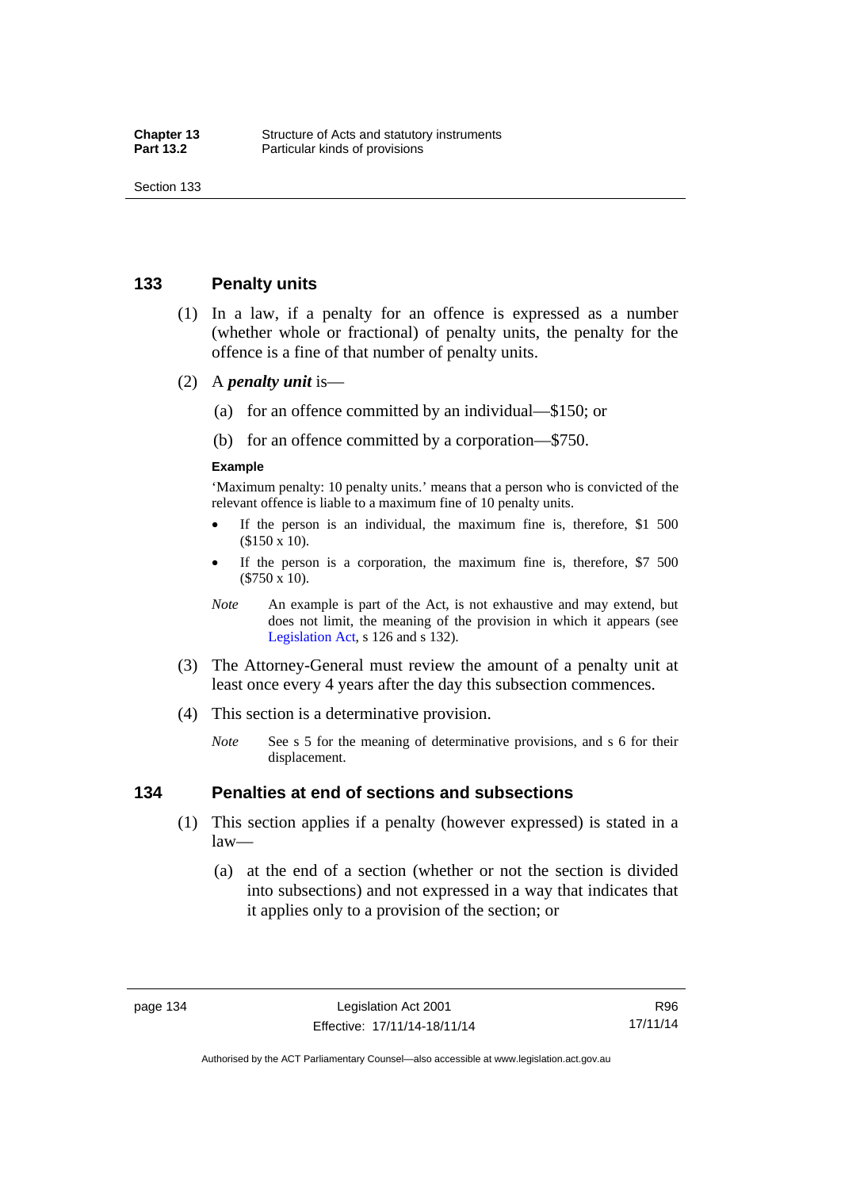## 133 Penalty units

(1) In a law, if a penalty for an offence is expressed as a number (whether whole or fractional) of penalty units, the penalty for the offence is a fine of that number of penalty units.

(2) A ***penalty unit*** is—

(a) for an offence committed by an individual—$150; or

(b) for an offence committed by a corporation—$750.

**Example**

'Maximum penalty: 10 penalty units.' means that a person who is convicted of the relevant offence is liable to a maximum fine of 10 penalty units.

- If the person is an individual, the maximum fine is, therefore, $1 500 ($150 x 10).
- If the person is a corporation, the maximum fine is, therefore, $7 500 ($750 x 10).

*Note* An example is part of the Act, is not exhaustive and may extend, but does not limit, the meaning of the provision in which it appears (see Legislation Act, s 126 and s 132).

(3) The Attorney-General must review the amount of a penalty unit at least once every 4 years after the day this subsection commences.

(4) This section is a determinative provision.

*Note* See s 5 for the meaning of determinative provisions, and s 6 for their displacement.

## 134 Penalties at end of sections and subsections

(1) This section applies if a penalty (however expressed) is stated in a law—

(a) at the end of a section (whether or not the section is divided into subsections) and not expressed in a way that indicates that it applies only to a provision of the section; or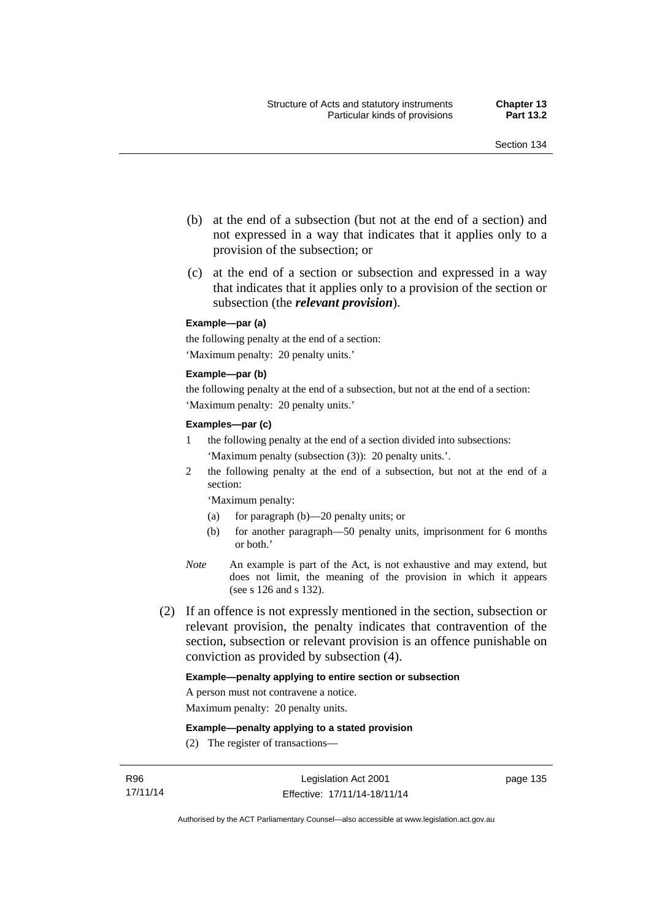(b) at the end of a subsection (but not at the end of a section) and not expressed in a way that indicates that it applies only to a provision of the subsection; or

(c) at the end of a section or subsection and expressed in a way that indicates that it applies only to a provision of the section or subsection (the ***relevant provision***).

**Example—par (a)**

the following penalty at the end of a section:

'Maximum penalty: 20 penalty units.'

**Example—par (b)**

the following penalty at the end of a subsection, but not at the end of a section:

'Maximum penalty: 20 penalty units.'

**Examples—par (c)**

1 the following penalty at the end of a section divided into subsections:

 'Maximum penalty (subsection (3)): 20 penalty units.'.

2 the following penalty at the end of a subsection, but not at the end of a section:

 'Maximum penalty:

 (a) for paragraph (b)—20 penalty units; or

 (b) for another paragraph—50 penalty units, imprisonment for 6 months or both.'

*Note* An example is part of the Act, is not exhaustive and may extend, but does not limit, the meaning of the provision in which it appears (see s 126 and s 132).

(2) If an offence is not expressly mentioned in the section, subsection or relevant provision, the penalty indicates that contravention of the section, subsection or relevant provision is an offence punishable on conviction as provided by subsection (4).

**Example—penalty applying to entire section or subsection**

A person must not contravene a notice.

Maximum penalty: 20 penalty units.

**Example—penalty applying to a stated provision**

(2) The register of transactions—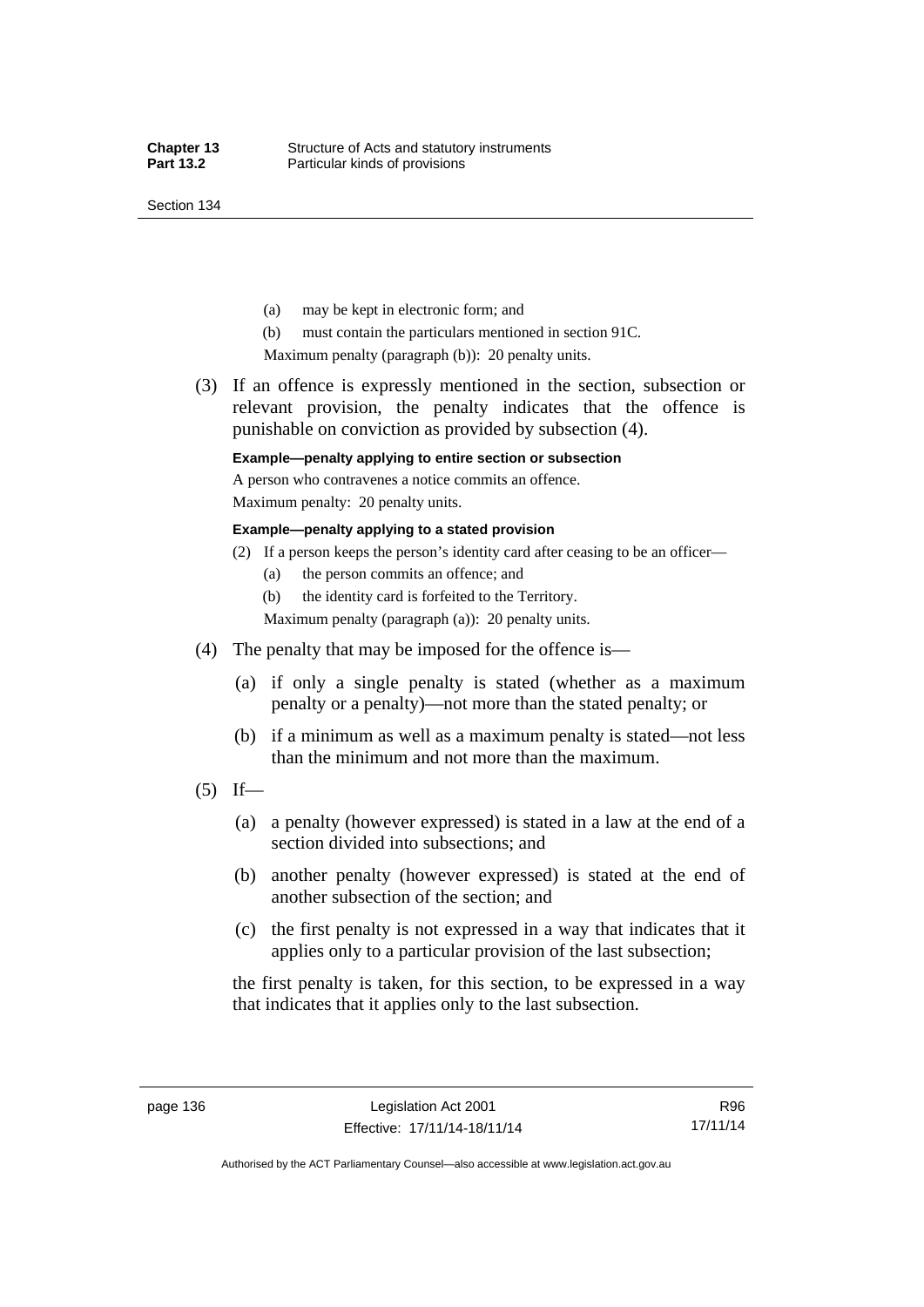(a) may be kept in electronic form; and

(b) must contain the particulars mentioned in section 91C.

Maximum penalty (paragraph (b)): 20 penalty units.

(3) If an offence is expressly mentioned in the section, subsection or relevant provision, the penalty indicates that the offence is punishable on conviction as provided by subsection (4).

**Example—penalty applying to entire section or subsection**

A person who contravenes a notice commits an offence.

Maximum penalty: 20 penalty units.

**Example—penalty applying to a stated provision**

(2) If a person keeps the person's identity card after ceasing to be an officer—

(a) the person commits an offence; and

(b) the identity card is forfeited to the Territory.

Maximum penalty (paragraph (a)): 20 penalty units.

(4) The penalty that may be imposed for the offence is—

(a) if only a single penalty is stated (whether as a maximum penalty or a penalty)—not more than the stated penalty; or

(b) if a minimum as well as a maximum penalty is stated—not less than the minimum and not more than the maximum.

(5) If—

(a) a penalty (however expressed) is stated in a law at the end of a section divided into subsections; and

(b) another penalty (however expressed) is stated at the end of another subsection of the section; and

(c) the first penalty is not expressed in a way that indicates that it applies only to a particular provision of the last subsection;

the first penalty is taken, for this section, to be expressed in a way that indicates that it applies only to the last subsection.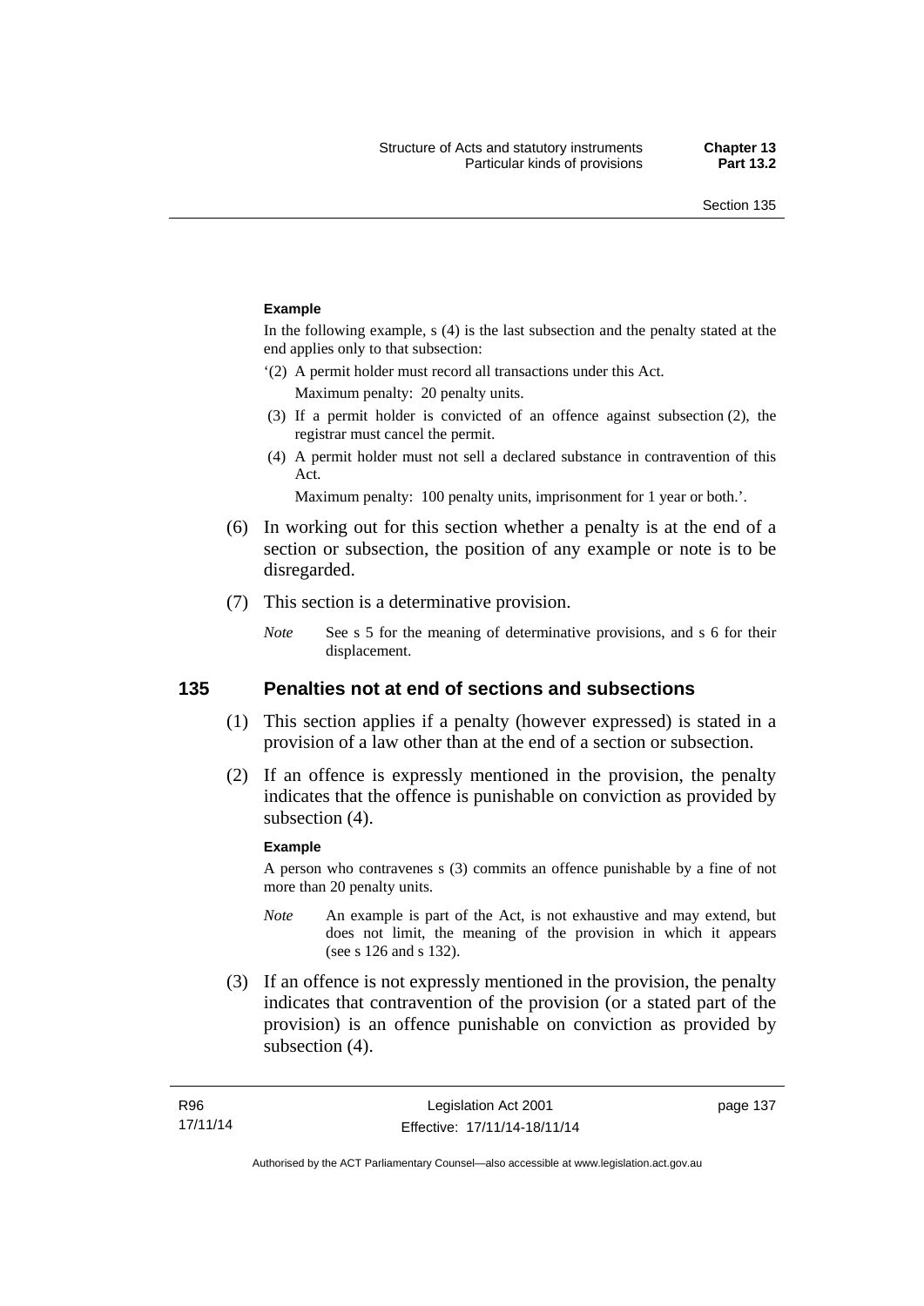**Example**

In the following example, s (4) is the last subsection and the penalty stated at the end applies only to that subsection:

'(2) A permit holder must record all transactions under this Act.

Maximum penalty: 20 penalty units.

(3) If a permit holder is convicted of an offence against subsection (2), the registrar must cancel the permit.

(4) A permit holder must not sell a declared substance in contravention of this Act.

Maximum penalty: 100 penalty units, imprisonment for 1 year or both.'.

(6) In working out for this section whether a penalty is at the end of a section or subsection, the position of any example or note is to be disregarded.

(7) This section is a determinative provision.

*Note* See s 5 for the meaning of determinative provisions, and s 6 for their displacement.

## 135 Penalties not at end of sections and subsections

(1) This section applies if a penalty (however expressed) is stated in a provision of a law other than at the end of a section or subsection.

(2) If an offence is expressly mentioned in the provision, the penalty indicates that the offence is punishable on conviction as provided by subsection (4).

**Example**

A person who contravenes s (3) commits an offence punishable by a fine of not more than 20 penalty units.

*Note* An example is part of the Act, is not exhaustive and may extend, but does not limit, the meaning of the provision in which it appears (see s 126 and s 132).

(3) If an offence is not expressly mentioned in the provision, the penalty indicates that contravention of the provision (or a stated part of the provision) is an offence punishable on conviction as provided by subsection (4).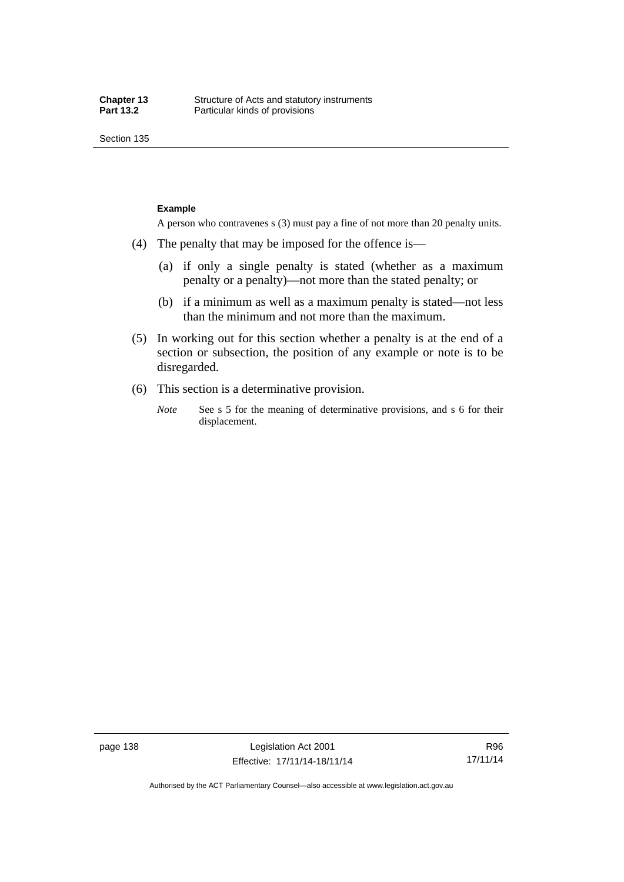**Example**

A person who contravenes s (3) must pay a fine of not more than 20 penalty units.

(4) The penalty that may be imposed for the offence is—

(a) if only a single penalty is stated (whether as a maximum penalty or a penalty)—not more than the stated penalty; or

(b) if a minimum as well as a maximum penalty is stated—not less than the minimum and not more than the maximum.

(5) In working out for this section whether a penalty is at the end of a section or subsection, the position of any example or note is to be disregarded.

(6) This section is a determinative provision.

*Note* See s 5 for the meaning of determinative provisions, and s 6 for their displacement.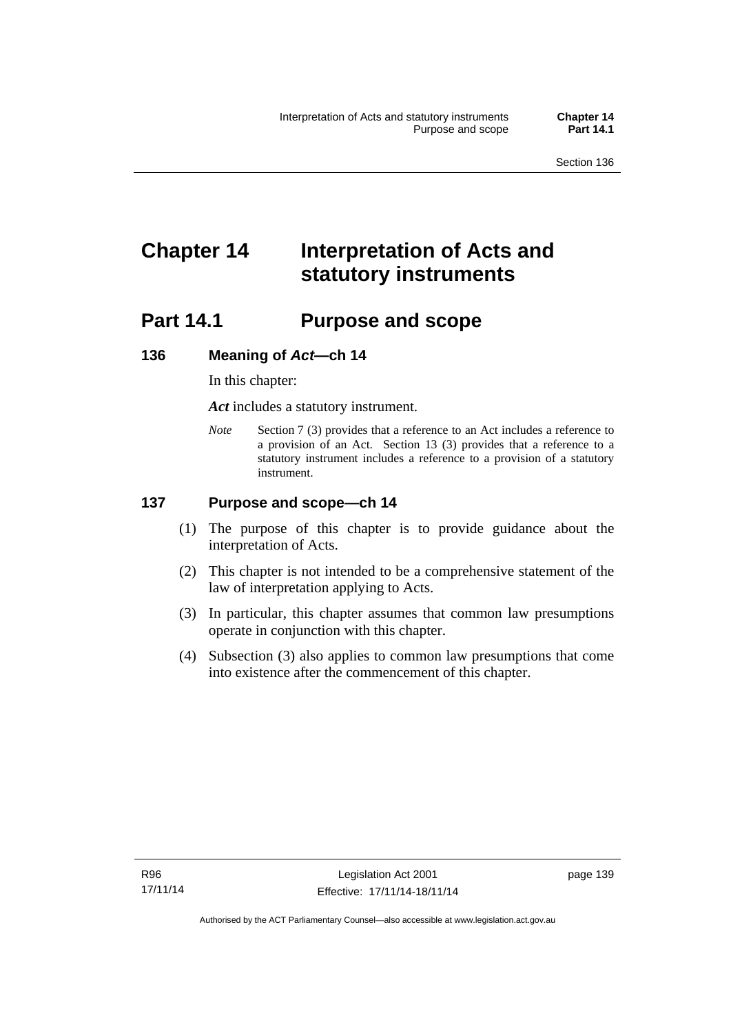# Chapter 14 Interpretation of Acts and statutory instruments

## Part 14.1 Purpose and scope

### 136 Meaning of *Act*—ch 14

In this chapter:

***Act*** includes a statutory instrument.

*Note* Section 7 (3) provides that a reference to an Act includes a reference to a provision of an Act. Section 13 (3) provides that a reference to a statutory instrument includes a reference to a provision of a statutory instrument.

### 137 Purpose and scope—ch 14

(1) The purpose of this chapter is to provide guidance about the interpretation of Acts.

(2) This chapter is not intended to be a comprehensive statement of the law of interpretation applying to Acts.

(3) In particular, this chapter assumes that common law presumptions operate in conjunction with this chapter.

(4) Subsection (3) also applies to common law presumptions that come into existence after the commencement of this chapter.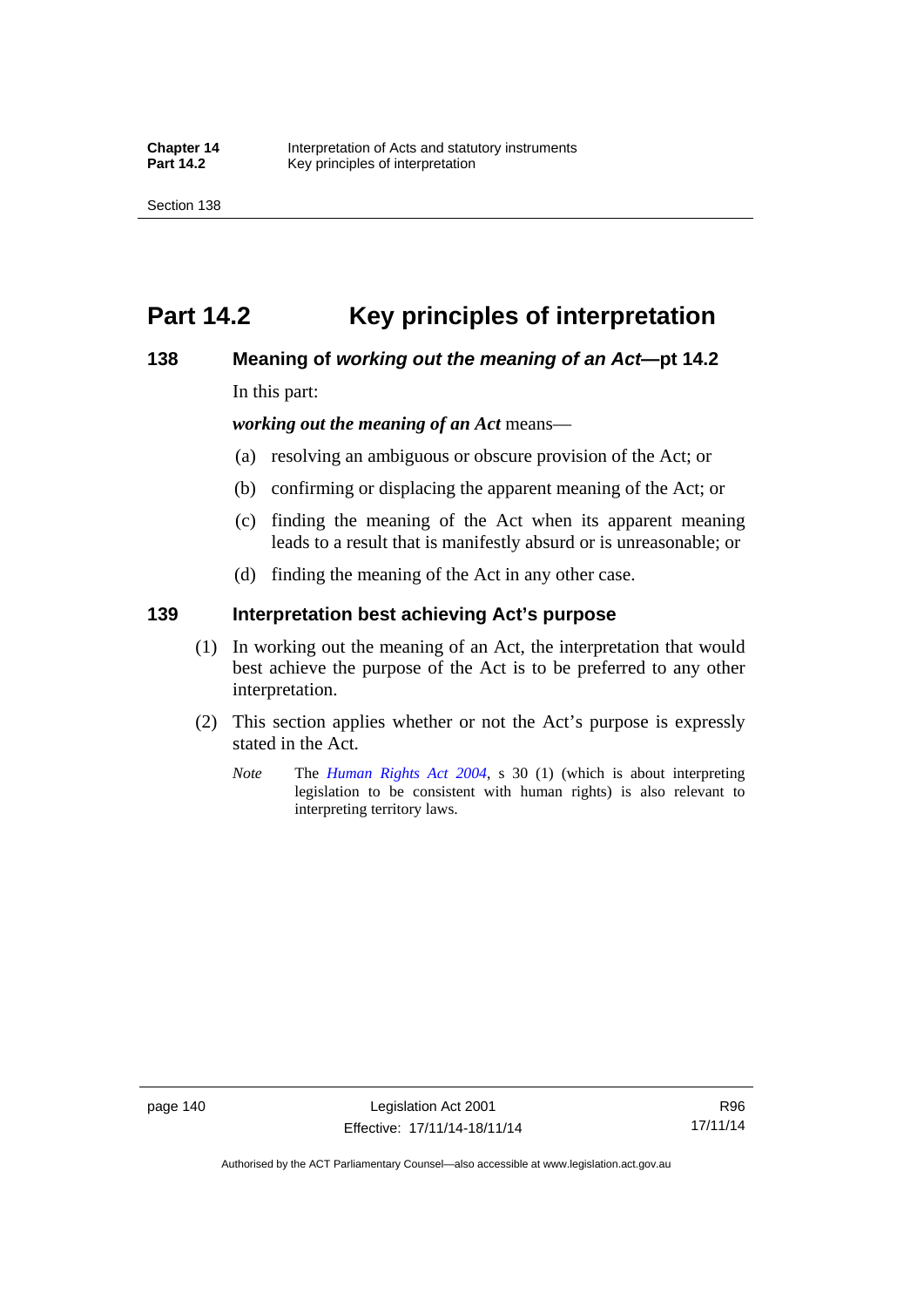# Part 14.2 Key principles of interpretation

### 138 Meaning of *working out the meaning of an Act*—pt 14.2

In this part:

***working out the meaning of an Act*** means—

(a) resolving an ambiguous or obscure provision of the Act; or

(b) confirming or displacing the apparent meaning of the Act; or

(c) finding the meaning of the Act when its apparent meaning leads to a result that is manifestly absurd or is unreasonable; or

(d) finding the meaning of the Act in any other case.

### 139 Interpretation best achieving Act's purpose

(1) In working out the meaning of an Act, the interpretation that would best achieve the purpose of the Act is to be preferred to any other interpretation.

(2) This section applies whether or not the Act's purpose is expressly stated in the Act.

*Note* The *Human Rights Act 2004*, s 30 (1) (which is about interpreting legislation to be consistent with human rights) is also relevant to interpreting territory laws.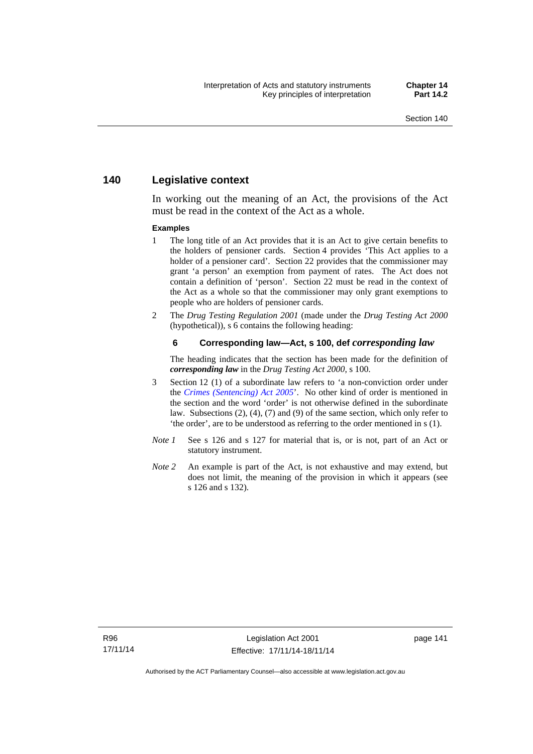## 140 Legislative context

In working out the meaning of an Act, the provisions of the Act must be read in the context of the Act as a whole.

**Examples**

1. The long title of an Act provides that it is an Act to give certain benefits to the holders of pensioner cards. Section 4 provides 'This Act applies to a holder of a pensioner card'. Section 22 provides that the commissioner may grant 'a person' an exemption from payment of rates. The Act does not contain a definition of 'person'. Section 22 must be read in the context of the Act as a whole so that the commissioner may only grant exemptions to people who are holders of pensioner cards.
2. The *Drug Testing Regulation 2001* (made under the *Drug Testing Act 2000* (hypothetical)), s 6 contains the following heading:

   **6 Corresponding law—Act, s 100, def *corresponding law***

   The heading indicates that the section has been made for the definition of ***corresponding law*** in the *Drug Testing Act 2000*, s 100.
3. Section 12 (1) of a subordinate law refers to 'a non-conviction order under the *Crimes (Sentencing) Act 2005*'. No other kind of order is mentioned in the section and the word 'order' is not otherwise defined in the subordinate law. Subsections (2), (4), (7) and (9) of the same section, which only refer to 'the order', are to be understood as referring to the order mentioned in s (1).

*Note 1* See s 126 and s 127 for material that is, or is not, part of an Act or statutory instrument.

*Note 2* An example is part of the Act, is not exhaustive and may extend, but does not limit, the meaning of the provision in which it appears (see s 126 and s 132).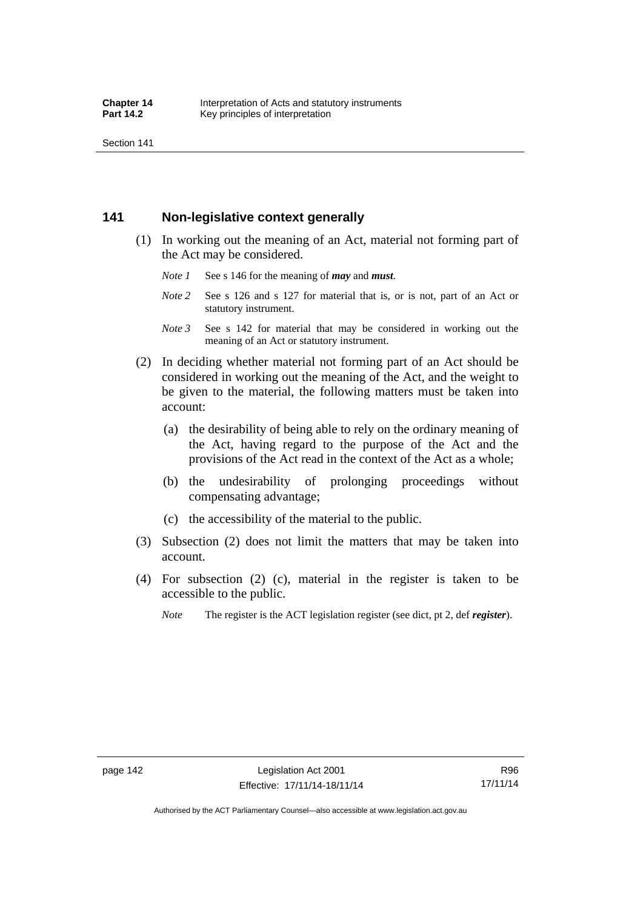## 141 Non-legislative context generally

(1) In working out the meaning of an Act, material not forming part of the Act may be considered.

*Note 1* See s 146 for the meaning of ***may*** and ***must***.

*Note 2* See s 126 and s 127 for material that is, or is not, part of an Act or statutory instrument.

*Note 3* See s 142 for material that may be considered in working out the meaning of an Act or statutory instrument.

(2) In deciding whether material not forming part of an Act should be considered in working out the meaning of the Act, and the weight to be given to the material, the following matters must be taken into account:

(a) the desirability of being able to rely on the ordinary meaning of the Act, having regard to the purpose of the Act and the provisions of the Act read in the context of the Act as a whole;

(b) the undesirability of prolonging proceedings without compensating advantage;

(c) the accessibility of the material to the public.

(3) Subsection (2) does not limit the matters that may be taken into account.

(4) For subsection (2) (c), material in the register is taken to be accessible to the public.

*Note* The register is the ACT legislation register (see dict, pt 2, def ***register***).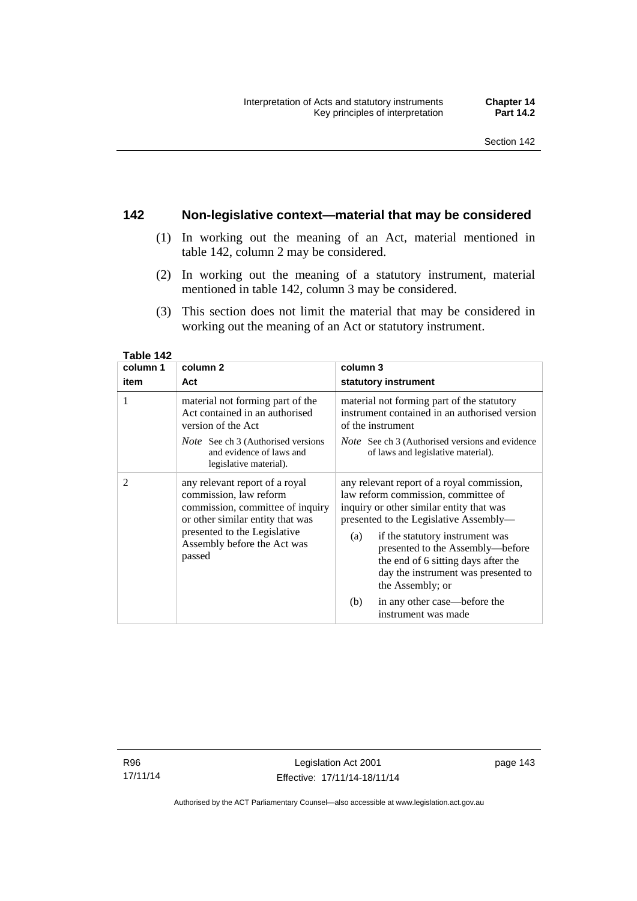## 142 Non-legislative context—material that may be considered

(1) In working out the meaning of an Act, material mentioned in table 142, column 2 may be considered.

(2) In working out the meaning of a statutory instrument, material mentioned in table 142, column 3 may be considered.

(3) This section does not limit the material that may be considered in working out the meaning of an Act or statutory instrument.

**Table 142**

| column 1<br>item | column 2<br>Act | column 3<br>statutory instrument |
|---|---|---|
| 1 | material not forming part of the Act contained in an authorised version of the Act<br>*Note* See ch 3 (Authorised versions and evidence of laws and legislative material). | material not forming part of the statutory instrument contained in an authorised version of the instrument<br>*Note* See ch 3 (Authorised versions and evidence of laws and legislative material). |
| 2 | any relevant report of a royal commission, law reform commission, committee of inquiry or other similar entity that was presented to the Legislative Assembly before the Act was passed | any relevant report of a royal commission, law reform commission, committee of inquiry or other similar entity that was presented to the Legislative Assembly—<br>(a) if the statutory instrument was presented to the Assembly—before the end of 6 sitting days after the day the instrument was presented to the Assembly; or<br>(b) in any other case—before the instrument was made |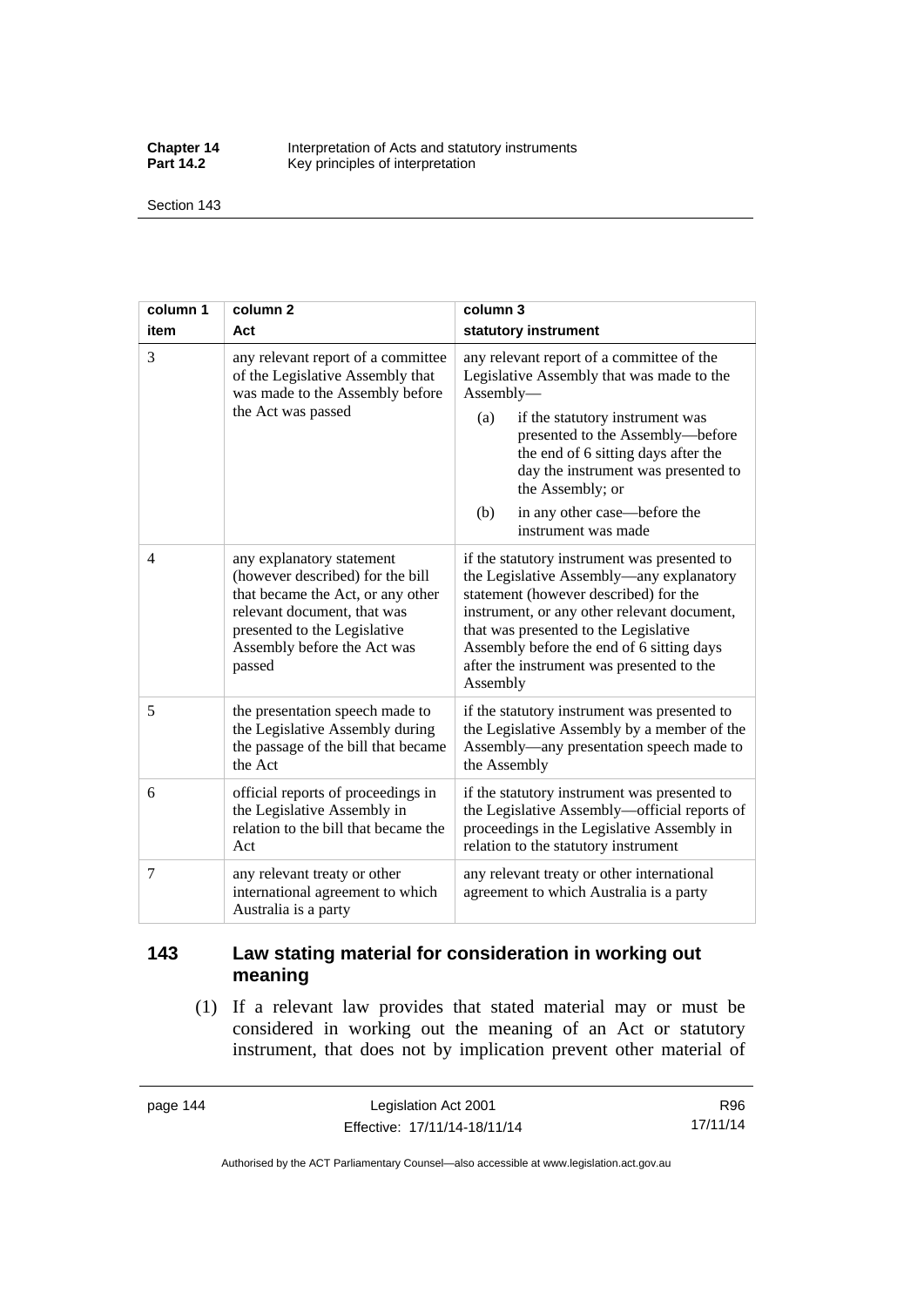| column 1 item | column 2 Act | column 3 statutory instrument |
|---|---|---|
| 3 | any relevant report of a committee of the Legislative Assembly that was made to the Assembly before the Act was passed | any relevant report of a committee of the Legislative Assembly that was made to the Assembly— (a) if the statutory instrument was presented to the Assembly—before the end of 6 sitting days after the day the instrument was presented to the Assembly; or (b) in any other case—before the instrument was made |
| 4 | any explanatory statement (however described) for the bill that became the Act, or any other relevant document, that was presented to the Legislative Assembly before the Act was passed | if the statutory instrument was presented to the Legislative Assembly—any explanatory statement (however described) for the instrument, or any other relevant document, that was presented to the Legislative Assembly before the end of 6 sitting days after the instrument was presented to the Assembly |
| 5 | the presentation speech made to the Legislative Assembly during the passage of the bill that became the Act | if the statutory instrument was presented to the Legislative Assembly by a member of the Assembly—any presentation speech made to the Assembly |
| 6 | official reports of proceedings in the Legislative Assembly in relation to the bill that became the Act | if the statutory instrument was presented to the Legislative Assembly—official reports of proceedings in the Legislative Assembly in relation to the statutory instrument |
| 7 | any relevant treaty or other international agreement to which Australia is a party | any relevant treaty or other international agreement to which Australia is a party |

## 143 Law stating material for consideration in working out meaning

(1) If a relevant law provides that stated material may or must be considered in working out the meaning of an Act or statutory instrument, that does not by implication prevent other material of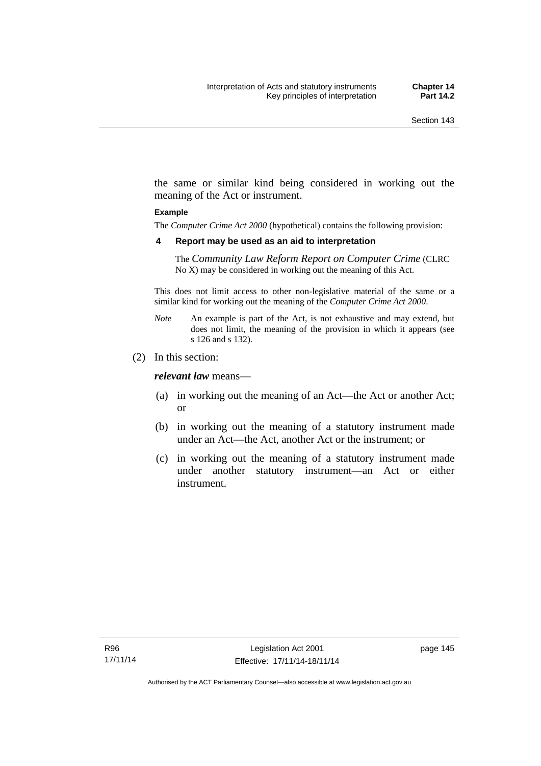the same or similar kind being considered in working out the meaning of the Act or instrument.

**Example**

The *Computer Crime Act 2000* (hypothetical) contains the following provision:

**4 Report may be used as an aid to interpretation**

The *Community Law Reform Report on Computer Crime* (CLRC No X) may be considered in working out the meaning of this Act.

This does not limit access to other non-legislative material of the same or a similar kind for working out the meaning of the *Computer Crime Act 2000*.

*Note* An example is part of the Act, is not exhaustive and may extend, but does not limit, the meaning of the provision in which it appears (see s 126 and s 132).

(2) In this section:

***relevant law*** means—

(a) in working out the meaning of an Act—the Act or another Act; or

(b) in working out the meaning of a statutory instrument made under an Act—the Act, another Act or the instrument; or

(c) in working out the meaning of a statutory instrument made under another statutory instrument—an Act or either instrument.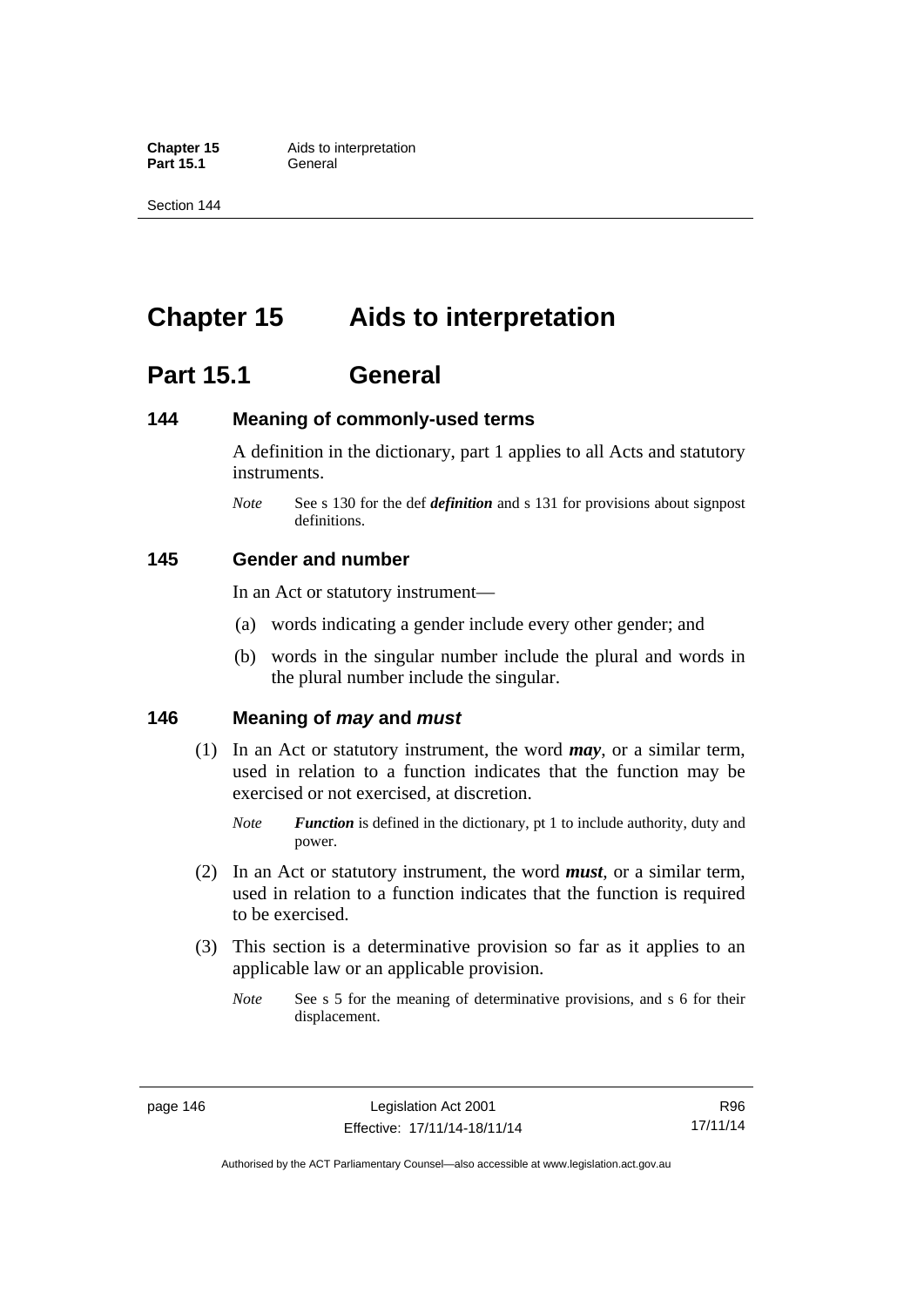# Chapter 15 Aids to interpretation

## Part 15.1 General

### 144 Meaning of commonly-used terms

A definition in the dictionary, part 1 applies to all Acts and statutory instruments.

*Note* See s 130 for the def ***definition*** and s 131 for provisions about signpost definitions.

### 145 Gender and number

In an Act or statutory instrument—

(a) words indicating a gender include every other gender; and

(b) words in the singular number include the plural and words in the plural number include the singular.

### 146 Meaning of *may* and *must*

(1) In an Act or statutory instrument, the word ***may***, or a similar term, used in relation to a function indicates that the function may be exercised or not exercised, at discretion.

*Note* ***Function*** is defined in the dictionary, pt 1 to include authority, duty and power.

(2) In an Act or statutory instrument, the word ***must***, or a similar term, used in relation to a function indicates that the function is required to be exercised.

(3) This section is a determinative provision so far as it applies to an applicable law or an applicable provision.

*Note* See s 5 for the meaning of determinative provisions, and s 6 for their displacement.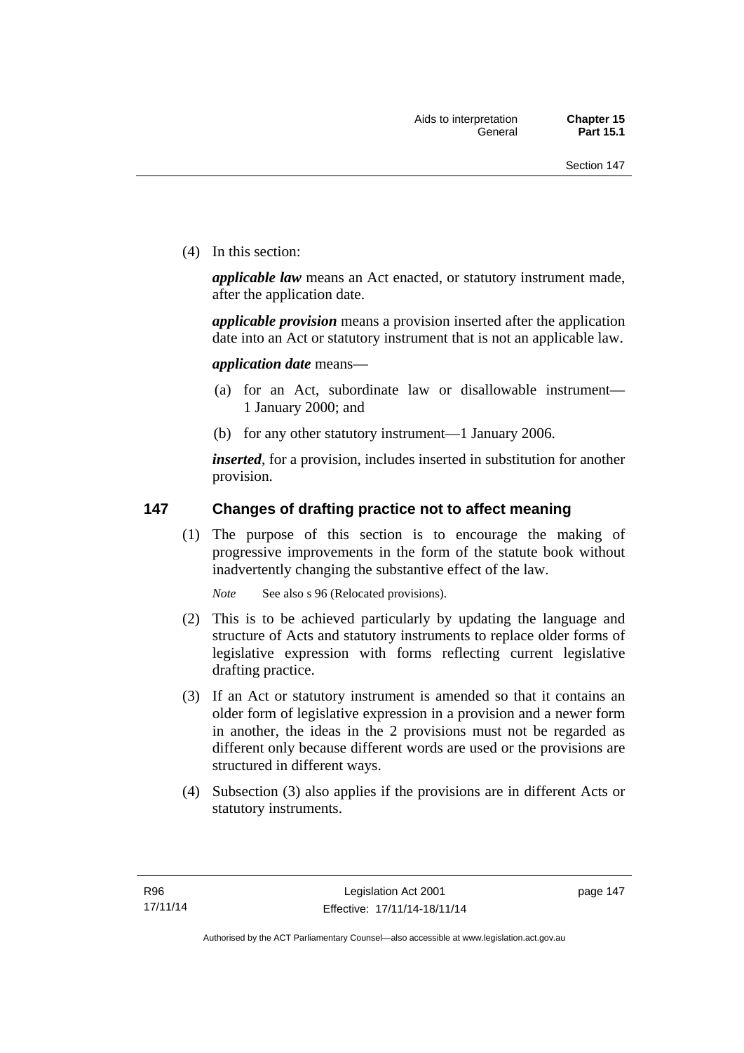(4) In this section:

***applicable law*** means an Act enacted, or statutory instrument made, after the application date.

***applicable provision*** means a provision inserted after the application date into an Act or statutory instrument that is not an applicable law.

***application date*** means—

(a) for an Act, subordinate law or disallowable instrument—1 January 2000; and

(b) for any other statutory instrument—1 January 2006.

***inserted***, for a provision, includes inserted in substitution for another provision.

## 147 Changes of drafting practice not to affect meaning

(1) The purpose of this section is to encourage the making of progressive improvements in the form of the statute book without inadvertently changing the substantive effect of the law.

*Note* See also s 96 (Relocated provisions).

(2) This is to be achieved particularly by updating the language and structure of Acts and statutory instruments to replace older forms of legislative expression with forms reflecting current legislative drafting practice.

(3) If an Act or statutory instrument is amended so that it contains an older form of legislative expression in a provision and a newer form in another, the ideas in the 2 provisions must not be regarded as different only because different words are used or the provisions are structured in different ways.

(4) Subsection (3) also applies if the provisions are in different Acts or statutory instruments.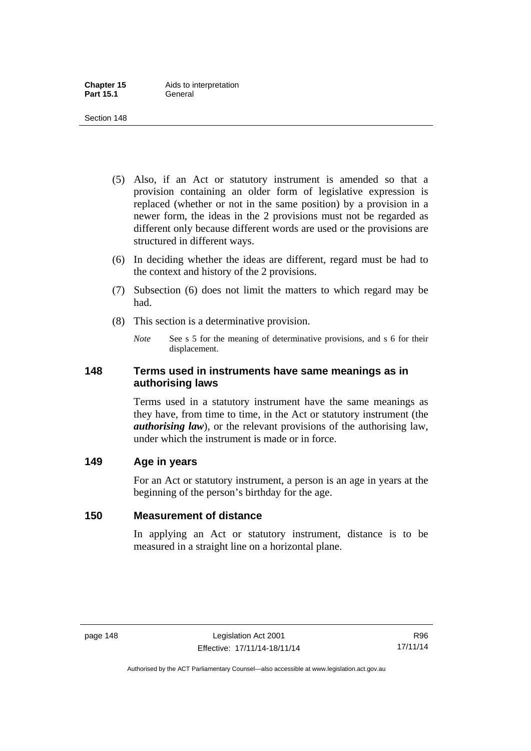(5) Also, if an Act or statutory instrument is amended so that a provision containing an older form of legislative expression is replaced (whether or not in the same position) by a provision in a newer form, the ideas in the 2 provisions must not be regarded as different only because different words are used or the provisions are structured in different ways.

(6) In deciding whether the ideas are different, regard must be had to the context and history of the 2 provisions.

(7) Subsection (6) does not limit the matters to which regard may be had.

(8) This section is a determinative provision.

*Note* See s 5 for the meaning of determinative provisions, and s 6 for their displacement.

## 148 Terms used in instruments have same meanings as in authorising laws

Terms used in a statutory instrument have the same meanings as they have, from time to time, in the Act or statutory instrument (the ***authorising law***), or the relevant provisions of the authorising law, under which the instrument is made or in force.

## 149 Age in years

For an Act or statutory instrument, a person is an age in years at the beginning of the person's birthday for the age.

## 150 Measurement of distance

In applying an Act or statutory instrument, distance is to be measured in a straight line on a horizontal plane.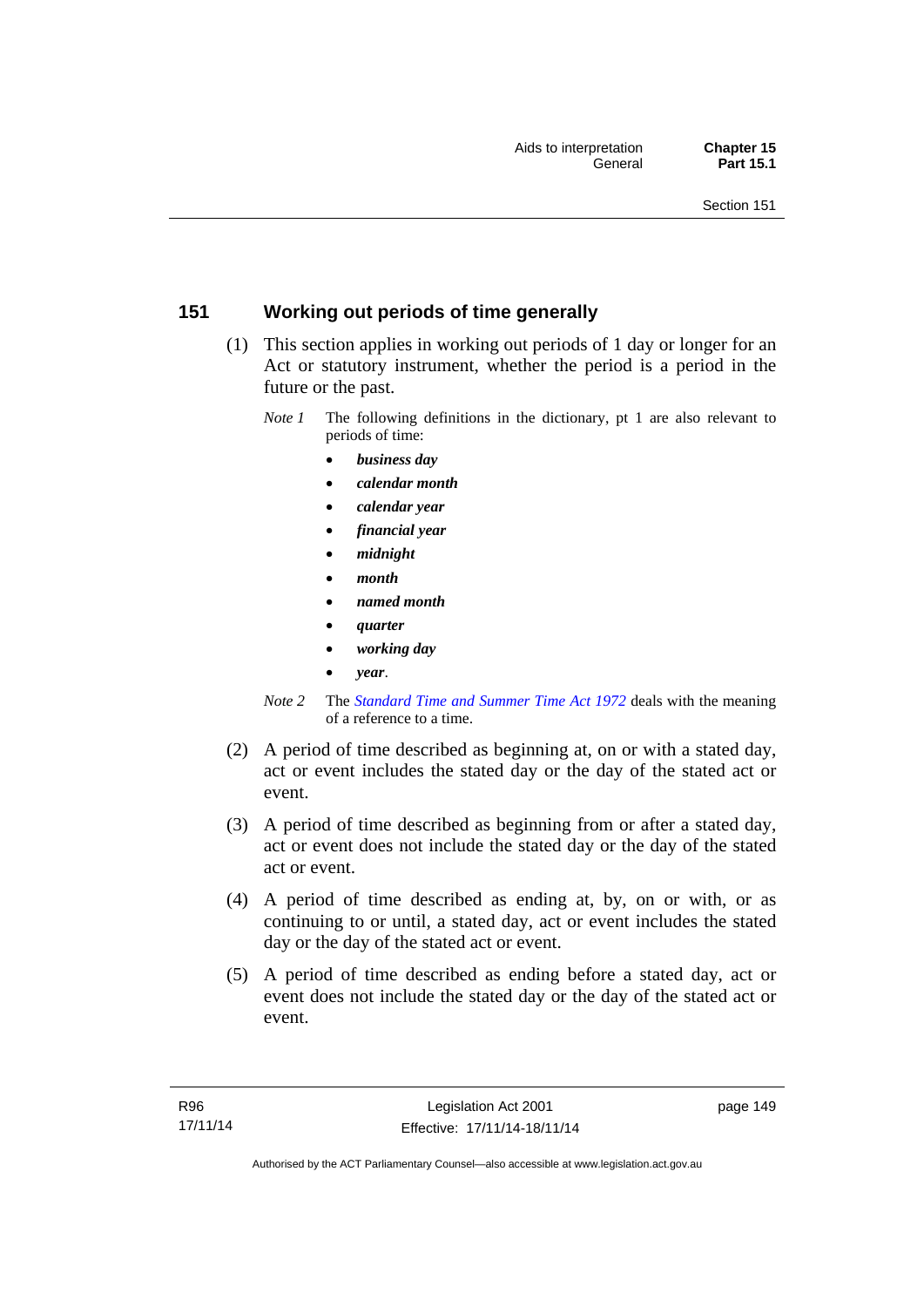## 151 Working out periods of time generally

(1) This section applies in working out periods of 1 day or longer for an Act or statutory instrument, whether the period is a period in the future or the past.

*Note 1* The following definitions in the dictionary, pt 1 are also relevant to periods of time:

- ***business day***
- ***calendar month***
- ***calendar year***
- ***financial year***
- ***midnight***
- ***month***
- ***named month***
- ***quarter***
- ***working day***
- ***year***.

*Note 2* The *Standard Time and Summer Time Act 1972* deals with the meaning of a reference to a time.

(2) A period of time described as beginning at, on or with a stated day, act or event includes the stated day or the day of the stated act or event.

(3) A period of time described as beginning from or after a stated day, act or event does not include the stated day or the day of the stated act or event.

(4) A period of time described as ending at, by, on or with, or as continuing to or until, a stated day, act or event includes the stated day or the day of the stated act or event.

(5) A period of time described as ending before a stated day, act or event does not include the stated day or the day of the stated act or event.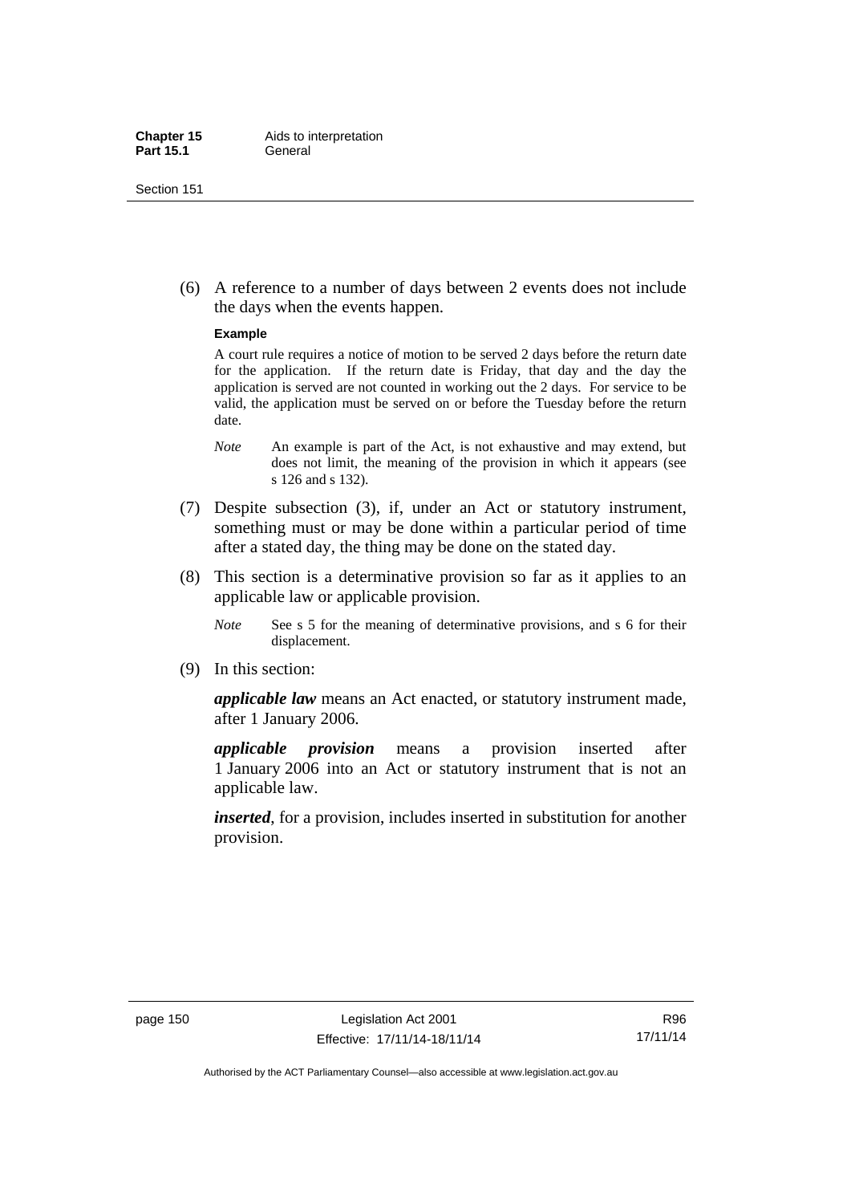(6) A reference to a number of days between 2 events does not include the days when the events happen.

**Example**

A court rule requires a notice of motion to be served 2 days before the return date for the application. If the return date is Friday, that day and the day the application is served are not counted in working out the 2 days. For service to be valid, the application must be served on or before the Tuesday before the return date.

*Note* An example is part of the Act, is not exhaustive and may extend, but does not limit, the meaning of the provision in which it appears (see s 126 and s 132).

(7) Despite subsection (3), if, under an Act or statutory instrument, something must or may be done within a particular period of time after a stated day, the thing may be done on the stated day.

(8) This section is a determinative provision so far as it applies to an applicable law or applicable provision.

*Note* See s 5 for the meaning of determinative provisions, and s 6 for their displacement.

(9) In this section:

***applicable law*** means an Act enacted, or statutory instrument made, after 1 January 2006.

***applicable provision*** means a provision inserted after 1 January 2006 into an Act or statutory instrument that is not an applicable law.

***inserted***, for a provision, includes inserted in substitution for another provision.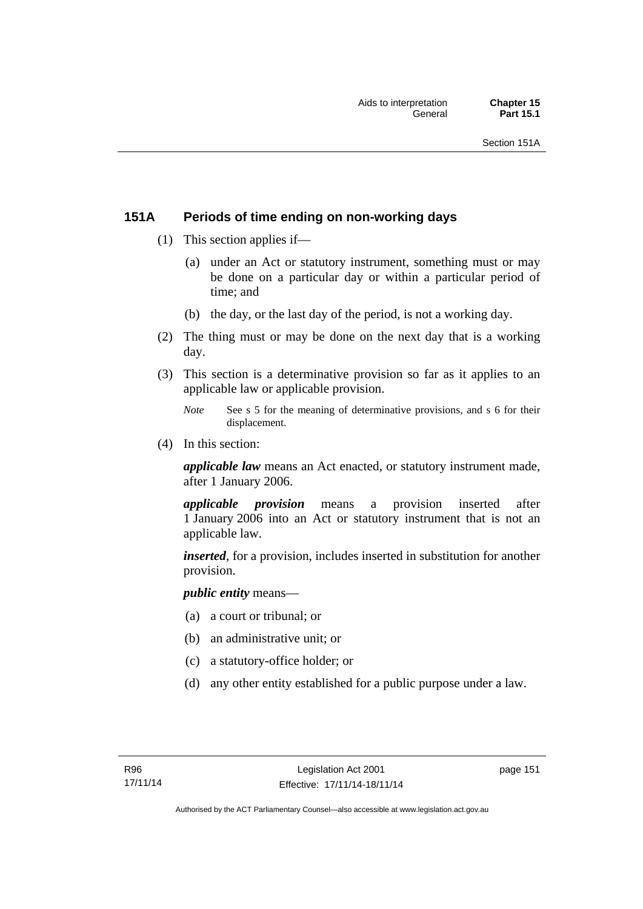## 151A Periods of time ending on non-working days

(1) This section applies if—

(a) under an Act or statutory instrument, something must or may be done on a particular day or within a particular period of time; and

(b) the day, or the last day of the period, is not a working day.

(2) The thing must or may be done on the next day that is a working day.

(3) This section is a determinative provision so far as it applies to an applicable law or applicable provision.

*Note* See s 5 for the meaning of determinative provisions, and s 6 for their displacement.

(4) In this section:

***applicable law*** means an Act enacted, or statutory instrument made, after 1 January 2006.

***applicable provision*** means a provision inserted after 1 January 2006 into an Act or statutory instrument that is not an applicable law.

***inserted***, for a provision, includes inserted in substitution for another provision.

***public entity*** means—

(a) a court or tribunal; or

(b) an administrative unit; or

(c) a statutory-office holder; or

(d) any other entity established for a public purpose under a law.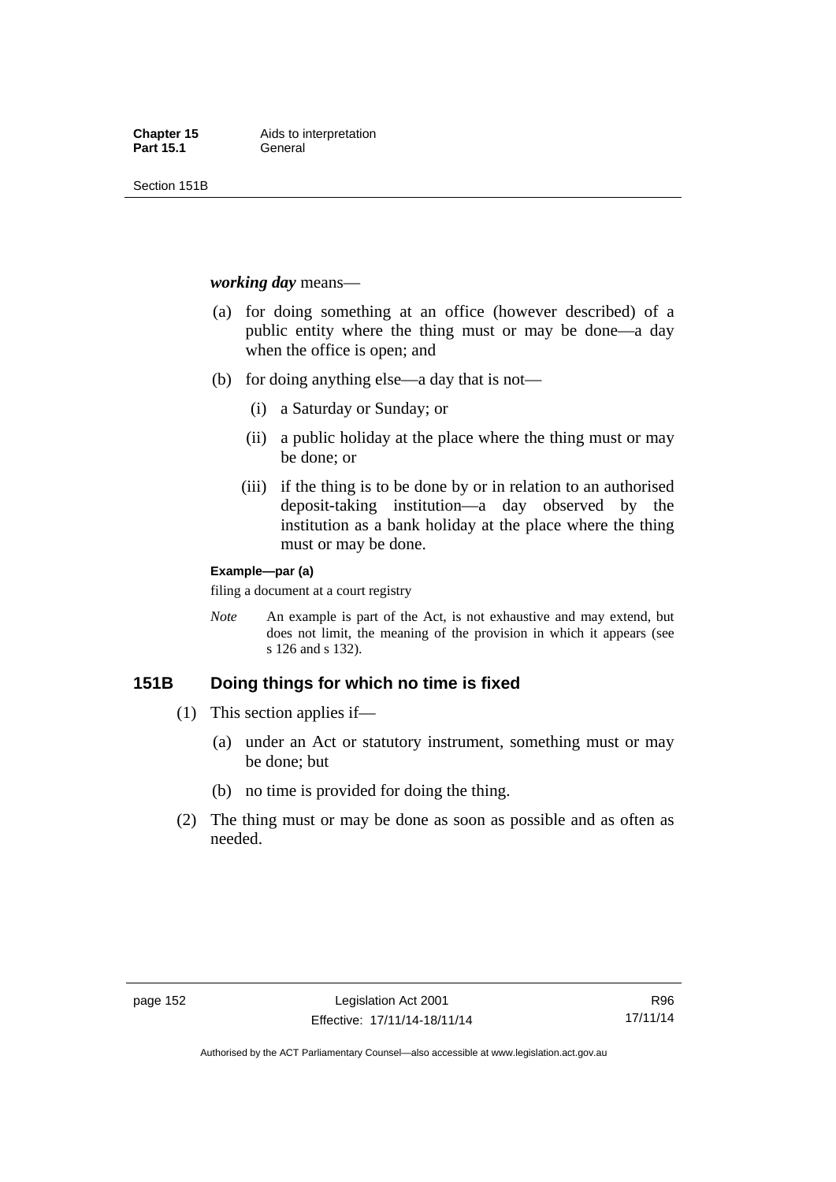***working day*** means—

(a) for doing something at an office (however described) of a public entity where the thing must or may be done—a day when the office is open; and

(b) for doing anything else—a day that is not—

  (i) a Saturday or Sunday; or

  (ii) a public holiday at the place where the thing must or may be done; or

  (iii) if the thing is to be done by or in relation to an authorised deposit-taking institution—a day observed by the institution as a bank holiday at the place where the thing must or may be done.

**Example—par (a)**

filing a document at a court registry

*Note* An example is part of the Act, is not exhaustive and may extend, but does not limit, the meaning of the provision in which it appears (see s 126 and s 132).

## 151B Doing things for which no time is fixed

(1) This section applies if—

  (a) under an Act or statutory instrument, something must or may be done; but

  (b) no time is provided for doing the thing.

(2) The thing must or may be done as soon as possible and as often as needed.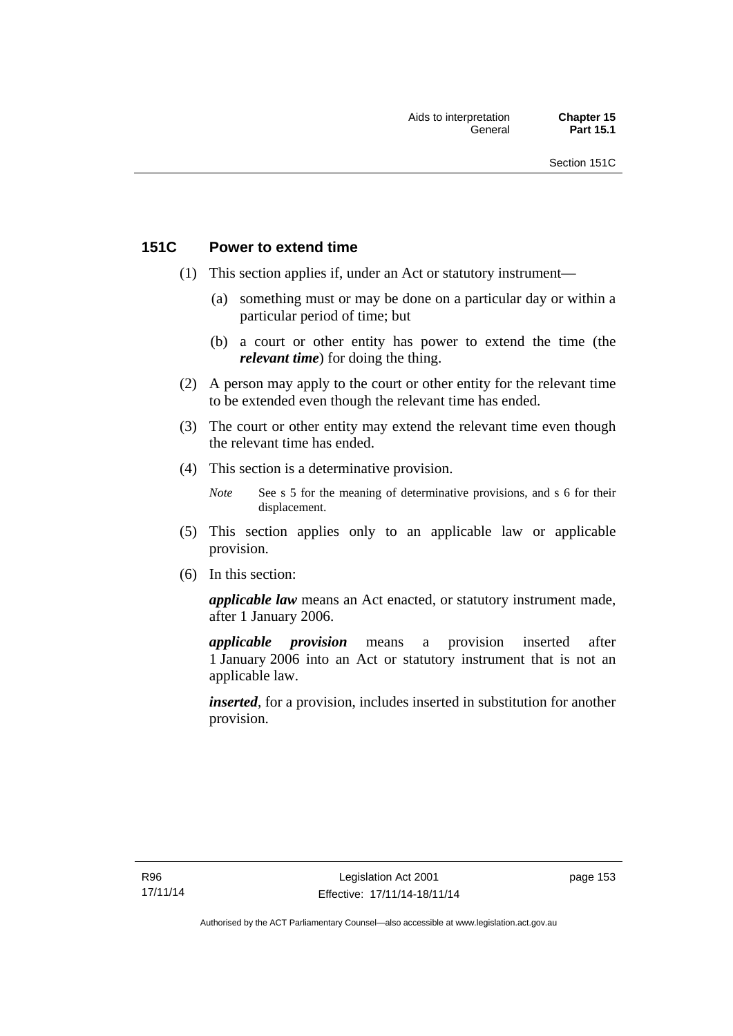## 151C Power to extend time

(1) This section applies if, under an Act or statutory instrument—

(a) something must or may be done on a particular day or within a particular period of time; but

(b) a court or other entity has power to extend the time (the ***relevant time***) for doing the thing.

(2) A person may apply to the court or other entity for the relevant time to be extended even though the relevant time has ended.

(3) The court or other entity may extend the relevant time even though the relevant time has ended.

(4) This section is a determinative provision.

*Note* See s 5 for the meaning of determinative provisions, and s 6 for their displacement.

(5) This section applies only to an applicable law or applicable provision.

(6) In this section:

***applicable law*** means an Act enacted, or statutory instrument made, after 1 January 2006.

***applicable provision*** means a provision inserted after 1 January 2006 into an Act or statutory instrument that is not an applicable law.

***inserted***, for a provision, includes inserted in substitution for another provision.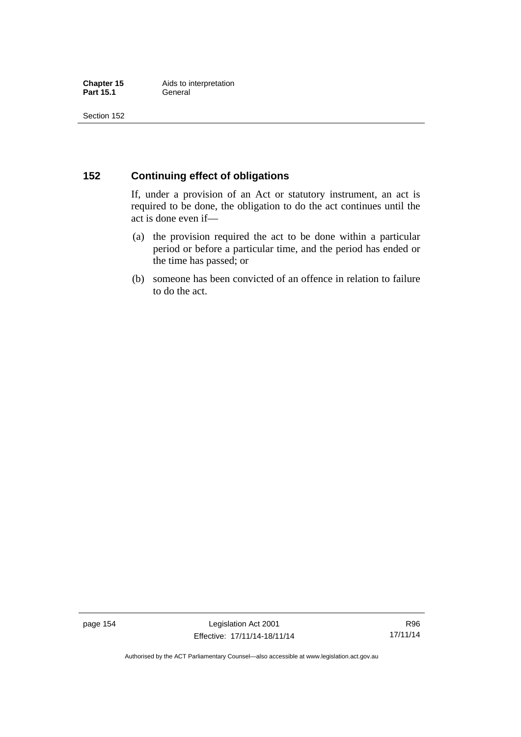## 152 Continuing effect of obligations

If, under a provision of an Act or statutory instrument, an act is required to be done, the obligation to do the act continues until the act is done even if—

(a) the provision required the act to be done within a particular period or before a particular time, and the period has ended or the time has passed; or

(b) someone has been convicted of an offence in relation to failure to do the act.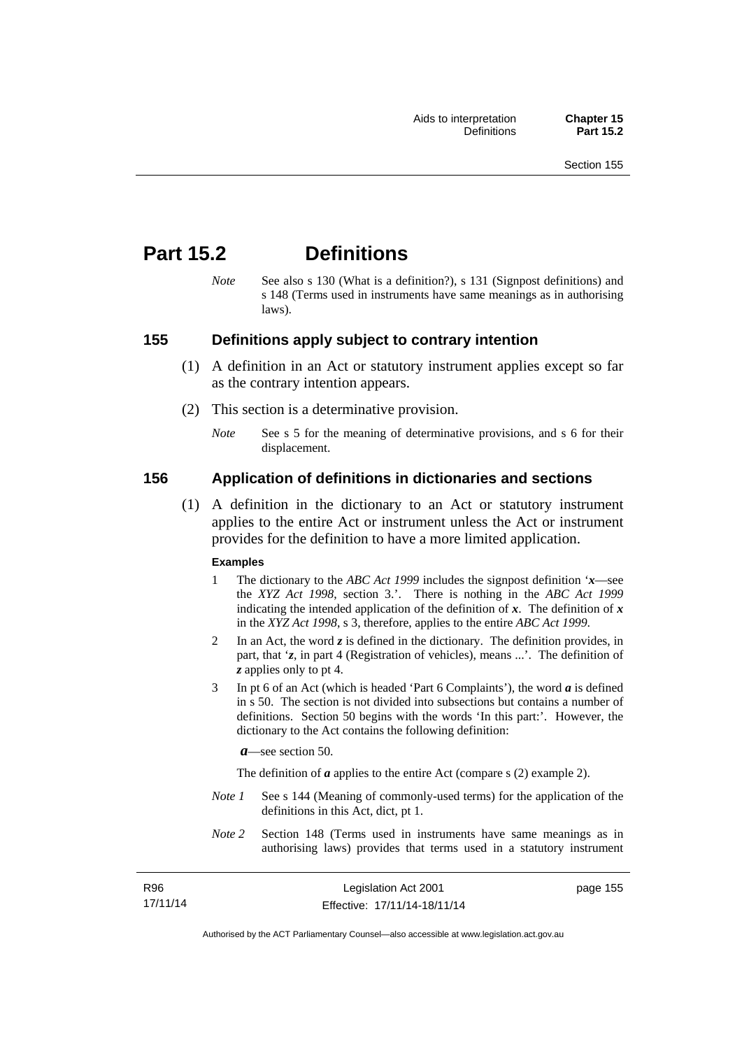# Part 15.2 Definitions

*Note* See also s 130 (What is a definition?), s 131 (Signpost definitions) and s 148 (Terms used in instruments have same meanings as in authorising laws).

## 155 Definitions apply subject to contrary intention

(1) A definition in an Act or statutory instrument applies except so far as the contrary intention appears.

(2) This section is a determinative provision.

*Note* See s 5 for the meaning of determinative provisions, and s 6 for their displacement.

## 156 Application of definitions in dictionaries and sections

(1) A definition in the dictionary to an Act or statutory instrument applies to the entire Act or instrument unless the Act or instrument provides for the definition to have a more limited application.

**Examples**

1 The dictionary to the *ABC Act 1999* includes the signpost definition '***x***—see the *XYZ Act 1998*, section 3.'. There is nothing in the *ABC Act 1999* indicating the intended application of the definition of ***x***. The definition of ***x*** in the *XYZ Act 1998*, s 3, therefore, applies to the entire *ABC Act 1999*.

2 In an Act, the word ***z*** is defined in the dictionary. The definition provides, in part, that '***z***, in part 4 (Registration of vehicles), means ...'. The definition of ***z*** applies only to pt 4.

3 In pt 6 of an Act (which is headed 'Part 6 Complaints'), the word ***a*** is defined in s 50. The section is not divided into subsections but contains a number of definitions. Section 50 begins with the words 'In this part:'. However, the dictionary to the Act contains the following definition:

***a***—see section 50.

The definition of ***a*** applies to the entire Act (compare s (2) example 2).

*Note 1* See s 144 (Meaning of commonly-used terms) for the application of the definitions in this Act, dict, pt 1.

*Note 2* Section 148 (Terms used in instruments have same meanings as in authorising laws) provides that terms used in a statutory instrument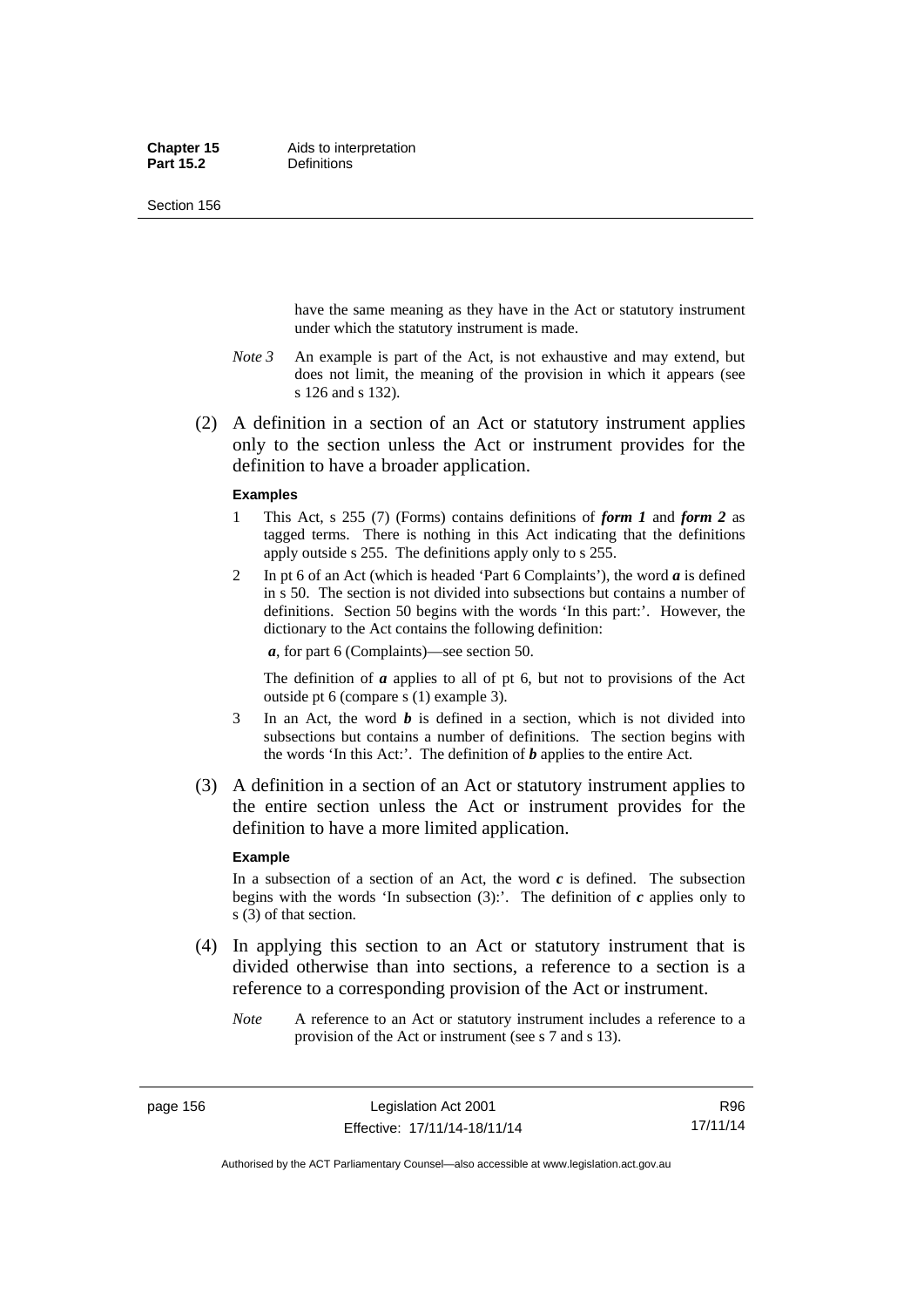have the same meaning as they have in the Act or statutory instrument under which the statutory instrument is made.

*Note 3* An example is part of the Act, is not exhaustive and may extend, but does not limit, the meaning of the provision in which it appears (see s 126 and s 132).

(2) A definition in a section of an Act or statutory instrument applies only to the section unless the Act or instrument provides for the definition to have a broader application.

**Examples**

1 This Act, s 255 (7) (Forms) contains definitions of ***form 1*** and ***form 2*** as tagged terms. There is nothing in this Act indicating that the definitions apply outside s 255. The definitions apply only to s 255.

2 In pt 6 of an Act (which is headed 'Part 6 Complaints'), the word ***a*** is defined in s 50. The section is not divided into subsections but contains a number of definitions. Section 50 begins with the words 'In this part:'. However, the dictionary to the Act contains the following definition:

***a***, for part 6 (Complaints)—see section 50.

The definition of ***a*** applies to all of pt 6, but not to provisions of the Act outside pt 6 (compare s (1) example 3).

3 In an Act, the word ***b*** is defined in a section, which is not divided into subsections but contains a number of definitions. The section begins with the words 'In this Act:'. The definition of ***b*** applies to the entire Act.

(3) A definition in a section of an Act or statutory instrument applies to the entire section unless the Act or instrument provides for the definition to have a more limited application.

**Example**

In a subsection of a section of an Act, the word ***c*** is defined. The subsection begins with the words 'In subsection (3):'. The definition of ***c*** applies only to s (3) of that section.

(4) In applying this section to an Act or statutory instrument that is divided otherwise than into sections, a reference to a section is a reference to a corresponding provision of the Act or instrument.

*Note* A reference to an Act or statutory instrument includes a reference to a provision of the Act or instrument (see s 7 and s 13).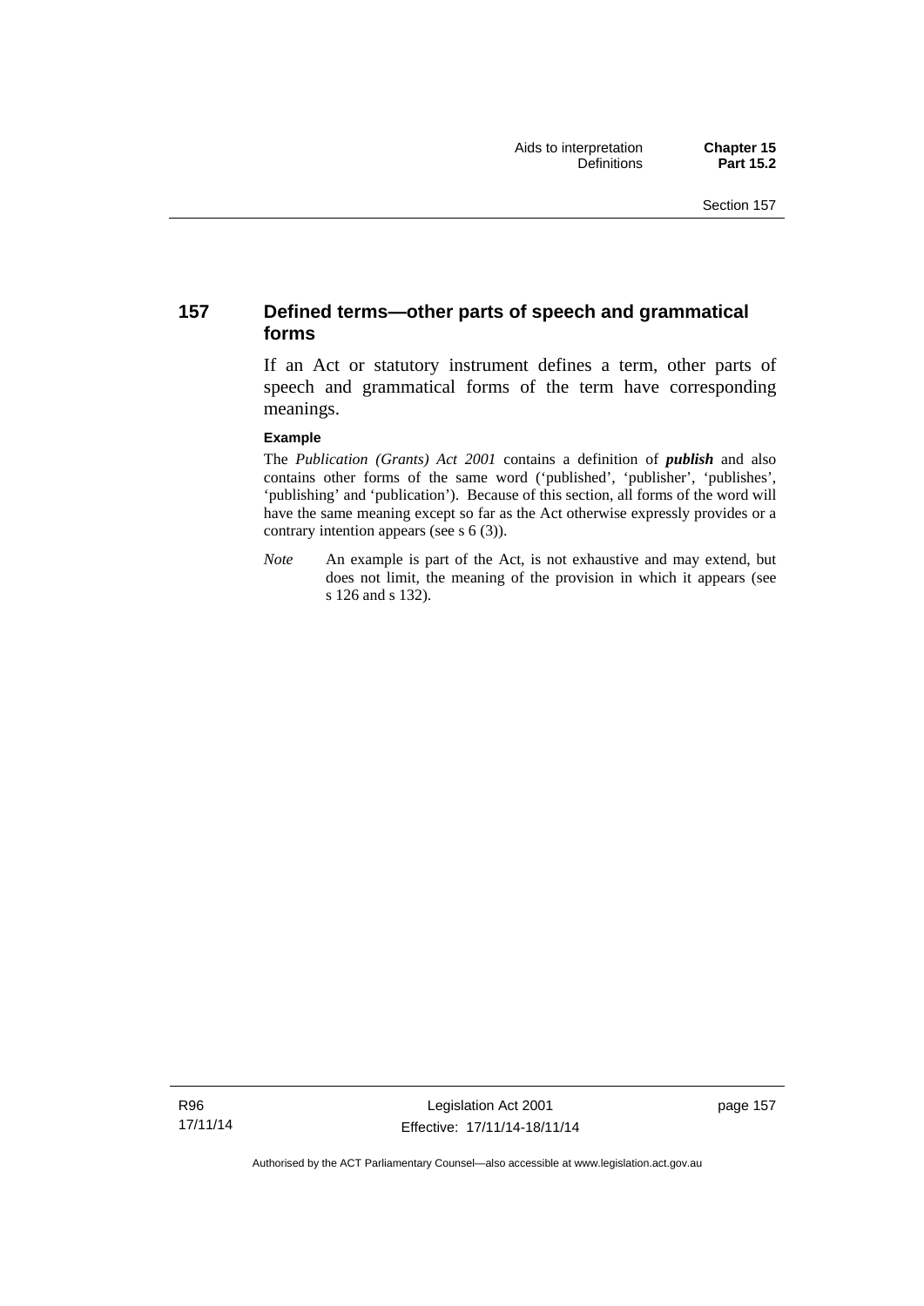## 157 Defined terms—other parts of speech and grammatical forms

If an Act or statutory instrument defines a term, other parts of speech and grammatical forms of the term have corresponding meanings.

**Example**

The *Publication (Grants) Act 2001* contains a definition of ***publish*** and also contains other forms of the same word ('published', 'publisher', 'publishes', 'publishing' and 'publication'). Because of this section, all forms of the word will have the same meaning except so far as the Act otherwise expressly provides or a contrary intention appears (see s 6 (3)).

*Note* An example is part of the Act, is not exhaustive and may extend, but does not limit, the meaning of the provision in which it appears (see s 126 and s 132).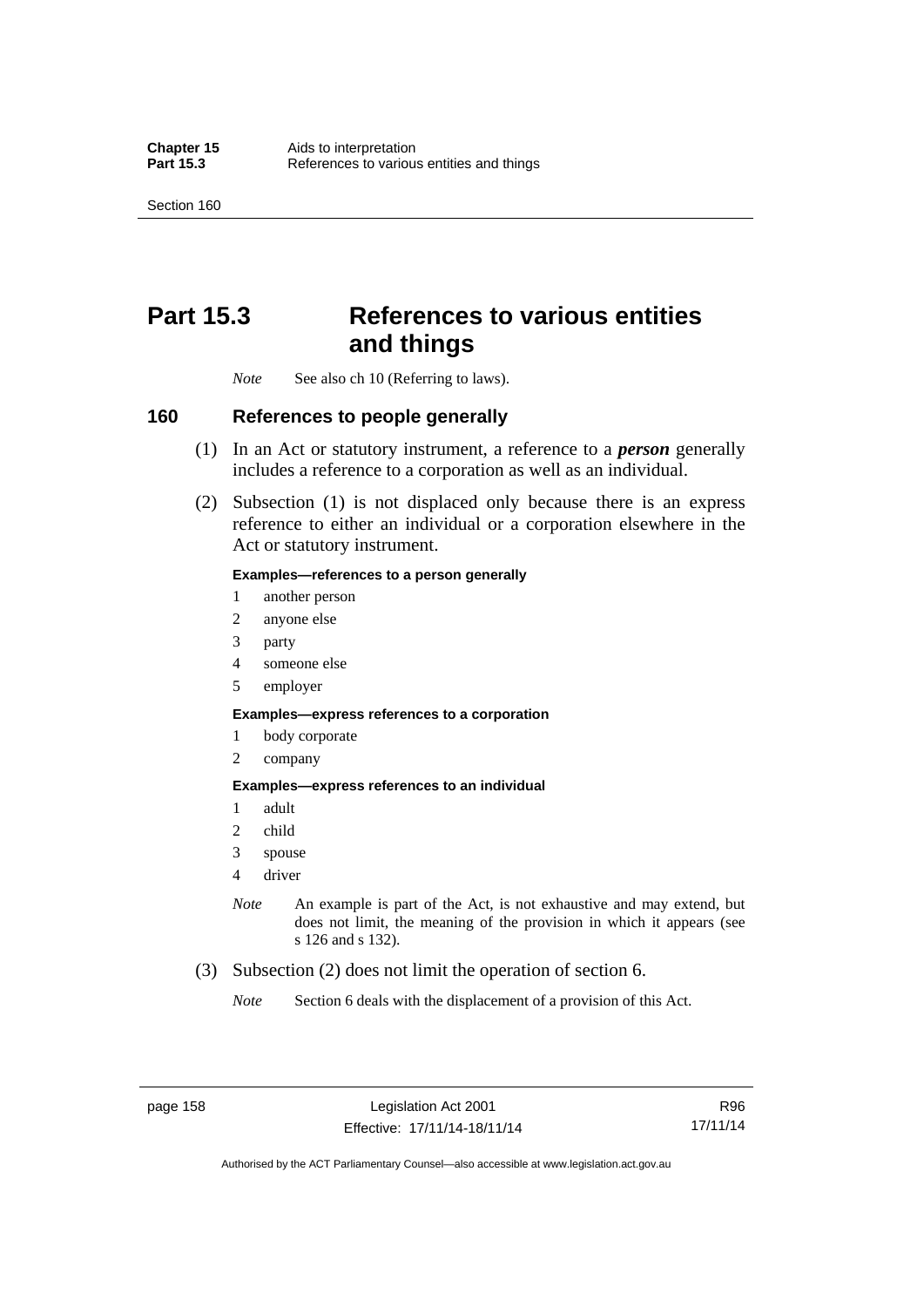# Part 15.3 References to various entities and things

*Note* See also ch 10 (Referring to laws).

## 160 References to people generally

(1) In an Act or statutory instrument, a reference to a ***person*** generally includes a reference to a corporation as well as an individual.

(2) Subsection (1) is not displaced only because there is an express reference to either an individual or a corporation elsewhere in the Act or statutory instrument.

**Examples—references to a person generally**

1 another person
2 anyone else
3 party
4 someone else
5 employer

**Examples—express references to a corporation**

1 body corporate
2 company

**Examples—express references to an individual**

1 adult
2 child
3 spouse
4 driver

*Note* An example is part of the Act, is not exhaustive and may extend, but does not limit, the meaning of the provision in which it appears (see s 126 and s 132).

(3) Subsection (2) does not limit the operation of section 6.

*Note* Section 6 deals with the displacement of a provision of this Act.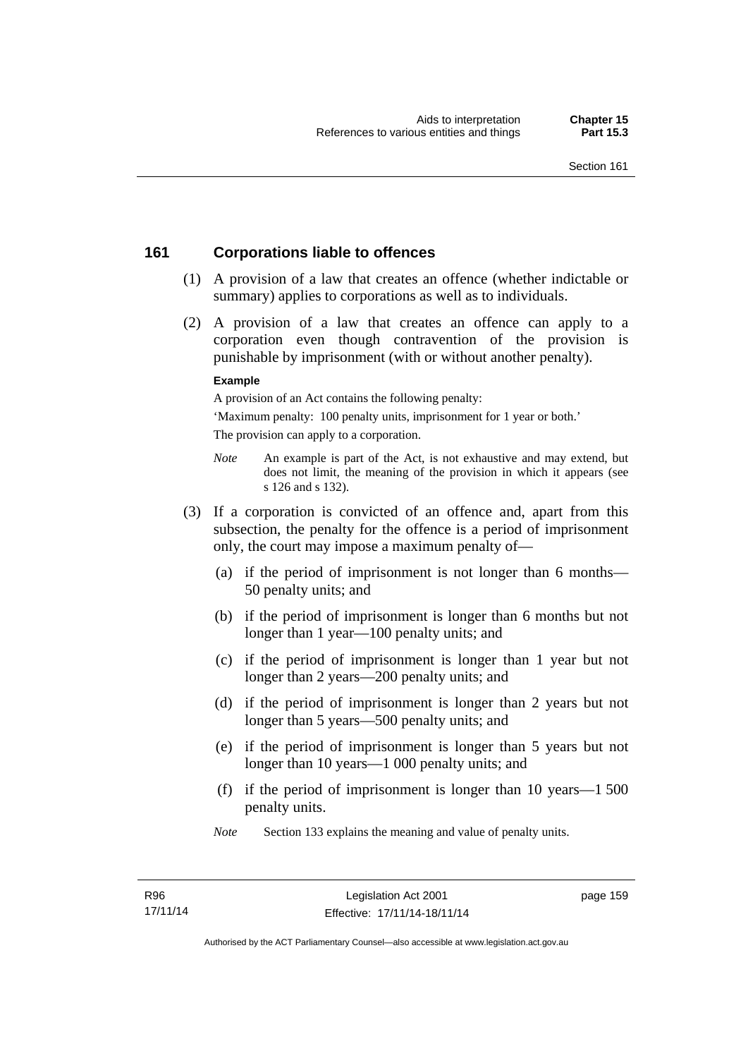## 161 Corporations liable to offences

(1) A provision of a law that creates an offence (whether indictable or summary) applies to corporations as well as to individuals.

(2) A provision of a law that creates an offence can apply to a corporation even though contravention of the provision is punishable by imprisonment (with or without another penalty).

**Example**

A provision of an Act contains the following penalty:

'Maximum penalty: 100 penalty units, imprisonment for 1 year or both.'

The provision can apply to a corporation.

*Note* An example is part of the Act, is not exhaustive and may extend, but does not limit, the meaning of the provision in which it appears (see s 126 and s 132).

(3) If a corporation is convicted of an offence and, apart from this subsection, the penalty for the offence is a period of imprisonment only, the court may impose a maximum penalty of—

(a) if the period of imprisonment is not longer than 6 months—50 penalty units; and

(b) if the period of imprisonment is longer than 6 months but not longer than 1 year—100 penalty units; and

(c) if the period of imprisonment is longer than 1 year but not longer than 2 years—200 penalty units; and

(d) if the period of imprisonment is longer than 2 years but not longer than 5 years—500 penalty units; and

(e) if the period of imprisonment is longer than 5 years but not longer than 10 years—1 000 penalty units; and

(f) if the period of imprisonment is longer than 10 years—1 500 penalty units.

*Note* Section 133 explains the meaning and value of penalty units.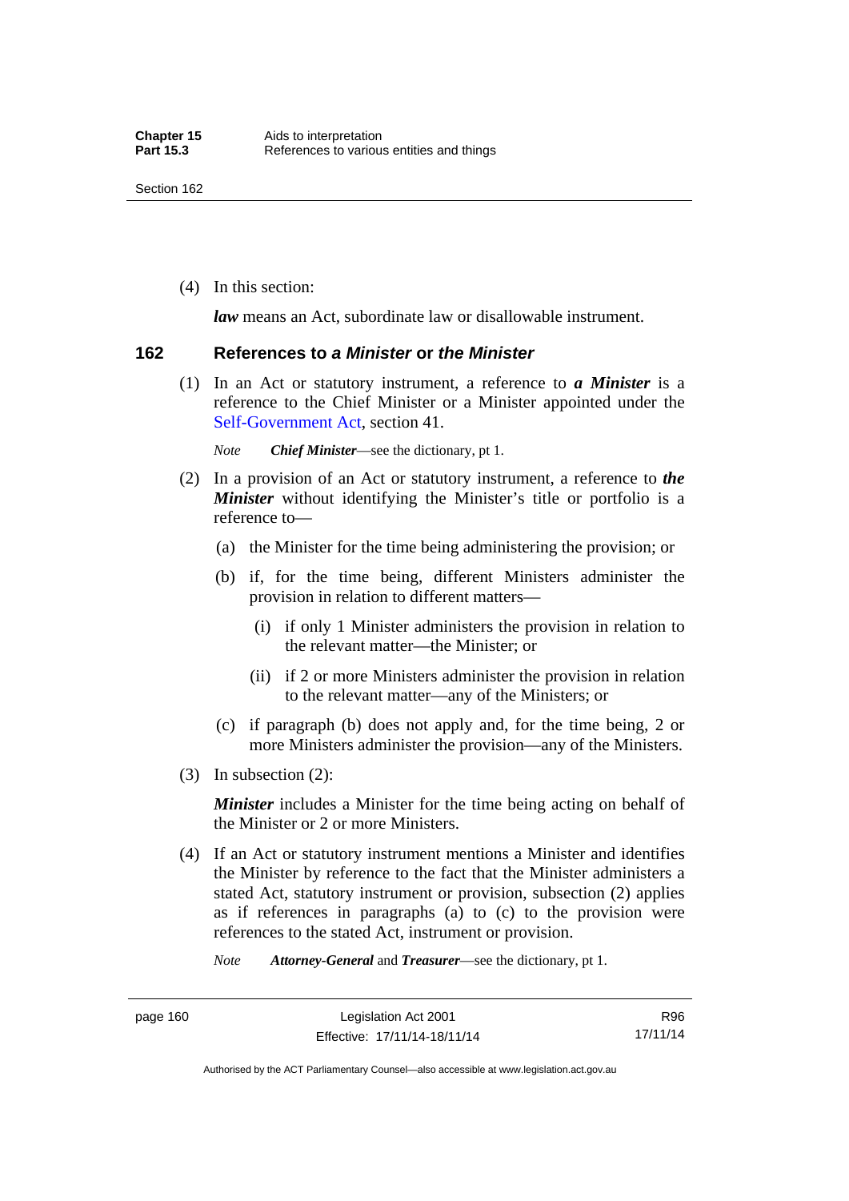(4) In this section:

***law*** means an Act, subordinate law or disallowable instrument.

## 162 References to *a Minister* or *the Minister*

(1) In an Act or statutory instrument, a reference to ***a Minister*** is a reference to the Chief Minister or a Minister appointed under the Self-Government Act, section 41.

*Note* ***Chief Minister***—see the dictionary, pt 1.

(2) In a provision of an Act or statutory instrument, a reference to ***the Minister*** without identifying the Minister's title or portfolio is a reference to—

(a) the Minister for the time being administering the provision; or

(b) if, for the time being, different Ministers administer the provision in relation to different matters—

(i) if only 1 Minister administers the provision in relation to the relevant matter—the Minister; or

(ii) if 2 or more Ministers administer the provision in relation to the relevant matter—any of the Ministers; or

(c) if paragraph (b) does not apply and, for the time being, 2 or more Ministers administer the provision—any of the Ministers.

(3) In subsection (2):

***Minister*** includes a Minister for the time being acting on behalf of the Minister or 2 or more Ministers.

(4) If an Act or statutory instrument mentions a Minister and identifies the Minister by reference to the fact that the Minister administers a stated Act, statutory instrument or provision, subsection (2) applies as if references in paragraphs (a) to (c) to the provision were references to the stated Act, instrument or provision.

*Note* ***Attorney-General*** and ***Treasurer***—see the dictionary, pt 1.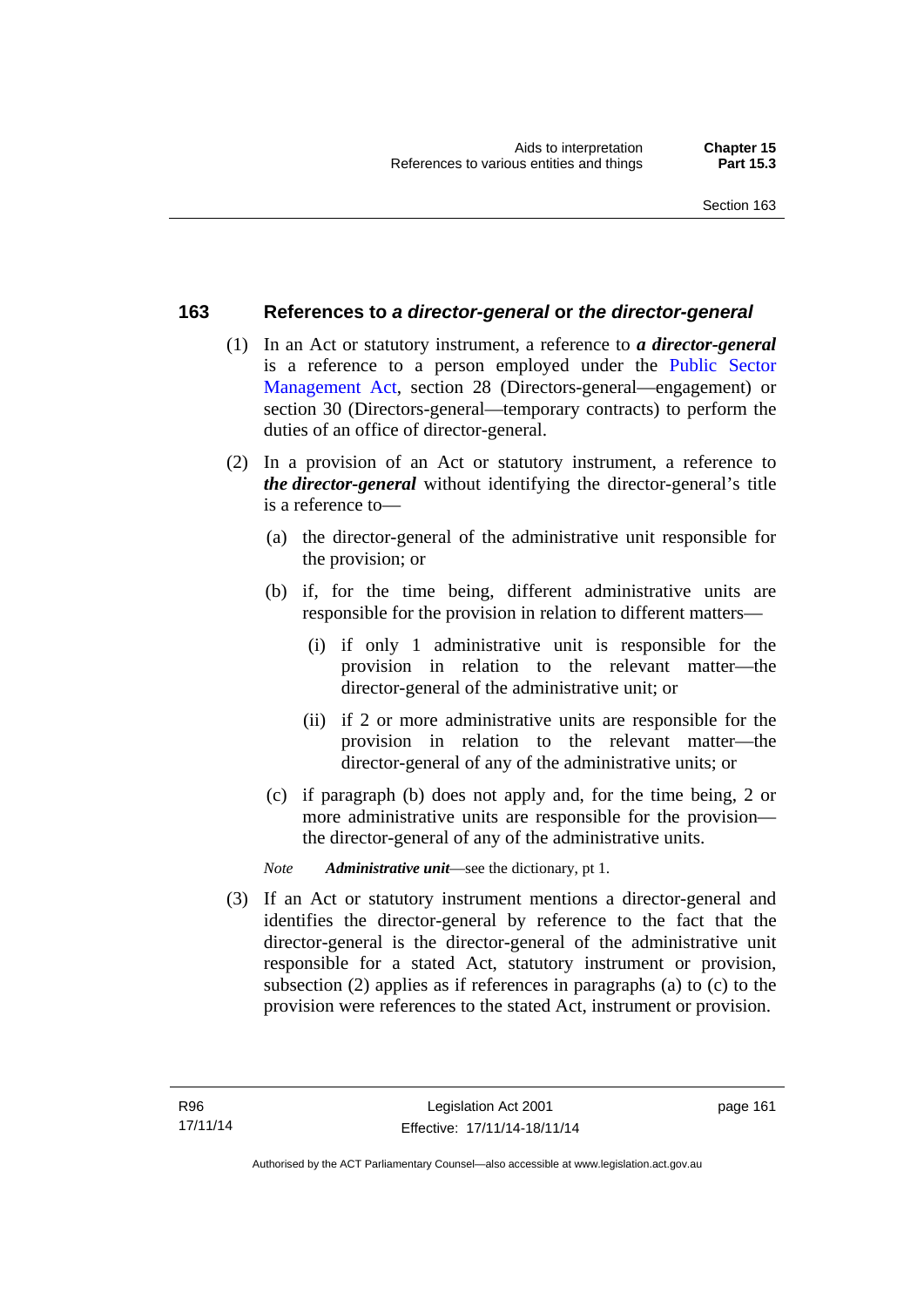## 163 References to *a director-general* or *the director-general*

(1) In an Act or statutory instrument, a reference to ***a director-general*** is a reference to a person employed under the Public Sector Management Act, section 28 (Directors-general—engagement) or section 30 (Directors-general—temporary contracts) to perform the duties of an office of director-general.

(2) In a provision of an Act or statutory instrument, a reference to ***the director-general*** without identifying the director-general's title is a reference to—

(a) the director-general of the administrative unit responsible for the provision; or

(b) if, for the time being, different administrative units are responsible for the provision in relation to different matters—

(i) if only 1 administrative unit is responsible for the provision in relation to the relevant matter—the director-general of the administrative unit; or

(ii) if 2 or more administrative units are responsible for the provision in relation to the relevant matter—the director-general of any of the administrative units; or

(c) if paragraph (b) does not apply and, for the time being, 2 or more administrative units are responsible for the provision—the director-general of any of the administrative units.

*Note* ***Administrative unit***—see the dictionary, pt 1.

(3) If an Act or statutory instrument mentions a director-general and identifies the director-general by reference to the fact that the director-general is the director-general of the administrative unit responsible for a stated Act, statutory instrument or provision, subsection (2) applies as if references in paragraphs (a) to (c) to the provision were references to the stated Act, instrument or provision.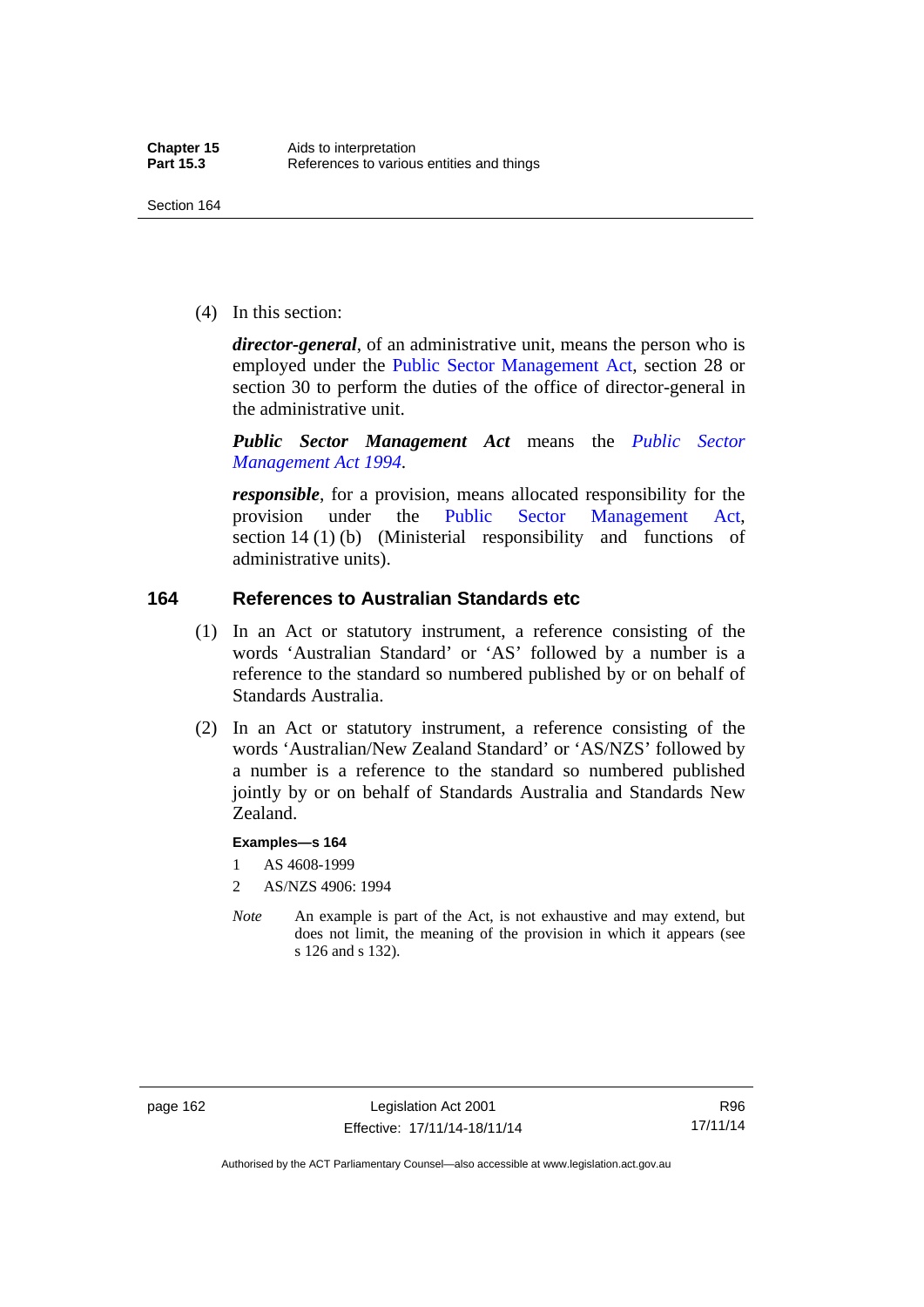(4) In this section:

***director-general***, of an administrative unit, means the person who is employed under the Public Sector Management Act, section 28 or section 30 to perform the duties of the office of director-general in the administrative unit.

***Public Sector Management Act*** means the *Public Sector Management Act 1994*.

***responsible***, for a provision, means allocated responsibility for the provision under the Public Sector Management Act, section 14 (1) (b) (Ministerial responsibility and functions of administrative units).

## 164 References to Australian Standards etc

(1) In an Act or statutory instrument, a reference consisting of the words 'Australian Standard' or 'AS' followed by a number is a reference to the standard so numbered published by or on behalf of Standards Australia.

(2) In an Act or statutory instrument, a reference consisting of the words 'Australian/New Zealand Standard' or 'AS/NZS' followed by a number is a reference to the standard so numbered published jointly by or on behalf of Standards Australia and Standards New Zealand.

**Examples—s 164**

1 AS 4608-1999

2 AS/NZS 4906: 1994

*Note* An example is part of the Act, is not exhaustive and may extend, but does not limit, the meaning of the provision in which it appears (see s 126 and s 132).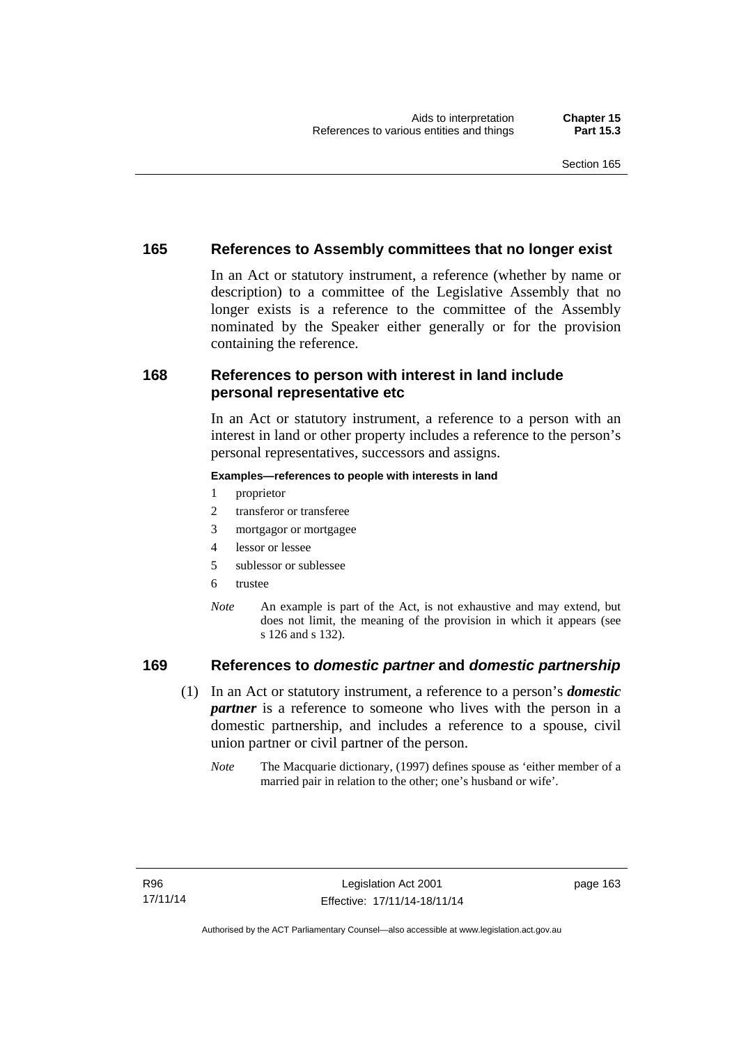## 165 References to Assembly committees that no longer exist

In an Act or statutory instrument, a reference (whether by name or description) to a committee of the Legislative Assembly that no longer exists is a reference to the committee of the Assembly nominated by the Speaker either generally or for the provision containing the reference.

## 168 References to person with interest in land include personal representative etc

In an Act or statutory instrument, a reference to a person with an interest in land or other property includes a reference to the person's personal representatives, successors and assigns.

**Examples—references to people with interests in land**

1 proprietor

2 transferor or transferee

3 mortgagor or mortgagee

4 lessor or lessee

5 sublessor or sublessee

6 trustee

*Note* An example is part of the Act, is not exhaustive and may extend, but does not limit, the meaning of the provision in which it appears (see s 126 and s 132).

## 169 References to *domestic partner* and *domestic partnership*

(1) In an Act or statutory instrument, a reference to a person's ***domestic partner*** is a reference to someone who lives with the person in a domestic partnership, and includes a reference to a spouse, civil union partner or civil partner of the person.

*Note* The Macquarie dictionary, (1997) defines spouse as 'either member of a married pair in relation to the other; one's husband or wife'.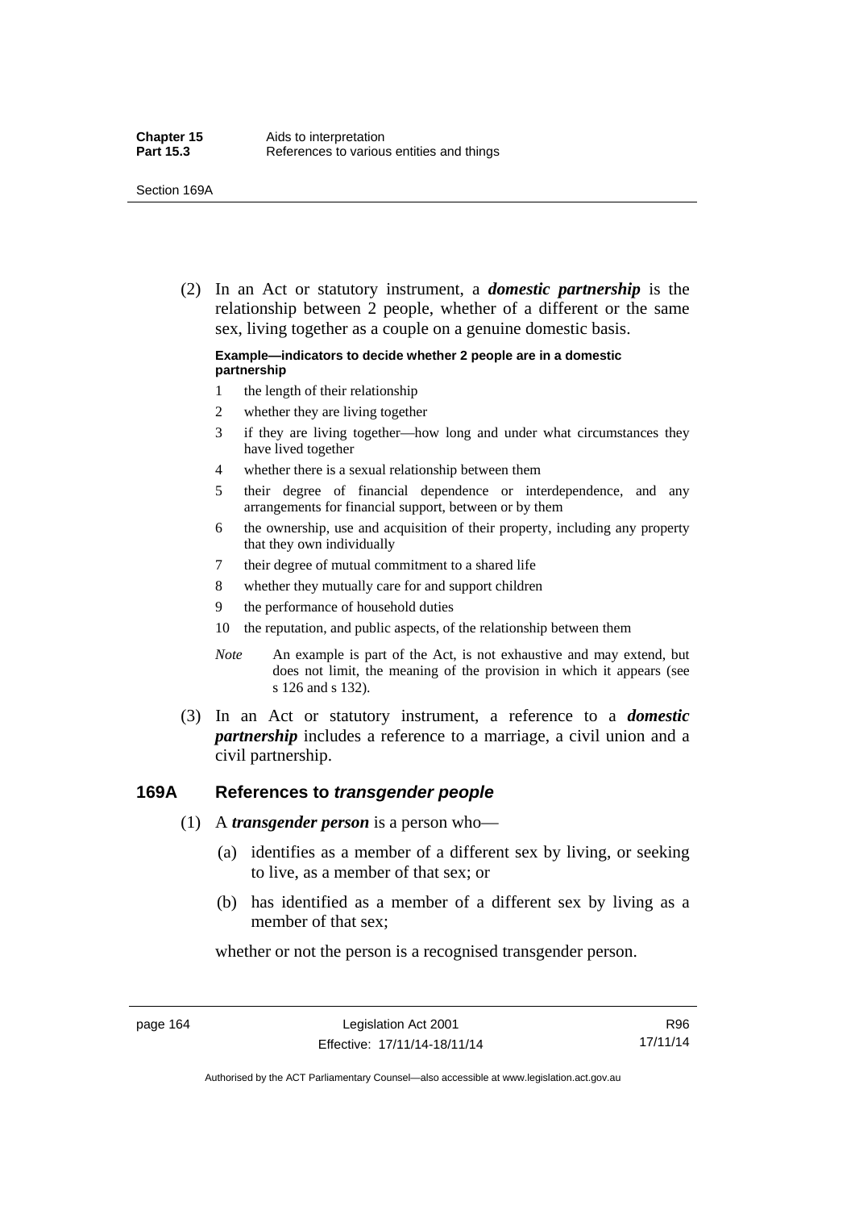(2) In an Act or statutory instrument, a ***domestic partnership*** is the relationship between 2 people, whether of a different or the same sex, living together as a couple on a genuine domestic basis.

**Example—indicators to decide whether 2 people are in a domestic partnership**

1 the length of their relationship

2 whether they are living together

3 if they are living together—how long and under what circumstances they have lived together

4 whether there is a sexual relationship between them

5 their degree of financial dependence or interdependence, and any arrangements for financial support, between or by them

6 the ownership, use and acquisition of their property, including any property that they own individually

7 their degree of mutual commitment to a shared life

8 whether they mutually care for and support children

9 the performance of household duties

10 the reputation, and public aspects, of the relationship between them

*Note* An example is part of the Act, is not exhaustive and may extend, but does not limit, the meaning of the provision in which it appears (see s 126 and s 132).

(3) In an Act or statutory instrument, a reference to a ***domestic partnership*** includes a reference to a marriage, a civil union and a civil partnership.

## 169A References to *transgender people*

(1) A ***transgender person*** is a person who—

(a) identifies as a member of a different sex by living, or seeking to live, as a member of that sex; or

(b) has identified as a member of a different sex by living as a member of that sex;

whether or not the person is a recognised transgender person.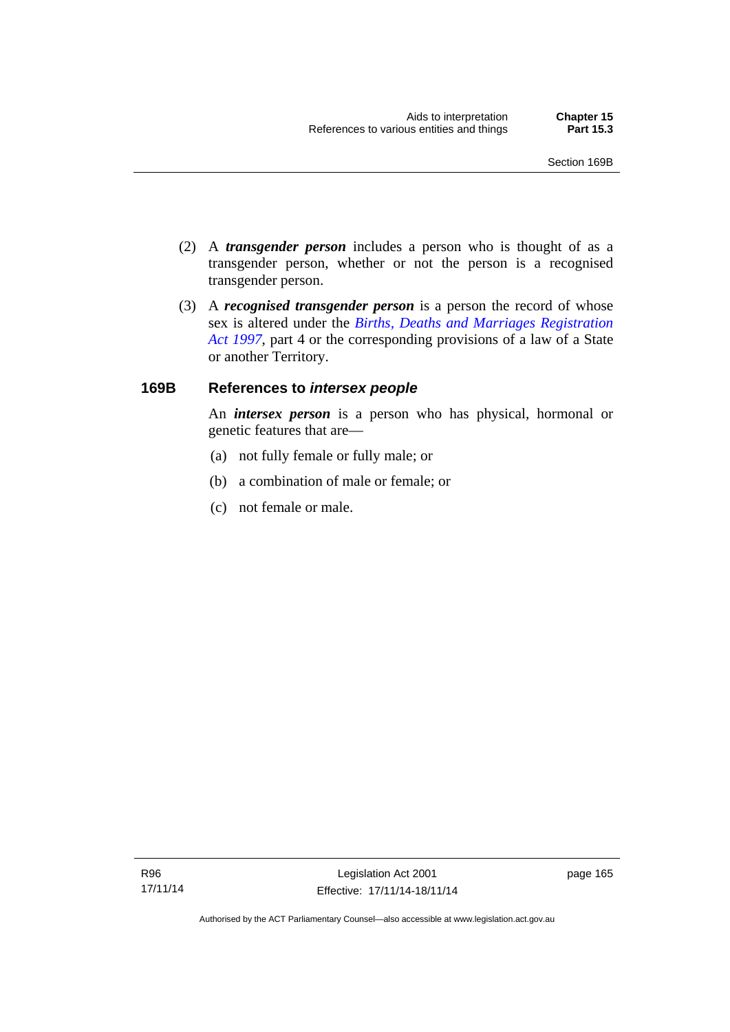(2) A ***transgender person*** includes a person who is thought of as a transgender person, whether or not the person is a recognised transgender person.

(3) A ***recognised transgender person*** is a person the record of whose sex is altered under the *Births, Deaths and Marriages Registration Act 1997*, part 4 or the corresponding provisions of a law of a State or another Territory.

### 169B References to *intersex people*

An ***intersex person*** is a person who has physical, hormonal or genetic features that are—

(a) not fully female or fully male; or

(b) a combination of male or female; or

(c) not female or male.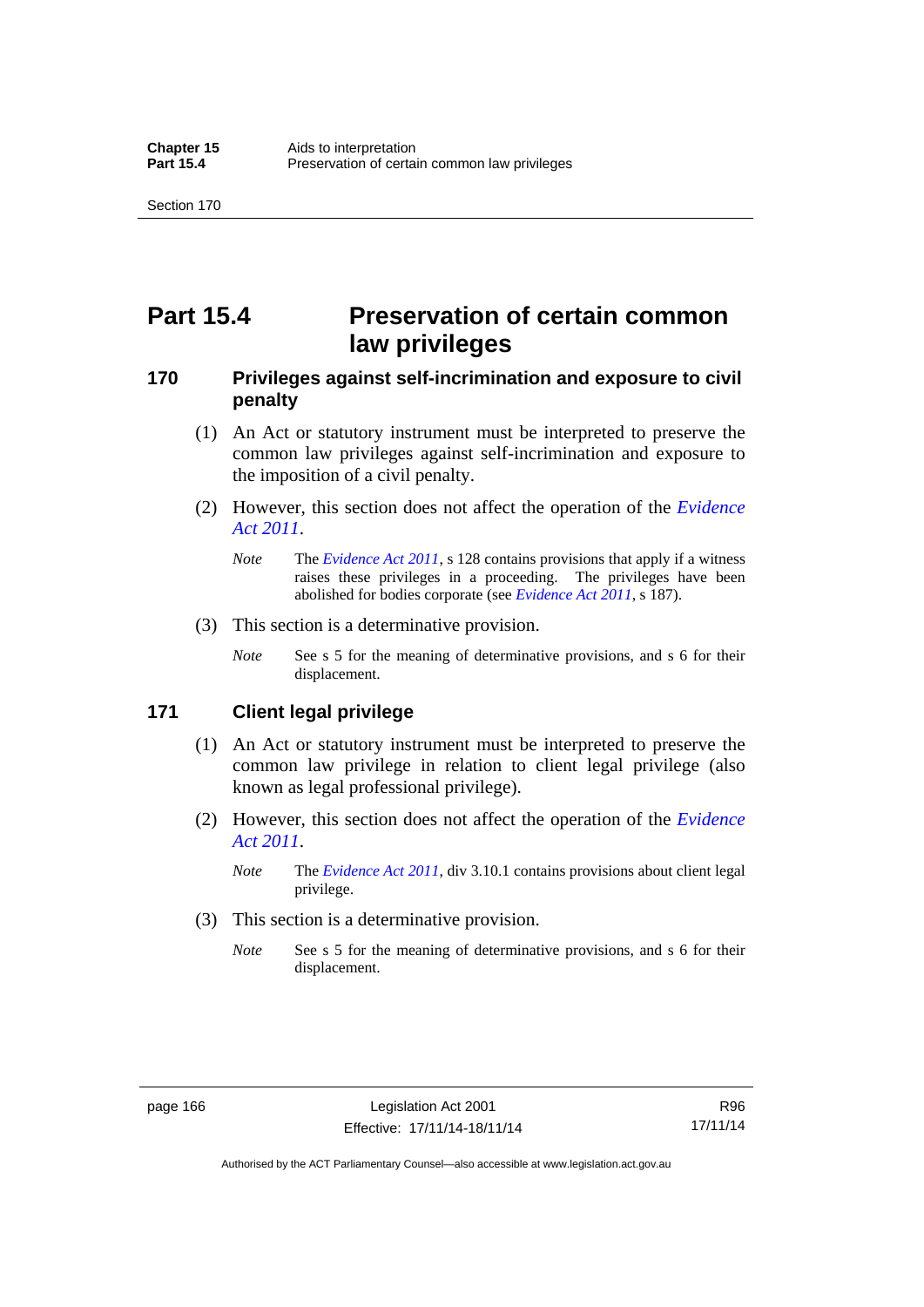# Part 15.4 Preservation of certain common law privileges

### 170 Privileges against self-incrimination and exposure to civil penalty

(1) An Act or statutory instrument must be interpreted to preserve the common law privileges against self-incrimination and exposure to the imposition of a civil penalty.

(2) However, this section does not affect the operation of the *Evidence Act 2011*.

*Note* The *Evidence Act 2011*, s 128 contains provisions that apply if a witness raises these privileges in a proceeding. The privileges have been abolished for bodies corporate (see *Evidence Act 2011*, s 187).

(3) This section is a determinative provision.

*Note* See s 5 for the meaning of determinative provisions, and s 6 for their displacement.

### 171 Client legal privilege

(1) An Act or statutory instrument must be interpreted to preserve the common law privilege in relation to client legal privilege (also known as legal professional privilege).

(2) However, this section does not affect the operation of the *Evidence Act 2011*.

*Note* The *Evidence Act 2011*, div 3.10.1 contains provisions about client legal privilege.

(3) This section is a determinative provision.

*Note* See s 5 for the meaning of determinative provisions, and s 6 for their displacement.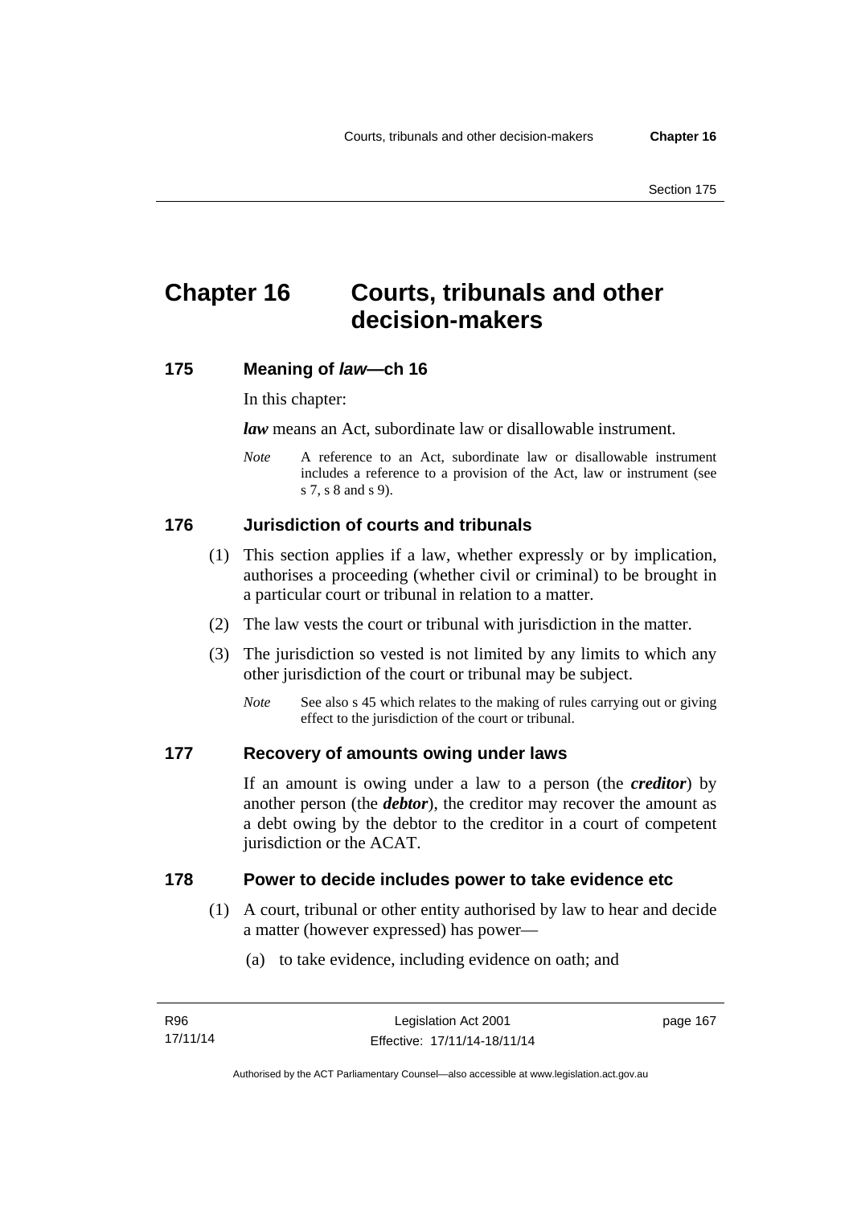# Chapter 16 Courts, tribunals and other decision-makers

## 175 Meaning of *law*—ch 16

In this chapter:

***law*** means an Act, subordinate law or disallowable instrument.

*Note* A reference to an Act, subordinate law or disallowable instrument includes a reference to a provision of the Act, law or instrument (see s 7, s 8 and s 9).

## 176 Jurisdiction of courts and tribunals

(1) This section applies if a law, whether expressly or by implication, authorises a proceeding (whether civil or criminal) to be brought in a particular court or tribunal in relation to a matter.

(2) The law vests the court or tribunal with jurisdiction in the matter.

(3) The jurisdiction so vested is not limited by any limits to which any other jurisdiction of the court or tribunal may be subject.

*Note* See also s 45 which relates to the making of rules carrying out or giving effect to the jurisdiction of the court or tribunal.

## 177 Recovery of amounts owing under laws

If an amount is owing under a law to a person (the ***creditor***) by another person (the ***debtor***), the creditor may recover the amount as a debt owing by the debtor to the creditor in a court of competent jurisdiction or the ACAT.

## 178 Power to decide includes power to take evidence etc

(1) A court, tribunal or other entity authorised by law to hear and decide a matter (however expressed) has power—

(a) to take evidence, including evidence on oath; and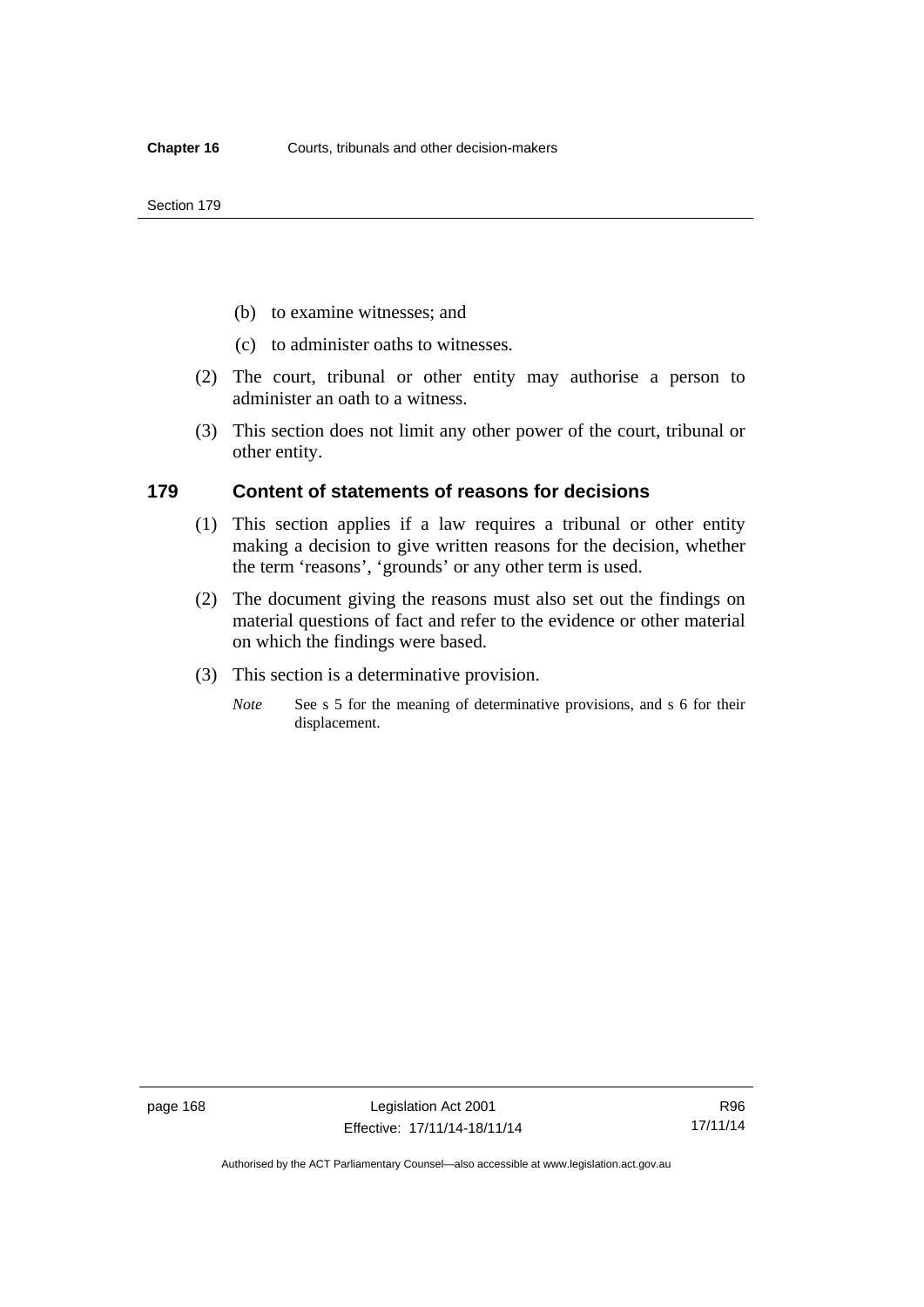(b) to examine witnesses; and

(c) to administer oaths to witnesses.

(2) The court, tribunal or other entity may authorise a person to administer an oath to a witness.

(3) This section does not limit any other power of the court, tribunal or other entity.

### 179 Content of statements of reasons for decisions

(1) This section applies if a law requires a tribunal or other entity making a decision to give written reasons for the decision, whether the term 'reasons', 'grounds' or any other term is used.

(2) The document giving the reasons must also set out the findings on material questions of fact and refer to the evidence or other material on which the findings were based.

(3) This section is a determinative provision.

*Note* See s 5 for the meaning of determinative provisions, and s 6 for their displacement.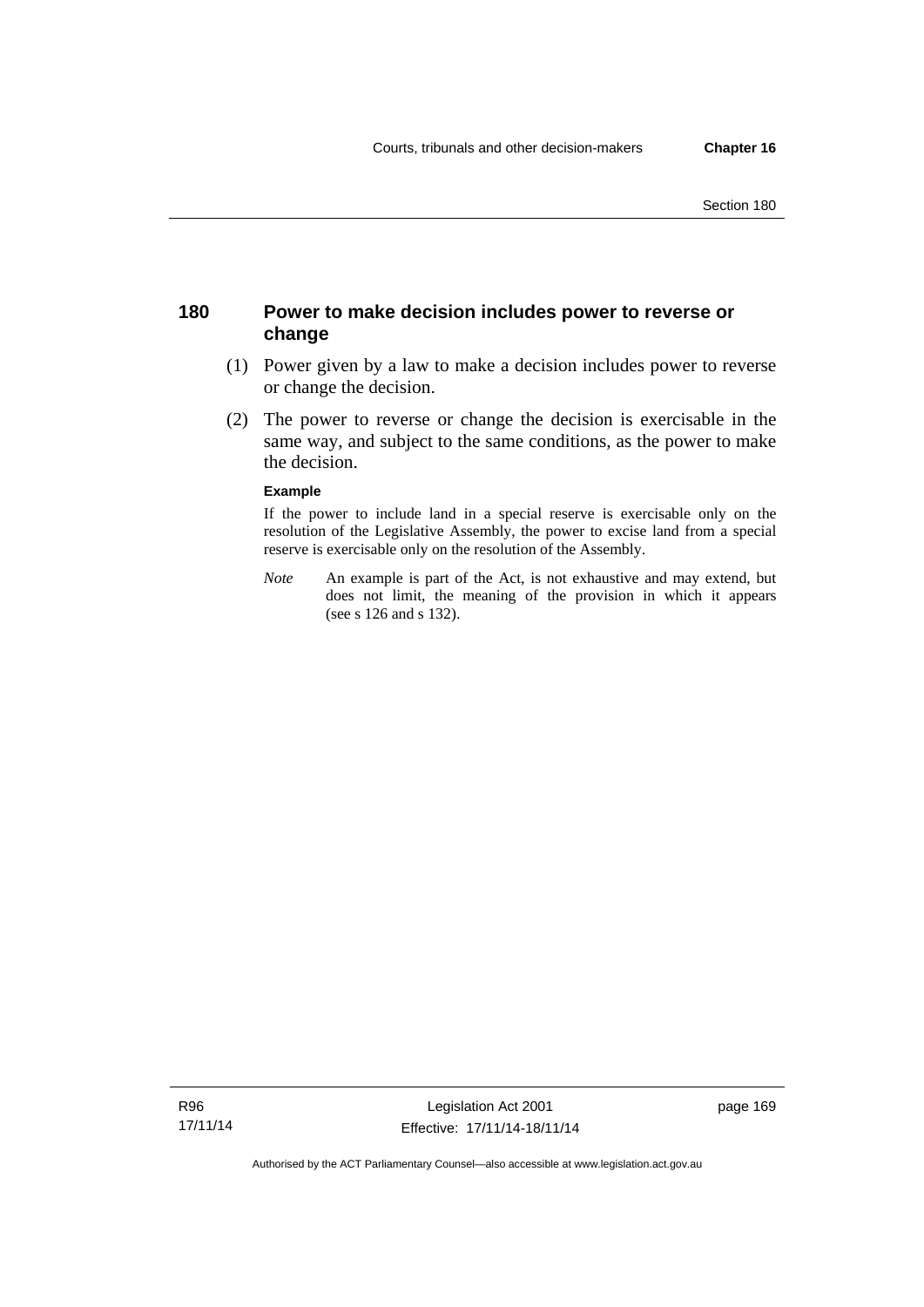## 180 Power to make decision includes power to reverse or change

(1) Power given by a law to make a decision includes power to reverse or change the decision.

(2) The power to reverse or change the decision is exercisable in the same way, and subject to the same conditions, as the power to make the decision.

**Example**

If the power to include land in a special reserve is exercisable only on the resolution of the Legislative Assembly, the power to excise land from a special reserve is exercisable only on the resolution of the Assembly.

*Note* An example is part of the Act, is not exhaustive and may extend, but does not limit, the meaning of the provision in which it appears (see s 126 and s 132).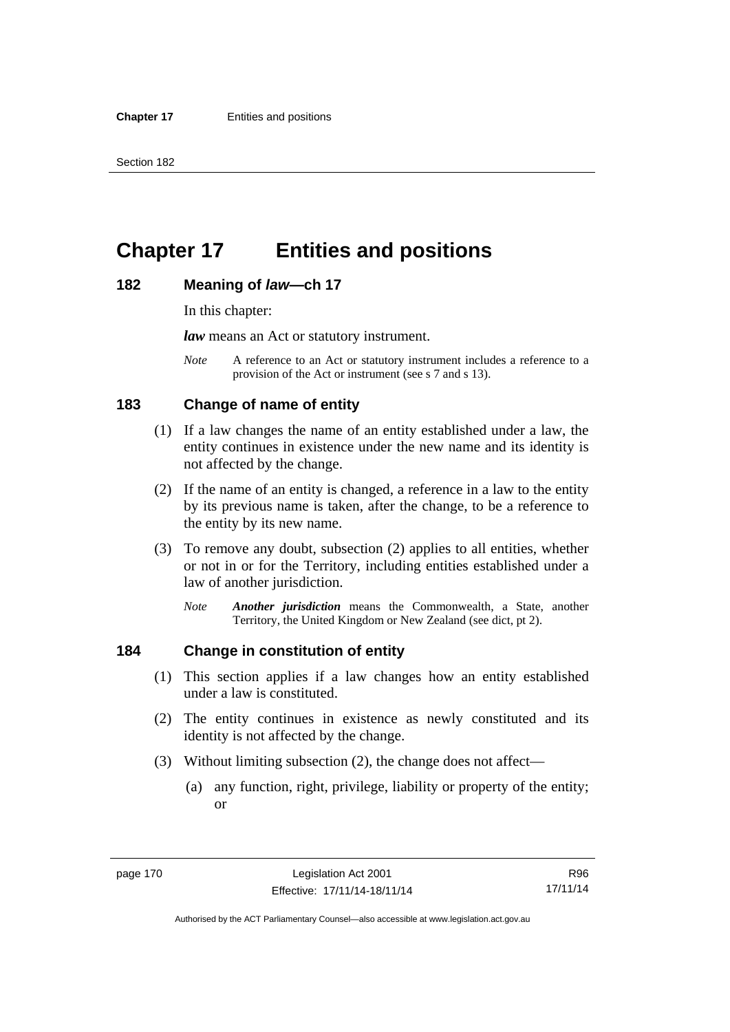# Chapter 17 Entities and positions

## 182 Meaning of *law*—ch 17

In this chapter:

***law*** means an Act or statutory instrument.

*Note* A reference to an Act or statutory instrument includes a reference to a provision of the Act or instrument (see s 7 and s 13).

## 183 Change of name of entity

(1) If a law changes the name of an entity established under a law, the entity continues in existence under the new name and its identity is not affected by the change.

(2) If the name of an entity is changed, a reference in a law to the entity by its previous name is taken, after the change, to be a reference to the entity by its new name.

(3) To remove any doubt, subsection (2) applies to all entities, whether or not in or for the Territory, including entities established under a law of another jurisdiction.

*Note* ***Another jurisdiction*** means the Commonwealth, a State, another Territory, the United Kingdom or New Zealand (see dict, pt 2).

## 184 Change in constitution of entity

(1) This section applies if a law changes how an entity established under a law is constituted.

(2) The entity continues in existence as newly constituted and its identity is not affected by the change.

(3) Without limiting subsection (2), the change does not affect—

(a) any function, right, privilege, liability or property of the entity; or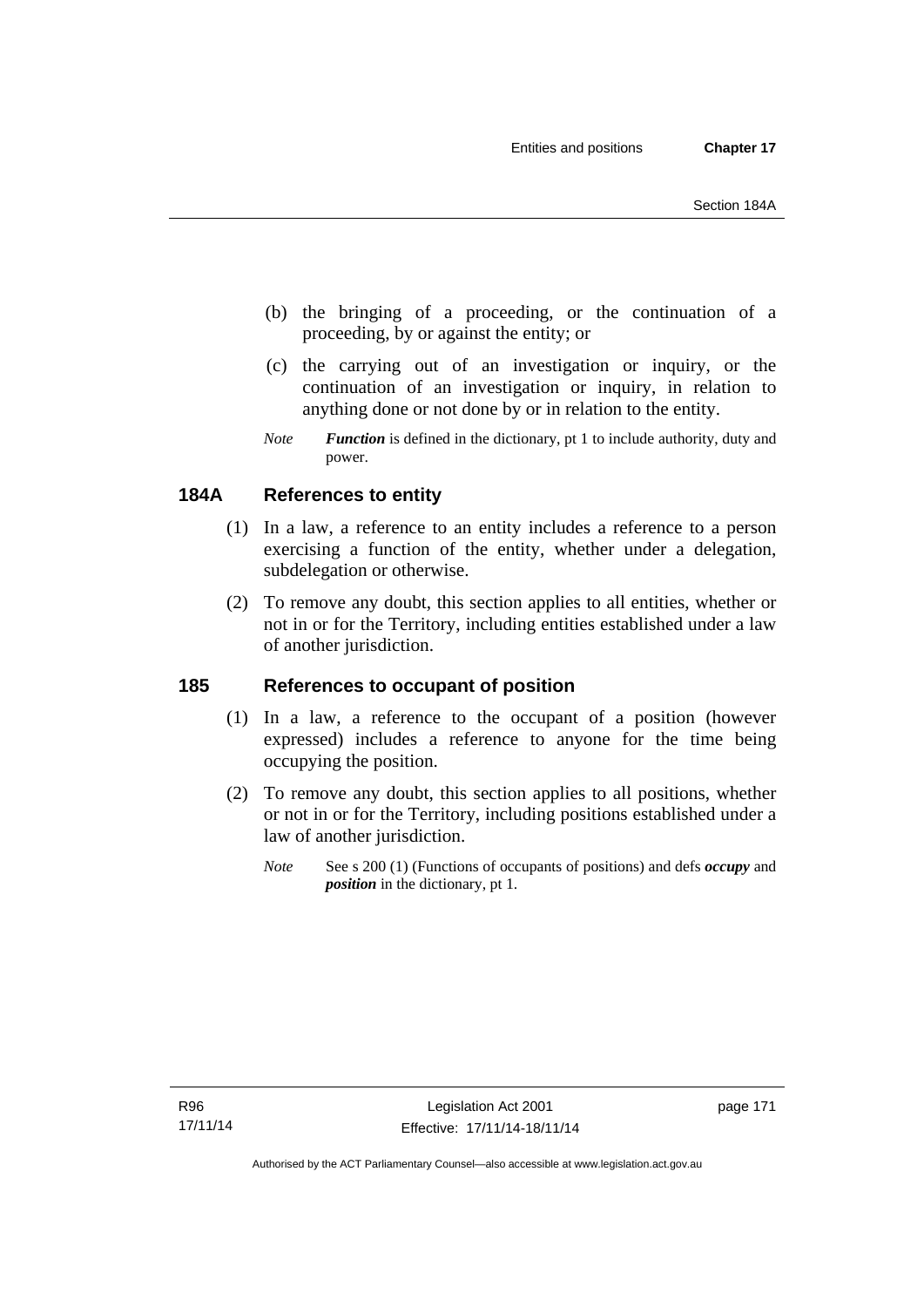(b) the bringing of a proceeding, or the continuation of a proceeding, by or against the entity; or

(c) the carrying out of an investigation or inquiry, or the continuation of an investigation or inquiry, in relation to anything done or not done by or in relation to the entity.

*Note* ***Function*** is defined in the dictionary, pt 1 to include authority, duty and power.

## 184A References to entity

(1) In a law, a reference to an entity includes a reference to a person exercising a function of the entity, whether under a delegation, subdelegation or otherwise.

(2) To remove any doubt, this section applies to all entities, whether or not in or for the Territory, including entities established under a law of another jurisdiction.

## 185 References to occupant of position

(1) In a law, a reference to the occupant of a position (however expressed) includes a reference to anyone for the time being occupying the position.

(2) To remove any doubt, this section applies to all positions, whether or not in or for the Territory, including positions established under a law of another jurisdiction.

*Note* See s 200 (1) (Functions of occupants of positions) and defs ***occupy*** and ***position*** in the dictionary, pt 1.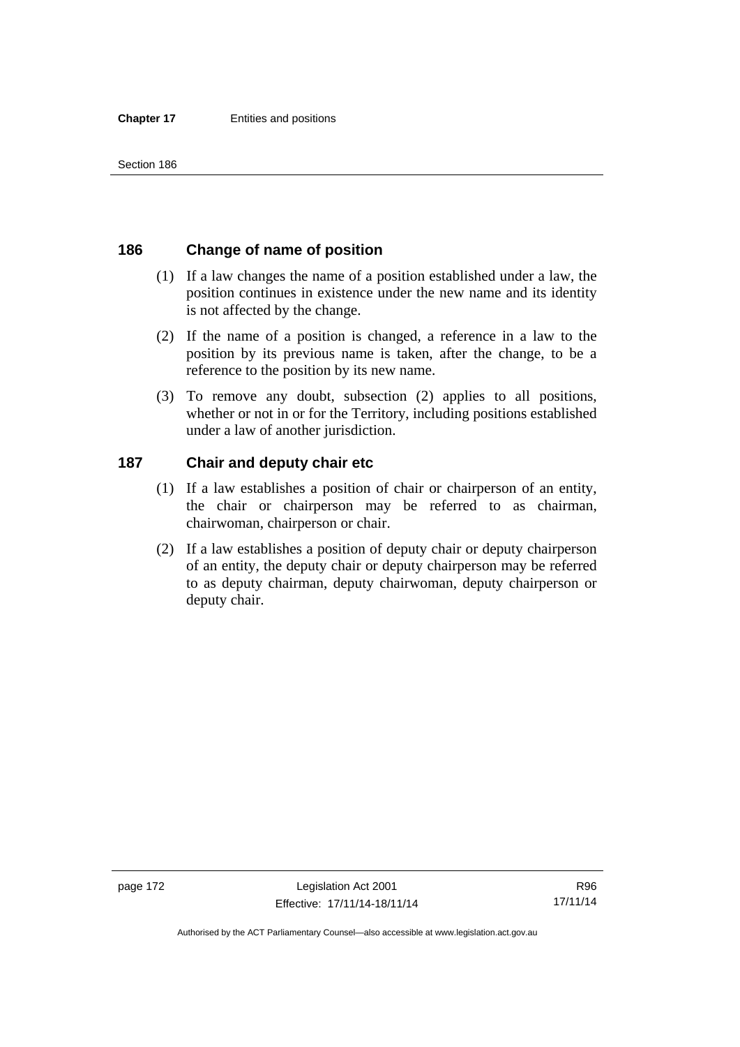## 186 Change of name of position

(1) If a law changes the name of a position established under a law, the position continues in existence under the new name and its identity is not affected by the change.

(2) If the name of a position is changed, a reference in a law to the position by its previous name is taken, after the change, to be a reference to the position by its new name.

(3) To remove any doubt, subsection (2) applies to all positions, whether or not in or for the Territory, including positions established under a law of another jurisdiction.

## 187 Chair and deputy chair etc

(1) If a law establishes a position of chair or chairperson of an entity, the chair or chairperson may be referred to as chairman, chairwoman, chairperson or chair.

(2) If a law establishes a position of deputy chair or deputy chairperson of an entity, the deputy chair or deputy chairperson may be referred to as deputy chairman, deputy chairwoman, deputy chairperson or deputy chair.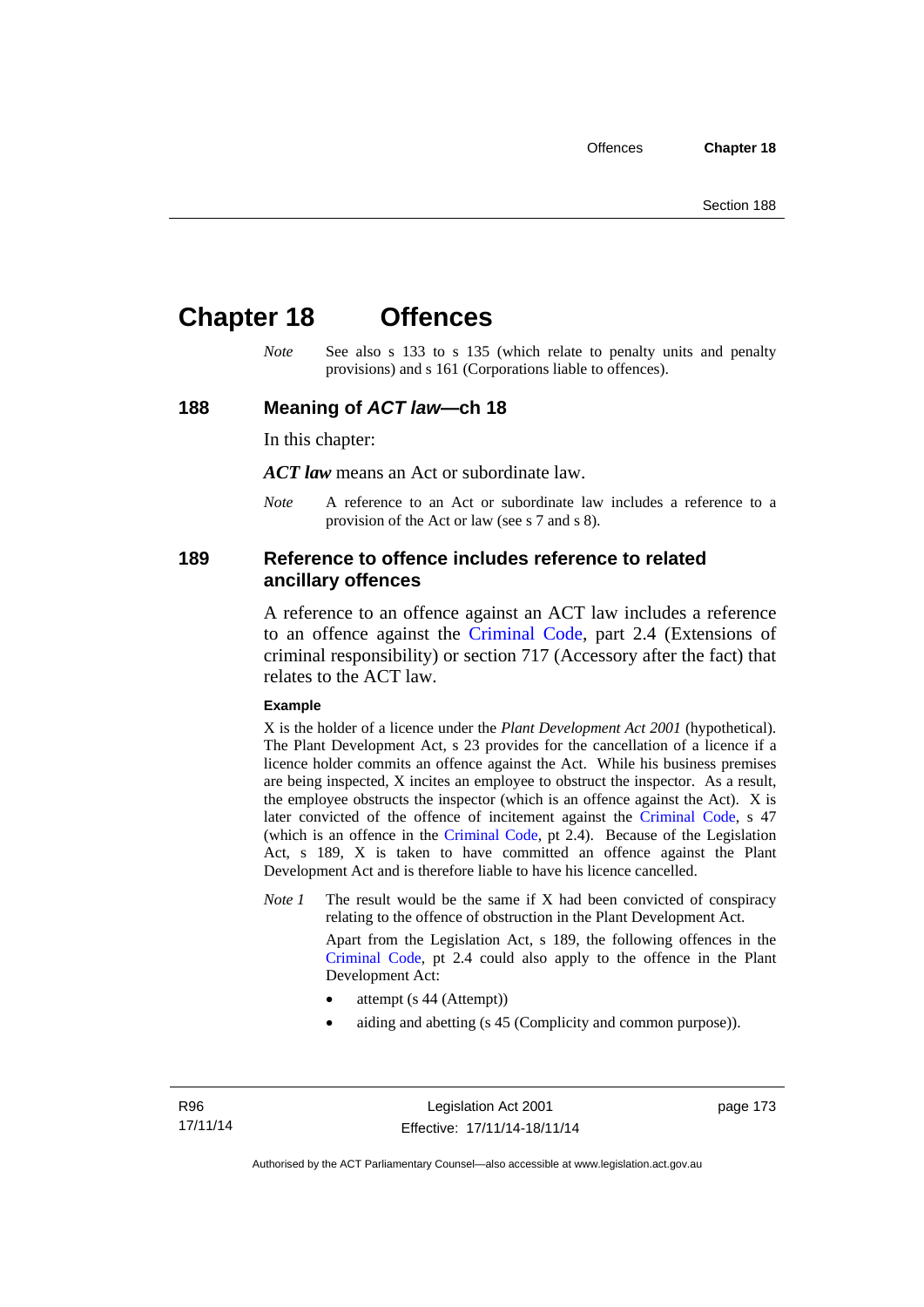# Chapter 18 Offences

*Note* See also s 133 to s 135 (which relate to penalty units and penalty provisions) and s 161 (Corporations liable to offences).

## 188 Meaning of *ACT law*—ch 18

In this chapter:

***ACT law*** means an Act or subordinate law.

*Note* A reference to an Act or subordinate law includes a reference to a provision of the Act or law (see s 7 and s 8).

## 189 Reference to offence includes reference to related ancillary offences

A reference to an offence against an ACT law includes a reference to an offence against the Criminal Code, part 2.4 (Extensions of criminal responsibility) or section 717 (Accessory after the fact) that relates to the ACT law.

**Example**

X is the holder of a licence under the *Plant Development Act 2001* (hypothetical). The Plant Development Act, s 23 provides for the cancellation of a licence if a licence holder commits an offence against the Act. While his business premises are being inspected, X incites an employee to obstruct the inspector. As a result, the employee obstructs the inspector (which is an offence against the Act). X is later convicted of the offence of incitement against the Criminal Code, s 47 (which is an offence in the Criminal Code, pt 2.4). Because of the Legislation Act, s 189, X is taken to have committed an offence against the Plant Development Act and is therefore liable to have his licence cancelled.

*Note 1* The result would be the same if X had been convicted of conspiracy relating to the offence of obstruction in the Plant Development Act.

Apart from the Legislation Act, s 189, the following offences in the Criminal Code, pt 2.4 could also apply to the offence in the Plant Development Act:

- attempt (s 44 (Attempt))
- aiding and abetting (s 45 (Complicity and common purpose)).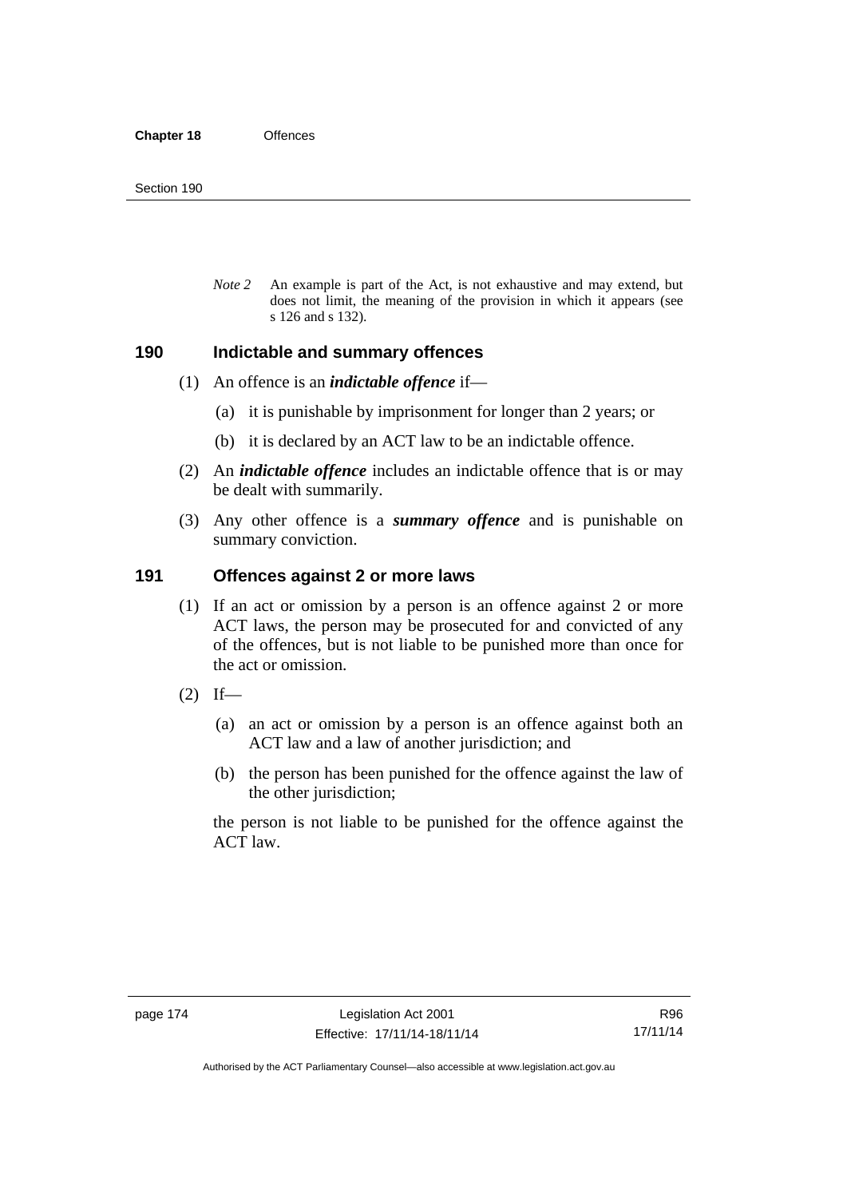*Note 2* An example is part of the Act, is not exhaustive and may extend, but does not limit, the meaning of the provision in which it appears (see s 126 and s 132).

## 190 Indictable and summary offences

(1) An offence is an ***indictable offence*** if—

(a) it is punishable by imprisonment for longer than 2 years; or

(b) it is declared by an ACT law to be an indictable offence.

(2) An ***indictable offence*** includes an indictable offence that is or may be dealt with summarily.

(3) Any other offence is a ***summary offence*** and is punishable on summary conviction.

## 191 Offences against 2 or more laws

(1) If an act or omission by a person is an offence against 2 or more ACT laws, the person may be prosecuted for and convicted of any of the offences, but is not liable to be punished more than once for the act or omission.

(2) If—

(a) an act or omission by a person is an offence against both an ACT law and a law of another jurisdiction; and

(b) the person has been punished for the offence against the law of the other jurisdiction;

the person is not liable to be punished for the offence against the ACT law.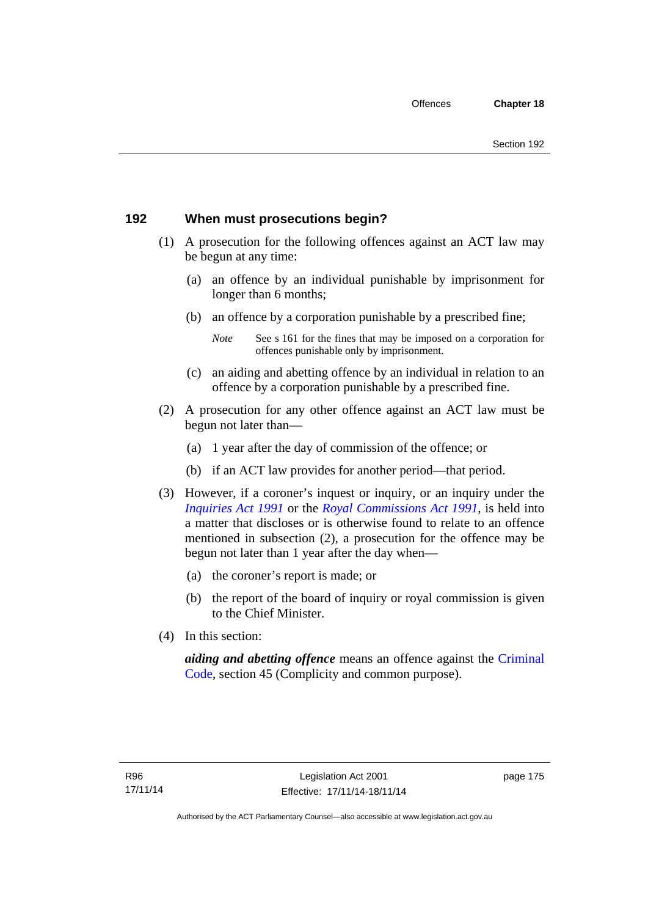## 192 When must prosecutions begin?

(1) A prosecution for the following offences against an ACT law may be begun at any time:

(a) an offence by an individual punishable by imprisonment for longer than 6 months;

(b) an offence by a corporation punishable by a prescribed fine;

*Note* See s 161 for the fines that may be imposed on a corporation for offences punishable only by imprisonment.

(c) an aiding and abetting offence by an individual in relation to an offence by a corporation punishable by a prescribed fine.

(2) A prosecution for any other offence against an ACT law must be begun not later than—

(a) 1 year after the day of commission of the offence; or

(b) if an ACT law provides for another period—that period.

(3) However, if a coroner's inquest or inquiry, or an inquiry under the *Inquiries Act 1991* or the *Royal Commissions Act 1991*, is held into a matter that discloses or is otherwise found to relate to an offence mentioned in subsection (2), a prosecution for the offence may be begun not later than 1 year after the day when—

(a) the coroner's report is made; or

(b) the report of the board of inquiry or royal commission is given to the Chief Minister.

(4) In this section:

***aiding and abetting offence*** means an offence against the Criminal Code, section 45 (Complicity and common purpose).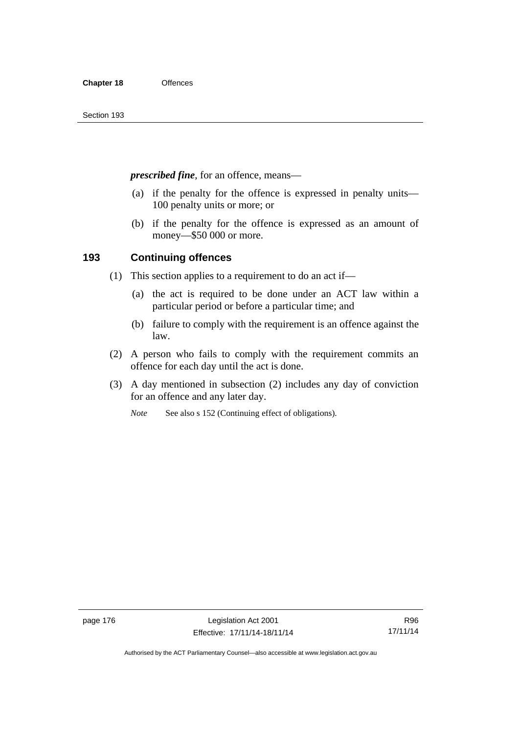***prescribed fine***, for an offence, means—

(a) if the penalty for the offence is expressed in penalty units—100 penalty units or more; or

(b) if the penalty for the offence is expressed as an amount of money—$50 000 or more.

## 193 Continuing offences

(1) This section applies to a requirement to do an act if—

(a) the act is required to be done under an ACT law within a particular period or before a particular time; and

(b) failure to comply with the requirement is an offence against the law.

(2) A person who fails to comply with the requirement commits an offence for each day until the act is done.

(3) A day mentioned in subsection (2) includes any day of conviction for an offence and any later day.

*Note* See also s 152 (Continuing effect of obligations).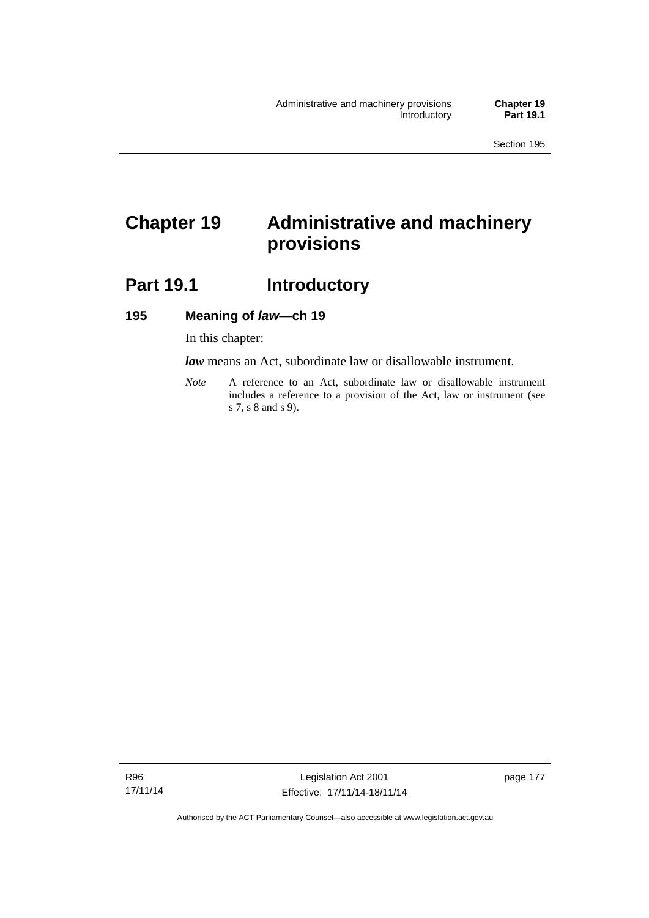# Chapter 19 Administrative and machinery provisions

## Part 19.1 Introductory

### 195 Meaning of *law*—ch 19

In this chapter:

***law*** means an Act, subordinate law or disallowable instrument.

*Note* A reference to an Act, subordinate law or disallowable instrument includes a reference to a provision of the Act, law or instrument (see s 7, s 8 and s 9).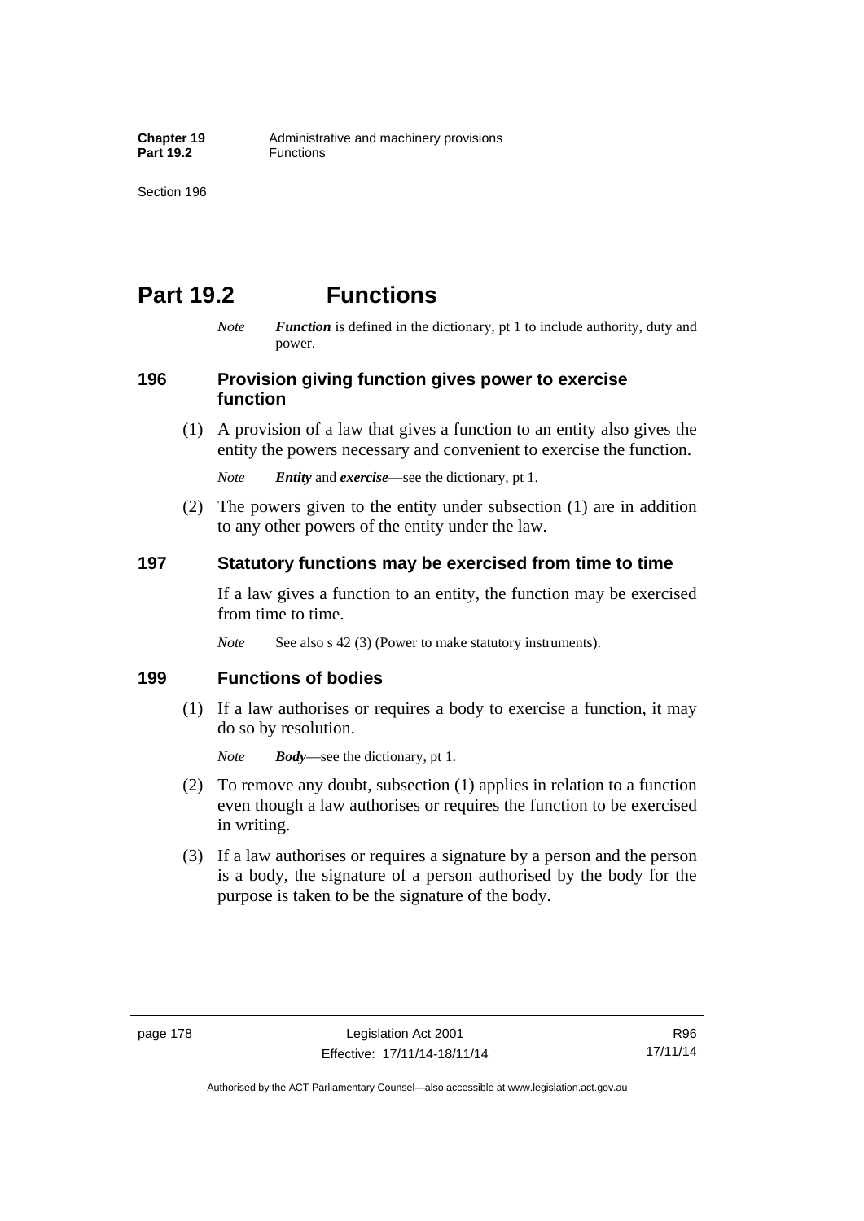# Part 19.2 Functions

*Note* ***Function*** is defined in the dictionary, pt 1 to include authority, duty and power.

## 196 Provision giving function gives power to exercise function

(1) A provision of a law that gives a function to an entity also gives the entity the powers necessary and convenient to exercise the function.

*Note* ***Entity*** and ***exercise***—see the dictionary, pt 1.

(2) The powers given to the entity under subsection (1) are in addition to any other powers of the entity under the law.

## 197 Statutory functions may be exercised from time to time

If a law gives a function to an entity, the function may be exercised from time to time.

*Note* See also s 42 (3) (Power to make statutory instruments).

## 199 Functions of bodies

(1) If a law authorises or requires a body to exercise a function, it may do so by resolution.

*Note* ***Body***—see the dictionary, pt 1.

(2) To remove any doubt, subsection (1) applies in relation to a function even though a law authorises or requires the function to be exercised in writing.

(3) If a law authorises or requires a signature by a person and the person is a body, the signature of a person authorised by the body for the purpose is taken to be the signature of the body.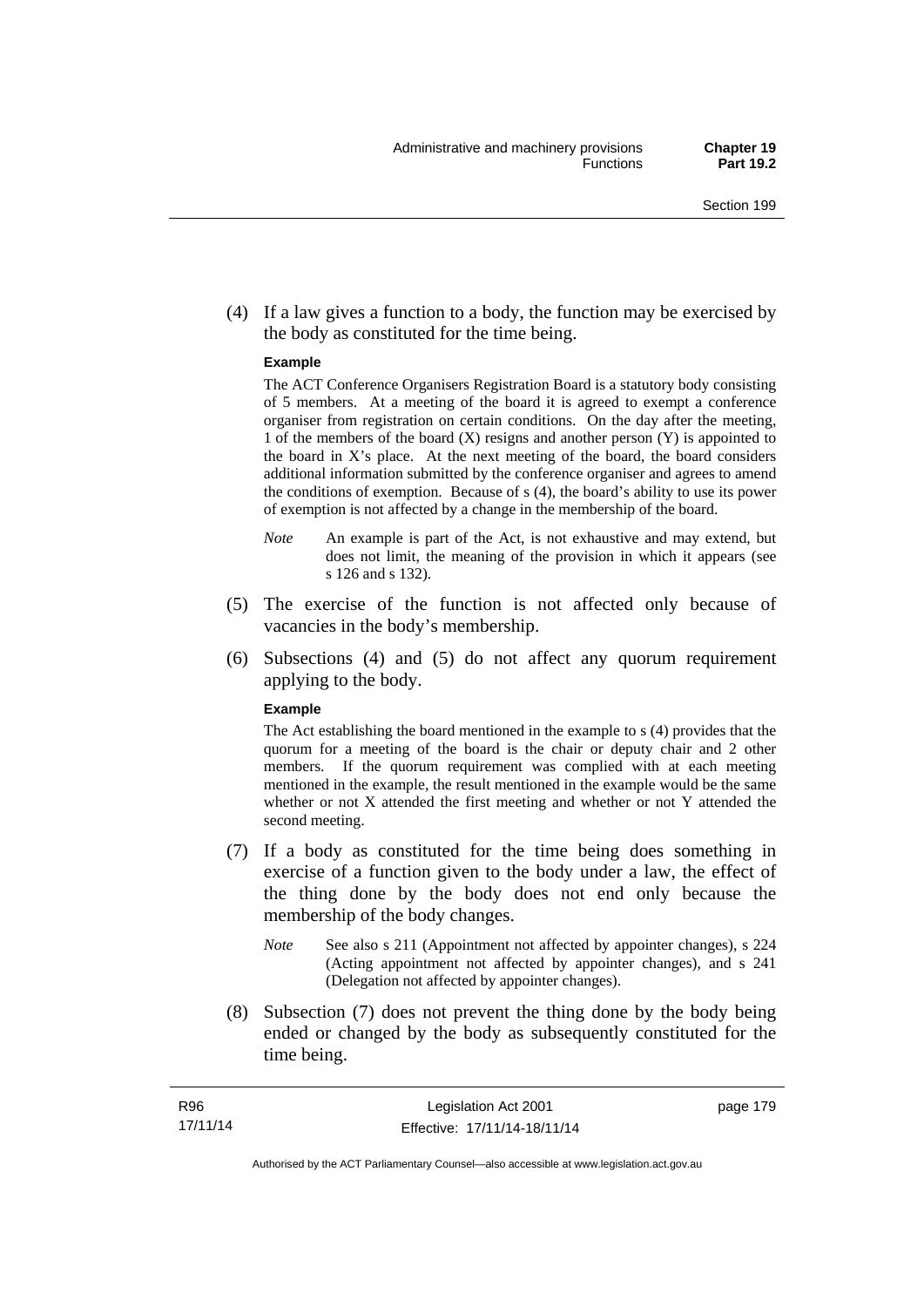(4) If a law gives a function to a body, the function may be exercised by the body as constituted for the time being.

**Example**

The ACT Conference Organisers Registration Board is a statutory body consisting of 5 members. At a meeting of the board it is agreed to exempt a conference organiser from registration on certain conditions. On the day after the meeting, 1 of the members of the board (X) resigns and another person (Y) is appointed to the board in X's place. At the next meeting of the board, the board considers additional information submitted by the conference organiser and agrees to amend the conditions of exemption. Because of s (4), the board's ability to use its power of exemption is not affected by a change in the membership of the board.

*Note* An example is part of the Act, is not exhaustive and may extend, but does not limit, the meaning of the provision in which it appears (see s 126 and s 132).

(5) The exercise of the function is not affected only because of vacancies in the body's membership.

(6) Subsections (4) and (5) do not affect any quorum requirement applying to the body.

**Example**

The Act establishing the board mentioned in the example to s (4) provides that the quorum for a meeting of the board is the chair or deputy chair and 2 other members. If the quorum requirement was complied with at each meeting mentioned in the example, the result mentioned in the example would be the same whether or not X attended the first meeting and whether or not Y attended the second meeting.

(7) If a body as constituted for the time being does something in exercise of a function given to the body under a law, the effect of the thing done by the body does not end only because the membership of the body changes.

*Note* See also s 211 (Appointment not affected by appointer changes), s 224 (Acting appointment not affected by appointer changes), and s 241 (Delegation not affected by appointer changes).

(8) Subsection (7) does not prevent the thing done by the body being ended or changed by the body as subsequently constituted for the time being.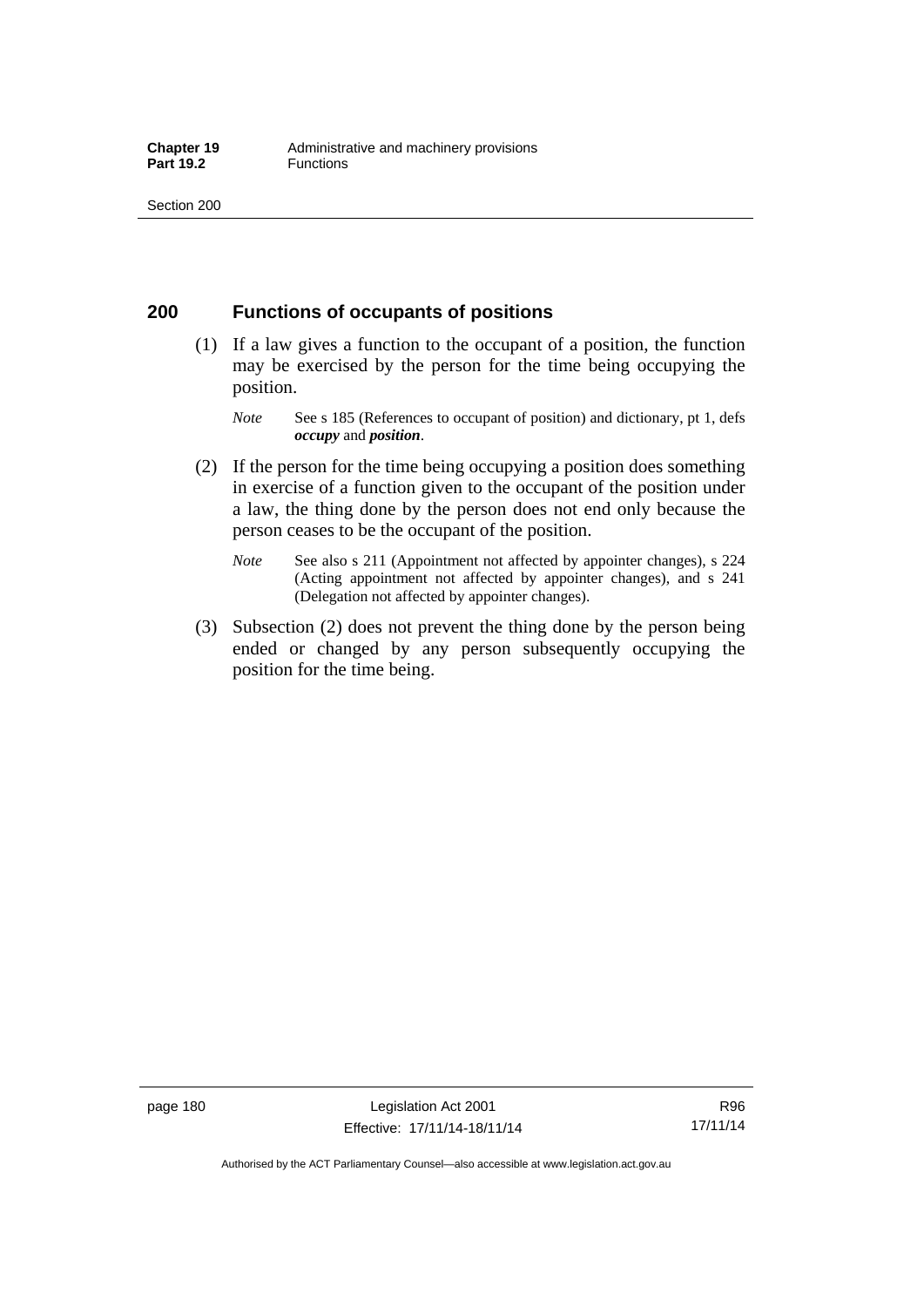## 200 Functions of occupants of positions

(1) If a law gives a function to the occupant of a position, the function may be exercised by the person for the time being occupying the position.

*Note* See s 185 (References to occupant of position) and dictionary, pt 1, defs ***occupy*** and ***position***.

(2) If the person for the time being occupying a position does something in exercise of a function given to the occupant of the position under a law, the thing done by the person does not end only because the person ceases to be the occupant of the position.

*Note* See also s 211 (Appointment not affected by appointer changes), s 224 (Acting appointment not affected by appointer changes), and s 241 (Delegation not affected by appointer changes).

(3) Subsection (2) does not prevent the thing done by the person being ended or changed by any person subsequently occupying the position for the time being.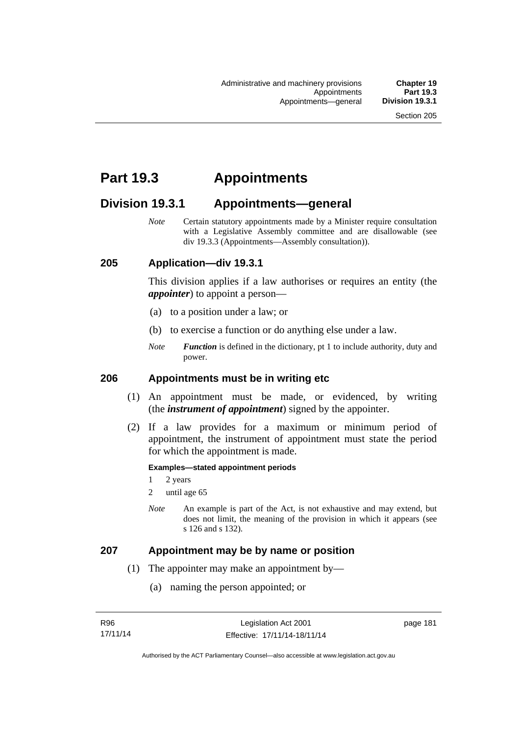# Part 19.3 Appointments

## Division 19.3.1 Appointments—general

*Note* Certain statutory appointments made by a Minister require consultation with a Legislative Assembly committee and are disallowable (see div 19.3.3 (Appointments—Assembly consultation)).

### 205 Application—div 19.3.1

This division applies if a law authorises or requires an entity (the ***appointer***) to appoint a person—

(a) to a position under a law; or

(b) to exercise a function or do anything else under a law.

*Note* ***Function*** is defined in the dictionary, pt 1 to include authority, duty and power.

### 206 Appointments must be in writing etc

(1) An appointment must be made, or evidenced, by writing (the ***instrument of appointment***) signed by the appointer.

(2) If a law provides for a maximum or minimum period of appointment, the instrument of appointment must state the period for which the appointment is made.

**Examples—stated appointment periods**

1 2 years

2 until age 65

*Note* An example is part of the Act, is not exhaustive and may extend, but does not limit, the meaning of the provision in which it appears (see s 126 and s 132).

### 207 Appointment may be by name or position

(1) The appointer may make an appointment by—

(a) naming the person appointed; or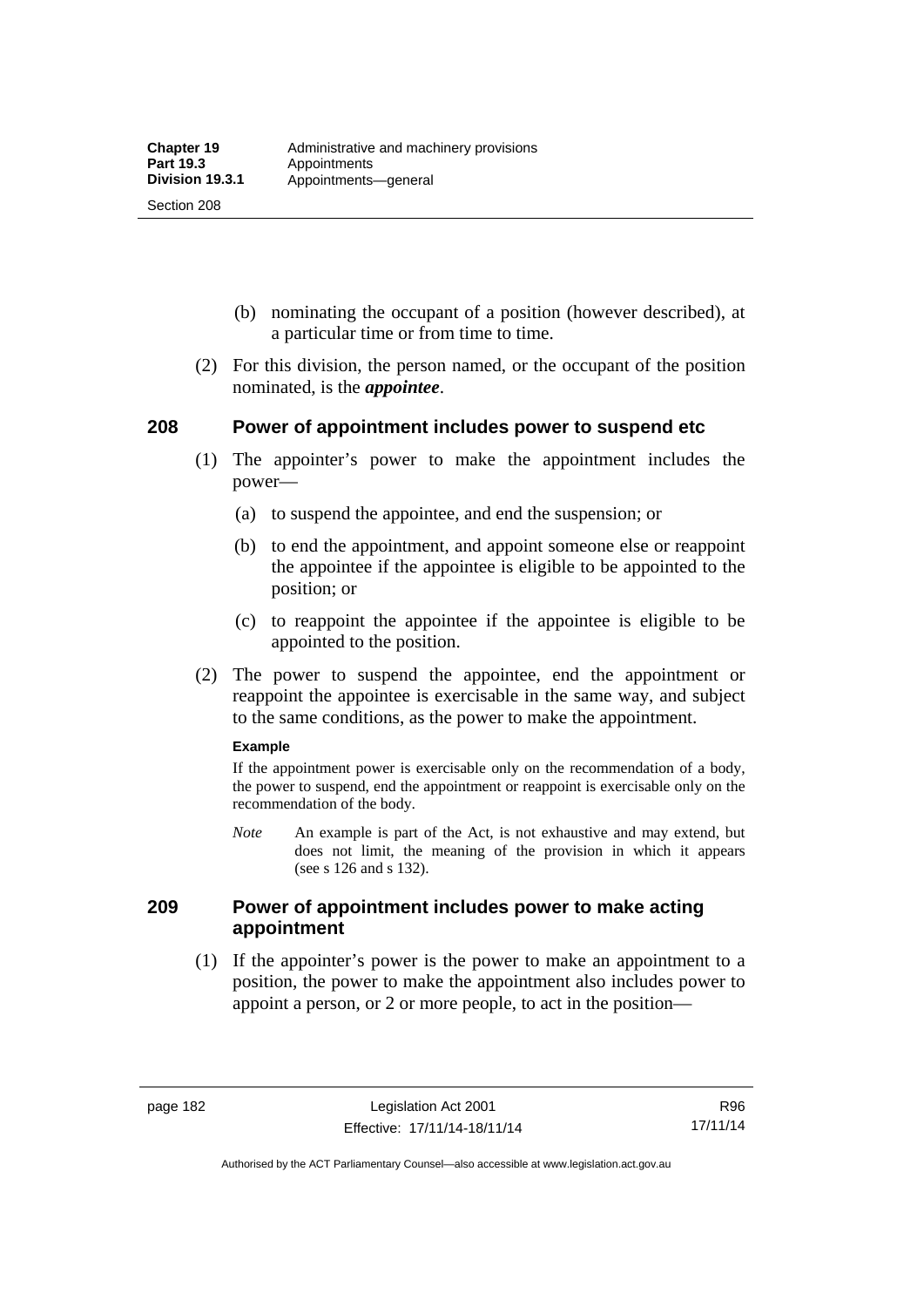(b) nominating the occupant of a position (however described), at a particular time or from time to time.

(2) For this division, the person named, or the occupant of the position nominated, is the ***appointee***.

## 208 Power of appointment includes power to suspend etc

(1) The appointer's power to make the appointment includes the power—

(a) to suspend the appointee, and end the suspension; or

(b) to end the appointment, and appoint someone else or reappoint the appointee if the appointee is eligible to be appointed to the position; or

(c) to reappoint the appointee if the appointee is eligible to be appointed to the position.

(2) The power to suspend the appointee, end the appointment or reappoint the appointee is exercisable in the same way, and subject to the same conditions, as the power to make the appointment.

**Example**

If the appointment power is exercisable only on the recommendation of a body, the power to suspend, end the appointment or reappoint is exercisable only on the recommendation of the body.

*Note* An example is part of the Act, is not exhaustive and may extend, but does not limit, the meaning of the provision in which it appears (see s 126 and s 132).

## 209 Power of appointment includes power to make acting appointment

(1) If the appointer's power is the power to make an appointment to a position, the power to make the appointment also includes power to appoint a person, or 2 or more people, to act in the position—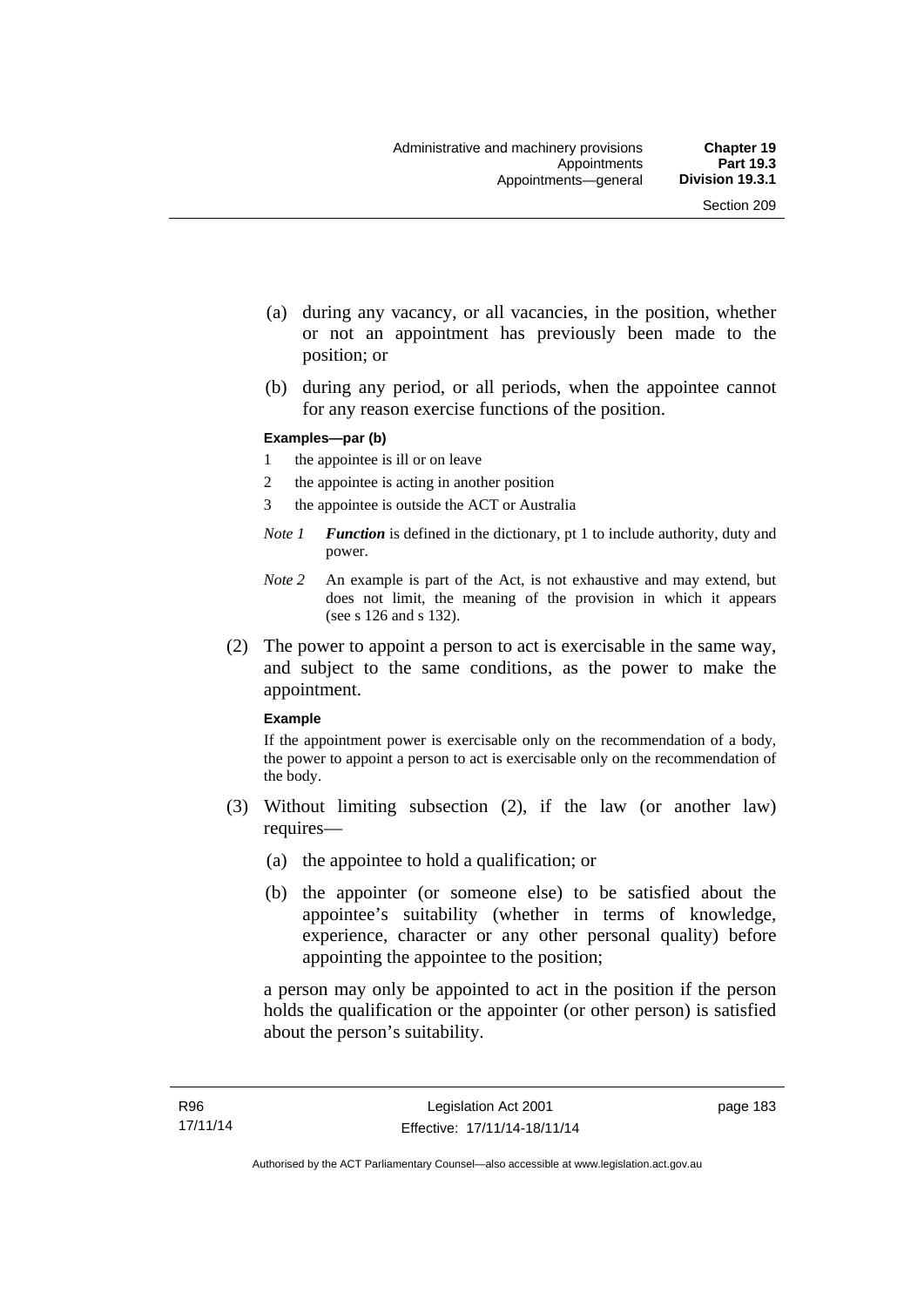(a) during any vacancy, or all vacancies, in the position, whether or not an appointment has previously been made to the position; or

(b) during any period, or all periods, when the appointee cannot for any reason exercise functions of the position.

**Examples—par (b)**

1 the appointee is ill or on leave

2 the appointee is acting in another position

3 the appointee is outside the ACT or Australia

*Note 1* ***Function*** is defined in the dictionary, pt 1 to include authority, duty and power.

*Note 2* An example is part of the Act, is not exhaustive and may extend, but does not limit, the meaning of the provision in which it appears (see s 126 and s 132).

(2) The power to appoint a person to act is exercisable in the same way, and subject to the same conditions, as the power to make the appointment.

**Example**

If the appointment power is exercisable only on the recommendation of a body, the power to appoint a person to act is exercisable only on the recommendation of the body.

(3) Without limiting subsection (2), if the law (or another law) requires—

(a) the appointee to hold a qualification; or

(b) the appointer (or someone else) to be satisfied about the appointee's suitability (whether in terms of knowledge, experience, character or any other personal quality) before appointing the appointee to the position;

a person may only be appointed to act in the position if the person holds the qualification or the appointer (or other person) is satisfied about the person's suitability.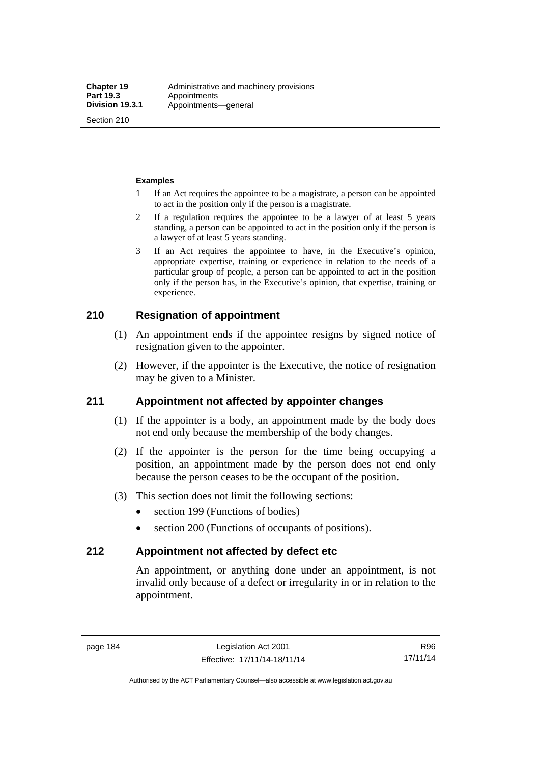**Examples**

1 If an Act requires the appointee to be a magistrate, a person can be appointed to act in the position only if the person is a magistrate.

2 If a regulation requires the appointee to be a lawyer of at least 5 years standing, a person can be appointed to act in the position only if the person is a lawyer of at least 5 years standing.

3 If an Act requires the appointee to have, in the Executive's opinion, appropriate expertise, training or experience in relation to the needs of a particular group of people, a person can be appointed to act in the position only if the person has, in the Executive's opinion, that expertise, training or experience.

## 210 Resignation of appointment

(1) An appointment ends if the appointee resigns by signed notice of resignation given to the appointer.

(2) However, if the appointer is the Executive, the notice of resignation may be given to a Minister.

## 211 Appointment not affected by appointer changes

(1) If the appointer is a body, an appointment made by the body does not end only because the membership of the body changes.

(2) If the appointer is the person for the time being occupying a position, an appointment made by the person does not end only because the person ceases to be the occupant of the position.

(3) This section does not limit the following sections:

- section 199 (Functions of bodies)
- section 200 (Functions of occupants of positions).

## 212 Appointment not affected by defect etc

An appointment, or anything done under an appointment, is not invalid only because of a defect or irregularity in or in relation to the appointment.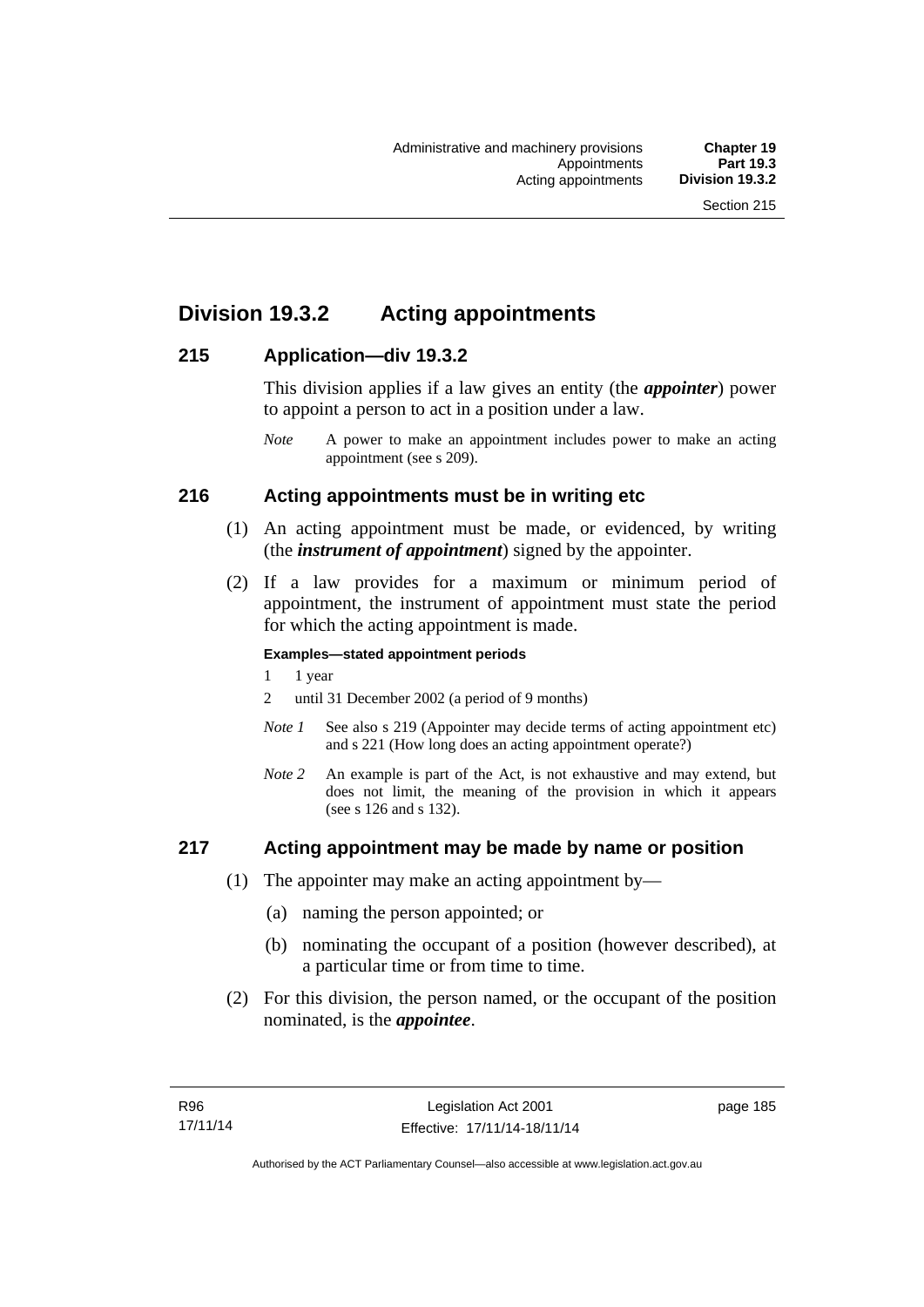## Division 19.3.2 Acting appointments

### 215 Application—div 19.3.2

This division applies if a law gives an entity (the ***appointer***) power to appoint a person to act in a position under a law.

*Note* A power to make an appointment includes power to make an acting appointment (see s 209).

### 216 Acting appointments must be in writing etc

(1) An acting appointment must be made, or evidenced, by writing (the ***instrument of appointment***) signed by the appointer.

(2) If a law provides for a maximum or minimum period of appointment, the instrument of appointment must state the period for which the acting appointment is made.

**Examples—stated appointment periods**

1 1 year

2 until 31 December 2002 (a period of 9 months)

*Note 1* See also s 219 (Appointer may decide terms of acting appointment etc) and s 221 (How long does an acting appointment operate?)

*Note 2* An example is part of the Act, is not exhaustive and may extend, but does not limit, the meaning of the provision in which it appears (see s 126 and s 132).

### 217 Acting appointment may be made by name or position

(1) The appointer may make an acting appointment by—

(a) naming the person appointed; or

(b) nominating the occupant of a position (however described), at a particular time or from time to time.

(2) For this division, the person named, or the occupant of the position nominated, is the ***appointee***.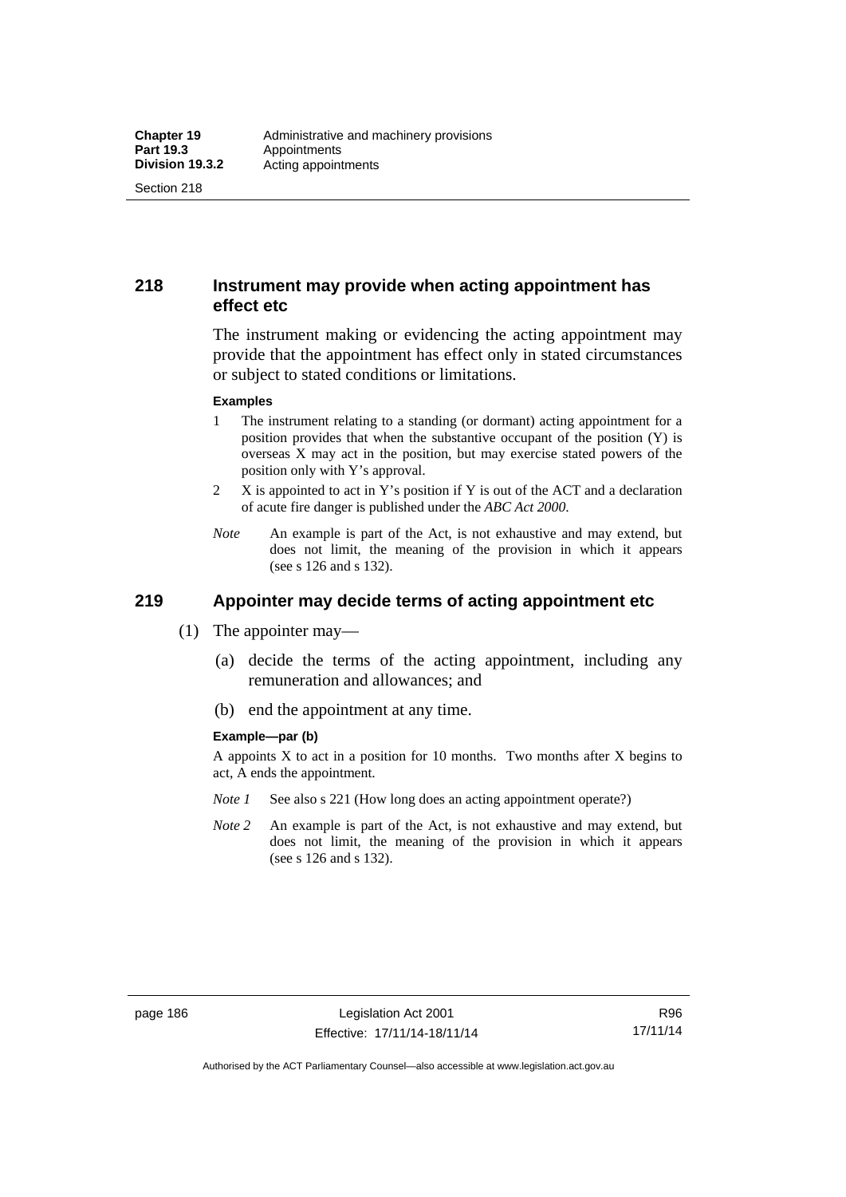## 218 Instrument may provide when acting appointment has effect etc

The instrument making or evidencing the acting appointment may provide that the appointment has effect only in stated circumstances or subject to stated conditions or limitations.

**Examples**

1. The instrument relating to a standing (or dormant) acting appointment for a position provides that when the substantive occupant of the position (Y) is overseas X may act in the position, but may exercise stated powers of the position only with Y's approval.
2. X is appointed to act in Y's position if Y is out of the ACT and a declaration of acute fire danger is published under the *ABC Act 2000*.

*Note* An example is part of the Act, is not exhaustive and may extend, but does not limit, the meaning of the provision in which it appears (see s 126 and s 132).

## 219 Appointer may decide terms of acting appointment etc

(1) The appointer may—

(a) decide the terms of the acting appointment, including any remuneration and allowances; and

(b) end the appointment at any time.

**Example—par (b)**

A appoints X to act in a position for 10 months. Two months after X begins to act, A ends the appointment.

*Note 1* See also s 221 (How long does an acting appointment operate?)

*Note 2* An example is part of the Act, is not exhaustive and may extend, but does not limit, the meaning of the provision in which it appears (see s 126 and s 132).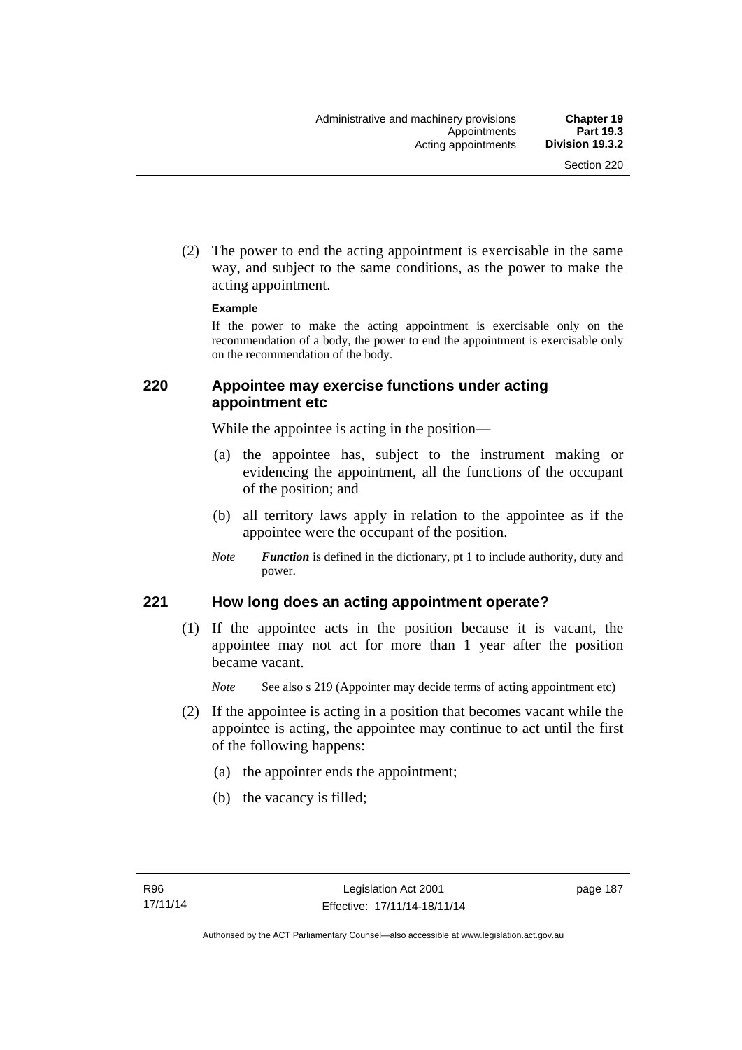(2) The power to end the acting appointment is exercisable in the same way, and subject to the same conditions, as the power to make the acting appointment.

**Example**

If the power to make the acting appointment is exercisable only on the recommendation of a body, the power to end the appointment is exercisable only on the recommendation of the body.

## 220 Appointee may exercise functions under acting appointment etc

While the appointee is acting in the position—

(a) the appointee has, subject to the instrument making or evidencing the appointment, all the functions of the occupant of the position; and

(b) all territory laws apply in relation to the appointee as if the appointee were the occupant of the position.

*Note* ***Function*** is defined in the dictionary, pt 1 to include authority, duty and power.

## 221 How long does an acting appointment operate?

(1) If the appointee acts in the position because it is vacant, the appointee may not act for more than 1 year after the position became vacant.

*Note* See also s 219 (Appointer may decide terms of acting appointment etc)

(2) If the appointee is acting in a position that becomes vacant while the appointee is acting, the appointee may continue to act until the first of the following happens:

(a) the appointer ends the appointment;

(b) the vacancy is filled;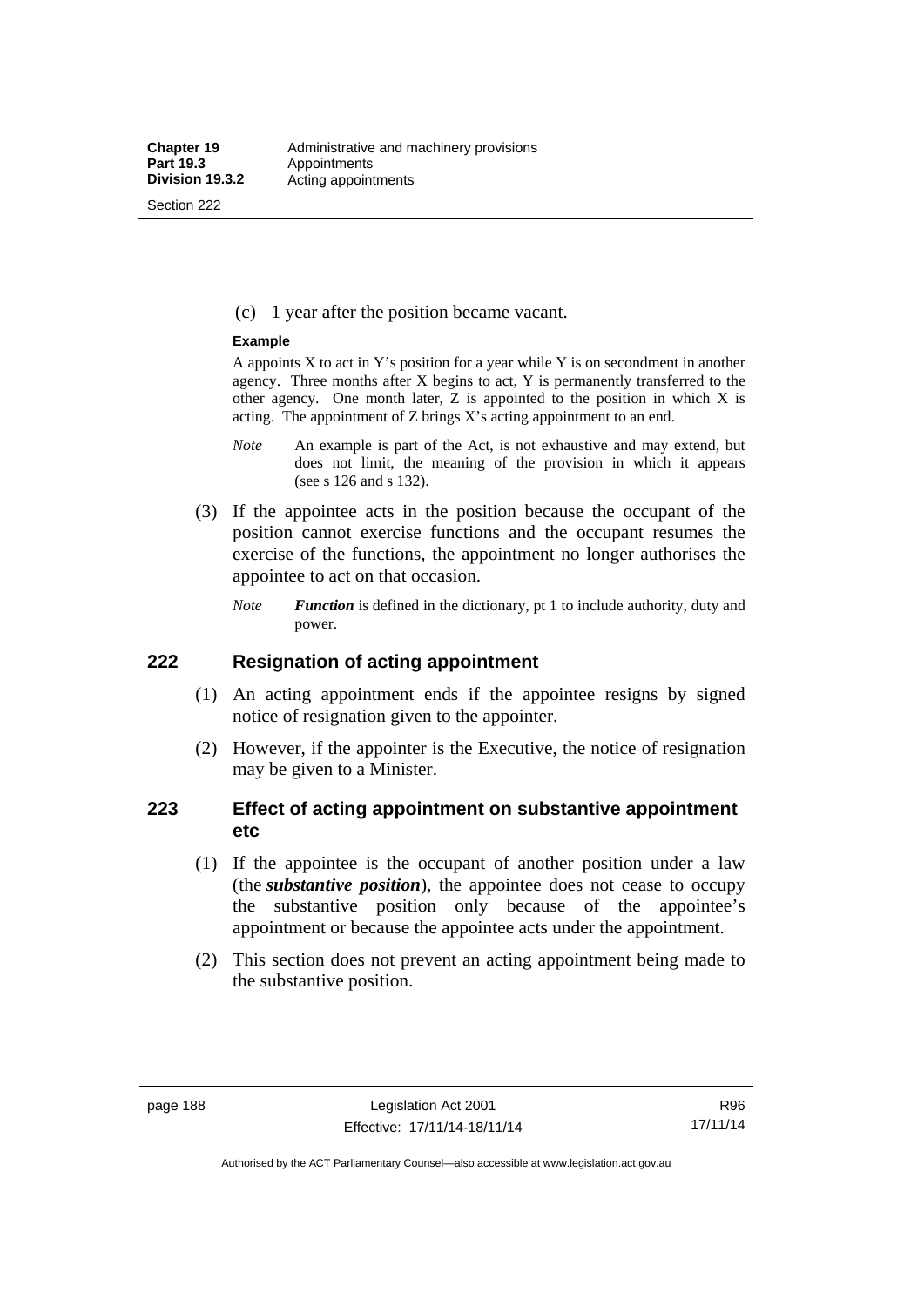(c) 1 year after the position became vacant.

**Example**

A appoints X to act in Y's position for a year while Y is on secondment in another agency. Three months after X begins to act, Y is permanently transferred to the other agency. One month later, Z is appointed to the position in which X is acting. The appointment of Z brings X's acting appointment to an end.

*Note* An example is part of the Act, is not exhaustive and may extend, but does not limit, the meaning of the provision in which it appears (see s 126 and s 132).

(3) If the appointee acts in the position because the occupant of the position cannot exercise functions and the occupant resumes the exercise of the functions, the appointment no longer authorises the appointee to act on that occasion.

*Note* ***Function*** is defined in the dictionary, pt 1 to include authority, duty and power.

## 222 Resignation of acting appointment

(1) An acting appointment ends if the appointee resigns by signed notice of resignation given to the appointer.

(2) However, if the appointer is the Executive, the notice of resignation may be given to a Minister.

## 223 Effect of acting appointment on substantive appointment etc

(1) If the appointee is the occupant of another position under a law (the ***substantive position***), the appointee does not cease to occupy the substantive position only because of the appointee's appointment or because the appointee acts under the appointment.

(2) This section does not prevent an acting appointment being made to the substantive position.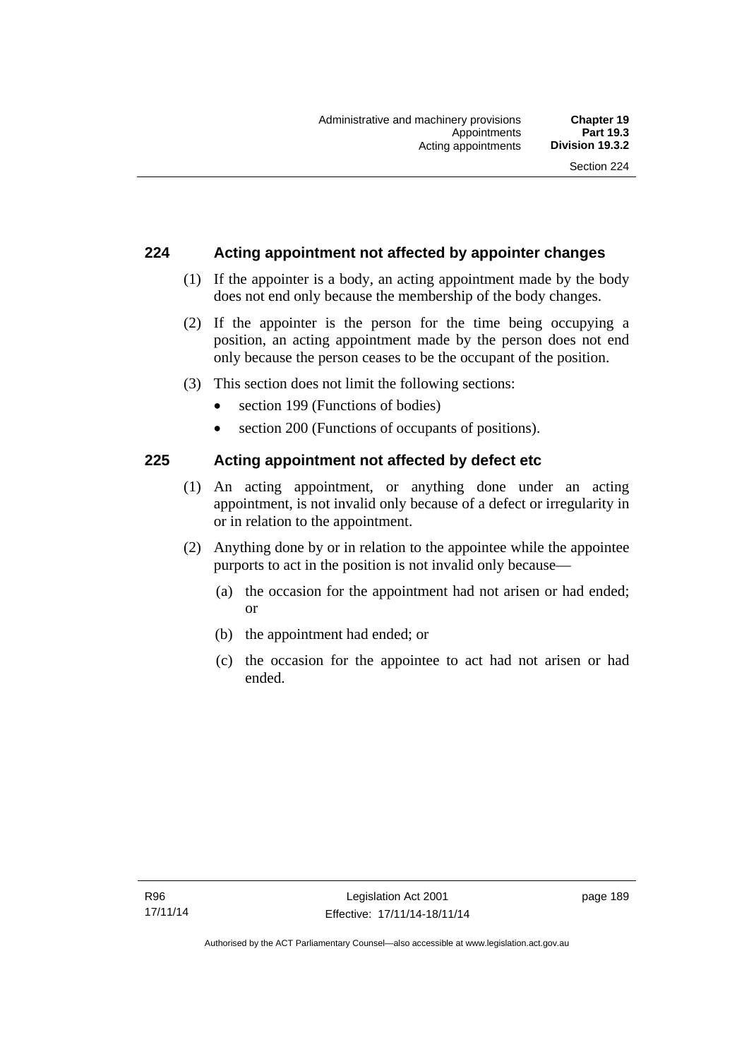## 224 Acting appointment not affected by appointer changes

(1) If the appointer is a body, an acting appointment made by the body does not end only because the membership of the body changes.

(2) If the appointer is the person for the time being occupying a position, an acting appointment made by the person does not end only because the person ceases to be the occupant of the position.

(3) This section does not limit the following sections:

- section 199 (Functions of bodies)
- section 200 (Functions of occupants of positions).

## 225 Acting appointment not affected by defect etc

(1) An acting appointment, or anything done under an acting appointment, is not invalid only because of a defect or irregularity in or in relation to the appointment.

(2) Anything done by or in relation to the appointee while the appointee purports to act in the position is not invalid only because—

(a) the occasion for the appointment had not arisen or had ended; or

(b) the appointment had ended; or

(c) the occasion for the appointee to act had not arisen or had ended.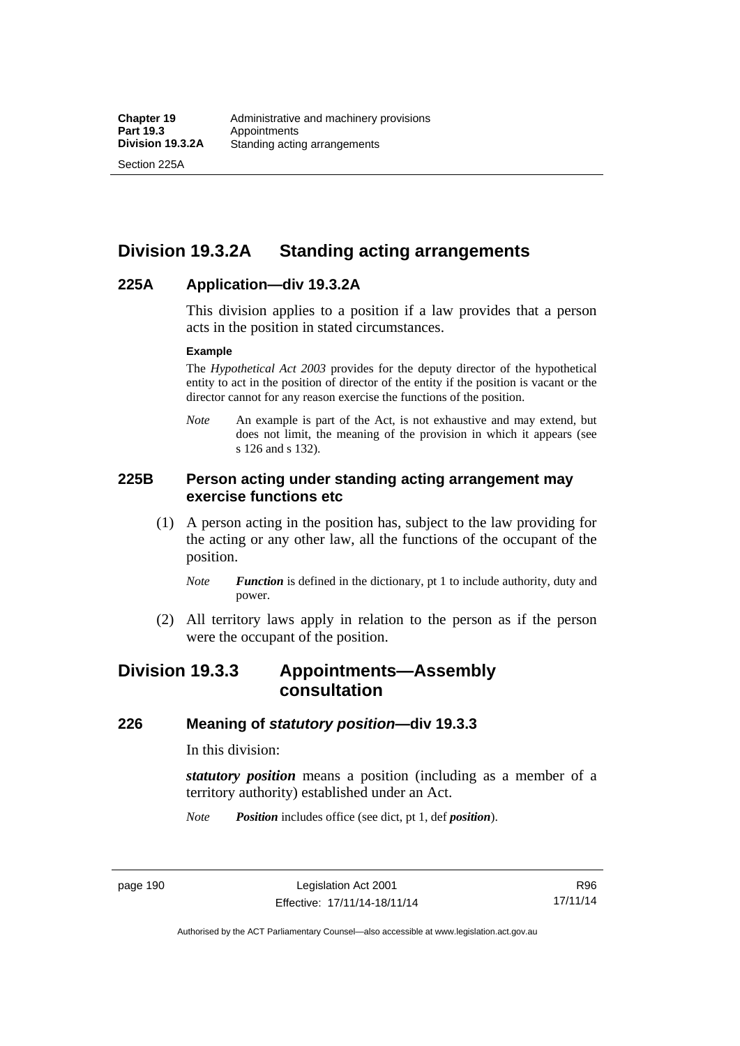## Division 19.3.2A Standing acting arrangements

### 225A Application—div 19.3.2A

This division applies to a position if a law provides that a person acts in the position in stated circumstances.

**Example**

The *Hypothetical Act 2003* provides for the deputy director of the hypothetical entity to act in the position of director of the entity if the position is vacant or the director cannot for any reason exercise the functions of the position.

*Note* An example is part of the Act, is not exhaustive and may extend, but does not limit, the meaning of the provision in which it appears (see s 126 and s 132).

### 225B Person acting under standing acting arrangement may exercise functions etc

(1) A person acting in the position has, subject to the law providing for the acting or any other law, all the functions of the occupant of the position.

*Note* ***Function*** is defined in the dictionary, pt 1 to include authority, duty and power.

(2) All territory laws apply in relation to the person as if the person were the occupant of the position.

## Division 19.3.3 Appointments—Assembly consultation

### 226 Meaning of *statutory position*—div 19.3.3

In this division:

***statutory position*** means a position (including as a member of a territory authority) established under an Act.

*Note* ***Position*** includes office (see dict, pt 1, def ***position***).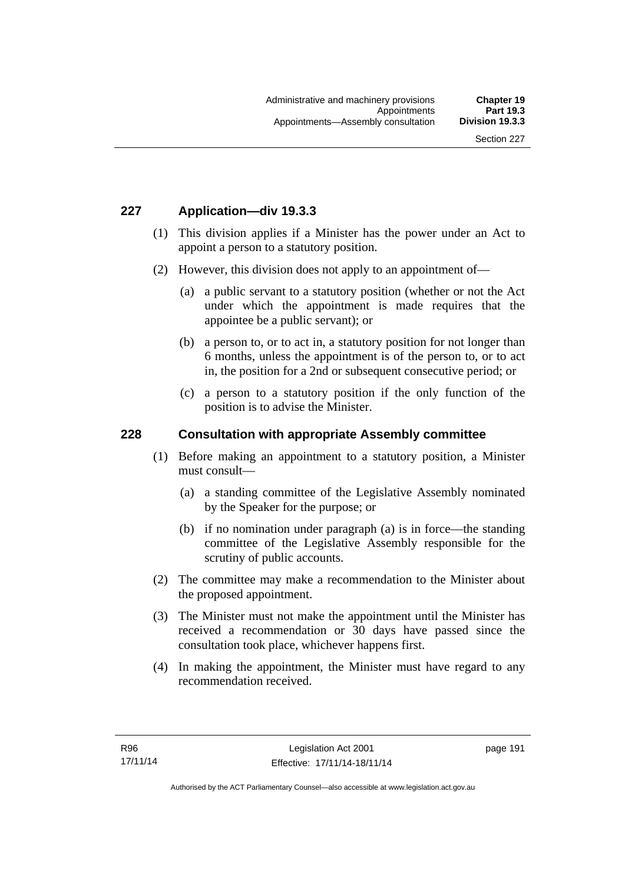## 227 Application—div 19.3.3

(1) This division applies if a Minister has the power under an Act to appoint a person to a statutory position.

(2) However, this division does not apply to an appointment of—

(a) a public servant to a statutory position (whether or not the Act under which the appointment is made requires that the appointee be a public servant); or

(b) a person to, or to act in, a statutory position for not longer than 6 months, unless the appointment is of the person to, or to act in, the position for a 2nd or subsequent consecutive period; or

(c) a person to a statutory position if the only function of the position is to advise the Minister.

## 228 Consultation with appropriate Assembly committee

(1) Before making an appointment to a statutory position, a Minister must consult—

(a) a standing committee of the Legislative Assembly nominated by the Speaker for the purpose; or

(b) if no nomination under paragraph (a) is in force—the standing committee of the Legislative Assembly responsible for the scrutiny of public accounts.

(2) The committee may make a recommendation to the Minister about the proposed appointment.

(3) The Minister must not make the appointment until the Minister has received a recommendation or 30 days have passed since the consultation took place, whichever happens first.

(4) In making the appointment, the Minister must have regard to any recommendation received.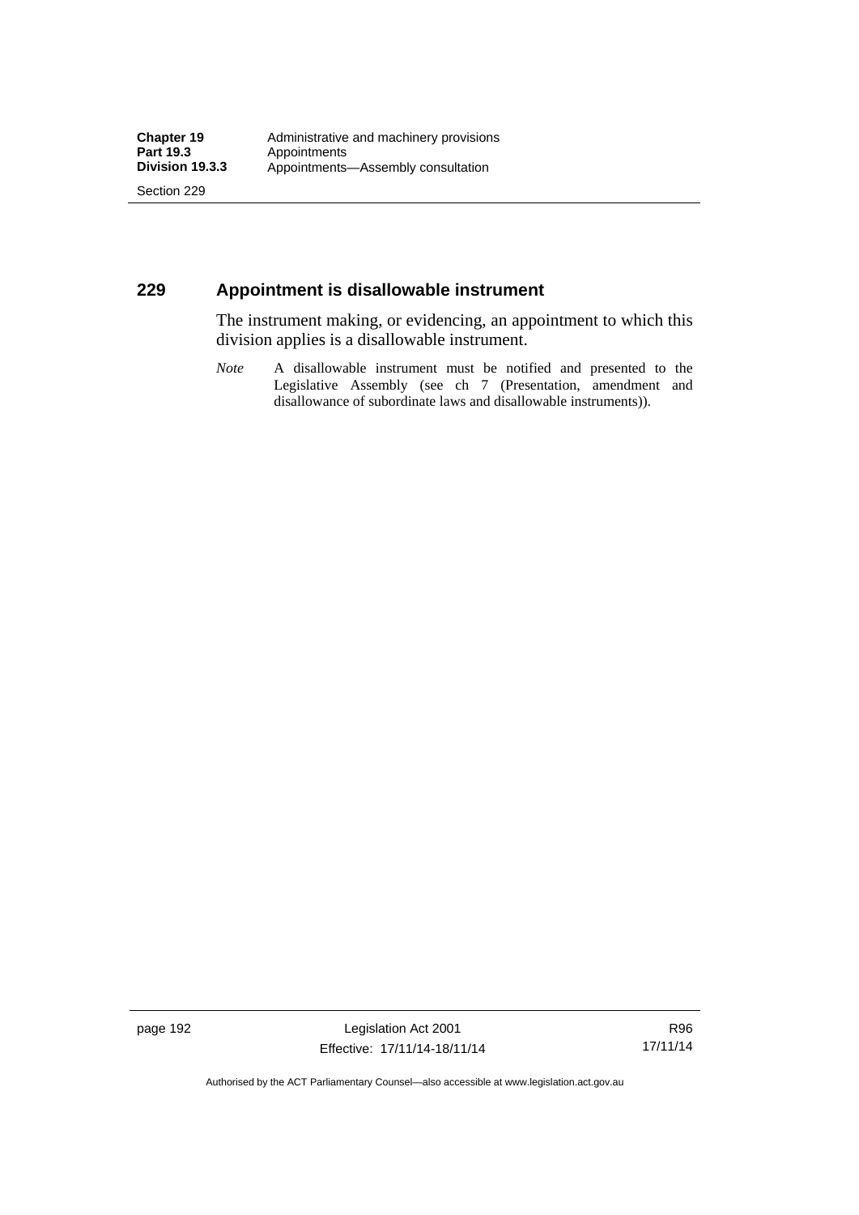## 229 Appointment is disallowable instrument

The instrument making, or evidencing, an appointment to which this division applies is a disallowable instrument.

*Note* A disallowable instrument must be notified and presented to the Legislative Assembly (see ch 7 (Presentation, amendment and disallowance of subordinate laws and disallowable instruments)).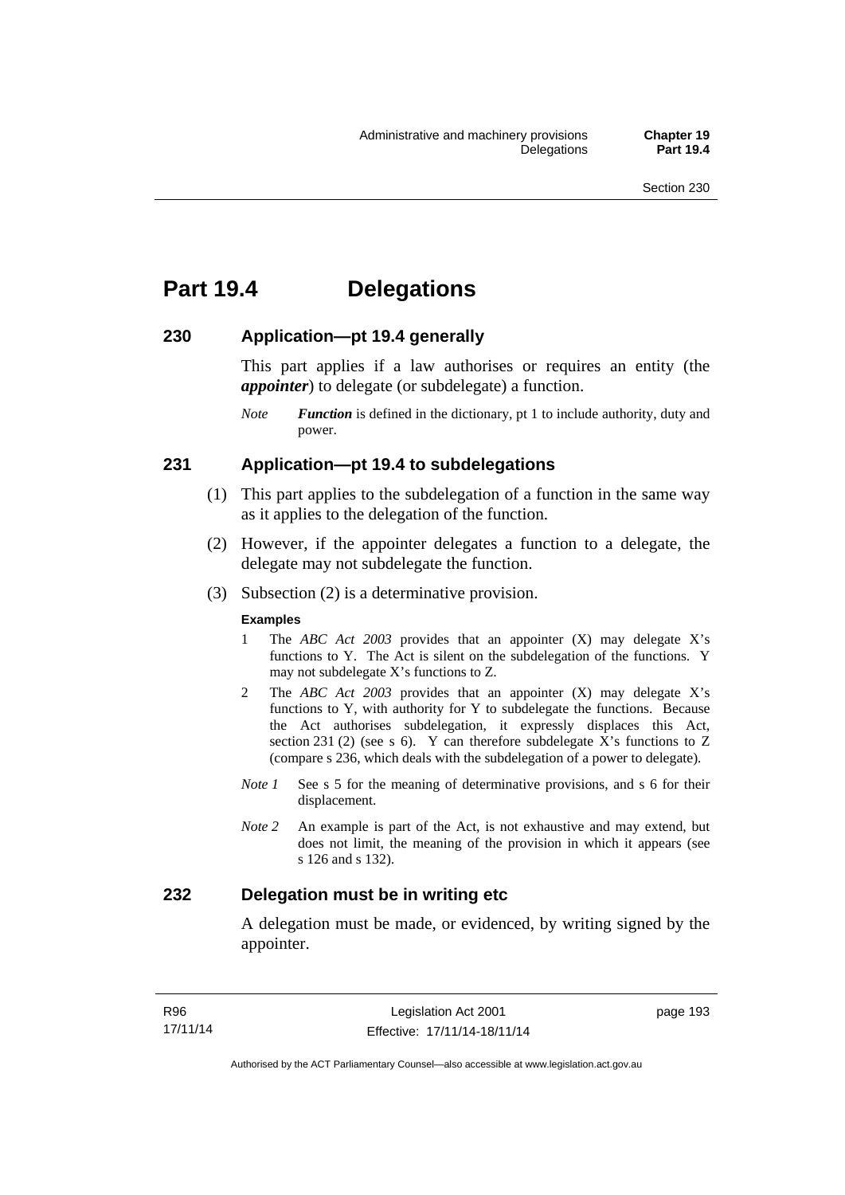# Part 19.4 Delegations

## 230 Application—pt 19.4 generally

This part applies if a law authorises or requires an entity (the ***appointer***) to delegate (or subdelegate) a function.

*Note* ***Function*** is defined in the dictionary, pt 1 to include authority, duty and power.

## 231 Application—pt 19.4 to subdelegations

(1) This part applies to the subdelegation of a function in the same way as it applies to the delegation of the function.

(2) However, if the appointer delegates a function to a delegate, the delegate may not subdelegate the function.

(3) Subsection (2) is a determinative provision.

**Examples**

1 The *ABC Act 2003* provides that an appointer (X) may delegate X's functions to Y. The Act is silent on the subdelegation of the functions. Y may not subdelegate X's functions to Z.

2 The *ABC Act 2003* provides that an appointer (X) may delegate X's functions to Y, with authority for Y to subdelegate the functions. Because the Act authorises subdelegation, it expressly displaces this Act, section 231 (2) (see s 6). Y can therefore subdelegate X's functions to Z (compare s 236, which deals with the subdelegation of a power to delegate).

*Note 1* See s 5 for the meaning of determinative provisions, and s 6 for their displacement.

*Note 2* An example is part of the Act, is not exhaustive and may extend, but does not limit, the meaning of the provision in which it appears (see s 126 and s 132).

## 232 Delegation must be in writing etc

A delegation must be made, or evidenced, by writing signed by the appointer.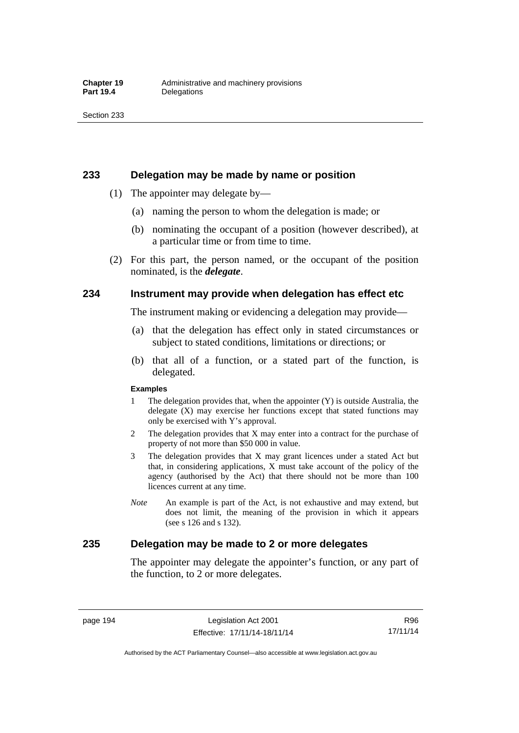## 233 Delegation may be made by name or position

(1) The appointer may delegate by—

(a) naming the person to whom the delegation is made; or

(b) nominating the occupant of a position (however described), at a particular time or from time to time.

(2) For this part, the person named, or the occupant of the position nominated, is the ***delegate***.

## 234 Instrument may provide when delegation has effect etc

The instrument making or evidencing a delegation may provide—

(a) that the delegation has effect only in stated circumstances or subject to stated conditions, limitations or directions; or

(b) that all of a function, or a stated part of the function, is delegated.

**Examples**

1 The delegation provides that, when the appointer (Y) is outside Australia, the delegate (X) may exercise her functions except that stated functions may only be exercised with Y's approval.

2 The delegation provides that X may enter into a contract for the purchase of property of not more than $50 000 in value.

3 The delegation provides that X may grant licences under a stated Act but that, in considering applications, X must take account of the policy of the agency (authorised by the Act) that there should not be more than 100 licences current at any time.

*Note* An example is part of the Act, is not exhaustive and may extend, but does not limit, the meaning of the provision in which it appears (see s 126 and s 132).

## 235 Delegation may be made to 2 or more delegates

The appointer may delegate the appointer's function, or any part of the function, to 2 or more delegates.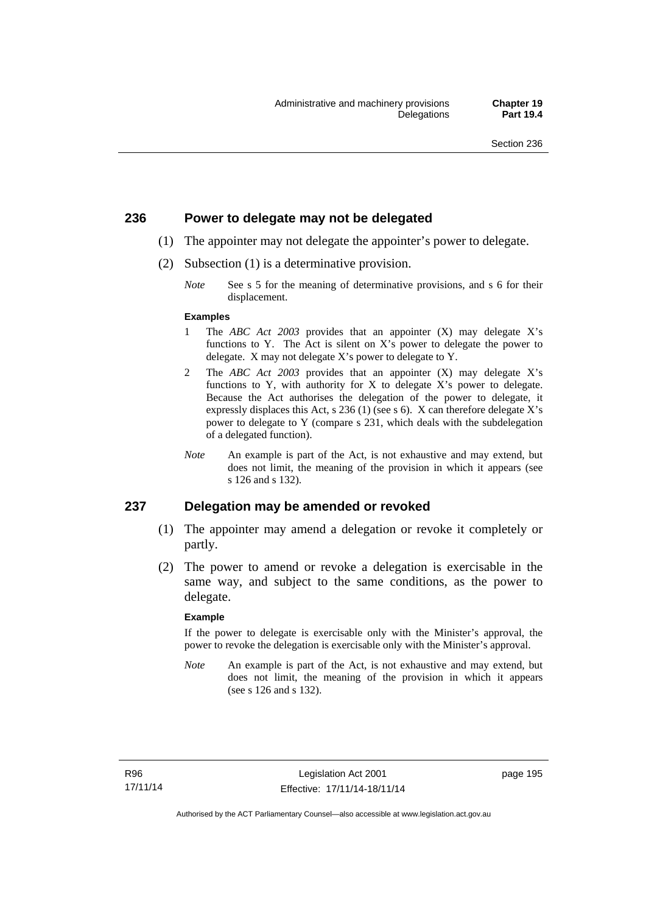## 236 Power to delegate may not be delegated

(1) The appointer may not delegate the appointer's power to delegate.

(2) Subsection (1) is a determinative provision.

*Note* See s 5 for the meaning of determinative provisions, and s 6 for their displacement.

**Examples**

1 The *ABC Act 2003* provides that an appointer (X) may delegate X's functions to Y. The Act is silent on X's power to delegate the power to delegate. X may not delegate X's power to delegate to Y.

2 The *ABC Act 2003* provides that an appointer (X) may delegate X's functions to Y, with authority for X to delegate X's power to delegate. Because the Act authorises the delegation of the power to delegate, it expressly displaces this Act, s 236 (1) (see s 6). X can therefore delegate X's power to delegate to Y (compare s 231, which deals with the subdelegation of a delegated function).

*Note* An example is part of the Act, is not exhaustive and may extend, but does not limit, the meaning of the provision in which it appears (see s 126 and s 132).

## 237 Delegation may be amended or revoked

(1) The appointer may amend a delegation or revoke it completely or partly.

(2) The power to amend or revoke a delegation is exercisable in the same way, and subject to the same conditions, as the power to delegate.

**Example**

If the power to delegate is exercisable only with the Minister's approval, the power to revoke the delegation is exercisable only with the Minister's approval.

*Note* An example is part of the Act, is not exhaustive and may extend, but does not limit, the meaning of the provision in which it appears (see s 126 and s 132).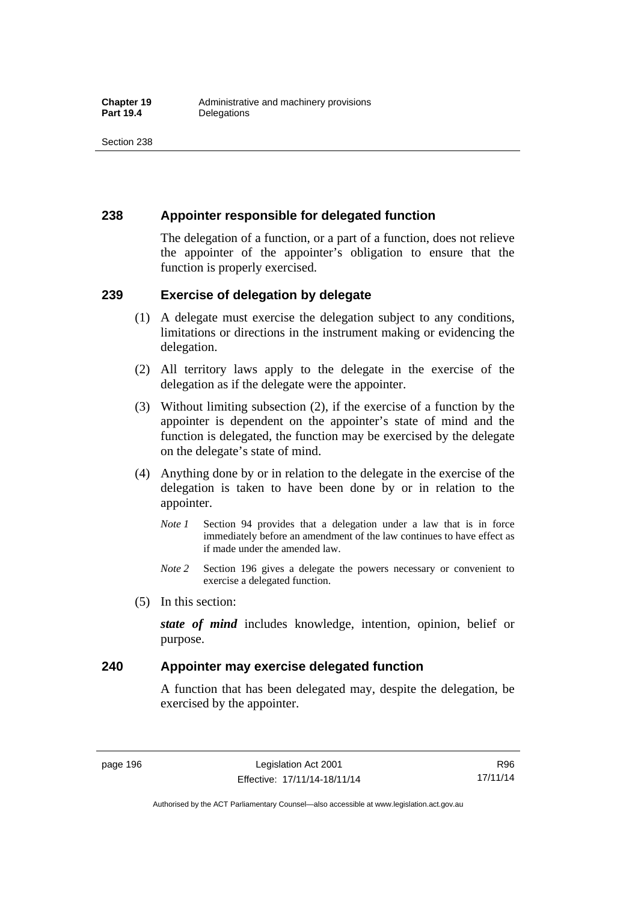## 238 Appointer responsible for delegated function

The delegation of a function, or a part of a function, does not relieve the appointer of the appointer's obligation to ensure that the function is properly exercised.

## 239 Exercise of delegation by delegate

(1) A delegate must exercise the delegation subject to any conditions, limitations or directions in the instrument making or evidencing the delegation.

(2) All territory laws apply to the delegate in the exercise of the delegation as if the delegate were the appointer.

(3) Without limiting subsection (2), if the exercise of a function by the appointer is dependent on the appointer's state of mind and the function is delegated, the function may be exercised by the delegate on the delegate's state of mind.

(4) Anything done by or in relation to the delegate in the exercise of the delegation is taken to have been done by or in relation to the appointer.

*Note 1* Section 94 provides that a delegation under a law that is in force immediately before an amendment of the law continues to have effect as if made under the amended law.

*Note 2* Section 196 gives a delegate the powers necessary or convenient to exercise a delegated function.

(5) In this section:

***state of mind*** includes knowledge, intention, opinion, belief or purpose.

## 240 Appointer may exercise delegated function

A function that has been delegated may, despite the delegation, be exercised by the appointer.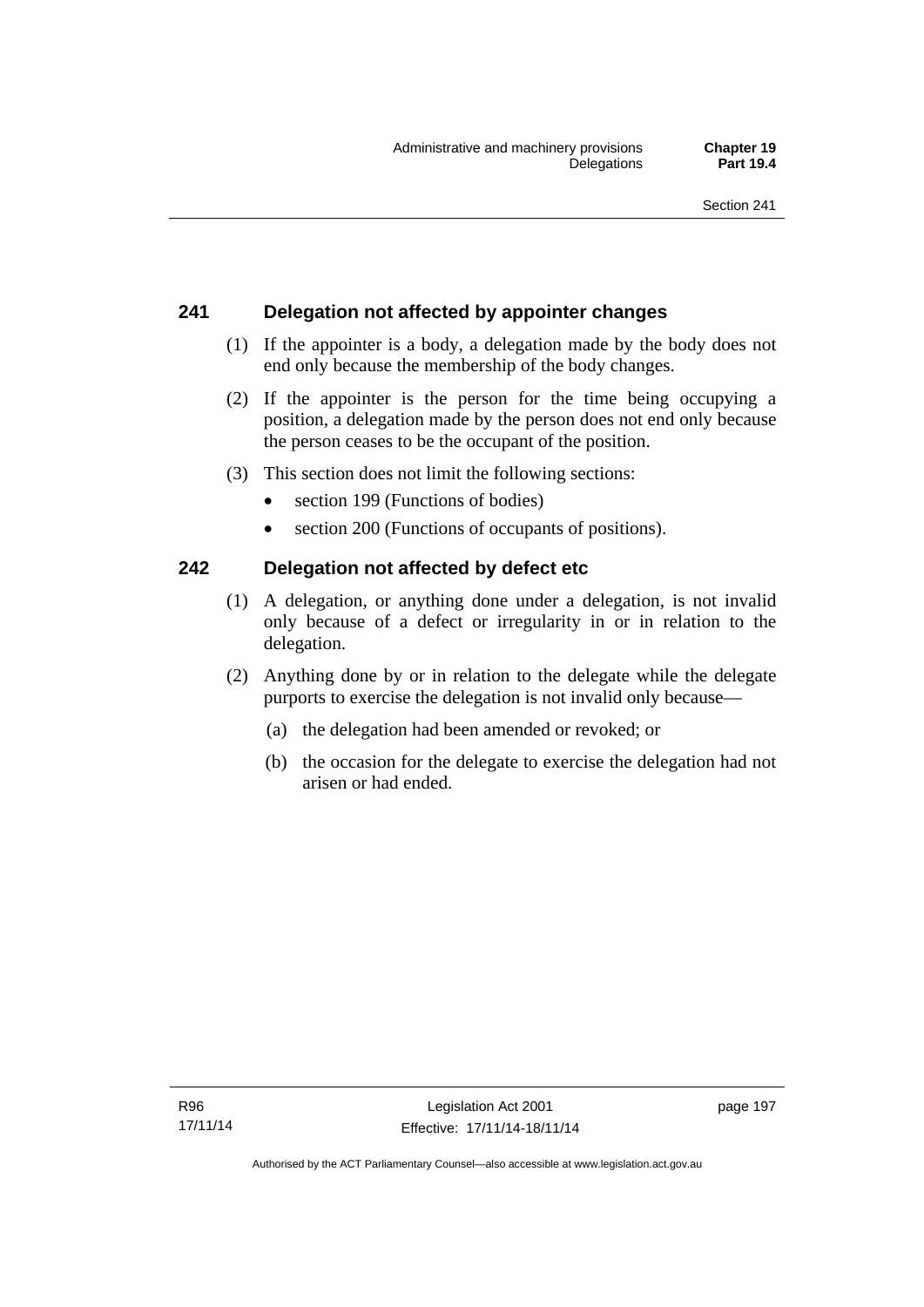## 241 Delegation not affected by appointer changes

(1) If the appointer is a body, a delegation made by the body does not end only because the membership of the body changes.

(2) If the appointer is the person for the time being occupying a position, a delegation made by the person does not end only because the person ceases to be the occupant of the position.

(3) This section does not limit the following sections:

- section 199 (Functions of bodies)
- section 200 (Functions of occupants of positions).

## 242 Delegation not affected by defect etc

(1) A delegation, or anything done under a delegation, is not invalid only because of a defect or irregularity in or in relation to the delegation.

(2) Anything done by or in relation to the delegate while the delegate purports to exercise the delegation is not invalid only because—

(a) the delegation had been amended or revoked; or

(b) the occasion for the delegate to exercise the delegation had not arisen or had ended.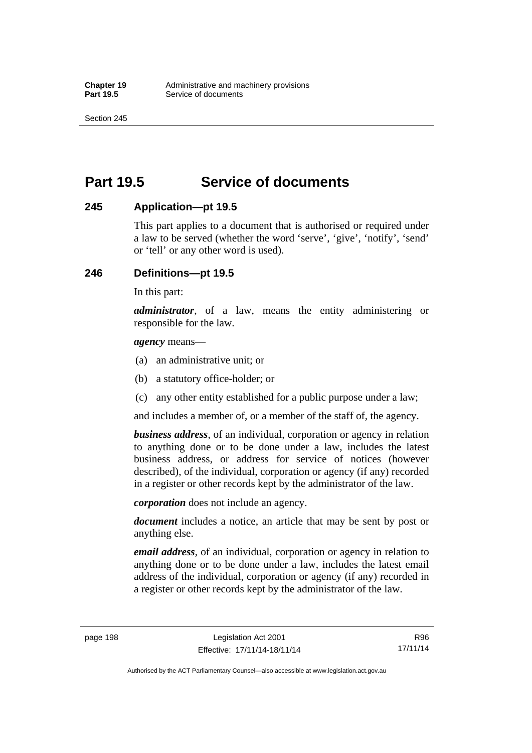# Part 19.5 Service of documents

## 245 Application—pt 19.5

This part applies to a document that is authorised or required under a law to be served (whether the word 'serve', 'give', 'notify', 'send' or 'tell' or any other word is used).

## 246 Definitions—pt 19.5

In this part:

***administrator***, of a law, means the entity administering or responsible for the law.

***agency*** means—

(a) an administrative unit; or

(b) a statutory office-holder; or

(c) any other entity established for a public purpose under a law;

and includes a member of, or a member of the staff of, the agency.

***business address***, of an individual, corporation or agency in relation to anything done or to be done under a law, includes the latest business address, or address for service of notices (however described), of the individual, corporation or agency (if any) recorded in a register or other records kept by the administrator of the law.

***corporation*** does not include an agency.

***document*** includes a notice, an article that may be sent by post or anything else.

***email address***, of an individual, corporation or agency in relation to anything done or to be done under a law, includes the latest email address of the individual, corporation or agency (if any) recorded in a register or other records kept by the administrator of the law.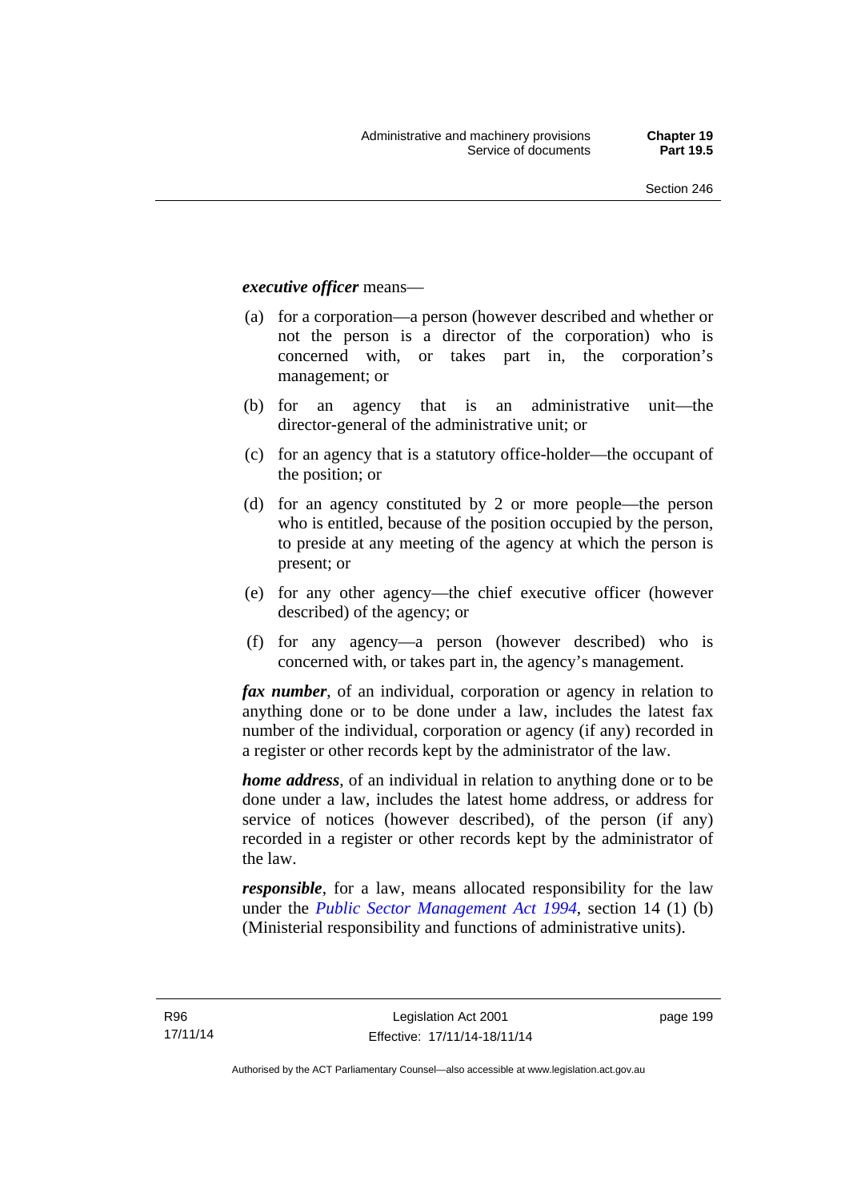***executive officer*** means—

(a) for a corporation—a person (however described and whether or not the person is a director of the corporation) who is concerned with, or takes part in, the corporation's management; or

(b) for an agency that is an administrative unit—the director-general of the administrative unit; or

(c) for an agency that is a statutory office-holder—the occupant of the position; or

(d) for an agency constituted by 2 or more people—the person who is entitled, because of the position occupied by the person, to preside at any meeting of the agency at which the person is present; or

(e) for any other agency—the chief executive officer (however described) of the agency; or

(f) for any agency—a person (however described) who is concerned with, or takes part in, the agency's management.

***fax number***, of an individual, corporation or agency in relation to anything done or to be done under a law, includes the latest fax number of the individual, corporation or agency (if any) recorded in a register or other records kept by the administrator of the law.

***home address***, of an individual in relation to anything done or to be done under a law, includes the latest home address, or address for service of notices (however described), of the person (if any) recorded in a register or other records kept by the administrator of the law.

***responsible***, for a law, means allocated responsibility for the law under the *Public Sector Management Act 1994*, section 14 (1) (b) (Ministerial responsibility and functions of administrative units).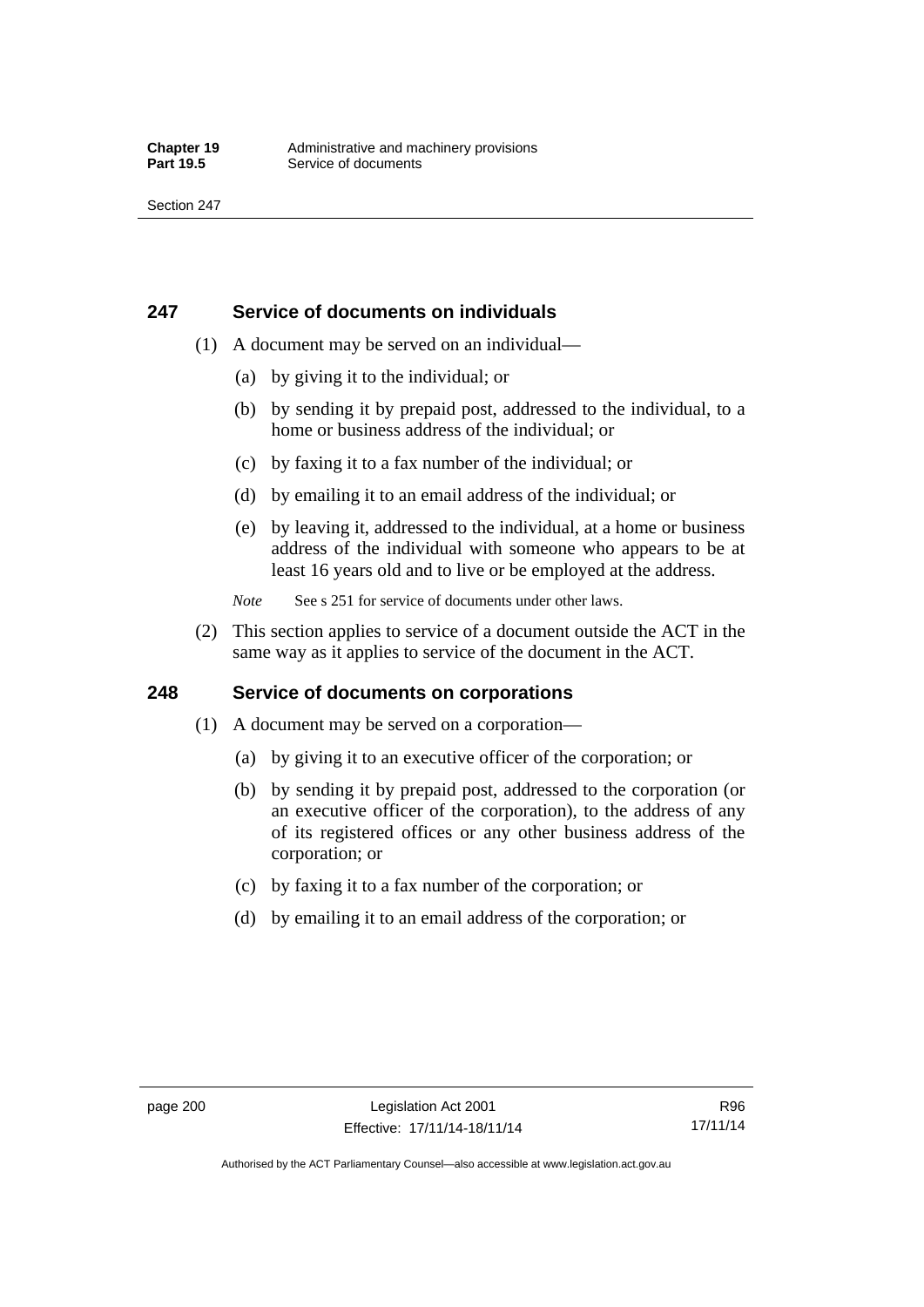## 247 Service of documents on individuals

(1) A document may be served on an individual—

(a) by giving it to the individual; or

(b) by sending it by prepaid post, addressed to the individual, to a home or business address of the individual; or

(c) by faxing it to a fax number of the individual; or

(d) by emailing it to an email address of the individual; or

(e) by leaving it, addressed to the individual, at a home or business address of the individual with someone who appears to be at least 16 years old and to live or be employed at the address.

*Note* See s 251 for service of documents under other laws.

(2) This section applies to service of a document outside the ACT in the same way as it applies to service of the document in the ACT.

## 248 Service of documents on corporations

(1) A document may be served on a corporation—

(a) by giving it to an executive officer of the corporation; or

(b) by sending it by prepaid post, addressed to the corporation (or an executive officer of the corporation), to the address of any of its registered offices or any other business address of the corporation; or

(c) by faxing it to a fax number of the corporation; or

(d) by emailing it to an email address of the corporation; or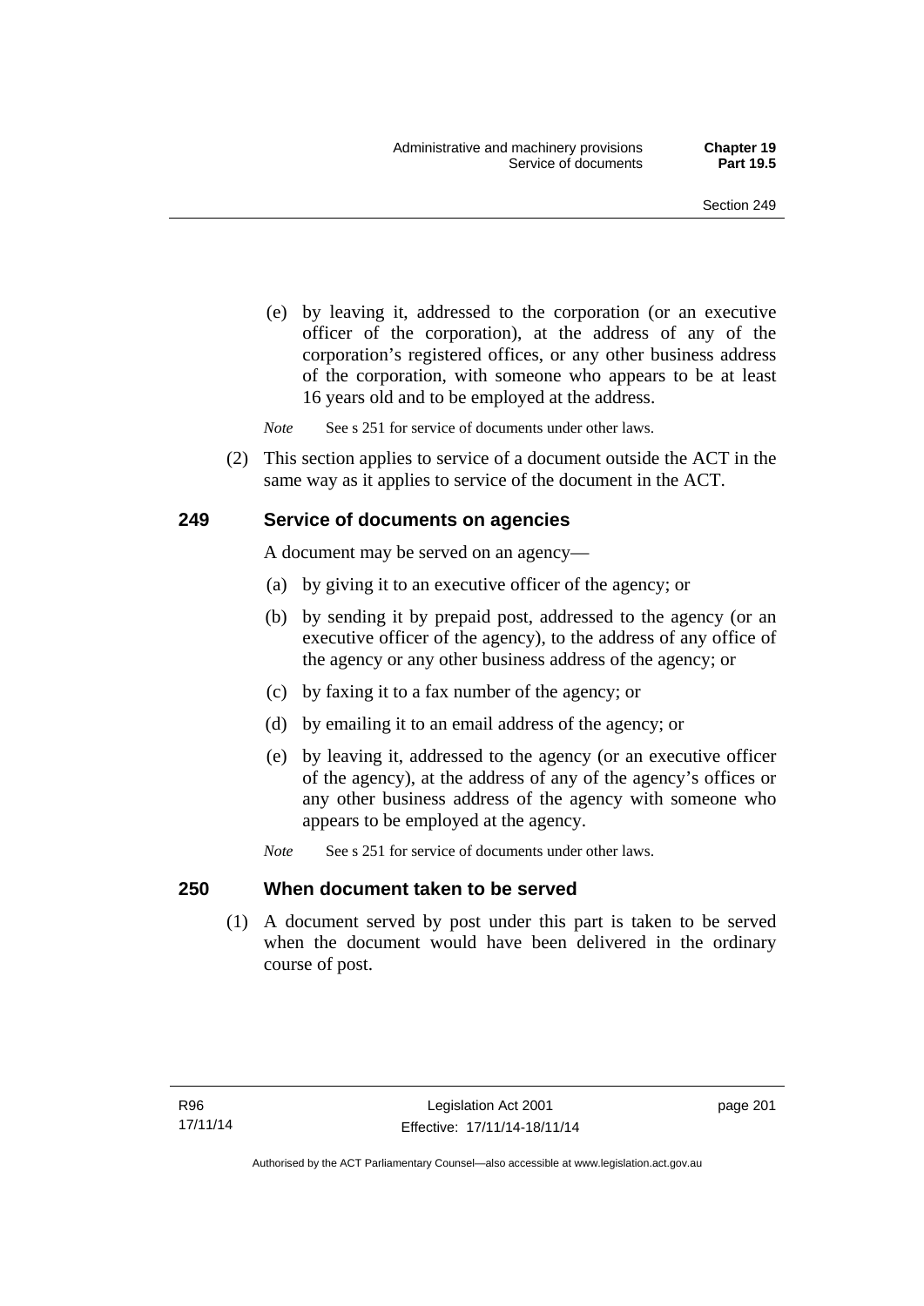(e) by leaving it, addressed to the corporation (or an executive officer of the corporation), at the address of any of the corporation's registered offices, or any other business address of the corporation, with someone who appears to be at least 16 years old and to be employed at the address.

*Note* See s 251 for service of documents under other laws.

(2) This section applies to service of a document outside the ACT in the same way as it applies to service of the document in the ACT.

### 249 Service of documents on agencies

A document may be served on an agency—

(a) by giving it to an executive officer of the agency; or

(b) by sending it by prepaid post, addressed to the agency (or an executive officer of the agency), to the address of any office of the agency or any other business address of the agency; or

(c) by faxing it to a fax number of the agency; or

(d) by emailing it to an email address of the agency; or

(e) by leaving it, addressed to the agency (or an executive officer of the agency), at the address of any of the agency's offices or any other business address of the agency with someone who appears to be employed at the agency.

*Note* See s 251 for service of documents under other laws.

### 250 When document taken to be served

(1) A document served by post under this part is taken to be served when the document would have been delivered in the ordinary course of post.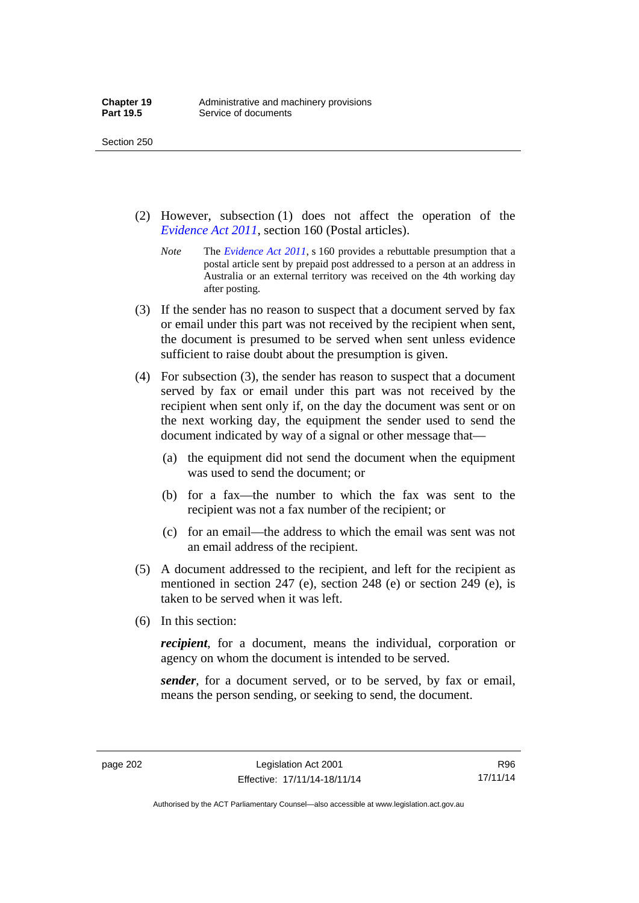(2) However, subsection (1) does not affect the operation of the *Evidence Act 2011*, section 160 (Postal articles).

*Note* The *Evidence Act 2011*, s 160 provides a rebuttable presumption that a postal article sent by prepaid post addressed to a person at an address in Australia or an external territory was received on the 4th working day after posting.

(3) If the sender has no reason to suspect that a document served by fax or email under this part was not received by the recipient when sent, the document is presumed to be served when sent unless evidence sufficient to raise doubt about the presumption is given.

(4) For subsection (3), the sender has reason to suspect that a document served by fax or email under this part was not received by the recipient when sent only if, on the day the document was sent or on the next working day, the equipment the sender used to send the document indicated by way of a signal or other message that—

(a) the equipment did not send the document when the equipment was used to send the document; or

(b) for a fax—the number to which the fax was sent to the recipient was not a fax number of the recipient; or

(c) for an email—the address to which the email was sent was not an email address of the recipient.

(5) A document addressed to the recipient, and left for the recipient as mentioned in section 247 (e), section 248 (e) or section 249 (e), is taken to be served when it was left.

(6) In this section:

***recipient***, for a document, means the individual, corporation or agency on whom the document is intended to be served.

***sender***, for a document served, or to be served, by fax or email, means the person sending, or seeking to send, the document.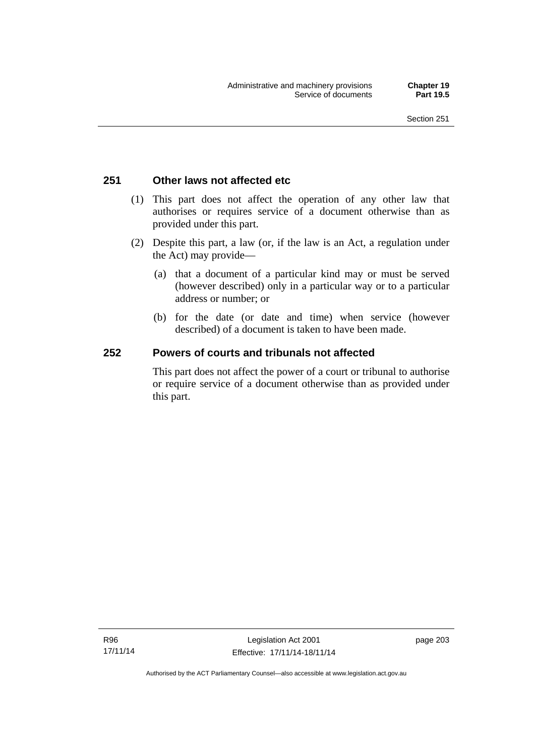## 251 Other laws not affected etc

(1) This part does not affect the operation of any other law that authorises or requires service of a document otherwise than as provided under this part.

(2) Despite this part, a law (or, if the law is an Act, a regulation under the Act) may provide—

(a) that a document of a particular kind may or must be served (however described) only in a particular way or to a particular address or number; or

(b) for the date (or date and time) when service (however described) of a document is taken to have been made.

## 252 Powers of courts and tribunals not affected

This part does not affect the power of a court or tribunal to authorise or require service of a document otherwise than as provided under this part.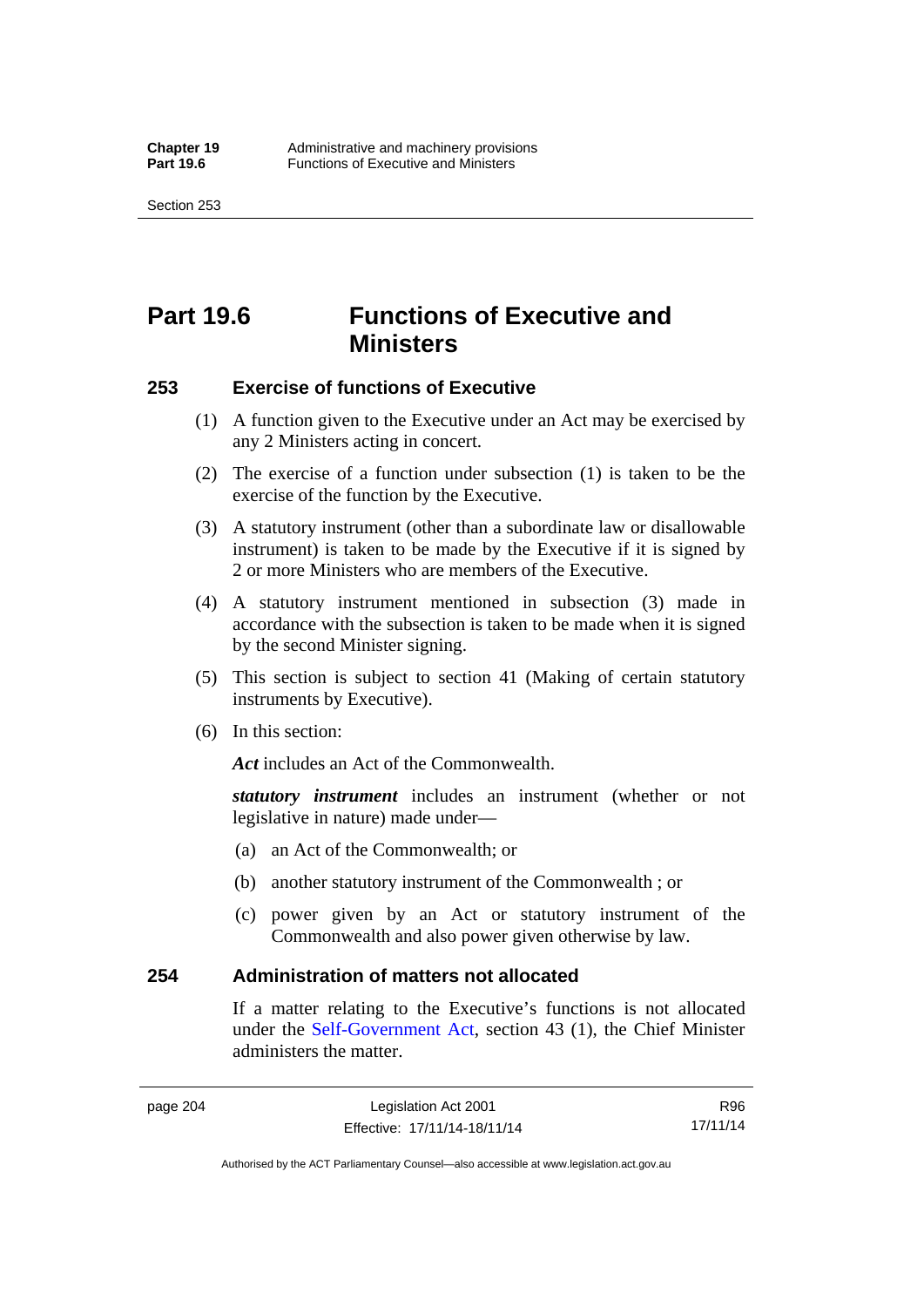# Part 19.6 Functions of Executive and Ministers

## 253 Exercise of functions of Executive

(1) A function given to the Executive under an Act may be exercised by any 2 Ministers acting in concert.

(2) The exercise of a function under subsection (1) is taken to be the exercise of the function by the Executive.

(3) A statutory instrument (other than a subordinate law or disallowable instrument) is taken to be made by the Executive if it is signed by 2 or more Ministers who are members of the Executive.

(4) A statutory instrument mentioned in subsection (3) made in accordance with the subsection is taken to be made when it is signed by the second Minister signing.

(5) This section is subject to section 41 (Making of certain statutory instruments by Executive).

(6) In this section:

***Act*** includes an Act of the Commonwealth.

***statutory instrument*** includes an instrument (whether or not legislative in nature) made under—

(a) an Act of the Commonwealth; or

(b) another statutory instrument of the Commonwealth ; or

(c) power given by an Act or statutory instrument of the Commonwealth and also power given otherwise by law.

## 254 Administration of matters not allocated

If a matter relating to the Executive's functions is not allocated under the Self-Government Act, section 43 (1), the Chief Minister administers the matter.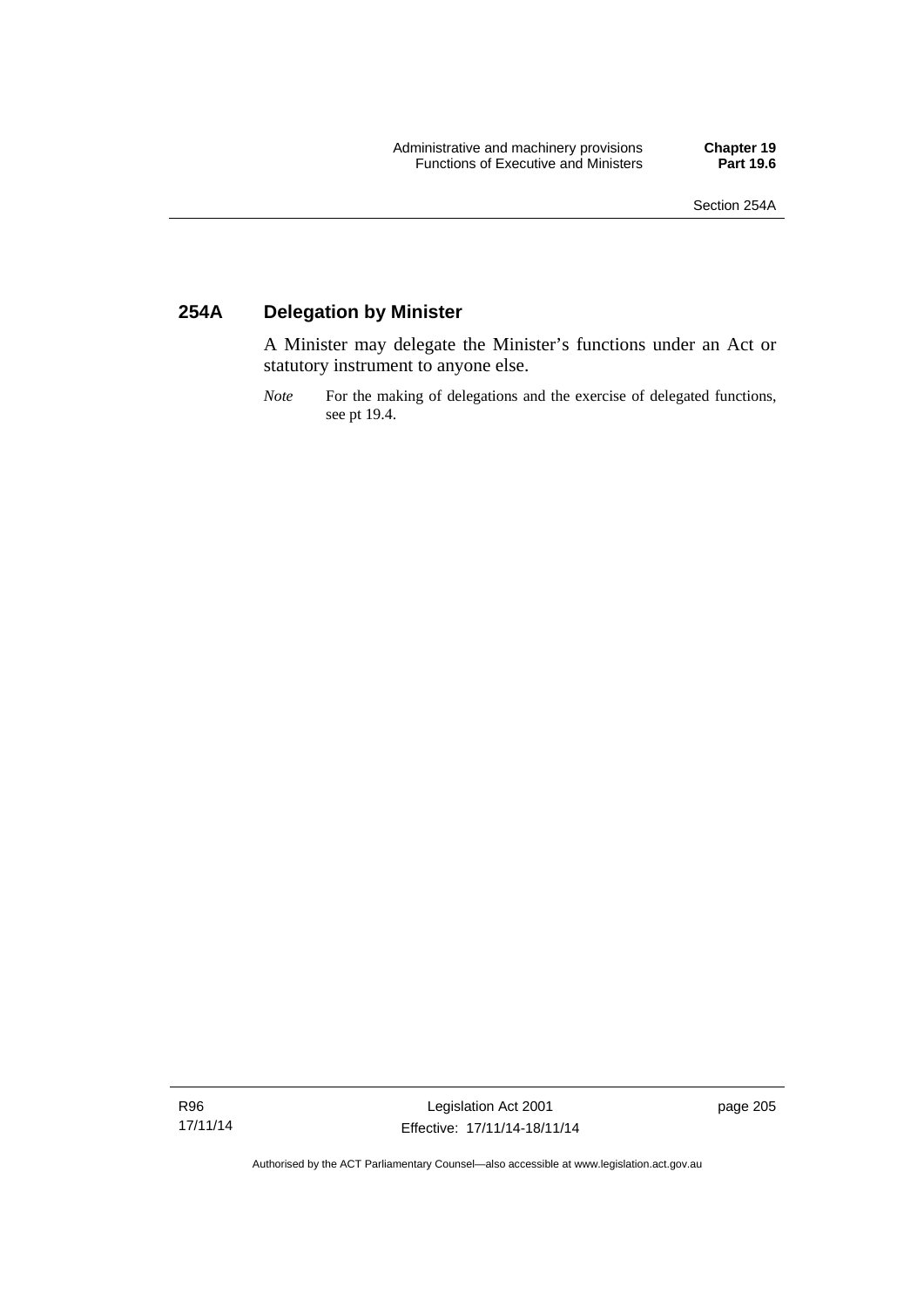## 254A Delegation by Minister

A Minister may delegate the Minister's functions under an Act or statutory instrument to anyone else.

*Note* For the making of delegations and the exercise of delegated functions, see pt 19.4.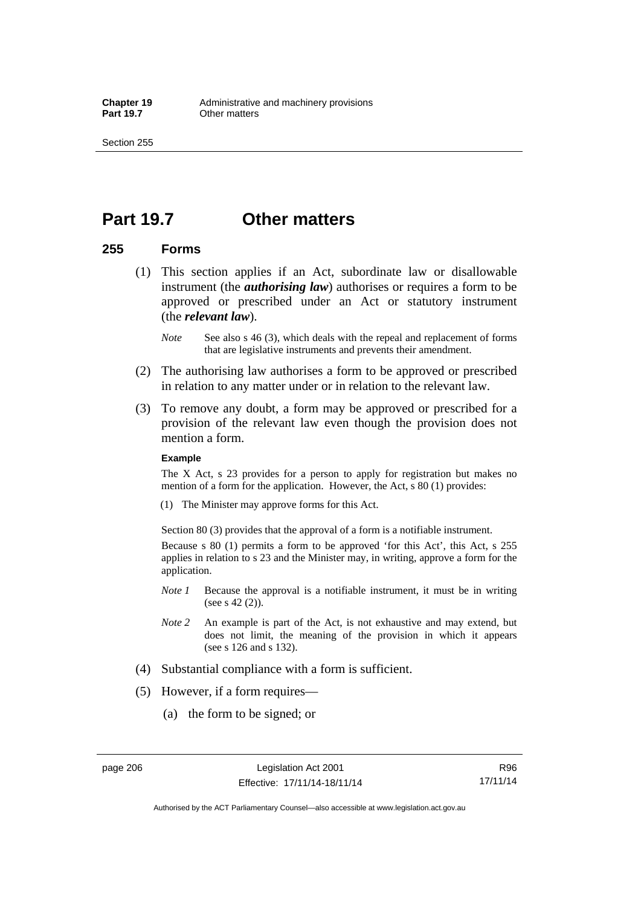# Part 19.7 Other matters

## 255 Forms

(1) This section applies if an Act, subordinate law or disallowable instrument (the ***authorising law***) authorises or requires a form to be approved or prescribed under an Act or statutory instrument (the ***relevant law***).

*Note* See also s 46 (3), which deals with the repeal and replacement of forms that are legislative instruments and prevents their amendment.

(2) The authorising law authorises a form to be approved or prescribed in relation to any matter under or in relation to the relevant law.

(3) To remove any doubt, a form may be approved or prescribed for a provision of the relevant law even though the provision does not mention a form.

**Example**

The X Act, s 23 provides for a person to apply for registration but makes no mention of a form for the application. However, the Act, s 80 (1) provides:

(1) The Minister may approve forms for this Act.

Section 80 (3) provides that the approval of a form is a notifiable instrument.

Because s 80 (1) permits a form to be approved 'for this Act', this Act, s 255 applies in relation to s 23 and the Minister may, in writing, approve a form for the application.

*Note 1* Because the approval is a notifiable instrument, it must be in writing (see s 42 (2)).

*Note 2* An example is part of the Act, is not exhaustive and may extend, but does not limit, the meaning of the provision in which it appears (see s 126 and s 132).

(4) Substantial compliance with a form is sufficient.

(5) However, if a form requires—

(a) the form to be signed; or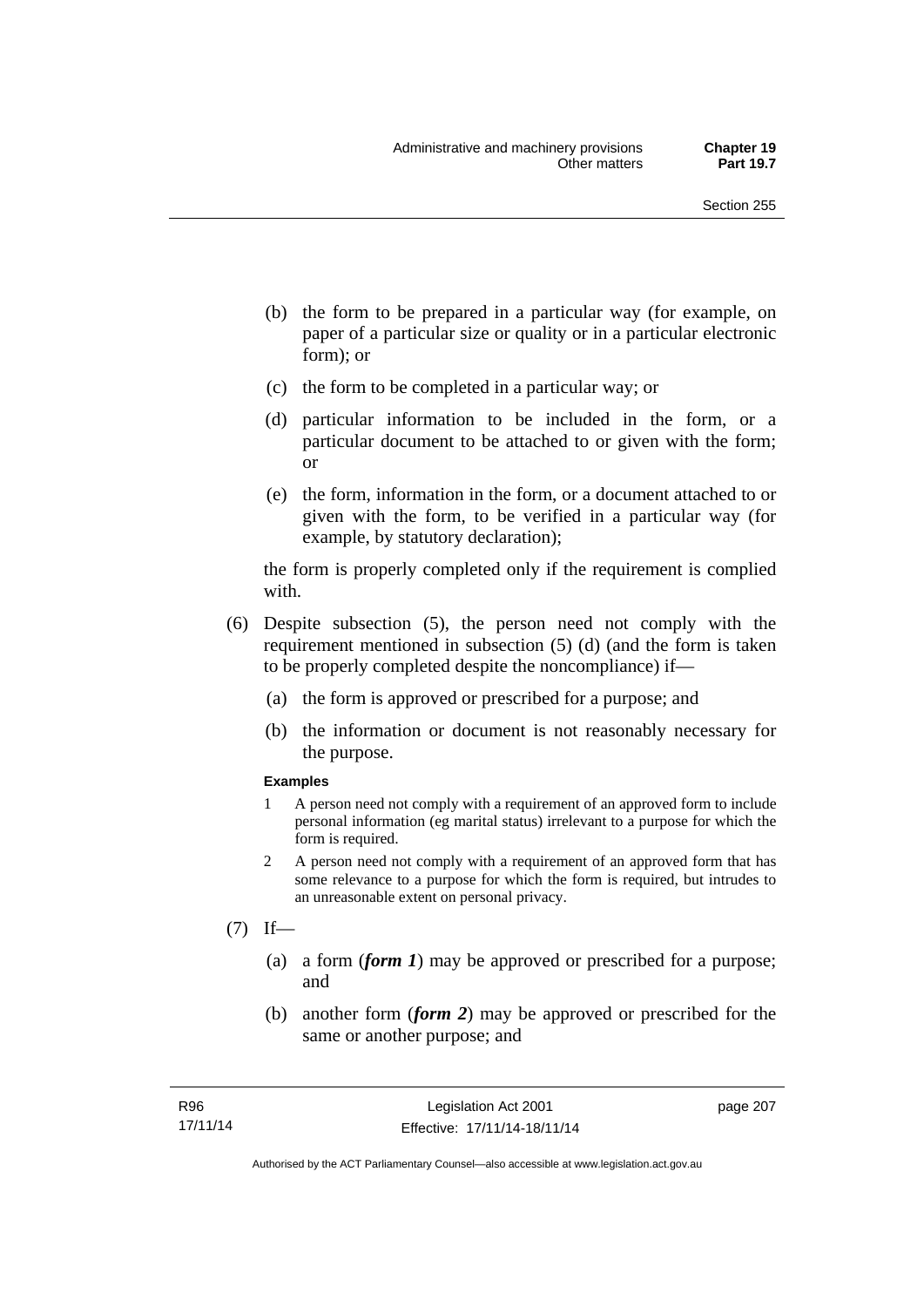(b) the form to be prepared in a particular way (for example, on paper of a particular size or quality or in a particular electronic form); or

(c) the form to be completed in a particular way; or

(d) particular information to be included in the form, or a particular document to be attached to or given with the form; or

(e) the form, information in the form, or a document attached to or given with the form, to be verified in a particular way (for example, by statutory declaration);

the form is properly completed only if the requirement is complied with.

(6) Despite subsection (5), the person need not comply with the requirement mentioned in subsection (5) (d) (and the form is taken to be properly completed despite the noncompliance) if—

(a) the form is approved or prescribed for a purpose; and

(b) the information or document is not reasonably necessary for the purpose.

**Examples**

1 A person need not comply with a requirement of an approved form to include personal information (eg marital status) irrelevant to a purpose for which the form is required.

2 A person need not comply with a requirement of an approved form that has some relevance to a purpose for which the form is required, but intrudes to an unreasonable extent on personal privacy.

(7) If—

(a) a form (***form 1***) may be approved or prescribed for a purpose; and

(b) another form (***form 2***) may be approved or prescribed for the same or another purpose; and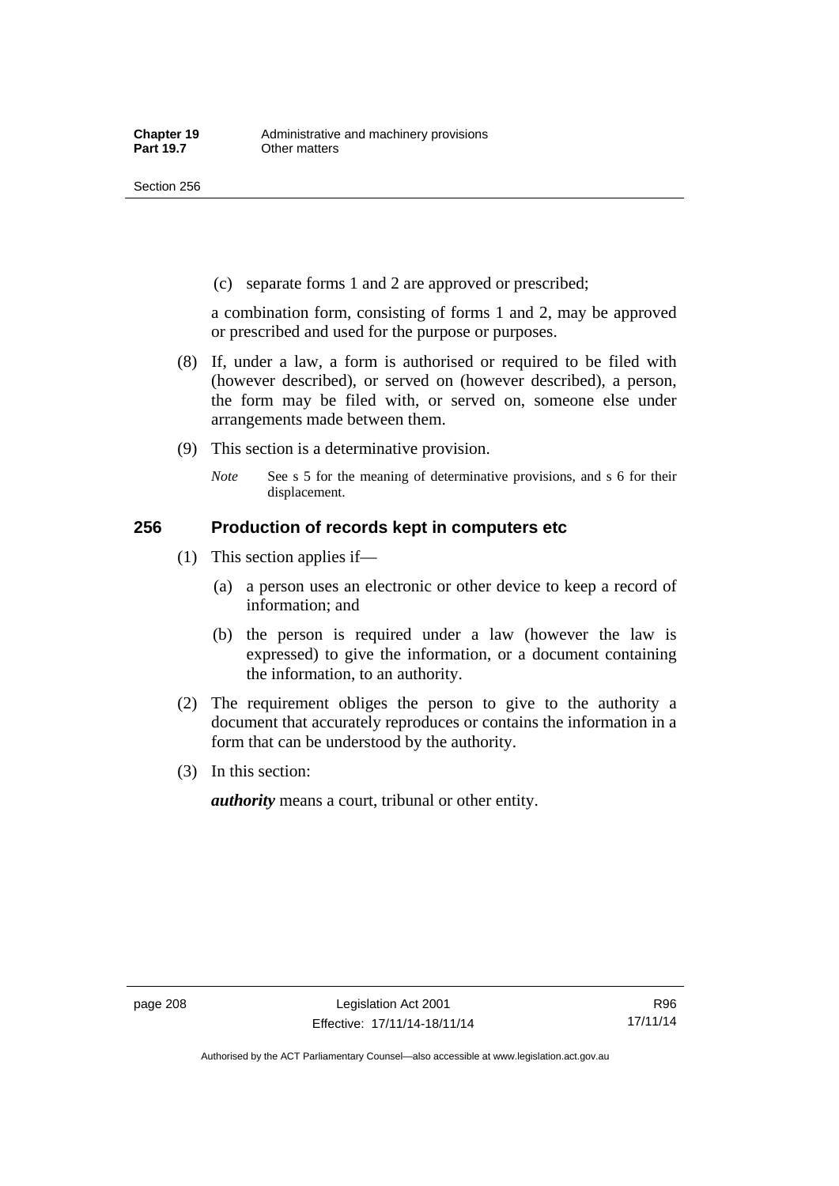(c) separate forms 1 and 2 are approved or prescribed;

a combination form, consisting of forms 1 and 2, may be approved or prescribed and used for the purpose or purposes.

(8) If, under a law, a form is authorised or required to be filed with (however described), or served on (however described), a person, the form may be filed with, or served on, someone else under arrangements made between them.

(9) This section is a determinative provision.

*Note* See s 5 for the meaning of determinative provisions, and s 6 for their displacement.

## 256 Production of records kept in computers etc

(1) This section applies if—

(a) a person uses an electronic or other device to keep a record of information; and

(b) the person is required under a law (however the law is expressed) to give the information, or a document containing the information, to an authority.

(2) The requirement obliges the person to give to the authority a document that accurately reproduces or contains the information in a form that can be understood by the authority.

(3) In this section:

***authority*** means a court, tribunal or other entity.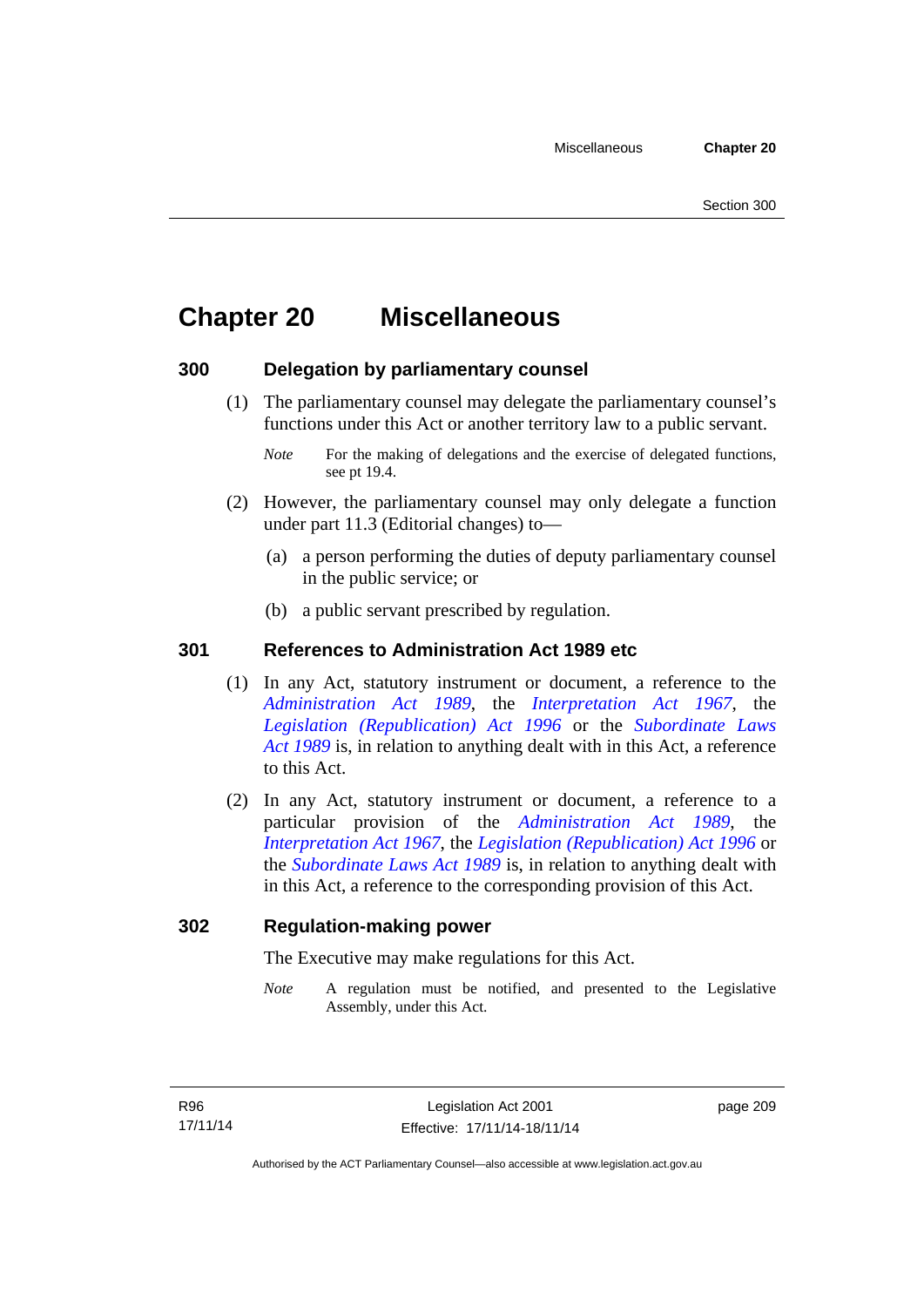# Chapter 20 Miscellaneous

## 300 Delegation by parliamentary counsel

(1) The parliamentary counsel may delegate the parliamentary counsel's functions under this Act or another territory law to a public servant.

*Note* For the making of delegations and the exercise of delegated functions, see pt 19.4.

(2) However, the parliamentary counsel may only delegate a function under part 11.3 (Editorial changes) to—

(a) a person performing the duties of deputy parliamentary counsel in the public service; or

(b) a public servant prescribed by regulation.

## 301 References to Administration Act 1989 etc

(1) In any Act, statutory instrument or document, a reference to the *Administration Act 1989*, the *Interpretation Act 1967*, the *Legislation (Republication) Act 1996* or the *Subordinate Laws Act 1989* is, in relation to anything dealt with in this Act, a reference to this Act.

(2) In any Act, statutory instrument or document, a reference to a particular provision of the *Administration Act 1989*, the *Interpretation Act 1967*, the *Legislation (Republication) Act 1996* or the *Subordinate Laws Act 1989* is, in relation to anything dealt with in this Act, a reference to the corresponding provision of this Act.

## 302 Regulation-making power

The Executive may make regulations for this Act.

*Note* A regulation must be notified, and presented to the Legislative Assembly, under this Act.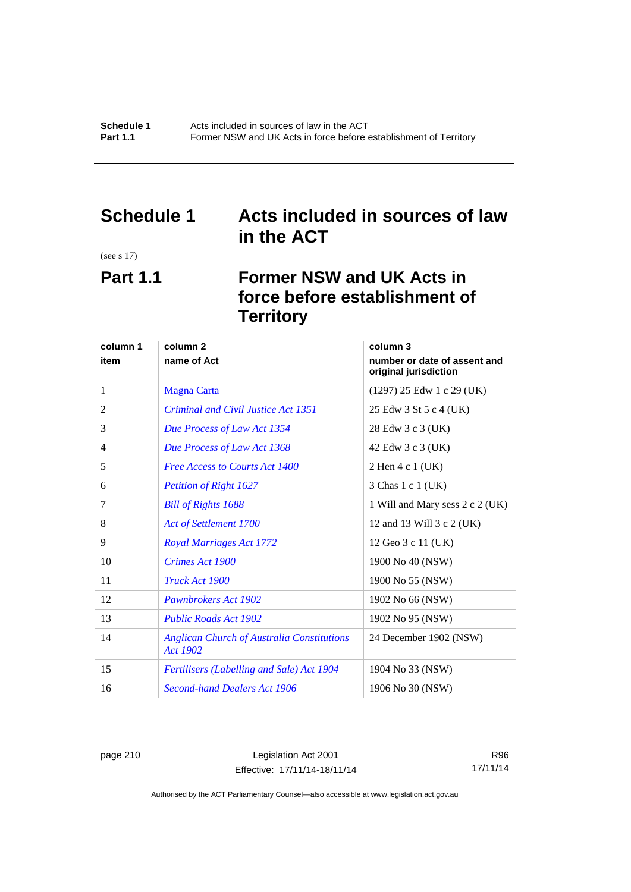# Schedule 1 Acts included in sources of law in the ACT

(see s 17)

## Part 1.1 Former NSW and UK Acts in force before establishment of Territory

| column 1<br>item | column 2<br>name of Act | column 3<br>number or date of assent and original jurisdiction |
|---|---|---|
| 1 | Magna Carta | (1297) 25 Edw 1 c 29 (UK) |
| 2 | *Criminal and Civil Justice Act 1351* | 25 Edw 3 St 5 c 4 (UK) |
| 3 | *Due Process of Law Act 1354* | 28 Edw 3 c 3 (UK) |
| 4 | *Due Process of Law Act 1368* | 42 Edw 3 c 3 (UK) |
| 5 | *Free Access to Courts Act 1400* | 2 Hen 4 c 1 (UK) |
| 6 | *Petition of Right 1627* | 3 Chas 1 c 1 (UK) |
| 7 | *Bill of Rights 1688* | 1 Will and Mary sess 2 c 2 (UK) |
| 8 | *Act of Settlement 1700* | 12 and 13 Will 3 c 2 (UK) |
| 9 | *Royal Marriages Act 1772* | 12 Geo 3 c 11 (UK) |
| 10 | *Crimes Act 1900* | 1900 No 40 (NSW) |
| 11 | *Truck Act 1900* | 1900 No 55 (NSW) |
| 12 | *Pawnbrokers Act 1902* | 1902 No 66 (NSW) |
| 13 | *Public Roads Act 1902* | 1902 No 95 (NSW) |
| 14 | *Anglican Church of Australia Constitutions Act 1902* | 24 December 1902 (NSW) |
| 15 | *Fertilisers (Labelling and Sale) Act 1904* | 1904 No 33 (NSW) |
| 16 | *Second-hand Dealers Act 1906* | 1906 No 30 (NSW) |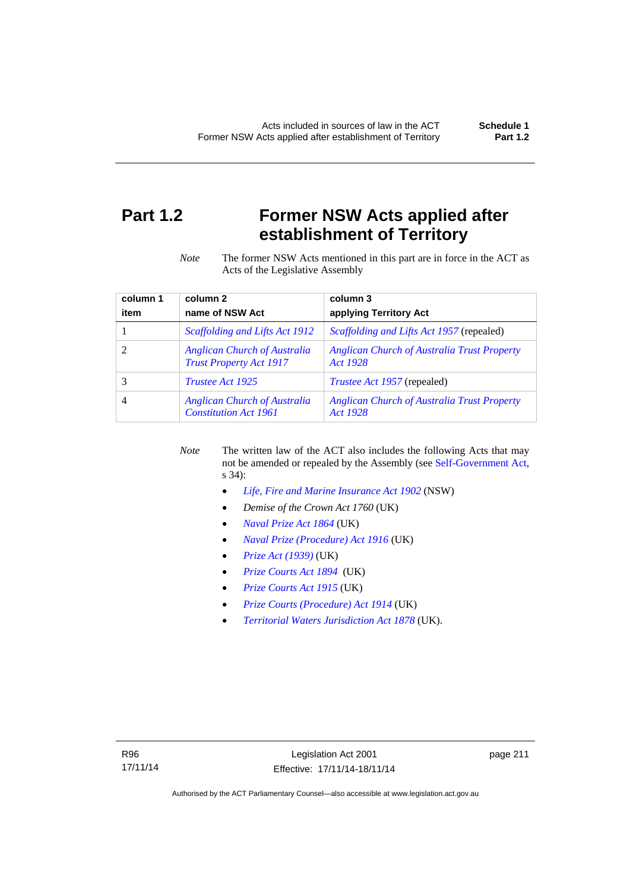# Part 1.2 Former NSW Acts applied after establishment of Territory

*Note* The former NSW Acts mentioned in this part are in force in the ACT as Acts of the Legislative Assembly

| column 1<br>item | column 2<br>name of NSW Act | column 3<br>applying Territory Act |
|---|---|---|
| 1 | *Scaffolding and Lifts Act 1912* | *Scaffolding and Lifts Act 1957* (repealed) |
| 2 | *Anglican Church of Australia Trust Property Act 1917* | *Anglican Church of Australia Trust Property Act 1928* |
| 3 | *Trustee Act 1925* | *Trustee Act 1957* (repealed) |
| 4 | *Anglican Church of Australia Constitution Act 1961* | *Anglican Church of Australia Trust Property Act 1928* |

*Note* The written law of the ACT also includes the following Acts that may not be amended or repealed by the Assembly (see Self-Government Act, s 34):

- *Life, Fire and Marine Insurance Act 1902* (NSW)
- *Demise of the Crown Act 1760* (UK)
- *Naval Prize Act 1864* (UK)
- *Naval Prize (Procedure) Act 1916* (UK)
- *Prize Act (1939)* (UK)
- *Prize Courts Act 1894* (UK)
- *Prize Courts Act 1915* (UK)
- *Prize Courts (Procedure) Act 1914* (UK)
- *Territorial Waters Jurisdiction Act 1878* (UK).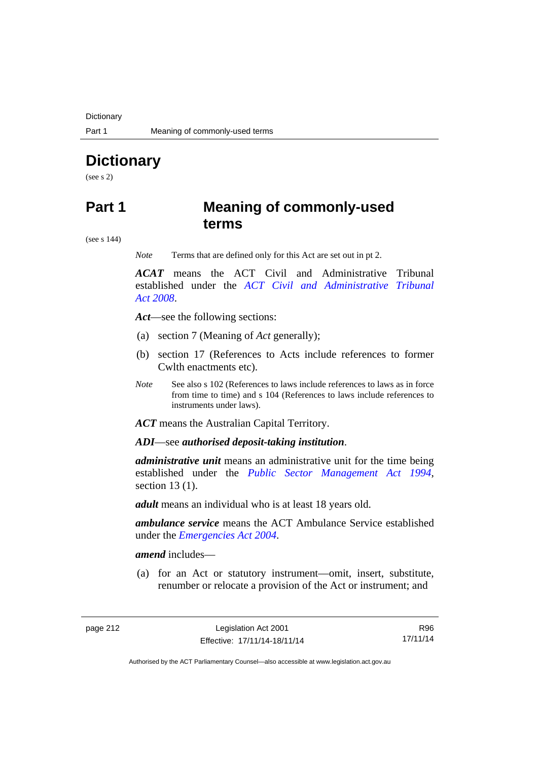# Dictionary

(see s 2)

## Part 1 Meaning of commonly-used terms

(see s 144)

*Note* Terms that are defined only for this Act are set out in pt 2.

***ACAT*** means the ACT Civil and Administrative Tribunal established under the *ACT Civil and Administrative Tribunal Act 2008*.

***Act***—see the following sections:

(a) section 7 (Meaning of *Act* generally);

(b) section 17 (References to Acts include references to former Cwlth enactments etc).

*Note* See also s 102 (References to laws include references to laws as in force from time to time) and s 104 (References to laws include references to instruments under laws).

***ACT*** means the Australian Capital Territory.

***ADI***—see ***authorised deposit-taking institution***.

***administrative unit*** means an administrative unit for the time being established under the *Public Sector Management Act 1994*, section 13 (1).

***adult*** means an individual who is at least 18 years old.

***ambulance service*** means the ACT Ambulance Service established under the *Emergencies Act 2004*.

***amend*** includes—

(a) for an Act or statutory instrument—omit, insert, substitute, renumber or relocate a provision of the Act or instrument; and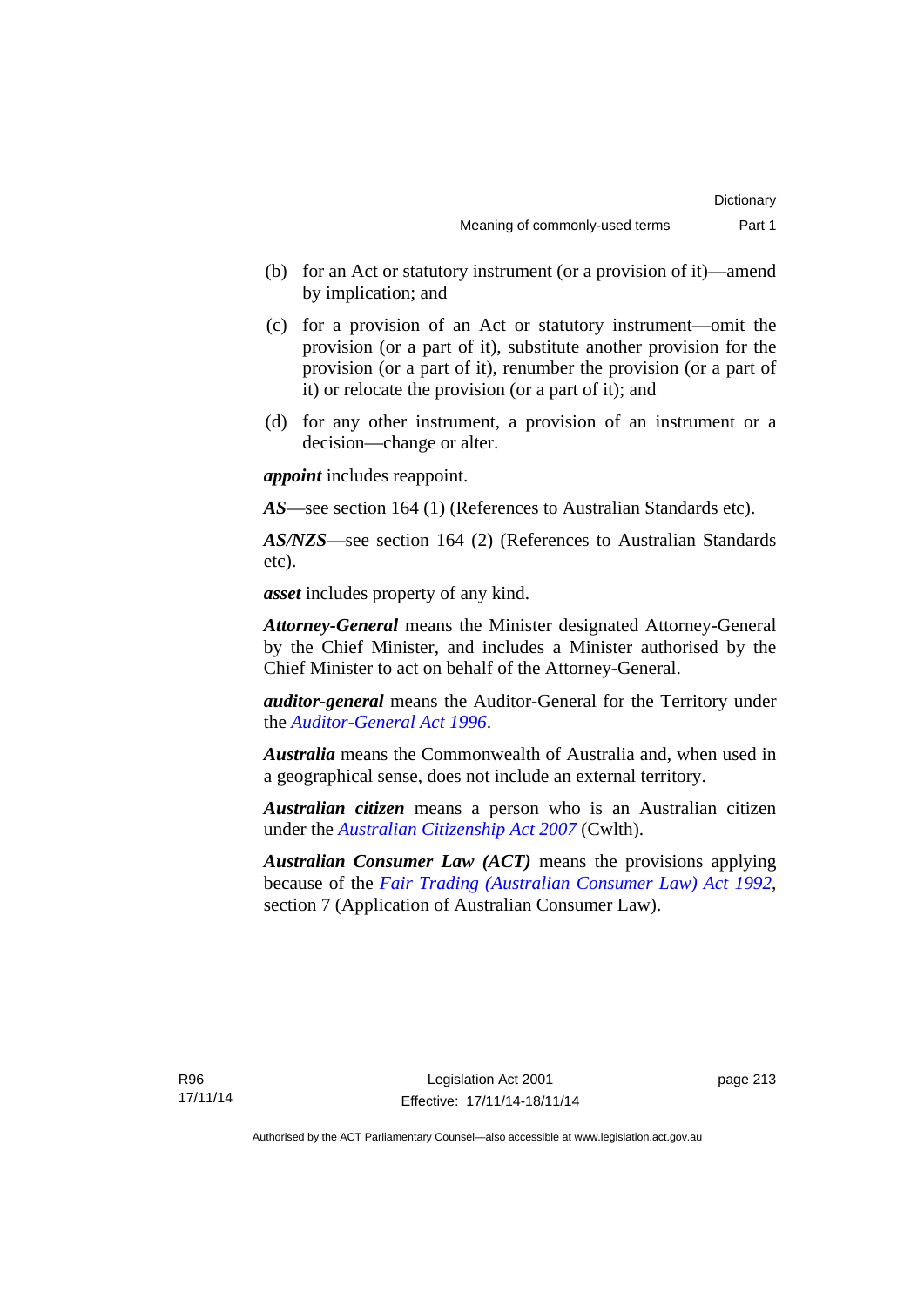(b) for an Act or statutory instrument (or a provision of it)—amend by implication; and

(c) for a provision of an Act or statutory instrument—omit the provision (or a part of it), substitute another provision for the provision (or a part of it), renumber the provision (or a part of it) or relocate the provision (or a part of it); and

(d) for any other instrument, a provision of an instrument or a decision—change or alter.

***appoint*** includes reappoint.

***AS***—see section 164 (1) (References to Australian Standards etc).

***AS/NZS***—see section 164 (2) (References to Australian Standards etc).

***asset*** includes property of any kind.

***Attorney-General*** means the Minister designated Attorney-General by the Chief Minister, and includes a Minister authorised by the Chief Minister to act on behalf of the Attorney-General.

***auditor-general*** means the Auditor-General for the Territory under the *Auditor-General Act 1996*.

***Australia*** means the Commonwealth of Australia and, when used in a geographical sense, does not include an external territory.

***Australian citizen*** means a person who is an Australian citizen under the *Australian Citizenship Act 2007* (Cwlth).

***Australian Consumer Law (ACT)*** means the provisions applying because of the *Fair Trading (Australian Consumer Law) Act 1992*, section 7 (Application of Australian Consumer Law).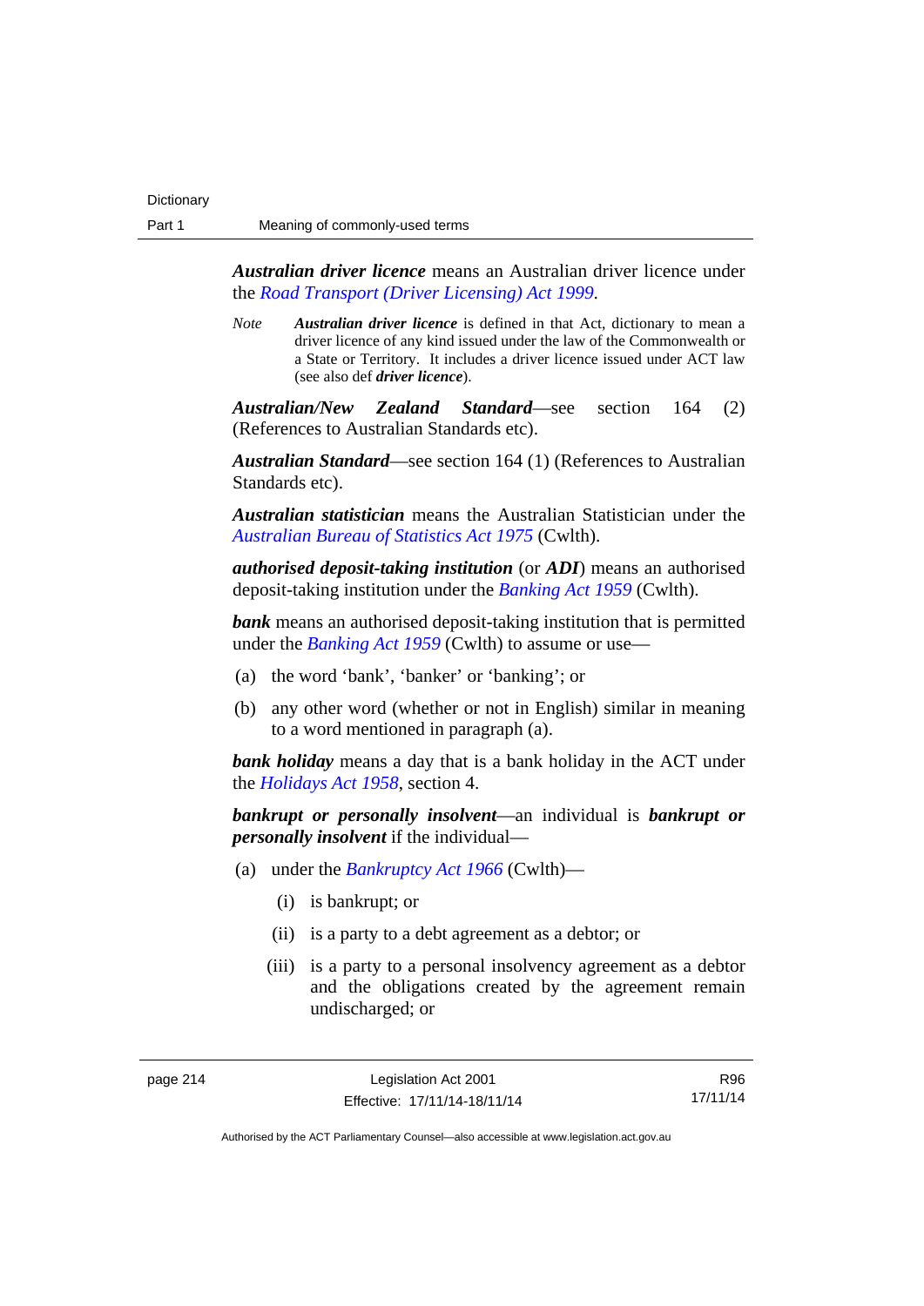***Australian driver licence*** means an Australian driver licence under the *Road Transport (Driver Licensing) Act 1999*.

*Note* ***Australian driver licence*** is defined in that Act, dictionary to mean a driver licence of any kind issued under the law of the Commonwealth or a State or Territory. It includes a driver licence issued under ACT law (see also def ***driver licence***).

***Australian/New Zealand Standard***—see section 164 (2) (References to Australian Standards etc).

***Australian Standard***—see section 164 (1) (References to Australian Standards etc).

***Australian statistician*** means the Australian Statistician under the *Australian Bureau of Statistics Act 1975* (Cwlth).

***authorised deposit-taking institution*** (or ***ADI***) means an authorised deposit-taking institution under the *Banking Act 1959* (Cwlth).

***bank*** means an authorised deposit-taking institution that is permitted under the *Banking Act 1959* (Cwlth) to assume or use—

(a) the word 'bank', 'banker' or 'banking'; or

(b) any other word (whether or not in English) similar in meaning to a word mentioned in paragraph (a).

***bank holiday*** means a day that is a bank holiday in the ACT under the *Holidays Act 1958*, section 4.

***bankrupt or personally insolvent***—an individual is ***bankrupt or personally insolvent*** if the individual—

(a) under the *Bankruptcy Act 1966* (Cwlth)—

(i) is bankrupt; or

(ii) is a party to a debt agreement as a debtor; or

(iii) is a party to a personal insolvency agreement as a debtor and the obligations created by the agreement remain undischarged; or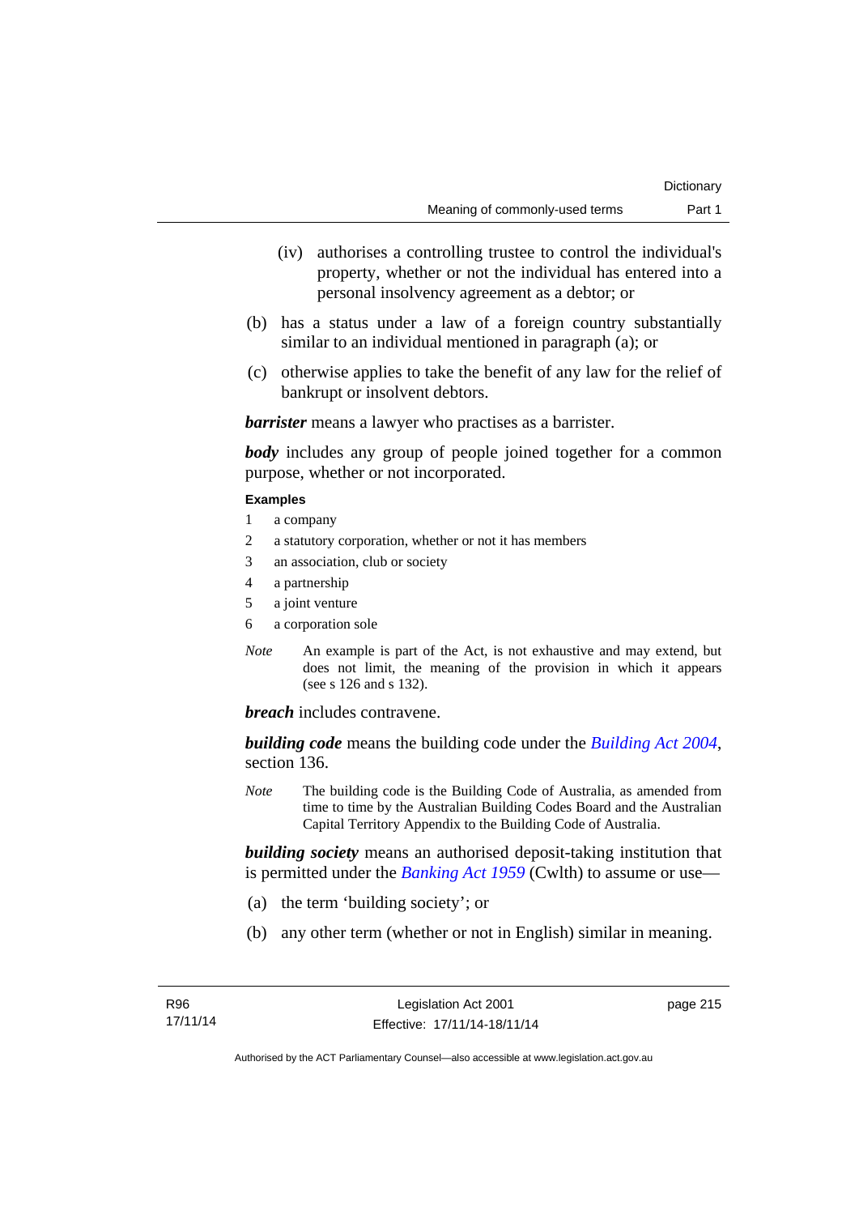(iv) authorises a controlling trustee to control the individual's property, whether or not the individual has entered into a personal insolvency agreement as a debtor; or

(b) has a status under a law of a foreign country substantially similar to an individual mentioned in paragraph (a); or

(c) otherwise applies to take the benefit of any law for the relief of bankrupt or insolvent debtors.

***barrister*** means a lawyer who practises as a barrister.

***body*** includes any group of people joined together for a common purpose, whether or not incorporated.

**Examples**

1 a company

2 a statutory corporation, whether or not it has members

3 an association, club or society

4 a partnership

5 a joint venture

6 a corporation sole

*Note* An example is part of the Act, is not exhaustive and may extend, but does not limit, the meaning of the provision in which it appears (see s 126 and s 132).

***breach*** includes contravene.

***building code*** means the building code under the *Building Act 2004*, section 136.

*Note* The building code is the Building Code of Australia, as amended from time to time by the Australian Building Codes Board and the Australian Capital Territory Appendix to the Building Code of Australia.

***building society*** means an authorised deposit-taking institution that is permitted under the *Banking Act 1959* (Cwlth) to assume or use—

(a) the term 'building society'; or

(b) any other term (whether or not in English) similar in meaning.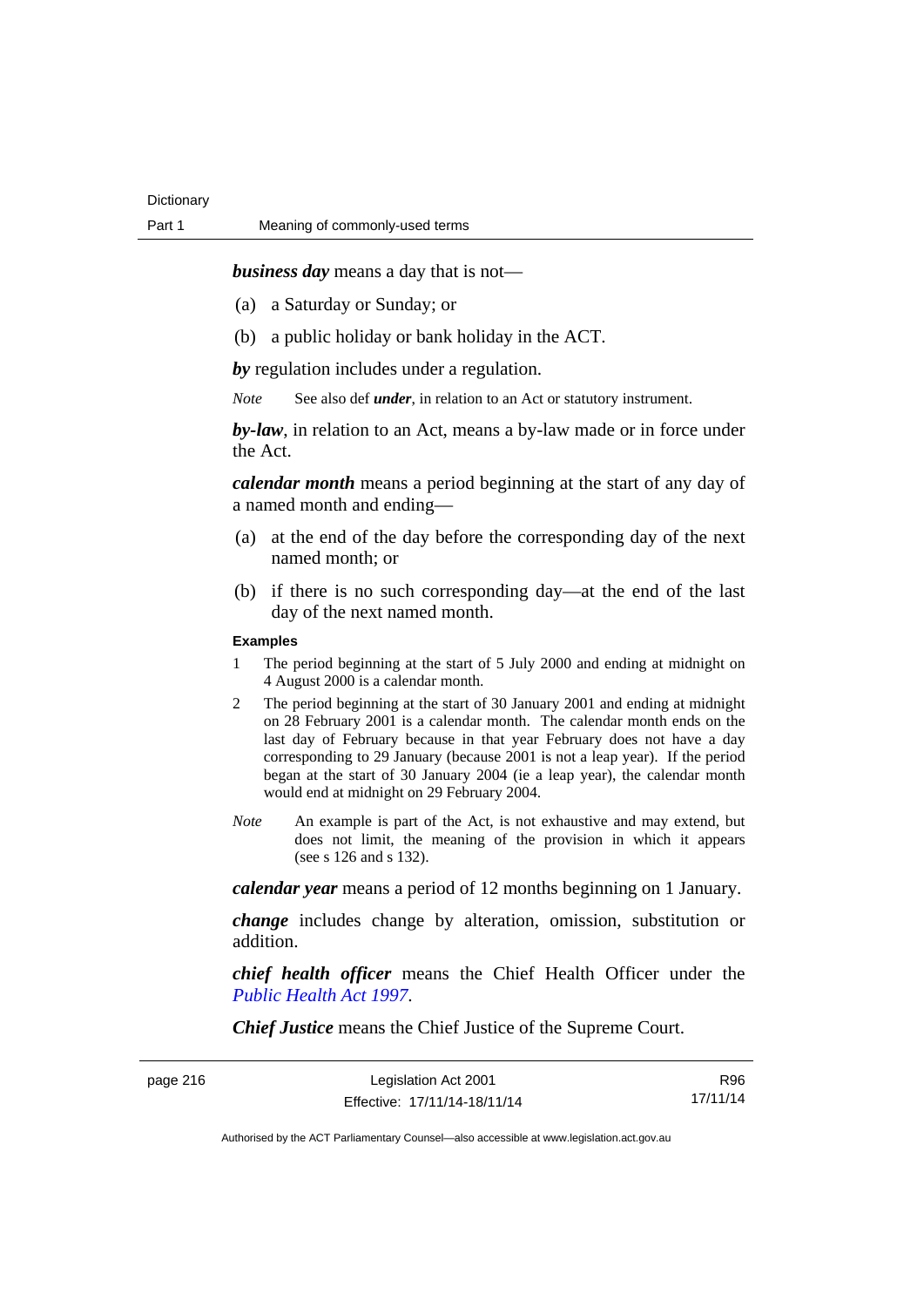***business day*** means a day that is not—

(a) a Saturday or Sunday; or

(b) a public holiday or bank holiday in the ACT.

***by*** regulation includes under a regulation.

*Note* See also def ***under***, in relation to an Act or statutory instrument.

***by-law***, in relation to an Act, means a by-law made or in force under the Act.

***calendar month*** means a period beginning at the start of any day of a named month and ending—

(a) at the end of the day before the corresponding day of the next named month; or

(b) if there is no such corresponding day—at the end of the last day of the next named month.

**Examples**

1 The period beginning at the start of 5 July 2000 and ending at midnight on 4 August 2000 is a calendar month.

2 The period beginning at the start of 30 January 2001 and ending at midnight on 28 February 2001 is a calendar month. The calendar month ends on the last day of February because in that year February does not have a day corresponding to 29 January (because 2001 is not a leap year). If the period began at the start of 30 January 2004 (ie a leap year), the calendar month would end at midnight on 29 February 2004.

*Note* An example is part of the Act, is not exhaustive and may extend, but does not limit, the meaning of the provision in which it appears (see s 126 and s 132).

***calendar year*** means a period of 12 months beginning on 1 January.

***change*** includes change by alteration, omission, substitution or addition.

***chief health officer*** means the Chief Health Officer under the *Public Health Act 1997*.

***Chief Justice*** means the Chief Justice of the Supreme Court.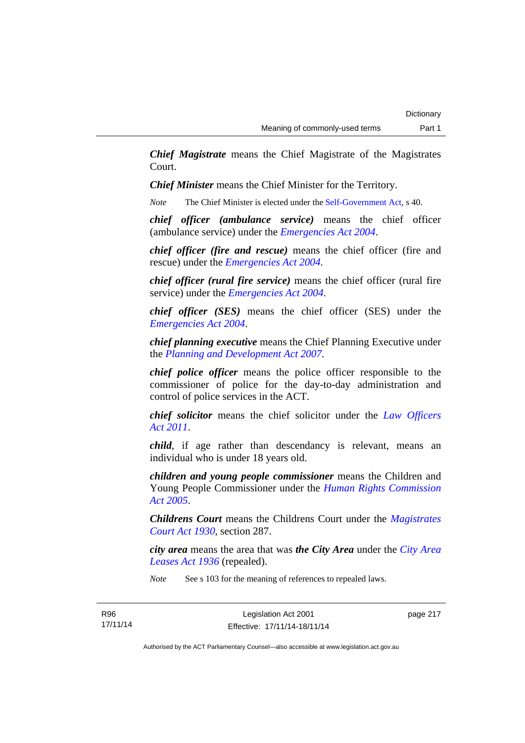***Chief Magistrate*** means the Chief Magistrate of the Magistrates Court.

***Chief Minister*** means the Chief Minister for the Territory.

*Note* The Chief Minister is elected under the Self-Government Act, s 40.

***chief officer (ambulance service)*** means the chief officer (ambulance service) under the *Emergencies Act 2004*.

***chief officer (fire and rescue)*** means the chief officer (fire and rescue) under the *Emergencies Act 2004*.

***chief officer (rural fire service)*** means the chief officer (rural fire service) under the *Emergencies Act 2004*.

***chief officer (SES)*** means the chief officer (SES) under the *Emergencies Act 2004*.

***chief planning executive*** means the Chief Planning Executive under the *Planning and Development Act 2007*.

***chief police officer*** means the police officer responsible to the commissioner of police for the day-to-day administration and control of police services in the ACT.

***chief solicitor*** means the chief solicitor under the *Law Officers Act 2011*.

***child***, if age rather than descendancy is relevant, means an individual who is under 18 years old.

***children and young people commissioner*** means the Children and Young People Commissioner under the *Human Rights Commission Act 2005*.

***Childrens Court*** means the Childrens Court under the *Magistrates Court Act 1930*, section 287.

***city area*** means the area that was ***the City Area*** under the *City Area Leases Act 1936* (repealed).

*Note* See s 103 for the meaning of references to repealed laws.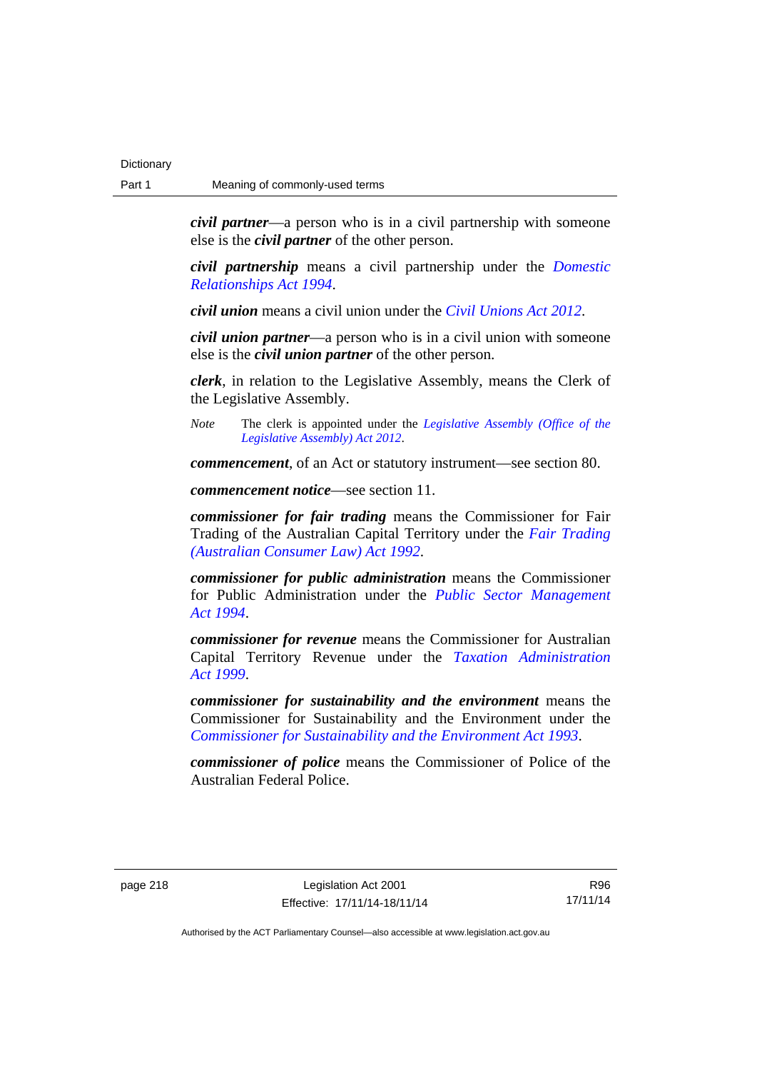***civil partner***—a person who is in a civil partnership with someone else is the ***civil partner*** of the other person.

***civil partnership*** means a civil partnership under the *Domestic Relationships Act 1994*.

***civil union*** means a civil union under the *Civil Unions Act 2012*.

***civil union partner***—a person who is in a civil union with someone else is the ***civil union partner*** of the other person.

***clerk***, in relation to the Legislative Assembly, means the Clerk of the Legislative Assembly.

*Note* The clerk is appointed under the *Legislative Assembly (Office of the Legislative Assembly) Act 2012*.

***commencement***, of an Act or statutory instrument—see section 80.

***commencement notice***—see section 11.

***commissioner for fair trading*** means the Commissioner for Fair Trading of the Australian Capital Territory under the *Fair Trading (Australian Consumer Law) Act 1992*.

***commissioner for public administration*** means the Commissioner for Public Administration under the *Public Sector Management Act 1994*.

***commissioner for revenue*** means the Commissioner for Australian Capital Territory Revenue under the *Taxation Administration Act 1999*.

***commissioner for sustainability and the environment*** means the Commissioner for Sustainability and the Environment under the *Commissioner for Sustainability and the Environment Act 1993*.

***commissioner of police*** means the Commissioner of Police of the Australian Federal Police.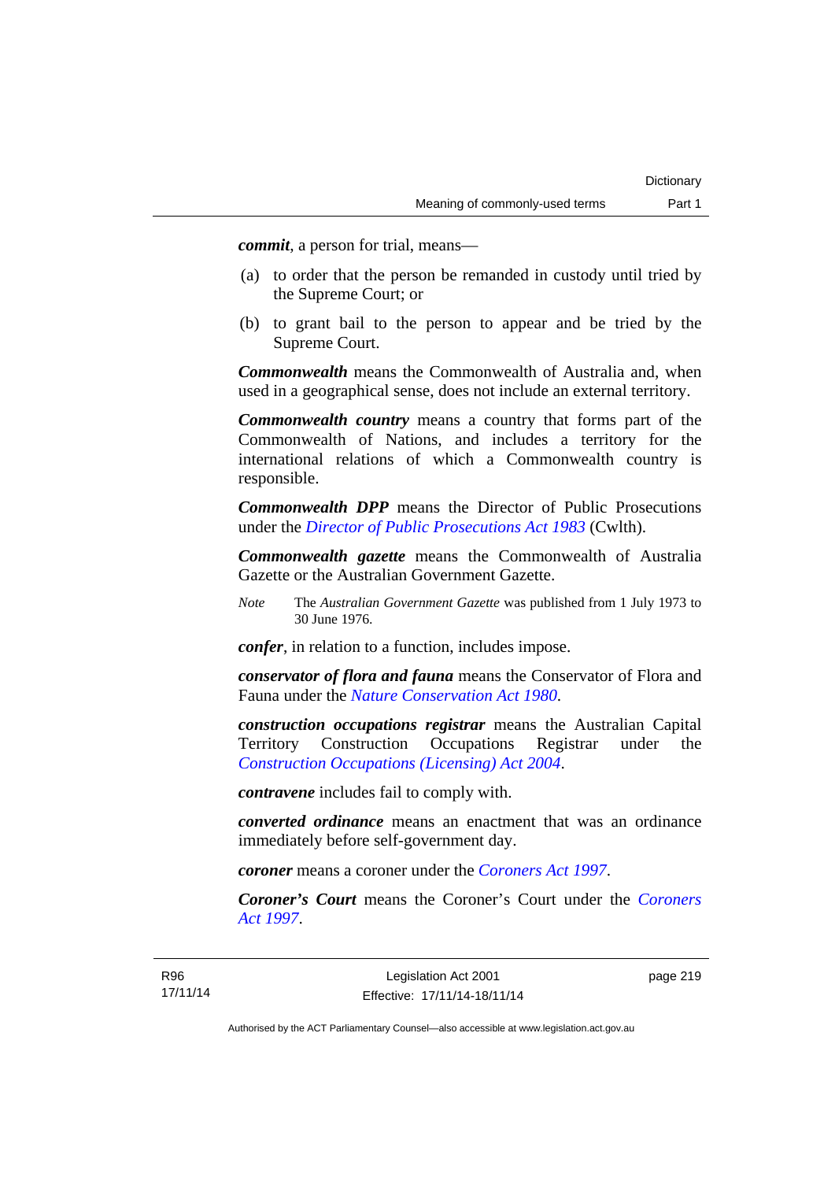***commit***, a person for trial, means—

(a) to order that the person be remanded in custody until tried by the Supreme Court; or

(b) to grant bail to the person to appear and be tried by the Supreme Court.

***Commonwealth*** means the Commonwealth of Australia and, when used in a geographical sense, does not include an external territory.

***Commonwealth country*** means a country that forms part of the Commonwealth of Nations, and includes a territory for the international relations of which a Commonwealth country is responsible.

***Commonwealth DPP*** means the Director of Public Prosecutions under the *Director of Public Prosecutions Act 1983* (Cwlth).

***Commonwealth gazette*** means the Commonwealth of Australia Gazette or the Australian Government Gazette.

*Note* The *Australian Government Gazette* was published from 1 July 1973 to 30 June 1976.

***confer***, in relation to a function, includes impose.

***conservator of flora and fauna*** means the Conservator of Flora and Fauna under the *Nature Conservation Act 1980*.

***construction occupations registrar*** means the Australian Capital Territory Construction Occupations Registrar under the *Construction Occupations (Licensing) Act 2004*.

***contravene*** includes fail to comply with.

***converted ordinance*** means an enactment that was an ordinance immediately before self-government day.

***coroner*** means a coroner under the *Coroners Act 1997*.

***Coroner's Court*** means the Coroner's Court under the *Coroners Act 1997*.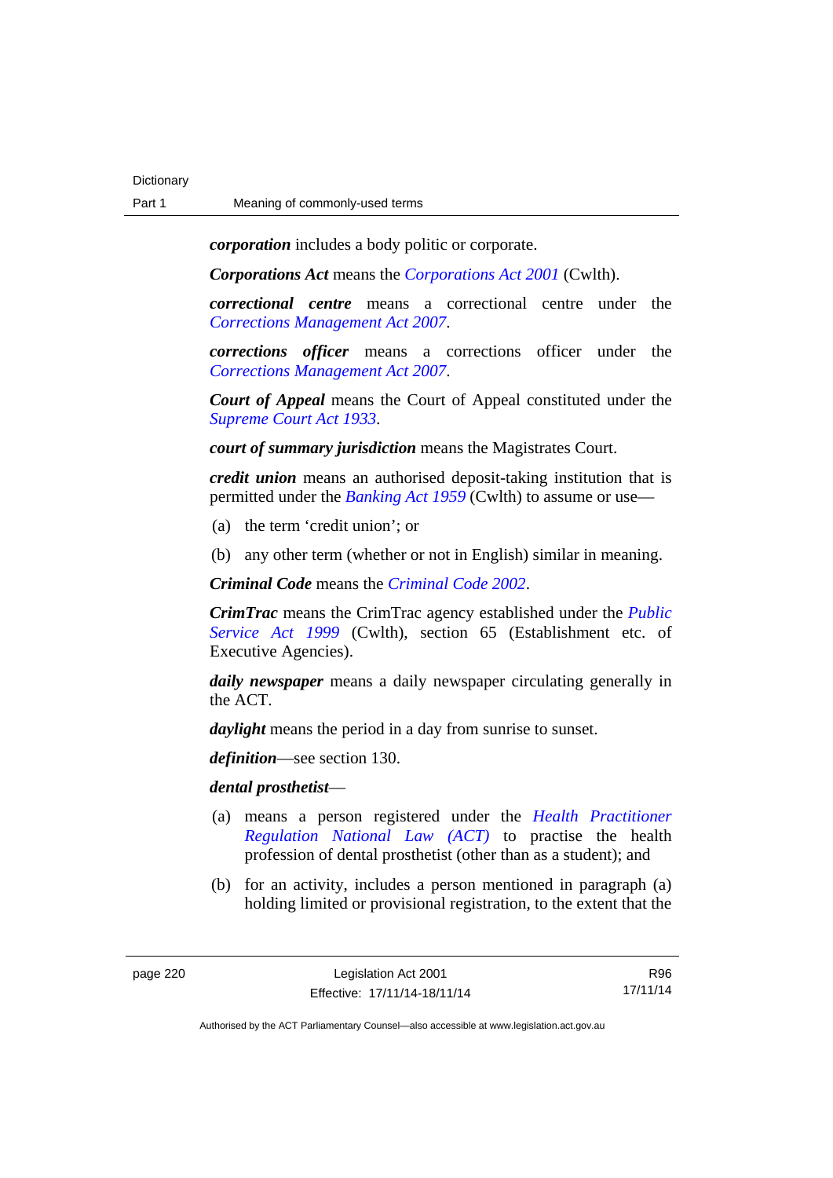***corporation*** includes a body politic or corporate.

***Corporations Act*** means the *Corporations Act 2001* (Cwlth).

***correctional centre*** means a correctional centre under the *Corrections Management Act 2007*.

***corrections officer*** means a corrections officer under the *Corrections Management Act 2007*.

***Court of Appeal*** means the Court of Appeal constituted under the *Supreme Court Act 1933*.

***court of summary jurisdiction*** means the Magistrates Court.

***credit union*** means an authorised deposit-taking institution that is permitted under the *Banking Act 1959* (Cwlth) to assume or use—

(a) the term 'credit union'; or

(b) any other term (whether or not in English) similar in meaning.

***Criminal Code*** means the *Criminal Code 2002*.

***CrimTrac*** means the CrimTrac agency established under the *Public Service Act 1999* (Cwlth), section 65 (Establishment etc. of Executive Agencies).

***daily newspaper*** means a daily newspaper circulating generally in the ACT.

***daylight*** means the period in a day from sunrise to sunset.

***definition***—see section 130.

***dental prosthetist***—

(a) means a person registered under the *Health Practitioner Regulation National Law (ACT)* to practise the health profession of dental prosthetist (other than as a student); and

(b) for an activity, includes a person mentioned in paragraph (a) holding limited or provisional registration, to the extent that the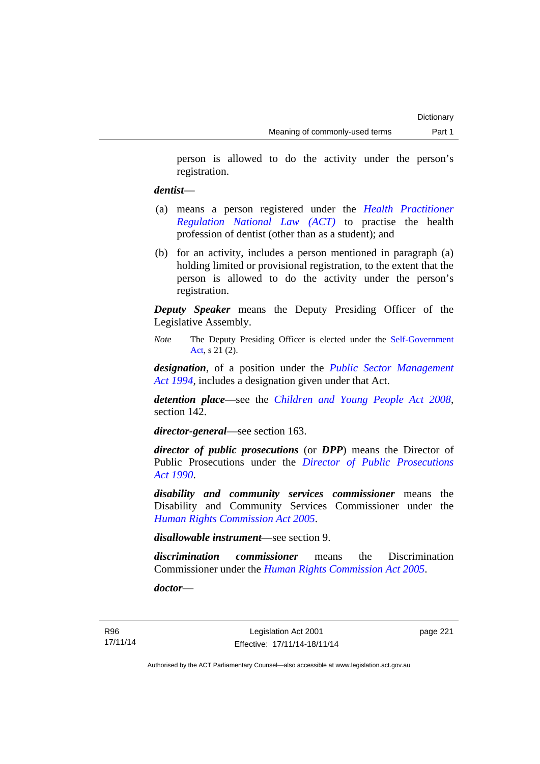person is allowed to do the activity under the person's registration.

***dentist***—

(a) means a person registered under the *Health Practitioner Regulation National Law (ACT)* to practise the health profession of dentist (other than as a student); and

(b) for an activity, includes a person mentioned in paragraph (a) holding limited or provisional registration, to the extent that the person is allowed to do the activity under the person's registration.

***Deputy Speaker*** means the Deputy Presiding Officer of the Legislative Assembly.

*Note* The Deputy Presiding Officer is elected under the Self-Government Act, s 21 (2).

***designation***, of a position under the *Public Sector Management Act 1994*, includes a designation given under that Act.

***detention place***—see the *Children and Young People Act 2008*, section 142.

***director-general***—see section 163.

***director of public prosecutions*** (or ***DPP***) means the Director of Public Prosecutions under the *Director of Public Prosecutions Act 1990*.

***disability and community services commissioner*** means the Disability and Community Services Commissioner under the *Human Rights Commission Act 2005*.

***disallowable instrument***—see section 9.

***discrimination commissioner*** means the Discrimination Commissioner under the *Human Rights Commission Act 2005*.

***doctor***—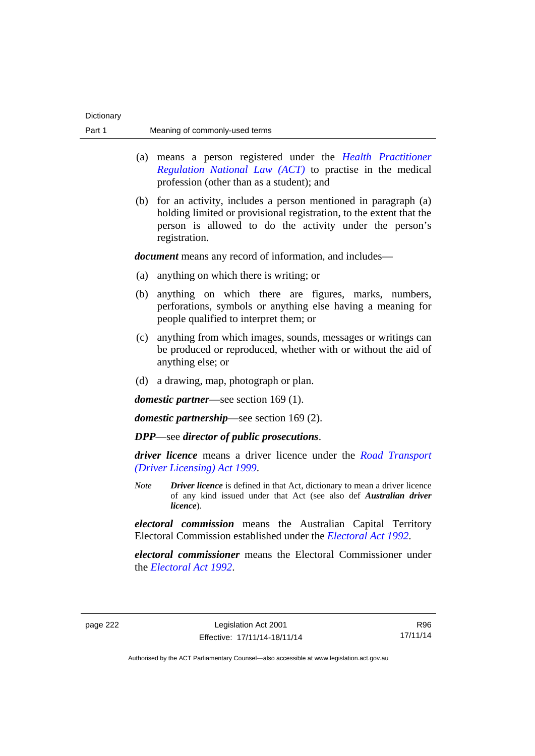(a) means a person registered under the *Health Practitioner Regulation National Law (ACT)* to practise in the medical profession (other than as a student); and

(b) for an activity, includes a person mentioned in paragraph (a) holding limited or provisional registration, to the extent that the person is allowed to do the activity under the person's registration.

***document*** means any record of information, and includes—

(a) anything on which there is writing; or

(b) anything on which there are figures, marks, numbers, perforations, symbols or anything else having a meaning for people qualified to interpret them; or

(c) anything from which images, sounds, messages or writings can be produced or reproduced, whether with or without the aid of anything else; or

(d) a drawing, map, photograph or plan.

***domestic partner***—see section 169 (1).

***domestic partnership***—see section 169 (2).

***DPP***—see ***director of public prosecutions***.

***driver licence*** means a driver licence under the *Road Transport (Driver Licensing) Act 1999*.

*Note* ***Driver licence*** is defined in that Act, dictionary to mean a driver licence of any kind issued under that Act (see also def ***Australian driver licence***).

***electoral commission*** means the Australian Capital Territory Electoral Commission established under the *Electoral Act 1992*.

***electoral commissioner*** means the Electoral Commissioner under the *Electoral Act 1992*.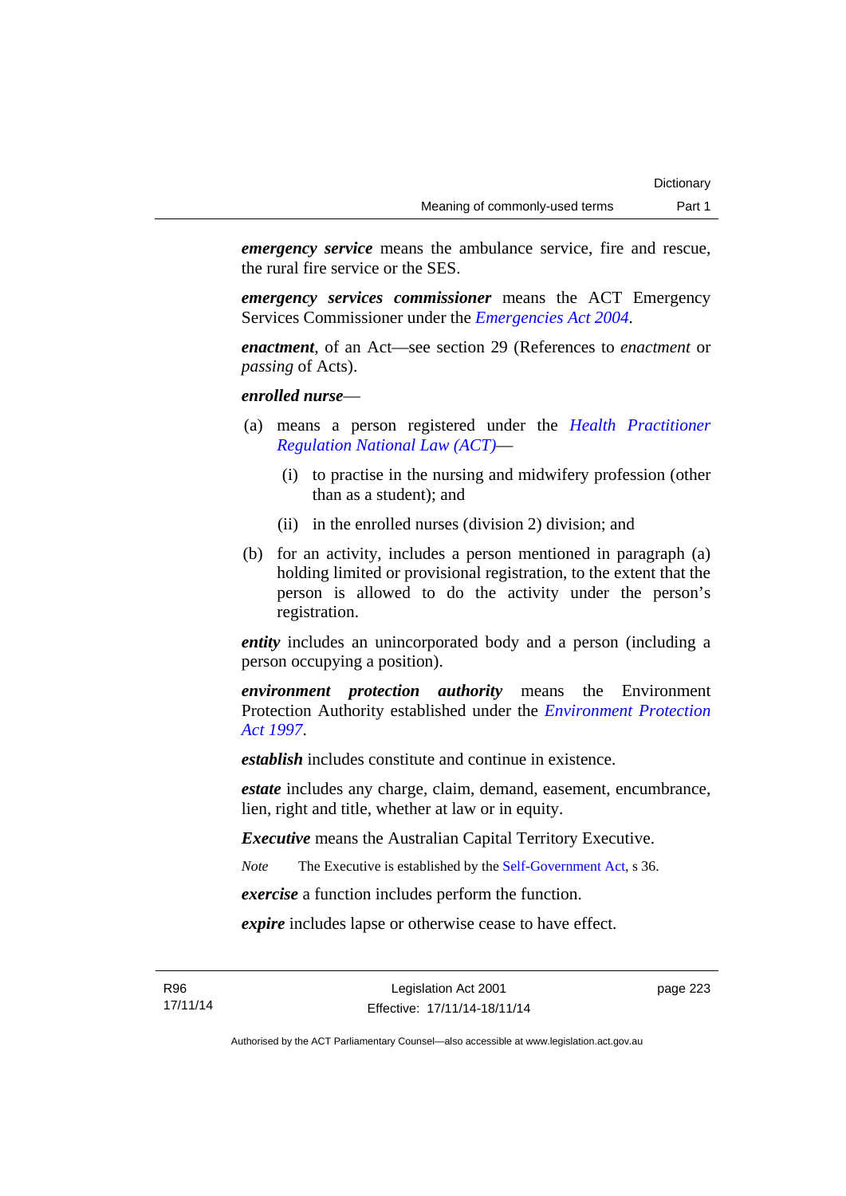***emergency service*** means the ambulance service, fire and rescue, the rural fire service or the SES.

***emergency services commissioner*** means the ACT Emergency Services Commissioner under the *Emergencies Act 2004*.

***enactment***, of an Act—see section 29 (References to *enactment* or *passing* of Acts).

***enrolled nurse***—

(a) means a person registered under the *Health Practitioner Regulation National Law (ACT)*—

  (i) to practise in the nursing and midwifery profession (other than as a student); and

  (ii) in the enrolled nurses (division 2) division; and

(b) for an activity, includes a person mentioned in paragraph (a) holding limited or provisional registration, to the extent that the person is allowed to do the activity under the person's registration.

***entity*** includes an unincorporated body and a person (including a person occupying a position).

***environment protection authority*** means the Environment Protection Authority established under the *Environment Protection Act 1997*.

***establish*** includes constitute and continue in existence.

***estate*** includes any charge, claim, demand, easement, encumbrance, lien, right and title, whether at law or in equity.

***Executive*** means the Australian Capital Territory Executive.

*Note* The Executive is established by the Self-Government Act, s 36.

***exercise*** a function includes perform the function.

***expire*** includes lapse or otherwise cease to have effect.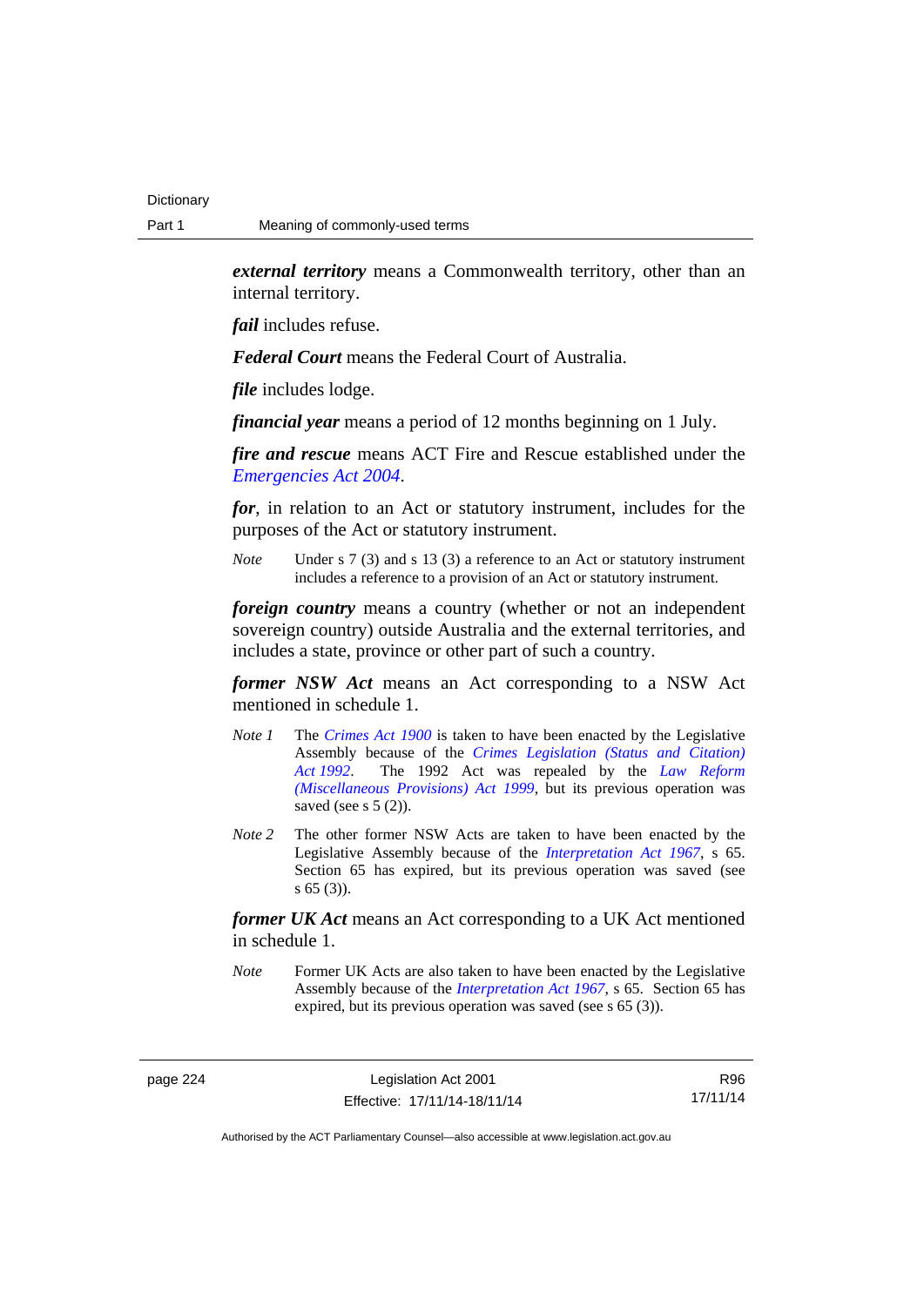***external territory*** means a Commonwealth territory, other than an internal territory.

***fail*** includes refuse.

***Federal Court*** means the Federal Court of Australia.

***file*** includes lodge.

***financial year*** means a period of 12 months beginning on 1 July.

***fire and rescue*** means ACT Fire and Rescue established under the *Emergencies Act 2004*.

***for***, in relation to an Act or statutory instrument, includes for the purposes of the Act or statutory instrument.

*Note* Under s 7 (3) and s 13 (3) a reference to an Act or statutory instrument includes a reference to a provision of an Act or statutory instrument.

***foreign country*** means a country (whether or not an independent sovereign country) outside Australia and the external territories, and includes a state, province or other part of such a country.

***former NSW Act*** means an Act corresponding to a NSW Act mentioned in schedule 1.

*Note 1* The *Crimes Act 1900* is taken to have been enacted by the Legislative Assembly because of the *Crimes Legislation (Status and Citation) Act 1992*. The 1992 Act was repealed by the *Law Reform (Miscellaneous Provisions) Act 1999*, but its previous operation was saved (see s 5 (2)).

*Note 2* The other former NSW Acts are taken to have been enacted by the Legislative Assembly because of the *Interpretation Act 1967*, s 65. Section 65 has expired, but its previous operation was saved (see s 65 (3)).

***former UK Act*** means an Act corresponding to a UK Act mentioned in schedule 1.

*Note* Former UK Acts are also taken to have been enacted by the Legislative Assembly because of the *Interpretation Act 1967*, s 65. Section 65 has expired, but its previous operation was saved (see s 65 (3)).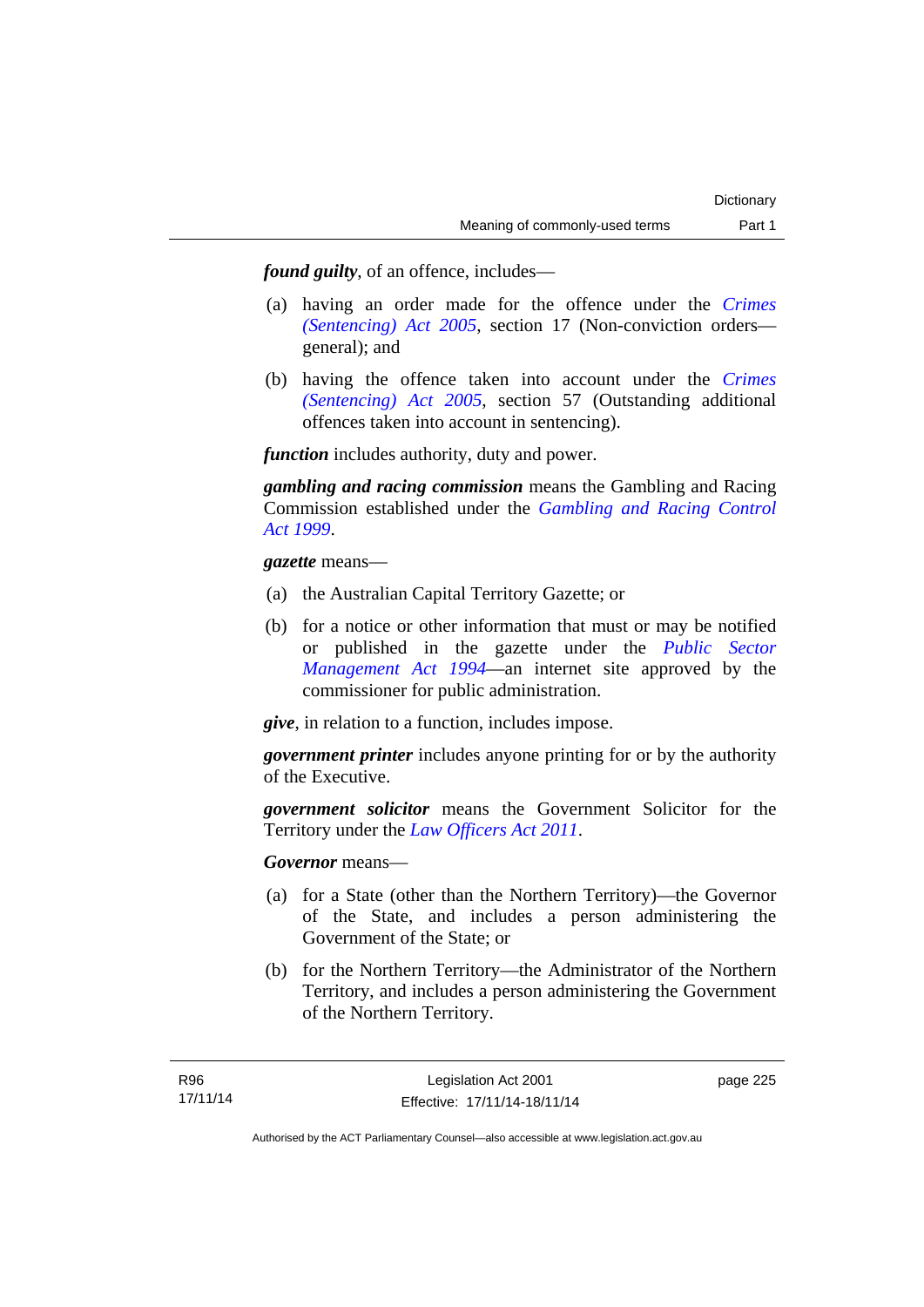***found guilty***, of an offence, includes—

(a) having an order made for the offence under the *Crimes (Sentencing) Act 2005*, section 17 (Non-conviction orders—general); and

(b) having the offence taken into account under the *Crimes (Sentencing) Act 2005*, section 57 (Outstanding additional offences taken into account in sentencing).

***function*** includes authority, duty and power.

***gambling and racing commission*** means the Gambling and Racing Commission established under the *Gambling and Racing Control Act 1999*.

***gazette*** means—

(a) the Australian Capital Territory Gazette; or

(b) for a notice or other information that must or may be notified or published in the gazette under the *Public Sector Management Act 1994*—an internet site approved by the commissioner for public administration.

***give***, in relation to a function, includes impose.

***government printer*** includes anyone printing for or by the authority of the Executive.

***government solicitor*** means the Government Solicitor for the Territory under the *Law Officers Act 2011*.

***Governor*** means—

(a) for a State (other than the Northern Territory)—the Governor of the State, and includes a person administering the Government of the State; or

(b) for the Northern Territory—the Administrator of the Northern Territory, and includes a person administering the Government of the Northern Territory.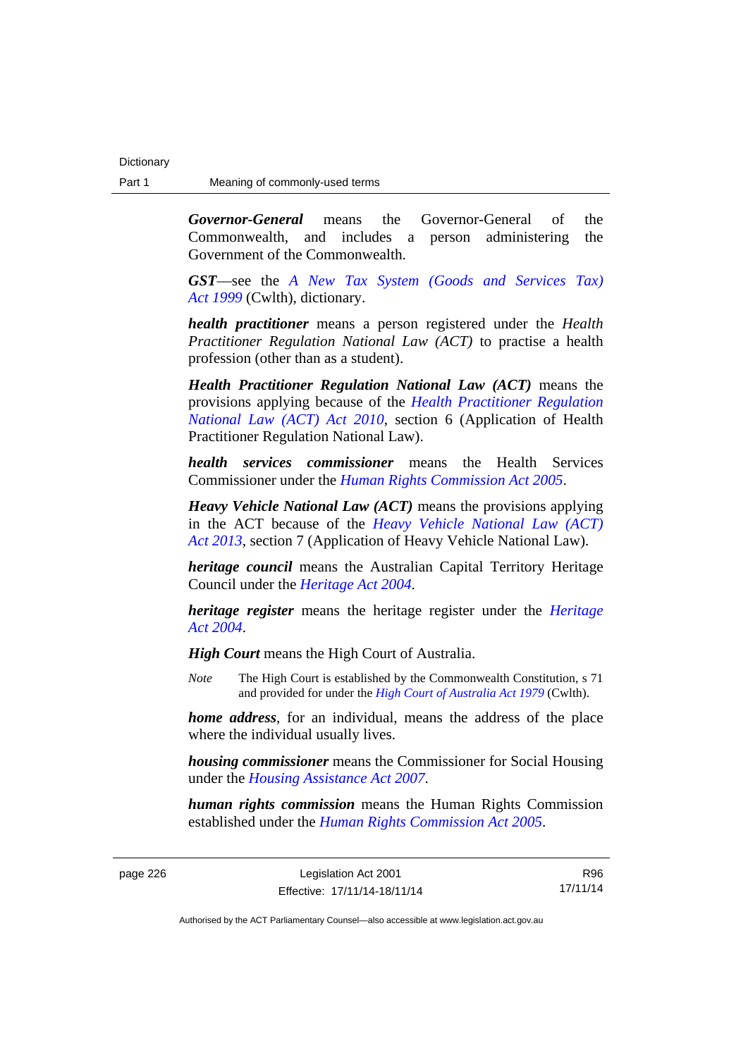***Governor-General*** means the Governor-General of the Commonwealth, and includes a person administering the Government of the Commonwealth.

***GST***—see the *A New Tax System (Goods and Services Tax) Act 1999* (Cwlth), dictionary.

***health practitioner*** means a person registered under the *Health Practitioner Regulation National Law (ACT)* to practise a health profession (other than as a student).

***Health Practitioner Regulation National Law (ACT)*** means the provisions applying because of the *Health Practitioner Regulation National Law (ACT) Act 2010*, section 6 (Application of Health Practitioner Regulation National Law).

***health services commissioner*** means the Health Services Commissioner under the *Human Rights Commission Act 2005*.

***Heavy Vehicle National Law (ACT)*** means the provisions applying in the ACT because of the *Heavy Vehicle National Law (ACT) Act 2013*, section 7 (Application of Heavy Vehicle National Law).

***heritage council*** means the Australian Capital Territory Heritage Council under the *Heritage Act 2004*.

***heritage register*** means the heritage register under the *Heritage Act 2004*.

***High Court*** means the High Court of Australia.

*Note* The High Court is established by the Commonwealth Constitution, s 71 and provided for under the *High Court of Australia Act 1979* (Cwlth).

***home address***, for an individual, means the address of the place where the individual usually lives.

***housing commissioner*** means the Commissioner for Social Housing under the *Housing Assistance Act 2007*.

***human rights commission*** means the Human Rights Commission established under the *Human Rights Commission Act 2005*.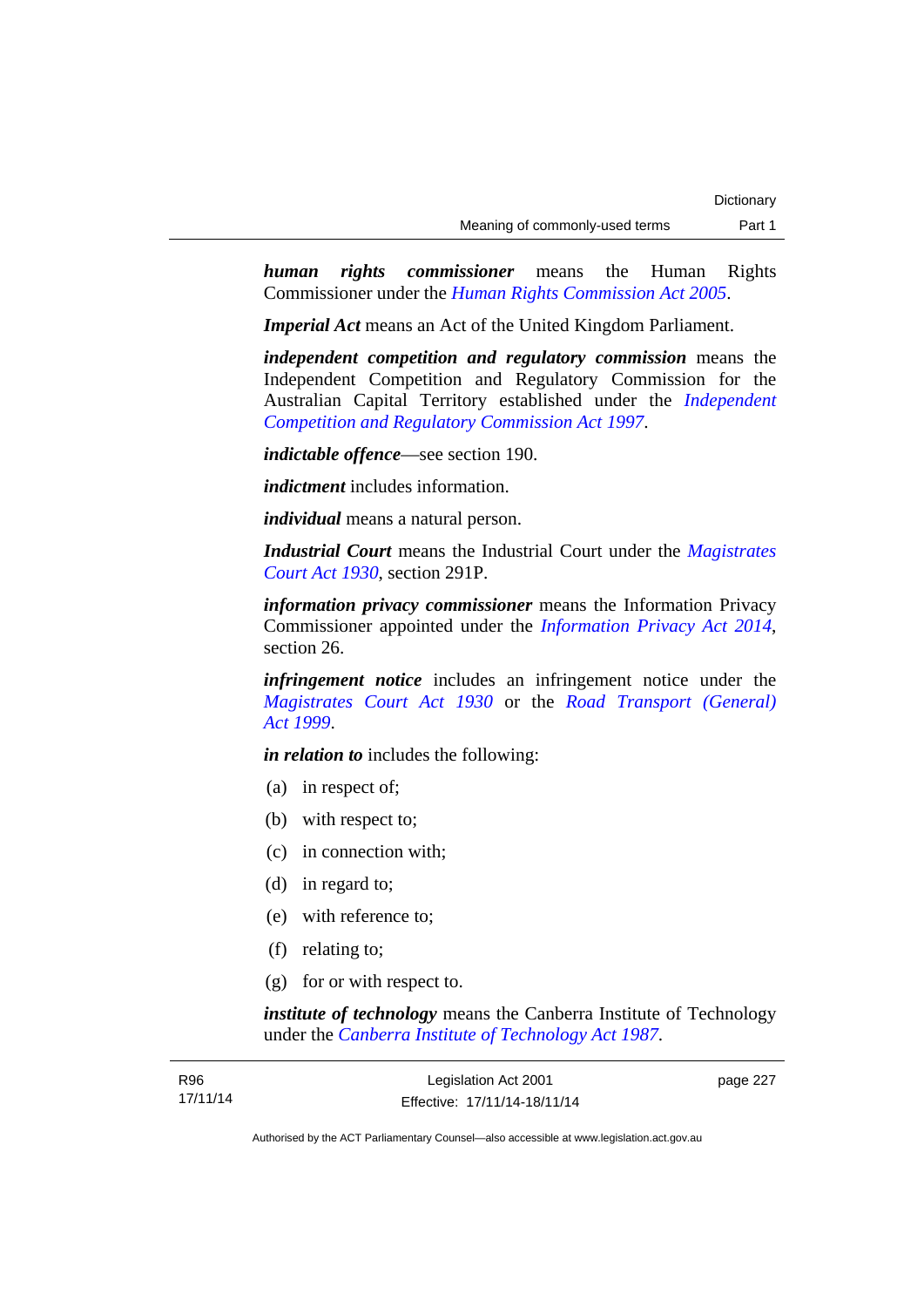***human rights commissioner*** means the Human Rights Commissioner under the *Human Rights Commission Act 2005*.

***Imperial Act*** means an Act of the United Kingdom Parliament.

***independent competition and regulatory commission*** means the Independent Competition and Regulatory Commission for the Australian Capital Territory established under the *Independent Competition and Regulatory Commission Act 1997*.

***indictable offence***—see section 190.

***indictment*** includes information.

***individual*** means a natural person.

***Industrial Court*** means the Industrial Court under the *Magistrates Court Act 1930*, section 291P.

***information privacy commissioner*** means the Information Privacy Commissioner appointed under the *Information Privacy Act 2014*, section 26.

***infringement notice*** includes an infringement notice under the *Magistrates Court Act 1930* or the *Road Transport (General) Act 1999*.

***in relation to*** includes the following:

(a) in respect of;

(b) with respect to;

(c) in connection with;

(d) in regard to;

(e) with reference to;

(f) relating to;

(g) for or with respect to.

***institute of technology*** means the Canberra Institute of Technology under the *Canberra Institute of Technology Act 1987*.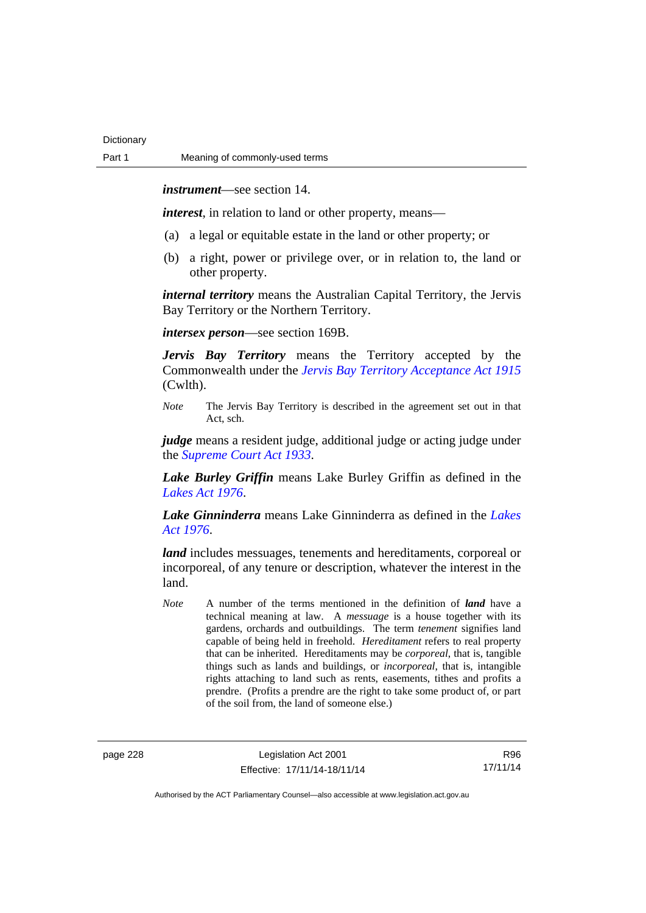***instrument***—see section 14.

***interest***, in relation to land or other property, means—

(a) a legal or equitable estate in the land or other property; or

(b) a right, power or privilege over, or in relation to, the land or other property.

***internal territory*** means the Australian Capital Territory, the Jervis Bay Territory or the Northern Territory.

***intersex person***—see section 169B.

***Jervis Bay Territory*** means the Territory accepted by the Commonwealth under the *Jervis Bay Territory Acceptance Act 1915* (Cwlth).

*Note* The Jervis Bay Territory is described in the agreement set out in that Act, sch.

***judge*** means a resident judge, additional judge or acting judge under the *Supreme Court Act 1933*.

***Lake Burley Griffin*** means Lake Burley Griffin as defined in the *Lakes Act 1976*.

***Lake Ginninderra*** means Lake Ginninderra as defined in the *Lakes Act 1976*.

***land*** includes messuages, tenements and hereditaments, corporeal or incorporeal, of any tenure or description, whatever the interest in the land.

*Note* A number of the terms mentioned in the definition of ***land*** have a technical meaning at law. A *messuage* is a house together with its gardens, orchards and outbuildings. The term *tenement* signifies land capable of being held in freehold. *Hereditament* refers to real property that can be inherited. Hereditaments may be *corporeal*, that is, tangible things such as lands and buildings, or *incorporeal*, that is, intangible rights attaching to land such as rents, easements, tithes and profits a prendre. (Profits a prendre are the right to take some product of, or part of the soil from, the land of someone else.)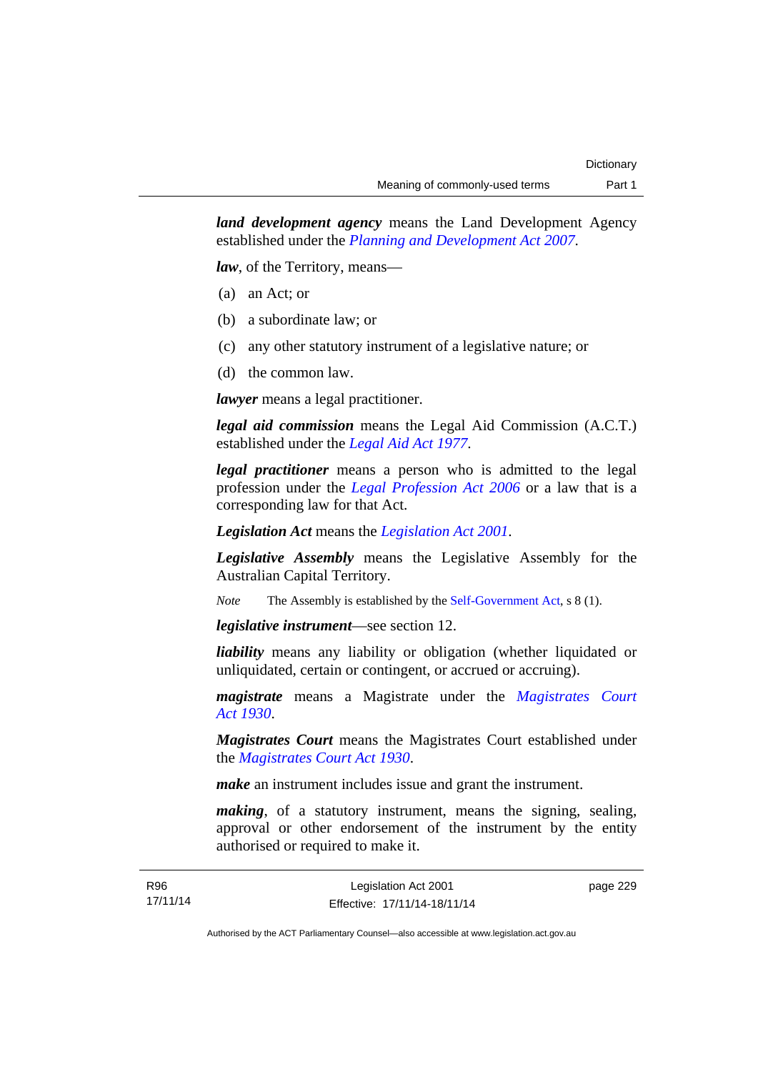***land development agency*** means the Land Development Agency established under the *Planning and Development Act 2007*.

***law***, of the Territory, means—

(a) an Act; or

(b) a subordinate law; or

(c) any other statutory instrument of a legislative nature; or

(d) the common law.

***lawyer*** means a legal practitioner.

***legal aid commission*** means the Legal Aid Commission (A.C.T.) established under the *Legal Aid Act 1977*.

***legal practitioner*** means a person who is admitted to the legal profession under the *Legal Profession Act 2006* or a law that is a corresponding law for that Act.

***Legislation Act*** means the *Legislation Act 2001*.

***Legislative Assembly*** means the Legislative Assembly for the Australian Capital Territory.

*Note* The Assembly is established by the Self-Government Act, s 8 (1).

***legislative instrument***—see section 12.

***liability*** means any liability or obligation (whether liquidated or unliquidated, certain or contingent, or accrued or accruing).

***magistrate*** means a Magistrate under the *Magistrates Court Act 1930*.

***Magistrates Court*** means the Magistrates Court established under the *Magistrates Court Act 1930*.

***make*** an instrument includes issue and grant the instrument.

***making***, of a statutory instrument, means the signing, sealing, approval or other endorsement of the instrument by the entity authorised or required to make it.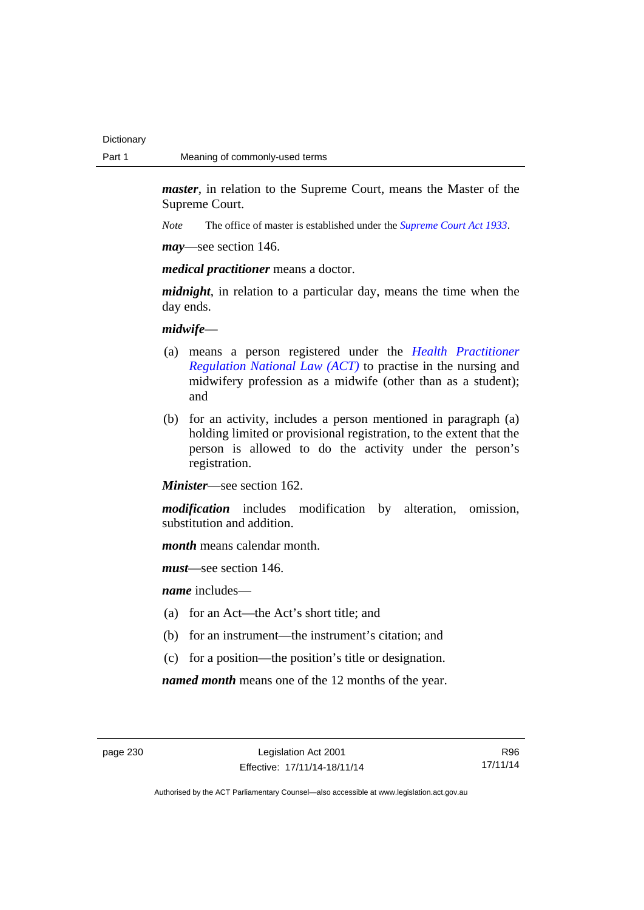***master***, in relation to the Supreme Court, means the Master of the Supreme Court.

*Note* The office of master is established under the *Supreme Court Act 1933*.

***may***—see section 146.

***medical practitioner*** means a doctor.

***midnight***, in relation to a particular day, means the time when the day ends.

***midwife***—

(a) means a person registered under the *Health Practitioner Regulation National Law (ACT)* to practise in the nursing and midwifery profession as a midwife (other than as a student); and

(b) for an activity, includes a person mentioned in paragraph (a) holding limited or provisional registration, to the extent that the person is allowed to do the activity under the person's registration.

***Minister***—see section 162.

***modification*** includes modification by alteration, omission, substitution and addition.

***month*** means calendar month.

***must***—see section 146.

***name*** includes—

(a) for an Act—the Act's short title; and

(b) for an instrument—the instrument's citation; and

(c) for a position—the position's title or designation.

***named month*** means one of the 12 months of the year.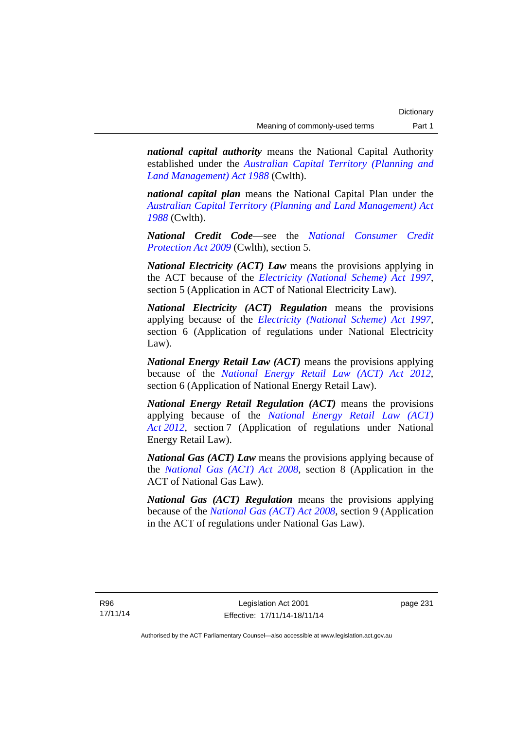***national capital authority*** means the National Capital Authority established under the *Australian Capital Territory (Planning and Land Management) Act 1988* (Cwlth).

***national capital plan*** means the National Capital Plan under the *Australian Capital Territory (Planning and Land Management) Act 1988* (Cwlth).

***National Credit Code***—see the *National Consumer Credit Protection Act 2009* (Cwlth), section 5.

***National Electricity (ACT) Law*** means the provisions applying in the ACT because of the *Electricity (National Scheme) Act 1997*, section 5 (Application in ACT of National Electricity Law).

***National Electricity (ACT) Regulation*** means the provisions applying because of the *Electricity (National Scheme) Act 1997*, section 6 (Application of regulations under National Electricity Law).

***National Energy Retail Law (ACT)*** means the provisions applying because of the *National Energy Retail Law (ACT) Act 2012*, section 6 (Application of National Energy Retail Law).

***National Energy Retail Regulation (ACT)*** means the provisions applying because of the *National Energy Retail Law (ACT) Act 2012*, section 7 (Application of regulations under National Energy Retail Law).

***National Gas (ACT) Law*** means the provisions applying because of the *National Gas (ACT) Act 2008*, section 8 (Application in the ACT of National Gas Law).

***National Gas (ACT) Regulation*** means the provisions applying because of the *National Gas (ACT) Act 2008*, section 9 (Application in the ACT of regulations under National Gas Law).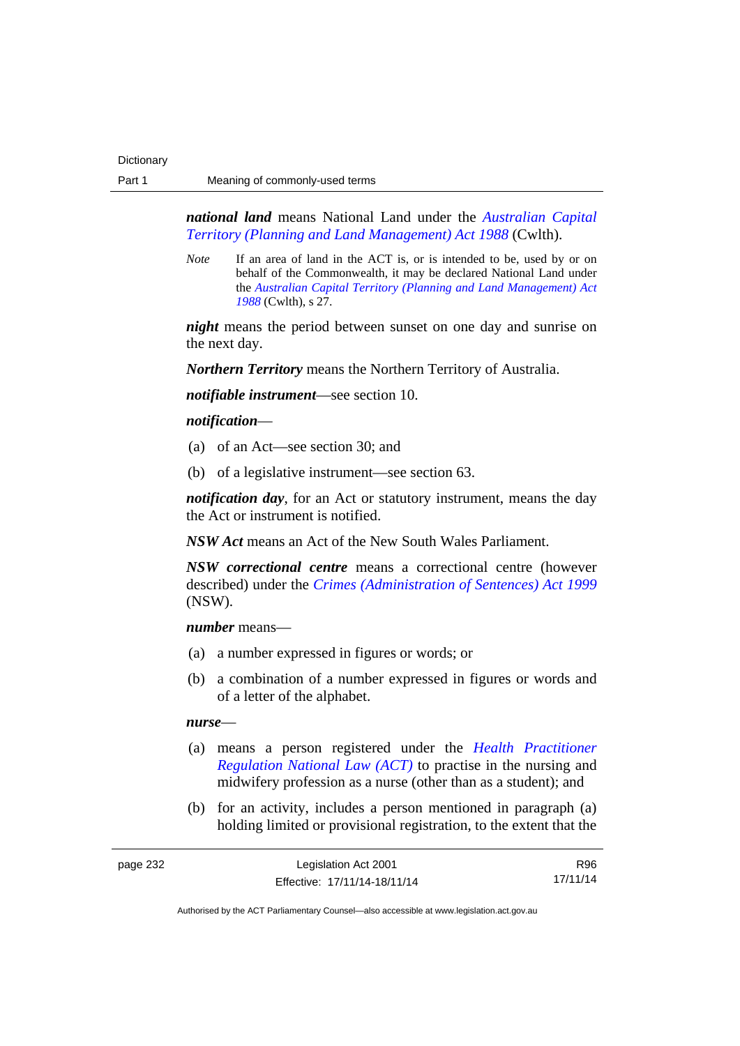***national land*** means National Land under the *Australian Capital Territory (Planning and Land Management) Act 1988* (Cwlth).

*Note* If an area of land in the ACT is, or is intended to be, used by or on behalf of the Commonwealth, it may be declared National Land under the *Australian Capital Territory (Planning and Land Management) Act 1988* (Cwlth), s 27.

***night*** means the period between sunset on one day and sunrise on the next day.

***Northern Territory*** means the Northern Territory of Australia.

***notifiable instrument***—see section 10.

***notification***—

(a) of an Act—see section 30; and

(b) of a legislative instrument—see section 63.

***notification day***, for an Act or statutory instrument, means the day the Act or instrument is notified.

***NSW Act*** means an Act of the New South Wales Parliament.

***NSW correctional centre*** means a correctional centre (however described) under the *Crimes (Administration of Sentences) Act 1999* (NSW).

***number*** means—

(a) a number expressed in figures or words; or

(b) a combination of a number expressed in figures or words and of a letter of the alphabet.

***nurse***—

(a) means a person registered under the *Health Practitioner Regulation National Law (ACT)* to practise in the nursing and midwifery profession as a nurse (other than as a student); and

(b) for an activity, includes a person mentioned in paragraph (a) holding limited or provisional registration, to the extent that the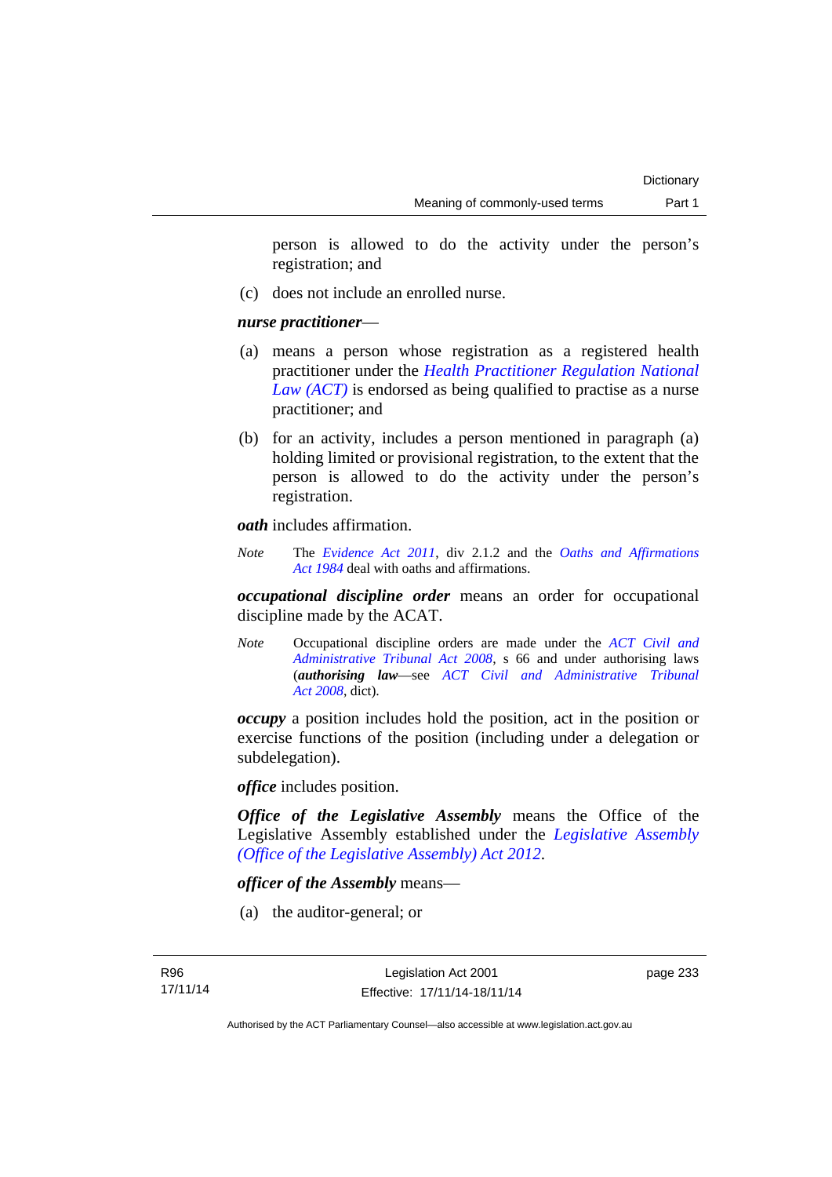person is allowed to do the activity under the person's registration; and

(c) does not include an enrolled nurse.

***nurse practitioner***—

(a) means a person whose registration as a registered health practitioner under the *Health Practitioner Regulation National Law (ACT)* is endorsed as being qualified to practise as a nurse practitioner; and

(b) for an activity, includes a person mentioned in paragraph (a) holding limited or provisional registration, to the extent that the person is allowed to do the activity under the person's registration.

***oath*** includes affirmation.

*Note* The *Evidence Act 2011*, div 2.1.2 and the *Oaths and Affirmations Act 1984* deal with oaths and affirmations.

***occupational discipline order*** means an order for occupational discipline made by the ACAT.

*Note* Occupational discipline orders are made under the *ACT Civil and Administrative Tribunal Act 2008*, s 66 and under authorising laws (***authorising law***—see *ACT Civil and Administrative Tribunal Act 2008*, dict).

***occupy*** a position includes hold the position, act in the position or exercise functions of the position (including under a delegation or subdelegation).

***office*** includes position.

***Office of the Legislative Assembly*** means the Office of the Legislative Assembly established under the *Legislative Assembly (Office of the Legislative Assembly) Act 2012*.

***officer of the Assembly*** means—

(a) the auditor-general; or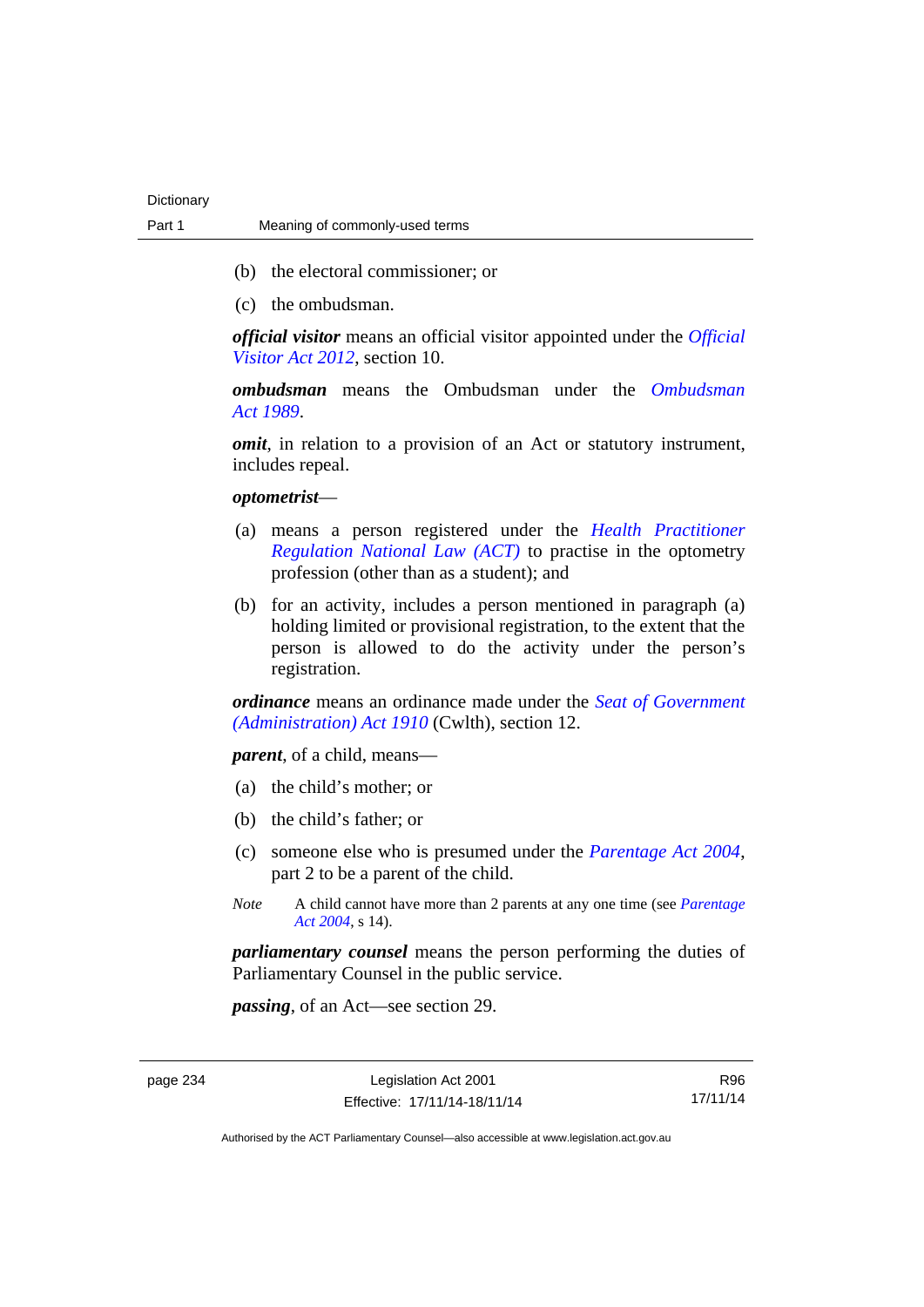(b) the electoral commissioner; or

(c) the ombudsman.

***official visitor*** means an official visitor appointed under the *Official Visitor Act 2012*, section 10.

***ombudsman*** means the Ombudsman under the *Ombudsman Act 1989*.

***omit***, in relation to a provision of an Act or statutory instrument, includes repeal.

***optometrist***—

(a) means a person registered under the *Health Practitioner Regulation National Law (ACT)* to practise in the optometry profession (other than as a student); and

(b) for an activity, includes a person mentioned in paragraph (a) holding limited or provisional registration, to the extent that the person is allowed to do the activity under the person's registration.

***ordinance*** means an ordinance made under the *Seat of Government (Administration) Act 1910* (Cwlth), section 12.

***parent***, of a child, means—

(a) the child's mother; or

(b) the child's father; or

(c) someone else who is presumed under the *Parentage Act 2004*, part 2 to be a parent of the child.

*Note* A child cannot have more than 2 parents at any one time (see *Parentage Act 2004*, s 14).

***parliamentary counsel*** means the person performing the duties of Parliamentary Counsel in the public service.

***passing***, of an Act—see section 29.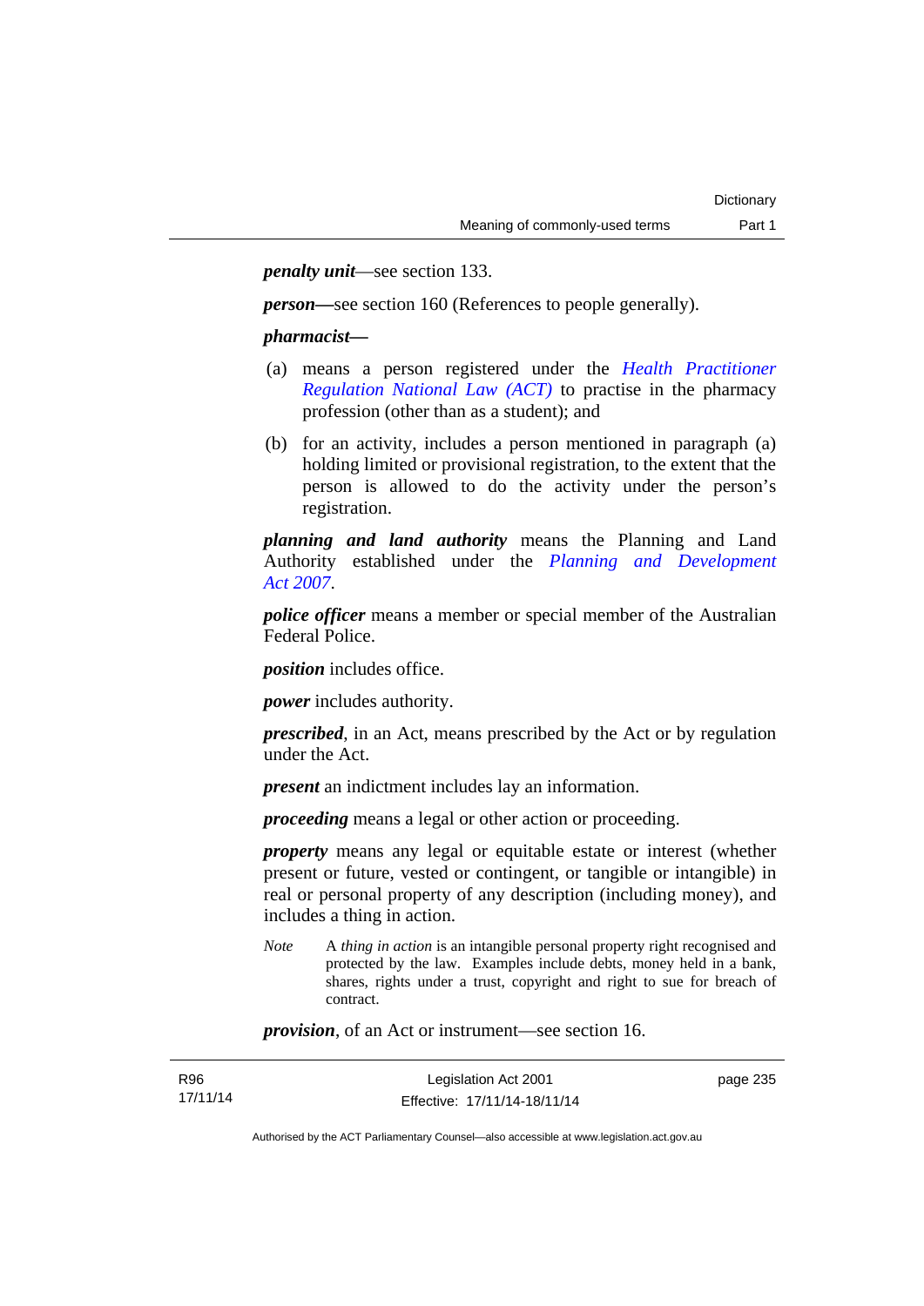***penalty unit***—see section 133.

***person***—see section 160 (References to people generally).

***pharmacist***—

(a) means a person registered under the *Health Practitioner Regulation National Law (ACT)* to practise in the pharmacy profession (other than as a student); and

(b) for an activity, includes a person mentioned in paragraph (a) holding limited or provisional registration, to the extent that the person is allowed to do the activity under the person's registration.

***planning and land authority*** means the Planning and Land Authority established under the *Planning and Development Act 2007*.

***police officer*** means a member or special member of the Australian Federal Police.

***position*** includes office.

***power*** includes authority.

***prescribed***, in an Act, means prescribed by the Act or by regulation under the Act.

***present*** an indictment includes lay an information.

***proceeding*** means a legal or other action or proceeding.

***property*** means any legal or equitable estate or interest (whether present or future, vested or contingent, or tangible or intangible) in real or personal property of any description (including money), and includes a thing in action.

*Note* A *thing in action* is an intangible personal property right recognised and protected by the law. Examples include debts, money held in a bank, shares, rights under a trust, copyright and right to sue for breach of contract.

***provision***, of an Act or instrument—see section 16.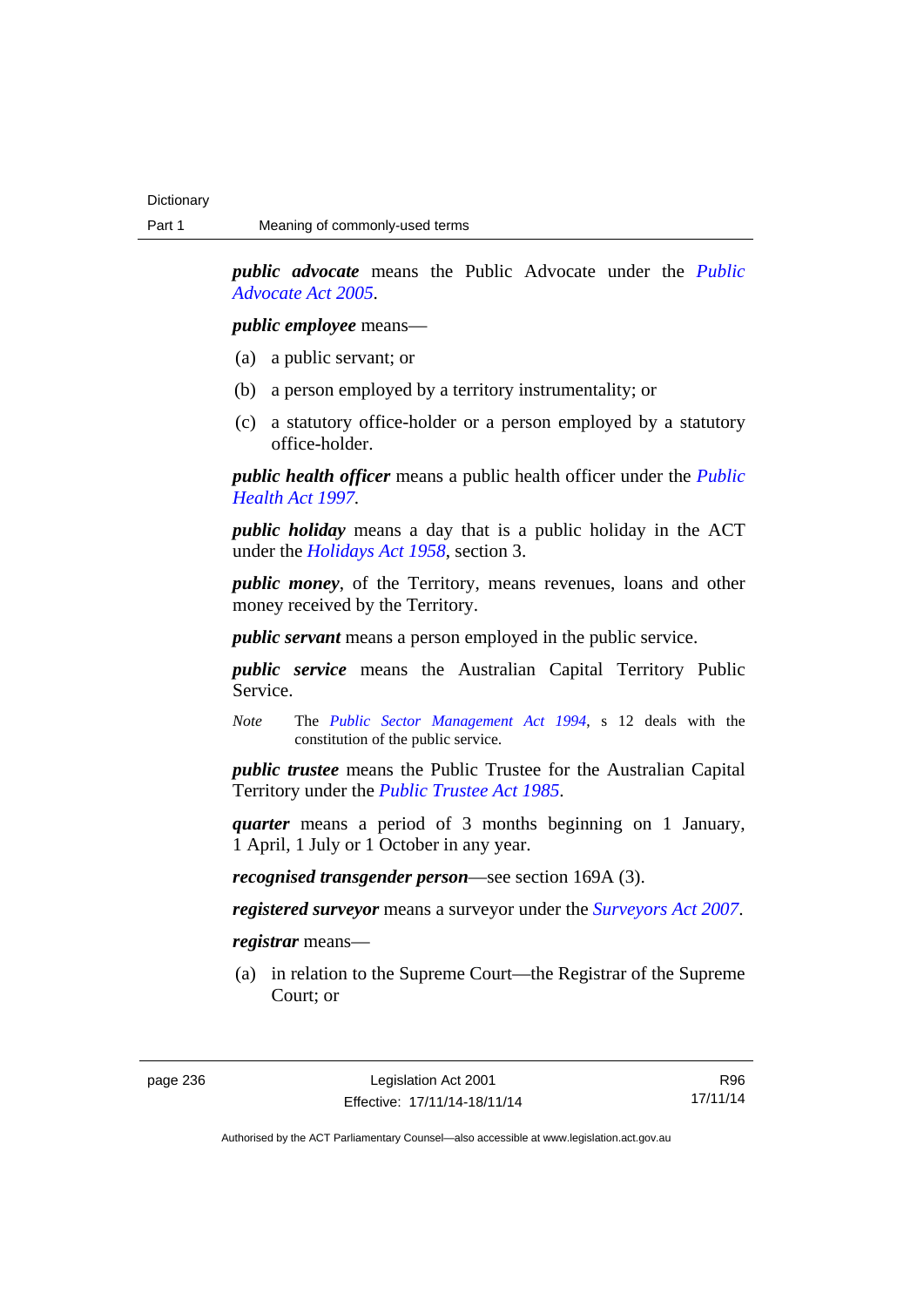***public advocate*** means the Public Advocate under the *Public Advocate Act 2005*.

***public employee*** means—

(a) a public servant; or

(b) a person employed by a territory instrumentality; or

(c) a statutory office-holder or a person employed by a statutory office-holder.

***public health officer*** means a public health officer under the *Public Health Act 1997*.

***public holiday*** means a day that is a public holiday in the ACT under the *Holidays Act 1958*, section 3.

***public money***, of the Territory, means revenues, loans and other money received by the Territory.

***public servant*** means a person employed in the public service.

***public service*** means the Australian Capital Territory Public Service.

*Note* The *Public Sector Management Act 1994*, s 12 deals with the constitution of the public service.

***public trustee*** means the Public Trustee for the Australian Capital Territory under the *Public Trustee Act 1985*.

***quarter*** means a period of 3 months beginning on 1 January, 1 April, 1 July or 1 October in any year.

***recognised transgender person***—see section 169A (3).

***registered surveyor*** means a surveyor under the *Surveyors Act 2007*.

***registrar*** means—

(a) in relation to the Supreme Court—the Registrar of the Supreme Court; or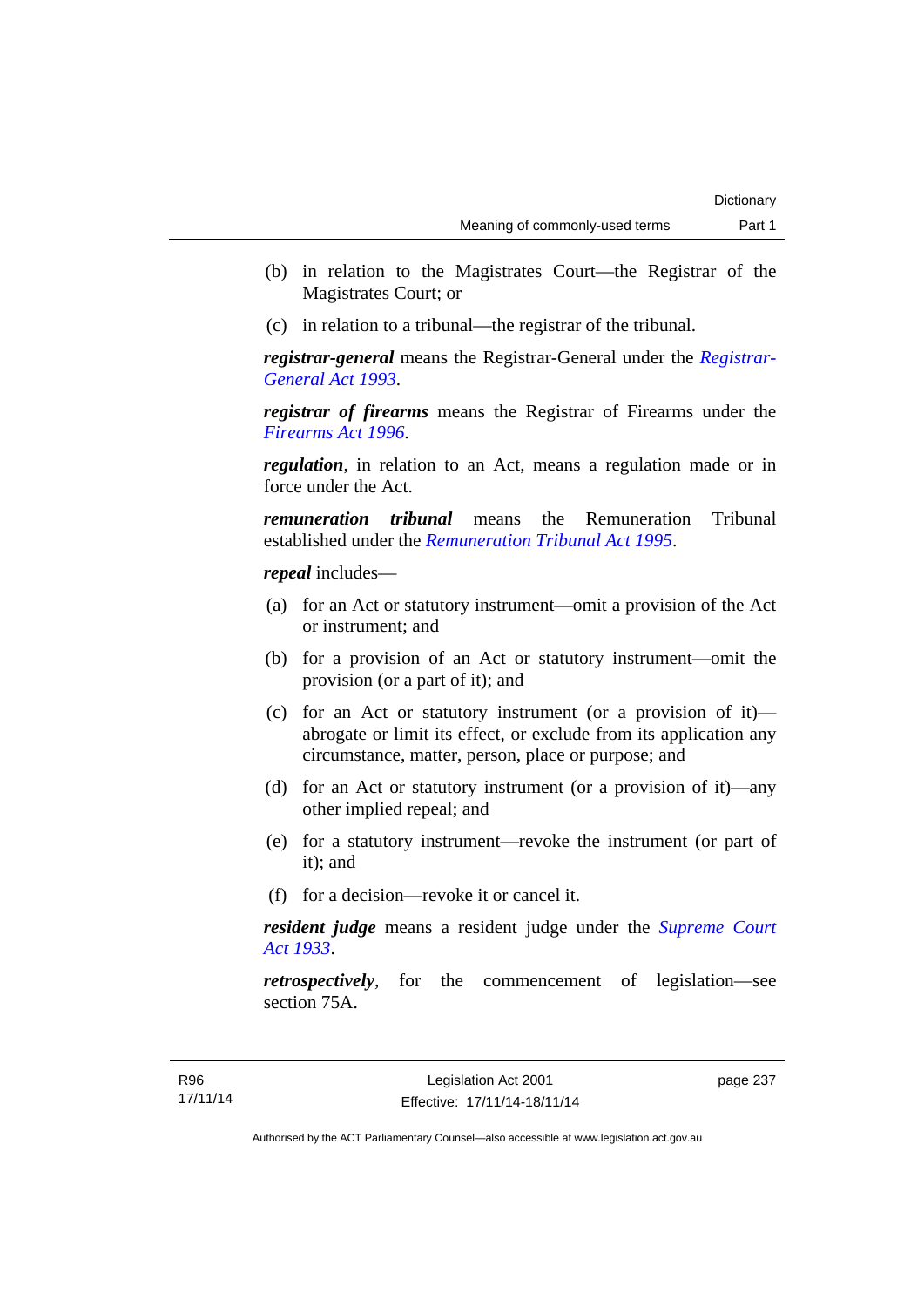(b) in relation to the Magistrates Court—the Registrar of the Magistrates Court; or

(c) in relation to a tribunal—the registrar of the tribunal.

***registrar-general*** means the Registrar-General under the *Registrar-General Act 1993*.

***registrar of firearms*** means the Registrar of Firearms under the *Firearms Act 1996*.

***regulation***, in relation to an Act, means a regulation made or in force under the Act.

***remuneration tribunal*** means the Remuneration Tribunal established under the *Remuneration Tribunal Act 1995*.

***repeal*** includes—

(a) for an Act or statutory instrument—omit a provision of the Act or instrument; and

(b) for a provision of an Act or statutory instrument—omit the provision (or a part of it); and

(c) for an Act or statutory instrument (or a provision of it)—abrogate or limit its effect, or exclude from its application any circumstance, matter, person, place or purpose; and

(d) for an Act or statutory instrument (or a provision of it)—any other implied repeal; and

(e) for a statutory instrument—revoke the instrument (or part of it); and

(f) for a decision—revoke it or cancel it.

***resident judge*** means a resident judge under the *Supreme Court Act 1933*.

***retrospectively***, for the commencement of legislation—see section 75A.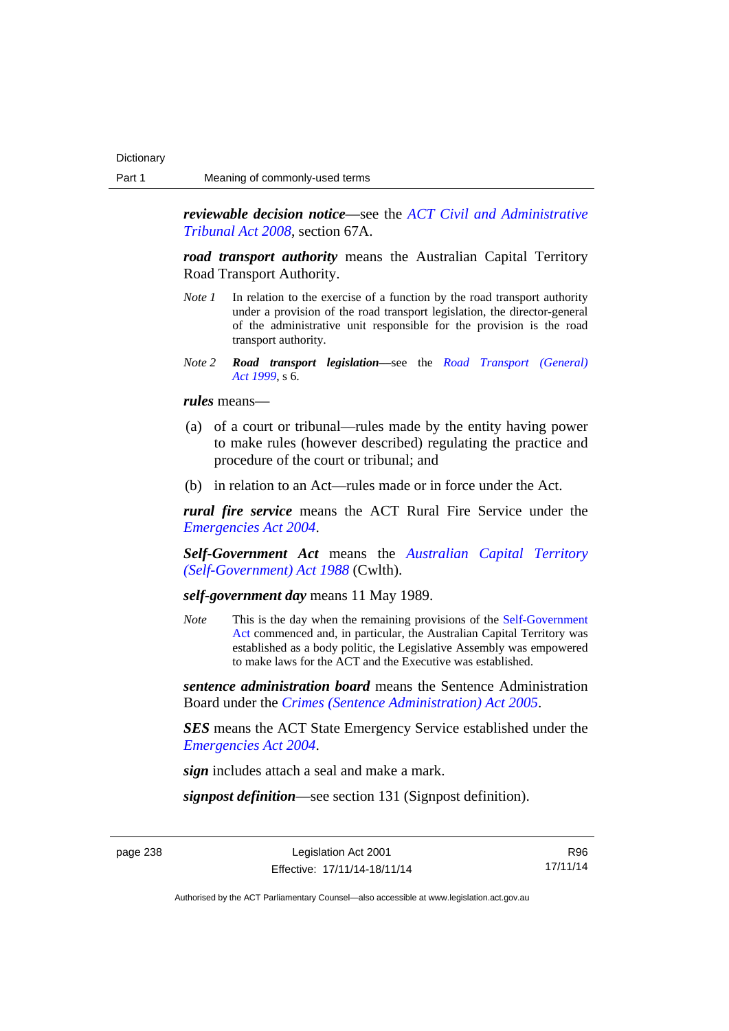***reviewable decision notice***—see the *ACT Civil and Administrative Tribunal Act 2008*, section 67A.

***road transport authority*** means the Australian Capital Territory Road Transport Authority.

*Note 1* In relation to the exercise of a function by the road transport authority under a provision of the road transport legislation, the director-general of the administrative unit responsible for the provision is the road transport authority.

*Note 2* ***Road transport legislation***—see the *Road Transport (General) Act 1999*, s 6.

***rules*** means—

(a) of a court or tribunal—rules made by the entity having power to make rules (however described) regulating the practice and procedure of the court or tribunal; and

(b) in relation to an Act—rules made or in force under the Act.

***rural fire service*** means the ACT Rural Fire Service under the *Emergencies Act 2004*.

***Self-Government Act*** means the *Australian Capital Territory (Self-Government) Act 1988* (Cwlth).

***self-government day*** means 11 May 1989.

*Note* This is the day when the remaining provisions of the Self-Government Act commenced and, in particular, the Australian Capital Territory was established as a body politic, the Legislative Assembly was empowered to make laws for the ACT and the Executive was established.

***sentence administration board*** means the Sentence Administration Board under the *Crimes (Sentence Administration) Act 2005*.

***SES*** means the ACT State Emergency Service established under the *Emergencies Act 2004*.

***sign*** includes attach a seal and make a mark.

***signpost definition***—see section 131 (Signpost definition).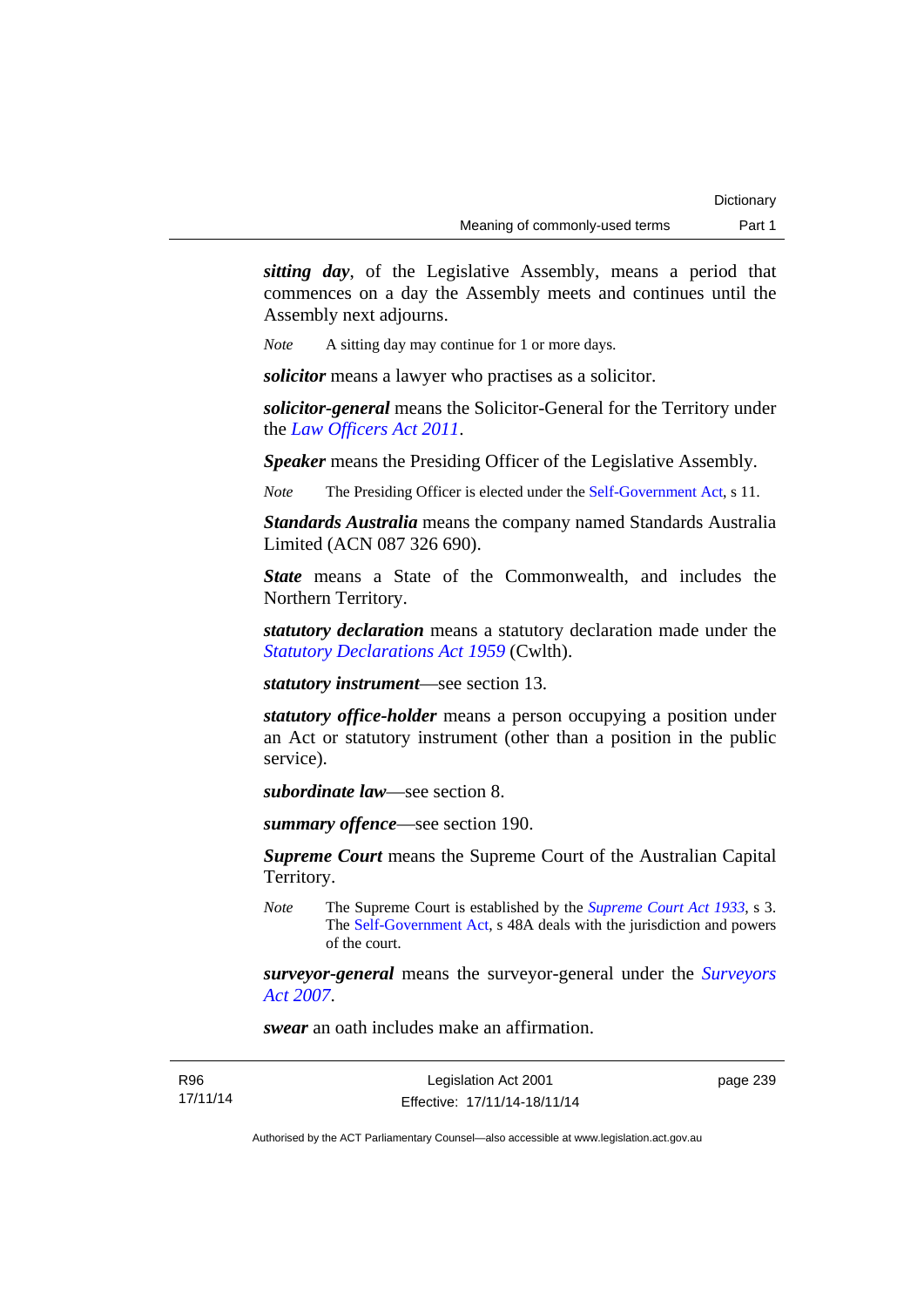***sitting day***, of the Legislative Assembly, means a period that commences on a day the Assembly meets and continues until the Assembly next adjourns.

*Note* A sitting day may continue for 1 or more days.

***solicitor*** means a lawyer who practises as a solicitor.

***solicitor-general*** means the Solicitor-General for the Territory under the *Law Officers Act 2011*.

***Speaker*** means the Presiding Officer of the Legislative Assembly.

*Note* The Presiding Officer is elected under the Self-Government Act, s 11.

***Standards Australia*** means the company named Standards Australia Limited (ACN 087 326 690).

***State*** means a State of the Commonwealth, and includes the Northern Territory.

***statutory declaration*** means a statutory declaration made under the *Statutory Declarations Act 1959* (Cwlth).

***statutory instrument***—see section 13.

***statutory office-holder*** means a person occupying a position under an Act or statutory instrument (other than a position in the public service).

***subordinate law***—see section 8.

***summary offence***—see section 190.

***Supreme Court*** means the Supreme Court of the Australian Capital Territory.

*Note* The Supreme Court is established by the *Supreme Court Act 1933*, s 3. The Self-Government Act, s 48A deals with the jurisdiction and powers of the court.

***surveyor-general*** means the surveyor-general under the *Surveyors Act 2007*.

***swear*** an oath includes make an affirmation.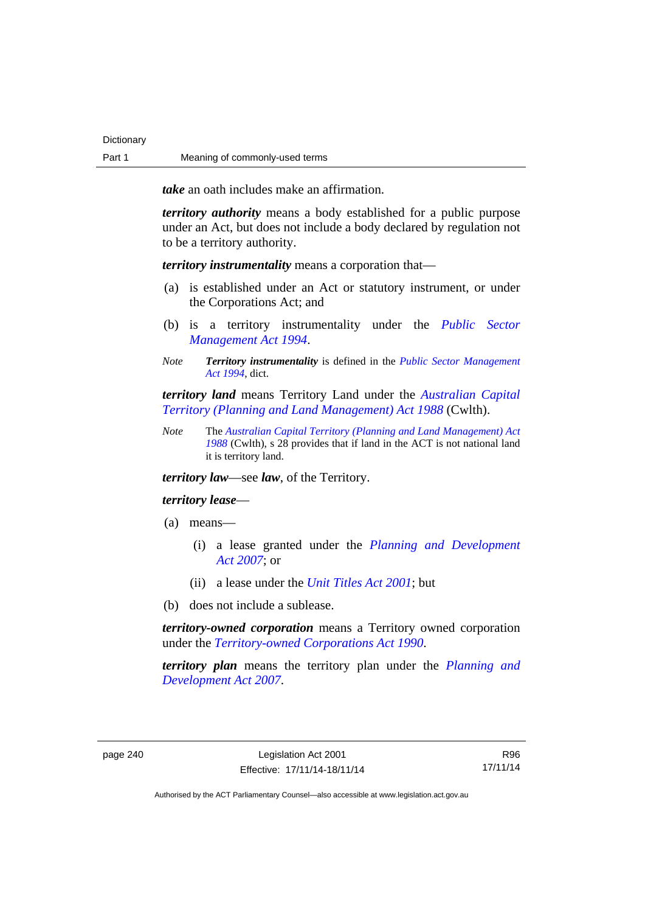***take*** an oath includes make an affirmation.

***territory authority*** means a body established for a public purpose under an Act, but does not include a body declared by regulation not to be a territory authority.

***territory instrumentality*** means a corporation that—

(a) is established under an Act or statutory instrument, or under the Corporations Act; and

(b) is a territory instrumentality under the *Public Sector Management Act 1994*.

*Note* ***Territory instrumentality*** is defined in the *Public Sector Management Act 1994*, dict.

***territory land*** means Territory Land under the *Australian Capital Territory (Planning and Land Management) Act 1988* (Cwlth).

*Note* The *Australian Capital Territory (Planning and Land Management) Act 1988* (Cwlth), s 28 provides that if land in the ACT is not national land it is territory land.

***territory law***—see ***law***, of the Territory.

***territory lease***—

(a) means—

  (i) a lease granted under the *Planning and Development Act 2007*; or

  (ii) a lease under the *Unit Titles Act 2001*; but

(b) does not include a sublease.

***territory-owned corporation*** means a Territory owned corporation under the *Territory-owned Corporations Act 1990*.

***territory plan*** means the territory plan under the *Planning and Development Act 2007*.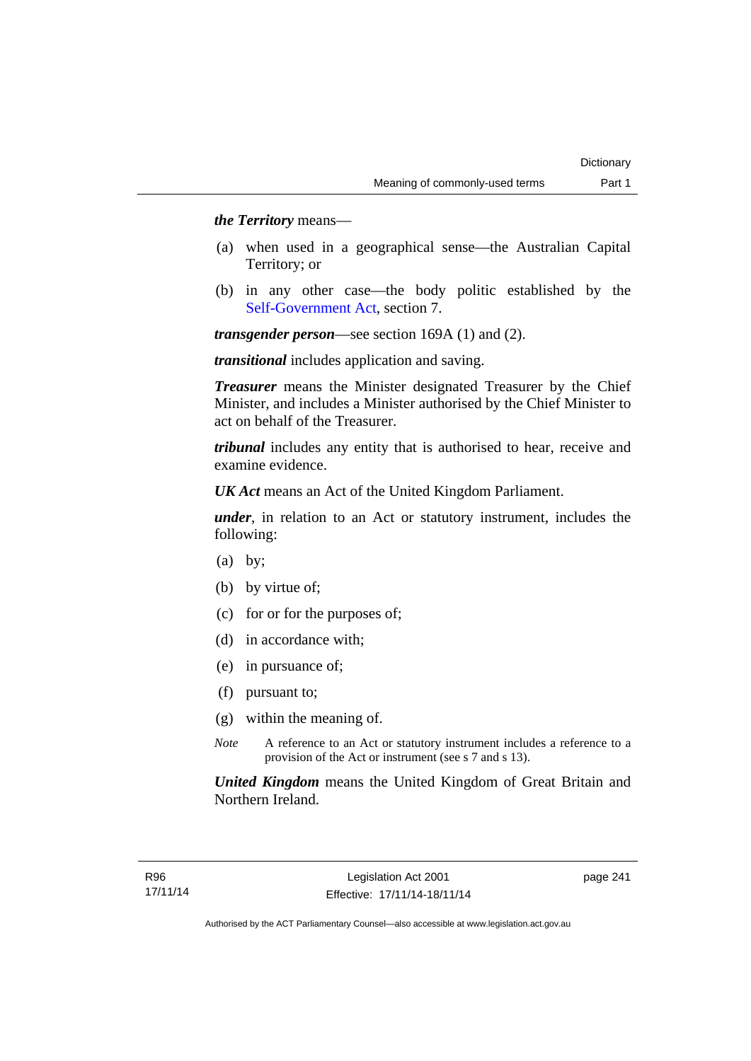***the Territory*** means—

(a) when used in a geographical sense—the Australian Capital Territory; or

(b) in any other case—the body politic established by the Self-Government Act, section 7.

***transgender person***—see section 169A (1) and (2).

***transitional*** includes application and saving.

***Treasurer*** means the Minister designated Treasurer by the Chief Minister, and includes a Minister authorised by the Chief Minister to act on behalf of the Treasurer.

***tribunal*** includes any entity that is authorised to hear, receive and examine evidence.

***UK Act*** means an Act of the United Kingdom Parliament.

***under***, in relation to an Act or statutory instrument, includes the following:

(a) by;

(b) by virtue of;

(c) for or for the purposes of;

(d) in accordance with;

(e) in pursuance of;

(f) pursuant to;

(g) within the meaning of.

*Note* A reference to an Act or statutory instrument includes a reference to a provision of the Act or instrument (see s 7 and s 13).

***United Kingdom*** means the United Kingdom of Great Britain and Northern Ireland.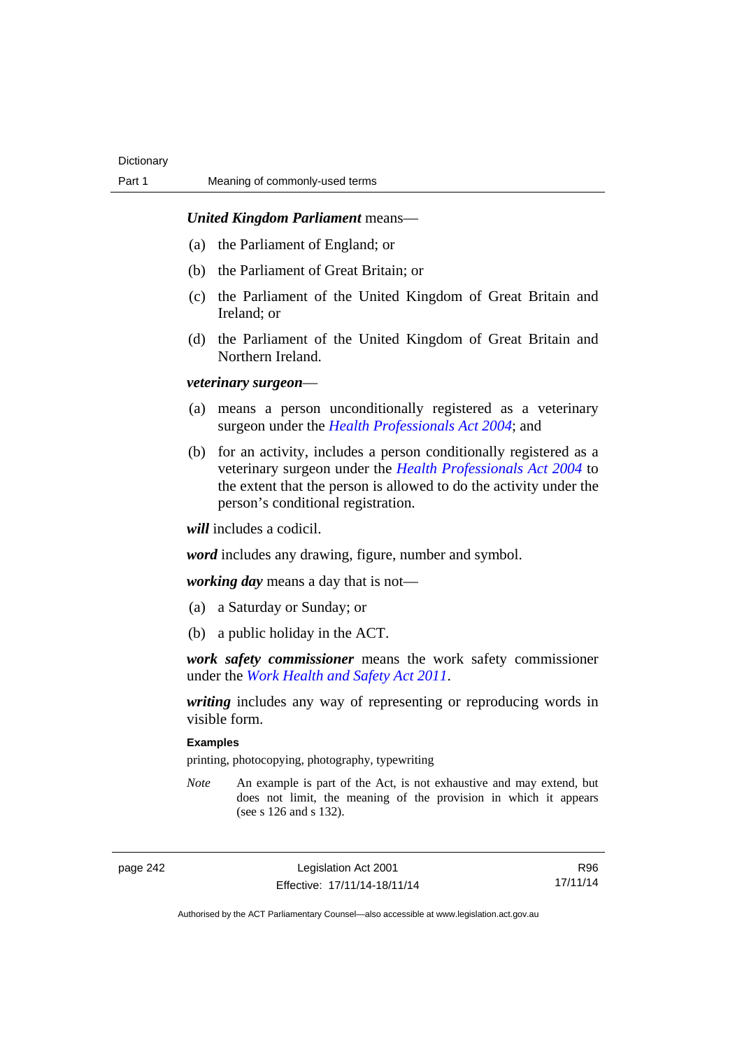***United Kingdom Parliament*** means—

(a) the Parliament of England; or

(b) the Parliament of Great Britain; or

(c) the Parliament of the United Kingdom of Great Britain and Ireland; or

(d) the Parliament of the United Kingdom of Great Britain and Northern Ireland.

***veterinary surgeon***—

(a) means a person unconditionally registered as a veterinary surgeon under the *Health Professionals Act 2004*; and

(b) for an activity, includes a person conditionally registered as a veterinary surgeon under the *Health Professionals Act 2004* to the extent that the person is allowed to do the activity under the person's conditional registration.

***will*** includes a codicil.

***word*** includes any drawing, figure, number and symbol.

***working day*** means a day that is not—

(a) a Saturday or Sunday; or

(b) a public holiday in the ACT.

***work safety commissioner*** means the work safety commissioner under the *Work Health and Safety Act 2011*.

***writing*** includes any way of representing or reproducing words in visible form.

**Examples**

printing, photocopying, photography, typewriting

*Note* An example is part of the Act, is not exhaustive and may extend, but does not limit, the meaning of the provision in which it appears (see s 126 and s 132).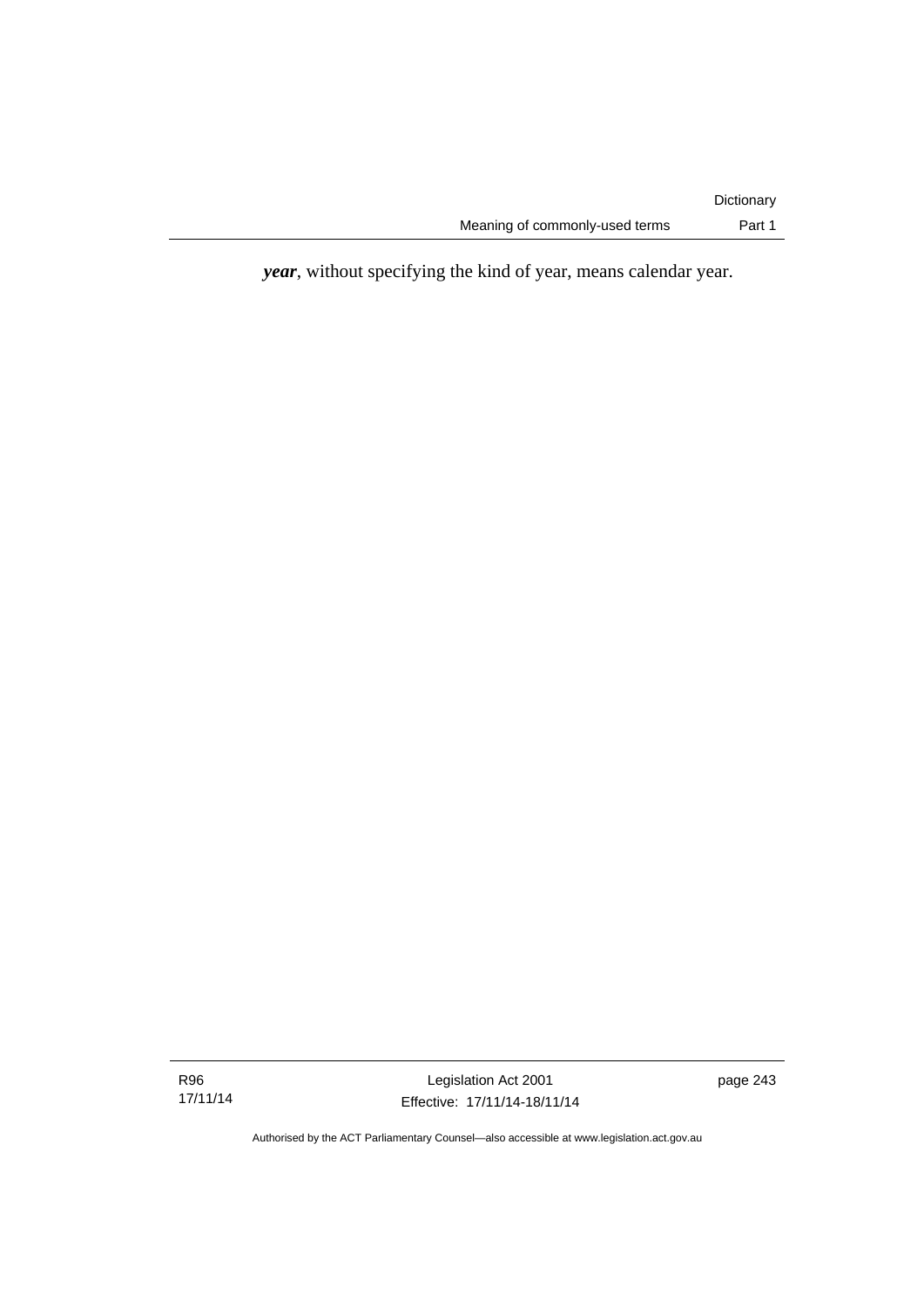***year***, without specifying the kind of year, means calendar year.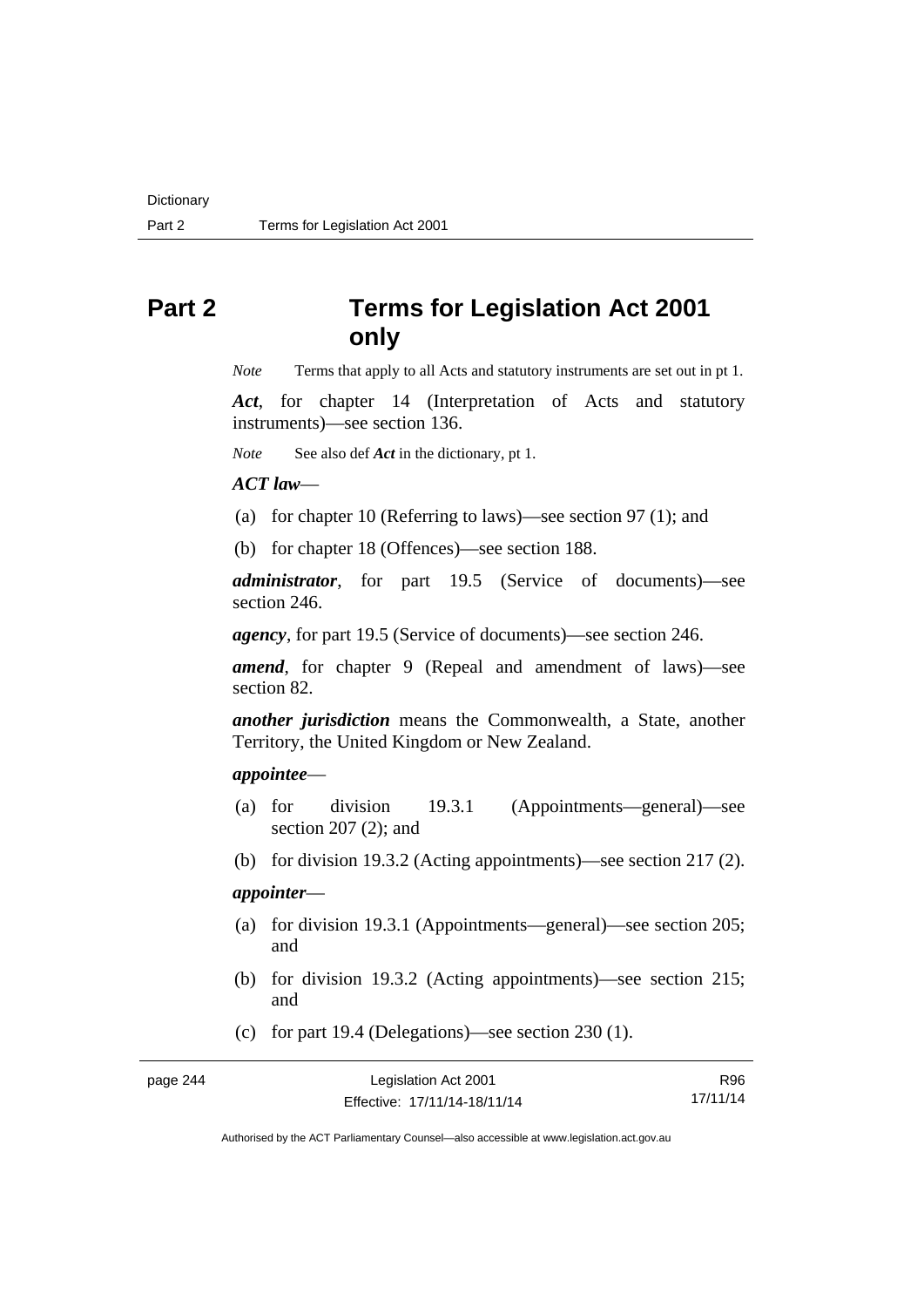# Part 2 Terms for Legislation Act 2001 only

*Note* Terms that apply to all Acts and statutory instruments are set out in pt 1.

***Act***, for chapter 14 (Interpretation of Acts and statutory instruments)—see section 136.

*Note* See also def ***Act*** in the dictionary, pt 1.

***ACT law***—

(a) for chapter 10 (Referring to laws)—see section 97 (1); and

(b) for chapter 18 (Offences)—see section 188.

***administrator***, for part 19.5 (Service of documents)—see section 246.

***agency***, for part 19.5 (Service of documents)—see section 246.

***amend***, for chapter 9 (Repeal and amendment of laws)—see section 82.

***another jurisdiction*** means the Commonwealth, a State, another Territory, the United Kingdom or New Zealand.

***appointee***—

(a) for division 19.3.1 (Appointments—general)—see section 207 (2); and

(b) for division 19.3.2 (Acting appointments)—see section 217 (2).

***appointer***—

(a) for division 19.3.1 (Appointments—general)—see section 205; and

(b) for division 19.3.2 (Acting appointments)—see section 215; and

(c) for part 19.4 (Delegations)—see section 230 (1).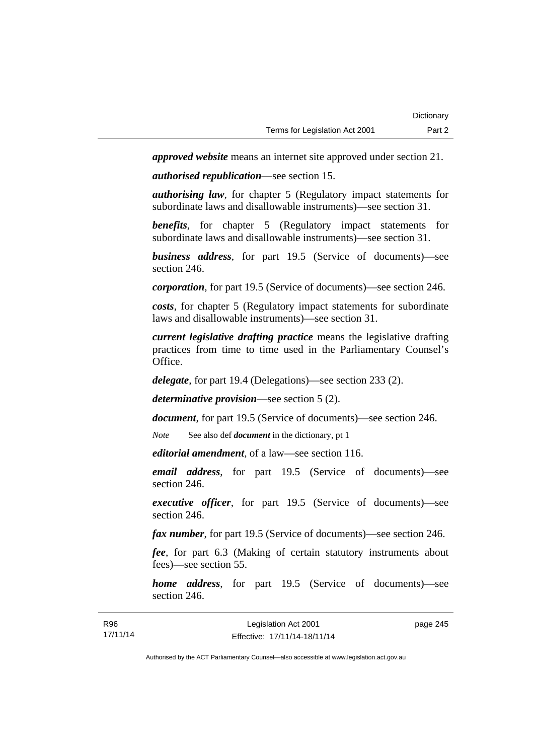***approved website*** means an internet site approved under section 21.

***authorised republication***—see section 15.

***authorising law***, for chapter 5 (Regulatory impact statements for subordinate laws and disallowable instruments)—see section 31.

***benefits***, for chapter 5 (Regulatory impact statements for subordinate laws and disallowable instruments)—see section 31.

***business address***, for part 19.5 (Service of documents)—see section 246.

***corporation***, for part 19.5 (Service of documents)—see section 246.

***costs***, for chapter 5 (Regulatory impact statements for subordinate laws and disallowable instruments)—see section 31.

***current legislative drafting practice*** means the legislative drafting practices from time to time used in the Parliamentary Counsel's Office.

***delegate***, for part 19.4 (Delegations)—see section 233 (2).

***determinative provision***—see section 5 (2).

***document***, for part 19.5 (Service of documents)—see section 246.

*Note* See also def ***document*** in the dictionary, pt 1

***editorial amendment***, of a law—see section 116.

***email address***, for part 19.5 (Service of documents)—see section 246.

***executive officer***, for part 19.5 (Service of documents)—see section 246.

***fax number***, for part 19.5 (Service of documents)—see section 246.

***fee***, for part 6.3 (Making of certain statutory instruments about fees)—see section 55.

***home address***, for part 19.5 (Service of documents)—see section 246.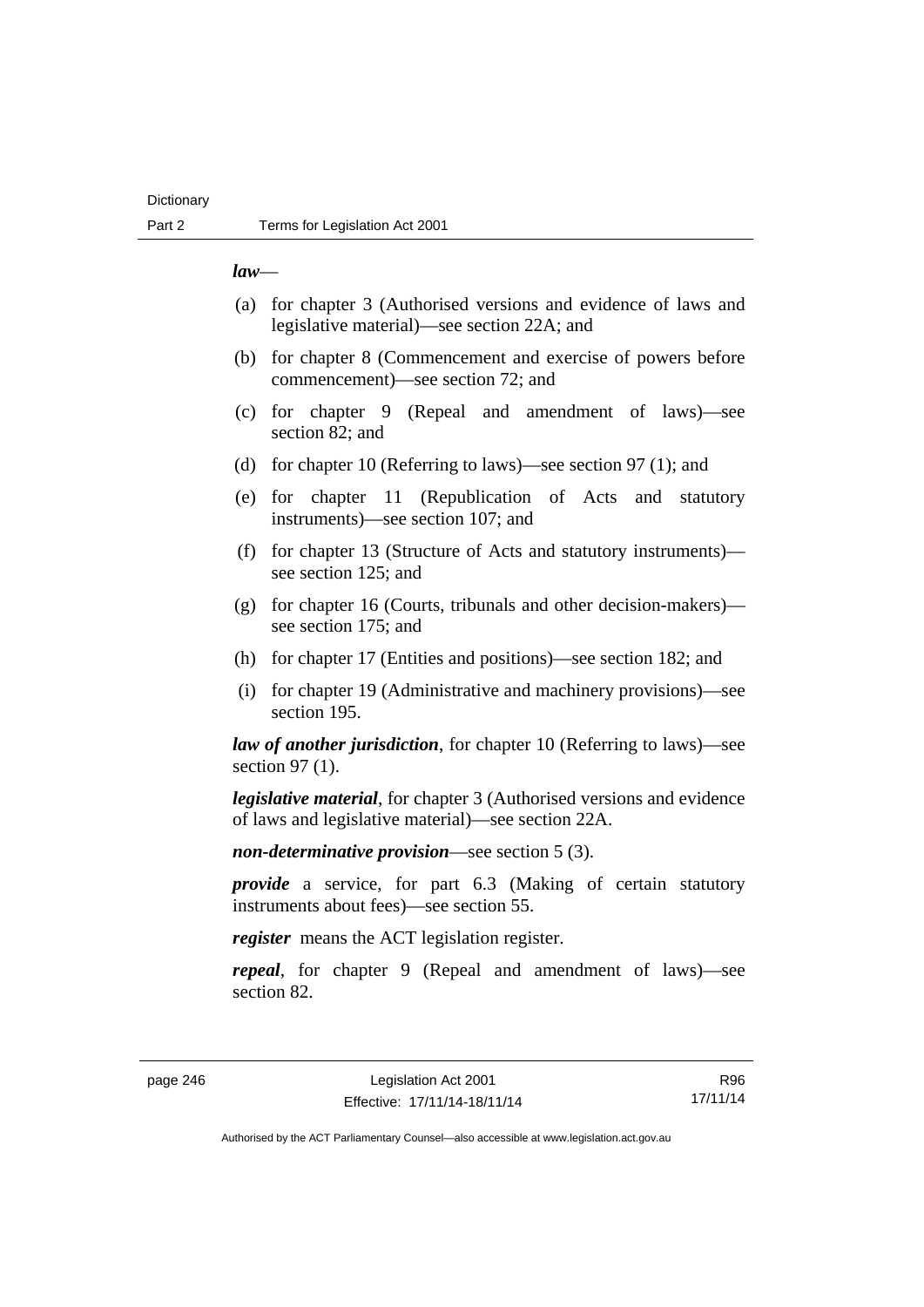***law***—

(a) for chapter 3 (Authorised versions and evidence of laws and legislative material)—see section 22A; and

(b) for chapter 8 (Commencement and exercise of powers before commencement)—see section 72; and

(c) for chapter 9 (Repeal and amendment of laws)—see section 82; and

(d) for chapter 10 (Referring to laws)—see section 97 (1); and

(e) for chapter 11 (Republication of Acts and statutory instruments)—see section 107; and

(f) for chapter 13 (Structure of Acts and statutory instruments)—see section 125; and

(g) for chapter 16 (Courts, tribunals and other decision-makers)—see section 175; and

(h) for chapter 17 (Entities and positions)—see section 182; and

(i) for chapter 19 (Administrative and machinery provisions)—see section 195.

***law of another jurisdiction***, for chapter 10 (Referring to laws)—see section 97 (1).

***legislative material***, for chapter 3 (Authorised versions and evidence of laws and legislative material)—see section 22A.

***non-determinative provision***—see section 5 (3).

***provide*** a service, for part 6.3 (Making of certain statutory instruments about fees)—see section 55.

***register*** means the ACT legislation register.

***repeal***, for chapter 9 (Repeal and amendment of laws)—see section 82.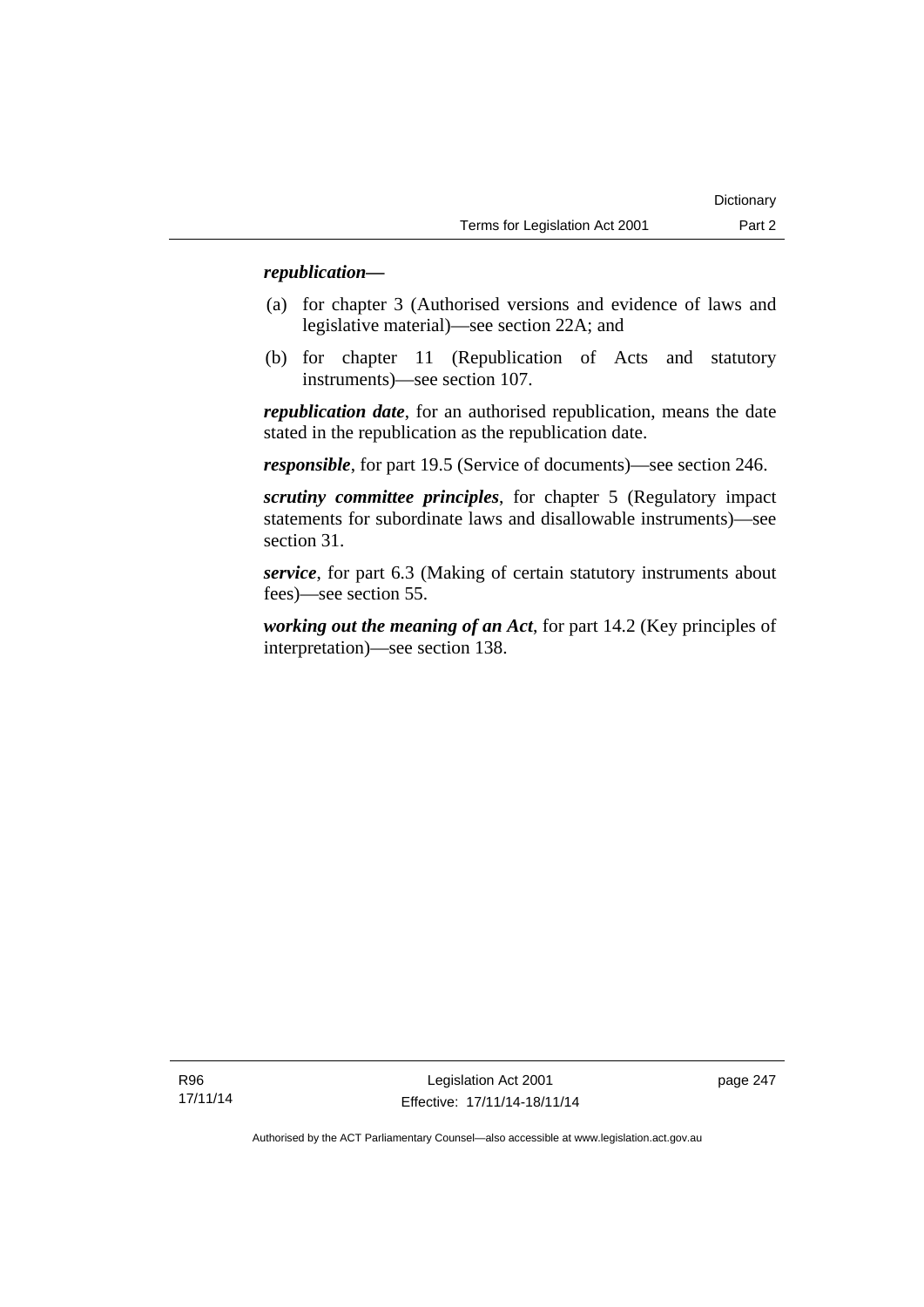***republication***—

(a) for chapter 3 (Authorised versions and evidence of laws and legislative material)—see section 22A; and

(b) for chapter 11 (Republication of Acts and statutory instruments)—see section 107.

***republication date***, for an authorised republication, means the date stated in the republication as the republication date.

***responsible***, for part 19.5 (Service of documents)—see section 246.

***scrutiny committee principles***, for chapter 5 (Regulatory impact statements for subordinate laws and disallowable instruments)—see section 31.

***service***, for part 6.3 (Making of certain statutory instruments about fees)—see section 55.

***working out the meaning of an Act***, for part 14.2 (Key principles of interpretation)—see section 138.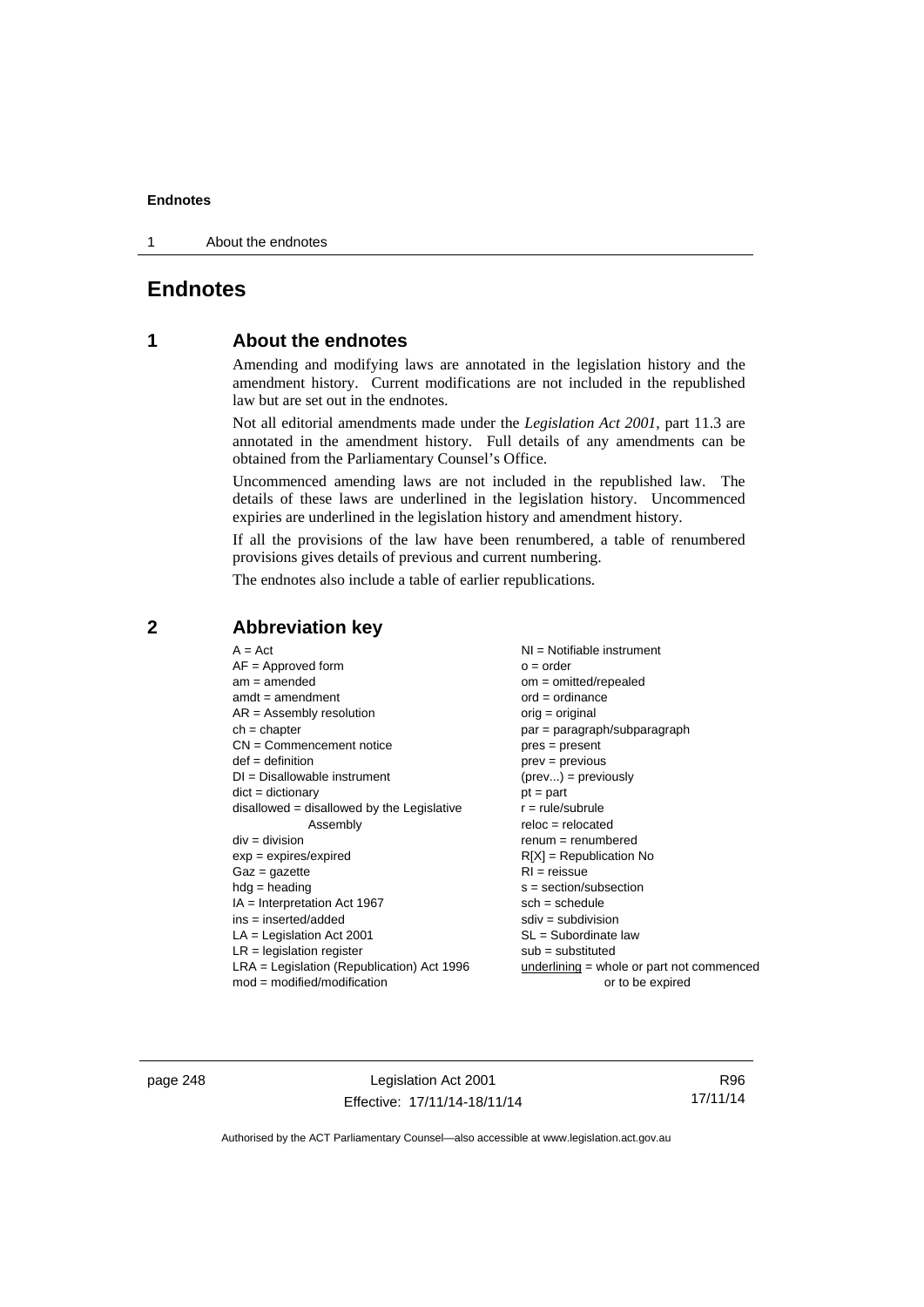# Endnotes

## 1 About the endnotes

Amending and modifying laws are annotated in the legislation history and the amendment history. Current modifications are not included in the republished law but are set out in the endnotes.

Not all editorial amendments made under the *Legislation Act 2001*, part 11.3 are annotated in the amendment history. Full details of any amendments can be obtained from the Parliamentary Counsel's Office.

Uncommenced amending laws are not included in the republished law. The details of these laws are underlined in the legislation history. Uncommenced expiries are underlined in the legislation history and amendment history.

If all the provisions of the law have been renumbered, a table of renumbered provisions gives details of previous and current numbering.

The endnotes also include a table of earlier republications.

## 2 Abbreviation key

A = Act
AF = Approved form
am = amended
amdt = amendment
AR = Assembly resolution
ch = chapter
CN = Commencement notice
def = definition
DI = Disallowable instrument
dict = dictionary
disallowed = disallowed by the Legislative Assembly
div = division
exp = expires/expired
Gaz = gazette
hdg = heading
IA = Interpretation Act 1967
ins = inserted/added
LA = Legislation Act 2001
LR = legislation register
LRA = Legislation (Republication) Act 1996
mod = modified/modification
NI = Notifiable instrument
o = order
om = omitted/repealed
ord = ordinance
orig = original
par = paragraph/subparagraph
pres = present
prev = previous
(prev...) = previously
pt = part
r = rule/subrule
reloc = relocated
renum = renumbered
R[X] = Republication No
RI = reissue
s = section/subsection
sch = schedule
sdiv = subdivision
SL = Subordinate law
sub = substituted
underlining = whole or part not commenced or to be expired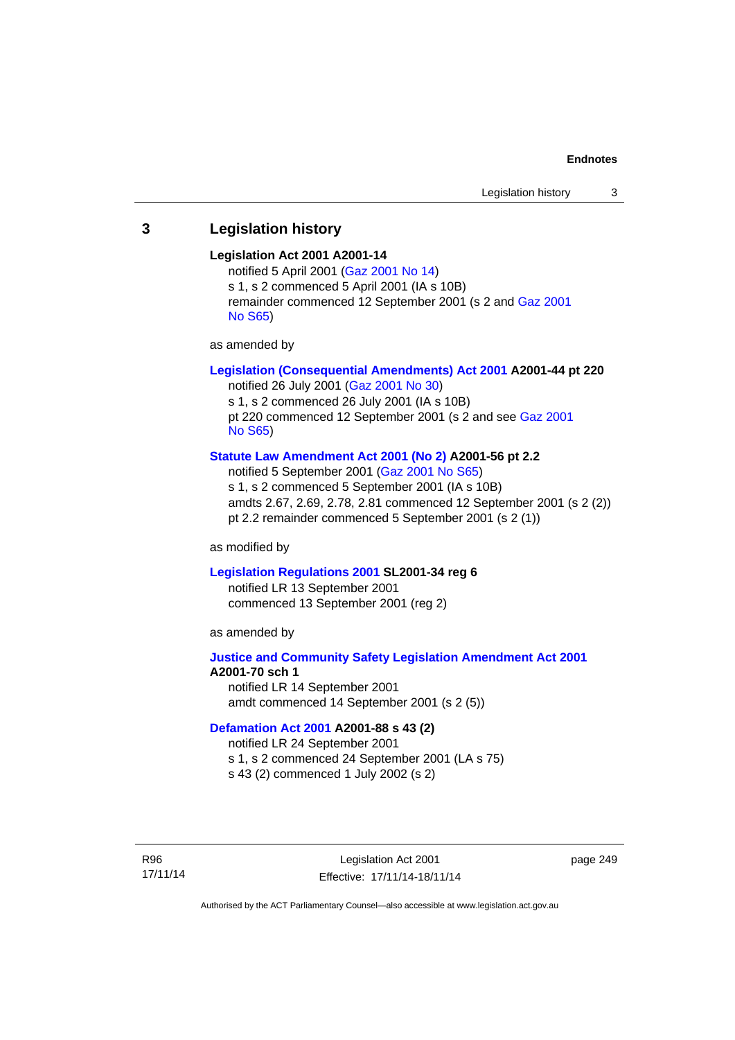## 3 Legislation history

**Legislation Act 2001 A2001-14**

notified 5 April 2001 (Gaz 2001 No 14)

s 1, s 2 commenced 5 April 2001 (IA s 10B)

remainder commenced 12 September 2001 (s 2 and Gaz 2001 No S65)

as amended by

**Legislation (Consequential Amendments) Act 2001 A2001-44 pt 220**

notified 26 July 2001 (Gaz 2001 No 30)

s 1, s 2 commenced 26 July 2001 (IA s 10B)

pt 220 commenced 12 September 2001 (s 2 and see Gaz 2001 No S65)

**Statute Law Amendment Act 2001 (No 2) A2001-56 pt 2.2**

notified 5 September 2001 (Gaz 2001 No S65)

s 1, s 2 commenced 5 September 2001 (IA s 10B)

amdts 2.67, 2.69, 2.78, 2.81 commenced 12 September 2001 (s 2 (2))

pt 2.2 remainder commenced 5 September 2001 (s 2 (1))

as modified by

**Legislation Regulations 2001 SL2001-34 reg 6**

notified LR 13 September 2001

commenced 13 September 2001 (reg 2)

as amended by

**Justice and Community Safety Legislation Amendment Act 2001 A2001-70 sch 1**

notified LR 14 September 2001

amdt commenced 14 September 2001 (s 2 (5))

**Defamation Act 2001 A2001-88 s 43 (2)**

notified LR 24 September 2001

s 1, s 2 commenced 24 September 2001 (LA s 75)

s 43 (2) commenced 1 July 2002 (s 2)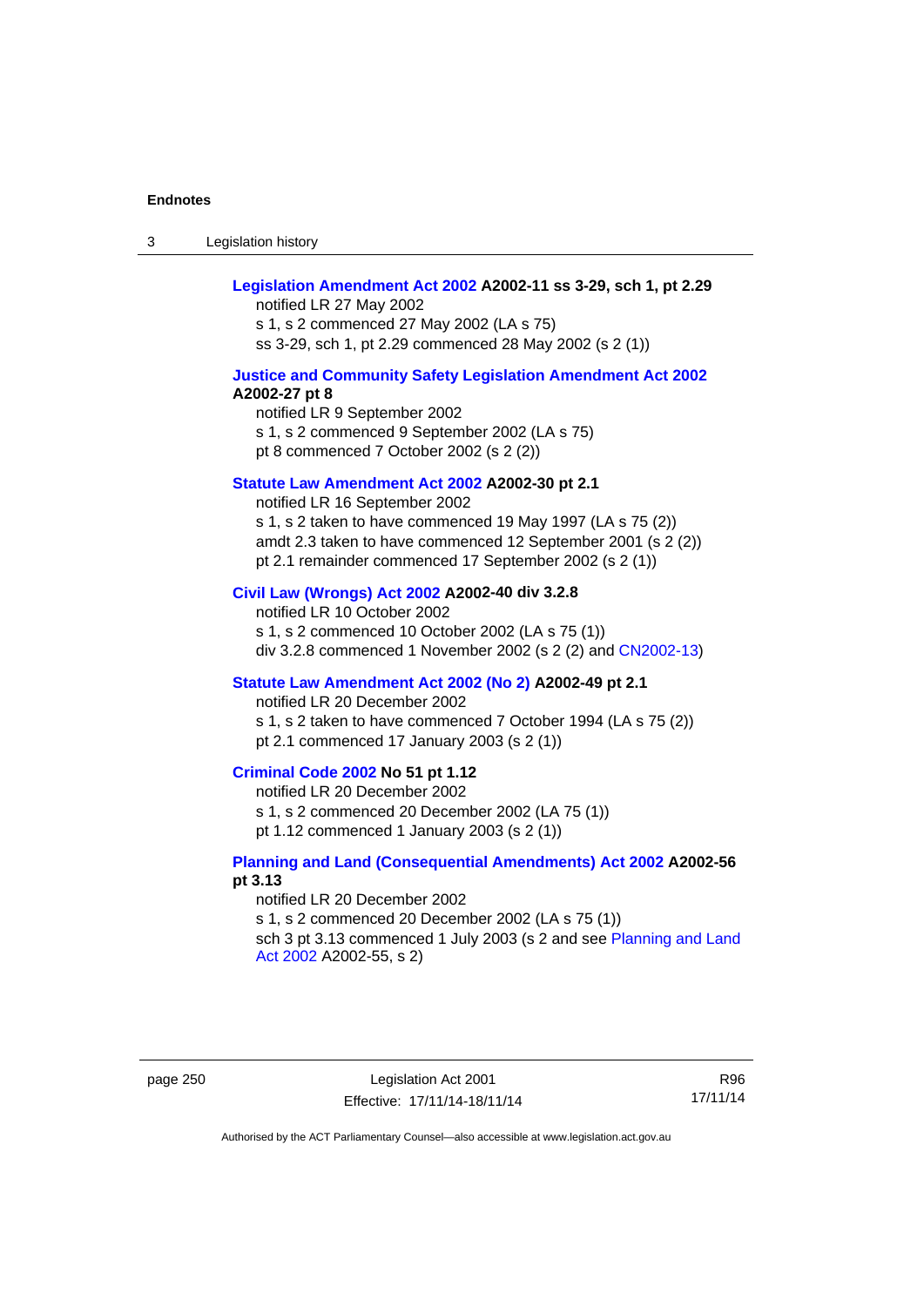**Legislation Amendment Act 2002 A2002-11 ss 3-29, sch 1, pt 2.29**
notified LR 27 May 2002
s 1, s 2 commenced 27 May 2002 (LA s 75)
ss 3-29, sch 1, pt 2.29 commenced 28 May 2002 (s 2 (1))

**Justice and Community Safety Legislation Amendment Act 2002 A2002-27 pt 8**
notified LR 9 September 2002
s 1, s 2 commenced 9 September 2002 (LA s 75)
pt 8 commenced 7 October 2002 (s 2 (2))

**Statute Law Amendment Act 2002 A2002-30 pt 2.1**
notified LR 16 September 2002
s 1, s 2 taken to have commenced 19 May 1997 (LA s 75 (2))
amdt 2.3 taken to have commenced 12 September 2001 (s 2 (2))
pt 2.1 remainder commenced 17 September 2002 (s 2 (1))

**Civil Law (Wrongs) Act 2002 A2002-40 div 3.2.8**
notified LR 10 October 2002
s 1, s 2 commenced 10 October 2002 (LA s 75 (1))
div 3.2.8 commenced 1 November 2002 (s 2 (2) and CN2002-13)

**Statute Law Amendment Act 2002 (No 2) A2002-49 pt 2.1**
notified LR 20 December 2002
s 1, s 2 taken to have commenced 7 October 1994 (LA s 75 (2))
pt 2.1 commenced 17 January 2003 (s 2 (1))

**Criminal Code 2002 No 51 pt 1.12**
notified LR 20 December 2002
s 1, s 2 commenced 20 December 2002 (LA 75 (1))
pt 1.12 commenced 1 January 2003 (s 2 (1))

**Planning and Land (Consequential Amendments) Act 2002 A2002-56 pt 3.13**
notified LR 20 December 2002
s 1, s 2 commenced 20 December 2002 (LA s 75 (1))
sch 3 pt 3.13 commenced 1 July 2003 (s 2 and see Planning and Land Act 2002 A2002-55, s 2)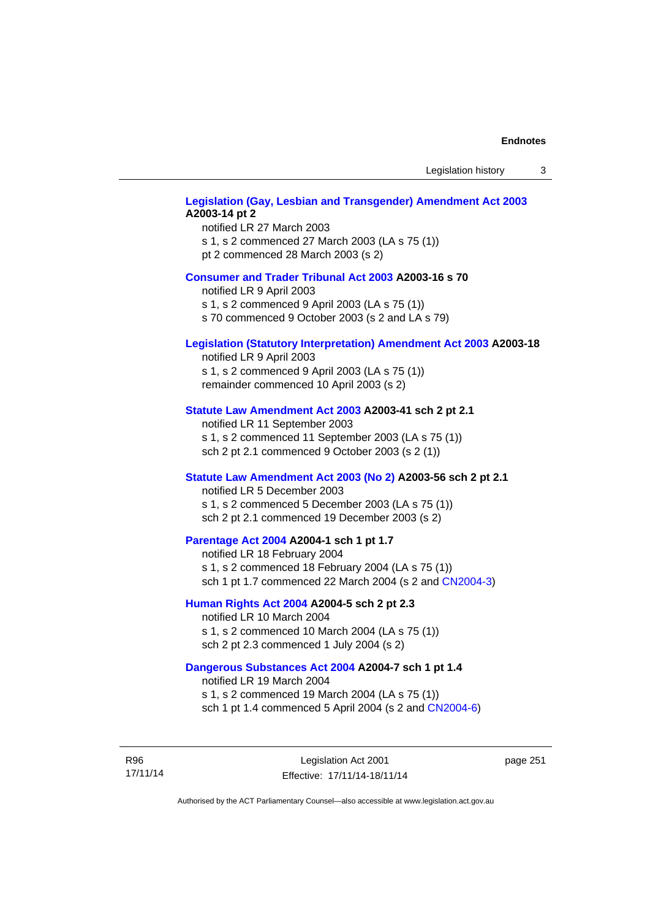**Legislation (Gay, Lesbian and Transgender) Amendment Act 2003 A2003-14 pt 2**
notified LR 27 March 2003
s 1, s 2 commenced 27 March 2003 (LA s 75 (1))
pt 2 commenced 28 March 2003 (s 2)

**Consumer and Trader Tribunal Act 2003 A2003-16 s 70**
notified LR 9 April 2003
s 1, s 2 commenced 9 April 2003 (LA s 75 (1))
s 70 commenced 9 October 2003 (s 2 and LA s 79)

**Legislation (Statutory Interpretation) Amendment Act 2003 A2003-18**
notified LR 9 April 2003
s 1, s 2 commenced 9 April 2003 (LA s 75 (1))
remainder commenced 10 April 2003 (s 2)

**Statute Law Amendment Act 2003 A2003-41 sch 2 pt 2.1**
notified LR 11 September 2003
s 1, s 2 commenced 11 September 2003 (LA s 75 (1))
sch 2 pt 2.1 commenced 9 October 2003 (s 2 (1))

**Statute Law Amendment Act 2003 (No 2) A2003-56 sch 2 pt 2.1**
notified LR 5 December 2003
s 1, s 2 commenced 5 December 2003 (LA s 75 (1))
sch 2 pt 2.1 commenced 19 December 2003 (s 2)

**Parentage Act 2004 A2004-1 sch 1 pt 1.7**
notified LR 18 February 2004
s 1, s 2 commenced 18 February 2004 (LA s 75 (1))
sch 1 pt 1.7 commenced 22 March 2004 (s 2 and CN2004-3)

**Human Rights Act 2004 A2004-5 sch 2 pt 2.3**
notified LR 10 March 2004
s 1, s 2 commenced 10 March 2004 (LA s 75 (1))
sch 2 pt 2.3 commenced 1 July 2004 (s 2)

**Dangerous Substances Act 2004 A2004-7 sch 1 pt 1.4**
notified LR 19 March 2004
s 1, s 2 commenced 19 March 2004 (LA s 75 (1))
sch 1 pt 1.4 commenced 5 April 2004 (s 2 and CN2004-6)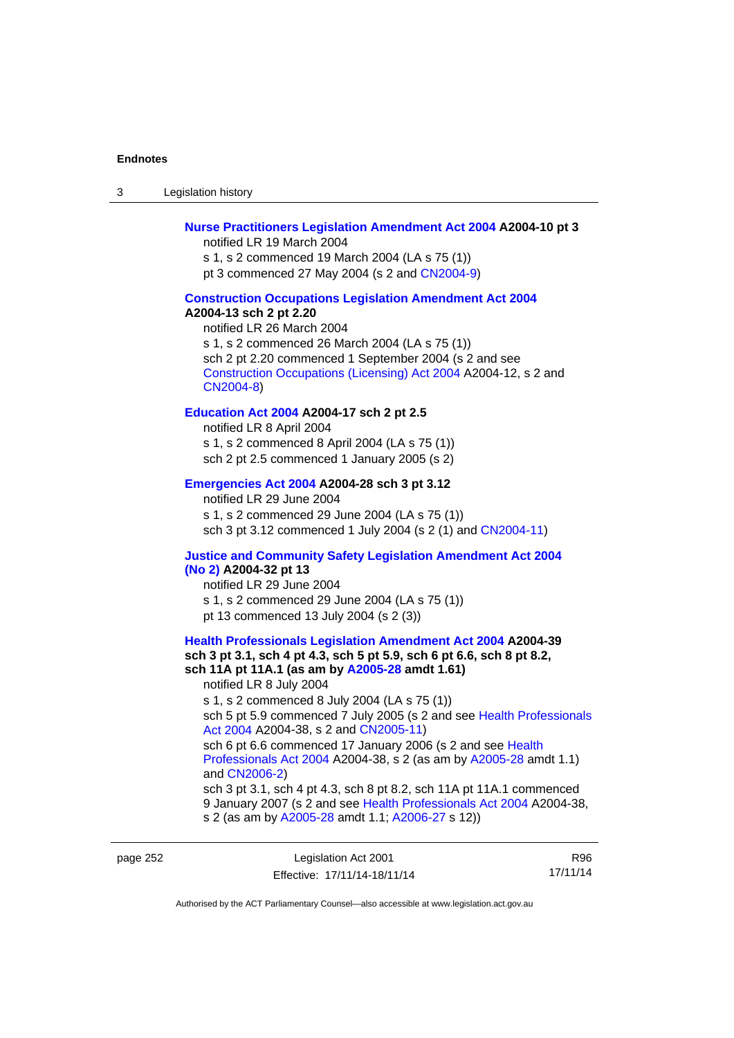**Nurse Practitioners Legislation Amendment Act 2004 A2004-10 pt 3**

notified LR 19 March 2004

s 1, s 2 commenced 19 March 2004 (LA s 75 (1))

pt 3 commenced 27 May 2004 (s 2 and CN2004-9)

**Construction Occupations Legislation Amendment Act 2004 A2004-13 sch 2 pt 2.20**

notified LR 26 March 2004

s 1, s 2 commenced 26 March 2004 (LA s 75 (1))

sch 2 pt 2.20 commenced 1 September 2004 (s 2 and see Construction Occupations (Licensing) Act 2004 A2004-12, s 2 and CN2004-8)

**Education Act 2004 A2004-17 sch 2 pt 2.5**

notified LR 8 April 2004

s 1, s 2 commenced 8 April 2004 (LA s 75 (1))

sch 2 pt 2.5 commenced 1 January 2005 (s 2)

**Emergencies Act 2004 A2004-28 sch 3 pt 3.12**

notified LR 29 June 2004

s 1, s 2 commenced 29 June 2004 (LA s 75 (1))

sch 3 pt 3.12 commenced 1 July 2004 (s 2 (1) and CN2004-11)

**Justice and Community Safety Legislation Amendment Act 2004 (No 2) A2004-32 pt 13**

notified LR 29 June 2004

s 1, s 2 commenced 29 June 2004 (LA s 75 (1))

pt 13 commenced 13 July 2004 (s 2 (3))

**Health Professionals Legislation Amendment Act 2004 A2004-39 sch 3 pt 3.1, sch 4 pt 4.3, sch 5 pt 5.9, sch 6 pt 6.6, sch 8 pt 8.2, sch 11A pt 11A.1 (as am by A2005-28 amdt 1.61)**

notified LR 8 July 2004

s 1, s 2 commenced 8 July 2004 (LA s 75 (1))

sch 5 pt 5.9 commenced 7 July 2005 (s 2 and see Health Professionals Act 2004 A2004-38, s 2 and CN2005-11)

sch 6 pt 6.6 commenced 17 January 2006 (s 2 and see Health Professionals Act 2004 A2004-38, s 2 (as am by A2005-28 amdt 1.1) and CN2006-2)

sch 3 pt 3.1, sch 4 pt 4.3, sch 8 pt 8.2, sch 11A pt 11A.1 commenced 9 January 2007 (s 2 and see Health Professionals Act 2004 A2004-38, s 2 (as am by A2005-28 amdt 1.1; A2006-27 s 12))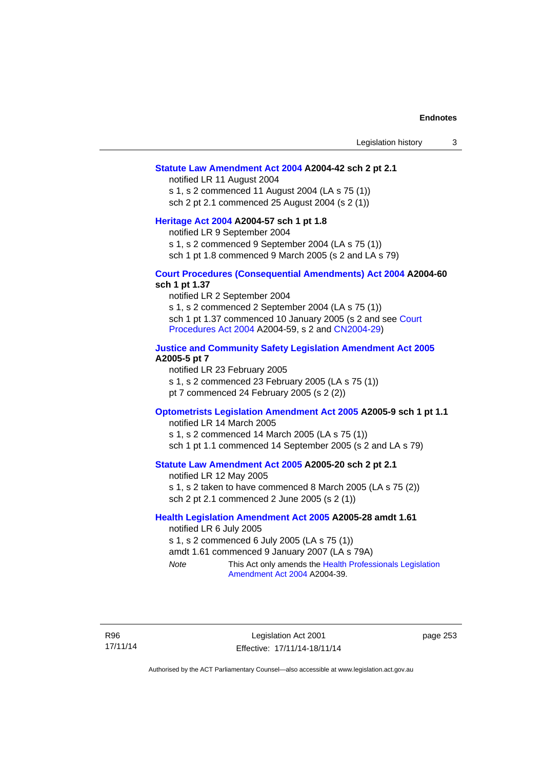**Statute Law Amendment Act 2004 A2004-42 sch 2 pt 2.1**

notified LR 11 August 2004
s 1, s 2 commenced 11 August 2004 (LA s 75 (1))
sch 2 pt 2.1 commenced 25 August 2004 (s 2 (1))

**Heritage Act 2004 A2004-57 sch 1 pt 1.8**

notified LR 9 September 2004
s 1, s 2 commenced 9 September 2004 (LA s 75 (1))
sch 1 pt 1.8 commenced 9 March 2005 (s 2 and LA s 79)

**Court Procedures (Consequential Amendments) Act 2004 A2004-60 sch 1 pt 1.37**

notified LR 2 September 2004
s 1, s 2 commenced 2 September 2004 (LA s 75 (1))
sch 1 pt 1.37 commenced 10 January 2005 (s 2 and see Court Procedures Act 2004 A2004-59, s 2 and CN2004-29)

**Justice and Community Safety Legislation Amendment Act 2005 A2005-5 pt 7**

notified LR 23 February 2005
s 1, s 2 commenced 23 February 2005 (LA s 75 (1))
pt 7 commenced 24 February 2005 (s 2 (2))

**Optometrists Legislation Amendment Act 2005 A2005-9 sch 1 pt 1.1**

notified LR 14 March 2005
s 1, s 2 commenced 14 March 2005 (LA s 75 (1))
sch 1 pt 1.1 commenced 14 September 2005 (s 2 and LA s 79)

**Statute Law Amendment Act 2005 A2005-20 sch 2 pt 2.1**

notified LR 12 May 2005
s 1, s 2 taken to have commenced 8 March 2005 (LA s 75 (2))
sch 2 pt 2.1 commenced 2 June 2005 (s 2 (1))

**Health Legislation Amendment Act 2005 A2005-28 amdt 1.61**

notified LR 6 July 2005
s 1, s 2 commenced 6 July 2005 (LA s 75 (1))
amdt 1.61 commenced 9 January 2007 (LA s 79A)

*Note* This Act only amends the Health Professionals Legislation Amendment Act 2004 A2004-39.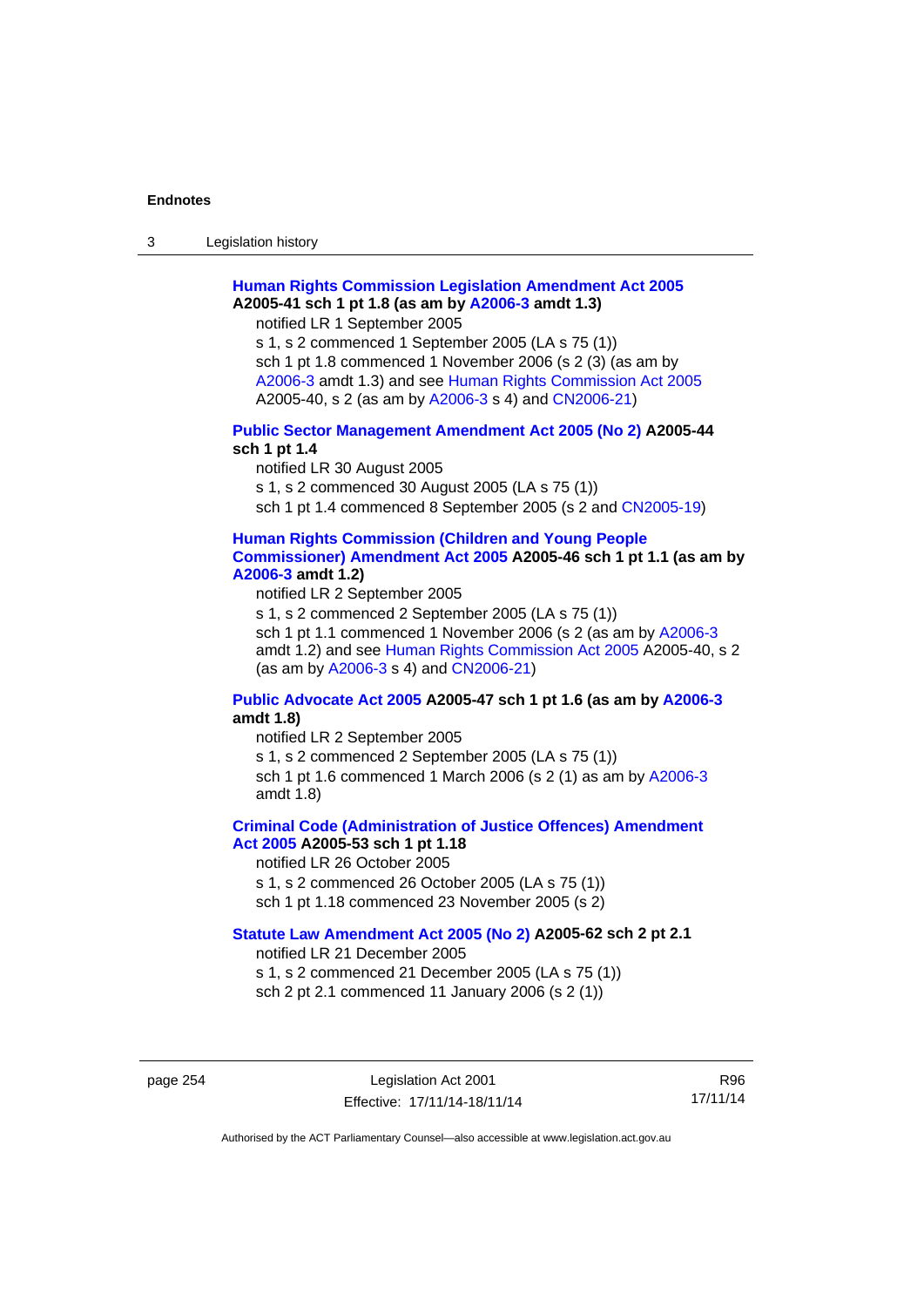**Human Rights Commission Legislation Amendment Act 2005 A2005-41 sch 1 pt 1.8 (as am by A2006-3 amdt 1.3)**

notified LR 1 September 2005

s 1, s 2 commenced 1 September 2005 (LA s 75 (1))

sch 1 pt 1.8 commenced 1 November 2006 (s 2 (3) (as am by A2006-3 amdt 1.3) and see Human Rights Commission Act 2005 A2005-40, s 2 (as am by A2006-3 s 4) and CN2006-21)

**Public Sector Management Amendment Act 2005 (No 2) A2005-44 sch 1 pt 1.4**

notified LR 30 August 2005

s 1, s 2 commenced 30 August 2005 (LA s 75 (1))

sch 1 pt 1.4 commenced 8 September 2005 (s 2 and CN2005-19)

**Human Rights Commission (Children and Young People Commissioner) Amendment Act 2005 A2005-46 sch 1 pt 1.1 (as am by A2006-3 amdt 1.2)**

notified LR 2 September 2005

s 1, s 2 commenced 2 September 2005 (LA s 75 (1))

sch 1 pt 1.1 commenced 1 November 2006 (s 2 (as am by A2006-3 amdt 1.2) and see Human Rights Commission Act 2005 A2005-40, s 2 (as am by A2006-3 s 4) and CN2006-21)

**Public Advocate Act 2005 A2005-47 sch 1 pt 1.6 (as am by A2006-3 amdt 1.8)**

notified LR 2 September 2005

s 1, s 2 commenced 2 September 2005 (LA s 75 (1))

sch 1 pt 1.6 commenced 1 March 2006 (s 2 (1) as am by A2006-3 amdt 1.8)

**Criminal Code (Administration of Justice Offences) Amendment Act 2005 A2005-53 sch 1 pt 1.18**

notified LR 26 October 2005

s 1, s 2 commenced 26 October 2005 (LA s 75 (1))

sch 1 pt 1.18 commenced 23 November 2005 (s 2)

**Statute Law Amendment Act 2005 (No 2) A2005-62 sch 2 pt 2.1**

notified LR 21 December 2005

s 1, s 2 commenced 21 December 2005 (LA s 75 (1))

sch 2 pt 2.1 commenced 11 January 2006 (s 2 (1))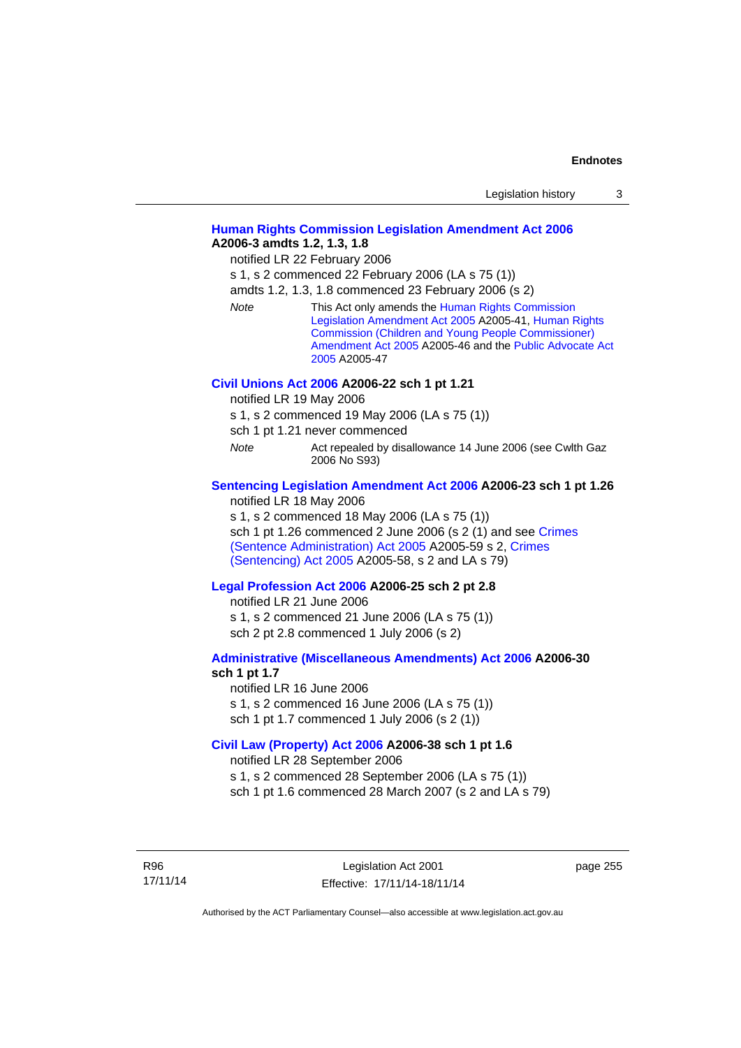**Human Rights Commission Legislation Amendment Act 2006 A2006-3 amdts 1.2, 1.3, 1.8**

notified LR 22 February 2006

s 1, s 2 commenced 22 February 2006 (LA s 75 (1))

amdts 1.2, 1.3, 1.8 commenced 23 February 2006 (s 2)

*Note* This Act only amends the Human Rights Commission Legislation Amendment Act 2005 A2005-41, Human Rights Commission (Children and Young People Commissioner) Amendment Act 2005 A2005-46 and the Public Advocate Act 2005 A2005-47

**Civil Unions Act 2006 A2006-22 sch 1 pt 1.21**

notified LR 19 May 2006

s 1, s 2 commenced 19 May 2006 (LA s 75 (1))

sch 1 pt 1.21 never commenced

*Note* Act repealed by disallowance 14 June 2006 (see Cwlth Gaz 2006 No S93)

**Sentencing Legislation Amendment Act 2006 A2006-23 sch 1 pt 1.26**

notified LR 18 May 2006

s 1, s 2 commenced 18 May 2006 (LA s 75 (1))

sch 1 pt 1.26 commenced 2 June 2006 (s 2 (1) and see Crimes (Sentence Administration) Act 2005 A2005-59 s 2, Crimes (Sentencing) Act 2005 A2005-58, s 2 and LA s 79)

**Legal Profession Act 2006 A2006-25 sch 2 pt 2.8**

notified LR 21 June 2006

s 1, s 2 commenced 21 June 2006 (LA s 75 (1))

sch 2 pt 2.8 commenced 1 July 2006 (s 2)

**Administrative (Miscellaneous Amendments) Act 2006 A2006-30 sch 1 pt 1.7**

notified LR 16 June 2006

s 1, s 2 commenced 16 June 2006 (LA s 75 (1))

sch 1 pt 1.7 commenced 1 July 2006 (s 2 (1))

**Civil Law (Property) Act 2006 A2006-38 sch 1 pt 1.6**

notified LR 28 September 2006

s 1, s 2 commenced 28 September 2006 (LA s 75 (1))

sch 1 pt 1.6 commenced 28 March 2007 (s 2 and LA s 79)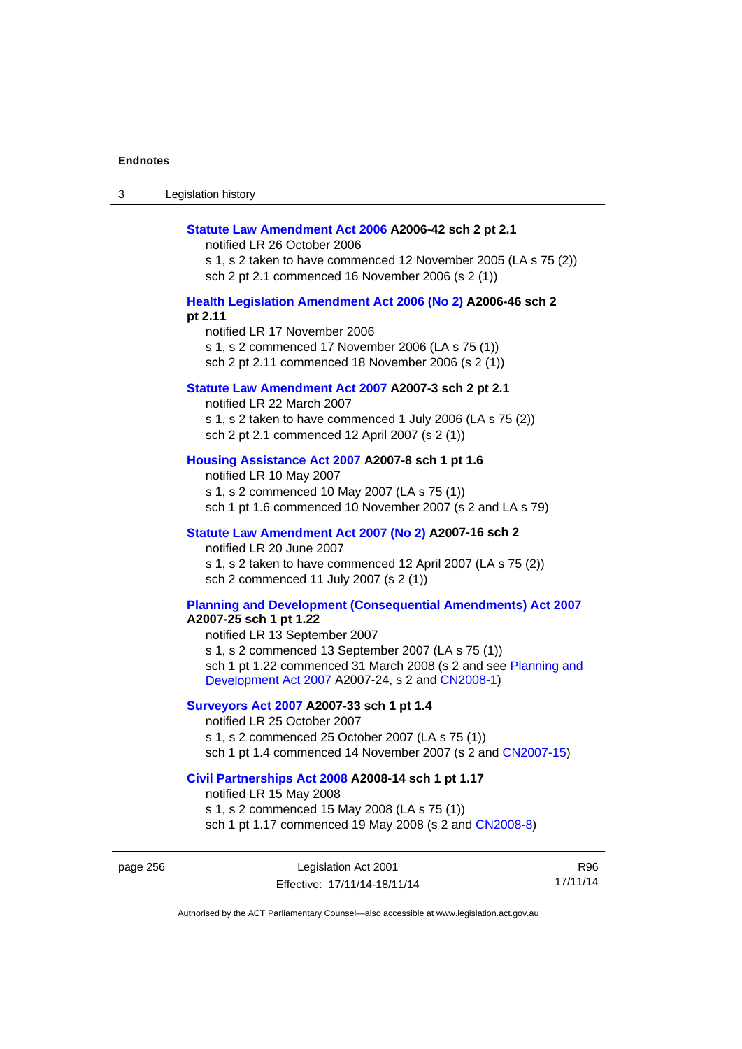**Statute Law Amendment Act 2006 A2006-42 sch 2 pt 2.1**

notified LR 26 October 2006

s 1, s 2 taken to have commenced 12 November 2005 (LA s 75 (2))

sch 2 pt 2.1 commenced 16 November 2006 (s 2 (1))

**Health Legislation Amendment Act 2006 (No 2) A2006-46 sch 2 pt 2.11**

notified LR 17 November 2006

s 1, s 2 commenced 17 November 2006 (LA s 75 (1))

sch 2 pt 2.11 commenced 18 November 2006 (s 2 (1))

**Statute Law Amendment Act 2007 A2007-3 sch 2 pt 2.1**

notified LR 22 March 2007

s 1, s 2 taken to have commenced 1 July 2006 (LA s 75 (2))

sch 2 pt 2.1 commenced 12 April 2007 (s 2 (1))

**Housing Assistance Act 2007 A2007-8 sch 1 pt 1.6**

notified LR 10 May 2007

s 1, s 2 commenced 10 May 2007 (LA s 75 (1))

sch 1 pt 1.6 commenced 10 November 2007 (s 2 and LA s 79)

**Statute Law Amendment Act 2007 (No 2) A2007-16 sch 2**

notified LR 20 June 2007

s 1, s 2 taken to have commenced 12 April 2007 (LA s 75 (2))

sch 2 commenced 11 July 2007 (s 2 (1))

**Planning and Development (Consequential Amendments) Act 2007 A2007-25 sch 1 pt 1.22**

notified LR 13 September 2007

s 1, s 2 commenced 13 September 2007 (LA s 75 (1))

sch 1 pt 1.22 commenced 31 March 2008 (s 2 and see Planning and Development Act 2007 A2007-24, s 2 and CN2008-1)

**Surveyors Act 2007 A2007-33 sch 1 pt 1.4**

notified LR 25 October 2007

s 1, s 2 commenced 25 October 2007 (LA s 75 (1))

sch 1 pt 1.4 commenced 14 November 2007 (s 2 and CN2007-15)

**Civil Partnerships Act 2008 A2008-14 sch 1 pt 1.17**

notified LR 15 May 2008

s 1, s 2 commenced 15 May 2008 (LA s 75 (1))

sch 1 pt 1.17 commenced 19 May 2008 (s 2 and CN2008-8)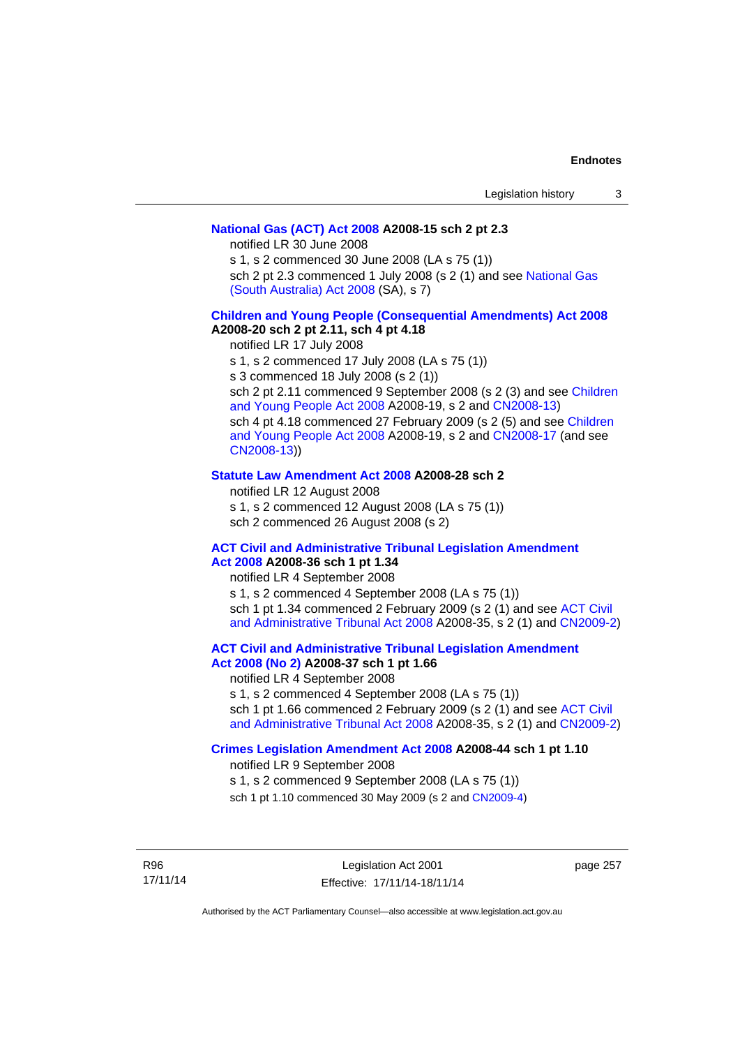**National Gas (ACT) Act 2008 A2008-15 sch 2 pt 2.3**

notified LR 30 June 2008

s 1, s 2 commenced 30 June 2008 (LA s 75 (1))

sch 2 pt 2.3 commenced 1 July 2008 (s 2 (1) and see National Gas (South Australia) Act 2008 (SA), s 7)

**Children and Young People (Consequential Amendments) Act 2008 A2008-20 sch 2 pt 2.11, sch 4 pt 4.18**

notified LR 17 July 2008

s 1, s 2 commenced 17 July 2008 (LA s 75 (1))

s 3 commenced 18 July 2008 (s 2 (1))

sch 2 pt 2.11 commenced 9 September 2008 (s 2 (3) and see Children and Young People Act 2008 A2008-19, s 2 and CN2008-13)

sch 4 pt 4.18 commenced 27 February 2009 (s 2 (5) and see Children and Young People Act 2008 A2008-19, s 2 and CN2008-17 (and see CN2008-13))

**Statute Law Amendment Act 2008 A2008-28 sch 2**

notified LR 12 August 2008

s 1, s 2 commenced 12 August 2008 (LA s 75 (1))

sch 2 commenced 26 August 2008 (s 2)

**ACT Civil and Administrative Tribunal Legislation Amendment Act 2008 A2008-36 sch 1 pt 1.34**

notified LR 4 September 2008

s 1, s 2 commenced 4 September 2008 (LA s 75 (1))

sch 1 pt 1.34 commenced 2 February 2009 (s 2 (1) and see ACT Civil and Administrative Tribunal Act 2008 A2008-35, s 2 (1) and CN2009-2)

**ACT Civil and Administrative Tribunal Legislation Amendment Act 2008 (No 2) A2008-37 sch 1 pt 1.66**

notified LR 4 September 2008

s 1, s 2 commenced 4 September 2008 (LA s 75 (1))

sch 1 pt 1.66 commenced 2 February 2009 (s 2 (1) and see ACT Civil and Administrative Tribunal Act 2008 A2008-35, s 2 (1) and CN2009-2)

**Crimes Legislation Amendment Act 2008 A2008-44 sch 1 pt 1.10**

notified LR 9 September 2008

s 1, s 2 commenced 9 September 2008 (LA s 75 (1))

sch 1 pt 1.10 commenced 30 May 2009 (s 2 and CN2009-4)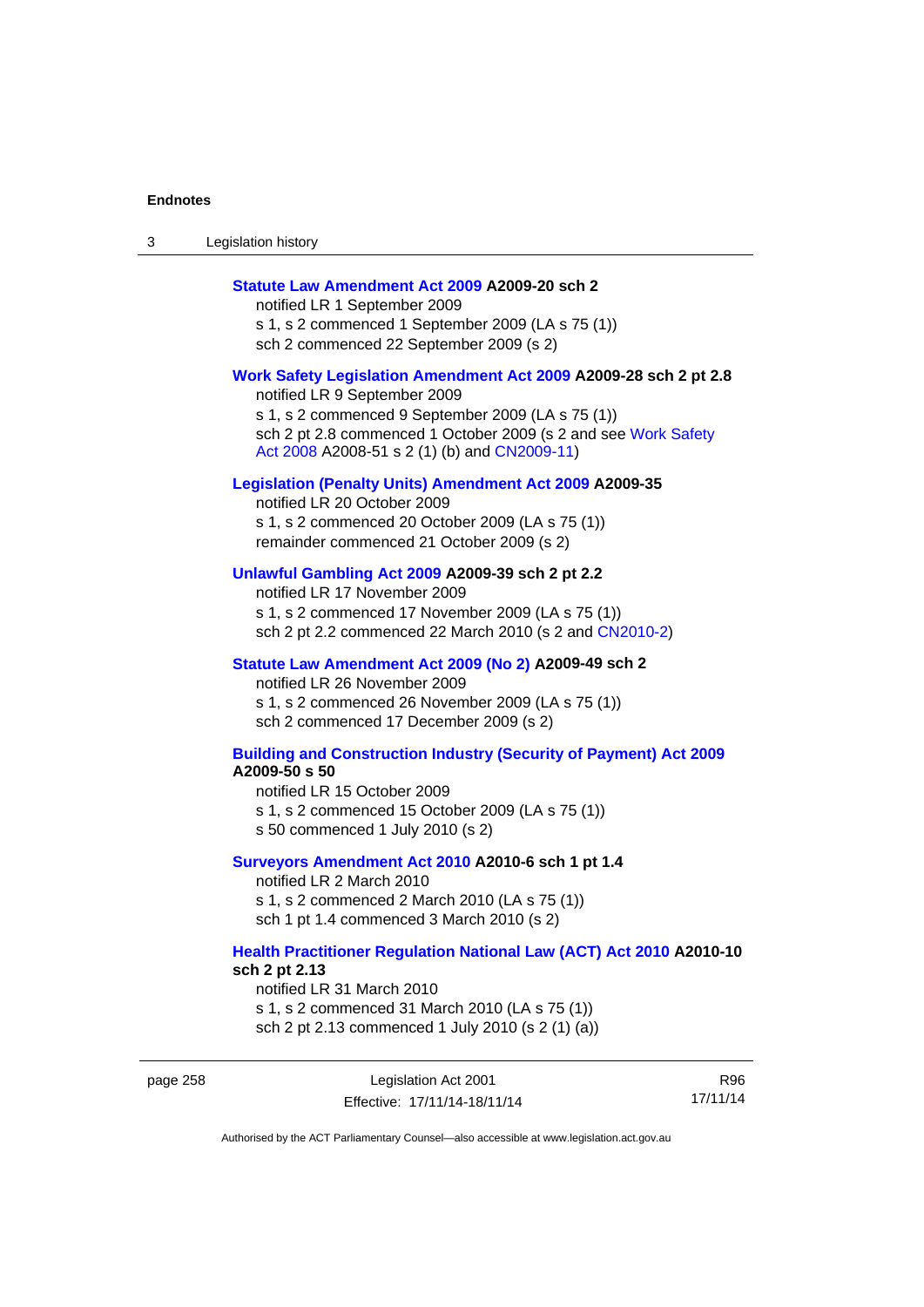**Statute Law Amendment Act 2009 A2009-20 sch 2**

notified LR 1 September 2009

s 1, s 2 commenced 1 September 2009 (LA s 75 (1))

sch 2 commenced 22 September 2009 (s 2)

**Work Safety Legislation Amendment Act 2009 A2009-28 sch 2 pt 2.8**

notified LR 9 September 2009

s 1, s 2 commenced 9 September 2009 (LA s 75 (1))

sch 2 pt 2.8 commenced 1 October 2009 (s 2 and see Work Safety Act 2008 A2008-51 s 2 (1) (b) and CN2009-11)

**Legislation (Penalty Units) Amendment Act 2009 A2009-35**

notified LR 20 October 2009

s 1, s 2 commenced 20 October 2009 (LA s 75 (1))

remainder commenced 21 October 2009 (s 2)

**Unlawful Gambling Act 2009 A2009-39 sch 2 pt 2.2**

notified LR 17 November 2009

s 1, s 2 commenced 17 November 2009 (LA s 75 (1))

sch 2 pt 2.2 commenced 22 March 2010 (s 2 and CN2010-2)

**Statute Law Amendment Act 2009 (No 2) A2009-49 sch 2**

notified LR 26 November 2009

s 1, s 2 commenced 26 November 2009 (LA s 75 (1))

sch 2 commenced 17 December 2009 (s 2)

**Building and Construction Industry (Security of Payment) Act 2009 A2009-50 s 50**

notified LR 15 October 2009

s 1, s 2 commenced 15 October 2009 (LA s 75 (1))

s 50 commenced 1 July 2010 (s 2)

**Surveyors Amendment Act 2010 A2010-6 sch 1 pt 1.4**

notified LR 2 March 2010

s 1, s 2 commenced 2 March 2010 (LA s 75 (1))

sch 1 pt 1.4 commenced 3 March 2010 (s 2)

**Health Practitioner Regulation National Law (ACT) Act 2010 A2010-10 sch 2 pt 2.13**

notified LR 31 March 2010

s 1, s 2 commenced 31 March 2010 (LA s 75 (1))

sch 2 pt 2.13 commenced 1 July 2010 (s 2 (1) (a))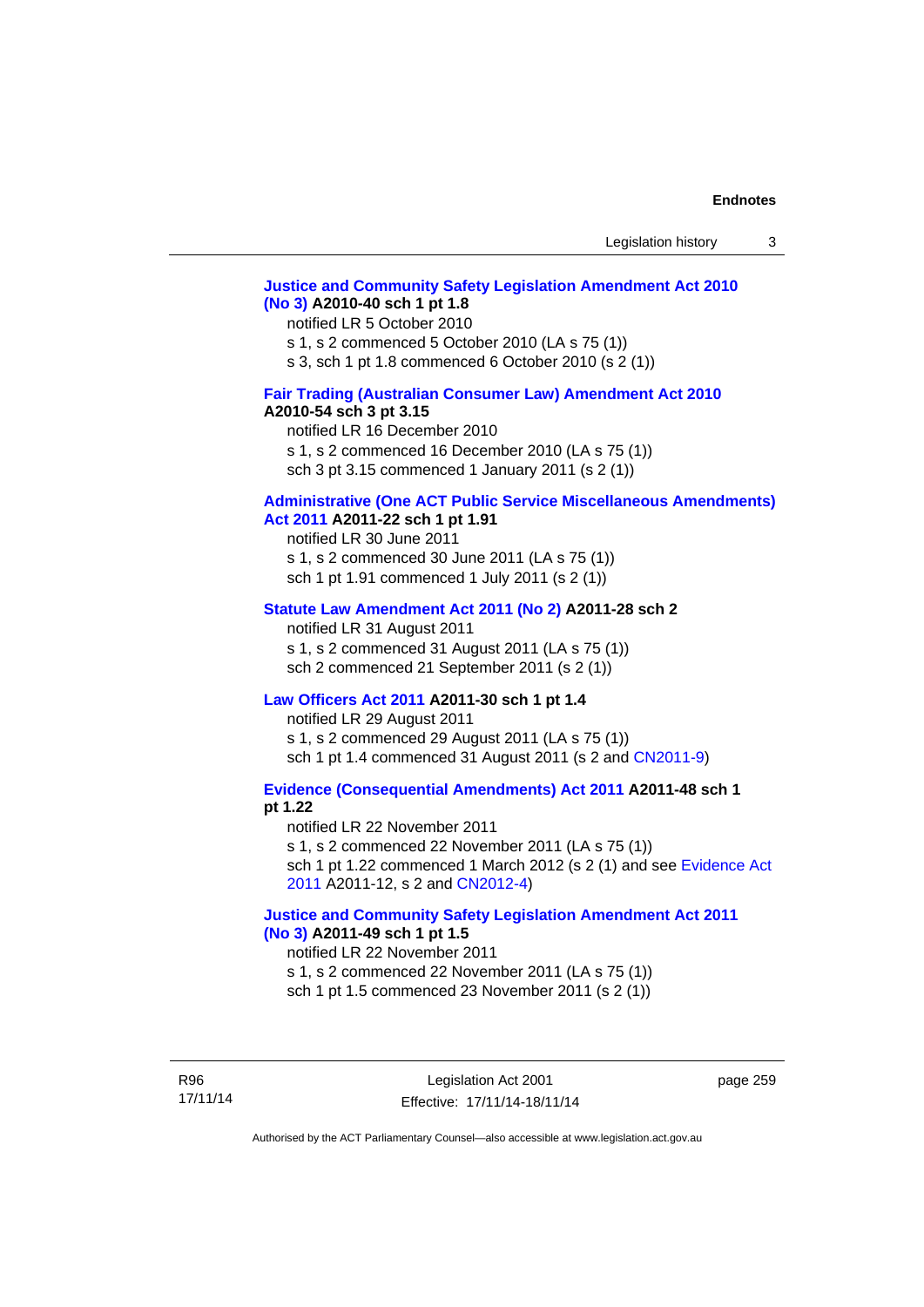**Justice and Community Safety Legislation Amendment Act 2010 (No 3) A2010-40 sch 1 pt 1.8**

notified LR 5 October 2010
s 1, s 2 commenced 5 October 2010 (LA s 75 (1))
s 3, sch 1 pt 1.8 commenced 6 October 2010 (s 2 (1))

**Fair Trading (Australian Consumer Law) Amendment Act 2010 A2010-54 sch 3 pt 3.15**

notified LR 16 December 2010
s 1, s 2 commenced 16 December 2010 (LA s 75 (1))
sch 3 pt 3.15 commenced 1 January 2011 (s 2 (1))

**Administrative (One ACT Public Service Miscellaneous Amendments) Act 2011 A2011-22 sch 1 pt 1.91**

notified LR 30 June 2011
s 1, s 2 commenced 30 June 2011 (LA s 75 (1))
sch 1 pt 1.91 commenced 1 July 2011 (s 2 (1))

**Statute Law Amendment Act 2011 (No 2) A2011-28 sch 2**

notified LR 31 August 2011
s 1, s 2 commenced 31 August 2011 (LA s 75 (1))
sch 2 commenced 21 September 2011 (s 2 (1))

**Law Officers Act 2011 A2011-30 sch 1 pt 1.4**

notified LR 29 August 2011
s 1, s 2 commenced 29 August 2011 (LA s 75 (1))
sch 1 pt 1.4 commenced 31 August 2011 (s 2 and CN2011-9)

**Evidence (Consequential Amendments) Act 2011 A2011-48 sch 1 pt 1.22**

notified LR 22 November 2011
s 1, s 2 commenced 22 November 2011 (LA s 75 (1))
sch 1 pt 1.22 commenced 1 March 2012 (s 2 (1) and see Evidence Act 2011 A2011-12, s 2 and CN2012-4)

**Justice and Community Safety Legislation Amendment Act 2011 (No 3) A2011-49 sch 1 pt 1.5**

notified LR 22 November 2011
s 1, s 2 commenced 22 November 2011 (LA s 75 (1))
sch 1 pt 1.5 commenced 23 November 2011 (s 2 (1))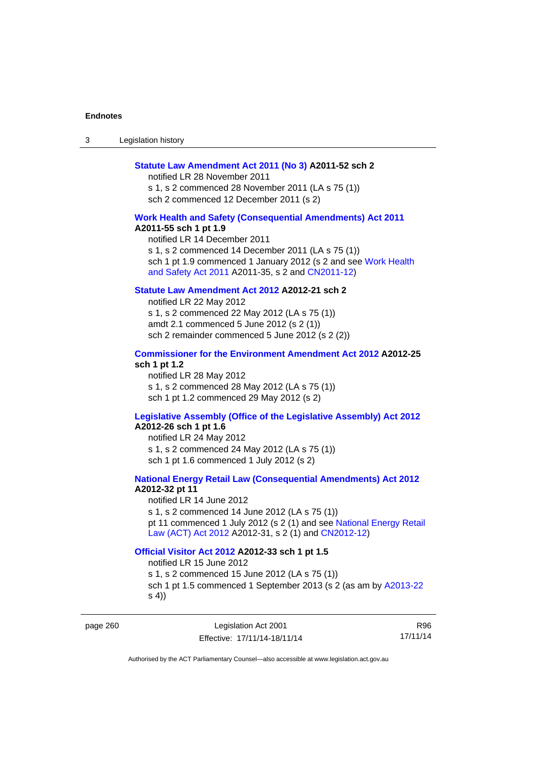**Statute Law Amendment Act 2011 (No 3) A2011-52 sch 2**

notified LR 28 November 2011

s 1, s 2 commenced 28 November 2011 (LA s 75 (1))

sch 2 commenced 12 December 2011 (s 2)

**Work Health and Safety (Consequential Amendments) Act 2011 A2011-55 sch 1 pt 1.9**

notified LR 14 December 2011

s 1, s 2 commenced 14 December 2011 (LA s 75 (1))

sch 1 pt 1.9 commenced 1 January 2012 (s 2 and see Work Health and Safety Act 2011 A2011-35, s 2 and CN2011-12)

**Statute Law Amendment Act 2012 A2012-21 sch 2**

notified LR 22 May 2012

s 1, s 2 commenced 22 May 2012 (LA s 75 (1))

amdt 2.1 commenced 5 June 2012 (s 2 (1))

sch 2 remainder commenced 5 June 2012 (s 2 (2))

**Commissioner for the Environment Amendment Act 2012 A2012-25 sch 1 pt 1.2**

notified LR 28 May 2012

s 1, s 2 commenced 28 May 2012 (LA s 75 (1))

sch 1 pt 1.2 commenced 29 May 2012 (s 2)

**Legislative Assembly (Office of the Legislative Assembly) Act 2012 A2012-26 sch 1 pt 1.6**

notified LR 24 May 2012

s 1, s 2 commenced 24 May 2012 (LA s 75 (1))

sch 1 pt 1.6 commenced 1 July 2012 (s 2)

**National Energy Retail Law (Consequential Amendments) Act 2012 A2012-32 pt 11**

notified LR 14 June 2012

s 1, s 2 commenced 14 June 2012 (LA s 75 (1))

pt 11 commenced 1 July 2012 (s 2 (1) and see National Energy Retail Law (ACT) Act 2012 A2012-31, s 2 (1) and CN2012-12)

**Official Visitor Act 2012 A2012-33 sch 1 pt 1.5**

notified LR 15 June 2012

s 1, s 2 commenced 15 June 2012 (LA s 75 (1))

sch 1 pt 1.5 commenced 1 September 2013 (s 2 (as am by A2013-22 s 4))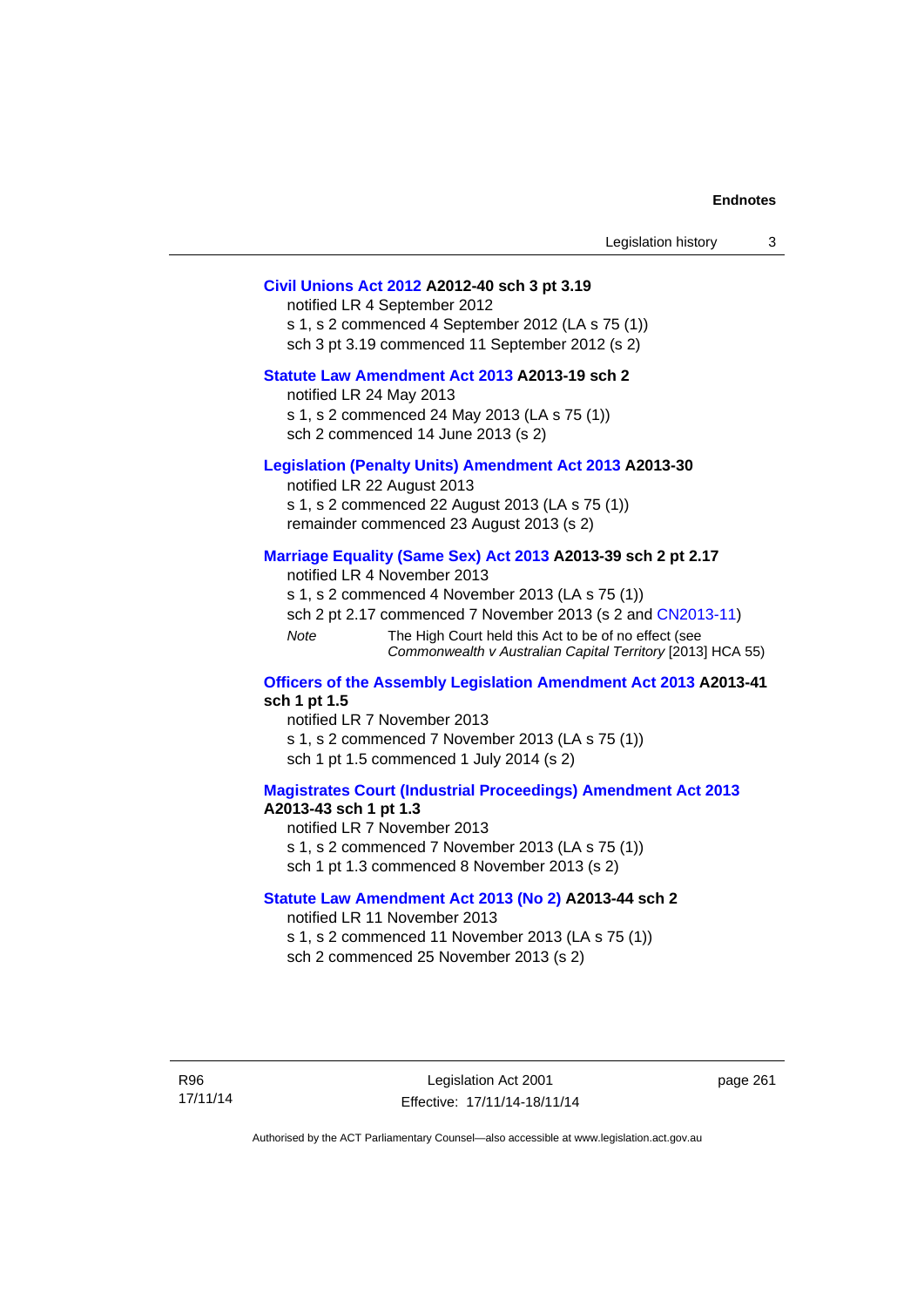**Civil Unions Act 2012 A2012-40 sch 3 pt 3.19**

notified LR 4 September 2012

s 1, s 2 commenced 4 September 2012 (LA s 75 (1))

sch 3 pt 3.19 commenced 11 September 2012 (s 2)

**Statute Law Amendment Act 2013 A2013-19 sch 2**

notified LR 24 May 2013

s 1, s 2 commenced 24 May 2013 (LA s 75 (1))

sch 2 commenced 14 June 2013 (s 2)

**Legislation (Penalty Units) Amendment Act 2013 A2013-30**

notified LR 22 August 2013

s 1, s 2 commenced 22 August 2013 (LA s 75 (1))

remainder commenced 23 August 2013 (s 2)

**Marriage Equality (Same Sex) Act 2013 A2013-39 sch 2 pt 2.17**

notified LR 4 November 2013

s 1, s 2 commenced 4 November 2013 (LA s 75 (1))

sch 2 pt 2.17 commenced 7 November 2013 (s 2 and CN2013-11)

*Note* The High Court held this Act to be of no effect (see *Commonwealth v Australian Capital Territory* [2013] HCA 55)

**Officers of the Assembly Legislation Amendment Act 2013 A2013-41 sch 1 pt 1.5**

notified LR 7 November 2013

s 1, s 2 commenced 7 November 2013 (LA s 75 (1))

sch 1 pt 1.5 commenced 1 July 2014 (s 2)

**Magistrates Court (Industrial Proceedings) Amendment Act 2013 A2013-43 sch 1 pt 1.3**

notified LR 7 November 2013

s 1, s 2 commenced 7 November 2013 (LA s 75 (1))

sch 1 pt 1.3 commenced 8 November 2013 (s 2)

**Statute Law Amendment Act 2013 (No 2) A2013-44 sch 2**

notified LR 11 November 2013

s 1, s 2 commenced 11 November 2013 (LA s 75 (1))

sch 2 commenced 25 November 2013 (s 2)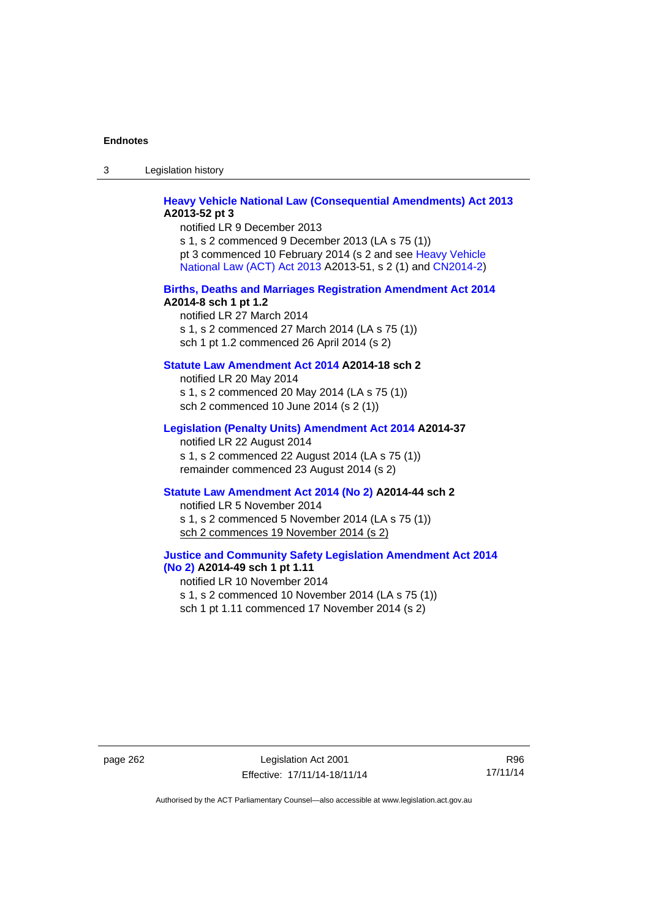**Heavy Vehicle National Law (Consequential Amendments) Act 2013 A2013-52 pt 3**

notified LR 9 December 2013

s 1, s 2 commenced 9 December 2013 (LA s 75 (1))

pt 3 commenced 10 February 2014 (s 2 and see Heavy Vehicle National Law (ACT) Act 2013 A2013-51, s 2 (1) and CN2014-2)

**Births, Deaths and Marriages Registration Amendment Act 2014 A2014-8 sch 1 pt 1.2**

notified LR 27 March 2014

s 1, s 2 commenced 27 March 2014 (LA s 75 (1))

sch 1 pt 1.2 commenced 26 April 2014 (s 2)

**Statute Law Amendment Act 2014 A2014-18 sch 2**

notified LR 20 May 2014

s 1, s 2 commenced 20 May 2014 (LA s 75 (1))

sch 2 commenced 10 June 2014 (s 2 (1))

**Legislation (Penalty Units) Amendment Act 2014 A2014-37**

notified LR 22 August 2014

s 1, s 2 commenced 22 August 2014 (LA s 75 (1))

remainder commenced 23 August 2014 (s 2)

**Statute Law Amendment Act 2014 (No 2) A2014-44 sch 2**

notified LR 5 November 2014

s 1, s 2 commenced 5 November 2014 (LA s 75 (1))

sch 2 commences 19 November 2014 (s 2)

**Justice and Community Safety Legislation Amendment Act 2014 (No 2) A2014-49 sch 1 pt 1.11**

notified LR 10 November 2014

s 1, s 2 commenced 10 November 2014 (LA s 75 (1))

sch 1 pt 1.11 commenced 17 November 2014 (s 2)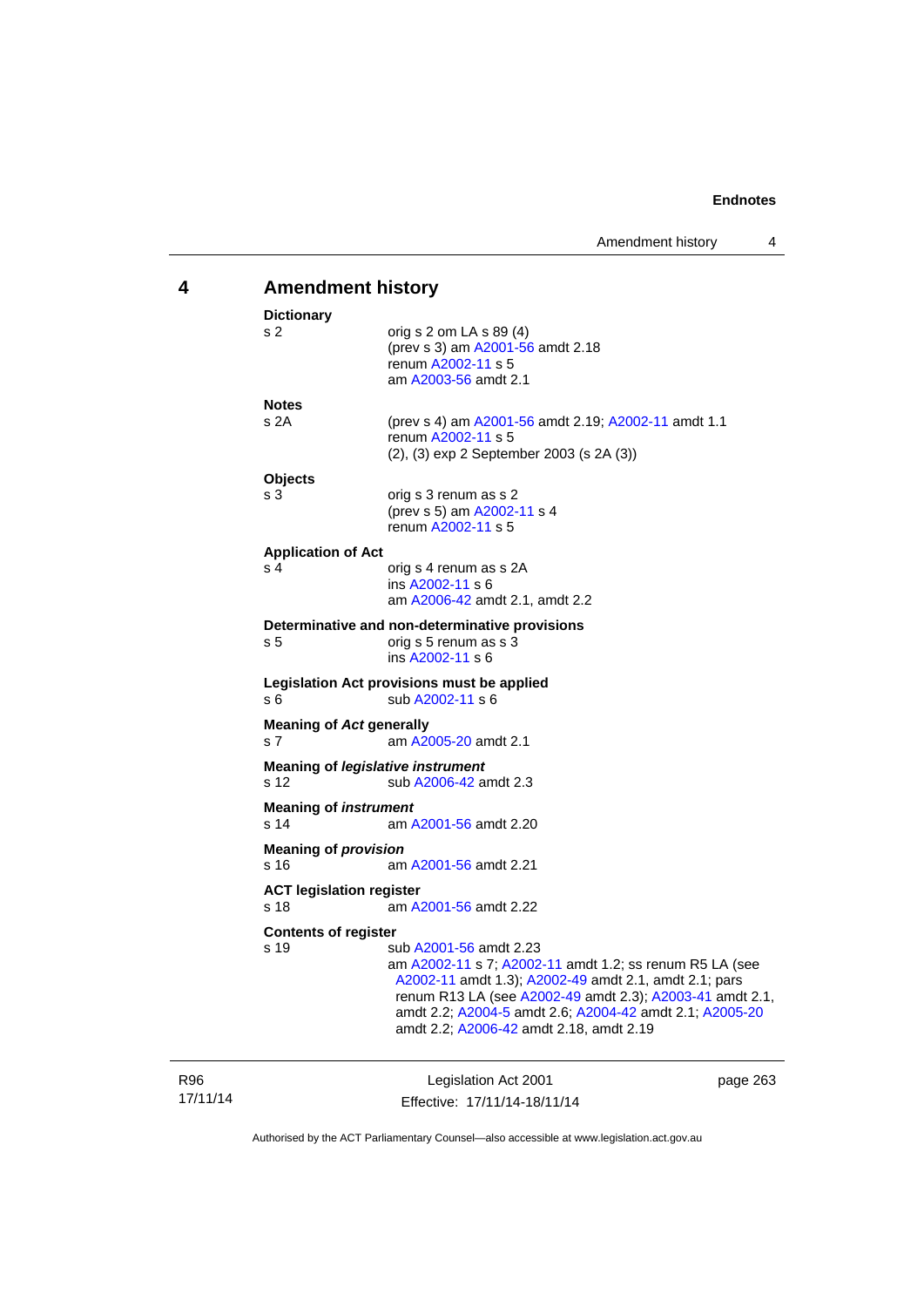## 4 Amendment history

**Dictionary**
s 2 orig s 2 om LA s 89 (4)
(prev s 3) am A2001-56 amdt 2.18
renum A2002-11 s 5
am A2003-56 amdt 2.1

**Notes**
s 2A (prev s 4) am A2001-56 amdt 2.19; A2002-11 amdt 1.1
renum A2002-11 s 5
(2), (3) exp 2 September 2003 (s 2A (3))

**Objects**
s 3 orig s 3 renum as s 2
(prev s 5) am A2002-11 s 4
renum A2002-11 s 5

**Application of Act**
s 4 orig s 4 renum as s 2A
ins A2002-11 s 6
am A2006-42 amdt 2.1, amdt 2.2

**Determinative and non-determinative provisions**
s 5 orig s 5 renum as s 3
ins A2002-11 s 6

**Legislation Act provisions must be applied**
s 6 sub A2002-11 s 6

**Meaning of *Act* generally**
s 7 am A2005-20 amdt 2.1

**Meaning of *legislative instrument***
s 12 sub A2006-42 amdt 2.3

**Meaning of *instrument***
s 14 am A2001-56 amdt 2.20

**Meaning of *provision***
s 16 am A2001-56 amdt 2.21

**ACT legislation register**
s 18 am A2001-56 amdt 2.22

**Contents of register**
s 19 sub A2001-56 amdt 2.23
am A2002-11 s 7; A2002-11 amdt 1.2; ss renum R5 LA (see A2002-11 amdt 1.3); A2002-49 amdt 2.1, amdt 2.1; pars renum R13 LA (see A2002-49 amdt 2.3); A2003-41 amdt 2.1, amdt 2.2; A2004-5 amdt 2.6; A2004-42 amdt 2.1; A2005-20 amdt 2.2; A2006-42 amdt 2.18, amdt 2.19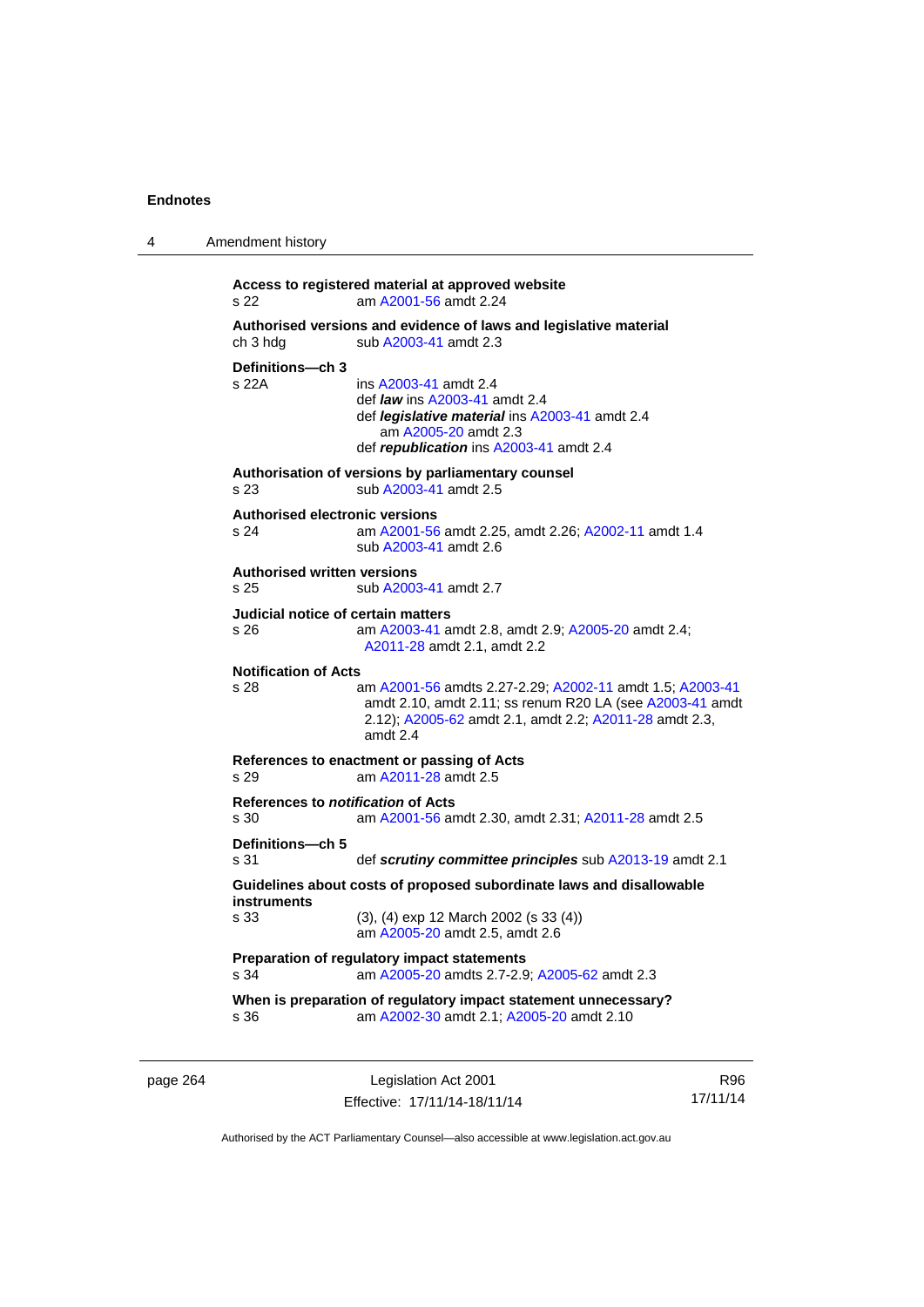**Access to registered material at approved website**
s 22 am A2001-56 amdt 2.24

**Authorised versions and evidence of laws and legislative material**
ch 3 hdg sub A2003-41 amdt 2.3

**Definitions—ch 3**
s 22A ins A2003-41 amdt 2.4
def ***law*** ins A2003-41 amdt 2.4
def ***legislative material*** ins A2003-41 amdt 2.4
am A2005-20 amdt 2.3
def ***republication*** ins A2003-41 amdt 2.4

**Authorisation of versions by parliamentary counsel**
s 23 sub A2003-41 amdt 2.5

**Authorised electronic versions**
s 24 am A2001-56 amdt 2.25, amdt 2.26; A2002-11 amdt 1.4
sub A2003-41 amdt 2.6

**Authorised written versions**
s 25 sub A2003-41 amdt 2.7

**Judicial notice of certain matters**
s 26 am A2003-41 amdt 2.8, amdt 2.9; A2005-20 amdt 2.4; A2011-28 amdt 2.1, amdt 2.2

**Notification of Acts**
s 28 am A2001-56 amdts 2.27-2.29; A2002-11 amdt 1.5; A2003-41 amdt 2.10, amdt 2.11; ss renum R20 LA (see A2003-41 amdt 2.12); A2005-62 amdt 2.1, amdt 2.2; A2011-28 amdt 2.3, amdt 2.4

**References to enactment or passing of Acts**
s 29 am A2011-28 amdt 2.5

**References to *notification* of Acts**
s 30 am A2001-56 amdt 2.30, amdt 2.31; A2011-28 amdt 2.5

**Definitions—ch 5**
s 31 def ***scrutiny committee principles*** sub A2013-19 amdt 2.1

**Guidelines about costs of proposed subordinate laws and disallowable instruments**
s 33 (3), (4) exp 12 March 2002 (s 33 (4))
am A2005-20 amdt 2.5, amdt 2.6

**Preparation of regulatory impact statements**
s 34 am A2005-20 amdts 2.7-2.9; A2005-62 amdt 2.3

**When is preparation of regulatory impact statement unnecessary?**
s 36 am A2002-30 amdt 2.1; A2005-20 amdt 2.10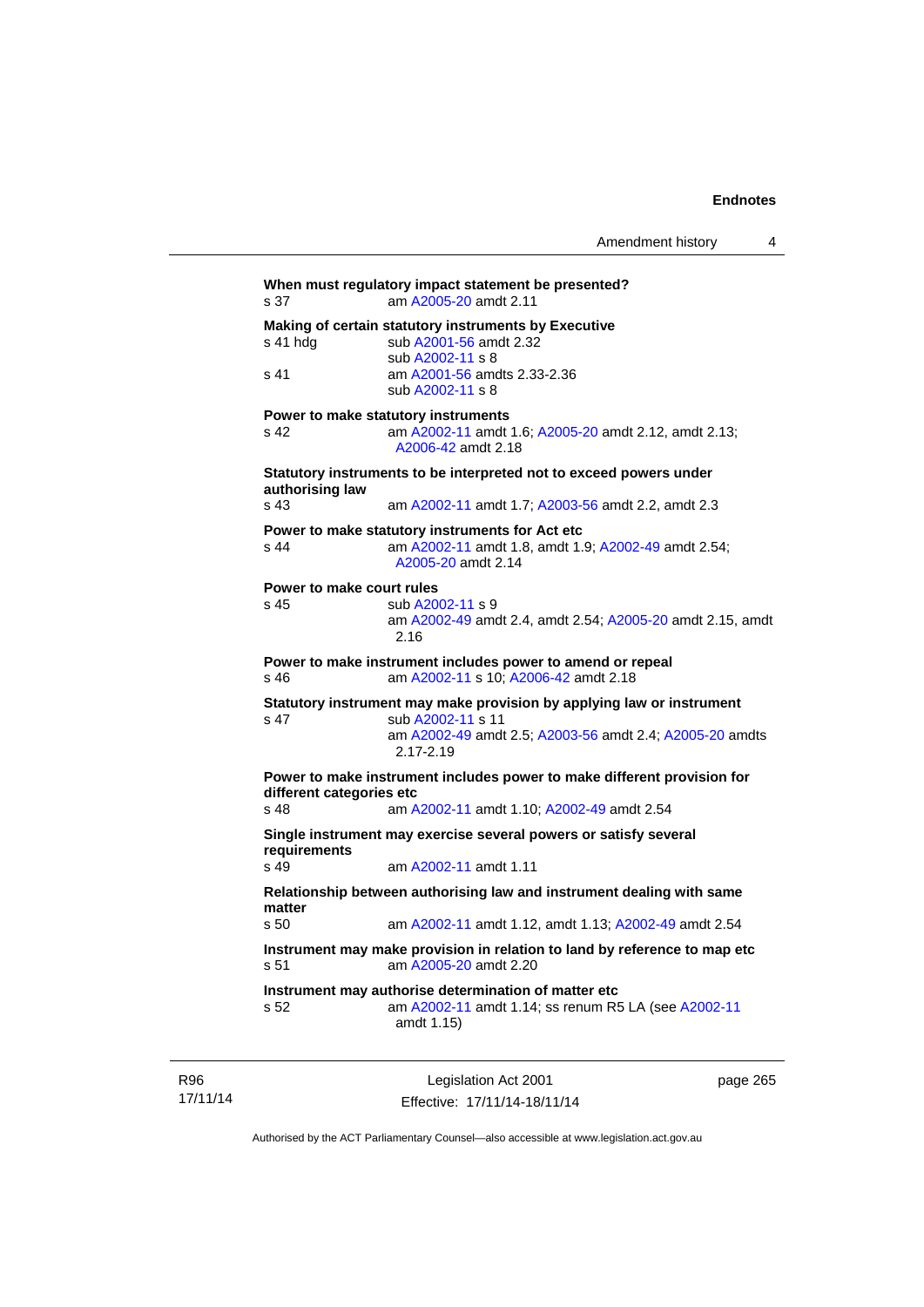**When must regulatory impact statement be presented?**
s 37 am A2005-20 amdt 2.11

**Making of certain statutory instruments by Executive**
s 41 hdg sub A2001-56 amdt 2.32
sub A2002-11 s 8
s 41 am A2001-56 amdts 2.33-2.36
sub A2002-11 s 8

**Power to make statutory instruments**
s 42 am A2002-11 amdt 1.6; A2005-20 amdt 2.12, amdt 2.13; A2006-42 amdt 2.18

**Statutory instruments to be interpreted not to exceed powers under authorising law**
s 43 am A2002-11 amdt 1.7; A2003-56 amdt 2.2, amdt 2.3

**Power to make statutory instruments for Act etc**
s 44 am A2002-11 amdt 1.8, amdt 1.9; A2002-49 amdt 2.54; A2005-20 amdt 2.14

**Power to make court rules**
s 45 sub A2002-11 s 9
am A2002-49 amdt 2.4, amdt 2.54; A2005-20 amdt 2.15, amdt 2.16

**Power to make instrument includes power to amend or repeal**
s 46 am A2002-11 s 10; A2006-42 amdt 2.18

**Statutory instrument may make provision by applying law or instrument**
s 47 sub A2002-11 s 11
am A2002-49 amdt 2.5; A2003-56 amdt 2.4; A2005-20 amdts 2.17-2.19

**Power to make instrument includes power to make different provision for different categories etc**
s 48 am A2002-11 amdt 1.10; A2002-49 amdt 2.54

**Single instrument may exercise several powers or satisfy several requirements**
s 49 am A2002-11 amdt 1.11

**Relationship between authorising law and instrument dealing with same matter**
s 50 am A2002-11 amdt 1.12, amdt 1.13; A2002-49 amdt 2.54

**Instrument may make provision in relation to land by reference to map etc**
s 51 am A2005-20 amdt 2.20

**Instrument may authorise determination of matter etc**
s 52 am A2002-11 amdt 1.14; ss renum R5 LA (see A2002-11 amdt 1.15)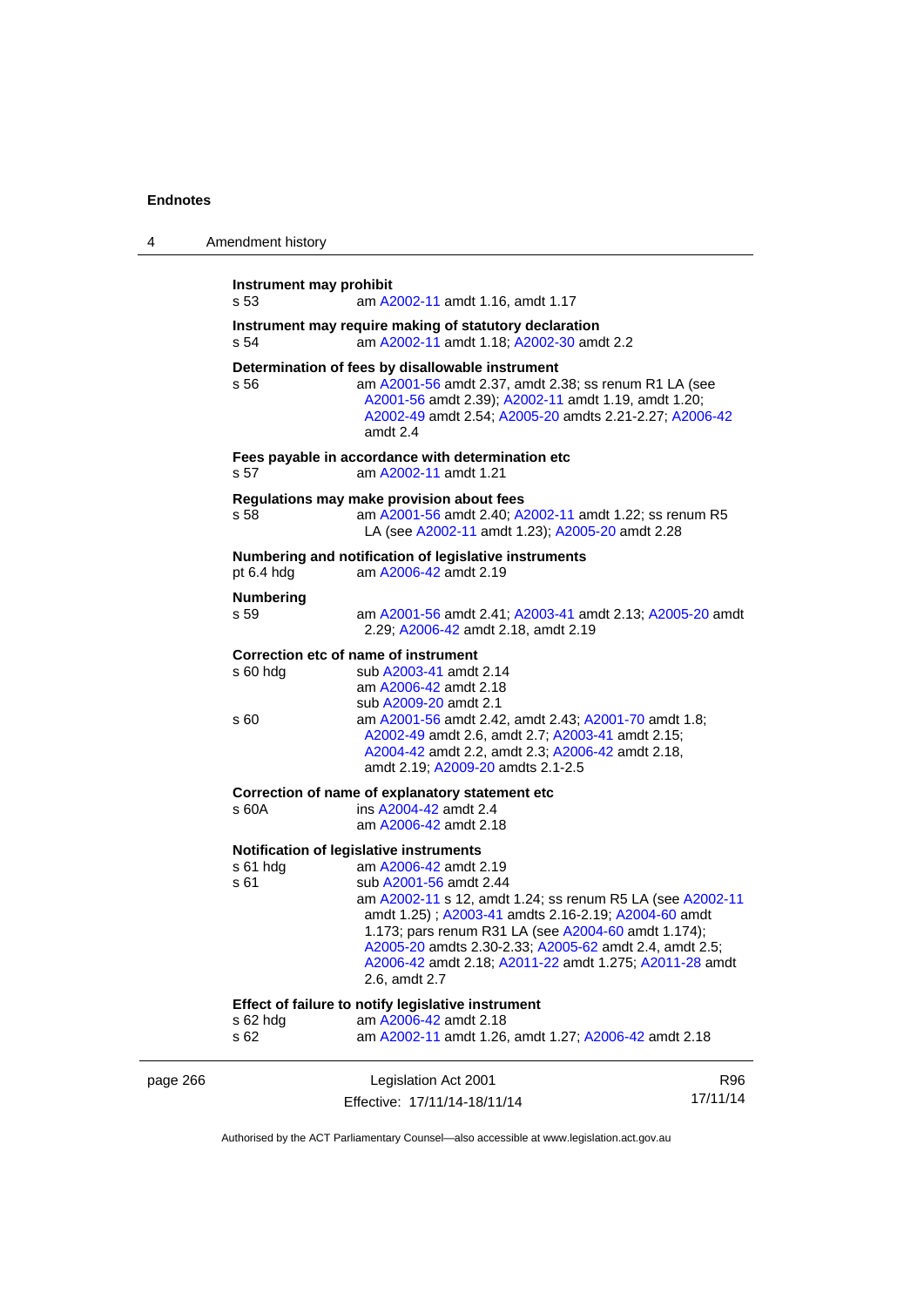**Instrument may prohibit**

s 53 am A2002-11 amdt 1.16, amdt 1.17

**Instrument may require making of statutory declaration**

s 54 am A2002-11 amdt 1.18; A2002-30 amdt 2.2

**Determination of fees by disallowable instrument**

s 56 am A2001-56 amdt 2.37, amdt 2.38; ss renum R1 LA (see A2001-56 amdt 2.39); A2002-11 amdt 1.19, amdt 1.20; A2002-49 amdt 2.54; A2005-20 amdts 2.21-2.27; A2006-42 amdt 2.4

**Fees payable in accordance with determination etc**

s 57 am A2002-11 amdt 1.21

**Regulations may make provision about fees**

s 58 am A2001-56 amdt 2.40; A2002-11 amdt 1.22; ss renum R5 LA (see A2002-11 amdt 1.23); A2005-20 amdt 2.28

**Numbering and notification of legislative instruments**

pt 6.4 hdg am A2006-42 amdt 2.19

**Numbering**

s 59 am A2001-56 amdt 2.41; A2003-41 amdt 2.13; A2005-20 amdt 2.29; A2006-42 amdt 2.18, amdt 2.19

**Correction etc of name of instrument**

s 60 hdg sub A2003-41 amdt 2.14
am A2006-42 amdt 2.18
sub A2009-20 amdt 2.1

s 60 am A2001-56 amdt 2.42, amdt 2.43; A2001-70 amdt 1.8; A2002-49 amdt 2.6, amdt 2.7; A2003-41 amdt 2.15; A2004-42 amdt 2.2, amdt 2.3; A2006-42 amdt 2.18, amdt 2.19; A2009-20 amdts 2.1-2.5

**Correction of name of explanatory statement etc**

s 60A ins A2004-42 amdt 2.4
am A2006-42 amdt 2.18

**Notification of legislative instruments**

s 61 hdg am A2006-42 amdt 2.19

s 61 sub A2001-56 amdt 2.44
am A2002-11 s 12, amdt 1.24; ss renum R5 LA (see A2002-11 amdt 1.25) ; A2003-41 amdts 2.16-2.19; A2004-60 amdt 1.173; pars renum R31 LA (see A2004-60 amdt 1.174); A2005-20 amdts 2.30-2.33; A2005-62 amdt 2.4, amdt 2.5; A2006-42 amdt 2.18; A2011-22 amdt 1.275; A2011-28 amdt 2.6, amdt 2.7

**Effect of failure to notify legislative instrument**

s 62 hdg am A2006-42 amdt 2.18

s 62 am A2002-11 amdt 1.26, amdt 1.27; A2006-42 amdt 2.18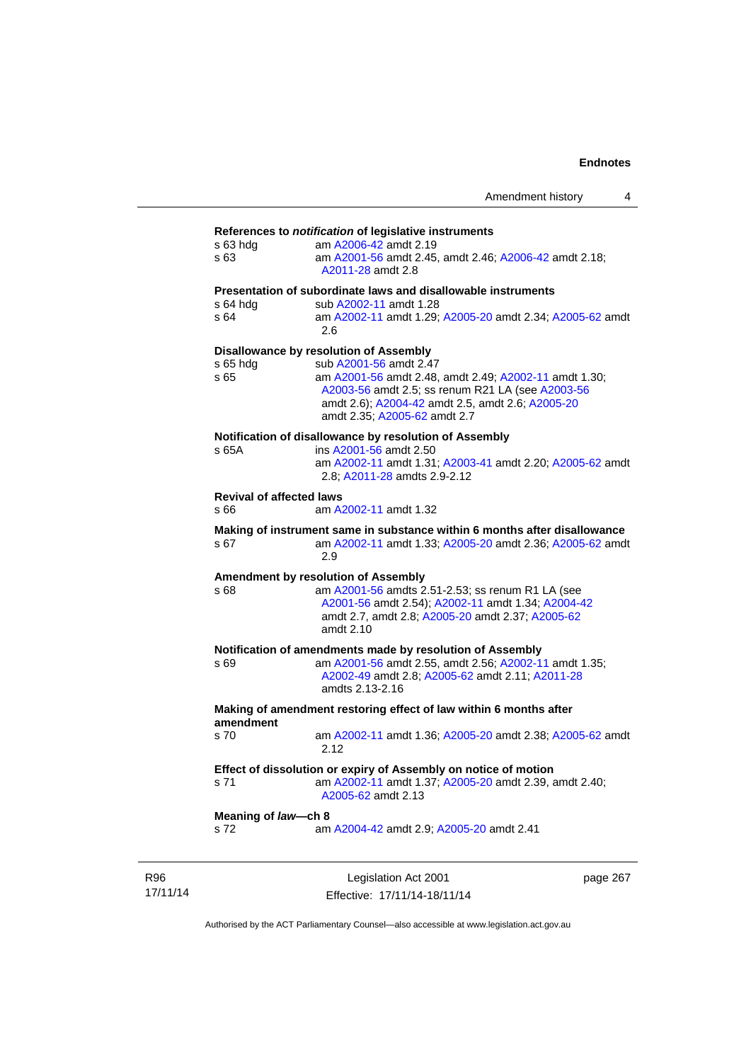**References to *notification* of legislative instruments**

s 63 hdg am A2006-42 amdt 2.19

s 63 am A2001-56 amdt 2.45, amdt 2.46; A2006-42 amdt 2.18; A2011-28 amdt 2.8

**Presentation of subordinate laws and disallowable instruments**

s 64 hdg sub A2002-11 amdt 1.28

s 64 am A2002-11 amdt 1.29; A2005-20 amdt 2.34; A2005-62 amdt 2.6

**Disallowance by resolution of Assembly**

s 65 hdg sub A2001-56 amdt 2.47

s 65 am A2001-56 amdt 2.48, amdt 2.49; A2002-11 amdt 1.30; A2003-56 amdt 2.5; ss renum R21 LA (see A2003-56 amdt 2.6); A2004-42 amdt 2.5, amdt 2.6; A2005-20 amdt 2.35; A2005-62 amdt 2.7

**Notification of disallowance by resolution of Assembly**

s 65A ins A2001-56 amdt 2.50
am A2002-11 amdt 1.31; A2003-41 amdt 2.20; A2005-62 amdt 2.8; A2011-28 amdts 2.9-2.12

**Revival of affected laws**

s 66 am A2002-11 amdt 1.32

**Making of instrument same in substance within 6 months after disallowance**

s 67 am A2002-11 amdt 1.33; A2005-20 amdt 2.36; A2005-62 amdt 2.9

**Amendment by resolution of Assembly**

s 68 am A2001-56 amdts 2.51-2.53; ss renum R1 LA (see A2001-56 amdt 2.54); A2002-11 amdt 1.34; A2004-42 amdt 2.7, amdt 2.8; A2005-20 amdt 2.37; A2005-62 amdt 2.10

**Notification of amendments made by resolution of Assembly**

s 69 am A2001-56 amdt 2.55, amdt 2.56; A2002-11 amdt 1.35; A2002-49 amdt 2.8; A2005-62 amdt 2.11; A2011-28 amdts 2.13-2.16

**Making of amendment restoring effect of law within 6 months after amendment**

s 70 am A2002-11 amdt 1.36; A2005-20 amdt 2.38; A2005-62 amdt 2.12

**Effect of dissolution or expiry of Assembly on notice of motion**

s 71 am A2002-11 amdt 1.37; A2005-20 amdt 2.39, amdt 2.40; A2005-62 amdt 2.13

**Meaning of *law*—ch 8**

s 72 am A2004-42 amdt 2.9; A2005-20 amdt 2.41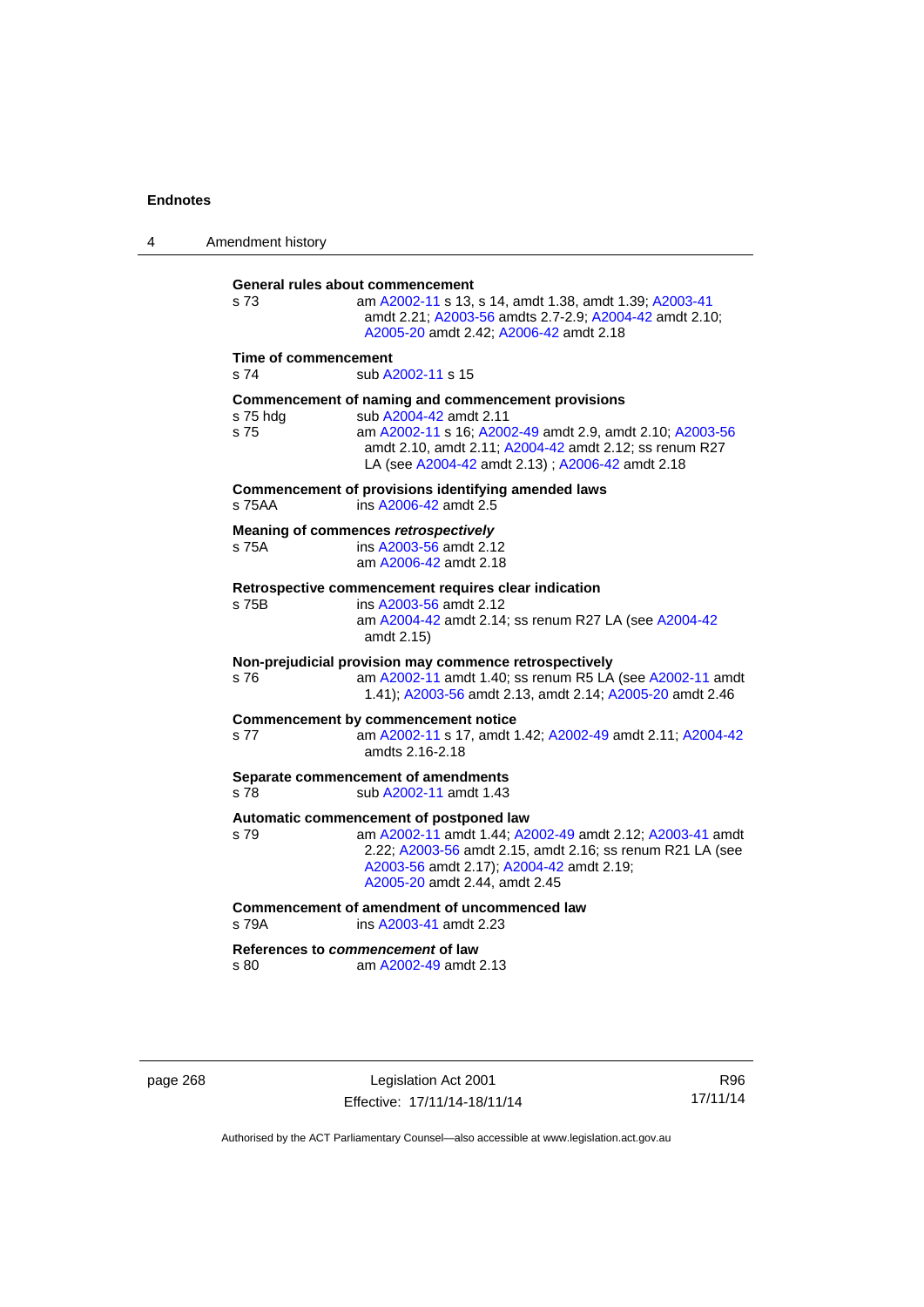**General rules about commencement**

s 73 am A2002-11 s 13, s 14, amdt 1.38, amdt 1.39; A2003-41 amdt 2.21; A2003-56 amdts 2.7-2.9; A2004-42 amdt 2.10; A2005-20 amdt 2.42; A2006-42 amdt 2.18

**Time of commencement**

s 74 sub A2002-11 s 15

**Commencement of naming and commencement provisions**

s 75 hdg sub A2004-42 amdt 2.11

s 75 am A2002-11 s 16; A2002-49 amdt 2.9, amdt 2.10; A2003-56 amdt 2.10, amdt 2.11; A2004-42 amdt 2.12; ss renum R27 LA (see A2004-42 amdt 2.13) ; A2006-42 amdt 2.18

**Commencement of provisions identifying amended laws**

s 75AA ins A2006-42 amdt 2.5

**Meaning of commences *retrospectively***

s 75A ins A2003-56 amdt 2.12
am A2006-42 amdt 2.18

**Retrospective commencement requires clear indication**

s 75B ins A2003-56 amdt 2.12
am A2004-42 amdt 2.14; ss renum R27 LA (see A2004-42 amdt 2.15)

**Non-prejudicial provision may commence retrospectively**

s 76 am A2002-11 amdt 1.40; ss renum R5 LA (see A2002-11 amdt 1.41); A2003-56 amdt 2.13, amdt 2.14; A2005-20 amdt 2.46

**Commencement by commencement notice**

s 77 am A2002-11 s 17, amdt 1.42; A2002-49 amdt 2.11; A2004-42 amdts 2.16-2.18

**Separate commencement of amendments**

s 78 sub A2002-11 amdt 1.43

**Automatic commencement of postponed law**

s 79 am A2002-11 amdt 1.44; A2002-49 amdt 2.12; A2003-41 amdt 2.22; A2003-56 amdt 2.15, amdt 2.16; ss renum R21 LA (see A2003-56 amdt 2.17); A2004-42 amdt 2.19; A2005-20 amdt 2.44, amdt 2.45

**Commencement of amendment of uncommenced law**

s 79A ins A2003-41 amdt 2.23

**References to *commencement* of law**

s 80 am A2002-49 amdt 2.13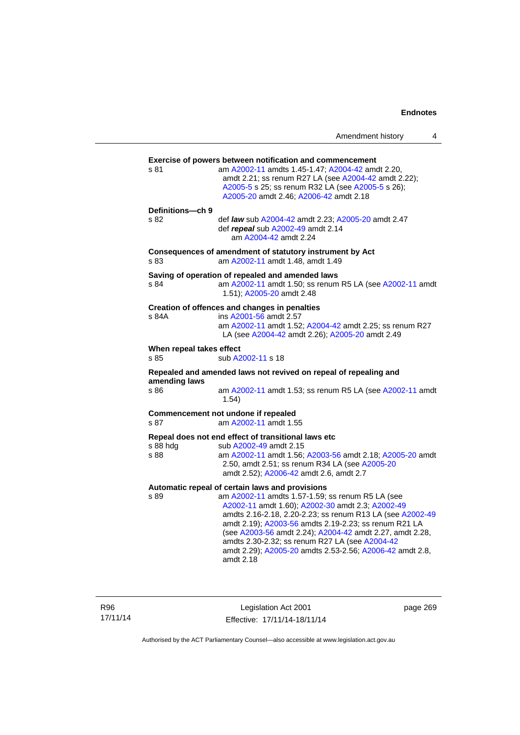**Exercise of powers between notification and commencement**

s 81 am A2002-11 amdts 1.45-1.47; A2004-42 amdt 2.20, amdt 2.21; ss renum R27 LA (see A2004-42 amdt 2.22); A2005-5 s 25; ss renum R32 LA (see A2005-5 s 26); A2005-20 amdt 2.46; A2006-42 amdt 2.18

**Definitions—ch 9**

s 82 def ***law*** sub A2004-42 amdt 2.23; A2005-20 amdt 2.47
def ***repeal*** sub A2002-49 amdt 2.14
am A2004-42 amdt 2.24

**Consequences of amendment of statutory instrument by Act**

s 83 am A2002-11 amdt 1.48, amdt 1.49

**Saving of operation of repealed and amended laws**

s 84 am A2002-11 amdt 1.50; ss renum R5 LA (see A2002-11 amdt 1.51); A2005-20 amdt 2.48

**Creation of offences and changes in penalties**

s 84A ins A2001-56 amdt 2.57
am A2002-11 amdt 1.52; A2004-42 amdt 2.25; ss renum R27 LA (see A2004-42 amdt 2.26); A2005-20 amdt 2.49

**When repeal takes effect**

s 85 sub A2002-11 s 18

**Repealed and amended laws not revived on repeal of repealing and amending laws**

s 86 am A2002-11 amdt 1.53; ss renum R5 LA (see A2002-11 amdt 1.54)

**Commencement not undone if repealed**

s 87 am A2002-11 amdt 1.55

**Repeal does not end effect of transitional laws etc**

s 88 hdg sub A2002-49 amdt 2.15
s 88 am A2002-11 amdt 1.56; A2003-56 amdt 2.18; A2005-20 amdt 2.50, amdt 2.51; ss renum R34 LA (see A2005-20 amdt 2.52); A2006-42 amdt 2.6, amdt 2.7

**Automatic repeal of certain laws and provisions**

s 89 am A2002-11 amdts 1.57-1.59; ss renum R5 LA (see A2002-11 amdt 1.60); A2002-30 amdt 2.3; A2002-49 amdts 2.16-2.18, 2.20-2.23; ss renum R13 LA (see A2002-49 amdt 2.19); A2003-56 amdts 2.19-2.23; ss renum R21 LA (see A2003-56 amdt 2.24); A2004-42 amdt 2.27, amdt 2.28, amdts 2.30-2.32; ss renum R27 LA (see A2004-42 amdt 2.29); A2005-20 amdts 2.53-2.56; A2006-42 amdt 2.8, amdt 2.18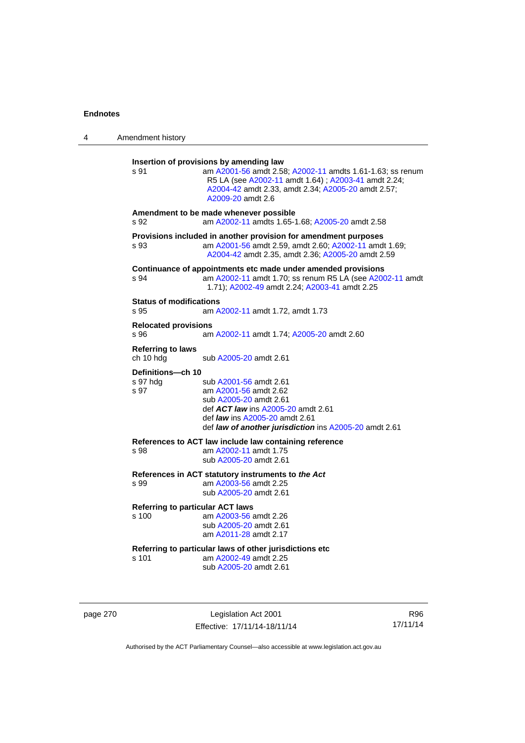**Insertion of provisions by amending law**

s 91 am A2001-56 amdt 2.58; A2002-11 amdts 1.61-1.63; ss renum R5 LA (see A2002-11 amdt 1.64) ; A2003-41 amdt 2.24; A2004-42 amdt 2.33, amdt 2.34; A2005-20 amdt 2.57; A2009-20 amdt 2.6

**Amendment to be made whenever possible**

s 92 am A2002-11 amdts 1.65-1.68; A2005-20 amdt 2.58

**Provisions included in another provision for amendment purposes**

s 93 am A2001-56 amdt 2.59, amdt 2.60; A2002-11 amdt 1.69; A2004-42 amdt 2.35, amdt 2.36; A2005-20 amdt 2.59

**Continuance of appointments etc made under amended provisions**

s 94 am A2002-11 amdt 1.70; ss renum R5 LA (see A2002-11 amdt 1.71); A2002-49 amdt 2.24; A2003-41 amdt 2.25

**Status of modifications**

s 95 am A2002-11 amdt 1.72, amdt 1.73

**Relocated provisions**

s 96 am A2002-11 amdt 1.74; A2005-20 amdt 2.60

**Referring to laws**

ch 10 hdg sub A2005-20 amdt 2.61

**Definitions—ch 10**

s 97 hdg sub A2001-56 amdt 2.61

s 97 am A2001-56 amdt 2.62
sub A2005-20 amdt 2.61
def ***ACT law*** ins A2005-20 amdt 2.61
def ***law*** ins A2005-20 amdt 2.61
def ***law of another jurisdiction*** ins A2005-20 amdt 2.61

**References to ACT law include law containing reference**

s 98 am A2002-11 amdt 1.75
sub A2005-20 amdt 2.61

**References in ACT statutory instruments to *the Act***

s 99 am A2003-56 amdt 2.25
sub A2005-20 amdt 2.61

**Referring to particular ACT laws**

s 100 am A2003-56 amdt 2.26
sub A2005-20 amdt 2.61
am A2011-28 amdt 2.17

**Referring to particular laws of other jurisdictions etc**

s 101 am A2002-49 amdt 2.25
sub A2005-20 amdt 2.61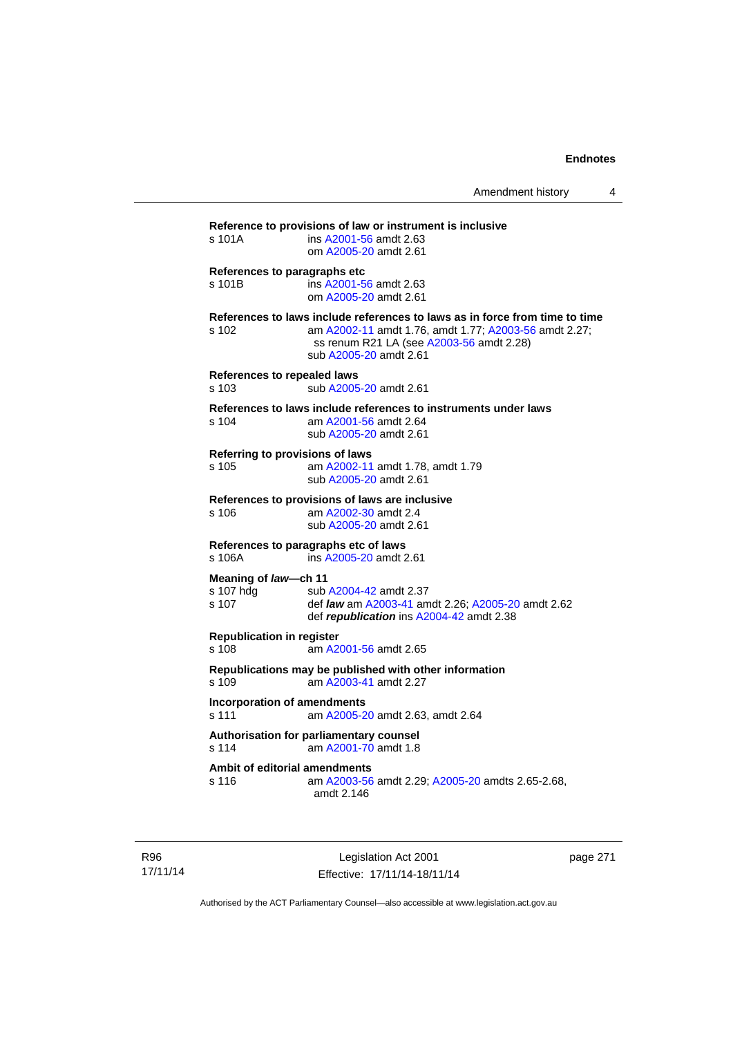**Reference to provisions of law or instrument is inclusive**

s 101A ins A2001-56 amdt 2.63
om A2005-20 amdt 2.61

**References to paragraphs etc**

s 101B ins A2001-56 amdt 2.63
om A2005-20 amdt 2.61

**References to laws include references to laws as in force from time to time**

s 102 am A2002-11 amdt 1.76, amdt 1.77; A2003-56 amdt 2.27;
ss renum R21 LA (see A2003-56 amdt 2.28)
sub A2005-20 amdt 2.61

**References to repealed laws**

s 103 sub A2005-20 amdt 2.61

**References to laws include references to instruments under laws**

s 104 am A2001-56 amdt 2.64
sub A2005-20 amdt 2.61

**Referring to provisions of laws**

s 105 am A2002-11 amdt 1.78, amdt 1.79
sub A2005-20 amdt 2.61

**References to provisions of laws are inclusive**

s 106 am A2002-30 amdt 2.4
sub A2005-20 amdt 2.61

**References to paragraphs etc of laws**

s 106A ins A2005-20 amdt 2.61

**Meaning of *law*—ch 11**

s 107 hdg sub A2004-42 amdt 2.37
s 107 def ***law*** am A2003-41 amdt 2.26; A2005-20 amdt 2.62
def ***republication*** ins A2004-42 amdt 2.38

**Republication in register**

s 108 am A2001-56 amdt 2.65

**Republications may be published with other information**

s 109 am A2003-41 amdt 2.27

**Incorporation of amendments**

s 111 am A2005-20 amdt 2.63, amdt 2.64

**Authorisation for parliamentary counsel**

s 114 am A2001-70 amdt 1.8

**Ambit of editorial amendments**

s 116 am A2003-56 amdt 2.29; A2005-20 amdts 2.65-2.68,
amdt 2.146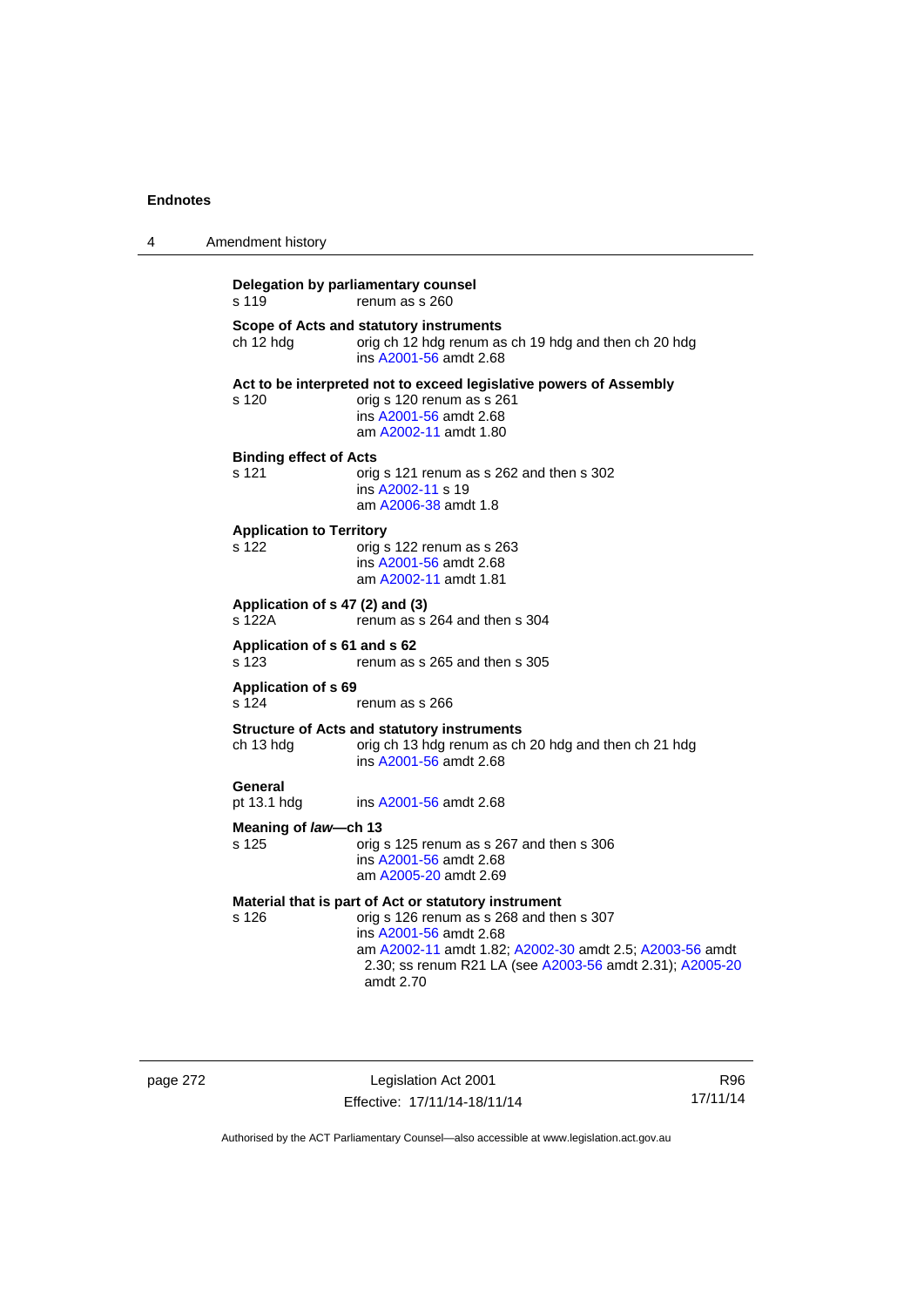**Delegation by parliamentary counsel**
s 119 renum as s 260

**Scope of Acts and statutory instruments**
ch 12 hdg orig ch 12 hdg renum as ch 19 hdg and then ch 20 hdg
ins A2001-56 amdt 2.68

**Act to be interpreted not to exceed legislative powers of Assembly**
s 120 orig s 120 renum as s 261
ins A2001-56 amdt 2.68
am A2002-11 amdt 1.80

**Binding effect of Acts**
s 121 orig s 121 renum as s 262 and then s 302
ins A2002-11 s 19
am A2006-38 amdt 1.8

**Application to Territory**
s 122 orig s 122 renum as s 263
ins A2001-56 amdt 2.68
am A2002-11 amdt 1.81

**Application of s 47 (2) and (3)**
s 122A renum as s 264 and then s 304

**Application of s 61 and s 62**
s 123 renum as s 265 and then s 305

**Application of s 69**
s 124 renum as s 266

**Structure of Acts and statutory instruments**
ch 13 hdg orig ch 13 hdg renum as ch 20 hdg and then ch 21 hdg
ins A2001-56 amdt 2.68

**General**
pt 13.1 hdg ins A2001-56 amdt 2.68

**Meaning of *law*—ch 13**
s 125 orig s 125 renum as s 267 and then s 306
ins A2001-56 amdt 2.68
am A2005-20 amdt 2.69

**Material that is part of Act or statutory instrument**
s 126 orig s 126 renum as s 268 and then s 307
ins A2001-56 amdt 2.68
am A2002-11 amdt 1.82; A2002-30 amdt 2.5; A2003-56 amdt 2.30; ss renum R21 LA (see A2003-56 amdt 2.31); A2005-20 amdt 2.70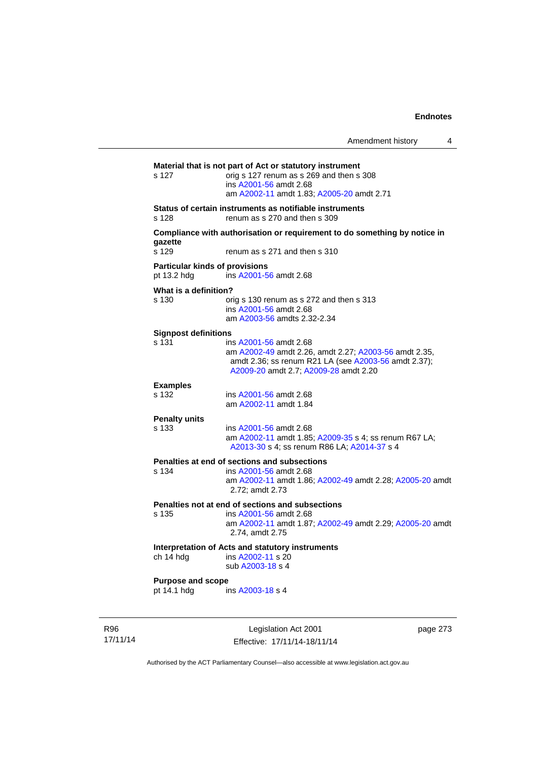**Material that is not part of Act or statutory instrument**

s 127 — orig s 127 renum as s 269 and then s 308
ins A2001-56 amdt 2.68
am A2002-11 amdt 1.83; A2005-20 amdt 2.71

**Status of certain instruments as notifiable instruments**

s 128 — renum as s 270 and then s 309

**Compliance with authorisation or requirement to do something by notice in gazette**

s 129 — renum as s 271 and then s 310

**Particular kinds of provisions**

pt 13.2 hdg — ins A2001-56 amdt 2.68

**What is a definition?**

s 130 — orig s 130 renum as s 272 and then s 313
ins A2001-56 amdt 2.68
am A2003-56 amdts 2.32-2.34

**Signpost definitions**

s 131 — ins A2001-56 amdt 2.68
am A2002-49 amdt 2.26, amdt 2.27; A2003-56 amdt 2.35, amdt 2.36; ss renum R21 LA (see A2003-56 amdt 2.37); A2009-20 amdt 2.7; A2009-28 amdt 2.20

**Examples**

s 132 — ins A2001-56 amdt 2.68
am A2002-11 amdt 1.84

**Penalty units**

s 133 — ins A2001-56 amdt 2.68
am A2002-11 amdt 1.85; A2009-35 s 4; ss renum R67 LA; A2013-30 s 4; ss renum R86 LA; A2014-37 s 4

**Penalties at end of sections and subsections**

s 134 — ins A2001-56 amdt 2.68
am A2002-11 amdt 1.86; A2002-49 amdt 2.28; A2005-20 amdt 2.72; amdt 2.73

**Penalties not at end of sections and subsections**

s 135 — ins A2001-56 amdt 2.68
am A2002-11 amdt 1.87; A2002-49 amdt 2.29; A2005-20 amdt 2.74, amdt 2.75

**Interpretation of Acts and statutory instruments**

ch 14 hdg — ins A2002-11 s 20
sub A2003-18 s 4

**Purpose and scope**

pt 14.1 hdg — ins A2003-18 s 4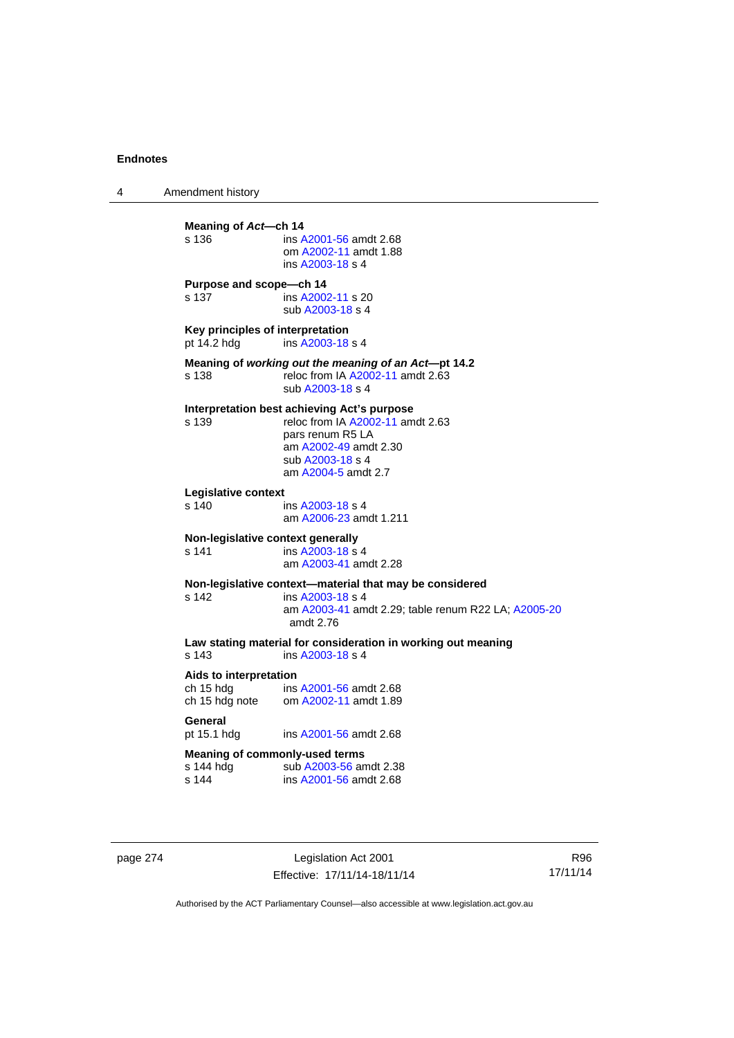**Meaning of *Act*—ch 14**

s 136 ins A2001-56 amdt 2.68
om A2002-11 amdt 1.88
ins A2003-18 s 4

**Purpose and scope—ch 14**

s 137 ins A2002-11 s 20
sub A2003-18 s 4

**Key principles of interpretation**

pt 14.2 hdg ins A2003-18 s 4

**Meaning of *working out the meaning of an Act*—pt 14.2**

s 138 reloc from IA A2002-11 amdt 2.63
sub A2003-18 s 4

**Interpretation best achieving Act's purpose**

s 139 reloc from IA A2002-11 amdt 2.63
pars renum R5 LA
am A2002-49 amdt 2.30
sub A2003-18 s 4
am A2004-5 amdt 2.7

**Legislative context**

s 140 ins A2003-18 s 4
am A2006-23 amdt 1.211

**Non-legislative context generally**

s 141 ins A2003-18 s 4
am A2003-41 amdt 2.28

**Non-legislative context—material that may be considered**

s 142 ins A2003-18 s 4
am A2003-41 amdt 2.29; table renum R22 LA; A2005-20 amdt 2.76

**Law stating material for consideration in working out meaning**

s 143 ins A2003-18 s 4

**Aids to interpretation**

ch 15 hdg ins A2001-56 amdt 2.68
ch 15 hdg note om A2002-11 amdt 1.89

**General**

pt 15.1 hdg ins A2001-56 amdt 2.68

**Meaning of commonly-used terms**

s 144 hdg sub A2003-56 amdt 2.38
s 144 ins A2001-56 amdt 2.68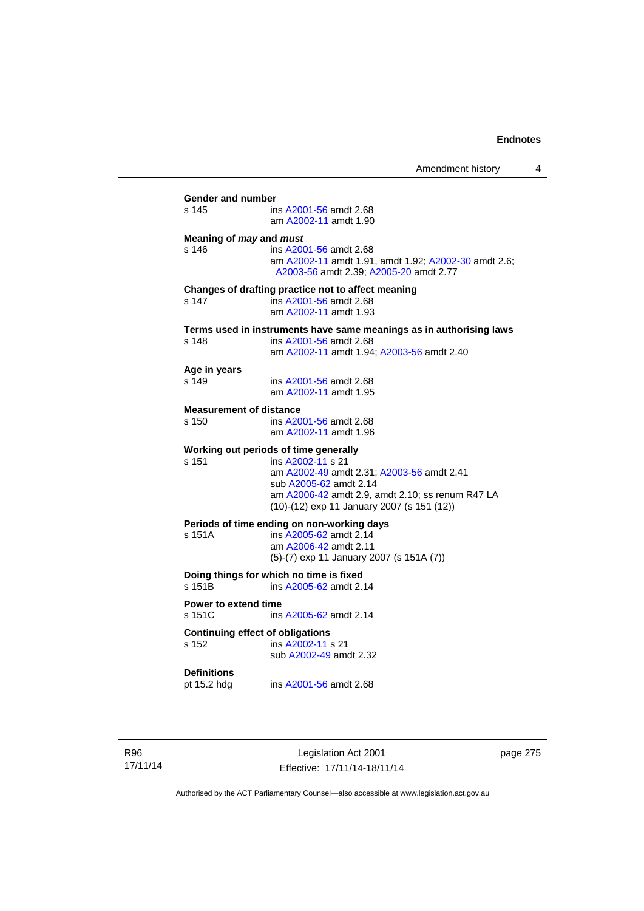**Gender and number**

s 145 ins A2001-56 amdt 2.68
am A2002-11 amdt 1.90

**Meaning of *may* and *must***

s 146 ins A2001-56 amdt 2.68
am A2002-11 amdt 1.91, amdt 1.92; A2002-30 amdt 2.6; A2003-56 amdt 2.39; A2005-20 amdt 2.77

**Changes of drafting practice not to affect meaning**

s 147 ins A2001-56 amdt 2.68
am A2002-11 amdt 1.93

**Terms used in instruments have same meanings as in authorising laws**

s 148 ins A2001-56 amdt 2.68
am A2002-11 amdt 1.94; A2003-56 amdt 2.40

**Age in years**

s 149 ins A2001-56 amdt 2.68
am A2002-11 amdt 1.95

**Measurement of distance**

s 150 ins A2001-56 amdt 2.68
am A2002-11 amdt 1.96

**Working out periods of time generally**

s 151 ins A2002-11 s 21
am A2002-49 amdt 2.31; A2003-56 amdt 2.41
sub A2005-62 amdt 2.14
am A2006-42 amdt 2.9, amdt 2.10; ss renum R47 LA
(10)-(12) exp 11 January 2007 (s 151 (12))

**Periods of time ending on non-working days**

s 151A ins A2005-62 amdt 2.14
am A2006-42 amdt 2.11
(5)-(7) exp 11 January 2007 (s 151A (7))

**Doing things for which no time is fixed**

s 151B ins A2005-62 amdt 2.14

**Power to extend time**

s 151C ins A2005-62 amdt 2.14

**Continuing effect of obligations**

s 152 ins A2002-11 s 21
sub A2002-49 amdt 2.32

**Definitions**

pt 15.2 hdg ins A2001-56 amdt 2.68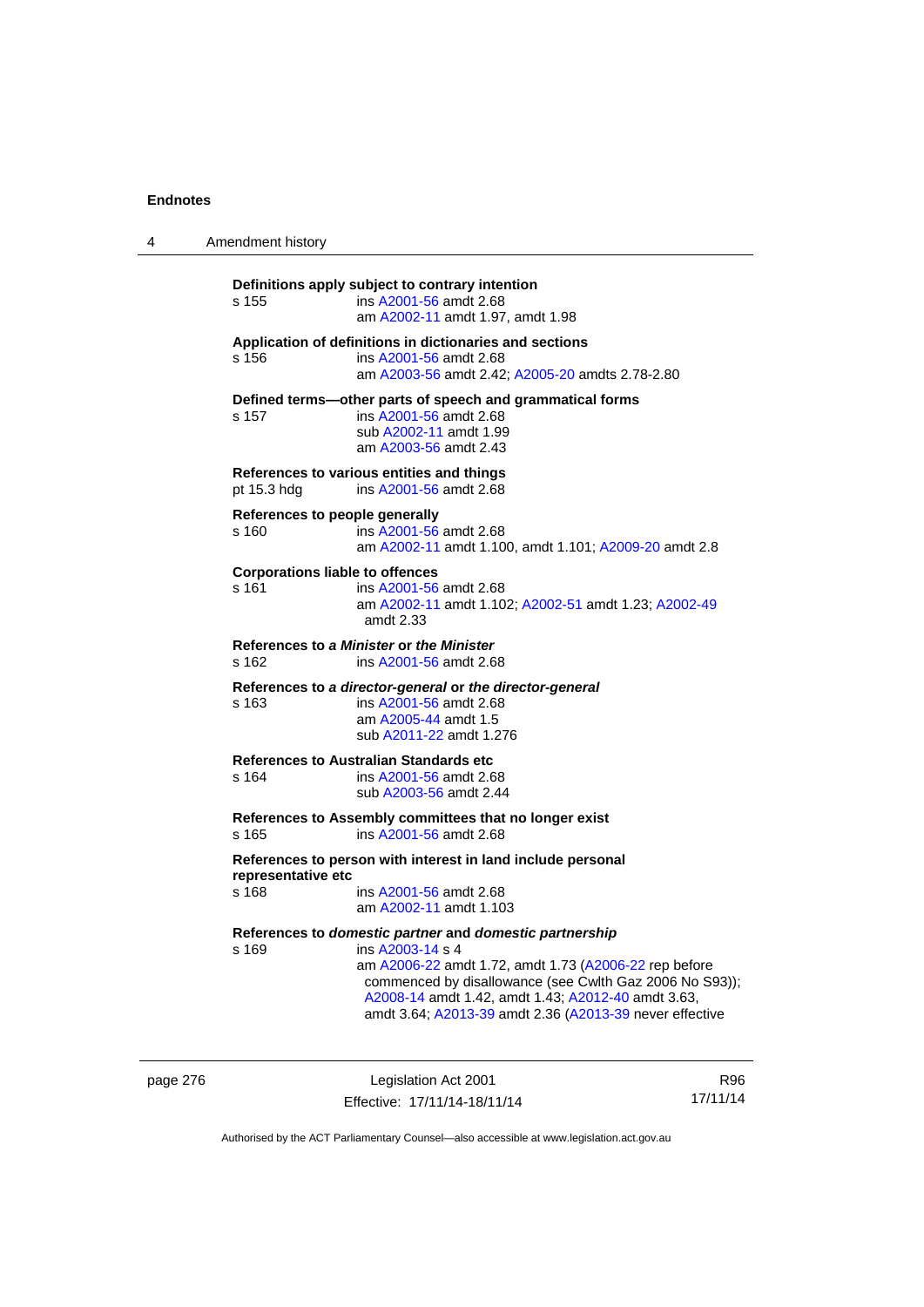**Definitions apply subject to contrary intention**

s 155 ins A2001-56 amdt 2.68
am A2002-11 amdt 1.97, amdt 1.98

**Application of definitions in dictionaries and sections**

s 156 ins A2001-56 amdt 2.68
am A2003-56 amdt 2.42; A2005-20 amdts 2.78-2.80

**Defined terms—other parts of speech and grammatical forms**

s 157 ins A2001-56 amdt 2.68
sub A2002-11 amdt 1.99
am A2003-56 amdt 2.43

**References to various entities and things**

pt 15.3 hdg ins A2001-56 amdt 2.68

**References to people generally**

s 160 ins A2001-56 amdt 2.68
am A2002-11 amdt 1.100, amdt 1.101; A2009-20 amdt 2.8

**Corporations liable to offences**

s 161 ins A2001-56 amdt 2.68
am A2002-11 amdt 1.102; A2002-51 amdt 1.23; A2002-49 amdt 2.33

**References to *a Minister* or *the Minister***

s 162 ins A2001-56 amdt 2.68

**References to *a director-general* or *the director-general***

s 163 ins A2001-56 amdt 2.68
am A2005-44 amdt 1.5
sub A2011-22 amdt 1.276

**References to Australian Standards etc**

s 164 ins A2001-56 amdt 2.68
sub A2003-56 amdt 2.44

**References to Assembly committees that no longer exist**

s 165 ins A2001-56 amdt 2.68

**References to person with interest in land include personal representative etc**

s 168 ins A2001-56 amdt 2.68
am A2002-11 amdt 1.103

**References to *domestic partner* and *domestic partnership***

s 169 ins A2003-14 s 4
am A2006-22 amdt 1.72, amdt 1.73 (A2006-22 rep before commenced by disallowance (see Cwlth Gaz 2006 No S93)); A2008-14 amdt 1.42, amdt 1.43; A2012-40 amdt 3.63, amdt 3.64; A2013-39 amdt 2.36 (A2013-39 never effective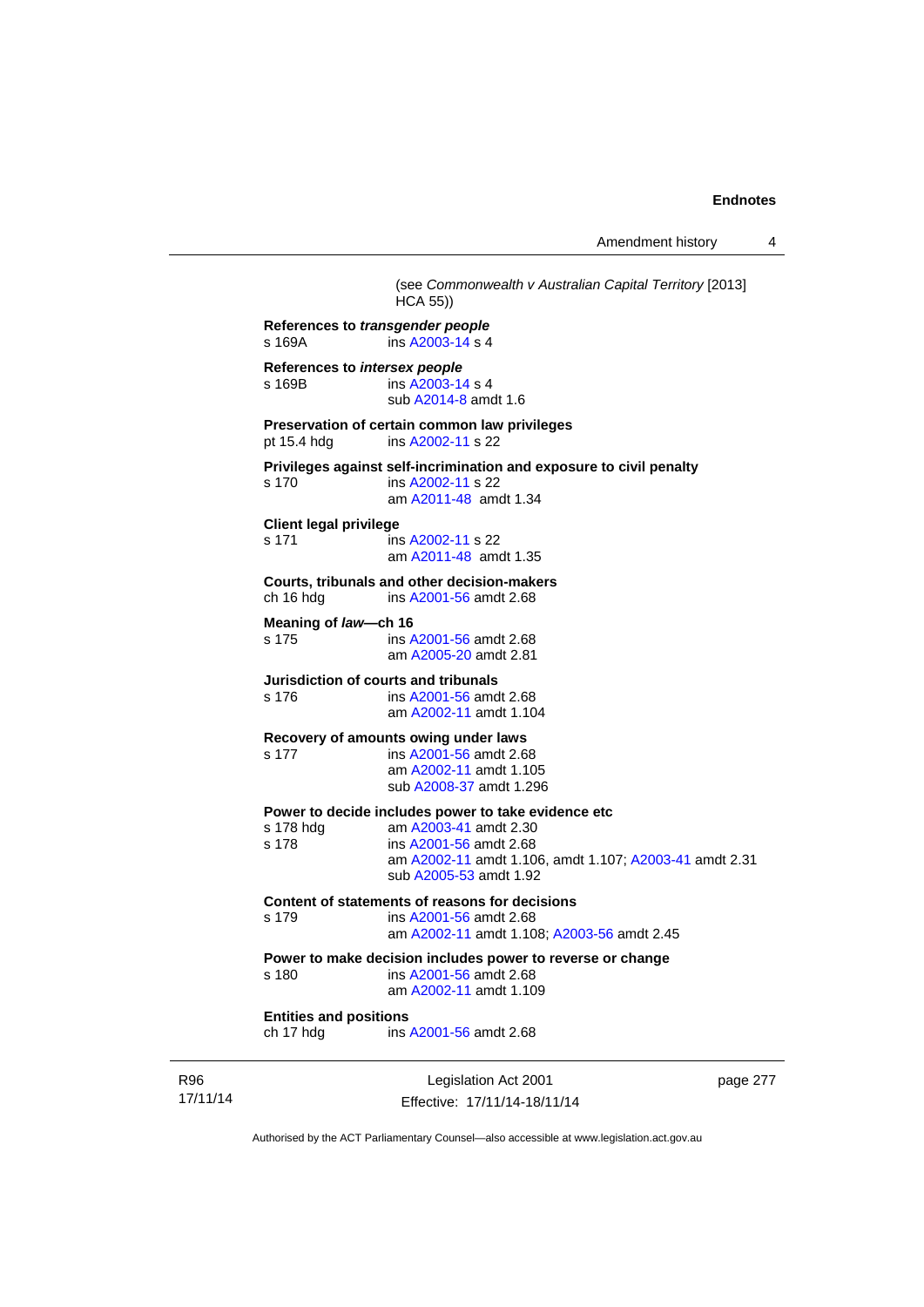(see *Commonwealth v Australian Capital Territory* [2013] HCA 55))

**References to *transgender people***
s 169A ins A2003-14 s 4

**References to *intersex people***
s 169B ins A2003-14 s 4
sub A2014-8 amdt 1.6

**Preservation of certain common law privileges**
pt 15.4 hdg ins A2002-11 s 22

**Privileges against self-incrimination and exposure to civil penalty**
s 170 ins A2002-11 s 22
am A2011-48 amdt 1.34

**Client legal privilege**
s 171 ins A2002-11 s 22
am A2011-48 amdt 1.35

**Courts, tribunals and other decision-makers**
ch 16 hdg ins A2001-56 amdt 2.68

**Meaning of *law*—ch 16**
s 175 ins A2001-56 amdt 2.68
am A2005-20 amdt 2.81

**Jurisdiction of courts and tribunals**
s 176 ins A2001-56 amdt 2.68
am A2002-11 amdt 1.104

**Recovery of amounts owing under laws**
s 177 ins A2001-56 amdt 2.68
am A2002-11 amdt 1.105
sub A2008-37 amdt 1.296

**Power to decide includes power to take evidence etc**
s 178 hdg am A2003-41 amdt 2.30
s 178 ins A2001-56 amdt 2.68
am A2002-11 amdt 1.106, amdt 1.107; A2003-41 amdt 2.31
sub A2005-53 amdt 1.92

**Content of statements of reasons for decisions**
s 179 ins A2001-56 amdt 2.68
am A2002-11 amdt 1.108; A2003-56 amdt 2.45

**Power to make decision includes power to reverse or change**
s 180 ins A2001-56 amdt 2.68
am A2002-11 amdt 1.109

**Entities and positions**
ch 17 hdg ins A2001-56 amdt 2.68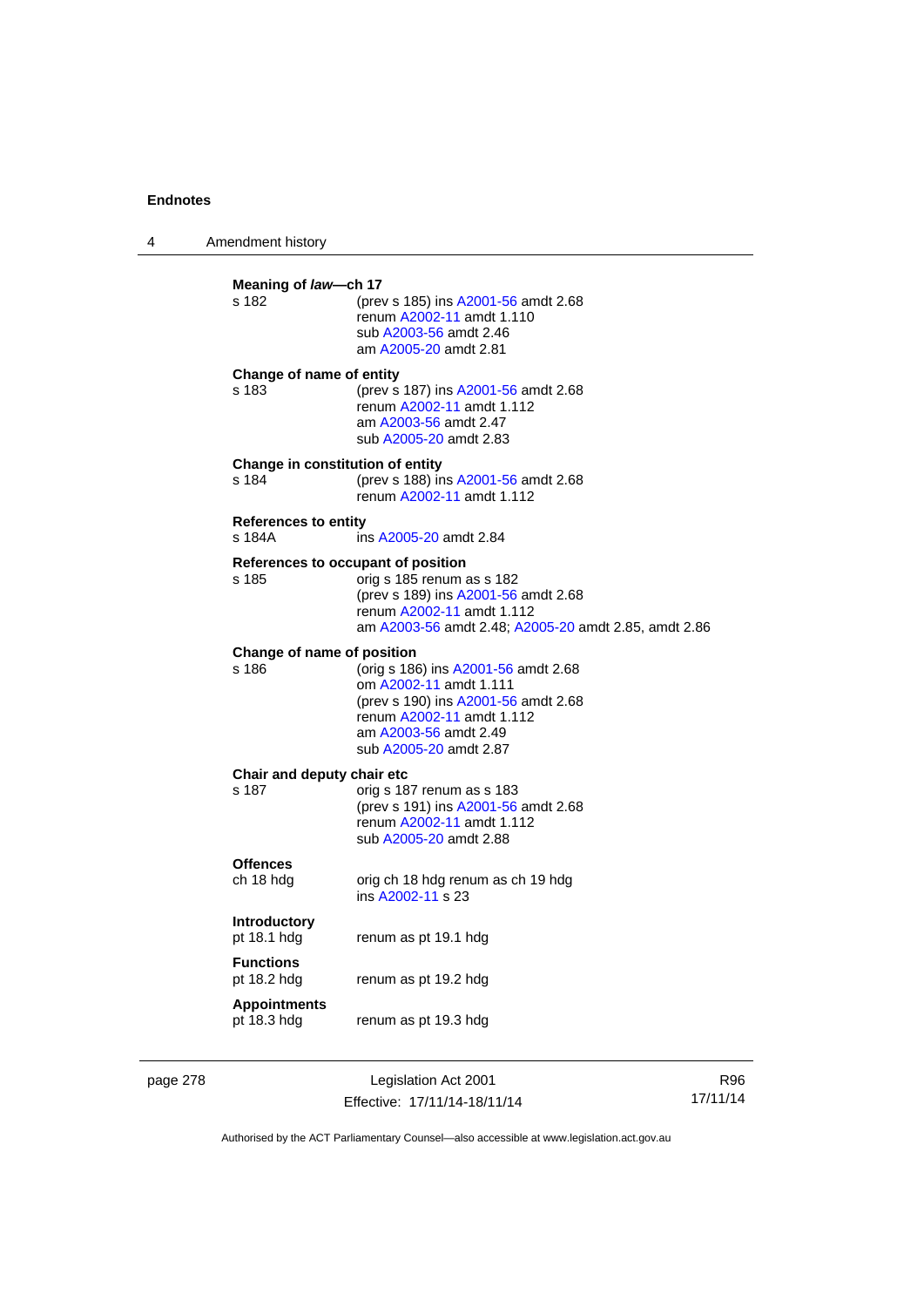**Meaning of *law*—ch 17**

s 182 (prev s 185) ins A2001-56 amdt 2.68
renum A2002-11 amdt 1.110
sub A2003-56 amdt 2.46
am A2005-20 amdt 2.81

**Change of name of entity**

s 183 (prev s 187) ins A2001-56 amdt 2.68
renum A2002-11 amdt 1.112
am A2003-56 amdt 2.47
sub A2005-20 amdt 2.83

**Change in constitution of entity**

s 184 (prev s 188) ins A2001-56 amdt 2.68
renum A2002-11 amdt 1.112

**References to entity**

s 184A ins A2005-20 amdt 2.84

**References to occupant of position**

s 185 orig s 185 renum as s 182
(prev s 189) ins A2001-56 amdt 2.68
renum A2002-11 amdt 1.112
am A2003-56 amdt 2.48; A2005-20 amdt 2.85, amdt 2.86

**Change of name of position**

s 186 (orig s 186) ins A2001-56 amdt 2.68
om A2002-11 amdt 1.111
(prev s 190) ins A2001-56 amdt 2.68
renum A2002-11 amdt 1.112
am A2003-56 amdt 2.49
sub A2005-20 amdt 2.87

**Chair and deputy chair etc**

s 187 orig s 187 renum as s 183
(prev s 191) ins A2001-56 amdt 2.68
renum A2002-11 amdt 1.112
sub A2005-20 amdt 2.88

**Offences**

ch 18 hdg orig ch 18 hdg renum as ch 19 hdg
ins A2002-11 s 23

**Introductory**

pt 18.1 hdg renum as pt 19.1 hdg

**Functions**

pt 18.2 hdg renum as pt 19.2 hdg

**Appointments**

pt 18.3 hdg renum as pt 19.3 hdg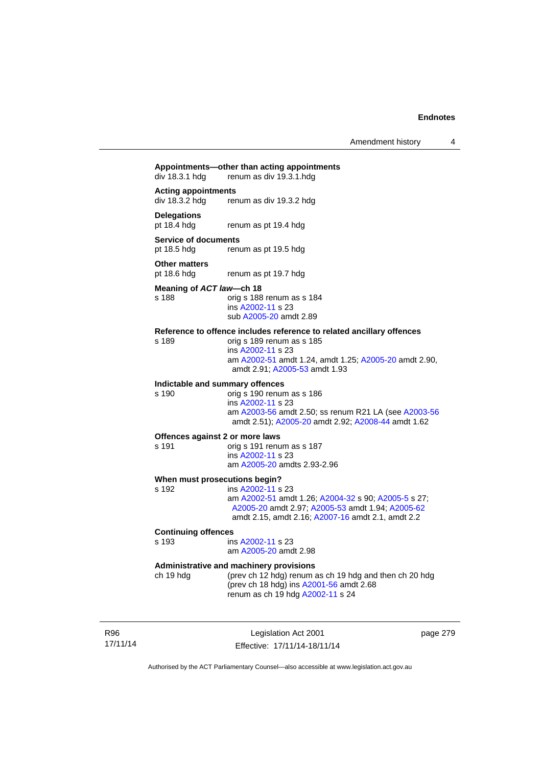**Appointments—other than acting appointments**
div 18.3.1 hdg renum as div 19.3.1.hdg

**Acting appointments**
div 18.3.2 hdg renum as div 19.3.2 hdg

**Delegations**
pt 18.4 hdg renum as pt 19.4 hdg

**Service of documents**
pt 18.5 hdg renum as pt 19.5 hdg

**Other matters**
pt 18.6 hdg renum as pt 19.7 hdg

**Meaning of *ACT law*—ch 18**
s 188 orig s 188 renum as s 184
ins A2002-11 s 23
sub A2005-20 amdt 2.89

**Reference to offence includes reference to related ancillary offences**
s 189 orig s 189 renum as s 185
ins A2002-11 s 23
am A2002-51 amdt 1.24, amdt 1.25; A2005-20 amdt 2.90, amdt 2.91; A2005-53 amdt 1.93

**Indictable and summary offences**
s 190 orig s 190 renum as s 186
ins A2002-11 s 23
am A2003-56 amdt 2.50; ss renum R21 LA (see A2003-56 amdt 2.51); A2005-20 amdt 2.92; A2008-44 amdt 1.62

**Offences against 2 or more laws**
s 191 orig s 191 renum as s 187
ins A2002-11 s 23
am A2005-20 amdts 2.93-2.96

**When must prosecutions begin?**
s 192 ins A2002-11 s 23
am A2002-51 amdt 1.26; A2004-32 s 90; A2005-5 s 27; A2005-20 amdt 2.97; A2005-53 amdt 1.94; A2005-62 amdt 2.15, amdt 2.16; A2007-16 amdt 2.1, amdt 2.2

**Continuing offences**
s 193 ins A2002-11 s 23
am A2005-20 amdt 2.98

**Administrative and machinery provisions**
ch 19 hdg (prev ch 12 hdg) renum as ch 19 hdg and then ch 20 hdg
(prev ch 18 hdg) ins A2001-56 amdt 2.68
renum as ch 19 hdg A2002-11 s 24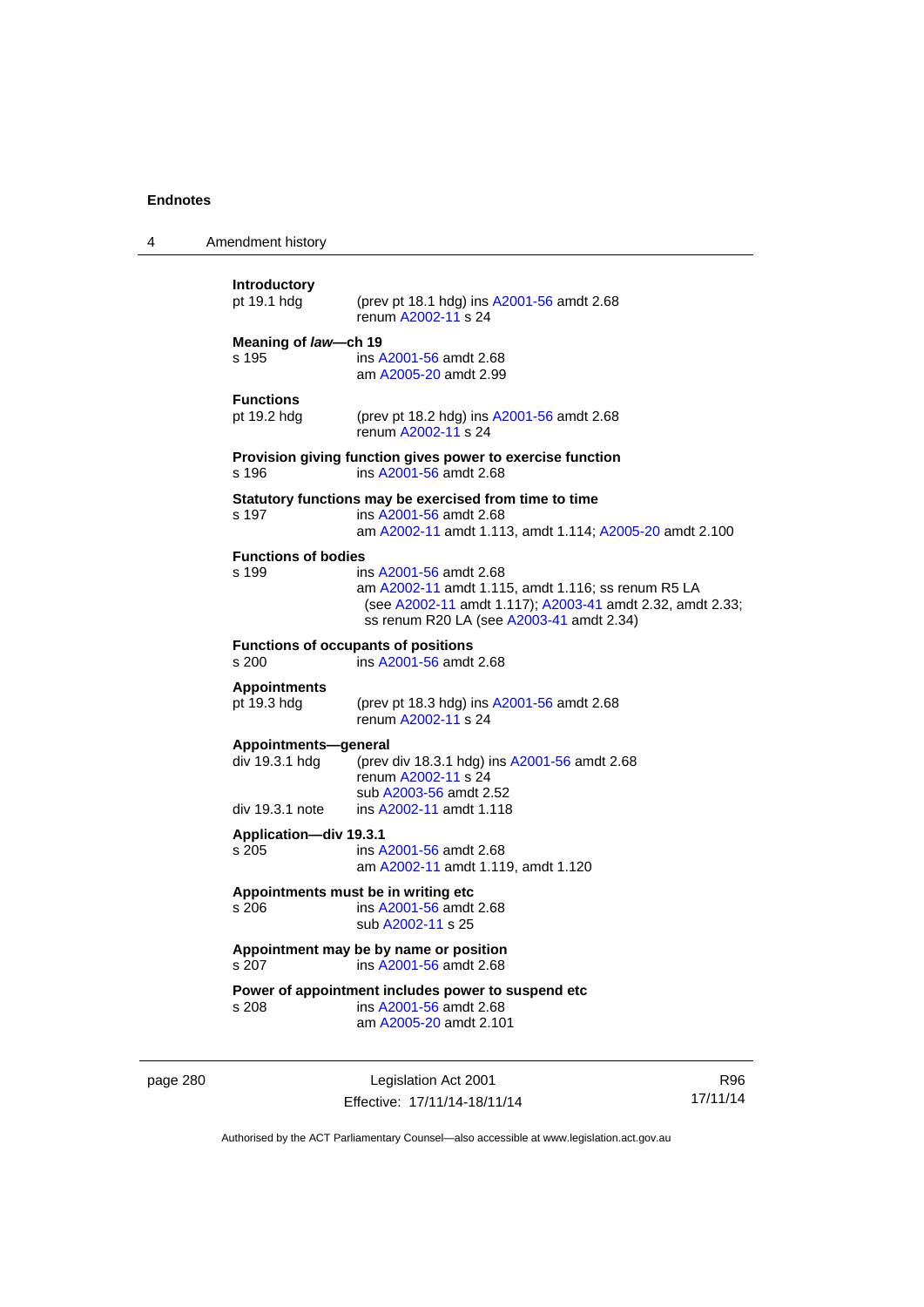**Introductory**

pt 19.1 hdg (prev pt 18.1 hdg) ins A2001-56 amdt 2.68
renum A2002-11 s 24

**Meaning of *law*—ch 19**

s 195 ins A2001-56 amdt 2.68
am A2005-20 amdt 2.99

**Functions**

pt 19.2 hdg (prev pt 18.2 hdg) ins A2001-56 amdt 2.68
renum A2002-11 s 24

**Provision giving function gives power to exercise function**

s 196 ins A2001-56 amdt 2.68

**Statutory functions may be exercised from time to time**

s 197 ins A2001-56 amdt 2.68
am A2002-11 amdt 1.113, amdt 1.114; A2005-20 amdt 2.100

**Functions of bodies**

s 199 ins A2001-56 amdt 2.68
am A2002-11 amdt 1.115, amdt 1.116; ss renum R5 LA (see A2002-11 amdt 1.117); A2003-41 amdt 2.32, amdt 2.33; ss renum R20 LA (see A2003-41 amdt 2.34)

**Functions of occupants of positions**

s 200 ins A2001-56 amdt 2.68

**Appointments**

pt 19.3 hdg (prev pt 18.3 hdg) ins A2001-56 amdt 2.68
renum A2002-11 s 24

**Appointments—general**

div 19.3.1 hdg (prev div 18.3.1 hdg) ins A2001-56 amdt 2.68
renum A2002-11 s 24
sub A2003-56 amdt 2.52

div 19.3.1 note ins A2002-11 amdt 1.118

**Application—div 19.3.1**

s 205 ins A2001-56 amdt 2.68
am A2002-11 amdt 1.119, amdt 1.120

**Appointments must be in writing etc**

s 206 ins A2001-56 amdt 2.68
sub A2002-11 s 25

**Appointment may be by name or position**

s 207 ins A2001-56 amdt 2.68

**Power of appointment includes power to suspend etc**

s 208 ins A2001-56 amdt 2.68
am A2005-20 amdt 2.101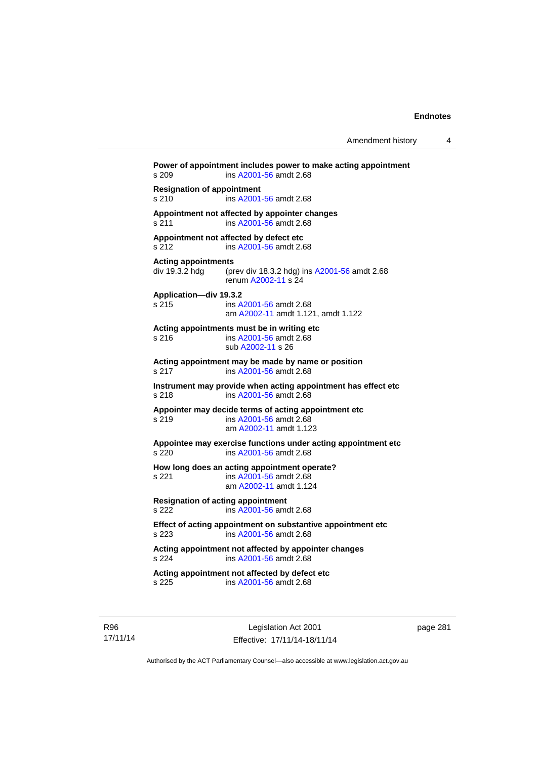**Power of appointment includes power to make acting appointment**
s 209 ins A2001-56 amdt 2.68

**Resignation of appointment**
s 210 ins A2001-56 amdt 2.68

**Appointment not affected by appointer changes**
s 211 ins A2001-56 amdt 2.68

**Appointment not affected by defect etc**
s 212 ins A2001-56 amdt 2.68

**Acting appointments**
div 19.3.2 hdg (prev div 18.3.2 hdg) ins A2001-56 amdt 2.68
renum A2002-11 s 24

**Application—div 19.3.2**
s 215 ins A2001-56 amdt 2.68
am A2002-11 amdt 1.121, amdt 1.122

**Acting appointments must be in writing etc**
s 216 ins A2001-56 amdt 2.68
sub A2002-11 s 26

**Acting appointment may be made by name or position**
s 217 ins A2001-56 amdt 2.68

**Instrument may provide when acting appointment has effect etc**
s 218 ins A2001-56 amdt 2.68

**Appointer may decide terms of acting appointment etc**
s 219 ins A2001-56 amdt 2.68
am A2002-11 amdt 1.123

**Appointee may exercise functions under acting appointment etc**
s 220 ins A2001-56 amdt 2.68

**How long does an acting appointment operate?**
s 221 ins A2001-56 amdt 2.68
am A2002-11 amdt 1.124

**Resignation of acting appointment**
s 222 ins A2001-56 amdt 2.68

**Effect of acting appointment on substantive appointment etc**
s 223 ins A2001-56 amdt 2.68

**Acting appointment not affected by appointer changes**
s 224 ins A2001-56 amdt 2.68

**Acting appointment not affected by defect etc**
s 225 ins A2001-56 amdt 2.68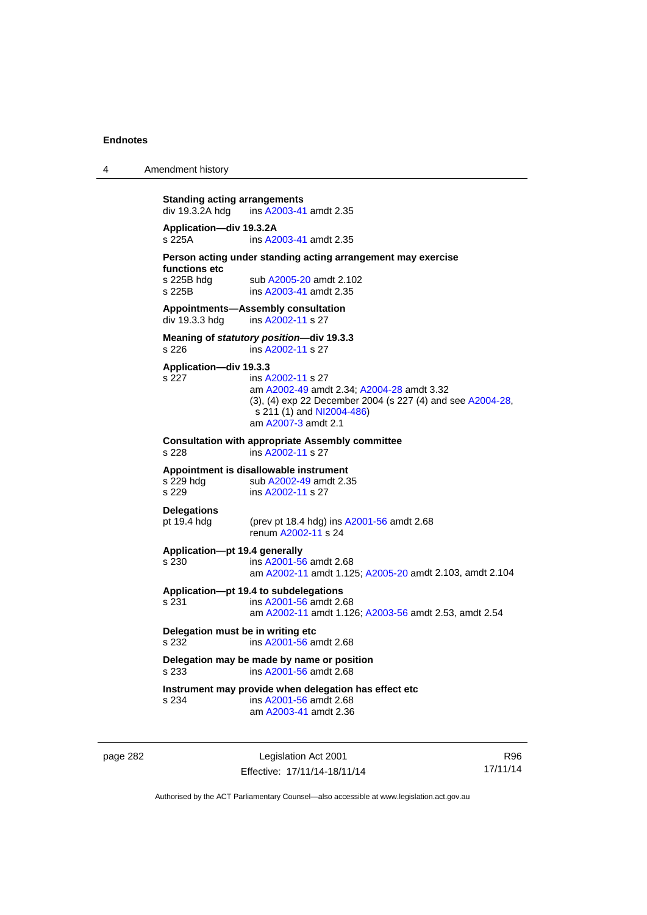**Standing acting arrangements**
div 19.3.2A hdg ins A2003-41 amdt 2.35

**Application—div 19.3.2A**
s 225A ins A2003-41 amdt 2.35

**Person acting under standing acting arrangement may exercise functions etc**
s 225B hdg sub A2005-20 amdt 2.102
s 225B ins A2003-41 amdt 2.35

**Appointments—Assembly consultation**
div 19.3.3 hdg ins A2002-11 s 27

**Meaning of *statutory position*—div 19.3.3**
s 226 ins A2002-11 s 27

**Application—div 19.3.3**
s 227 ins A2002-11 s 27
am A2002-49 amdt 2.34; A2004-28 amdt 3.32
(3), (4) exp 22 December 2004 (s 227 (4) and see A2004-28, s 211 (1) and NI2004-486)
am A2007-3 amdt 2.1

**Consultation with appropriate Assembly committee**
s 228 ins A2002-11 s 27

**Appointment is disallowable instrument**
s 229 hdg sub A2002-49 amdt 2.35
s 229 ins A2002-11 s 27

**Delegations**
pt 19.4 hdg (prev pt 18.4 hdg) ins A2001-56 amdt 2.68
renum A2002-11 s 24

**Application—pt 19.4 generally**
s 230 ins A2001-56 amdt 2.68
am A2002-11 amdt 1.125; A2005-20 amdt 2.103, amdt 2.104

**Application—pt 19.4 to subdelegations**
s 231 ins A2001-56 amdt 2.68
am A2002-11 amdt 1.126; A2003-56 amdt 2.53, amdt 2.54

**Delegation must be in writing etc**
s 232 ins A2001-56 amdt 2.68

**Delegation may be made by name or position**
s 233 ins A2001-56 amdt 2.68

**Instrument may provide when delegation has effect etc**
s 234 ins A2001-56 amdt 2.68
am A2003-41 amdt 2.36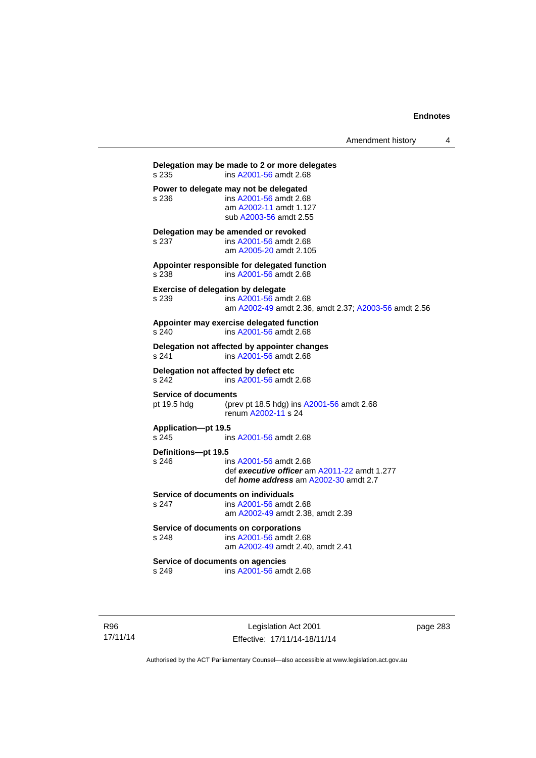**Delegation may be made to 2 or more delegates**
s 235 ins A2001-56 amdt 2.68

**Power to delegate may not be delegated**
s 236 ins A2001-56 amdt 2.68
am A2002-11 amdt 1.127
sub A2003-56 amdt 2.55

**Delegation may be amended or revoked**
s 237 ins A2001-56 amdt 2.68
am A2005-20 amdt 2.105

**Appointer responsible for delegated function**
s 238 ins A2001-56 amdt 2.68

**Exercise of delegation by delegate**
s 239 ins A2001-56 amdt 2.68
am A2002-49 amdt 2.36, amdt 2.37; A2003-56 amdt 2.56

**Appointer may exercise delegated function**
s 240 ins A2001-56 amdt 2.68

**Delegation not affected by appointer changes**
s 241 ins A2001-56 amdt 2.68

**Delegation not affected by defect etc**
s 242 ins A2001-56 amdt 2.68

**Service of documents**
pt 19.5 hdg (prev pt 18.5 hdg) ins A2001-56 amdt 2.68
renum A2002-11 s 24

**Application—pt 19.5**
s 245 ins A2001-56 amdt 2.68

**Definitions—pt 19.5**
s 246 ins A2001-56 amdt 2.68
def ***executive officer*** am A2011-22 amdt 1.277
def ***home address*** am A2002-30 amdt 2.7

**Service of documents on individuals**
s 247 ins A2001-56 amdt 2.68
am A2002-49 amdt 2.38, amdt 2.39

**Service of documents on corporations**
s 248 ins A2001-56 amdt 2.68
am A2002-49 amdt 2.40, amdt 2.41

**Service of documents on agencies**
s 249 ins A2001-56 amdt 2.68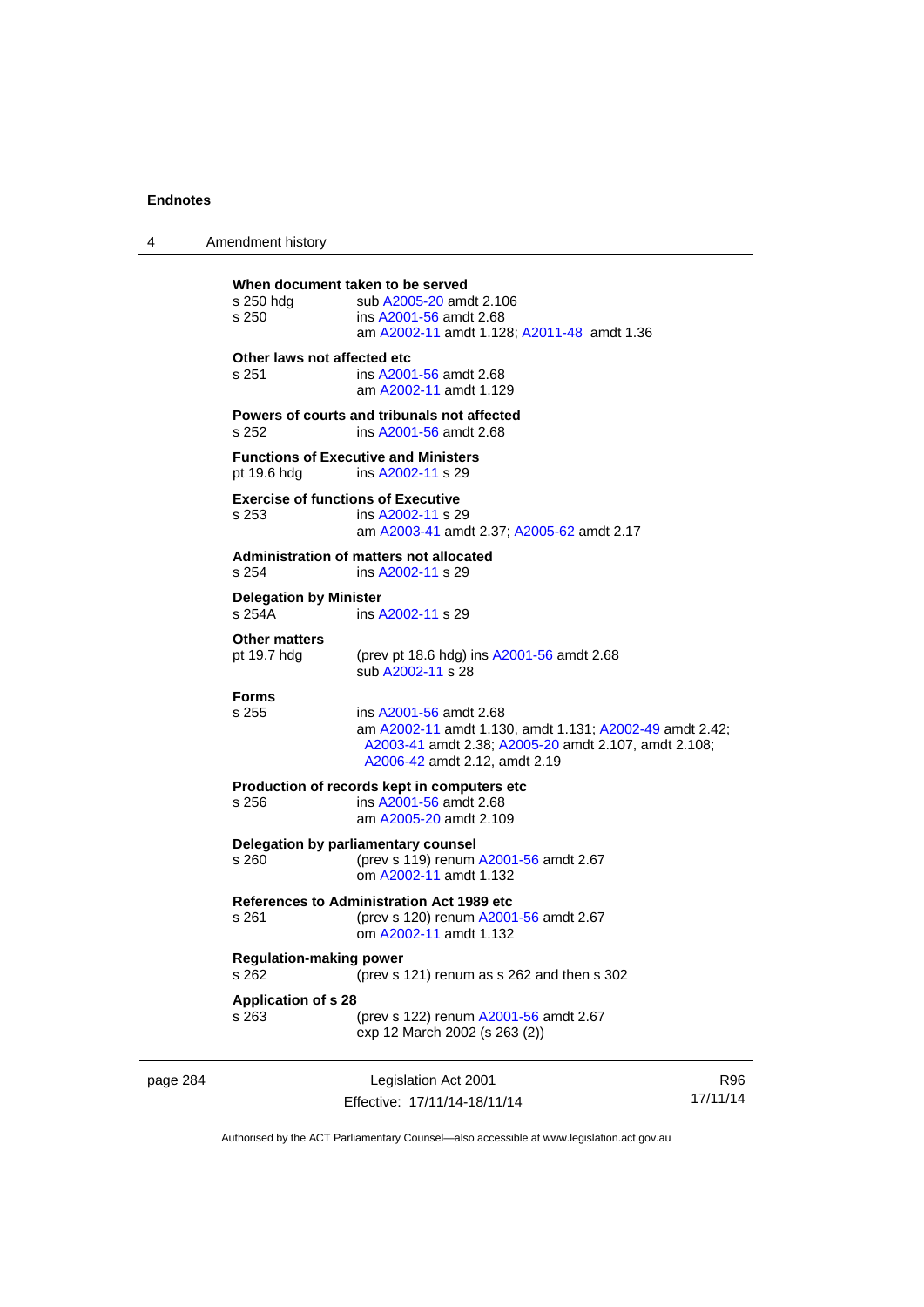**When document taken to be served**

s 250 hdg sub A2005-20 amdt 2.106

s 250 ins A2001-56 amdt 2.68
am A2002-11 amdt 1.128; A2011-48 amdt 1.36

**Other laws not affected etc**

s 251 ins A2001-56 amdt 2.68
am A2002-11 amdt 1.129

**Powers of courts and tribunals not affected**

s 252 ins A2001-56 amdt 2.68

**Functions of Executive and Ministers**

pt 19.6 hdg ins A2002-11 s 29

**Exercise of functions of Executive**

s 253 ins A2002-11 s 29
am A2003-41 amdt 2.37; A2005-62 amdt 2.17

**Administration of matters not allocated**

s 254 ins A2002-11 s 29

**Delegation by Minister**

s 254A ins A2002-11 s 29

**Other matters**

pt 19.7 hdg (prev pt 18.6 hdg) ins A2001-56 amdt 2.68
sub A2002-11 s 28

**Forms**

s 255 ins A2001-56 amdt 2.68
am A2002-11 amdt 1.130, amdt 1.131; A2002-49 amdt 2.42; A2003-41 amdt 2.38; A2005-20 amdt 2.107, amdt 2.108; A2006-42 amdt 2.12, amdt 2.19

**Production of records kept in computers etc**

s 256 ins A2001-56 amdt 2.68
am A2005-20 amdt 2.109

**Delegation by parliamentary counsel**

s 260 (prev s 119) renum A2001-56 amdt 2.67
om A2002-11 amdt 1.132

**References to Administration Act 1989 etc**

s 261 (prev s 120) renum A2001-56 amdt 2.67
om A2002-11 amdt 1.132

**Regulation-making power**

s 262 (prev s 121) renum as s 262 and then s 302

**Application of s 28**

s 263 (prev s 122) renum A2001-56 amdt 2.67
exp 12 March 2002 (s 263 (2))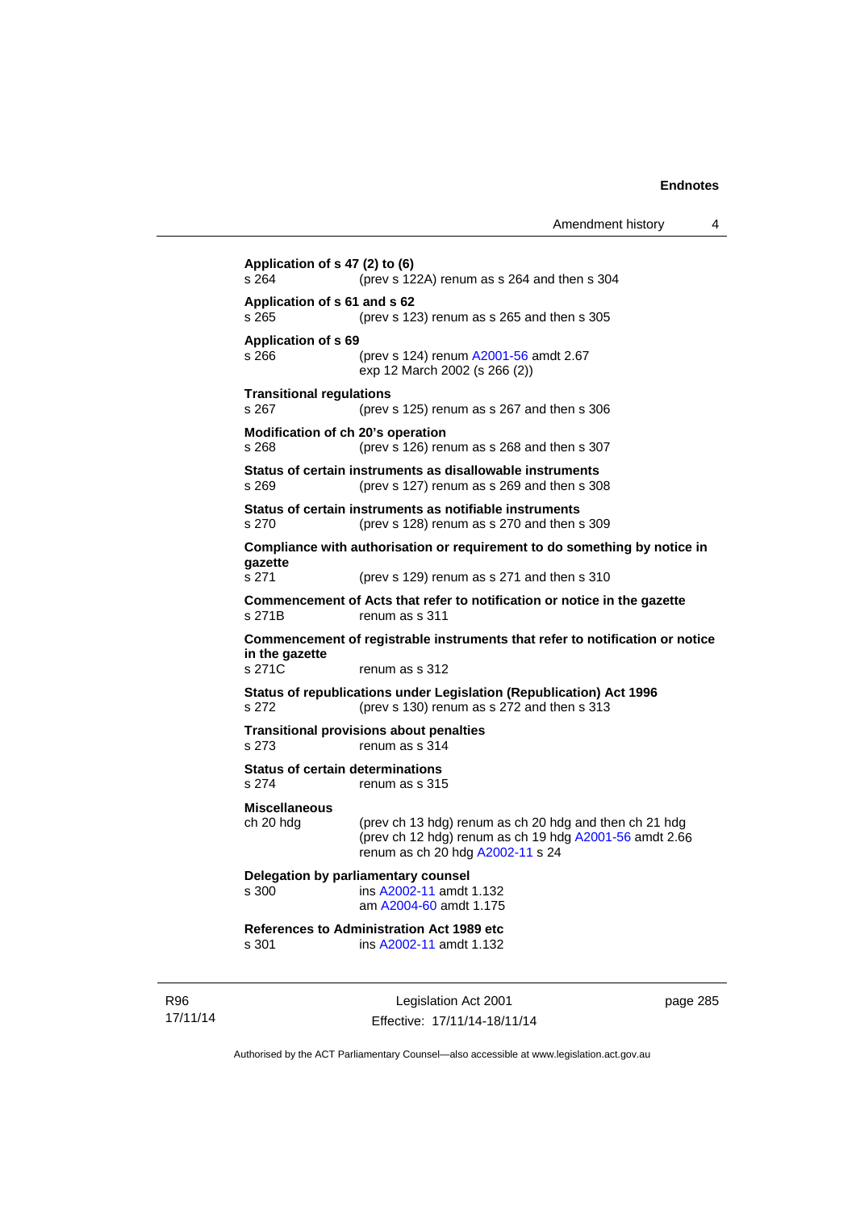**Application of s 47 (2) to (6)**
s 264 (prev s 122A) renum as s 264 and then s 304

**Application of s 61 and s 62**
s 265 (prev s 123) renum as s 265 and then s 305

**Application of s 69**
s 266 (prev s 124) renum A2001-56 amdt 2.67
exp 12 March 2002 (s 266 (2))

**Transitional regulations**
s 267 (prev s 125) renum as s 267 and then s 306

**Modification of ch 20's operation**
s 268 (prev s 126) renum as s 268 and then s 307

**Status of certain instruments as disallowable instruments**
s 269 (prev s 127) renum as s 269 and then s 308

**Status of certain instruments as notifiable instruments**
s 270 (prev s 128) renum as s 270 and then s 309

**Compliance with authorisation or requirement to do something by notice in gazette**
s 271 (prev s 129) renum as s 271 and then s 310

**Commencement of Acts that refer to notification or notice in the gazette**
s 271B renum as s 311

**Commencement of registrable instruments that refer to notification or notice in the gazette**
s 271C renum as s 312

**Status of republications under Legislation (Republication) Act 1996**
s 272 (prev s 130) renum as s 272 and then s 313

**Transitional provisions about penalties**
s 273 renum as s 314

**Status of certain determinations**
s 274 renum as s 315

**Miscellaneous**
ch 20 hdg (prev ch 13 hdg) renum as ch 20 hdg and then ch 21 hdg
(prev ch 12 hdg) renum as ch 19 hdg A2001-56 amdt 2.66
renum as ch 20 hdg A2002-11 s 24

**Delegation by parliamentary counsel**
s 300 ins A2002-11 amdt 1.132
am A2004-60 amdt 1.175

**References to Administration Act 1989 etc**
s 301 ins A2002-11 amdt 1.132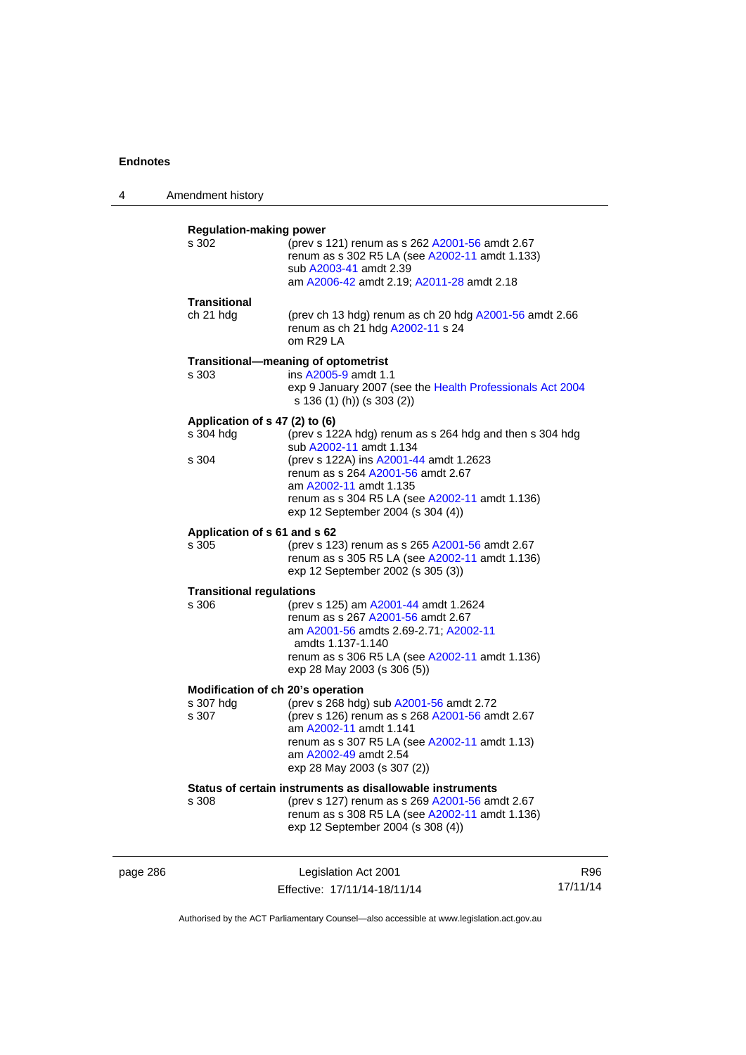**Regulation-making power**

s 302 (prev s 121) renum as s 262 A2001-56 amdt 2.67
renum as s 302 R5 LA (see A2002-11 amdt 1.133)
sub A2003-41 amdt 2.39
am A2006-42 amdt 2.19; A2011-28 amdt 2.18

**Transitional**

ch 21 hdg (prev ch 13 hdg) renum as ch 20 hdg A2001-56 amdt 2.66
renum as ch 21 hdg A2002-11 s 24
om R29 LA

**Transitional—meaning of optometrist**

s 303 ins A2005-9 amdt 1.1
exp 9 January 2007 (see the Health Professionals Act 2004 s 136 (1) (h)) (s 303 (2))

**Application of s 47 (2) to (6)**

s 304 hdg (prev s 122A hdg) renum as s 264 hdg and then s 304 hdg
sub A2002-11 amdt 1.134

s 304 (prev s 122A) ins A2001-44 amdt 1.2623
renum as s 264 A2001-56 amdt 2.67
am A2002-11 amdt 1.135
renum as s 304 R5 LA (see A2002-11 amdt 1.136)
exp 12 September 2004 (s 304 (4))

**Application of s 61 and s 62**

s 305 (prev s 123) renum as s 265 A2001-56 amdt 2.67
renum as s 305 R5 LA (see A2002-11 amdt 1.136)
exp 12 September 2002 (s 305 (3))

**Transitional regulations**

s 306 (prev s 125) am A2001-44 amdt 1.2624
renum as s 267 A2001-56 amdt 2.67
am A2001-56 amdts 2.69-2.71; A2002-11 amdts 1.137-1.140
renum as s 306 R5 LA (see A2002-11 amdt 1.136)
exp 28 May 2003 (s 306 (5))

**Modification of ch 20's operation**

s 307 hdg (prev s 268 hdg) sub A2001-56 amdt 2.72

s 307 (prev s 126) renum as s 268 A2001-56 amdt 2.67
am A2002-11 amdt 1.141
renum as s 307 R5 LA (see A2002-11 amdt 1.13)
am A2002-49 amdt 2.54
exp 28 May 2003 (s 307 (2))

**Status of certain instruments as disallowable instruments**

s 308 (prev s 127) renum as s 269 A2001-56 amdt 2.67
renum as s 308 R5 LA (see A2002-11 amdt 1.136)
exp 12 September 2004 (s 308 (4))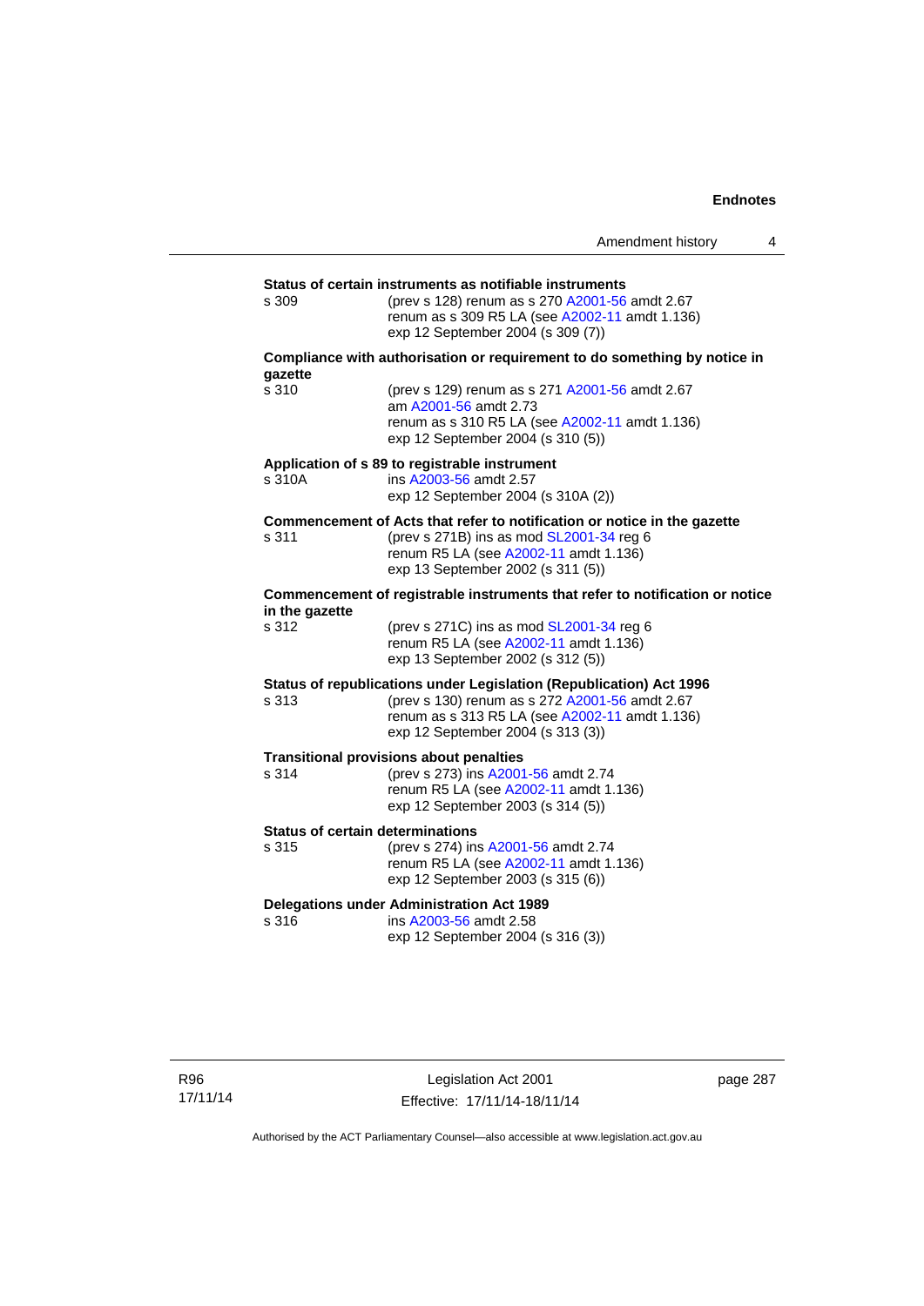**Status of certain instruments as notifiable instruments**

s 309 — (prev s 128) renum as s 270 A2001-56 amdt 2.67
renum as s 309 R5 LA (see A2002-11 amdt 1.136)
exp 12 September 2004 (s 309 (7))

**Compliance with authorisation or requirement to do something by notice in gazette**

s 310 — (prev s 129) renum as s 271 A2001-56 amdt 2.67
am A2001-56 amdt 2.73
renum as s 310 R5 LA (see A2002-11 amdt 1.136)
exp 12 September 2004 (s 310 (5))

**Application of s 89 to registrable instrument**

s 310A — ins A2003-56 amdt 2.57
exp 12 September 2004 (s 310A (2))

**Commencement of Acts that refer to notification or notice in the gazette**

s 311 — (prev s 271B) ins as mod SL2001-34 reg 6
renum R5 LA (see A2002-11 amdt 1.136)
exp 13 September 2002 (s 311 (5))

**Commencement of registrable instruments that refer to notification or notice in the gazette**

s 312 — (prev s 271C) ins as mod SL2001-34 reg 6
renum R5 LA (see A2002-11 amdt 1.136)
exp 13 September 2002 (s 312 (5))

**Status of republications under Legislation (Republication) Act 1996**

s 313 — (prev s 130) renum as s 272 A2001-56 amdt 2.67
renum as s 313 R5 LA (see A2002-11 amdt 1.136)
exp 12 September 2004 (s 313 (3))

**Transitional provisions about penalties**

s 314 — (prev s 273) ins A2001-56 amdt 2.74
renum R5 LA (see A2002-11 amdt 1.136)
exp 12 September 2003 (s 314 (5))

**Status of certain determinations**

s 315 — (prev s 274) ins A2001-56 amdt 2.74
renum R5 LA (see A2002-11 amdt 1.136)
exp 12 September 2003 (s 315 (6))

**Delegations under Administration Act 1989**

s 316 — ins A2003-56 amdt 2.58
exp 12 September 2004 (s 316 (3))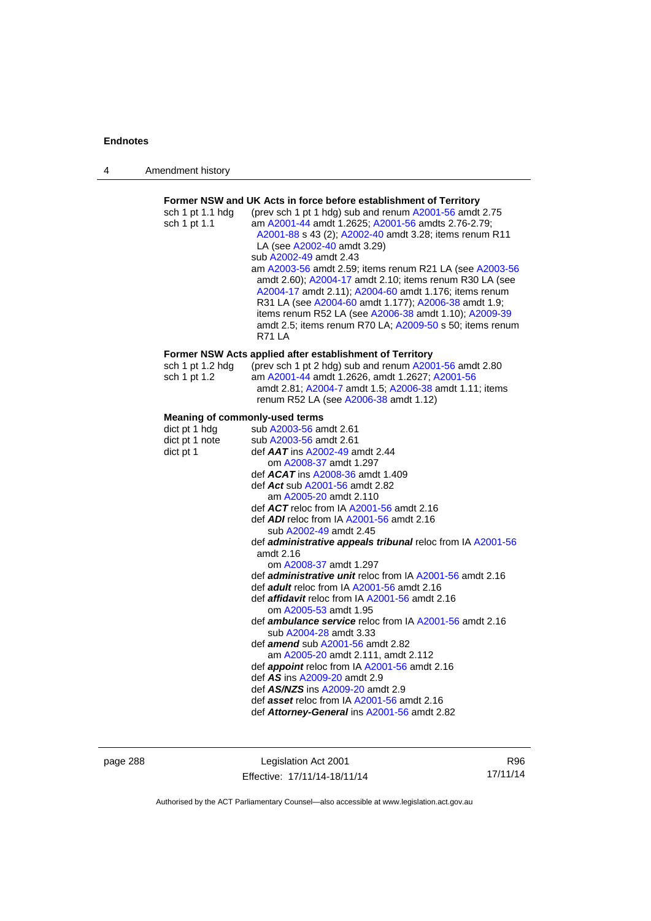**Former NSW and UK Acts in force before establishment of Territory**

| | |
|---|---|
| sch 1 pt 1.1 hdg | (prev sch 1 pt 1 hdg) sub and renum A2001-56 amdt 2.75 |
| sch 1 pt 1.1 | am A2001-44 amdt 1.2625; A2001-56 amdts 2.76-2.79; A2001-88 s 43 (2); A2002-40 amdt 3.28; items renum R11 LA (see A2002-40 amdt 3.29)<br>sub A2002-49 amdt 2.43<br>am A2003-56 amdt 2.59; items renum R21 LA (see A2003-56 amdt 2.60); A2004-17 amdt 2.10; items renum R30 LA (see A2004-17 amdt 2.11); A2004-60 amdt 1.176; items renum R31 LA (see A2004-60 amdt 1.177); A2006-38 amdt 1.9; items renum R52 LA (see A2006-38 amdt 1.10); A2009-39 amdt 2.5; items renum R70 LA; A2009-50 s 50; items renum R71 LA |

**Former NSW Acts applied after establishment of Territory**

| | |
|---|---|
| sch 1 pt 1.2 hdg | (prev sch 1 pt 2 hdg) sub and renum A2001-56 amdt 2.80 |
| sch 1 pt 1.2 | am A2001-44 amdt 1.2626, amdt 1.2627; A2001-56 amdt 2.81; A2004-7 amdt 1.5; A2006-38 amdt 1.11; items renum R52 LA (see A2006-38 amdt 1.12) |

**Meaning of commonly-used terms**

| | |
|---|---|
| dict pt 1 hdg | sub A2003-56 amdt 2.61 |
| dict pt 1 note | sub A2003-56 amdt 2.61 |
| dict pt 1 | def ***AAT*** ins A2002-49 amdt 2.44<br>om A2008-37 amdt 1.297<br>def ***ACAT*** ins A2008-36 amdt 1.409<br>def ***Act*** sub A2001-56 amdt 2.82<br>am A2005-20 amdt 2.110<br>def ***ACT*** reloc from IA A2001-56 amdt 2.16<br>def ***ADI*** reloc from IA A2001-56 amdt 2.16<br>sub A2002-49 amdt 2.45<br>def ***administrative appeals tribunal*** reloc from IA A2001-56 amdt 2.16<br>om A2008-37 amdt 1.297<br>def ***administrative unit*** reloc from IA A2001-56 amdt 2.16<br>def ***adult*** reloc from IA A2001-56 amdt 2.16<br>def ***affidavit*** reloc from IA A2001-56 amdt 2.16<br>om A2005-53 amdt 1.95<br>def ***ambulance service*** reloc from IA A2001-56 amdt 2.16<br>sub A2004-28 amdt 3.33<br>def ***amend*** sub A2001-56 amdt 2.82<br>am A2005-20 amdt 2.111, amdt 2.112<br>def ***appoint*** reloc from IA A2001-56 amdt 2.16<br>def ***AS*** ins A2009-20 amdt 2.9<br>def ***AS/NZS*** ins A2009-20 amdt 2.9<br>def ***asset*** reloc from IA A2001-56 amdt 2.16<br>def ***Attorney-General*** ins A2001-56 amdt 2.82 |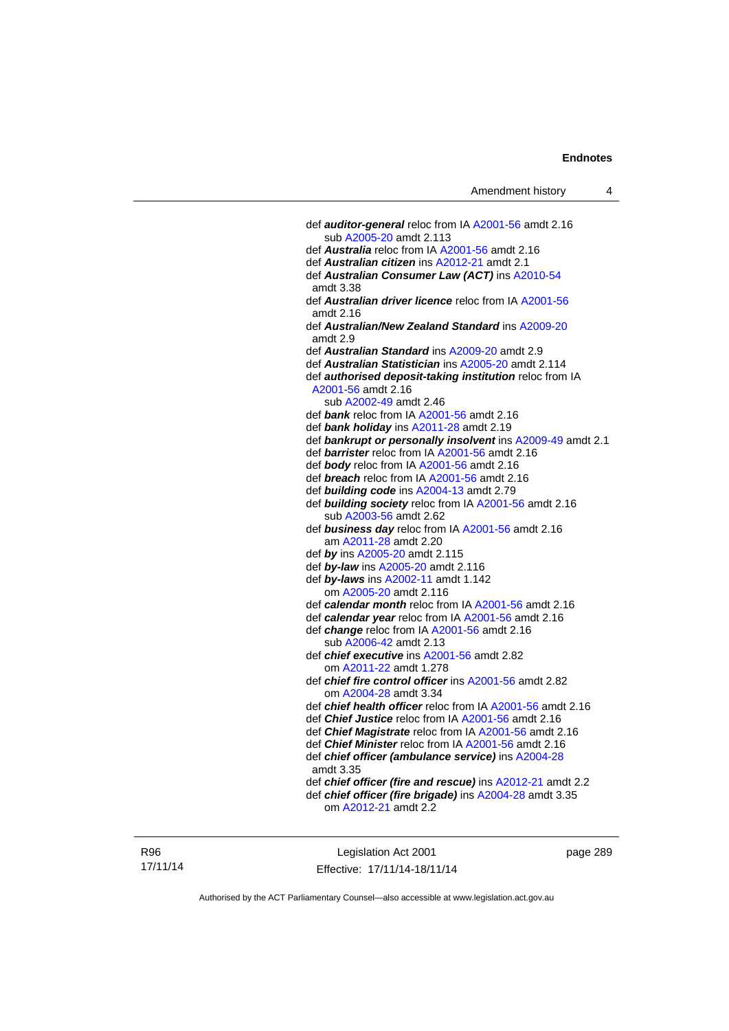def ***auditor-general*** reloc from IA A2001-56 amdt 2.16
sub A2005-20 amdt 2.113
def ***Australia*** reloc from IA A2001-56 amdt 2.16
def ***Australian citizen*** ins A2012-21 amdt 2.1
def ***Australian Consumer Law (ACT)*** ins A2010-54 amdt 3.38
def ***Australian driver licence*** reloc from IA A2001-56 amdt 2.16
def ***Australian/New Zealand Standard*** ins A2009-20 amdt 2.9
def ***Australian Standard*** ins A2009-20 amdt 2.9
def ***Australian Statistician*** ins A2005-20 amdt 2.114
def ***authorised deposit-taking institution*** reloc from IA A2001-56 amdt 2.16
sub A2002-49 amdt 2.46
def ***bank*** reloc from IA A2001-56 amdt 2.16
def ***bank holiday*** ins A2011-28 amdt 2.19
def ***bankrupt or personally insolvent*** ins A2009-49 amdt 2.1
def ***barrister*** reloc from IA A2001-56 amdt 2.16
def ***body*** reloc from IA A2001-56 amdt 2.16
def ***breach*** reloc from IA A2001-56 amdt 2.16
def ***building code*** ins A2004-13 amdt 2.79
def ***building society*** reloc from IA A2001-56 amdt 2.16
sub A2003-56 amdt 2.62
def ***business day*** reloc from IA A2001-56 amdt 2.16
am A2011-28 amdt 2.20
def ***by*** ins A2005-20 amdt 2.115
def ***by-law*** ins A2005-20 amdt 2.116
def ***by-laws*** ins A2002-11 amdt 1.142
om A2005-20 amdt 2.116
def ***calendar month*** reloc from IA A2001-56 amdt 2.16
def ***calendar year*** reloc from IA A2001-56 amdt 2.16
def ***change*** reloc from IA A2001-56 amdt 2.16
sub A2006-42 amdt 2.13
def ***chief executive*** ins A2001-56 amdt 2.82
om A2011-22 amdt 1.278
def ***chief fire control officer*** ins A2001-56 amdt 2.82
om A2004-28 amdt 3.34
def ***chief health officer*** reloc from IA A2001-56 amdt 2.16
def ***Chief Justice*** reloc from IA A2001-56 amdt 2.16
def ***Chief Magistrate*** reloc from IA A2001-56 amdt 2.16
def ***Chief Minister*** reloc from IA A2001-56 amdt 2.16
def ***chief officer (ambulance service)*** ins A2004-28 amdt 3.35
def ***chief officer (fire and rescue)*** ins A2012-21 amdt 2.2
def ***chief officer (fire brigade)*** ins A2004-28 amdt 3.35
om A2012-21 amdt 2.2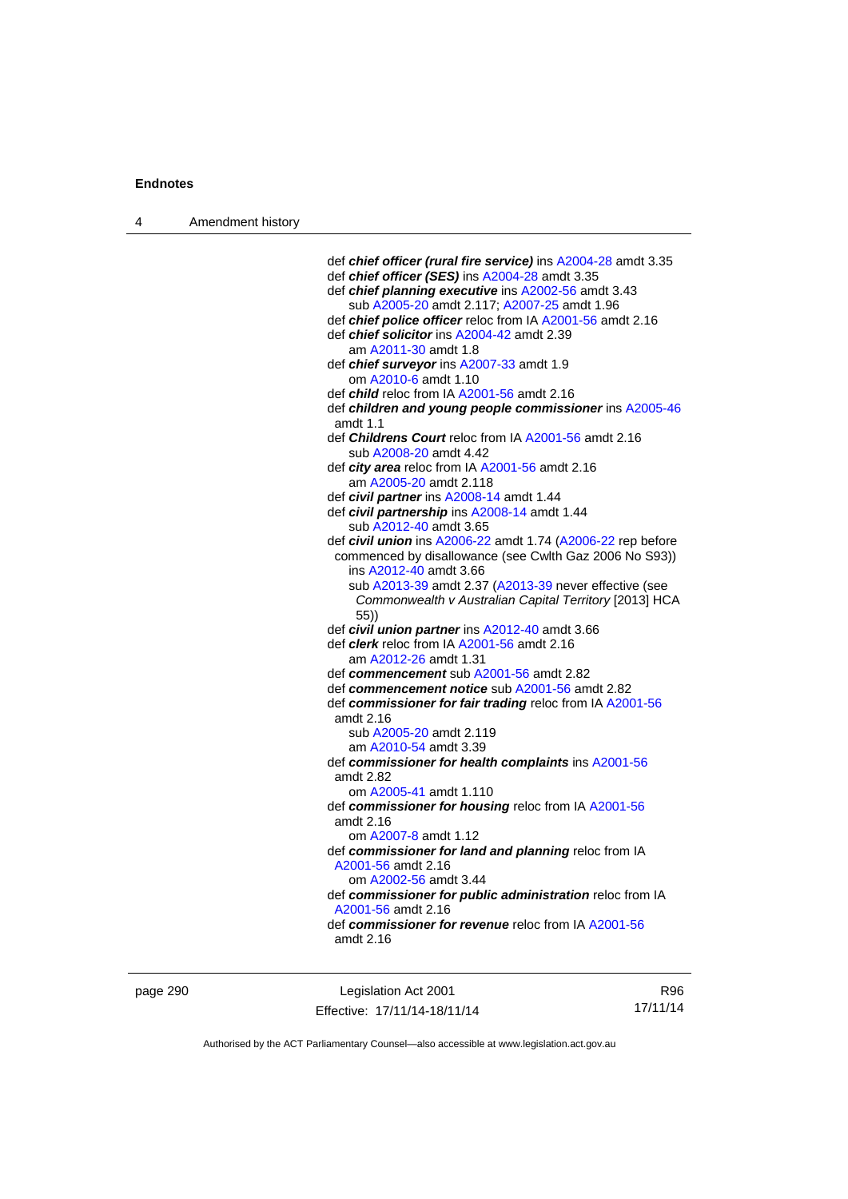def ***chief officer (rural fire service)*** ins A2004-28 amdt 3.35

def ***chief officer (SES)*** ins A2004-28 amdt 3.35

def ***chief planning executive*** ins A2002-56 amdt 3.43
  sub A2005-20 amdt 2.117; A2007-25 amdt 1.96

def ***chief police officer*** reloc from IA A2001-56 amdt 2.16

def ***chief solicitor*** ins A2004-42 amdt 2.39
  am A2011-30 amdt 1.8

def ***chief surveyor*** ins A2007-33 amdt 1.9
  om A2010-6 amdt 1.10

def ***child*** reloc from IA A2001-56 amdt 2.16

def ***children and young people commissioner*** ins A2005-46 amdt 1.1

def ***Childrens Court*** reloc from IA A2001-56 amdt 2.16
  sub A2008-20 amdt 4.42

def ***city area*** reloc from IA A2001-56 amdt 2.16
  am A2005-20 amdt 2.118

def ***civil partner*** ins A2008-14 amdt 1.44

def ***civil partnership*** ins A2008-14 amdt 1.44
  sub A2012-40 amdt 3.65

def ***civil union*** ins A2006-22 amdt 1.74 (A2006-22 rep before commenced by disallowance (see Cwlth Gaz 2006 No S93))
  ins A2012-40 amdt 3.66
  sub A2013-39 amdt 2.37 (A2013-39 never effective (see *Commonwealth v Australian Capital Territory* [2013] HCA 55))

def ***civil union partner*** ins A2012-40 amdt 3.66

def ***clerk*** reloc from IA A2001-56 amdt 2.16
  am A2012-26 amdt 1.31

def ***commencement*** sub A2001-56 amdt 2.82

def ***commencement notice*** sub A2001-56 amdt 2.82

def ***commissioner for fair trading*** reloc from IA A2001-56 amdt 2.16
  sub A2005-20 amdt 2.119
  am A2010-54 amdt 3.39

def ***commissioner for health complaints*** ins A2001-56 amdt 2.82
  om A2005-41 amdt 1.110

def ***commissioner for housing*** reloc from IA A2001-56 amdt 2.16
  om A2007-8 amdt 1.12

def ***commissioner for land and planning*** reloc from IA A2001-56 amdt 2.16
  om A2002-56 amdt 3.44

def ***commissioner for public administration*** reloc from IA A2001-56 amdt 2.16

def ***commissioner for revenue*** reloc from IA A2001-56 amdt 2.16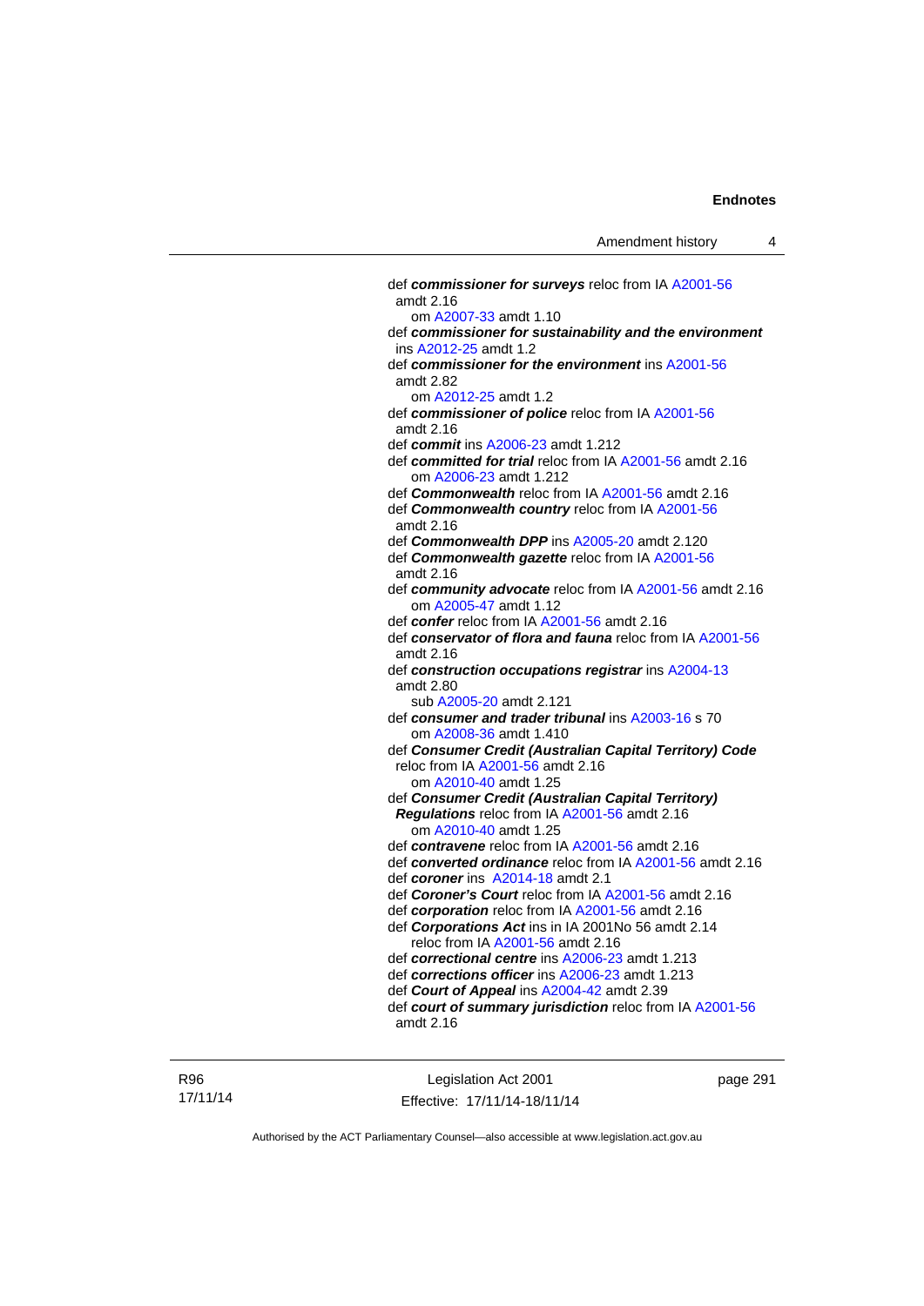def ***commissioner for surveys*** reloc from IA A2001-56 amdt 2.16
om A2007-33 amdt 1.10

def ***commissioner for sustainability and the environment*** ins A2012-25 amdt 1.2

def ***commissioner for the environment*** ins A2001-56 amdt 2.82
om A2012-25 amdt 1.2

def ***commissioner of police*** reloc from IA A2001-56 amdt 2.16

def ***commit*** ins A2006-23 amdt 1.212

def ***committed for trial*** reloc from IA A2001-56 amdt 2.16
om A2006-23 amdt 1.212

def ***Commonwealth*** reloc from IA A2001-56 amdt 2.16

def ***Commonwealth country*** reloc from IA A2001-56 amdt 2.16

def ***Commonwealth DPP*** ins A2005-20 amdt 2.120

def ***Commonwealth gazette*** reloc from IA A2001-56 amdt 2.16

def ***community advocate*** reloc from IA A2001-56 amdt 2.16
om A2005-47 amdt 1.12

def ***confer*** reloc from IA A2001-56 amdt 2.16

def ***conservator of flora and fauna*** reloc from IA A2001-56 amdt 2.16

def ***construction occupations registrar*** ins A2004-13 amdt 2.80
sub A2005-20 amdt 2.121

def ***consumer and trader tribunal*** ins A2003-16 s 70
om A2008-36 amdt 1.410

def ***Consumer Credit (Australian Capital Territory) Code*** reloc from IA A2001-56 amdt 2.16
om A2010-40 amdt 1.25

def ***Consumer Credit (Australian Capital Territory) Regulations*** reloc from IA A2001-56 amdt 2.16
om A2010-40 amdt 1.25

def ***contravene*** reloc from IA A2001-56 amdt 2.16

def ***converted ordinance*** reloc from IA A2001-56 amdt 2.16

def ***coroner*** ins A2014-18 amdt 2.1

def ***Coroner's Court*** reloc from IA A2001-56 amdt 2.16

def ***corporation*** reloc from IA A2001-56 amdt 2.16

def ***Corporations Act*** ins in IA 2001No 56 amdt 2.14
reloc from IA A2001-56 amdt 2.16

def ***correctional centre*** ins A2006-23 amdt 1.213

def ***corrections officer*** ins A2006-23 amdt 1.213

def ***Court of Appeal*** ins A2004-42 amdt 2.39

def ***court of summary jurisdiction*** reloc from IA A2001-56 amdt 2.16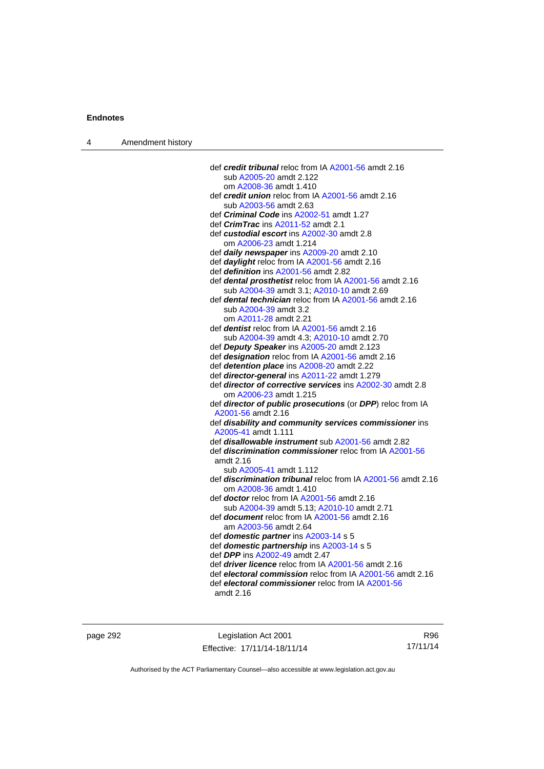def ***credit tribunal*** reloc from IA A2001-56 amdt 2.16
  sub A2005-20 amdt 2.122
  om A2008-36 amdt 1.410
def ***credit union*** reloc from IA A2001-56 amdt 2.16
  sub A2003-56 amdt 2.63
def ***Criminal Code*** ins A2002-51 amdt 1.27
def ***CrimTrac*** ins A2011-52 amdt 2.1
def ***custodial escort*** ins A2002-30 amdt 2.8
  om A2006-23 amdt 1.214
def ***daily newspaper*** ins A2009-20 amdt 2.10
def ***daylight*** reloc from IA A2001-56 amdt 2.16
def ***definition*** ins A2001-56 amdt 2.82
def ***dental prosthetist*** reloc from IA A2001-56 amdt 2.16
  sub A2004-39 amdt 3.1; A2010-10 amdt 2.69
def ***dental technician*** reloc from IA A2001-56 amdt 2.16
  sub A2004-39 amdt 3.2
  om A2011-28 amdt 2.21
def ***dentist*** reloc from IA A2001-56 amdt 2.16
  sub A2004-39 amdt 4.3; A2010-10 amdt 2.70
def ***Deputy Speaker*** ins A2005-20 amdt 2.123
def ***designation*** reloc from IA A2001-56 amdt 2.16
def ***detention place*** ins A2008-20 amdt 2.22
def ***director-general*** ins A2011-22 amdt 1.279
def ***director of corrective services*** ins A2002-30 amdt 2.8
  om A2006-23 amdt 1.215
def ***director of public prosecutions*** (or ***DPP***) reloc from IA A2001-56 amdt 2.16
def ***disability and community services commissioner*** ins A2005-41 amdt 1.111
def ***disallowable instrument*** sub A2001-56 amdt 2.82
def ***discrimination commissioner*** reloc from IA A2001-56 amdt 2.16
  sub A2005-41 amdt 1.112
def ***discrimination tribunal*** reloc from IA A2001-56 amdt 2.16
  om A2008-36 amdt 1.410
def ***doctor*** reloc from IA A2001-56 amdt 2.16
  sub A2004-39 amdt 5.13; A2010-10 amdt 2.71
def ***document*** reloc from IA A2001-56 amdt 2.16
  am A2003-56 amdt 2.64
def ***domestic partner*** ins A2003-14 s 5
def ***domestic partnership*** ins A2003-14 s 5
def ***DPP*** ins A2002-49 amdt 2.47
def ***driver licence*** reloc from IA A2001-56 amdt 2.16
def ***electoral commission*** reloc from IA A2001-56 amdt 2.16
def ***electoral commissioner*** reloc from IA A2001-56 amdt 2.16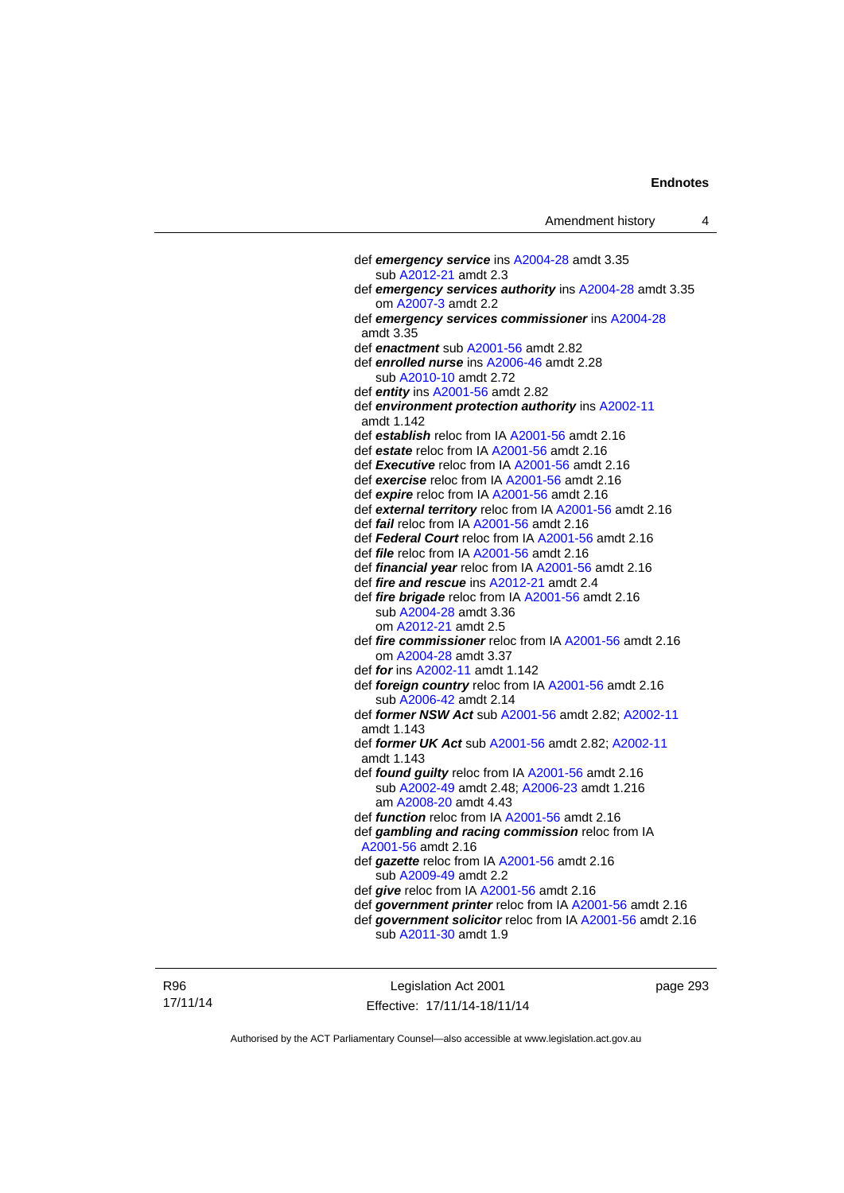def ***emergency service*** ins A2004-28 amdt 3.35
  sub A2012-21 amdt 2.3

def ***emergency services authority*** ins A2004-28 amdt 3.35
  om A2007-3 amdt 2.2

def ***emergency services commissioner*** ins A2004-28 amdt 3.35

def ***enactment*** sub A2001-56 amdt 2.82

def ***enrolled nurse*** ins A2006-46 amdt 2.28
  sub A2010-10 amdt 2.72

def ***entity*** ins A2001-56 amdt 2.82

def ***environment protection authority*** ins A2002-11 amdt 1.142

def ***establish*** reloc from IA A2001-56 amdt 2.16

def ***estate*** reloc from IA A2001-56 amdt 2.16

def ***Executive*** reloc from IA A2001-56 amdt 2.16

def ***exercise*** reloc from IA A2001-56 amdt 2.16

def ***expire*** reloc from IA A2001-56 amdt 2.16

def ***external territory*** reloc from IA A2001-56 amdt 2.16

def ***fail*** reloc from IA A2001-56 amdt 2.16

def ***Federal Court*** reloc from IA A2001-56 amdt 2.16

def ***file*** reloc from IA A2001-56 amdt 2.16

def ***financial year*** reloc from IA A2001-56 amdt 2.16

def ***fire and rescue*** ins A2012-21 amdt 2.4

def ***fire brigade*** reloc from IA A2001-56 amdt 2.16
  sub A2004-28 amdt 3.36
  om A2012-21 amdt 2.5

def ***fire commissioner*** reloc from IA A2001-56 amdt 2.16
  om A2004-28 amdt 3.37

def ***for*** ins A2002-11 amdt 1.142

def ***foreign country*** reloc from IA A2001-56 amdt 2.16
  sub A2006-42 amdt 2.14

def ***former NSW Act*** sub A2001-56 amdt 2.82; A2002-11 amdt 1.143

def ***former UK Act*** sub A2001-56 amdt 2.82; A2002-11 amdt 1.143

def ***found guilty*** reloc from IA A2001-56 amdt 2.16
  sub A2002-49 amdt 2.48; A2006-23 amdt 1.216
  am A2008-20 amdt 4.43

def ***function*** reloc from IA A2001-56 amdt 2.16

def ***gambling and racing commission*** reloc from IA A2001-56 amdt 2.16

def ***gazette*** reloc from IA A2001-56 amdt 2.16
  sub A2009-49 amdt 2.2

def ***give*** reloc from IA A2001-56 amdt 2.16

def ***government printer*** reloc from IA A2001-56 amdt 2.16

def ***government solicitor*** reloc from IA A2001-56 amdt 2.16
  sub A2011-30 amdt 1.9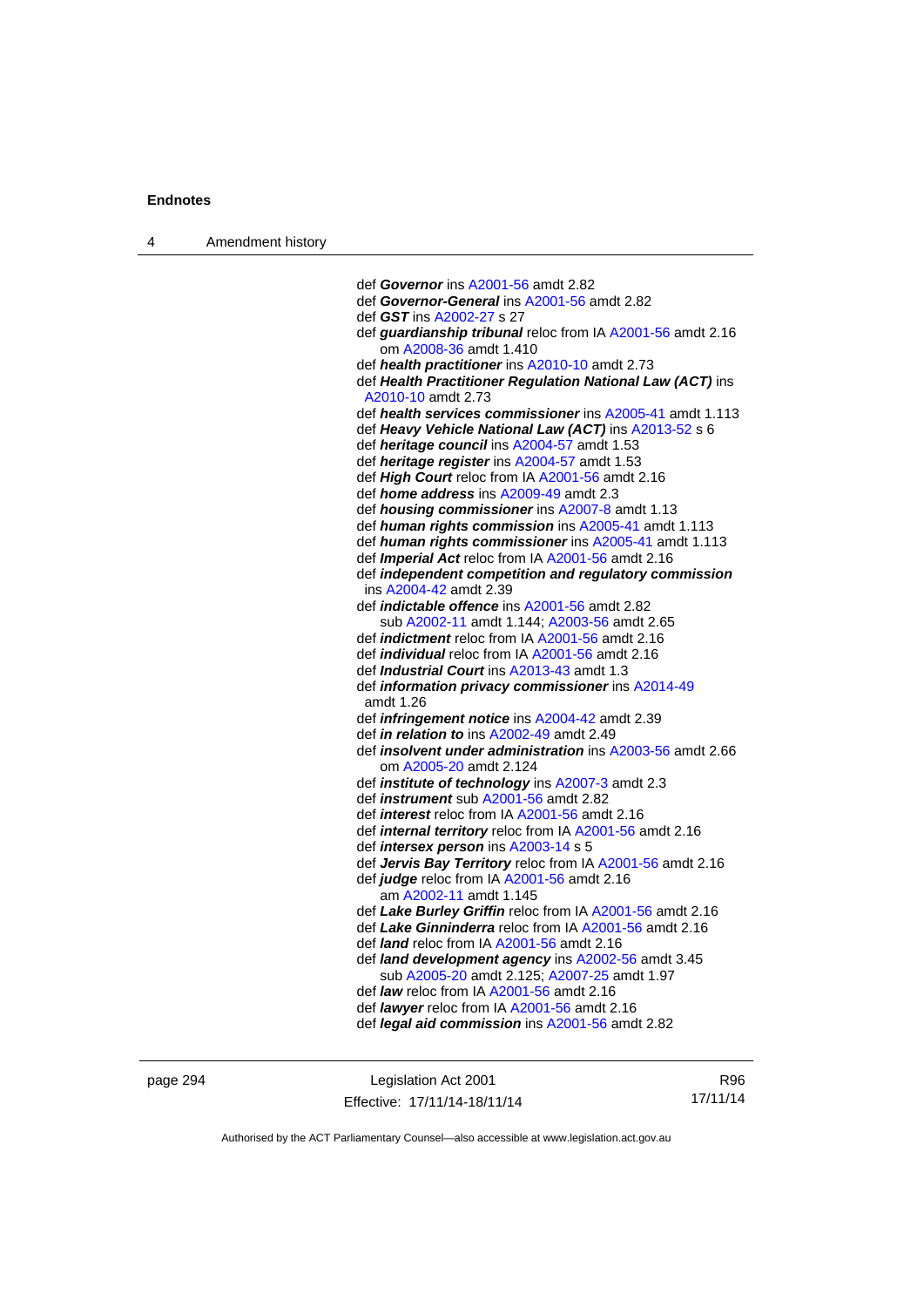def ***Governor*** ins A2001-56 amdt 2.82

def ***Governor-General*** ins A2001-56 amdt 2.82

def ***GST*** ins A2002-27 s 27

def ***guardianship tribunal*** reloc from IA A2001-56 amdt 2.16
    om A2008-36 amdt 1.410

def ***health practitioner*** ins A2010-10 amdt 2.73

def ***Health Practitioner Regulation National Law (ACT)*** ins A2010-10 amdt 2.73

def ***health services commissioner*** ins A2005-41 amdt 1.113

def ***Heavy Vehicle National Law (ACT)*** ins A2013-52 s 6

def ***heritage council*** ins A2004-57 amdt 1.53

def ***heritage register*** ins A2004-57 amdt 1.53

def ***High Court*** reloc from IA A2001-56 amdt 2.16

def ***home address*** ins A2009-49 amdt 2.3

def ***housing commissioner*** ins A2007-8 amdt 1.13

def ***human rights commission*** ins A2005-41 amdt 1.113

def ***human rights commissioner*** ins A2005-41 amdt 1.113

def ***Imperial Act*** reloc from IA A2001-56 amdt 2.16

def ***independent competition and regulatory commission*** ins A2004-42 amdt 2.39

def ***indictable offence*** ins A2001-56 amdt 2.82
    sub A2002-11 amdt 1.144; A2003-56 amdt 2.65

def ***indictment*** reloc from IA A2001-56 amdt 2.16

def ***individual*** reloc from IA A2001-56 amdt 2.16

def ***Industrial Court*** ins A2013-43 amdt 1.3

def ***information privacy commissioner*** ins A2014-49 amdt 1.26

def ***infringement notice*** ins A2004-42 amdt 2.39

def ***in relation to*** ins A2002-49 amdt 2.49

def ***insolvent under administration*** ins A2003-56 amdt 2.66
    om A2005-20 amdt 2.124

def ***institute of technology*** ins A2007-3 amdt 2.3

def ***instrument*** sub A2001-56 amdt 2.82

def ***interest*** reloc from IA A2001-56 amdt 2.16

def ***internal territory*** reloc from IA A2001-56 amdt 2.16

def ***intersex person*** ins A2003-14 s 5

def ***Jervis Bay Territory*** reloc from IA A2001-56 amdt 2.16

def ***judge*** reloc from IA A2001-56 amdt 2.16
    am A2002-11 amdt 1.145

def ***Lake Burley Griffin*** reloc from IA A2001-56 amdt 2.16

def ***Lake Ginninderra*** reloc from IA A2001-56 amdt 2.16

def ***land*** reloc from IA A2001-56 amdt 2.16

def ***land development agency*** ins A2002-56 amdt 3.45
    sub A2005-20 amdt 2.125; A2007-25 amdt 1.97

def ***law*** reloc from IA A2001-56 amdt 2.16

def ***lawyer*** reloc from IA A2001-56 amdt 2.16

def ***legal aid commission*** ins A2001-56 amdt 2.82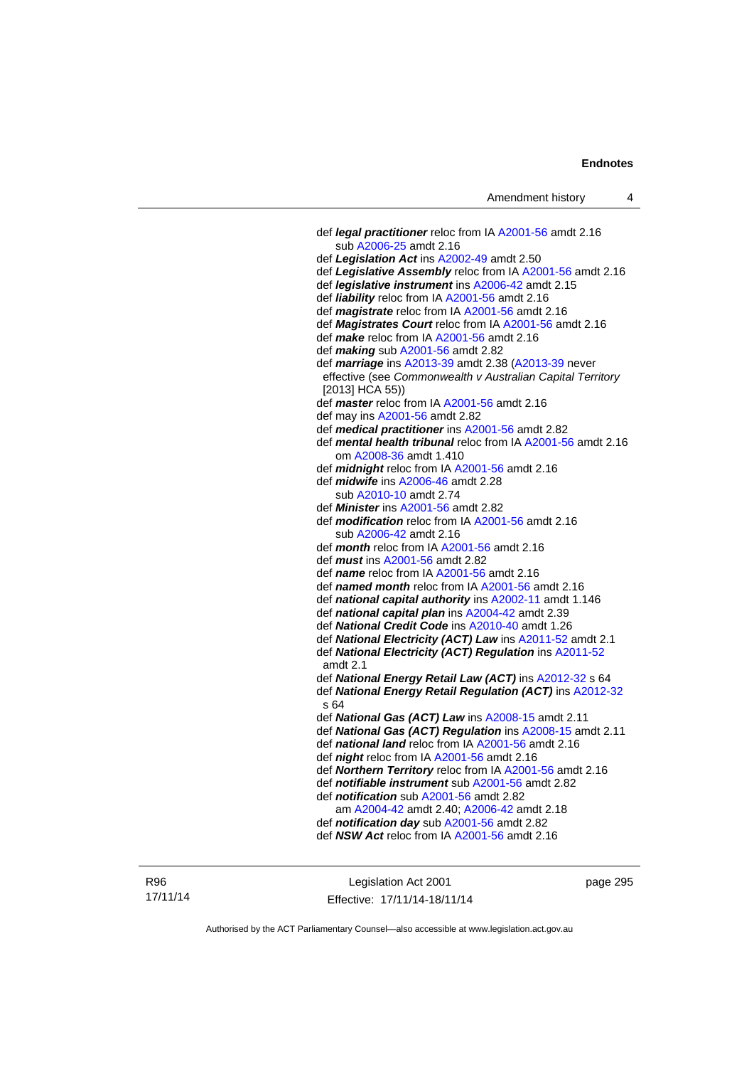def ***legal practitioner*** reloc from IA A2001-56 amdt 2.16
  sub A2006-25 amdt 2.16
def ***Legislation Act*** ins A2002-49 amdt 2.50
def ***Legislative Assembly*** reloc from IA A2001-56 amdt 2.16
def ***legislative instrument*** ins A2006-42 amdt 2.15
def ***liability*** reloc from IA A2001-56 amdt 2.16
def ***magistrate*** reloc from IA A2001-56 amdt 2.16
def ***Magistrates Court*** reloc from IA A2001-56 amdt 2.16
def ***make*** reloc from IA A2001-56 amdt 2.16
def ***making*** sub A2001-56 amdt 2.82
def ***marriage*** ins A2013-39 amdt 2.38 (A2013-39 never effective (see *Commonwealth v Australian Capital Territory* [2013] HCA 55))
def ***master*** reloc from IA A2001-56 amdt 2.16
def may ins A2001-56 amdt 2.82
def ***medical practitioner*** ins A2001-56 amdt 2.82
def ***mental health tribunal*** reloc from IA A2001-56 amdt 2.16
  om A2008-36 amdt 1.410
def ***midnight*** reloc from IA A2001-56 amdt 2.16
def ***midwife*** ins A2006-46 amdt 2.28
  sub A2010-10 amdt 2.74
def ***Minister*** ins A2001-56 amdt 2.82
def ***modification*** reloc from IA A2001-56 amdt 2.16
  sub A2006-42 amdt 2.16
def ***month*** reloc from IA A2001-56 amdt 2.16
def ***must*** ins A2001-56 amdt 2.82
def ***name*** reloc from IA A2001-56 amdt 2.16
def ***named month*** reloc from IA A2001-56 amdt 2.16
def ***national capital authority*** ins A2002-11 amdt 1.146
def ***national capital plan*** ins A2004-42 amdt 2.39
def ***National Credit Code*** ins A2010-40 amdt 1.26
def ***National Electricity (ACT) Law*** ins A2011-52 amdt 2.1
def ***National Electricity (ACT) Regulation*** ins A2011-52 amdt 2.1
def ***National Energy Retail Law (ACT)*** ins A2012-32 s 64
def ***National Energy Retail Regulation (ACT)*** ins A2012-32 s 64
def ***National Gas (ACT) Law*** ins A2008-15 amdt 2.11
def ***National Gas (ACT) Regulation*** ins A2008-15 amdt 2.11
def ***national land*** reloc from IA A2001-56 amdt 2.16
def ***night*** reloc from IA A2001-56 amdt 2.16
def ***Northern Territory*** reloc from IA A2001-56 amdt 2.16
def ***notifiable instrument*** sub A2001-56 amdt 2.82
def ***notification*** sub A2001-56 amdt 2.82
  am A2004-42 amdt 2.40; A2006-42 amdt 2.18
def ***notification day*** sub A2001-56 amdt 2.82
def ***NSW Act*** reloc from IA A2001-56 amdt 2.16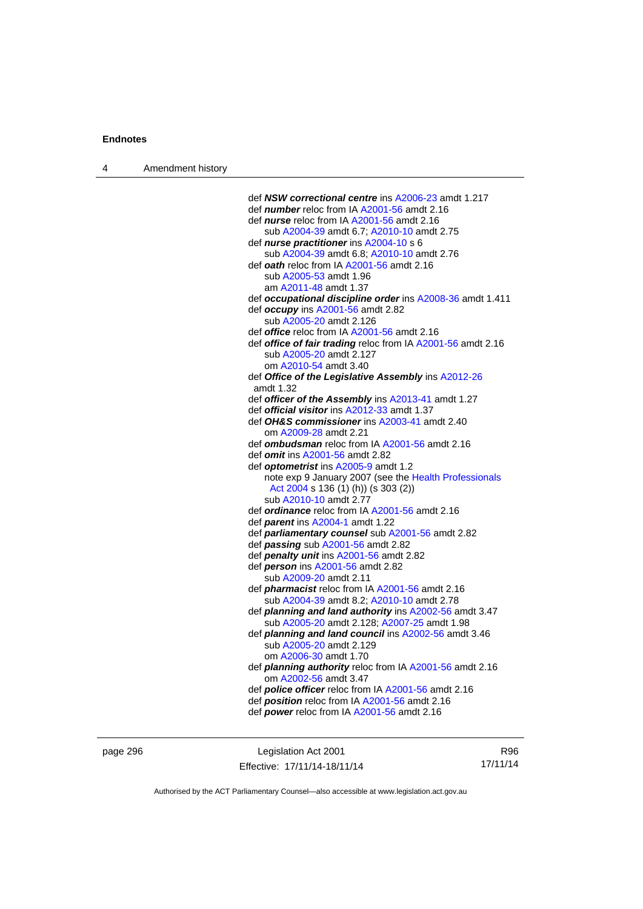def ***NSW correctional centre*** ins A2006-23 amdt 1.217

def ***number*** reloc from IA A2001-56 amdt 2.16

def ***nurse*** reloc from IA A2001-56 amdt 2.16
  sub A2004-39 amdt 6.7; A2010-10 amdt 2.75

def ***nurse practitioner*** ins A2004-10 s 6
  sub A2004-39 amdt 6.8; A2010-10 amdt 2.76

def ***oath*** reloc from IA A2001-56 amdt 2.16
  sub A2005-53 amdt 1.96
  am A2011-48 amdt 1.37

def ***occupational discipline order*** ins A2008-36 amdt 1.411

def ***occupy*** ins A2001-56 amdt 2.82
  sub A2005-20 amdt 2.126

def ***office*** reloc from IA A2001-56 amdt 2.16

def ***office of fair trading*** reloc from IA A2001-56 amdt 2.16
  sub A2005-20 amdt 2.127
  om A2010-54 amdt 3.40

def ***Office of the Legislative Assembly*** ins A2012-26 amdt 1.32

def ***officer of the Assembly*** ins A2013-41 amdt 1.27

def ***official visitor*** ins A2012-33 amdt 1.37

def ***OH&S commissioner*** ins A2003-41 amdt 2.40
  om A2009-28 amdt 2.21

def ***ombudsman*** reloc from IA A2001-56 amdt 2.16

def ***omit*** ins A2001-56 amdt 2.82

def ***optometrist*** ins A2005-9 amdt 1.2
  note exp 9 January 2007 (see the Health Professionals Act 2004 s 136 (1) (h)) (s 303 (2))
  sub A2010-10 amdt 2.77

def ***ordinance*** reloc from IA A2001-56 amdt 2.16

def ***parent*** ins A2004-1 amdt 1.22

def ***parliamentary counsel*** sub A2001-56 amdt 2.82

def ***passing*** sub A2001-56 amdt 2.82

def ***penalty unit*** ins A2001-56 amdt 2.82

def ***person*** ins A2001-56 amdt 2.82
  sub A2009-20 amdt 2.11

def ***pharmacist*** reloc from IA A2001-56 amdt 2.16
  sub A2004-39 amdt 8.2; A2010-10 amdt 2.78

def ***planning and land authority*** ins A2002-56 amdt 3.47
  sub A2005-20 amdt 2.128; A2007-25 amdt 1.98

def ***planning and land council*** ins A2002-56 amdt 3.46
  sub A2005-20 amdt 2.129
  om A2006-30 amdt 1.70

def ***planning authority*** reloc from IA A2001-56 amdt 2.16
  om A2002-56 amdt 3.47

def ***police officer*** reloc from IA A2001-56 amdt 2.16

def ***position*** reloc from IA A2001-56 amdt 2.16

def ***power*** reloc from IA A2001-56 amdt 2.16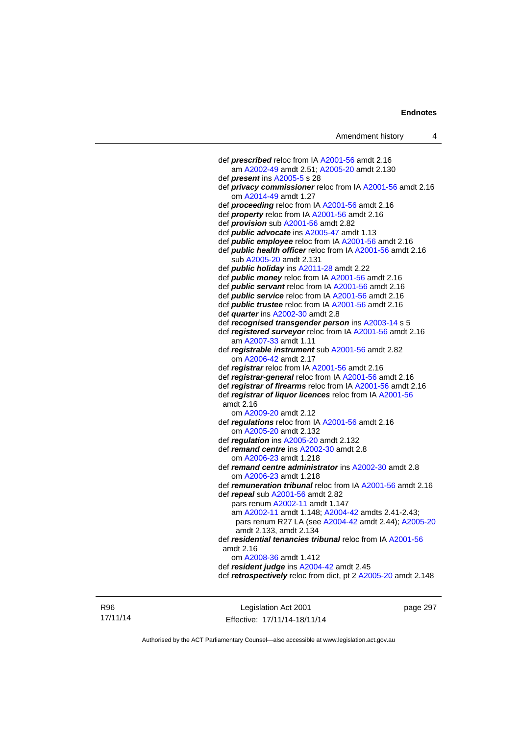def ***prescribed*** reloc from IA A2001-56 amdt 2.16
am A2002-49 amdt 2.51; A2005-20 amdt 2.130
def ***present*** ins A2005-5 s 28
def ***privacy commissioner*** reloc from IA A2001-56 amdt 2.16
om A2014-49 amdt 1.27
def ***proceeding*** reloc from IA A2001-56 amdt 2.16
def ***property*** reloc from IA A2001-56 amdt 2.16
def ***provision*** sub A2001-56 amdt 2.82
def ***public advocate*** ins A2005-47 amdt 1.13
def ***public employee*** reloc from IA A2001-56 amdt 2.16
def ***public health officer*** reloc from IA A2001-56 amdt 2.16
sub A2005-20 amdt 2.131
def ***public holiday*** ins A2011-28 amdt 2.22
def ***public money*** reloc from IA A2001-56 amdt 2.16
def ***public servant*** reloc from IA A2001-56 amdt 2.16
def ***public service*** reloc from IA A2001-56 amdt 2.16
def ***public trustee*** reloc from IA A2001-56 amdt 2.16
def ***quarter*** ins A2002-30 amdt 2.8
def ***recognised transgender person*** ins A2003-14 s 5
def ***registered surveyor*** reloc from IA A2001-56 amdt 2.16
am A2007-33 amdt 1.11
def ***registrable instrument*** sub A2001-56 amdt 2.82
om A2006-42 amdt 2.17
def ***registrar*** reloc from IA A2001-56 amdt 2.16
def ***registrar-general*** reloc from IA A2001-56 amdt 2.16
def ***registrar of firearms*** reloc from IA A2001-56 amdt 2.16
def ***registrar of liquor licences*** reloc from IA A2001-56 amdt 2.16
om A2009-20 amdt 2.12
def ***regulations*** reloc from IA A2001-56 amdt 2.16
om A2005-20 amdt 2.132
def ***regulation*** ins A2005-20 amdt 2.132
def ***remand centre*** ins A2002-30 amdt 2.8
om A2006-23 amdt 1.218
def ***remand centre administrator*** ins A2002-30 amdt 2.8
om A2006-23 amdt 1.218
def ***remuneration tribunal*** reloc from IA A2001-56 amdt 2.16
def ***repeal*** sub A2001-56 amdt 2.82
pars renum A2002-11 amdt 1.147
am A2002-11 amdt 1.148; A2004-42 amdts 2.41-2.43; pars renum R27 LA (see A2004-42 amdt 2.44); A2005-20 amdt 2.133, amdt 2.134
def ***residential tenancies tribunal*** reloc from IA A2001-56 amdt 2.16
om A2008-36 amdt 1.412
def ***resident judge*** ins A2004-42 amdt 2.45
def ***retrospectively*** reloc from dict, pt 2 A2005-20 amdt 2.148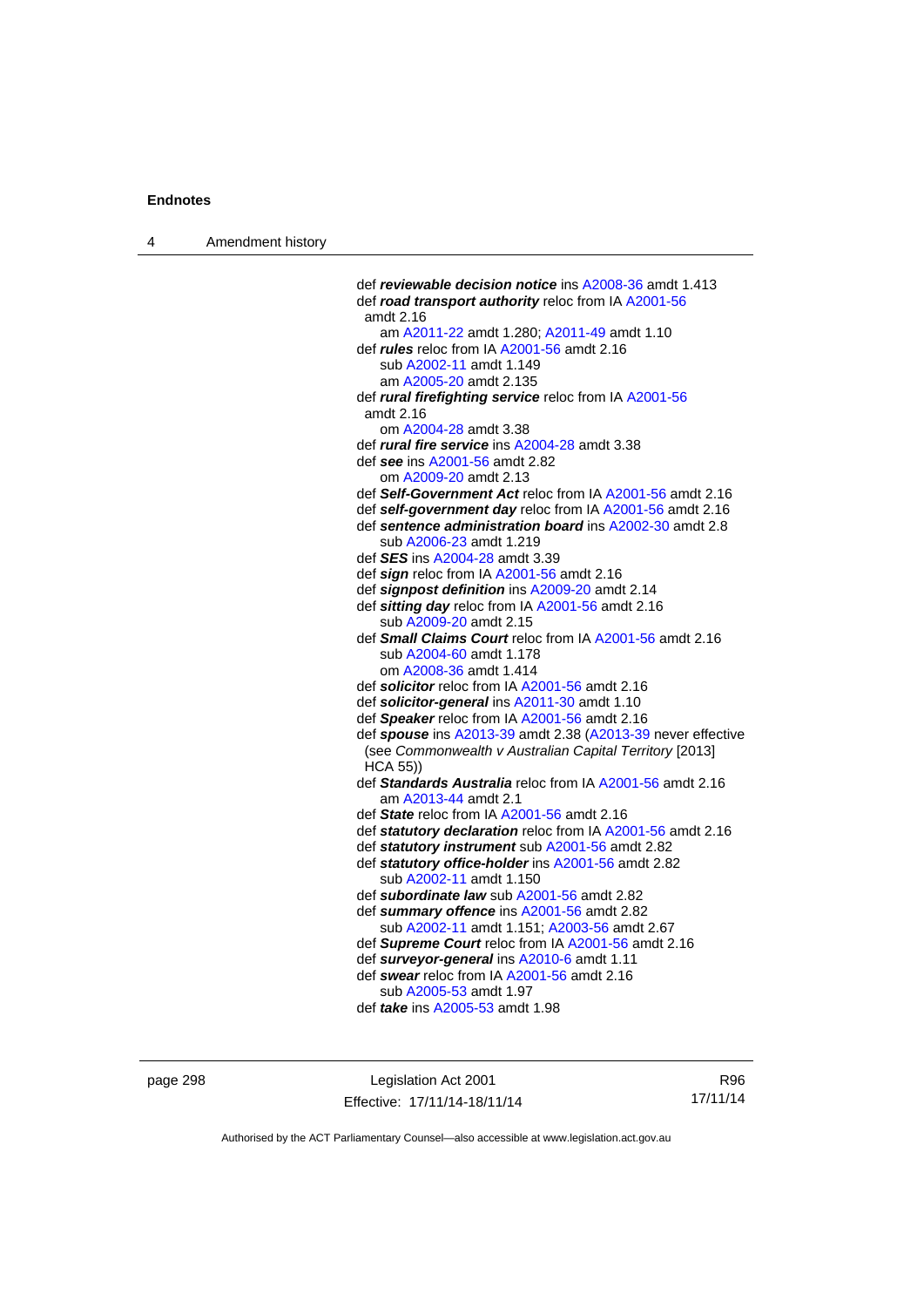def ***reviewable decision notice*** ins A2008-36 amdt 1.413
def ***road transport authority*** reloc from IA A2001-56 amdt 2.16
am A2011-22 amdt 1.280; A2011-49 amdt 1.10
def ***rules*** reloc from IA A2001-56 amdt 2.16
sub A2002-11 amdt 1.149
am A2005-20 amdt 2.135
def ***rural firefighting service*** reloc from IA A2001-56 amdt 2.16
om A2004-28 amdt 3.38
def ***rural fire service*** ins A2004-28 amdt 3.38
def ***see*** ins A2001-56 amdt 2.82
om A2009-20 amdt 2.13
def ***Self-Government Act*** reloc from IA A2001-56 amdt 2.16
def ***self-government day*** reloc from IA A2001-56 amdt 2.16
def ***sentence administration board*** ins A2002-30 amdt 2.8
sub A2006-23 amdt 1.219
def ***SES*** ins A2004-28 amdt 3.39
def ***sign*** reloc from IA A2001-56 amdt 2.16
def ***signpost definition*** ins A2009-20 amdt 2.14
def ***sitting day*** reloc from IA A2001-56 amdt 2.16
sub A2009-20 amdt 2.15
def ***Small Claims Court*** reloc from IA A2001-56 amdt 2.16
sub A2004-60 amdt 1.178
om A2008-36 amdt 1.414
def ***solicitor*** reloc from IA A2001-56 amdt 2.16
def ***solicitor-general*** ins A2011-30 amdt 1.10
def ***Speaker*** reloc from IA A2001-56 amdt 2.16
def ***spouse*** ins A2013-39 amdt 2.38 (A2013-39 never effective (see *Commonwealth v Australian Capital Territory* [2013] HCA 55))
def ***Standards Australia*** reloc from IA A2001-56 amdt 2.16
am A2013-44 amdt 2.1
def ***State*** reloc from IA A2001-56 amdt 2.16
def ***statutory declaration*** reloc from IA A2001-56 amdt 2.16
def ***statutory instrument*** sub A2001-56 amdt 2.82
def ***statutory office-holder*** ins A2001-56 amdt 2.82
sub A2002-11 amdt 1.150
def ***subordinate law*** sub A2001-56 amdt 2.82
def ***summary offence*** ins A2001-56 amdt 2.82
sub A2002-11 amdt 1.151; A2003-56 amdt 2.67
def ***Supreme Court*** reloc from IA A2001-56 amdt 2.16
def ***surveyor-general*** ins A2010-6 amdt 1.11
def ***swear*** reloc from IA A2001-56 amdt 2.16
sub A2005-53 amdt 1.97
def ***take*** ins A2005-53 amdt 1.98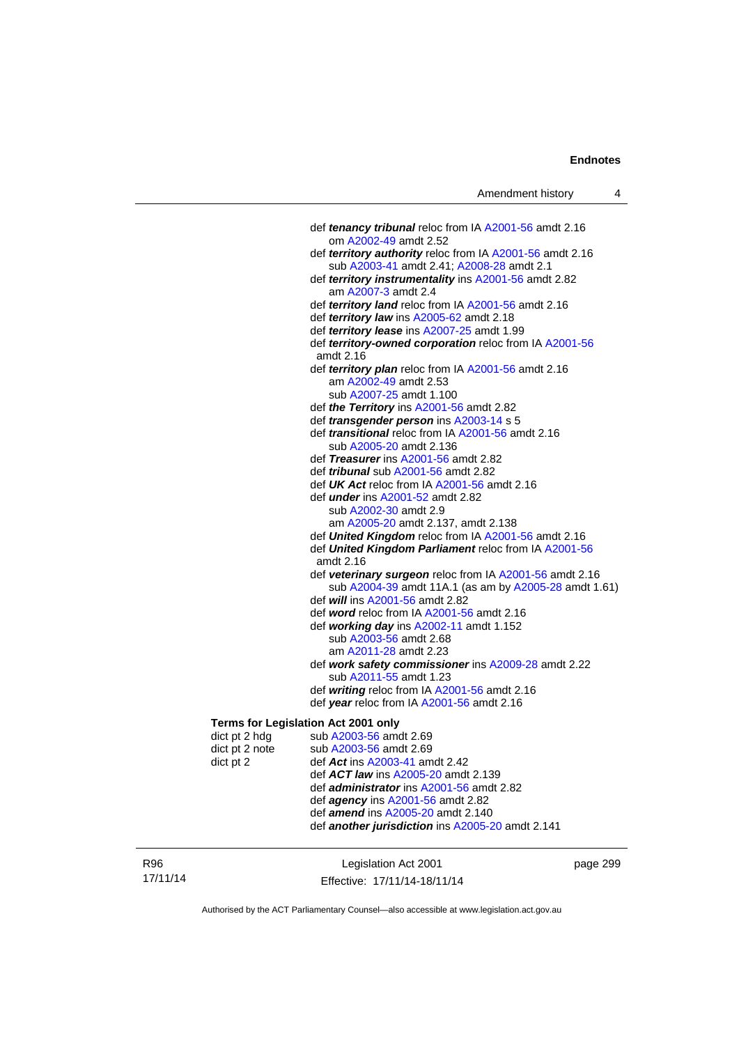def ***tenancy tribunal*** reloc from IA A2001-56 amdt 2.16
om A2002-49 amdt 2.52

def ***territory authority*** reloc from IA A2001-56 amdt 2.16
sub A2003-41 amdt 2.41; A2008-28 amdt 2.1

def ***territory instrumentality*** ins A2001-56 amdt 2.82
am A2007-3 amdt 2.4

def ***territory land*** reloc from IA A2001-56 amdt 2.16

def ***territory law*** ins A2005-62 amdt 2.18

def ***territory lease*** ins A2007-25 amdt 1.99

def ***territory-owned corporation*** reloc from IA A2001-56 amdt 2.16

def ***territory plan*** reloc from IA A2001-56 amdt 2.16
am A2002-49 amdt 2.53
sub A2007-25 amdt 1.100

def ***the Territory*** ins A2001-56 amdt 2.82

def ***transgender person*** ins A2003-14 s 5

def ***transitional*** reloc from IA A2001-56 amdt 2.16
sub A2005-20 amdt 2.136

def ***Treasurer*** ins A2001-56 amdt 2.82

def ***tribunal*** sub A2001-56 amdt 2.82

def ***UK Act*** reloc from IA A2001-56 amdt 2.16

def ***under*** ins A2001-52 amdt 2.82
sub A2002-30 amdt 2.9
am A2005-20 amdt 2.137, amdt 2.138

def ***United Kingdom*** reloc from IA A2001-56 amdt 2.16

def ***United Kingdom Parliament*** reloc from IA A2001-56 amdt 2.16

def ***veterinary surgeon*** reloc from IA A2001-56 amdt 2.16
sub A2004-39 amdt 11A.1 (as am by A2005-28 amdt 1.61)

def ***will*** ins A2001-56 amdt 2.82

def ***word*** reloc from IA A2001-56 amdt 2.16

def ***working day*** ins A2002-11 amdt 1.152
sub A2003-56 amdt 2.68
am A2011-28 amdt 2.23

def ***work safety commissioner*** ins A2009-28 amdt 2.22
sub A2011-55 amdt 1.23

def ***writing*** reloc from IA A2001-56 amdt 2.16

def ***year*** reloc from IA A2001-56 amdt 2.16

**Terms for Legislation Act 2001 only**

dict pt 2 hdg — sub A2003-56 amdt 2.69

dict pt 2 note — sub A2003-56 amdt 2.69

dict pt 2 — def ***Act*** ins A2003-41 amdt 2.42

def ***ACT law*** ins A2005-20 amdt 2.139

def ***administrator*** ins A2001-56 amdt 2.82

def ***agency*** ins A2001-56 amdt 2.82

def ***amend*** ins A2005-20 amdt 2.140

def ***another jurisdiction*** ins A2005-20 amdt 2.141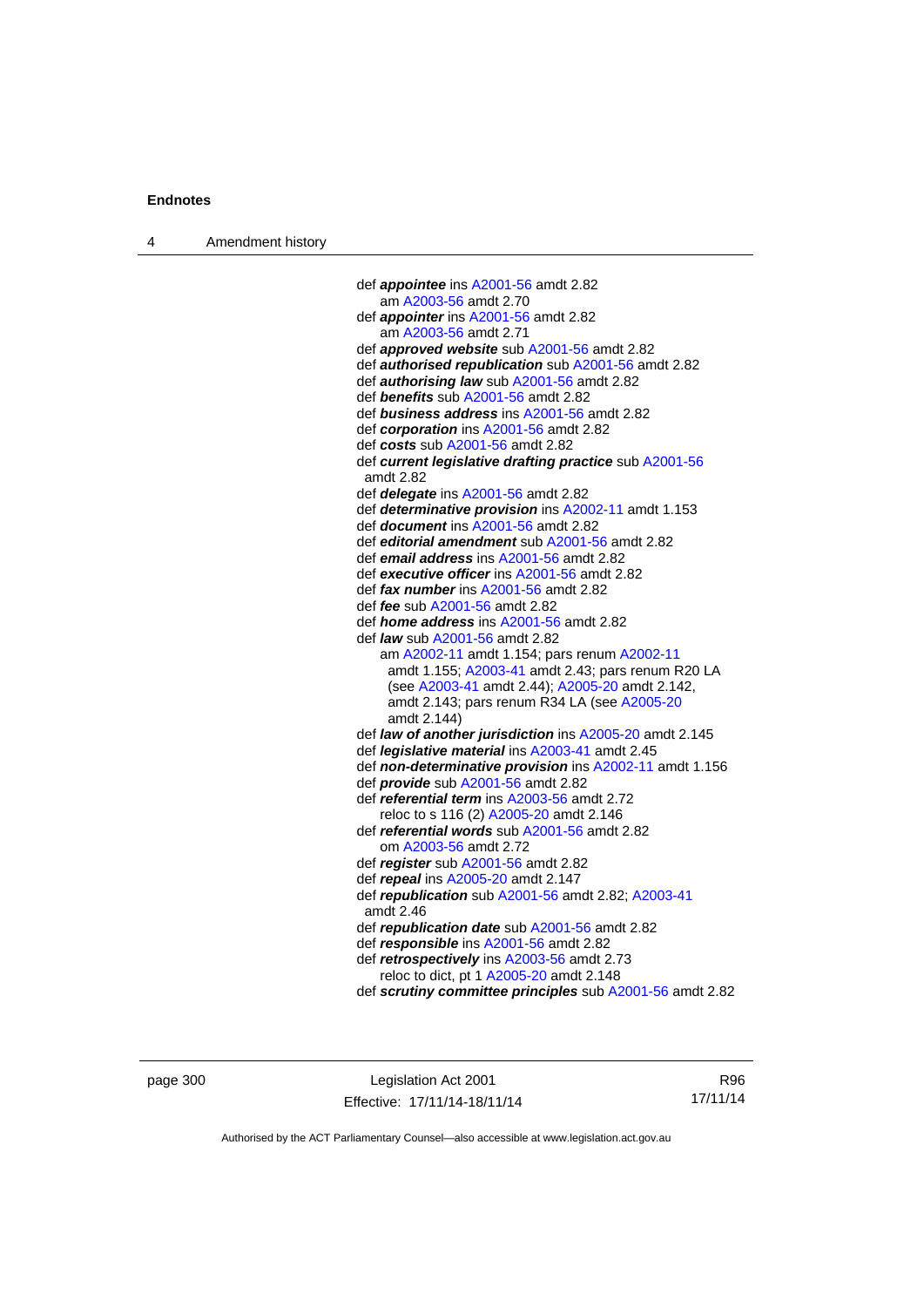def ***appointee*** ins A2001-56 amdt 2.82
  am A2003-56 amdt 2.70
def ***appointer*** ins A2001-56 amdt 2.82
  am A2003-56 amdt 2.71
def ***approved website*** sub A2001-56 amdt 2.82
def ***authorised republication*** sub A2001-56 amdt 2.82
def ***authorising law*** sub A2001-56 amdt 2.82
def ***benefits*** sub A2001-56 amdt 2.82
def ***business address*** ins A2001-56 amdt 2.82
def ***corporation*** ins A2001-56 amdt 2.82
def ***costs*** sub A2001-56 amdt 2.82
def ***current legislative drafting practice*** sub A2001-56 amdt 2.82
def ***delegate*** ins A2001-56 amdt 2.82
def ***determinative provision*** ins A2002-11 amdt 1.153
def ***document*** ins A2001-56 amdt 2.82
def ***editorial amendment*** sub A2001-56 amdt 2.82
def ***email address*** ins A2001-56 amdt 2.82
def ***executive officer*** ins A2001-56 amdt 2.82
def ***fax number*** ins A2001-56 amdt 2.82
def ***fee*** sub A2001-56 amdt 2.82
def ***home address*** ins A2001-56 amdt 2.82
def ***law*** sub A2001-56 amdt 2.82
  am A2002-11 amdt 1.154; pars renum A2002-11 amdt 1.155; A2003-41 amdt 2.43; pars renum R20 LA (see A2003-41 amdt 2.44); A2005-20 amdt 2.142, amdt 2.143; pars renum R34 LA (see A2005-20 amdt 2.144)
def ***law of another jurisdiction*** ins A2005-20 amdt 2.145
def ***legislative material*** ins A2003-41 amdt 2.45
def ***non-determinative provision*** ins A2002-11 amdt 1.156
def ***provide*** sub A2001-56 amdt 2.82
def ***referential term*** ins A2003-56 amdt 2.72
  reloc to s 116 (2) A2005-20 amdt 2.146
def ***referential words*** sub A2001-56 amdt 2.82
  om A2003-56 amdt 2.72
def ***register*** sub A2001-56 amdt 2.82
def ***repeal*** ins A2005-20 amdt 2.147
def ***republication*** sub A2001-56 amdt 2.82; A2003-41 amdt 2.46
def ***republication date*** sub A2001-56 amdt 2.82
def ***responsible*** ins A2001-56 amdt 2.82
def ***retrospectively*** ins A2003-56 amdt 2.73
  reloc to dict, pt 1 A2005-20 amdt 2.148
def ***scrutiny committee principles*** sub A2001-56 amdt 2.82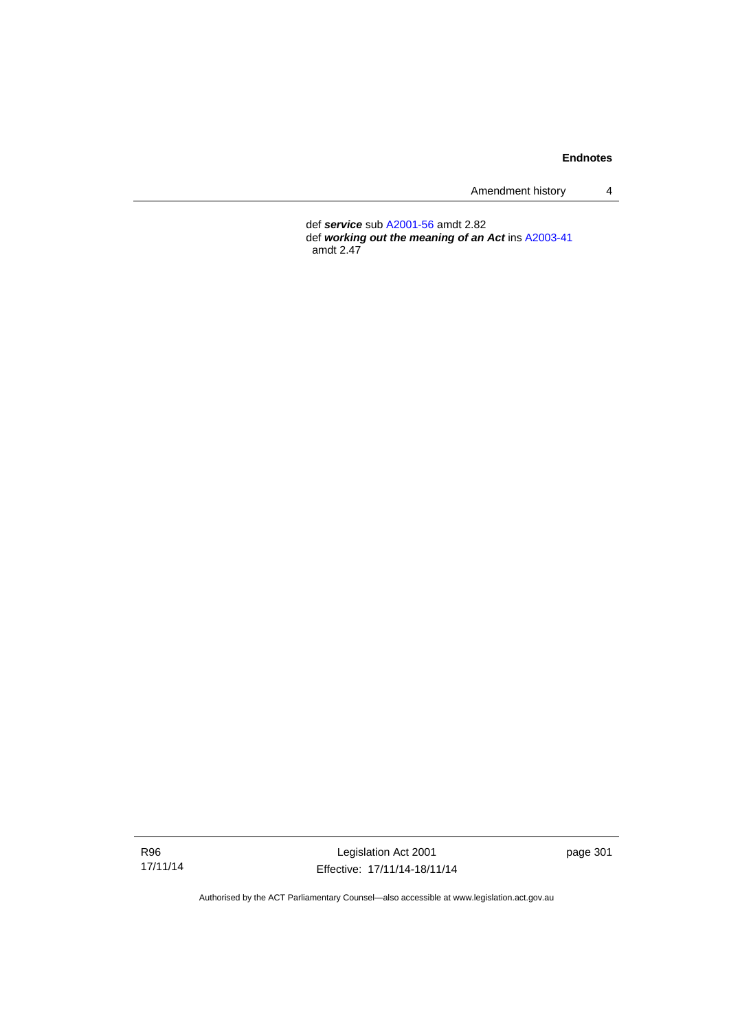def ***service*** sub A2001-56 amdt 2.82
def ***working out the meaning of an Act*** ins A2003-41 amdt 2.47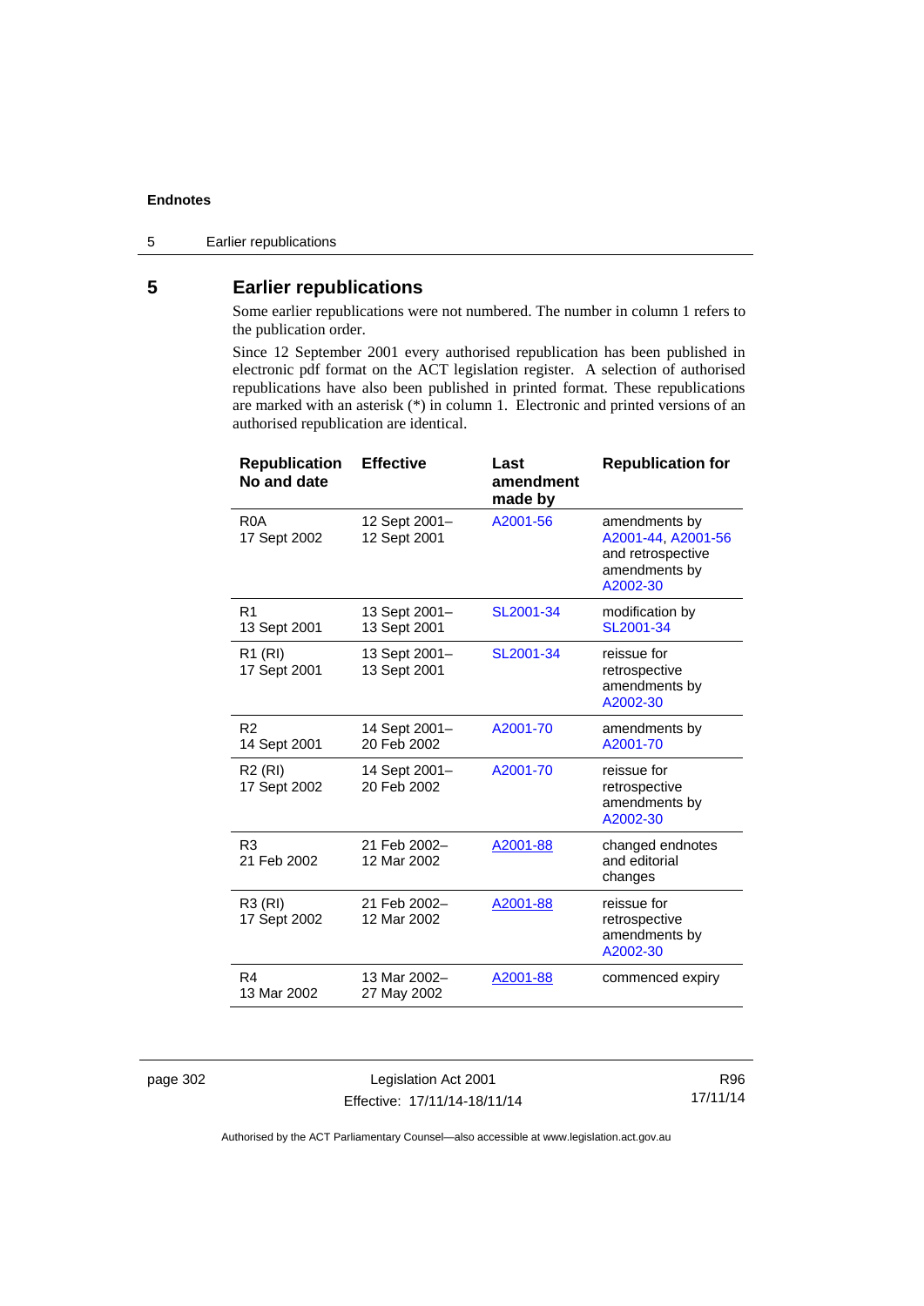## 5 Earlier republications

Some earlier republications were not numbered. The number in column 1 refers to the publication order.

Since 12 September 2001 every authorised republication has been published in electronic pdf format on the ACT legislation register. A selection of authorised republications have also been published in printed format. These republications are marked with an asterisk (*) in column 1. Electronic and printed versions of an authorised republication are identical.

| Republication No and date | Effective | Last amendment made by | Republication for |
|---|---|---|---|
| R0A<br>17 Sept 2002 | 12 Sept 2001–<br>12 Sept 2001 | A2001-56 | amendments by A2001-44, A2001-56 and retrospective amendments by A2002-30 |
| R1<br>13 Sept 2001 | 13 Sept 2001–<br>13 Sept 2001 | SL2001-34 | modification by SL2001-34 |
| R1 (RI)<br>17 Sept 2001 | 13 Sept 2001–<br>13 Sept 2001 | SL2001-34 | reissue for retrospective amendments by A2002-30 |
| R2<br>14 Sept 2001 | 14 Sept 2001–<br>20 Feb 2002 | A2001-70 | amendments by A2001-70 |
| R2 (RI)<br>17 Sept 2002 | 14 Sept 2001–<br>20 Feb 2002 | A2001-70 | reissue for retrospective amendments by A2002-30 |
| R3<br>21 Feb 2002 | 21 Feb 2002–<br>12 Mar 2002 | A2001-88 | changed endnotes and editorial changes |
| R3 (RI)<br>17 Sept 2002 | 21 Feb 2002–<br>12 Mar 2002 | A2001-88 | reissue for retrospective amendments by A2002-30 |
| R4<br>13 Mar 2002 | 13 Mar 2002–<br>27 May 2002 | A2001-88 | commenced expiry |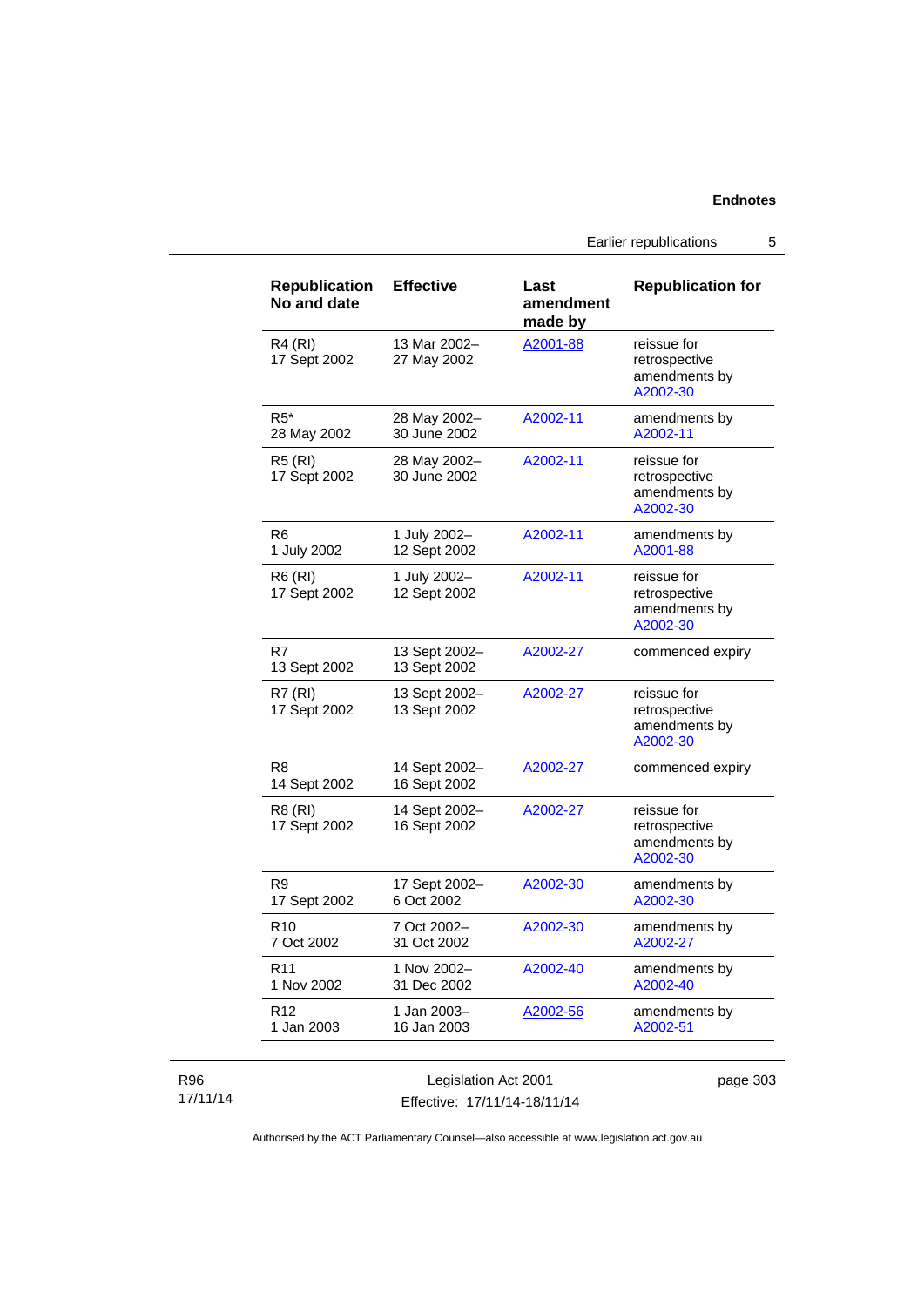| Republication No and date | Effective | Last amendment made by | Republication for |
|---|---|---|---|
| R4 (RI) 17 Sept 2002 | 13 Mar 2002– 27 May 2002 | A2001-88 | reissue for retrospective amendments by A2002-30 |
| R5* 28 May 2002 | 28 May 2002– 30 June 2002 | A2002-11 | amendments by A2002-11 |
| R5 (RI) 17 Sept 2002 | 28 May 2002– 30 June 2002 | A2002-11 | reissue for retrospective amendments by A2002-30 |
| R6 1 July 2002 | 1 July 2002– 12 Sept 2002 | A2002-11 | amendments by A2001-88 |
| R6 (RI) 17 Sept 2002 | 1 July 2002– 12 Sept 2002 | A2002-11 | reissue for retrospective amendments by A2002-30 |
| R7 13 Sept 2002 | 13 Sept 2002– 13 Sept 2002 | A2002-27 | commenced expiry |
| R7 (RI) 17 Sept 2002 | 13 Sept 2002– 13 Sept 2002 | A2002-27 | reissue for retrospective amendments by A2002-30 |
| R8 14 Sept 2002 | 14 Sept 2002– 16 Sept 2002 | A2002-27 | commenced expiry |
| R8 (RI) 17 Sept 2002 | 14 Sept 2002– 16 Sept 2002 | A2002-27 | reissue for retrospective amendments by A2002-30 |
| R9 17 Sept 2002 | 17 Sept 2002– 6 Oct 2002 | A2002-30 | amendments by A2002-30 |
| R10 7 Oct 2002 | 7 Oct 2002– 31 Oct 2002 | A2002-30 | amendments by A2002-27 |
| R11 1 Nov 2002 | 1 Nov 2002– 31 Dec 2002 | A2002-40 | amendments by A2002-40 |
| R12 1 Jan 2003 | 1 Jan 2003– 16 Jan 2003 | A2002-56 | amendments by A2002-51 |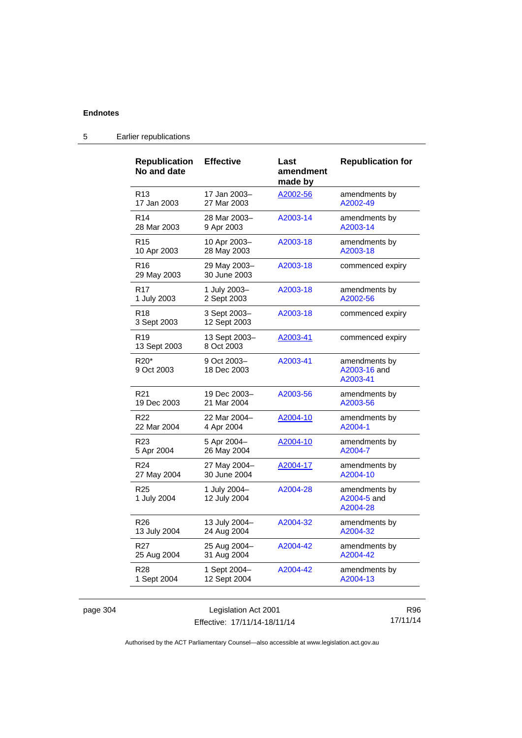## 5 Earlier republications

| Republication No and date | Effective | Last amendment made by | Republication for |
|---|---|---|---|
| R13 17 Jan 2003 | 17 Jan 2003–27 Mar 2003 | A2002-56 | amendments by A2002-49 |
| R14 28 Mar 2003 | 28 Mar 2003–9 Apr 2003 | A2003-14 | amendments by A2003-14 |
| R15 10 Apr 2003 | 10 Apr 2003–28 May 2003 | A2003-18 | amendments by A2003-18 |
| R16 29 May 2003 | 29 May 2003–30 June 2003 | A2003-18 | commenced expiry |
| R17 1 July 2003 | 1 July 2003–2 Sept 2003 | A2003-18 | amendments by A2002-56 |
| R18 3 Sept 2003 | 3 Sept 2003–12 Sept 2003 | A2003-18 | commenced expiry |
| R19 13 Sept 2003 | 13 Sept 2003–8 Oct 2003 | A2003-41 | commenced expiry |
| R20* 9 Oct 2003 | 9 Oct 2003–18 Dec 2003 | A2003-41 | amendments by A2003-16 and A2003-41 |
| R21 19 Dec 2003 | 19 Dec 2003–21 Mar 2004 | A2003-56 | amendments by A2003-56 |
| R22 22 Mar 2004 | 22 Mar 2004–4 Apr 2004 | A2004-10 | amendments by A2004-1 |
| R23 5 Apr 2004 | 5 Apr 2004–26 May 2004 | A2004-10 | amendments by A2004-7 |
| R24 27 May 2004 | 27 May 2004–30 June 2004 | A2004-17 | amendments by A2004-10 |
| R25 1 July 2004 | 1 July 2004–12 July 2004 | A2004-28 | amendments by A2004-5 and A2004-28 |
| R26 13 July 2004 | 13 July 2004–24 Aug 2004 | A2004-32 | amendments by A2004-32 |
| R27 25 Aug 2004 | 25 Aug 2004–31 Aug 2004 | A2004-42 | amendments by A2004-42 |
| R28 1 Sept 2004 | 1 Sept 2004–12 Sept 2004 | A2004-42 | amendments by A2004-13 |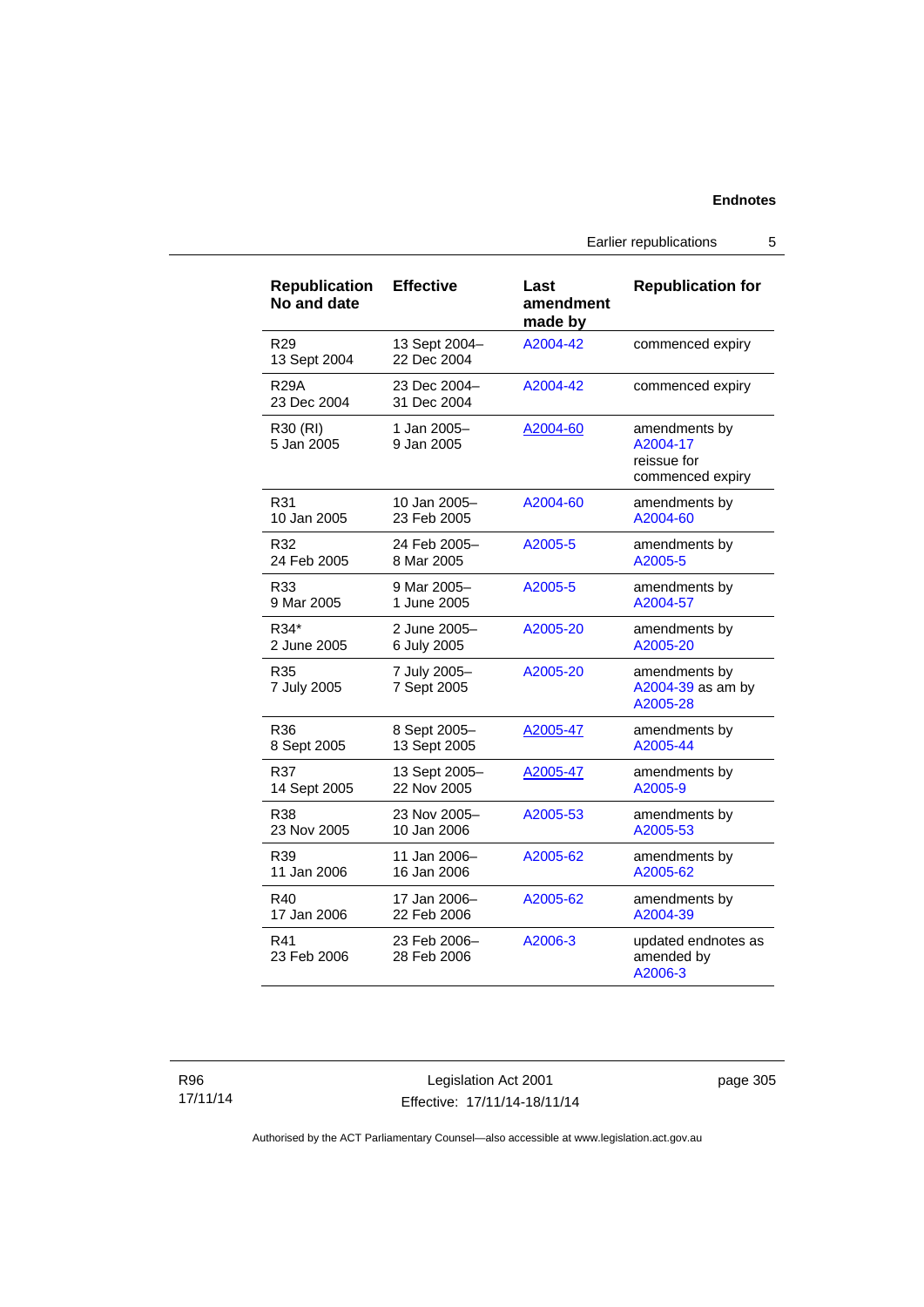| Republication No and date | Effective | Last amendment made by | Republication for |
|---|---|---|---|
| R29<br>13 Sept 2004 | 13 Sept 2004–<br>22 Dec 2004 | A2004-42 | commenced expiry |
| R29A<br>23 Dec 2004 | 23 Dec 2004–<br>31 Dec 2004 | A2004-42 | commenced expiry |
| R30 (RI)<br>5 Jan 2005 | 1 Jan 2005–<br>9 Jan 2005 | A2004-60 | amendments by A2004-17<br>reissue for commenced expiry |
| R31<br>10 Jan 2005 | 10 Jan 2005–<br>23 Feb 2005 | A2004-60 | amendments by A2004-60 |
| R32<br>24 Feb 2005 | 24 Feb 2005–<br>8 Mar 2005 | A2005-5 | amendments by A2005-5 |
| R33<br>9 Mar 2005 | 9 Mar 2005–<br>1 June 2005 | A2005-5 | amendments by A2004-57 |
| R34*<br>2 June 2005 | 2 June 2005–<br>6 July 2005 | A2005-20 | amendments by A2005-20 |
| R35<br>7 July 2005 | 7 July 2005–<br>7 Sept 2005 | A2005-20 | amendments by A2004-39 as am by A2005-28 |
| R36<br>8 Sept 2005 | 8 Sept 2005–<br>13 Sept 2005 | A2005-47 | amendments by A2005-44 |
| R37<br>14 Sept 2005 | 13 Sept 2005–<br>22 Nov 2005 | A2005-47 | amendments by A2005-9 |
| R38<br>23 Nov 2005 | 23 Nov 2005–<br>10 Jan 2006 | A2005-53 | amendments by A2005-53 |
| R39<br>11 Jan 2006 | 11 Jan 2006–<br>16 Jan 2006 | A2005-62 | amendments by A2005-62 |
| R40<br>17 Jan 2006 | 17 Jan 2006–<br>22 Feb 2006 | A2005-62 | amendments by A2004-39 |
| R41<br>23 Feb 2006 | 23 Feb 2006–<br>28 Feb 2006 | A2006-3 | updated endnotes as amended by A2006-3 |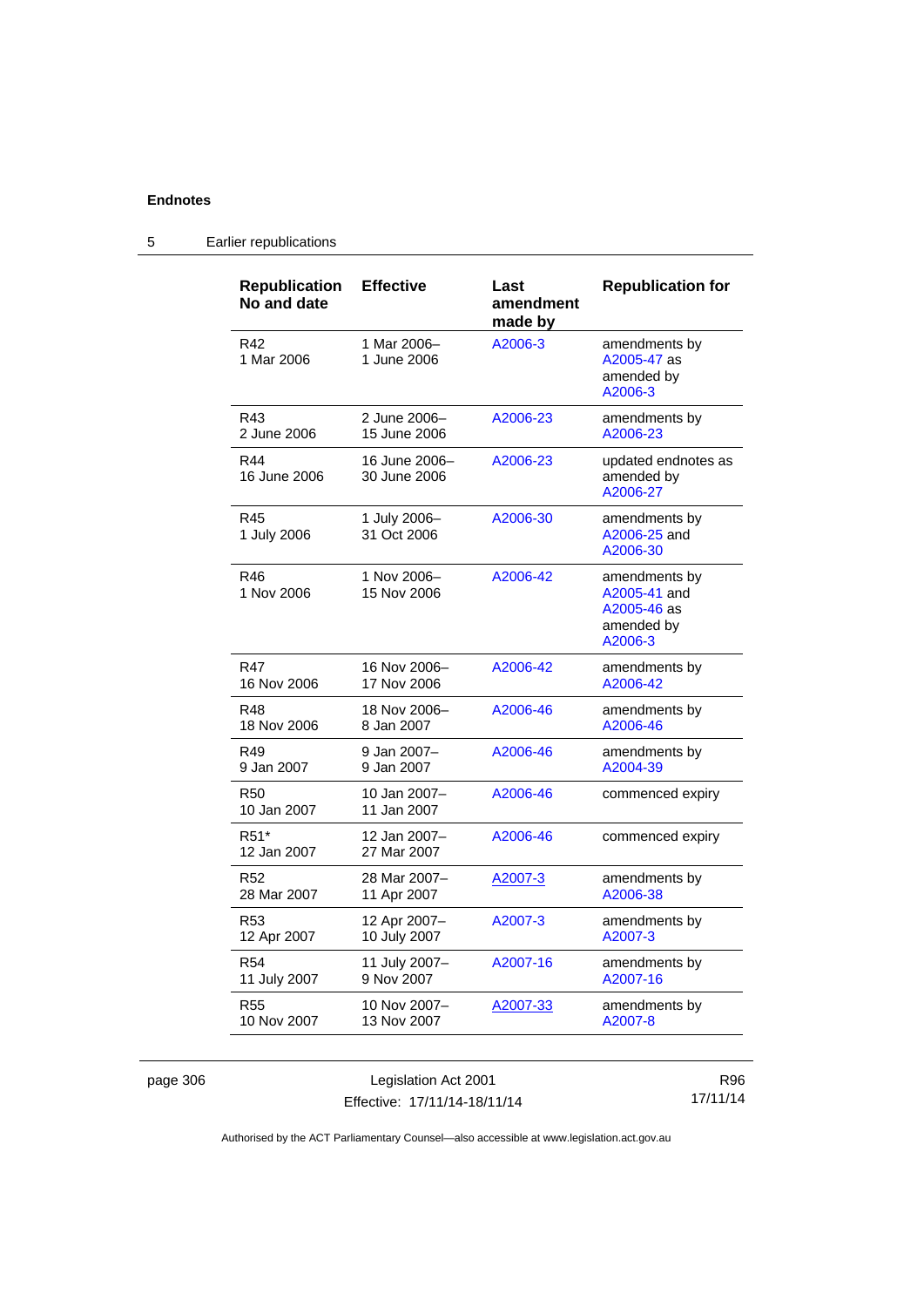## 5 Earlier republications

| Republication No and date | Effective | Last amendment made by | Republication for |
|---|---|---|---|
| R42 1 Mar 2006 | 1 Mar 2006– 1 June 2006 | A2006-3 | amendments by A2005-47 as amended by A2006-3 |
| R43 2 June 2006 | 2 June 2006– 15 June 2006 | A2006-23 | amendments by A2006-23 |
| R44 16 June 2006 | 16 June 2006– 30 June 2006 | A2006-23 | updated endnotes as amended by A2006-27 |
| R45 1 July 2006 | 1 July 2006– 31 Oct 2006 | A2006-30 | amendments by A2006-25 and A2006-30 |
| R46 1 Nov 2006 | 1 Nov 2006– 15 Nov 2006 | A2006-42 | amendments by A2005-41 and A2005-46 as amended by A2006-3 |
| R47 16 Nov 2006 | 16 Nov 2006– 17 Nov 2006 | A2006-42 | amendments by A2006-42 |
| R48 18 Nov 2006 | 18 Nov 2006– 8 Jan 2007 | A2006-46 | amendments by A2006-46 |
| R49 9 Jan 2007 | 9 Jan 2007– 9 Jan 2007 | A2006-46 | amendments by A2004-39 |
| R50 10 Jan 2007 | 10 Jan 2007– 11 Jan 2007 | A2006-46 | commenced expiry |
| R51* 12 Jan 2007 | 12 Jan 2007– 27 Mar 2007 | A2006-46 | commenced expiry |
| R52 28 Mar 2007 | 28 Mar 2007– 11 Apr 2007 | A2007-3 | amendments by A2006-38 |
| R53 12 Apr 2007 | 12 Apr 2007– 10 July 2007 | A2007-3 | amendments by A2007-3 |
| R54 11 July 2007 | 11 July 2007– 9 Nov 2007 | A2007-16 | amendments by A2007-16 |
| R55 10 Nov 2007 | 10 Nov 2007– 13 Nov 2007 | A2007-33 | amendments by A2007-8 |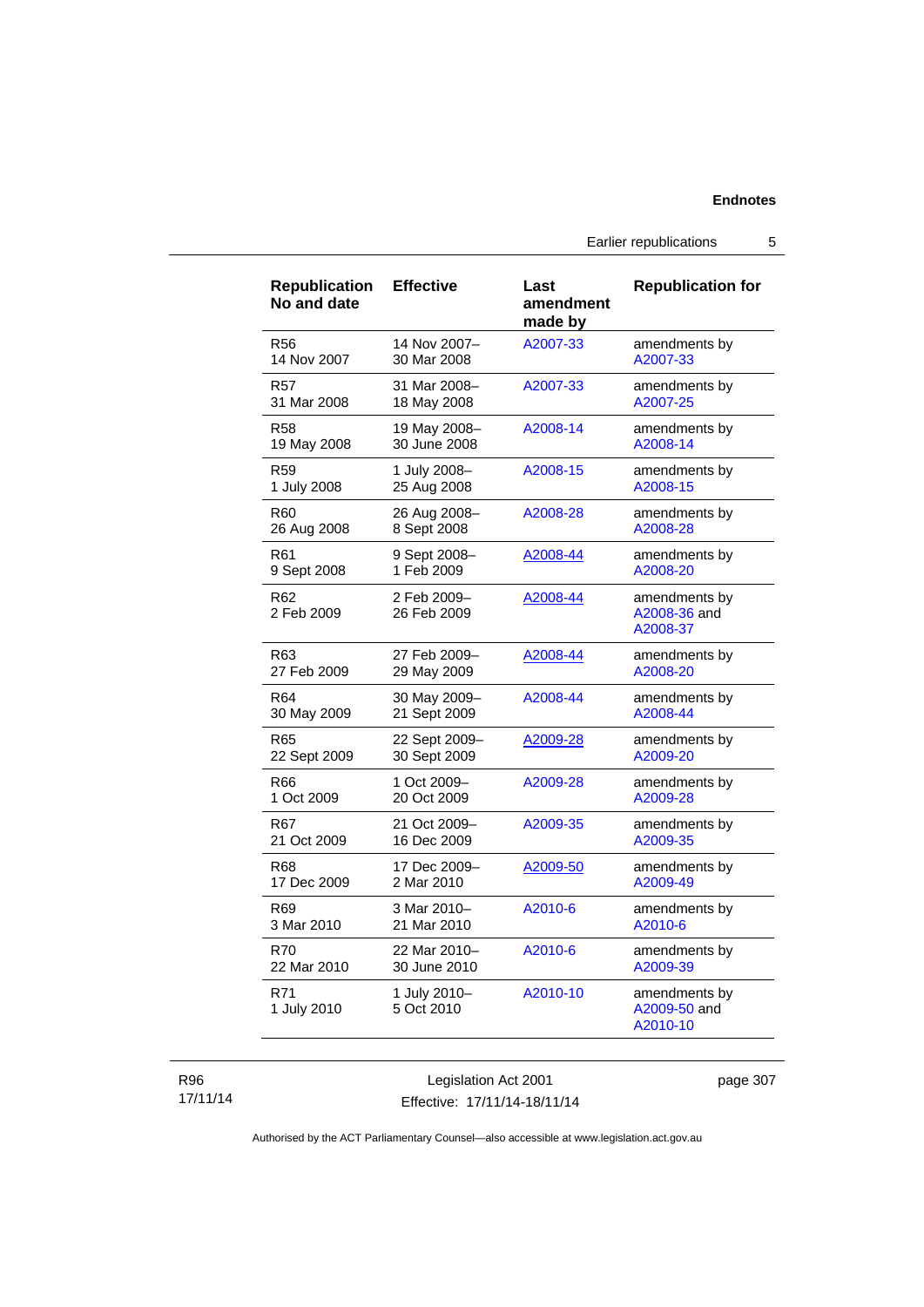| Republication No and date | Effective | Last amendment made by | Republication for |
| --- | --- | --- | --- |
| R56<br>14 Nov 2007 | 14 Nov 2007–<br>30 Mar 2008 | A2007-33 | amendments by A2007-33 |
| R57<br>31 Mar 2008 | 31 Mar 2008–<br>18 May 2008 | A2007-33 | amendments by A2007-25 |
| R58<br>19 May 2008 | 19 May 2008–<br>30 June 2008 | A2008-14 | amendments by A2008-14 |
| R59<br>1 July 2008 | 1 July 2008–<br>25 Aug 2008 | A2008-15 | amendments by A2008-15 |
| R60<br>26 Aug 2008 | 26 Aug 2008–<br>8 Sept 2008 | A2008-28 | amendments by A2008-28 |
| R61<br>9 Sept 2008 | 9 Sept 2008–<br>1 Feb 2009 | A2008-44 | amendments by A2008-20 |
| R62<br>2 Feb 2009 | 2 Feb 2009–<br>26 Feb 2009 | A2008-44 | amendments by A2008-36 and A2008-37 |
| R63<br>27 Feb 2009 | 27 Feb 2009–<br>29 May 2009 | A2008-44 | amendments by A2008-20 |
| R64<br>30 May 2009 | 30 May 2009–<br>21 Sept 2009 | A2008-44 | amendments by A2008-44 |
| R65<br>22 Sept 2009 | 22 Sept 2009–<br>30 Sept 2009 | A2009-28 | amendments by A2009-20 |
| R66<br>1 Oct 2009 | 1 Oct 2009–<br>20 Oct 2009 | A2009-28 | amendments by A2009-28 |
| R67<br>21 Oct 2009 | 21 Oct 2009–<br>16 Dec 2009 | A2009-35 | amendments by A2009-35 |
| R68<br>17 Dec 2009 | 17 Dec 2009–<br>2 Mar 2010 | A2009-50 | amendments by A2009-49 |
| R69<br>3 Mar 2010 | 3 Mar 2010–<br>21 Mar 2010 | A2010-6 | amendments by A2010-6 |
| R70<br>22 Mar 2010 | 22 Mar 2010–<br>30 June 2010 | A2010-6 | amendments by A2009-39 |
| R71<br>1 July 2010 | 1 July 2010–<br>5 Oct 2010 | A2010-10 | amendments by A2009-50 and A2010-10 |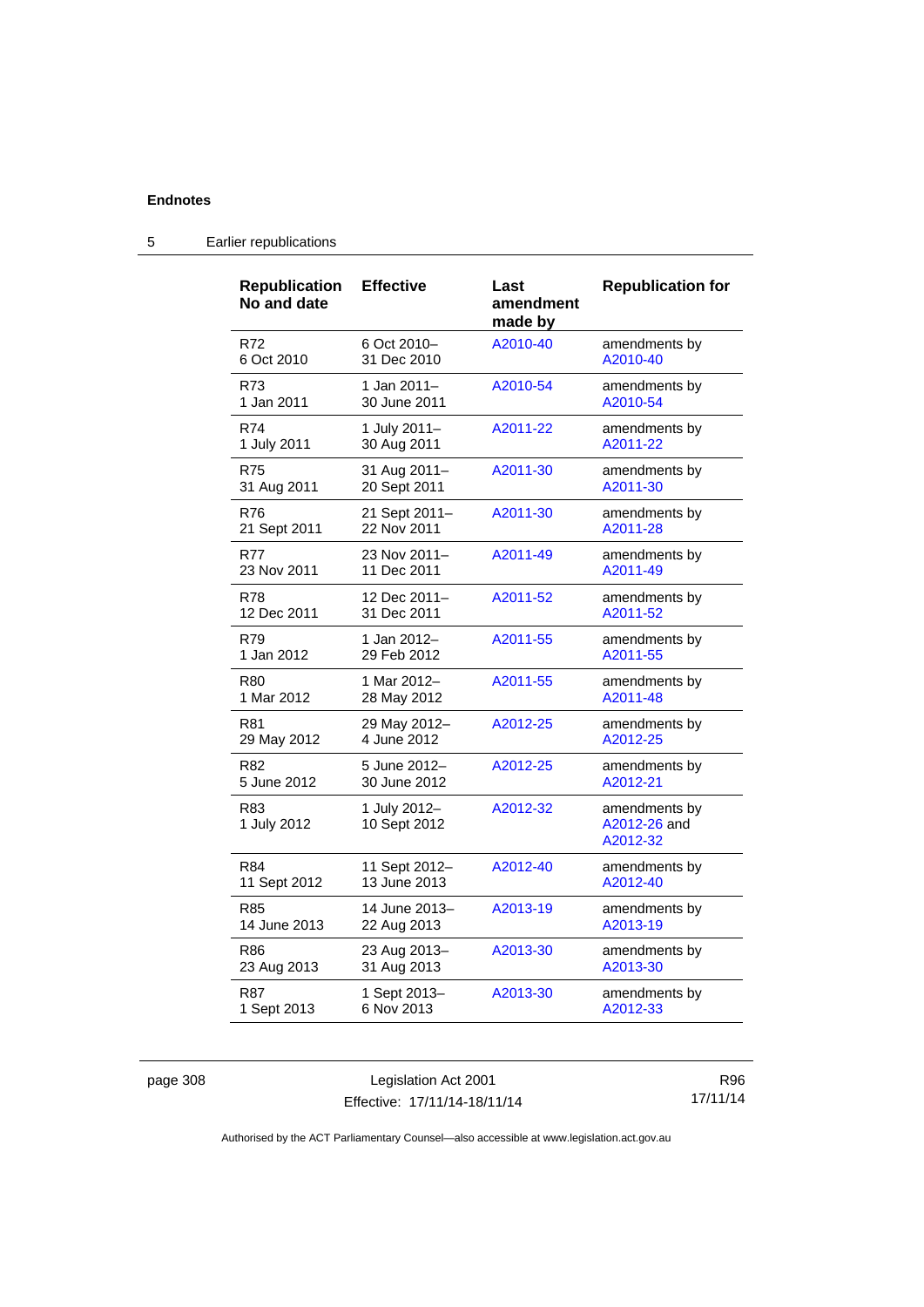## 5 Earlier republications

| Republication No and date | Effective | Last amendment made by | Republication for |
|---|---|---|---|
| R72<br>6 Oct 2010 | 6 Oct 2010–<br>31 Dec 2010 | A2010-40 | amendments by A2010-40 |
| R73<br>1 Jan 2011 | 1 Jan 2011–<br>30 June 2011 | A2010-54 | amendments by A2010-54 |
| R74<br>1 July 2011 | 1 July 2011–<br>30 Aug 2011 | A2011-22 | amendments by A2011-22 |
| R75<br>31 Aug 2011 | 31 Aug 2011–<br>20 Sept 2011 | A2011-30 | amendments by A2011-30 |
| R76<br>21 Sept 2011 | 21 Sept 2011–<br>22 Nov 2011 | A2011-30 | amendments by A2011-28 |
| R77<br>23 Nov 2011 | 23 Nov 2011–<br>11 Dec 2011 | A2011-49 | amendments by A2011-49 |
| R78<br>12 Dec 2011 | 12 Dec 2011–<br>31 Dec 2011 | A2011-52 | amendments by A2011-52 |
| R79<br>1 Jan 2012 | 1 Jan 2012–<br>29 Feb 2012 | A2011-55 | amendments by A2011-55 |
| R80<br>1 Mar 2012 | 1 Mar 2012–<br>28 May 2012 | A2011-55 | amendments by A2011-48 |
| R81<br>29 May 2012 | 29 May 2012–<br>4 June 2012 | A2012-25 | amendments by A2012-25 |
| R82<br>5 June 2012 | 5 June 2012–<br>30 June 2012 | A2012-25 | amendments by A2012-21 |
| R83<br>1 July 2012 | 1 July 2012–<br>10 Sept 2012 | A2012-32 | amendments by A2012-26 and A2012-32 |
| R84<br>11 Sept 2012 | 11 Sept 2012–<br>13 June 2013 | A2012-40 | amendments by A2012-40 |
| R85<br>14 June 2013 | 14 June 2013–<br>22 Aug 2013 | A2013-19 | amendments by A2013-19 |
| R86<br>23 Aug 2013 | 23 Aug 2013–<br>31 Aug 2013 | A2013-30 | amendments by A2013-30 |
| R87<br>1 Sept 2013 | 1 Sept 2013–<br>6 Nov 2013 | A2013-30 | amendments by A2012-33 |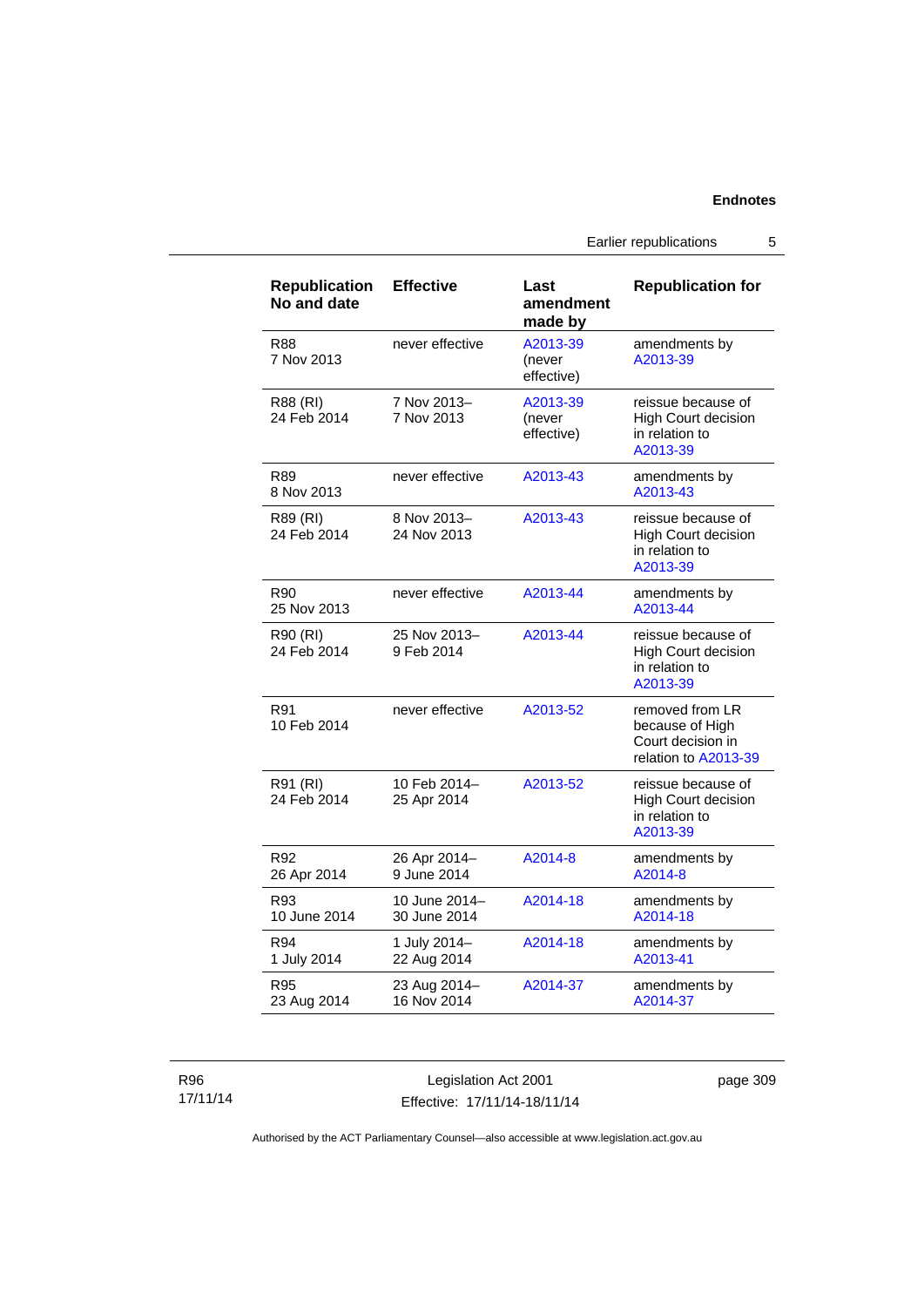| Republication No and date | Effective | Last amendment made by | Republication for |
|---|---|---|---|
| R88<br>7 Nov 2013 | never effective | A2013-39<br>(never effective) | amendments by A2013-39 |
| R88 (RI)<br>24 Feb 2014 | 7 Nov 2013–<br>7 Nov 2013 | A2013-39<br>(never effective) | reissue because of High Court decision in relation to A2013-39 |
| R89<br>8 Nov 2013 | never effective | A2013-43 | amendments by A2013-43 |
| R89 (RI)<br>24 Feb 2014 | 8 Nov 2013–<br>24 Nov 2013 | A2013-43 | reissue because of High Court decision in relation to A2013-39 |
| R90<br>25 Nov 2013 | never effective | A2013-44 | amendments by A2013-44 |
| R90 (RI)<br>24 Feb 2014 | 25 Nov 2013–<br>9 Feb 2014 | A2013-44 | reissue because of High Court decision in relation to A2013-39 |
| R91<br>10 Feb 2014 | never effective | A2013-52 | removed from LR because of High Court decision in relation to A2013-39 |
| R91 (RI)<br>24 Feb 2014 | 10 Feb 2014–<br>25 Apr 2014 | A2013-52 | reissue because of High Court decision in relation to A2013-39 |
| R92<br>26 Apr 2014 | 26 Apr 2014–<br>9 June 2014 | A2014-8 | amendments by A2014-8 |
| R93<br>10 June 2014 | 10 June 2014–<br>30 June 2014 | A2014-18 | amendments by A2014-18 |
| R94<br>1 July 2014 | 1 July 2014–<br>22 Aug 2014 | A2014-18 | amendments by A2013-41 |
| R95<br>23 Aug 2014 | 23 Aug 2014–<br>16 Nov 2014 | A2014-37 | amendments by A2014-37 |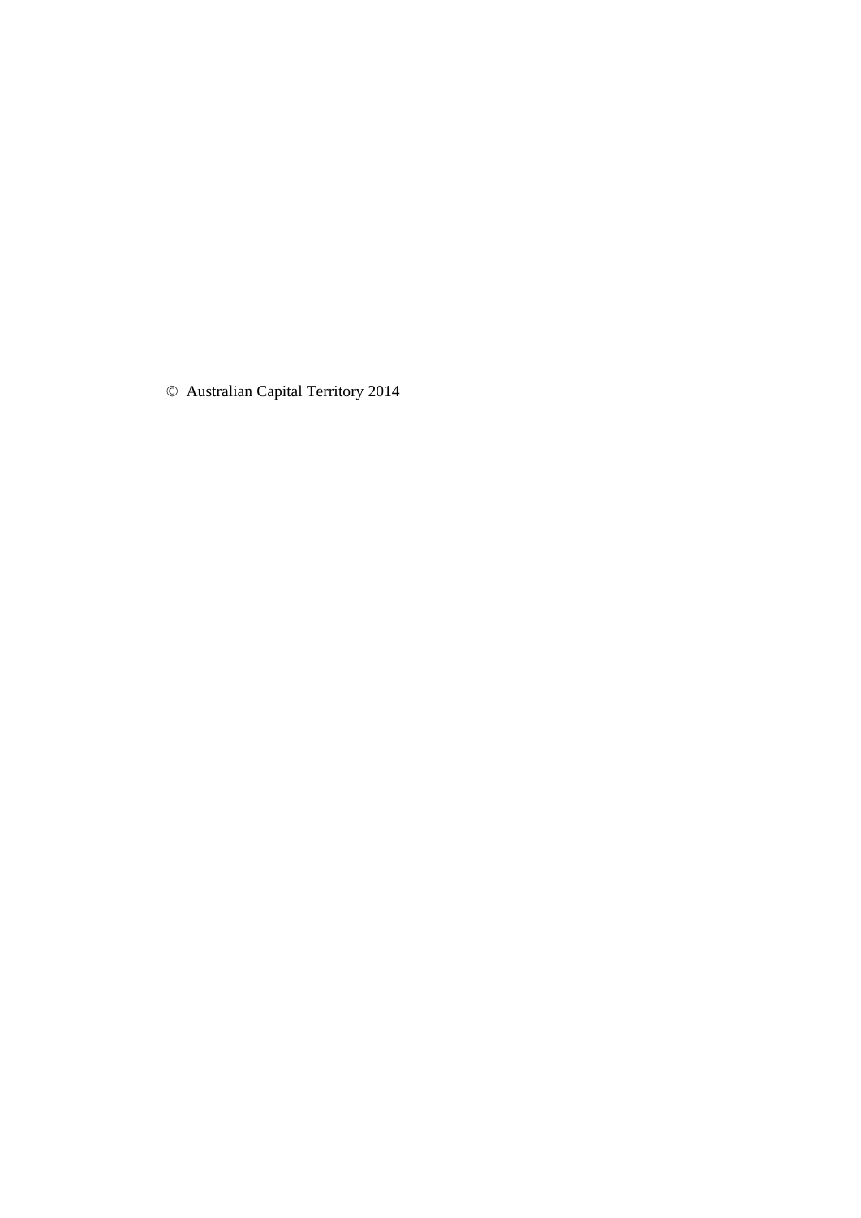© Australian Capital Territory 2014